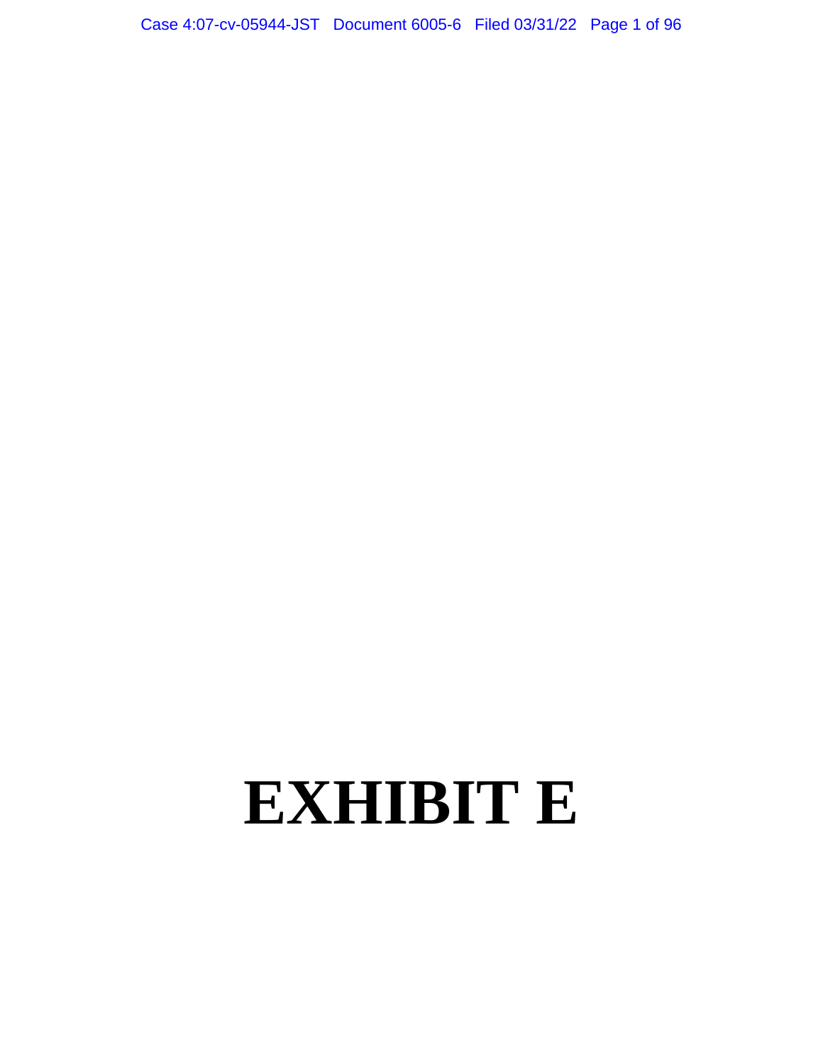# EXHIBIT E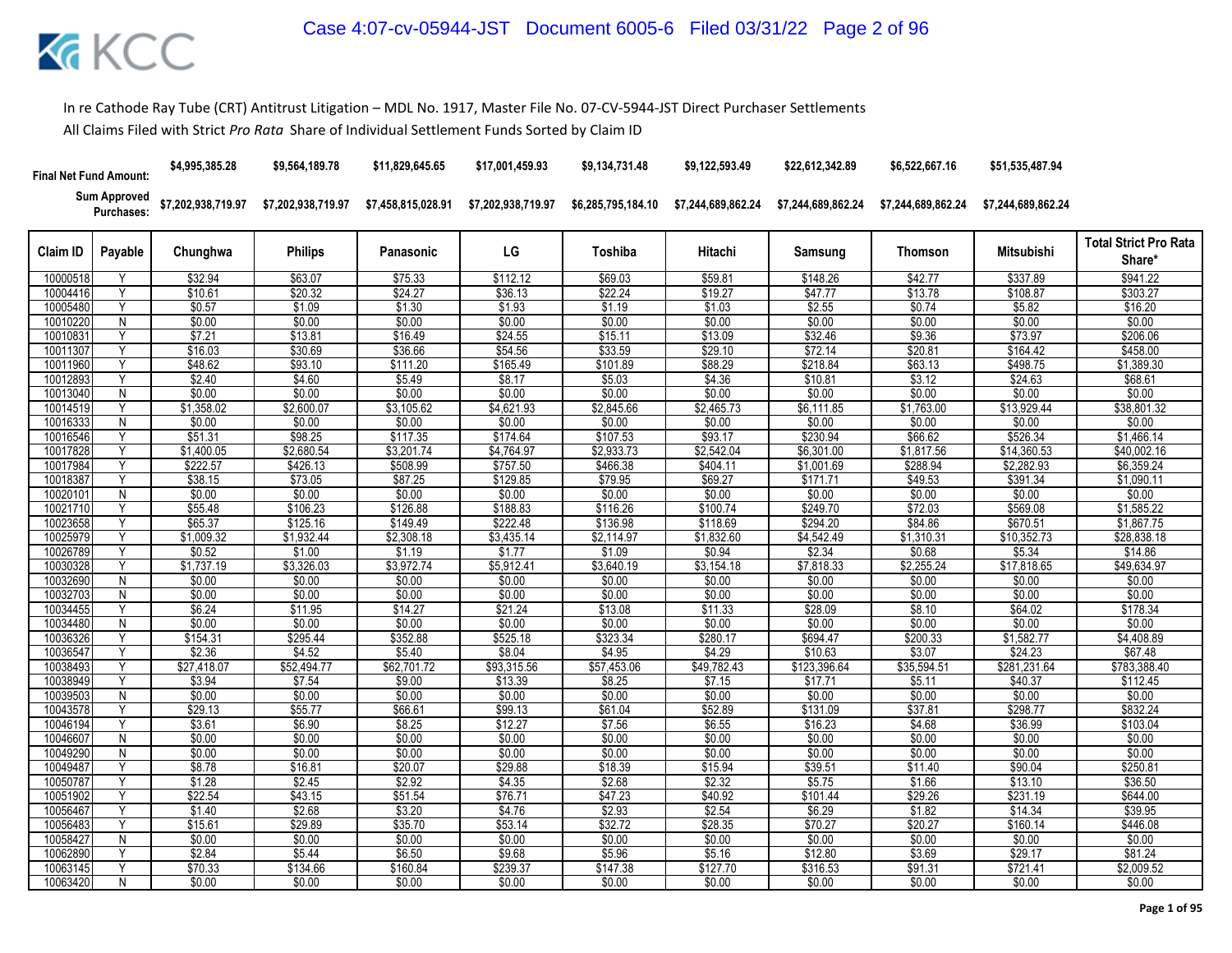In re Cathode Ray Tube (CRT) Antitrust Litigation – MDL No. 1917, Master File No. 07-CV-5944-JST Direct Purchaser Settlements

All Claims Filed with Strict *Pro Rata* Share of Individual Settlement Funds Sorted by Claim ID

| | Chunghwa | Philips | Panasonic | LG | Toshiba | Hitachi | Samsung | Thomson | Mitsubishi |
|---|---|---|---|---|---|---|---|---|---|
| Final Net Fund Amount: | $4,995,385.28 | $9,564,189.78 | $11,829,645.65 | $17,001,459.93 | $9,134,731.48 | $9,122,593.49 | $22,612,342.89 | $6,522,667.16 | $51,535,487.94 |
| Sum Approved Purchases: | $7,202,938,719.97 | $7,202,938,719.97 | $7,458,815,028.91 | $7,202,938,719.97 | $6,285,795,184.10 | $7,244,689,862.24 | $7,244,689,862.24 | $7,244,689,862.24 | $7,244,689,862.24 |

| Claim ID | Payable | Chunghwa | Philips | Panasonic | LG | Toshiba | Hitachi | Samsung | Thomson | Mitsubishi | Total Strict Pro Rata Share* |
|---|---|---|---|---|---|---|---|---|---|---|---|
| 10000518 | Y | $32.94 | $63.07 | $75.33 | $112.12 | $69.03 | $59.81 | $148.26 | $42.77 | $337.89 | $941.22 |
| 10004416 | Y | $10.61 | $20.32 | $24.27 | $36.13 | $22.24 | $19.27 | $47.77 | $13.78 | $108.87 | $303.27 |
| 10005480 | Y | $0.57 | $1.09 | $1.30 | $1.93 | $1.19 | $1.03 | $2.55 | $0.74 | $5.82 | $16.20 |
| 10010220 | N | $0.00 | $0.00 | $0.00 | $0.00 | $0.00 | $0.00 | $0.00 | $0.00 | $0.00 | $0.00 |
| 10010831 | Y | $7.21 | $13.81 | $16.49 | $24.55 | $15.11 | $13.09 | $32.46 | $9.36 | $73.97 | $206.06 |
| 10011307 | Y | $16.03 | $30.69 | $36.66 | $54.56 | $33.59 | $29.10 | $72.14 | $20.81 | $164.42 | $458.00 |
| 10011960 | Y | $48.62 | $93.10 | $111.20 | $165.49 | $101.89 | $88.29 | $218.84 | $63.13 | $498.75 | $1,389.30 |
| 10012893 | Y | $2.40 | $4.60 | $5.49 | $8.17 | $5.03 | $4.36 | $10.81 | $3.12 | $24.63 | $68.61 |
| 10013040 | N | $0.00 | $0.00 | $0.00 | $0.00 | $0.00 | $0.00 | $0.00 | $0.00 | $0.00 | $0.00 |
| 10014519 | Y | $1,358.02 | $2,600.07 | $3,105.62 | $4,621.93 | $2,845.66 | $2,465.73 | $6,111.85 | $1,763.00 | $13,929.44 | $38,801.32 |
| 10016333 | N | $0.00 | $0.00 | $0.00 | $0.00 | $0.00 | $0.00 | $0.00 | $0.00 | $0.00 | $0.00 |
| 10016546 | Y | $51.31 | $98.25 | $117.35 | $174.64 | $107.53 | $93.17 | $230.94 | $66.62 | $526.34 | $1,466.14 |
| 10017828 | Y | $1,400.05 | $2,680.54 | $3,201.74 | $4,764.97 | $2,933.73 | $2,542.04 | $6,301.00 | $1,817.56 | $14,360.53 | $40,002.16 |
| 10017984 | Y | $222.57 | $426.13 | $508.99 | $757.50 | $466.38 | $404.11 | $1,001.69 | $288.94 | $2,282.93 | $6,359.24 |
| 10018387 | Y | $38.15 | $73.05 | $87.25 | $129.85 | $79.95 | $69.27 | $171.71 | $49.53 | $391.34 | $1,090.11 |
| 10020101 | N | $0.00 | $0.00 | $0.00 | $0.00 | $0.00 | $0.00 | $0.00 | $0.00 | $0.00 | $0.00 |
| 10021710 | Y | $55.48 | $106.23 | $126.88 | $188.83 | $116.26 | $100.74 | $249.70 | $72.03 | $569.08 | $1,585.22 |
| 10023658 | Y | $65.37 | $125.16 | $149.49 | $222.48 | $136.98 | $118.69 | $294.20 | $84.86 | $670.51 | $1,867.75 |
| 10025979 | Y | $1,009.32 | $1,932.44 | $2,308.18 | $3,435.14 | $2,114.97 | $1,832.60 | $4,542.49 | $1,310.31 | $10,352.73 | $28,838.18 |
| 10026789 | Y | $0.52 | $1.00 | $1.19 | $1.77 | $1.09 | $0.94 | $2.34 | $0.68 | $5.34 | $14.86 |
| 10030328 | Y | $1,737.19 | $3,326.03 | $3,972.74 | $5,912.41 | $3,640.19 | $3,154.18 | $7,818.33 | $2,255.24 | $17,818.65 | $49,634.97 |
| 10032690 | N | $0.00 | $0.00 | $0.00 | $0.00 | $0.00 | $0.00 | $0.00 | $0.00 | $0.00 | $0.00 |
| 10032703 | N | $0.00 | $0.00 | $0.00 | $0.00 | $0.00 | $0.00 | $0.00 | $0.00 | $0.00 | $0.00 |
| 10034455 | Y | $6.24 | $11.95 | $14.27 | $21.24 | $13.08 | $11.33 | $28.09 | $8.10 | $64.02 | $178.34 |
| 10034480 | N | $0.00 | $0.00 | $0.00 | $0.00 | $0.00 | $0.00 | $0.00 | $0.00 | $0.00 | $0.00 |
| 10036326 | Y | $154.31 | $295.44 | $352.88 | $525.18 | $323.34 | $280.17 | $694.47 | $200.33 | $1,582.77 | $4,408.89 |
| 10036547 | Y | $2.36 | $4.52 | $5.40 | $8.04 | $4.95 | $4.29 | $10.63 | $3.07 | $24.23 | $67.48 |
| 10038493 | Y | $27,418.07 | $52,494.77 | $62,701.72 | $93,315.56 | $57,453.06 | $49,782.43 | $123,396.64 | $35,594.51 | $281,231.64 | $783,388.40 |
| 10038949 | Y | $3.94 | $7.54 | $9.00 | $13.39 | $8.25 | $7.15 | $17.71 | $5.11 | $40.37 | $112.45 |
| 10039503 | N | $0.00 | $0.00 | $0.00 | $0.00 | $0.00 | $0.00 | $0.00 | $0.00 | $0.00 | $0.00 |
| 10043578 | Y | $29.13 | $55.77 | $66.61 | $99.13 | $61.04 | $52.89 | $131.09 | $37.81 | $298.77 | $832.24 |
| 10046194 | Y | $3.61 | $6.90 | $8.25 | $12.27 | $7.56 | $6.55 | $16.23 | $4.68 | $36.99 | $103.04 |
| 10046607 | N | $0.00 | $0.00 | $0.00 | $0.00 | $0.00 | $0.00 | $0.00 | $0.00 | $0.00 | $0.00 |
| 10049290 | N | $0.00 | $0.00 | $0.00 | $0.00 | $0.00 | $0.00 | $0.00 | $0.00 | $0.00 | $0.00 |
| 10049487 | Y | $8.78 | $16.81 | $20.07 | $29.88 | $18.39 | $15.94 | $39.51 | $11.40 | $90.04 | $250.81 |
| 10050787 | Y | $1.28 | $2.45 | $2.92 | $4.35 | $2.68 | $2.32 | $5.75 | $1.66 | $13.10 | $36.50 |
| 10051902 | Y | $22.54 | $43.15 | $51.54 | $76.71 | $47.23 | $40.92 | $101.44 | $29.26 | $231.19 | $644.00 |
| 10056467 | Y | $1.40 | $2.68 | $3.20 | $4.76 | $2.93 | $2.54 | $6.29 | $1.82 | $14.34 | $39.95 |
| 10056483 | Y | $15.61 | $29.89 | $35.70 | $53.14 | $32.72 | $28.35 | $70.27 | $20.27 | $160.14 | $446.08 |
| 10058427 | N | $0.00 | $0.00 | $0.00 | $0.00 | $0.00 | $0.00 | $0.00 | $0.00 | $0.00 | $0.00 |
| 10062890 | Y | $2.84 | $5.44 | $6.50 | $9.68 | $5.96 | $5.16 | $12.80 | $3.69 | $29.17 | $81.24 |
| 10063145 | Y | $70.33 | $134.66 | $160.84 | $239.37 | $147.38 | $127.70 | $316.53 | $91.31 | $721.41 | $2,009.52 |
| 10063420 | N | $0.00 | $0.00 | $0.00 | $0.00 | $0.00 | $0.00 | $0.00 | $0.00 | $0.00 | $0.00 |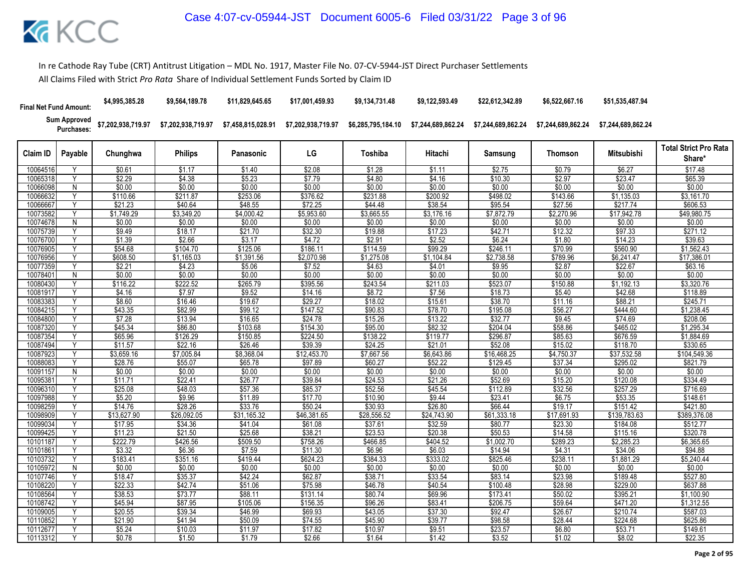In re Cathode Ray Tube (CRT) Antitrust Litigation – MDL No. 1917, Master File No. 07-CV-5944-JST Direct Purchaser Settlements

All Claims Filed with Strict *Pro Rata* Share of Individual Settlement Funds Sorted by Claim ID

| | Final Net Fund Amount: | $4,995,385.28 | $9,564,189.78 | $11,829,645.65 | $17,001,459.93 | $9,134,731.48 | $9,122,593.49 | $22,612,342.89 | $6,522,667.16 | $51,535,487.94 | |
|---|---|---|---|---|---|---|---|---|---|---|---|
| | Sum Approved Purchases: | $7,202,938,719.97 | $7,202,938,719.97 | $7,458,815,028.91 | $7,202,938,719.97 | $6,285,795,184.10 | $7,244,689,862.24 | $7,244,689,862.24 | $7,244,689,862.24 | $7,244,689,862.24 | |
| **Claim ID** | **Payable** | **Chunghwa** | **Philips** | **Panasonic** | **LG** | **Toshiba** | **Hitachi** | **Samsung** | **Thomson** | **Mitsubishi** | **Total Strict Pro Rata Share*** |
| 10064516 | Y | $0.61 | $1.17 | $1.40 | $2.08 | $1.28 | $1.11 | $2.75 | $0.79 | $6.27 | $17.48 |
| 10065318 | Y | $2.29 | $4.38 | $5.23 | $7.79 | $4.80 | $4.16 | $10.30 | $2.97 | $23.47 | $65.39 |
| 10066098 | N | $0.00 | $0.00 | $0.00 | $0.00 | $0.00 | $0.00 | $0.00 | $0.00 | $0.00 | $0.00 |
| 10066632 | Y | $110.66 | $211.87 | $253.06 | $376.62 | $231.88 | $200.92 | $498.02 | $143.66 | $1,135.03 | $3,161.70 |
| 10066667 | Y | $21.23 | $40.64 | $48.55 | $72.25 | $44.48 | $38.54 | $95.54 | $27.56 | $217.74 | $606.53 |
| 10073582 | Y | $1,749.29 | $3,349.20 | $4,000.42 | $5,953.60 | $3,665.55 | $3,176.16 | $7,872.79 | $2,270.96 | $17,942.78 | $49,980.75 |
| 10074678 | N | $0.00 | $0.00 | $0.00 | $0.00 | $0.00 | $0.00 | $0.00 | $0.00 | $0.00 | $0.00 |
| 10075739 | Y | $9.49 | $18.17 | $21.70 | $32.30 | $19.88 | $17.23 | $42.71 | $12.32 | $97.33 | $271.12 |
| 10076700 | Y | $1.39 | $2.66 | $3.17 | $4.72 | $2.91 | $2.52 | $6.24 | $1.80 | $14.23 | $39.63 |
| 10076905 | Y | $54.68 | $104.70 | $125.06 | $186.11 | $114.59 | $99.29 | $246.11 | $70.99 | $560.90 | $1,562.43 |
| 10076956 | Y | $608.50 | $1,165.03 | $1,391.56 | $2,070.98 | $1,275.08 | $1,104.84 | $2,738.58 | $789.96 | $6,241.47 | $17,386.01 |
| 10077359 | Y | $2.21 | $4.23 | $5.06 | $7.52 | $4.63 | $4.01 | $9.95 | $2.87 | $22.67 | $63.16 |
| 10078401 | N | $0.00 | $0.00 | $0.00 | $0.00 | $0.00 | $0.00 | $0.00 | $0.00 | $0.00 | $0.00 |
| 10080430 | Y | $116.22 | $222.52 | $265.79 | $395.56 | $243.54 | $211.03 | $523.07 | $150.88 | $1,192.13 | $3,320.76 |
| 10081917 | Y | $4.16 | $7.97 | $9.52 | $14.16 | $8.72 | $7.56 | $18.73 | $5.40 | $42.68 | $118.89 |
| 10083383 | Y | $8.60 | $16.46 | $19.67 | $29.27 | $18.02 | $15.61 | $38.70 | $11.16 | $88.21 | $245.71 |
| 10084215 | Y | $43.35 | $82.99 | $99.12 | $147.52 | $90.83 | $78.70 | $195.08 | $56.27 | $444.60 | $1,238.45 |
| 10084800 | Y | $7.28 | $13.94 | $16.65 | $24.78 | $15.26 | $13.22 | $32.77 | $9.45 | $74.69 | $208.06 |
| 10087320 | Y | $45.34 | $86.80 | $103.68 | $154.30 | $95.00 | $82.32 | $204.04 | $58.86 | $465.02 | $1,295.34 |
| 10087354 | Y | $65.96 | $126.29 | $150.85 | $224.50 | $138.22 | $119.77 | $296.87 | $85.63 | $676.59 | $1,884.69 |
| 10087494 | Y | $11.57 | $22.16 | $26.46 | $39.39 | $24.25 | $21.01 | $52.08 | $15.02 | $118.70 | $330.65 |
| 10087923 | Y | $3,659.16 | $7,005.84 | $8,368.04 | $12,453.70 | $7,667.56 | $6,643.86 | $16,468.25 | $4,750.37 | $37,532.58 | $104,549.36 |
| 10088083 | Y | $28.76 | $55.07 | $65.78 | $97.89 | $60.27 | $52.22 | $129.45 | $37.34 | $295.02 | $821.79 |
| 10091157 | N | $0.00 | $0.00 | $0.00 | $0.00 | $0.00 | $0.00 | $0.00 | $0.00 | $0.00 | $0.00 |
| 10095381 | Y | $11.71 | $22.41 | $26.77 | $39.84 | $24.53 | $21.26 | $52.69 | $15.20 | $120.08 | $334.49 |
| 10096310 | Y | $25.08 | $48.03 | $57.36 | $85.37 | $52.56 | $45.54 | $112.89 | $32.56 | $257.29 | $716.69 |
| 10097988 | Y | $5.20 | $9.96 | $11.89 | $17.70 | $10.90 | $9.44 | $23.41 | $6.75 | $53.35 | $148.61 |
| 10098259 | Y | $14.76 | $28.26 | $33.76 | $50.24 | $30.93 | $26.80 | $66.44 | $19.17 | $151.42 | $421.80 |
| 10098909 | Y | $13,627.90 | $26,092.05 | $31,165.32 | $46,381.65 | $28,556.52 | $24,743.90 | $61,333.18 | $17,691.93 | $139,783.63 | $389,376.08 |
| 10099034 | Y | $17.95 | $34.36 | $41.04 | $61.08 | $37.61 | $32.59 | $80.77 | $23.30 | $184.08 | $512.77 |
| 10099425 | Y | $11.23 | $21.50 | $25.68 | $38.21 | $23.53 | $20.38 | $50.53 | $14.58 | $115.16 | $320.78 |
| 10101187 | Y | $222.79 | $426.56 | $509.50 | $758.26 | $466.85 | $404.52 | $1,002.70 | $289.23 | $2,285.23 | $6,365.65 |
| 10101861 | Y | $3.32 | $6.36 | $7.59 | $11.30 | $6.96 | $6.03 | $14.94 | $4.31 | $34.06 | $94.88 |
| 10103732 | Y | $183.41 | $351.16 | $419.44 | $624.23 | $384.33 | $333.02 | $825.46 | $238.11 | $1,881.29 | $5,240.44 |
| 10105972 | N | $0.00 | $0.00 | $0.00 | $0.00 | $0.00 | $0.00 | $0.00 | $0.00 | $0.00 | $0.00 |
| 10107746 | Y | $18.47 | $35.37 | $42.24 | $62.87 | $38.71 | $33.54 | $83.14 | $23.98 | $189.48 | $527.80 |
| 10108220 | Y | $22.33 | $42.74 | $51.06 | $75.98 | $46.78 | $40.54 | $100.48 | $28.98 | $229.00 | $637.88 |
| 10108564 | Y | $38.53 | $73.77 | $88.11 | $131.14 | $80.74 | $69.96 | $173.41 | $50.02 | $395.21 | $1,100.90 |
| 10108742 | Y | $45.94 | $87.95 | $105.06 | $156.35 | $96.26 | $83.41 | $206.75 | $59.64 | $471.20 | $1,312.55 |
| 10109005 | Y | $20.55 | $39.34 | $46.99 | $69.93 | $43.05 | $37.30 | $92.47 | $26.67 | $210.74 | $587.03 |
| 10110852 | Y | $21.90 | $41.94 | $50.09 | $74.55 | $45.90 | $39.77 | $98.58 | $28.44 | $224.68 | $625.86 |
| 10112677 | Y | $5.24 | $10.03 | $11.97 | $17.82 | $10.97 | $9.51 | $23.57 | $6.80 | $53.71 | $149.61 |
| 10113312 | Y | $0.78 | $1.50 | $1.79 | $2.66 | $1.64 | $1.42 | $3.52 | $1.02 | $8.02 | $22.35 |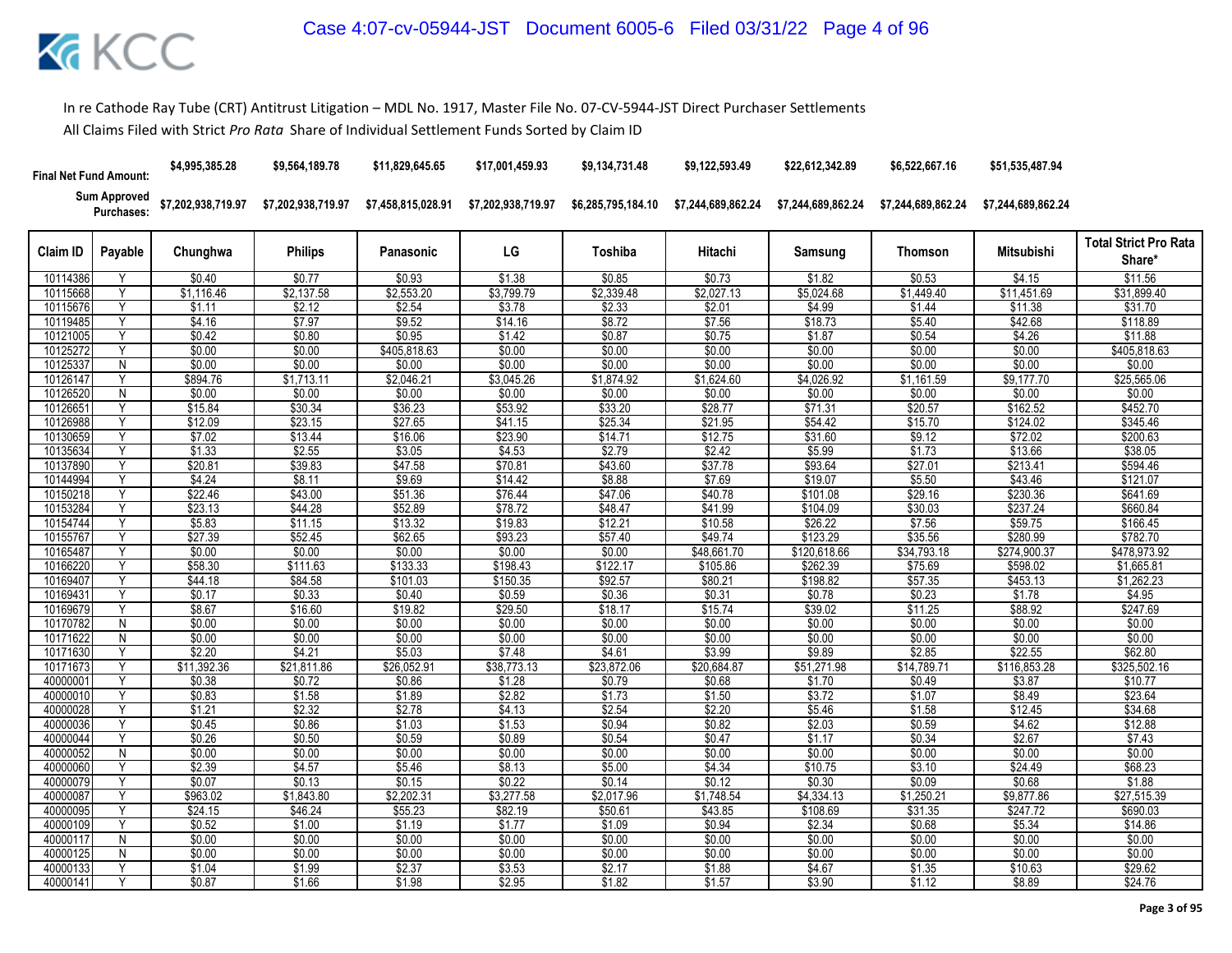In re Cathode Ray Tube (CRT) Antitrust Litigation – MDL No. 1917, Master File No. 07-CV-5944-JST Direct Purchaser Settlements

All Claims Filed with Strict *Pro Rata* Share of Individual Settlement Funds Sorted by Claim ID

| | | Chunghwa | Philips | Panasonic | LG | Toshiba | Hitachi | Samsung | Thomson | Mitsubishi | |
|---|---|---|---|---|---|---|---|---|---|---|---|
| **Final Net Fund Amount:** | | $4,995,385.28 | $9,564,189.78 | $11,829,645.65 | $17,001,459.93 | $9,134,731.48 | $9,122,593.49 | $22,612,342.89 | $6,522,667.16 | $51,535,487.94 | |
| **Sum Approved Purchases:** | | $7,202,938,719.97 | $7,202,938,719.97 | $7,458,815,028.91 | $7,202,938,719.97 | $6,285,795,184.10 | $7,244,689,862.24 | $7,244,689,862.24 | $7,244,689,862.24 | $7,244,689,862.24 | |

| Claim ID | Payable | Chunghwa | Philips | Panasonic | LG | Toshiba | Hitachi | Samsung | Thomson | Mitsubishi | Total Strict Pro Rata Share* |
|---|---|---|---|---|---|---|---|---|---|---|---|
| 10114386 | Y | $0.40 | $0.77 | $0.93 | $1.38 | $0.85 | $0.73 | $1.82 | $0.53 | $4.15 | $11.56 |
| 10115668 | Y | $1,116.46 | $2,137.58 | $2,553.20 | $3,799.79 | $2,339.48 | $2,027.13 | $5,024.68 | $1,449.40 | $11,451.69 | $31,899.40 |
| 10115676 | Y | $1.11 | $2.12 | $2.54 | $3.78 | $2.33 | $2.01 | $4.99 | $1.44 | $11.38 | $31.70 |
| 10119485 | Y | $4.16 | $7.97 | $9.52 | $14.16 | $8.72 | $7.56 | $18.73 | $5.40 | $42.68 | $118.89 |
| 10121005 | Y | $0.42 | $0.80 | $0.95 | $1.42 | $0.87 | $0.75 | $1.87 | $0.54 | $4.26 | $11.88 |
| 10125272 | Y | $0.00 | $0.00 | $405,818.63 | $0.00 | $0.00 | $0.00 | $0.00 | $0.00 | $0.00 | $405,818.63 |
| 10125337 | N | $0.00 | $0.00 | $0.00 | $0.00 | $0.00 | $0.00 | $0.00 | $0.00 | $0.00 | $0.00 |
| 10126147 | Y | $894.76 | $1,713.11 | $2,046.21 | $3,045.26 | $1,874.92 | $1,624.60 | $4,026.92 | $1,161.59 | $9,177.70 | $25,565.06 |
| 10126520 | N | $0.00 | $0.00 | $0.00 | $0.00 | $0.00 | $0.00 | $0.00 | $0.00 | $0.00 | $0.00 |
| 10126651 | Y | $15.84 | $30.34 | $36.23 | $53.92 | $33.20 | $28.77 | $71.31 | $20.57 | $162.52 | $452.70 |
| 10126988 | Y | $12.09 | $23.15 | $27.65 | $41.15 | $25.34 | $21.95 | $54.42 | $15.70 | $124.02 | $345.46 |
| 10130659 | Y | $7.02 | $13.44 | $16.06 | $23.90 | $14.71 | $12.75 | $31.60 | $9.12 | $72.02 | $200.63 |
| 10135634 | Y | $1.33 | $2.55 | $3.05 | $4.53 | $2.79 | $2.42 | $5.99 | $1.73 | $13.66 | $38.05 |
| 10137890 | Y | $20.81 | $39.83 | $47.58 | $70.81 | $43.60 | $37.78 | $93.64 | $27.01 | $213.41 | $594.46 |
| 10144994 | Y | $4.24 | $8.11 | $9.69 | $14.42 | $8.88 | $7.69 | $19.07 | $5.50 | $43.46 | $121.07 |
| 10150218 | Y | $22.46 | $43.00 | $51.36 | $76.44 | $47.06 | $40.78 | $101.08 | $29.16 | $230.36 | $641.69 |
| 10153284 | Y | $23.13 | $44.28 | $52.89 | $78.72 | $48.47 | $41.99 | $104.09 | $30.03 | $237.24 | $660.84 |
| 10154744 | Y | $5.83 | $11.15 | $13.32 | $19.83 | $12.21 | $10.58 | $26.22 | $7.56 | $59.75 | $166.45 |
| 10155767 | Y | $27.39 | $52.45 | $62.65 | $93.23 | $57.40 | $49.74 | $123.29 | $35.56 | $280.99 | $782.70 |
| 10165487 | Y | $0.00 | $0.00 | $0.00 | $0.00 | $0.00 | $48,661.70 | $120,618.66 | $34,793.18 | $274,900.37 | $478,973.92 |
| 10166220 | Y | $58.30 | $111.63 | $133.33 | $198.43 | $122.17 | $105.86 | $262.39 | $75.69 | $598.02 | $1,665.81 |
| 10169407 | Y | $44.18 | $84.58 | $101.03 | $150.35 | $92.57 | $80.21 | $198.82 | $57.35 | $453.13 | $1,262.23 |
| 10169431 | Y | $0.17 | $0.33 | $0.40 | $0.59 | $0.36 | $0.31 | $0.78 | $0.23 | $1.78 | $4.95 |
| 10169679 | Y | $8.67 | $16.60 | $19.82 | $29.50 | $18.17 | $15.74 | $39.02 | $11.25 | $88.92 | $247.69 |
| 10170782 | N | $0.00 | $0.00 | $0.00 | $0.00 | $0.00 | $0.00 | $0.00 | $0.00 | $0.00 | $0.00 |
| 10171622 | N | $0.00 | $0.00 | $0.00 | $0.00 | $0.00 | $0.00 | $0.00 | $0.00 | $0.00 | $0.00 |
| 10171630 | Y | $2.20 | $4.21 | $5.03 | $7.48 | $4.61 | $3.99 | $9.89 | $2.85 | $22.55 | $62.80 |
| 10171673 | Y | $11,392.36 | $21,811.86 | $26,052.91 | $38,773.13 | $23,872.06 | $20,684.87 | $51,271.98 | $14,789.71 | $116,853.28 | $325,502.16 |
| 40000001 | Y | $0.38 | $0.72 | $0.86 | $1.28 | $0.79 | $0.68 | $1.70 | $0.49 | $3.87 | $10.77 |
| 40000010 | Y | $0.83 | $1.58 | $1.89 | $2.82 | $1.73 | $1.50 | $3.72 | $1.07 | $8.49 | $23.64 |
| 40000028 | Y | $1.21 | $2.32 | $2.78 | $4.13 | $2.54 | $2.20 | $5.46 | $1.58 | $12.45 | $34.68 |
| 40000036 | Y | $0.45 | $0.86 | $1.03 | $1.53 | $0.94 | $0.82 | $2.03 | $0.59 | $4.62 | $12.88 |
| 40000044 | Y | $0.26 | $0.50 | $0.59 | $0.89 | $0.54 | $0.47 | $1.17 | $0.34 | $2.67 | $7.43 |
| 40000052 | N | $0.00 | $0.00 | $0.00 | $0.00 | $0.00 | $0.00 | $0.00 | $0.00 | $0.00 | $0.00 |
| 40000060 | Y | $2.39 | $4.57 | $5.46 | $8.13 | $5.00 | $4.34 | $10.75 | $3.10 | $24.49 | $68.23 |
| 40000079 | Y | $0.07 | $0.13 | $0.15 | $0.22 | $0.14 | $0.12 | $0.30 | $0.09 | $0.68 | $1.88 |
| 40000087 | Y | $963.02 | $1,843.80 | $2,202.31 | $3,277.58 | $2,017.96 | $1,748.54 | $4,334.13 | $1,250.21 | $9,877.86 | $27,515.39 |
| 40000095 | Y | $24.15 | $46.24 | $55.23 | $82.19 | $50.61 | $43.85 | $108.69 | $31.35 | $247.72 | $690.03 |
| 40000109 | Y | $0.52 | $1.00 | $1.19 | $1.77 | $1.09 | $0.94 | $2.34 | $0.68 | $5.34 | $14.86 |
| 40000117 | N | $0.00 | $0.00 | $0.00 | $0.00 | $0.00 | $0.00 | $0.00 | $0.00 | $0.00 | $0.00 |
| 40000125 | N | $0.00 | $0.00 | $0.00 | $0.00 | $0.00 | $0.00 | $0.00 | $0.00 | $0.00 | $0.00 |
| 40000133 | Y | $1.04 | $1.99 | $2.37 | $3.53 | $2.17 | $1.88 | $4.67 | $1.35 | $10.63 | $29.62 |
| 40000141 | Y | $0.87 | $1.66 | $1.98 | $2.95 | $1.82 | $1.57 | $3.90 | $1.12 | $8.89 | $24.76 |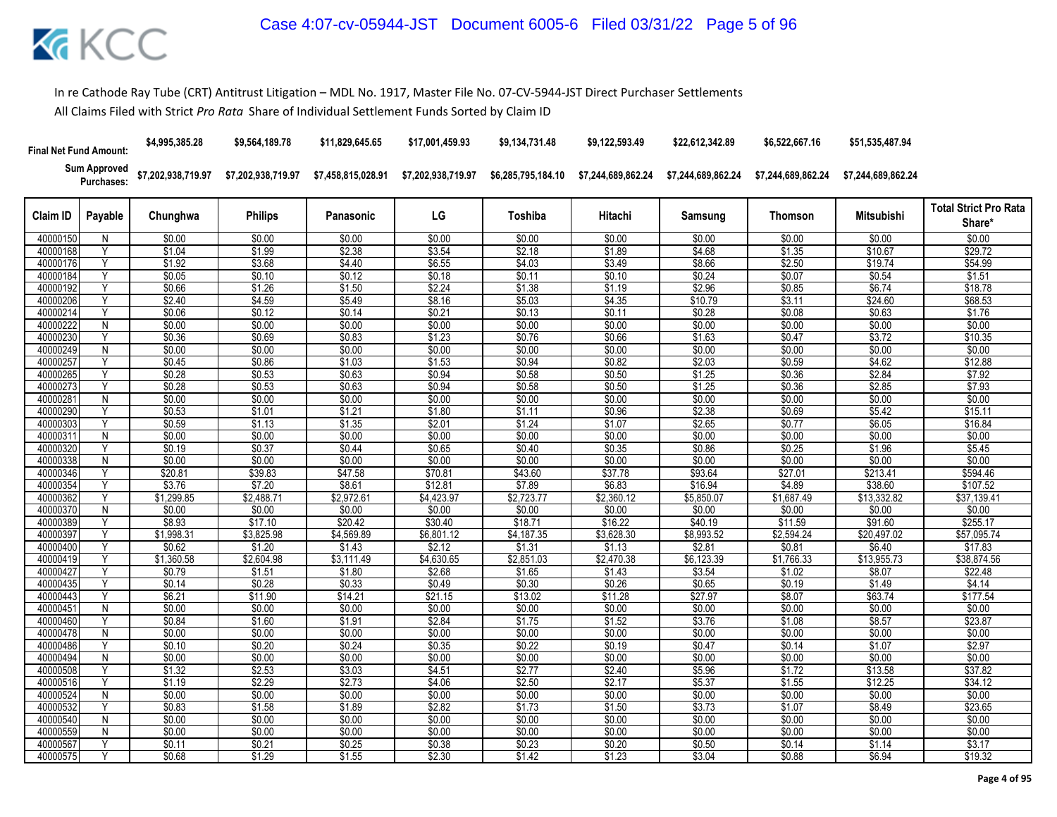In re Cathode Ray Tube (CRT) Antitrust Litigation – MDL No. 1917, Master File No. 07-CV-5944-JST Direct Purchaser Settlements

All Claims Filed with Strict *Pro Rata* Share of Individual Settlement Funds Sorted by Claim ID

| | | Chunghwa | Philips | Panasonic | LG | Toshiba | Hitachi | Samsung | Thomson | Mitsubishi | |
|---|---|---|---|---|---|---|---|---|---|---|---|
| **Final Net Fund Amount:** | | $4,995,385.28 | $9,564,189.78 | $11,829,645.65 | $17,001,459.93 | $9,134,731.48 | $9,122,593.49 | $22,612,342.89 | $6,522,667.16 | $51,535,487.94 | |
| **Sum Approved Purchases:** | | $7,202,938,719.97 | $7,202,938,719.97 | $7,458,815,028.91 | $7,202,938,719.97 | $6,285,795,184.10 | $7,244,689,862.24 | $7,244,689,862.24 | $7,244,689,862.24 | $7,244,689,862.24 | |
| **Claim ID** | **Payable** | **Chunghwa** | **Philips** | **Panasonic** | **LG** | **Toshiba** | **Hitachi** | **Samsung** | **Thomson** | **Mitsubishi** | **Total Strict Pro Rata Share*** |
| 40000150 | N | $0.00 | $0.00 | $0.00 | $0.00 | $0.00 | $0.00 | $0.00 | $0.00 | $0.00 | $0.00 |
| 40000168 | Y | $1.04 | $1.99 | $2.38 | $3.54 | $2.18 | $1.89 | $4.68 | $1.35 | $10.67 | $29.72 |
| 40000176 | Y | $1.92 | $3.68 | $4.40 | $6.55 | $4.03 | $3.49 | $8.66 | $2.50 | $19.74 | $54.99 |
| 40000184 | Y | $0.05 | $0.10 | $0.12 | $0.18 | $0.11 | $0.10 | $0.24 | $0.07 | $0.54 | $1.51 |
| 40000192 | Y | $0.66 | $1.26 | $1.50 | $2.24 | $1.38 | $1.19 | $2.96 | $0.85 | $6.74 | $18.78 |
| 40000206 | Y | $2.40 | $4.59 | $5.49 | $8.16 | $5.03 | $4.35 | $10.79 | $3.11 | $24.60 | $68.53 |
| 40000214 | Y | $0.06 | $0.12 | $0.14 | $0.21 | $0.13 | $0.11 | $0.28 | $0.08 | $0.63 | $1.76 |
| 40000222 | N | $0.00 | $0.00 | $0.00 | $0.00 | $0.00 | $0.00 | $0.00 | $0.00 | $0.00 | $0.00 |
| 40000230 | Y | $0.36 | $0.69 | $0.83 | $1.23 | $0.76 | $0.66 | $1.63 | $0.47 | $3.72 | $10.35 |
| 40000249 | N | $0.00 | $0.00 | $0.00 | $0.00 | $0.00 | $0.00 | $0.00 | $0.00 | $0.00 | $0.00 |
| 40000257 | Y | $0.45 | $0.86 | $1.03 | $1.53 | $0.94 | $0.82 | $2.03 | $0.59 | $4.62 | $12.88 |
| 40000265 | Y | $0.28 | $0.53 | $0.63 | $0.94 | $0.58 | $0.50 | $1.25 | $0.36 | $2.84 | $7.92 |
| 40000273 | Y | $0.28 | $0.53 | $0.63 | $0.94 | $0.58 | $0.50 | $1.25 | $0.36 | $2.85 | $7.93 |
| 40000281 | N | $0.00 | $0.00 | $0.00 | $0.00 | $0.00 | $0.00 | $0.00 | $0.00 | $0.00 | $0.00 |
| 40000290 | Y | $0.53 | $1.01 | $1.21 | $1.80 | $1.11 | $0.96 | $2.38 | $0.69 | $5.42 | $15.11 |
| 40000303 | Y | $0.59 | $1.13 | $1.35 | $2.01 | $1.24 | $1.07 | $2.65 | $0.77 | $6.05 | $16.84 |
| 40000311 | N | $0.00 | $0.00 | $0.00 | $0.00 | $0.00 | $0.00 | $0.00 | $0.00 | $0.00 | $0.00 |
| 40000320 | Y | $0.19 | $0.37 | $0.44 | $0.65 | $0.40 | $0.35 | $0.86 | $0.25 | $1.96 | $5.45 |
| 40000338 | N | $0.00 | $0.00 | $0.00 | $0.00 | $0.00 | $0.00 | $0.00 | $0.00 | $0.00 | $0.00 |
| 40000346 | Y | $20.81 | $39.83 | $47.58 | $70.81 | $43.60 | $37.78 | $93.64 | $27.01 | $213.41 | $594.46 |
| 40000354 | Y | $3.76 | $7.20 | $8.61 | $12.81 | $7.89 | $6.83 | $16.94 | $4.89 | $38.60 | $107.52 |
| 40000362 | Y | $1,299.85 | $2,488.71 | $2,972.61 | $4,423.97 | $2,723.77 | $2,360.12 | $5,850.07 | $1,687.49 | $13,332.82 | $37,139.41 |
| 40000370 | N | $0.00 | $0.00 | $0.00 | $0.00 | $0.00 | $0.00 | $0.00 | $0.00 | $0.00 | $0.00 |
| 40000389 | Y | $8.93 | $17.10 | $20.42 | $30.40 | $18.71 | $16.22 | $40.19 | $11.59 | $91.60 | $255.17 |
| 40000397 | Y | $1,998.31 | $3,825.98 | $4,569.89 | $6,801.12 | $4,187.35 | $3,628.30 | $8,993.52 | $2,594.24 | $20,497.02 | $57,095.74 |
| 40000400 | Y | $0.62 | $1.20 | $1.43 | $2.12 | $1.31 | $1.13 | $2.81 | $0.81 | $6.40 | $17.83 |
| 40000419 | Y | $1,360.58 | $2,604.98 | $3,111.49 | $4,630.65 | $2,851.03 | $2,470.38 | $6,123.39 | $1,766.33 | $13,955.73 | $38,874.56 |
| 40000427 | Y | $0.79 | $1.51 | $1.80 | $2.68 | $1.65 | $1.43 | $3.54 | $1.02 | $8.07 | $22.48 |
| 40000435 | Y | $0.14 | $0.28 | $0.33 | $0.49 | $0.30 | $0.26 | $0.65 | $0.19 | $1.49 | $4.14 |
| 40000443 | Y | $6.21 | $11.90 | $14.21 | $21.15 | $13.02 | $11.28 | $27.97 | $8.07 | $63.74 | $177.54 |
| 40000451 | N | $0.00 | $0.00 | $0.00 | $0.00 | $0.00 | $0.00 | $0.00 | $0.00 | $0.00 | $0.00 |
| 40000460 | Y | $0.84 | $1.60 | $1.91 | $2.84 | $1.75 | $1.52 | $3.76 | $1.08 | $8.57 | $23.87 |
| 40000478 | N | $0.00 | $0.00 | $0.00 | $0.00 | $0.00 | $0.00 | $0.00 | $0.00 | $0.00 | $0.00 |
| 40000486 | Y | $0.10 | $0.20 | $0.24 | $0.35 | $0.22 | $0.19 | $0.47 | $0.14 | $1.07 | $2.97 |
| 40000494 | N | $0.00 | $0.00 | $0.00 | $0.00 | $0.00 | $0.00 | $0.00 | $0.00 | $0.00 | $0.00 |
| 40000508 | Y | $1.32 | $2.53 | $3.03 | $4.51 | $2.77 | $2.40 | $5.96 | $1.72 | $13.58 | $37.82 |
| 40000516 | Y | $1.19 | $2.29 | $2.73 | $4.06 | $2.50 | $2.17 | $5.37 | $1.55 | $12.25 | $34.12 |
| 40000524 | N | $0.00 | $0.00 | $0.00 | $0.00 | $0.00 | $0.00 | $0.00 | $0.00 | $0.00 | $0.00 |
| 40000532 | Y | $0.83 | $1.58 | $1.89 | $2.82 | $1.73 | $1.50 | $3.73 | $1.07 | $8.49 | $23.65 |
| 40000540 | N | $0.00 | $0.00 | $0.00 | $0.00 | $0.00 | $0.00 | $0.00 | $0.00 | $0.00 | $0.00 |
| 40000559 | N | $0.00 | $0.00 | $0.00 | $0.00 | $0.00 | $0.00 | $0.00 | $0.00 | $0.00 | $0.00 |
| 40000567 | Y | $0.11 | $0.21 | $0.25 | $0.38 | $0.23 | $0.20 | $0.50 | $0.14 | $1.14 | $3.17 |
| 40000575 | Y | $0.68 | $1.29 | $1.55 | $2.30 | $1.42 | $1.23 | $3.04 | $0.88 | $6.94 | $19.32 |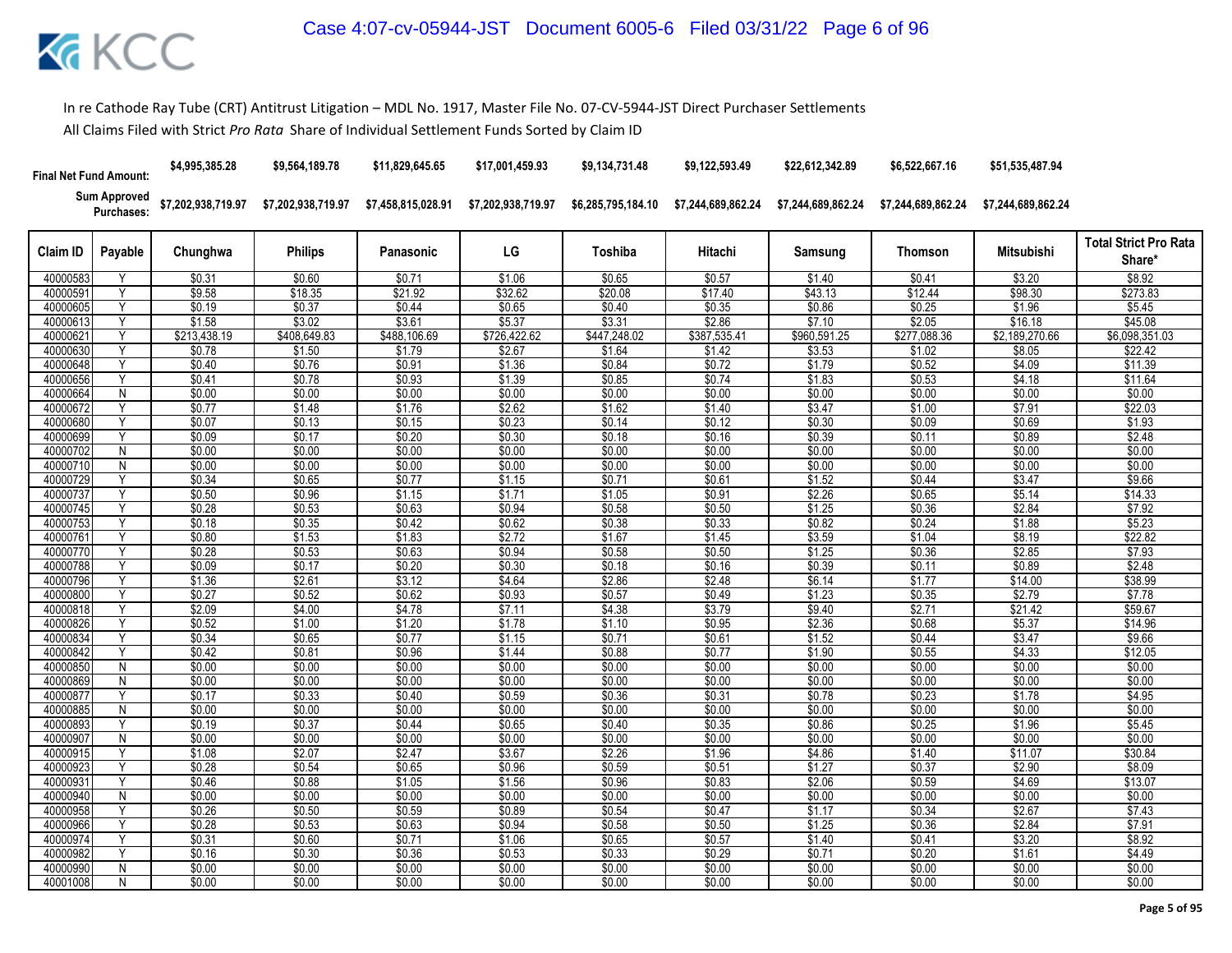In re Cathode Ray Tube (CRT) Antitrust Litigation – MDL No. 1917, Master File No. 07-CV-5944-JST Direct Purchaser Settlements

All Claims Filed with Strict *Pro Rata* Share of Individual Settlement Funds Sorted by Claim ID

| | | Chunghwa | Philips | Panasonic | LG | Toshiba | Hitachi | Samsung | Thomson | Mitsubishi | |
|---|---|---|---|---|---|---|---|---|---|---|---|
| **Final Net Fund Amount:** | | $4,995,385.28 | $9,564,189.78 | $11,829,645.65 | $17,001,459.93 | $9,134,731.48 | $9,122,593.49 | $22,612,342.89 | $6,522,667.16 | $51,535,487.94 | |
| **Sum Approved Purchases:** | | $7,202,938,719.97 | $7,202,938,719.97 | $7,458,815,028.91 | $7,202,938,719.97 | $6,285,795,184.10 | $7,244,689,862.24 | $7,244,689,862.24 | $7,244,689,862.24 | $7,244,689,862.24 | |

| Claim ID | Payable | Chunghwa | Philips | Panasonic | LG | Toshiba | Hitachi | Samsung | Thomson | Mitsubishi | Total Strict Pro Rata Share* |
|---|---|---|---|---|---|---|---|---|---|---|---|
| 40000583 | Y | $0.31 | $0.60 | $0.71 | $1.06 | $0.65 | $0.57 | $1.40 | $0.41 | $3.20 | $8.92 |
| 40000591 | Y | $9.58 | $18.35 | $21.92 | $32.62 | $20.08 | $17.40 | $43.13 | $12.44 | $98.30 | $273.83 |
| 40000605 | Y | $0.19 | $0.37 | $0.44 | $0.65 | $0.40 | $0.35 | $0.86 | $0.25 | $1.96 | $5.45 |
| 40000613 | Y | $1.58 | $3.02 | $3.61 | $5.37 | $3.31 | $2.86 | $7.10 | $2.05 | $16.18 | $45.08 |
| 40000621 | Y | $213,438.19 | $408,649.83 | $488,106.69 | $726,422.62 | $447,248.02 | $387,535.41 | $960,591.25 | $277,088.36 | $2,189,270.66 | $6,098,351.03 |
| 40000630 | Y | $0.78 | $1.50 | $1.79 | $2.67 | $1.64 | $1.42 | $3.53 | $1.02 | $8.05 | $22.42 |
| 40000648 | Y | $0.40 | $0.76 | $0.91 | $1.36 | $0.84 | $0.72 | $1.79 | $0.52 | $4.09 | $11.39 |
| 40000656 | Y | $0.41 | $0.78 | $0.93 | $1.39 | $0.85 | $0.74 | $1.83 | $0.53 | $4.18 | $11.64 |
| 40000664 | N | $0.00 | $0.00 | $0.00 | $0.00 | $0.00 | $0.00 | $0.00 | $0.00 | $0.00 | $0.00 |
| 40000672 | Y | $0.77 | $1.48 | $1.76 | $2.62 | $1.62 | $1.40 | $3.47 | $1.00 | $7.91 | $22.03 |
| 40000680 | Y | $0.07 | $0.13 | $0.15 | $0.23 | $0.14 | $0.12 | $0.30 | $0.09 | $0.69 | $1.93 |
| 40000699 | Y | $0.09 | $0.17 | $0.20 | $0.30 | $0.18 | $0.16 | $0.39 | $0.11 | $0.89 | $2.48 |
| 40000702 | N | $0.00 | $0.00 | $0.00 | $0.00 | $0.00 | $0.00 | $0.00 | $0.00 | $0.00 | $0.00 |
| 40000710 | N | $0.00 | $0.00 | $0.00 | $0.00 | $0.00 | $0.00 | $0.00 | $0.00 | $0.00 | $0.00 |
| 40000729 | Y | $0.34 | $0.65 | $0.77 | $1.15 | $0.71 | $0.61 | $1.52 | $0.44 | $3.47 | $9.66 |
| 40000737 | Y | $0.50 | $0.96 | $1.15 | $1.71 | $1.05 | $0.91 | $2.26 | $0.65 | $5.14 | $14.33 |
| 40000745 | Y | $0.28 | $0.53 | $0.63 | $0.94 | $0.58 | $0.50 | $1.25 | $0.36 | $2.84 | $7.92 |
| 40000753 | Y | $0.18 | $0.35 | $0.42 | $0.62 | $0.38 | $0.33 | $0.82 | $0.24 | $1.88 | $5.23 |
| 40000761 | Y | $0.80 | $1.53 | $1.83 | $2.72 | $1.67 | $1.45 | $3.59 | $1.04 | $8.19 | $22.82 |
| 40000770 | Y | $0.28 | $0.53 | $0.63 | $0.94 | $0.58 | $0.50 | $1.25 | $0.36 | $2.85 | $7.93 |
| 40000788 | Y | $0.09 | $0.17 | $0.20 | $0.30 | $0.18 | $0.16 | $0.39 | $0.11 | $0.89 | $2.48 |
| 40000796 | Y | $1.36 | $2.61 | $3.12 | $4.64 | $2.86 | $2.48 | $6.14 | $1.77 | $14.00 | $38.99 |
| 40000800 | Y | $0.27 | $0.52 | $0.62 | $0.93 | $0.57 | $0.49 | $1.23 | $0.35 | $2.79 | $7.78 |
| 40000818 | Y | $2.09 | $4.00 | $4.78 | $7.11 | $4.38 | $3.79 | $9.40 | $2.71 | $21.42 | $59.67 |
| 40000826 | Y | $0.52 | $1.00 | $1.20 | $1.78 | $1.10 | $0.95 | $2.36 | $0.68 | $5.37 | $14.96 |
| 40000834 | Y | $0.34 | $0.65 | $0.77 | $1.15 | $0.71 | $0.61 | $1.52 | $0.44 | $3.47 | $9.66 |
| 40000842 | Y | $0.42 | $0.81 | $0.96 | $1.44 | $0.88 | $0.77 | $1.90 | $0.55 | $4.33 | $12.05 |
| 40000850 | N | $0.00 | $0.00 | $0.00 | $0.00 | $0.00 | $0.00 | $0.00 | $0.00 | $0.00 | $0.00 |
| 40000869 | N | $0.00 | $0.00 | $0.00 | $0.00 | $0.00 | $0.00 | $0.00 | $0.00 | $0.00 | $0.00 |
| 40000877 | Y | $0.17 | $0.33 | $0.40 | $0.59 | $0.36 | $0.31 | $0.78 | $0.23 | $1.78 | $4.95 |
| 40000885 | N | $0.00 | $0.00 | $0.00 | $0.00 | $0.00 | $0.00 | $0.00 | $0.00 | $0.00 | $0.00 |
| 40000893 | Y | $0.19 | $0.37 | $0.44 | $0.65 | $0.40 | $0.35 | $0.86 | $0.25 | $1.96 | $5.45 |
| 40000907 | N | $0.00 | $0.00 | $0.00 | $0.00 | $0.00 | $0.00 | $0.00 | $0.00 | $0.00 | $0.00 |
| 40000915 | Y | $1.08 | $2.07 | $2.47 | $3.67 | $2.26 | $1.96 | $4.86 | $1.40 | $11.07 | $30.84 |
| 40000923 | Y | $0.28 | $0.54 | $0.65 | $0.96 | $0.59 | $0.51 | $1.27 | $0.37 | $2.90 | $8.09 |
| 40000931 | Y | $0.46 | $0.88 | $1.05 | $1.56 | $0.96 | $0.83 | $2.06 | $0.59 | $4.69 | $13.07 |
| 40000940 | N | $0.00 | $0.00 | $0.00 | $0.00 | $0.00 | $0.00 | $0.00 | $0.00 | $0.00 | $0.00 |
| 40000958 | Y | $0.26 | $0.50 | $0.59 | $0.89 | $0.54 | $0.47 | $1.17 | $0.34 | $2.67 | $7.43 |
| 40000966 | Y | $0.28 | $0.53 | $0.63 | $0.94 | $0.58 | $0.50 | $1.25 | $0.36 | $2.84 | $7.91 |
| 40000974 | Y | $0.31 | $0.60 | $0.71 | $1.06 | $0.65 | $0.57 | $1.40 | $0.41 | $3.20 | $8.92 |
| 40000982 | Y | $0.16 | $0.30 | $0.36 | $0.53 | $0.33 | $0.29 | $0.71 | $0.20 | $1.61 | $4.49 |
| 40000990 | N | $0.00 | $0.00 | $0.00 | $0.00 | $0.00 | $0.00 | $0.00 | $0.00 | $0.00 | $0.00 |
| 40001008 | N | $0.00 | $0.00 | $0.00 | $0.00 | $0.00 | $0.00 | $0.00 | $0.00 | $0.00 | $0.00 |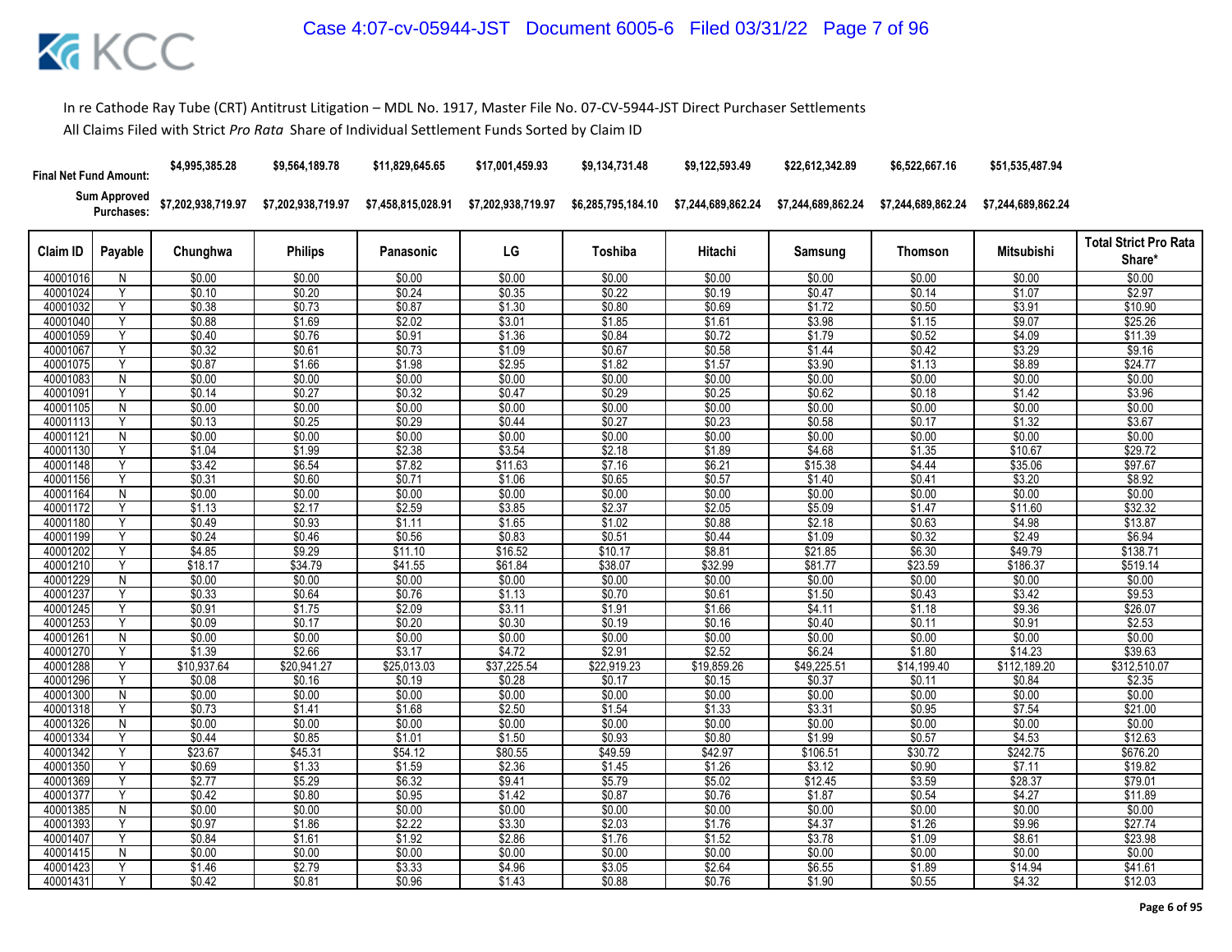In re Cathode Ray Tube (CRT) Antitrust Litigation – MDL No. 1917, Master File No. 07-CV-5944-JST Direct Purchaser Settlements

All Claims Filed with Strict *Pro Rata* Share of Individual Settlement Funds Sorted by Claim ID

| | | Chunghwa | Philips | Panasonic | LG | Toshiba | Hitachi | Samsung | Thomson | Mitsubishi | |
|---|---|---|---|---|---|---|---|---|---|---|---|
| Final Net Fund Amount: | | $4,995,385.28 | $9,564,189.78 | $11,829,645.65 | $17,001,459.93 | $9,134,731.48 | $9,122,593.49 | $22,612,342.89 | $6,522,667.16 | $51,535,487.94 | |
| Sum Approved Purchases: | | $7,202,938,719.97 | $7,202,938,719.97 | $7,458,815,028.91 | $7,202,938,719.97 | $6,285,795,184.10 | $7,244,689,862.24 | $7,244,689,862.24 | $7,244,689,862.24 | $7,244,689,862.24 | |

| Claim ID | Payable | Chunghwa | Philips | Panasonic | LG | Toshiba | Hitachi | Samsung | Thomson | Mitsubishi | Total Strict Pro Rata Share* |
|---|---|---|---|---|---|---|---|---|---|---|---|
| 40001016 | N | $0.00 | $0.00 | $0.00 | $0.00 | $0.00 | $0.00 | $0.00 | $0.00 | $0.00 | $0.00 |
| 40001024 | Y | $0.10 | $0.20 | $0.24 | $0.35 | $0.22 | $0.19 | $0.47 | $0.14 | $1.07 | $2.97 |
| 40001032 | Y | $0.38 | $0.73 | $0.87 | $1.30 | $0.80 | $0.69 | $1.72 | $0.50 | $3.91 | $10.90 |
| 40001040 | Y | $0.88 | $1.69 | $2.02 | $3.01 | $1.85 | $1.61 | $3.98 | $1.15 | $9.07 | $25.26 |
| 40001059 | Y | $0.40 | $0.76 | $0.91 | $1.36 | $0.84 | $0.72 | $1.79 | $0.52 | $4.09 | $11.39 |
| 40001067 | Y | $0.32 | $0.61 | $0.73 | $1.09 | $0.67 | $0.58 | $1.44 | $0.42 | $3.29 | $9.16 |
| 40001075 | Y | $0.87 | $1.66 | $1.98 | $2.95 | $1.82 | $1.57 | $3.90 | $1.13 | $8.89 | $24.77 |
| 40001083 | N | $0.00 | $0.00 | $0.00 | $0.00 | $0.00 | $0.00 | $0.00 | $0.00 | $0.00 | $0.00 |
| 40001091 | Y | $0.14 | $0.27 | $0.32 | $0.47 | $0.29 | $0.25 | $0.62 | $0.18 | $1.42 | $3.96 |
| 40001105 | N | $0.00 | $0.00 | $0.00 | $0.00 | $0.00 | $0.00 | $0.00 | $0.00 | $0.00 | $0.00 |
| 40001113 | Y | $0.13 | $0.25 | $0.29 | $0.44 | $0.27 | $0.23 | $0.58 | $0.17 | $1.32 | $3.67 |
| 40001121 | N | $0.00 | $0.00 | $0.00 | $0.00 | $0.00 | $0.00 | $0.00 | $0.00 | $0.00 | $0.00 |
| 40001130 | Y | $1.04 | $1.99 | $2.38 | $3.54 | $2.18 | $1.89 | $4.68 | $1.35 | $10.67 | $29.72 |
| 40001148 | Y | $3.42 | $6.54 | $7.82 | $11.63 | $7.16 | $6.21 | $15.38 | $4.44 | $35.06 | $97.67 |
| 40001156 | Y | $0.31 | $0.60 | $0.71 | $1.06 | $0.65 | $0.57 | $1.40 | $0.41 | $3.20 | $8.92 |
| 40001164 | N | $0.00 | $0.00 | $0.00 | $0.00 | $0.00 | $0.00 | $0.00 | $0.00 | $0.00 | $0.00 |
| 40001172 | Y | $1.13 | $2.17 | $2.59 | $3.85 | $2.37 | $2.05 | $5.09 | $1.47 | $11.60 | $32.32 |
| 40001180 | Y | $0.49 | $0.93 | $1.11 | $1.65 | $1.02 | $0.88 | $2.18 | $0.63 | $4.98 | $13.87 |
| 40001199 | Y | $0.24 | $0.46 | $0.56 | $0.83 | $0.51 | $0.44 | $1.09 | $0.32 | $2.49 | $6.94 |
| 40001202 | Y | $4.85 | $9.29 | $11.10 | $16.52 | $10.17 | $8.81 | $21.85 | $6.30 | $49.79 | $138.71 |
| 40001210 | Y | $18.17 | $34.79 | $41.55 | $61.84 | $38.07 | $32.99 | $81.77 | $23.59 | $186.37 | $519.14 |
| 40001229 | N | $0.00 | $0.00 | $0.00 | $0.00 | $0.00 | $0.00 | $0.00 | $0.00 | $0.00 | $0.00 |
| 40001237 | Y | $0.33 | $0.64 | $0.76 | $1.13 | $0.70 | $0.61 | $1.50 | $0.43 | $3.42 | $9.53 |
| 40001245 | Y | $0.91 | $1.75 | $2.09 | $3.11 | $1.91 | $1.66 | $4.11 | $1.18 | $9.36 | $26.07 |
| 40001253 | Y | $0.09 | $0.17 | $0.20 | $0.30 | $0.19 | $0.16 | $0.40 | $0.11 | $0.91 | $2.53 |
| 40001261 | N | $0.00 | $0.00 | $0.00 | $0.00 | $0.00 | $0.00 | $0.00 | $0.00 | $0.00 | $0.00 |
| 40001270 | Y | $1.39 | $2.66 | $3.17 | $4.72 | $2.91 | $2.52 | $6.24 | $1.80 | $14.23 | $39.63 |
| 40001288 | Y | $10,937.64 | $20,941.27 | $25,013.03 | $37,225.54 | $22,919.23 | $19,859.26 | $49,225.51 | $14,199.40 | $112,189.20 | $312,510.07 |
| 40001296 | Y | $0.08 | $0.16 | $0.19 | $0.28 | $0.17 | $0.15 | $0.37 | $0.11 | $0.84 | $2.35 |
| 40001300 | N | $0.00 | $0.00 | $0.00 | $0.00 | $0.00 | $0.00 | $0.00 | $0.00 | $0.00 | $0.00 |
| 40001318 | Y | $0.73 | $1.41 | $1.68 | $2.50 | $1.54 | $1.33 | $3.31 | $0.95 | $7.54 | $21.00 |
| 40001326 | N | $0.00 | $0.00 | $0.00 | $0.00 | $0.00 | $0.00 | $0.00 | $0.00 | $0.00 | $0.00 |
| 40001334 | Y | $0.44 | $0.85 | $1.01 | $1.50 | $0.93 | $0.80 | $1.99 | $0.57 | $4.53 | $12.63 |
| 40001342 | Y | $23.67 | $45.31 | $54.12 | $80.55 | $49.59 | $42.97 | $106.51 | $30.72 | $242.75 | $676.20 |
| 40001350 | Y | $0.69 | $1.33 | $1.59 | $2.36 | $1.45 | $1.26 | $3.12 | $0.90 | $7.11 | $19.82 |
| 40001369 | Y | $2.77 | $5.29 | $6.32 | $9.41 | $5.79 | $5.02 | $12.45 | $3.59 | $28.37 | $79.01 |
| 40001377 | Y | $0.42 | $0.80 | $0.95 | $1.42 | $0.87 | $0.76 | $1.87 | $0.54 | $4.27 | $11.89 |
| 40001385 | N | $0.00 | $0.00 | $0.00 | $0.00 | $0.00 | $0.00 | $0.00 | $0.00 | $0.00 | $0.00 |
| 40001393 | Y | $0.97 | $1.86 | $2.22 | $3.30 | $2.03 | $1.76 | $4.37 | $1.26 | $9.96 | $27.74 |
| 40001407 | Y | $0.84 | $1.61 | $1.92 | $2.86 | $1.76 | $1.52 | $3.78 | $1.09 | $8.61 | $23.98 |
| 40001415 | N | $0.00 | $0.00 | $0.00 | $0.00 | $0.00 | $0.00 | $0.00 | $0.00 | $0.00 | $0.00 |
| 40001423 | Y | $1.46 | $2.79 | $3.33 | $4.96 | $3.05 | $2.64 | $6.55 | $1.89 | $14.94 | $41.61 |
| 40001431 | Y | $0.42 | $0.81 | $0.96 | $1.43 | $0.88 | $0.76 | $1.90 | $0.55 | $4.32 | $12.03 |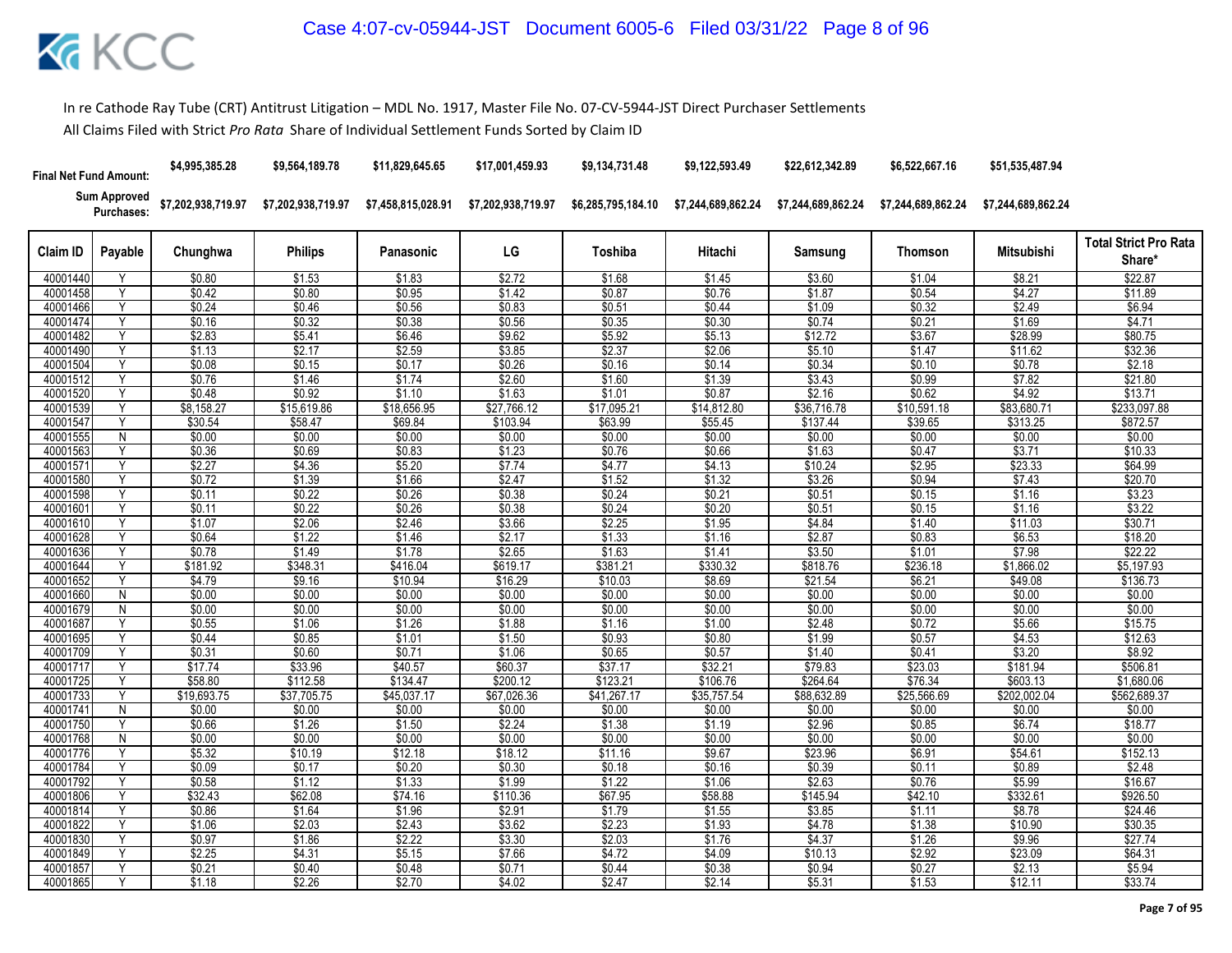In re Cathode Ray Tube (CRT) Antitrust Litigation – MDL No. 1917, Master File No. 07-CV-5944-JST Direct Purchaser Settlements

All Claims Filed with Strict *Pro Rata* Share of Individual Settlement Funds Sorted by Claim ID

| Final Net Fund Amount: | | $4,995,385.28 | $9,564,189.78 | $11,829,645.65 | $17,001,459.93 | $9,134,731.48 | $9,122,593.49 | $22,612,342.89 | $6,522,667.16 | $51,535,487.94 | |
|---|---|---|---|---|---|---|---|---|---|---|---|
| Sum Approved Purchases: | | $7,202,938,719.97 | $7,202,938,719.97 | $7,458,815,028.91 | $7,202,938,719.97 | $6,285,795,184.10 | $7,244,689,862.24 | $7,244,689,862.24 | $7,244,689,862.24 | $7,244,689,862.24 | |
| **Claim ID** | **Payable** | **Chunghwa** | **Philips** | **Panasonic** | **LG** | **Toshiba** | **Hitachi** | **Samsung** | **Thomson** | **Mitsubishi** | **Total Strict Pro Rata Share*** |
| 40001440 | Y | $0.80 | $1.53 | $1.83 | $2.72 | $1.68 | $1.45 | $3.60 | $1.04 | $8.21 | $22.87 |
| 40001458 | Y | $0.42 | $0.80 | $0.95 | $1.42 | $0.87 | $0.76 | $1.87 | $0.54 | $4.27 | $11.89 |
| 40001466 | Y | $0.24 | $0.46 | $0.56 | $0.83 | $0.51 | $0.44 | $1.09 | $0.32 | $2.49 | $6.94 |
| 40001474 | Y | $0.16 | $0.32 | $0.38 | $0.56 | $0.35 | $0.30 | $0.74 | $0.21 | $1.69 | $4.71 |
| 40001482 | Y | $2.83 | $5.41 | $6.46 | $9.62 | $5.92 | $5.13 | $12.72 | $3.67 | $28.99 | $80.75 |
| 40001490 | Y | $1.13 | $2.17 | $2.59 | $3.85 | $2.37 | $2.06 | $5.10 | $1.47 | $11.62 | $32.36 |
| 40001504 | Y | $0.08 | $0.15 | $0.17 | $0.26 | $0.16 | $0.14 | $0.34 | $0.10 | $0.78 | $2.18 |
| 40001512 | Y | $0.76 | $1.46 | $1.74 | $2.60 | $1.60 | $1.39 | $3.43 | $0.99 | $7.82 | $21.80 |
| 40001520 | Y | $0.48 | $0.92 | $1.10 | $1.63 | $1.01 | $0.87 | $2.16 | $0.62 | $4.92 | $13.71 |
| 40001539 | Y | $8,158.27 | $15,619.86 | $18,656.95 | $27,766.12 | $17,095.21 | $14,812.80 | $36,716.78 | $10,591.18 | $83,680.71 | $233,097.88 |
| 40001547 | Y | $30.54 | $58.47 | $69.84 | $103.94 | $63.99 | $55.45 | $137.44 | $39.65 | $313.25 | $872.57 |
| 40001555 | N | $0.00 | $0.00 | $0.00 | $0.00 | $0.00 | $0.00 | $0.00 | $0.00 | $0.00 | $0.00 |
| 40001563 | Y | $0.36 | $0.69 | $0.83 | $1.23 | $0.76 | $0.66 | $1.63 | $0.47 | $3.71 | $10.33 |
| 40001571 | Y | $2.27 | $4.36 | $5.20 | $7.74 | $4.77 | $4.13 | $10.24 | $2.95 | $23.33 | $64.99 |
| 40001580 | Y | $0.72 | $1.39 | $1.66 | $2.47 | $1.52 | $1.32 | $3.26 | $0.94 | $7.43 | $20.70 |
| 40001598 | Y | $0.11 | $0.22 | $0.26 | $0.38 | $0.24 | $0.21 | $0.51 | $0.15 | $1.16 | $3.23 |
| 40001601 | Y | $0.11 | $0.22 | $0.26 | $0.38 | $0.24 | $0.20 | $0.51 | $0.15 | $1.16 | $3.22 |
| 40001610 | Y | $1.07 | $2.06 | $2.46 | $3.66 | $2.25 | $1.95 | $4.84 | $1.40 | $11.03 | $30.71 |
| 40001628 | Y | $0.64 | $1.22 | $1.46 | $2.17 | $1.33 | $1.16 | $2.87 | $0.83 | $6.53 | $18.20 |
| 40001636 | Y | $0.78 | $1.49 | $1.78 | $2.65 | $1.63 | $1.41 | $3.50 | $1.01 | $7.98 | $22.22 |
| 40001644 | Y | $181.92 | $348.31 | $416.04 | $619.17 | $381.21 | $330.32 | $818.76 | $236.18 | $1,866.02 | $5,197.93 |
| 40001652 | Y | $4.79 | $9.16 | $10.94 | $16.29 | $10.03 | $8.69 | $21.54 | $6.21 | $49.08 | $136.73 |
| 40001660 | N | $0.00 | $0.00 | $0.00 | $0.00 | $0.00 | $0.00 | $0.00 | $0.00 | $0.00 | $0.00 |
| 40001679 | N | $0.00 | $0.00 | $0.00 | $0.00 | $0.00 | $0.00 | $0.00 | $0.00 | $0.00 | $0.00 |
| 40001687 | Y | $0.55 | $1.06 | $1.26 | $1.88 | $1.16 | $1.00 | $2.48 | $0.72 | $5.66 | $15.75 |
| 40001695 | Y | $0.44 | $0.85 | $1.01 | $1.50 | $0.93 | $0.80 | $1.99 | $0.57 | $4.53 | $12.63 |
| 40001709 | Y | $0.31 | $0.60 | $0.71 | $1.06 | $0.65 | $0.57 | $1.40 | $0.41 | $3.20 | $8.92 |
| 40001717 | Y | $17.74 | $33.96 | $40.57 | $60.37 | $37.17 | $32.21 | $79.83 | $23.03 | $181.94 | $506.81 |
| 40001725 | Y | $58.80 | $112.58 | $134.47 | $200.12 | $123.21 | $106.76 | $264.64 | $76.34 | $603.13 | $1,680.06 |
| 40001733 | Y | $19,693.75 | $37,705.75 | $45,037.17 | $67,026.36 | $41,267.17 | $35,757.54 | $88,632.89 | $25,566.69 | $202,002.04 | $562,689.37 |
| 40001741 | N | $0.00 | $0.00 | $0.00 | $0.00 | $0.00 | $0.00 | $0.00 | $0.00 | $0.00 | $0.00 |
| 40001750 | Y | $0.66 | $1.26 | $1.50 | $2.24 | $1.38 | $1.19 | $2.96 | $0.85 | $6.74 | $18.77 |
| 40001768 | N | $0.00 | $0.00 | $0.00 | $0.00 | $0.00 | $0.00 | $0.00 | $0.00 | $0.00 | $0.00 |
| 40001776 | Y | $5.32 | $10.19 | $12.18 | $18.12 | $11.16 | $9.67 | $23.96 | $6.91 | $54.61 | $152.13 |
| 40001784 | Y | $0.09 | $0.17 | $0.20 | $0.30 | $0.18 | $0.16 | $0.39 | $0.11 | $0.89 | $2.48 |
| 40001792 | Y | $0.58 | $1.12 | $1.33 | $1.99 | $1.22 | $1.06 | $2.63 | $0.76 | $5.99 | $16.67 |
| 40001806 | Y | $32.43 | $62.08 | $74.16 | $110.36 | $67.95 | $58.88 | $145.94 | $42.10 | $332.61 | $926.50 |
| 40001814 | Y | $0.86 | $1.64 | $1.96 | $2.91 | $1.79 | $1.55 | $3.85 | $1.11 | $8.78 | $24.46 |
| 40001822 | Y | $1.06 | $2.03 | $2.43 | $3.62 | $2.23 | $1.93 | $4.78 | $1.38 | $10.90 | $30.35 |
| 40001830 | Y | $0.97 | $1.86 | $2.22 | $3.30 | $2.03 | $1.76 | $4.37 | $1.26 | $9.96 | $27.74 |
| 40001849 | Y | $2.25 | $4.31 | $5.15 | $7.66 | $4.72 | $4.09 | $10.13 | $2.92 | $23.09 | $64.31 |
| 40001857 | Y | $0.21 | $0.40 | $0.48 | $0.71 | $0.44 | $0.38 | $0.94 | $0.27 | $2.13 | $5.94 |
| 40001865 | Y | $1.18 | $2.26 | $2.70 | $4.02 | $2.47 | $2.14 | $5.31 | $1.53 | $12.11 | $33.74 |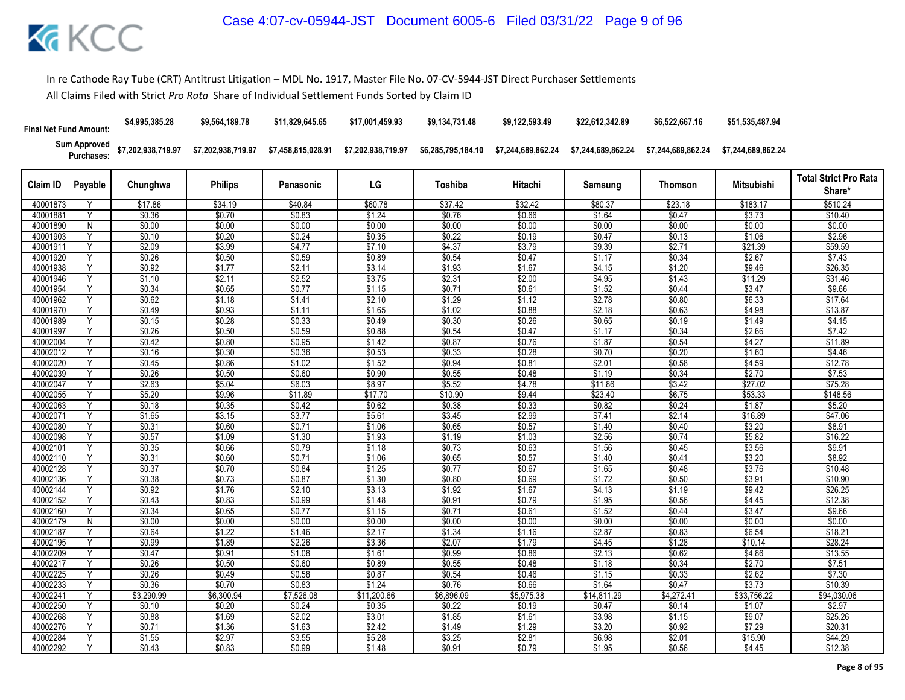In re Cathode Ray Tube (CRT) Antitrust Litigation – MDL No. 1917, Master File No. 07-CV-5944-JST Direct Purchaser Settlements

All Claims Filed with Strict *Pro Rata* Share of Individual Settlement Funds Sorted by Claim ID

| | | Chunghwa | Philips | Panasonic | LG | Toshiba | Hitachi | Samsung | Thomson | Mitsubishi | |
|---|---|---|---|---|---|---|---|---|---|---|---|
| **Final Net Fund Amount:** | | $4,995,385.28 | $9,564,189.78 | $11,829,645.65 | $17,001,459.93 | $9,134,731.48 | $9,122,593.49 | $22,612,342.89 | $6,522,667.16 | $51,535,487.94 | |
| **Sum Approved Purchases:** | | $7,202,938,719.97 | $7,202,938,719.97 | $7,458,815,028.91 | $7,202,938,719.97 | $6,285,795,184.10 | $7,244,689,862.24 | $7,244,689,862.24 | $7,244,689,862.24 | $7,244,689,862.24 | |

| Claim ID | Payable | Chunghwa | Philips | Panasonic | LG | Toshiba | Hitachi | Samsung | Thomson | Mitsubishi | Total Strict Pro Rata Share* |
|---|---|---|---|---|---|---|---|---|---|---|---|
| 40001873 | Y | $17.86 | $34.19 | $40.84 | $60.78 | $37.42 | $32.42 | $80.37 | $23.18 | $183.17 | $510.24 |
| 40001881 | Y | $0.36 | $0.70 | $0.83 | $1.24 | $0.76 | $0.66 | $1.64 | $0.47 | $3.73 | $10.40 |
| 40001890 | N | $0.00 | $0.00 | $0.00 | $0.00 | $0.00 | $0.00 | $0.00 | $0.00 | $0.00 | $0.00 |
| 40001903 | Y | $0.10 | $0.20 | $0.24 | $0.35 | $0.22 | $0.19 | $0.47 | $0.13 | $1.06 | $2.96 |
| 40001911 | Y | $2.09 | $3.99 | $4.77 | $7.10 | $4.37 | $3.79 | $9.39 | $2.71 | $21.39 | $59.59 |
| 40001920 | Y | $0.26 | $0.50 | $0.59 | $0.89 | $0.54 | $0.47 | $1.17 | $0.34 | $2.67 | $7.43 |
| 40001938 | Y | $0.92 | $1.77 | $2.11 | $3.14 | $1.93 | $1.67 | $4.15 | $1.20 | $9.46 | $26.35 |
| 40001946 | Y | $1.10 | $2.11 | $2.52 | $3.75 | $2.31 | $2.00 | $4.95 | $1.43 | $11.29 | $31.46 |
| 40001954 | Y | $0.34 | $0.65 | $0.77 | $1.15 | $0.71 | $0.61 | $1.52 | $0.44 | $3.47 | $9.66 |
| 40001962 | Y | $0.62 | $1.18 | $1.41 | $2.10 | $1.29 | $1.12 | $2.78 | $0.80 | $6.33 | $17.64 |
| 40001970 | Y | $0.49 | $0.93 | $1.11 | $1.65 | $1.02 | $0.88 | $2.18 | $0.63 | $4.98 | $13.87 |
| 40001989 | Y | $0.15 | $0.28 | $0.33 | $0.49 | $0.30 | $0.26 | $0.65 | $0.19 | $1.49 | $4.15 |
| 40001997 | Y | $0.26 | $0.50 | $0.59 | $0.88 | $0.54 | $0.47 | $1.17 | $0.34 | $2.66 | $7.42 |
| 40002004 | Y | $0.42 | $0.80 | $0.95 | $1.42 | $0.87 | $0.76 | $1.87 | $0.54 | $4.27 | $11.89 |
| 40002012 | Y | $0.16 | $0.30 | $0.36 | $0.53 | $0.33 | $0.28 | $0.70 | $0.20 | $1.60 | $4.46 |
| 40002020 | Y | $0.45 | $0.86 | $1.02 | $1.52 | $0.94 | $0.81 | $2.01 | $0.58 | $4.59 | $12.78 |
| 40002039 | Y | $0.26 | $0.50 | $0.60 | $0.90 | $0.55 | $0.48 | $1.19 | $0.34 | $2.70 | $7.53 |
| 40002047 | Y | $2.63 | $5.04 | $6.03 | $8.97 | $5.52 | $4.78 | $11.86 | $3.42 | $27.02 | $75.28 |
| 40002055 | Y | $5.20 | $9.96 | $11.89 | $17.70 | $10.90 | $9.44 | $23.40 | $6.75 | $53.33 | $148.56 |
| 40002063 | Y | $0.18 | $0.35 | $0.42 | $0.62 | $0.38 | $0.33 | $0.82 | $0.24 | $1.87 | $5.20 |
| 40002071 | Y | $1.65 | $3.15 | $3.77 | $5.61 | $3.45 | $2.99 | $7.41 | $2.14 | $16.89 | $47.06 |
| 40002080 | Y | $0.31 | $0.60 | $0.71 | $1.06 | $0.65 | $0.57 | $1.40 | $0.40 | $3.20 | $8.91 |
| 40002098 | Y | $0.57 | $1.09 | $1.30 | $1.93 | $1.19 | $1.03 | $2.56 | $0.74 | $5.82 | $16.22 |
| 40002101 | Y | $0.35 | $0.66 | $0.79 | $1.18 | $0.73 | $0.63 | $1.56 | $0.45 | $3.56 | $9.91 |
| 40002110 | Y | $0.31 | $0.60 | $0.71 | $1.06 | $0.65 | $0.57 | $1.40 | $0.41 | $3.20 | $8.92 |
| 40002128 | Y | $0.37 | $0.70 | $0.84 | $1.25 | $0.77 | $0.67 | $1.65 | $0.48 | $3.76 | $10.48 |
| 40002136 | Y | $0.38 | $0.73 | $0.87 | $1.30 | $0.80 | $0.69 | $1.72 | $0.50 | $3.91 | $10.90 |
| 40002144 | Y | $0.92 | $1.76 | $2.10 | $3.13 | $1.92 | $1.67 | $4.13 | $1.19 | $9.42 | $26.25 |
| 40002152 | Y | $0.43 | $0.83 | $0.99 | $1.48 | $0.91 | $0.79 | $1.95 | $0.56 | $4.45 | $12.38 |
| 40002160 | Y | $0.34 | $0.65 | $0.77 | $1.15 | $0.71 | $0.61 | $1.52 | $0.44 | $3.47 | $9.66 |
| 40002179 | N | $0.00 | $0.00 | $0.00 | $0.00 | $0.00 | $0.00 | $0.00 | $0.00 | $0.00 | $0.00 |
| 40002187 | Y | $0.64 | $1.22 | $1.46 | $2.17 | $1.34 | $1.16 | $2.87 | $0.83 | $6.54 | $18.21 |
| 40002195 | Y | $0.99 | $1.89 | $2.26 | $3.36 | $2.07 | $1.79 | $4.45 | $1.28 | $10.14 | $28.24 |
| 40002209 | Y | $0.47 | $0.91 | $1.08 | $1.61 | $0.99 | $0.86 | $2.13 | $0.62 | $4.86 | $13.55 |
| 40002217 | Y | $0.26 | $0.50 | $0.60 | $0.89 | $0.55 | $0.48 | $1.18 | $0.34 | $2.70 | $7.51 |
| 40002225 | Y | $0.26 | $0.49 | $0.58 | $0.87 | $0.54 | $0.46 | $1.15 | $0.33 | $2.62 | $7.30 |
| 40002233 | Y | $0.36 | $0.70 | $0.83 | $1.24 | $0.76 | $0.66 | $1.64 | $0.47 | $3.73 | $10.39 |
| 40002241 | Y | $3,290.99 | $6,300.94 | $7,526.08 | $11,200.66 | $6,896.09 | $5,975.38 | $14,811.29 | $4,272.41 | $33,756.22 | $94,030.06 |
| 40002250 | Y | $0.10 | $0.20 | $0.24 | $0.35 | $0.22 | $0.19 | $0.47 | $0.14 | $1.07 | $2.97 |
| 40002268 | Y | $0.88 | $1.69 | $2.02 | $3.01 | $1.85 | $1.61 | $3.98 | $1.15 | $9.07 | $25.26 |
| 40002276 | Y | $0.71 | $1.36 | $1.63 | $2.42 | $1.49 | $1.29 | $3.20 | $0.92 | $7.29 | $20.31 |
| 40002284 | Y | $1.55 | $2.97 | $3.55 | $5.28 | $3.25 | $2.81 | $6.98 | $2.01 | $15.90 | $44.29 |
| 40002292 | Y | $0.43 | $0.83 | $0.99 | $1.48 | $0.91 | $0.79 | $1.95 | $0.56 | $4.45 | $12.38 |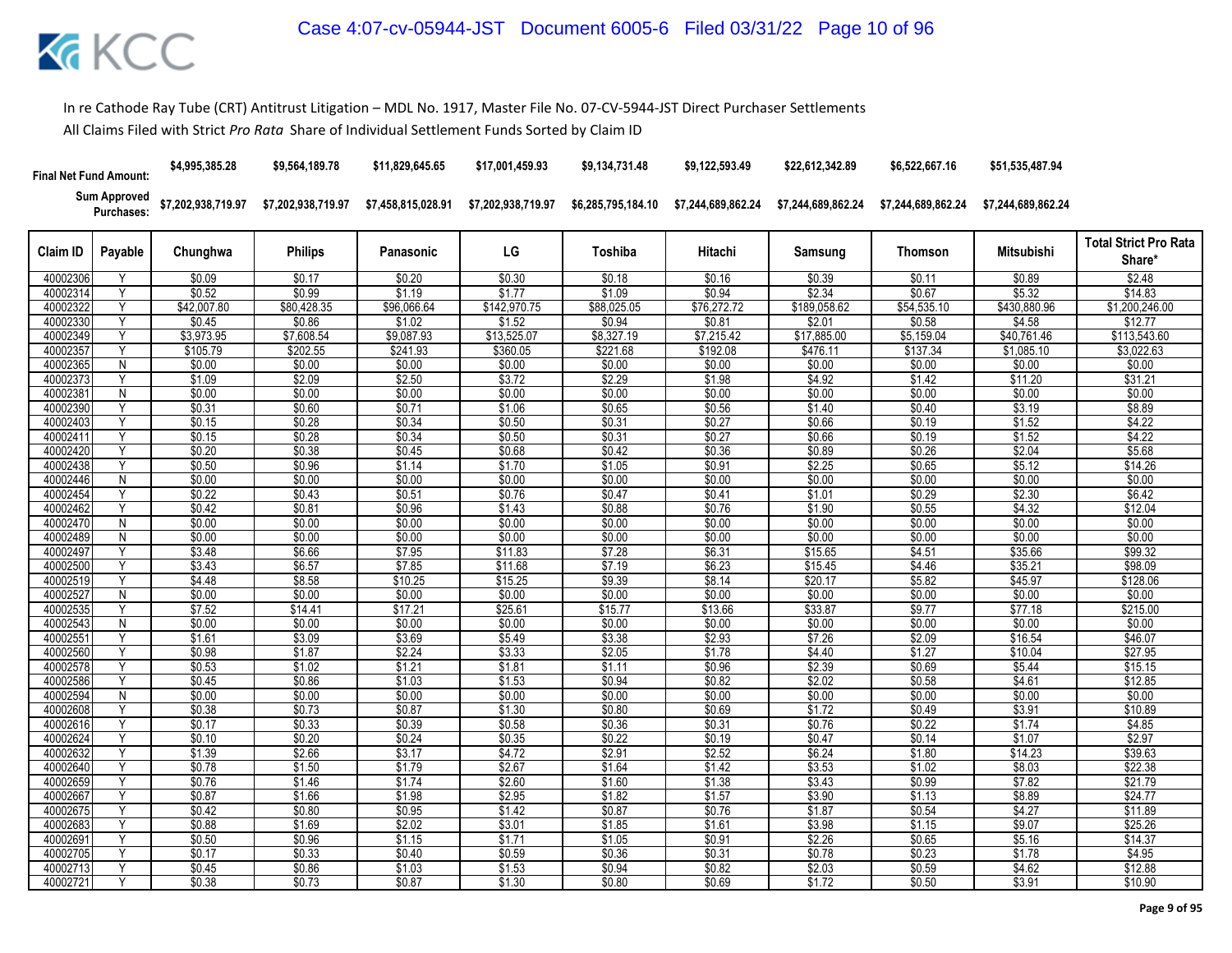In re Cathode Ray Tube (CRT) Antitrust Litigation – MDL No. 1917, Master File No. 07-CV-5944-JST Direct Purchaser Settlements

All Claims Filed with Strict *Pro Rata* Share of Individual Settlement Funds Sorted by Claim ID

| | | Chunghwa | Philips | Panasonic | LG | Toshiba | Hitachi | Samsung | Thomson | Mitsubishi | |
|---|---|---|---|---|---|---|---|---|---|---|---|
| **Final Net Fund Amount:** | | $4,995,385.28 | $9,564,189.78 | $11,829,645.65 | $17,001,459.93 | $9,134,731.48 | $9,122,593.49 | $22,612,342.89 | $6,522,667.16 | $51,535,487.94 | |
| **Sum Approved Purchases:** | | $7,202,938,719.97 | $7,202,938,719.97 | $7,458,815,028.91 | $7,202,938,719.97 | $6,285,795,184.10 | $7,244,689,862.24 | $7,244,689,862.24 | $7,244,689,862.24 | $7,244,689,862.24 | |

| Claim ID | Payable | Chunghwa | Philips | Panasonic | LG | Toshiba | Hitachi | Samsung | Thomson | Mitsubishi | Total Strict Pro Rata Share* |
|---|---|---|---|---|---|---|---|---|---|---|---|
| 40002306 | Y | $0.09 | $0.17 | $0.20 | $0.30 | $0.18 | $0.16 | $0.39 | $0.11 | $0.89 | $2.48 |
| 40002314 | Y | $0.52 | $0.99 | $1.19 | $1.77 | $1.09 | $0.94 | $2.34 | $0.67 | $5.32 | $14.83 |
| 40002322 | Y | $42,007.80 | $80,428.35 | $96,066.64 | $142,970.75 | $88,025.05 | $76,272.72 | $189,058.62 | $54,535.10 | $430,880.96 | $1,200,246.00 |
| 40002330 | Y | $0.45 | $0.86 | $1.02 | $1.52 | $0.94 | $0.81 | $2.01 | $0.58 | $4.58 | $12.77 |
| 40002349 | Y | $3,973.95 | $7,608.54 | $9,087.93 | $13,525.07 | $8,327.19 | $7,215.42 | $17,885.00 | $5,159.04 | $40,761.46 | $113,543.60 |
| 40002357 | Y | $105.79 | $202.55 | $241.93 | $360.05 | $221.68 | $192.08 | $476.11 | $137.34 | $1,085.10 | $3,022.63 |
| 40002365 | N | $0.00 | $0.00 | $0.00 | $0.00 | $0.00 | $0.00 | $0.00 | $0.00 | $0.00 | $0.00 |
| 40002373 | Y | $1.09 | $2.09 | $2.50 | $3.72 | $2.29 | $1.98 | $4.92 | $1.42 | $11.20 | $31.21 |
| 40002381 | N | $0.00 | $0.00 | $0.00 | $0.00 | $0.00 | $0.00 | $0.00 | $0.00 | $0.00 | $0.00 |
| 40002390 | Y | $0.31 | $0.60 | $0.71 | $1.06 | $0.65 | $0.56 | $1.40 | $0.40 | $3.19 | $8.89 |
| 40002403 | Y | $0.15 | $0.28 | $0.34 | $0.50 | $0.31 | $0.27 | $0.66 | $0.19 | $1.52 | $4.22 |
| 40002411 | Y | $0.15 | $0.28 | $0.34 | $0.50 | $0.31 | $0.27 | $0.66 | $0.19 | $1.52 | $4.22 |
| 40002420 | Y | $0.20 | $0.38 | $0.45 | $0.68 | $0.42 | $0.36 | $0.89 | $0.26 | $2.04 | $5.68 |
| 40002438 | Y | $0.50 | $0.96 | $1.14 | $1.70 | $1.05 | $0.91 | $2.25 | $0.65 | $5.12 | $14.26 |
| 40002446 | N | $0.00 | $0.00 | $0.00 | $0.00 | $0.00 | $0.00 | $0.00 | $0.00 | $0.00 | $0.00 |
| 40002454 | Y | $0.22 | $0.43 | $0.51 | $0.76 | $0.47 | $0.41 | $1.01 | $0.29 | $2.30 | $6.42 |
| 40002462 | Y | $0.42 | $0.81 | $0.96 | $1.43 | $0.88 | $0.76 | $1.90 | $0.55 | $4.32 | $12.04 |
| 40002470 | N | $0.00 | $0.00 | $0.00 | $0.00 | $0.00 | $0.00 | $0.00 | $0.00 | $0.00 | $0.00 |
| 40002489 | N | $0.00 | $0.00 | $0.00 | $0.00 | $0.00 | $0.00 | $0.00 | $0.00 | $0.00 | $0.00 |
| 40002497 | Y | $3.48 | $6.66 | $7.95 | $11.83 | $7.28 | $6.31 | $15.65 | $4.51 | $35.66 | $99.32 |
| 40002500 | Y | $3.43 | $6.57 | $7.85 | $11.68 | $7.19 | $6.23 | $15.45 | $4.46 | $35.21 | $98.09 |
| 40002519 | Y | $4.48 | $8.58 | $10.25 | $15.25 | $9.39 | $8.14 | $20.17 | $5.82 | $45.97 | $128.06 |
| 40002527 | N | $0.00 | $0.00 | $0.00 | $0.00 | $0.00 | $0.00 | $0.00 | $0.00 | $0.00 | $0.00 |
| 40002535 | Y | $7.52 | $14.41 | $17.21 | $25.61 | $15.77 | $13.66 | $33.87 | $9.77 | $77.18 | $215.00 |
| 40002543 | N | $0.00 | $0.00 | $0.00 | $0.00 | $0.00 | $0.00 | $0.00 | $0.00 | $0.00 | $0.00 |
| 40002551 | Y | $1.61 | $3.09 | $3.69 | $5.49 | $3.38 | $2.93 | $7.26 | $2.09 | $16.54 | $46.07 |
| 40002560 | Y | $0.98 | $1.87 | $2.24 | $3.33 | $2.05 | $1.78 | $4.40 | $1.27 | $10.04 | $27.95 |
| 40002578 | Y | $0.53 | $1.02 | $1.21 | $1.81 | $1.11 | $0.96 | $2.39 | $0.69 | $5.44 | $15.15 |
| 40002586 | Y | $0.45 | $0.86 | $1.03 | $1.53 | $0.94 | $0.82 | $2.02 | $0.58 | $4.61 | $12.85 |
| 40002594 | N | $0.00 | $0.00 | $0.00 | $0.00 | $0.00 | $0.00 | $0.00 | $0.00 | $0.00 | $0.00 |
| 40002608 | Y | $0.38 | $0.73 | $0.87 | $1.30 | $0.80 | $0.69 | $1.72 | $0.49 | $3.91 | $10.89 |
| 40002616 | Y | $0.17 | $0.33 | $0.39 | $0.58 | $0.36 | $0.31 | $0.76 | $0.22 | $1.74 | $4.85 |
| 40002624 | Y | $0.10 | $0.20 | $0.24 | $0.35 | $0.22 | $0.19 | $0.47 | $0.14 | $1.07 | $2.97 |
| 40002632 | Y | $1.39 | $2.66 | $3.17 | $4.72 | $2.91 | $2.52 | $6.24 | $1.80 | $14.23 | $39.63 |
| 40002640 | Y | $0.78 | $1.50 | $1.79 | $2.67 | $1.64 | $1.42 | $3.53 | $1.02 | $8.03 | $22.38 |
| 40002659 | Y | $0.76 | $1.46 | $1.74 | $2.60 | $1.60 | $1.38 | $3.43 | $0.99 | $7.82 | $21.79 |
| 40002667 | Y | $0.87 | $1.66 | $1.98 | $2.95 | $1.82 | $1.57 | $3.90 | $1.13 | $8.89 | $24.77 |
| 40002675 | Y | $0.42 | $0.80 | $0.95 | $1.42 | $0.87 | $0.76 | $1.87 | $0.54 | $4.27 | $11.89 |
| 40002683 | Y | $0.88 | $1.69 | $2.02 | $3.01 | $1.85 | $1.61 | $3.98 | $1.15 | $9.07 | $25.26 |
| 40002691 | Y | $0.50 | $0.96 | $1.15 | $1.71 | $1.05 | $0.91 | $2.26 | $0.65 | $5.16 | $14.37 |
| 40002705 | Y | $0.17 | $0.33 | $0.40 | $0.59 | $0.36 | $0.31 | $0.78 | $0.23 | $1.78 | $4.95 |
| 40002713 | Y | $0.45 | $0.86 | $1.03 | $1.53 | $0.94 | $0.82 | $2.03 | $0.59 | $4.62 | $12.88 |
| 40002721 | Y | $0.38 | $0.73 | $0.87 | $1.30 | $0.80 | $0.69 | $1.72 | $0.50 | $3.91 | $10.90 |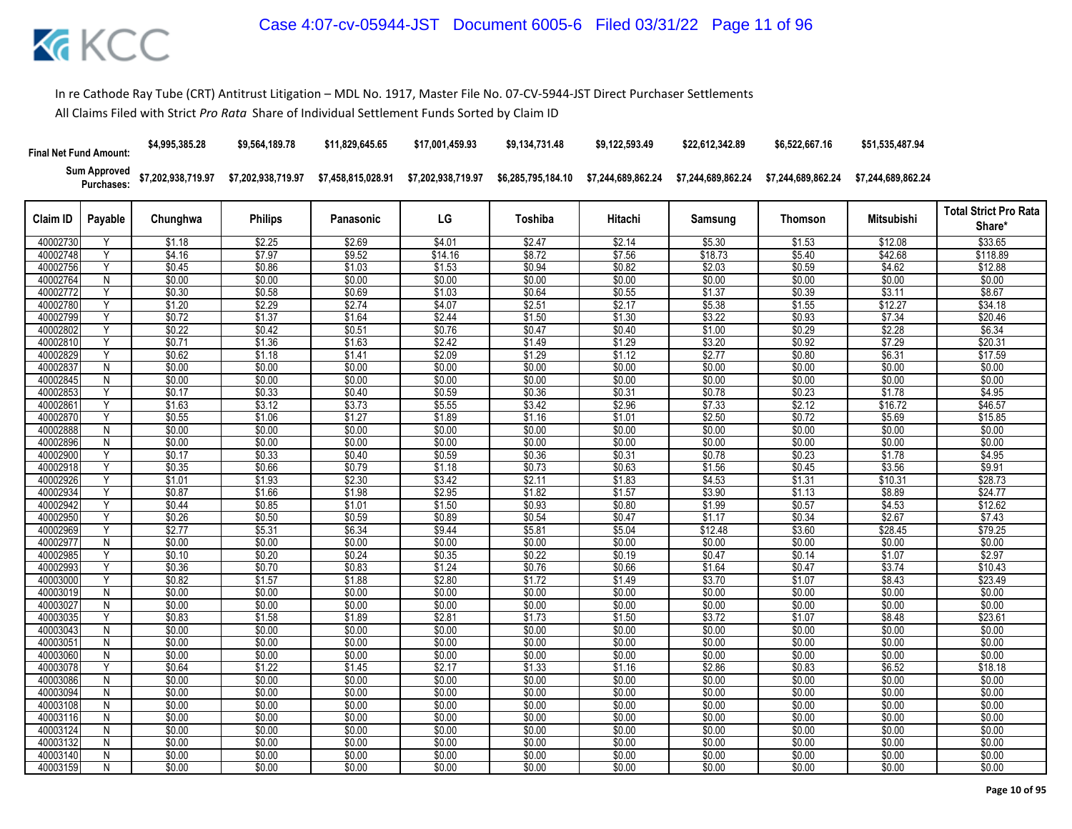In re Cathode Ray Tube (CRT) Antitrust Litigation – MDL No. 1917, Master File No. 07-CV-5944-JST Direct Purchaser Settlements

All Claims Filed with Strict *Pro Rata* Share of Individual Settlement Funds Sorted by Claim ID

| Final Net Fund Amount: | | $4,995,385.28 | $9,564,189.78 | $11,829,645.65 | $17,001,459.93 | $9,134,731.48 | $9,122,593.49 | $22,612,342.89 | $6,522,667.16 | $51,535,487.94 | |
|---|---|---|---|---|---|---|---|---|---|---|---|
| Sum Approved Purchases: | | $7,202,938,719.97 | $7,202,938,719.97 | $7,458,815,028.91 | $7,202,938,719.97 | $6,285,795,184.10 | $7,244,689,862.24 | $7,244,689,862.24 | $7,244,689,862.24 | $7,244,689,862.24 | |
| **Claim ID** | **Payable** | **Chunghwa** | **Philips** | **Panasonic** | **LG** | **Toshiba** | **Hitachi** | **Samsung** | **Thomson** | **Mitsubishi** | **Total Strict Pro Rata Share*** |
| 40002730 | Y | $1.18 | $2.25 | $2.69 | $4.01 | $2.47 | $2.14 | $5.30 | $1.53 | $12.08 | $33.65 |
| 40002748 | Y | $4.16 | $7.97 | $9.52 | $14.16 | $8.72 | $7.56 | $18.73 | $5.40 | $42.68 | $118.89 |
| 40002756 | Y | $0.45 | $0.86 | $1.03 | $1.53 | $0.94 | $0.82 | $2.03 | $0.59 | $4.62 | $12.88 |
| 40002764 | N | $0.00 | $0.00 | $0.00 | $0.00 | $0.00 | $0.00 | $0.00 | $0.00 | $0.00 | $0.00 |
| 40002772 | Y | $0.30 | $0.58 | $0.69 | $1.03 | $0.64 | $0.55 | $1.37 | $0.39 | $3.11 | $8.67 |
| 40002780 | Y | $1.20 | $2.29 | $2.74 | $4.07 | $2.51 | $2.17 | $5.38 | $1.55 | $12.27 | $34.18 |
| 40002799 | Y | $0.72 | $1.37 | $1.64 | $2.44 | $1.50 | $1.30 | $3.22 | $0.93 | $7.34 | $20.46 |
| 40002802 | Y | $0.22 | $0.42 | $0.51 | $0.76 | $0.47 | $0.40 | $1.00 | $0.29 | $2.28 | $6.34 |
| 40002810 | Y | $0.71 | $1.36 | $1.63 | $2.42 | $1.49 | $1.29 | $3.20 | $0.92 | $7.29 | $20.31 |
| 40002829 | Y | $0.62 | $1.18 | $1.41 | $2.09 | $1.29 | $1.12 | $2.77 | $0.80 | $6.31 | $17.59 |
| 40002837 | N | $0.00 | $0.00 | $0.00 | $0.00 | $0.00 | $0.00 | $0.00 | $0.00 | $0.00 | $0.00 |
| 40002845 | N | $0.00 | $0.00 | $0.00 | $0.00 | $0.00 | $0.00 | $0.00 | $0.00 | $0.00 | $0.00 |
| 40002853 | Y | $0.17 | $0.33 | $0.40 | $0.59 | $0.36 | $0.31 | $0.78 | $0.23 | $1.78 | $4.95 |
| 40002861 | Y | $1.63 | $3.12 | $3.73 | $5.55 | $3.42 | $2.96 | $7.33 | $2.12 | $16.72 | $46.57 |
| 40002870 | Y | $0.55 | $1.06 | $1.27 | $1.89 | $1.16 | $1.01 | $2.50 | $0.72 | $5.69 | $15.85 |
| 40002888 | N | $0.00 | $0.00 | $0.00 | $0.00 | $0.00 | $0.00 | $0.00 | $0.00 | $0.00 | $0.00 |
| 40002896 | N | $0.00 | $0.00 | $0.00 | $0.00 | $0.00 | $0.00 | $0.00 | $0.00 | $0.00 | $0.00 |
| 40002900 | Y | $0.17 | $0.33 | $0.40 | $0.59 | $0.36 | $0.31 | $0.78 | $0.23 | $1.78 | $4.95 |
| 40002918 | Y | $0.35 | $0.66 | $0.79 | $1.18 | $0.73 | $0.63 | $1.56 | $0.45 | $3.56 | $9.91 |
| 40002926 | Y | $1.01 | $1.93 | $2.30 | $3.42 | $2.11 | $1.83 | $4.53 | $1.31 | $10.31 | $28.73 |
| 40002934 | Y | $0.87 | $1.66 | $1.98 | $2.95 | $1.82 | $1.57 | $3.90 | $1.13 | $8.89 | $24.77 |
| 40002942 | Y | $0.44 | $0.85 | $1.01 | $1.50 | $0.93 | $0.80 | $1.99 | $0.57 | $4.53 | $12.62 |
| 40002950 | Y | $0.26 | $0.50 | $0.59 | $0.89 | $0.54 | $0.47 | $1.17 | $0.34 | $2.67 | $7.43 |
| 40002969 | Y | $2.77 | $5.31 | $6.34 | $9.44 | $5.81 | $5.04 | $12.48 | $3.60 | $28.45 | $79.25 |
| 40002977 | N | $0.00 | $0.00 | $0.00 | $0.00 | $0.00 | $0.00 | $0.00 | $0.00 | $0.00 | $0.00 |
| 40002985 | Y | $0.10 | $0.20 | $0.24 | $0.35 | $0.22 | $0.19 | $0.47 | $0.14 | $1.07 | $2.97 |
| 40002993 | Y | $0.36 | $0.70 | $0.83 | $1.24 | $0.76 | $0.66 | $1.64 | $0.47 | $3.74 | $10.43 |
| 40003000 | Y | $0.82 | $1.57 | $1.88 | $2.80 | $1.72 | $1.49 | $3.70 | $1.07 | $8.43 | $23.49 |
| 40003019 | N | $0.00 | $0.00 | $0.00 | $0.00 | $0.00 | $0.00 | $0.00 | $0.00 | $0.00 | $0.00 |
| 40003027 | N | $0.00 | $0.00 | $0.00 | $0.00 | $0.00 | $0.00 | $0.00 | $0.00 | $0.00 | $0.00 |
| 40003035 | Y | $0.83 | $1.58 | $1.89 | $2.81 | $1.73 | $1.50 | $3.72 | $1.07 | $8.48 | $23.61 |
| 40003043 | N | $0.00 | $0.00 | $0.00 | $0.00 | $0.00 | $0.00 | $0.00 | $0.00 | $0.00 | $0.00 |
| 40003051 | N | $0.00 | $0.00 | $0.00 | $0.00 | $0.00 | $0.00 | $0.00 | $0.00 | $0.00 | $0.00 |
| 40003060 | N | $0.00 | $0.00 | $0.00 | $0.00 | $0.00 | $0.00 | $0.00 | $0.00 | $0.00 | $0.00 |
| 40003078 | Y | $0.64 | $1.22 | $1.45 | $2.17 | $1.33 | $1.16 | $2.86 | $0.83 | $6.52 | $18.18 |
| 40003086 | N | $0.00 | $0.00 | $0.00 | $0.00 | $0.00 | $0.00 | $0.00 | $0.00 | $0.00 | $0.00 |
| 40003094 | N | $0.00 | $0.00 | $0.00 | $0.00 | $0.00 | $0.00 | $0.00 | $0.00 | $0.00 | $0.00 |
| 40003108 | N | $0.00 | $0.00 | $0.00 | $0.00 | $0.00 | $0.00 | $0.00 | $0.00 | $0.00 | $0.00 |
| 40003116 | N | $0.00 | $0.00 | $0.00 | $0.00 | $0.00 | $0.00 | $0.00 | $0.00 | $0.00 | $0.00 |
| 40003124 | N | $0.00 | $0.00 | $0.00 | $0.00 | $0.00 | $0.00 | $0.00 | $0.00 | $0.00 | $0.00 |
| 40003132 | N | $0.00 | $0.00 | $0.00 | $0.00 | $0.00 | $0.00 | $0.00 | $0.00 | $0.00 | $0.00 |
| 40003140 | N | $0.00 | $0.00 | $0.00 | $0.00 | $0.00 | $0.00 | $0.00 | $0.00 | $0.00 | $0.00 |
| 40003159 | N | $0.00 | $0.00 | $0.00 | $0.00 | $0.00 | $0.00 | $0.00 | $0.00 | $0.00 | $0.00 |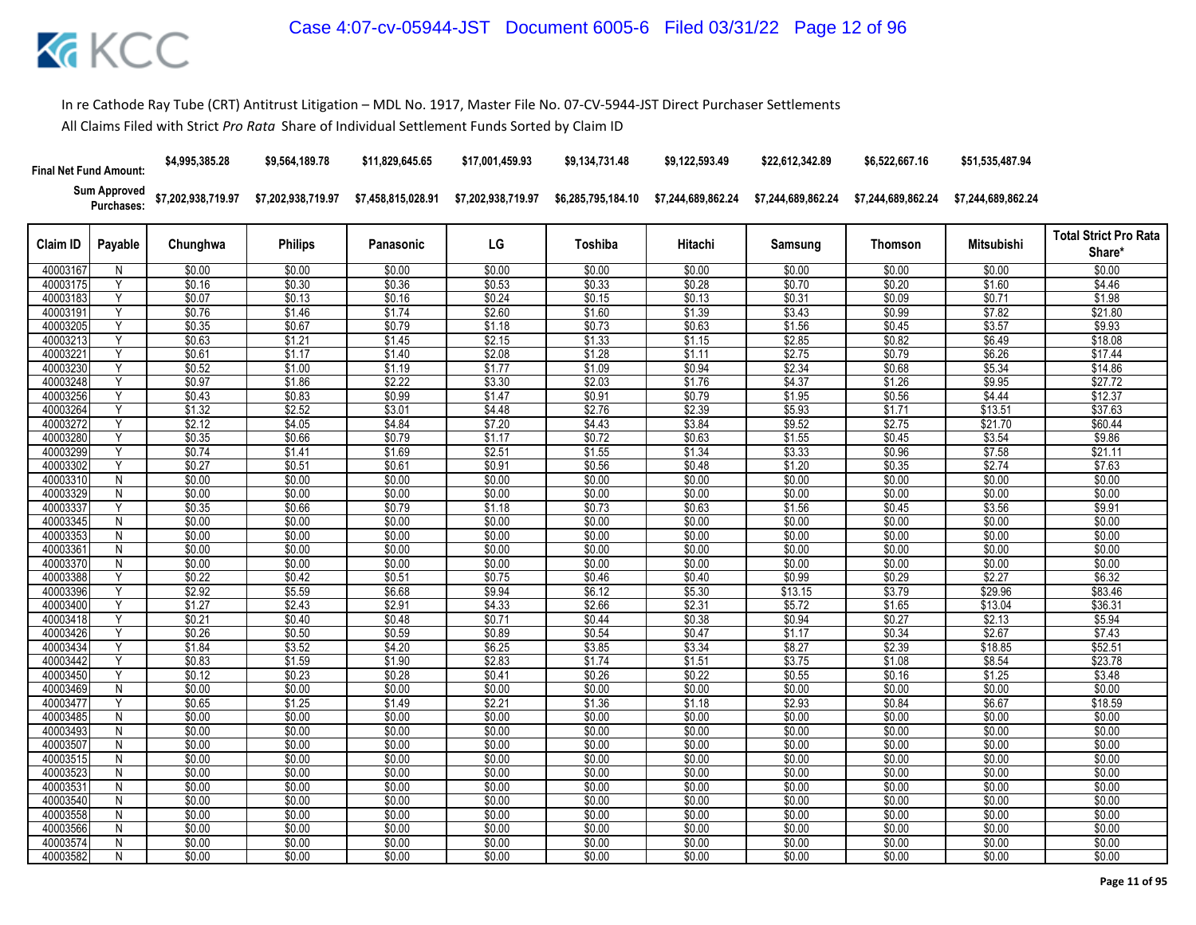In re Cathode Ray Tube (CRT) Antitrust Litigation – MDL No. 1917, Master File No. 07-CV-5944-JST Direct Purchaser Settlements

All Claims Filed with Strict *Pro Rata* Share of Individual Settlement Funds Sorted by Claim ID

| Final Net Fund Amount: | | $4,995,385.28 | $9,564,189.78 | $11,829,645.65 | $17,001,459.93 | $9,134,731.48 | $9,122,593.49 | $22,612,342.89 | $6,522,667.16 | $51,535,487.94 | |
|---|---|---|---|---|---|---|---|---|---|---|---|
| Sum Approved Purchases: | | $7,202,938,719.97 | $7,202,938,719.97 | $7,458,815,028.91 | $7,202,938,719.97 | $6,285,795,184.10 | $7,244,689,862.24 | $7,244,689,862.24 | $7,244,689,862.24 | $7,244,689,862.24 | |
| Claim ID | Payable | Chunghwa | Philips | Panasonic | LG | Toshiba | Hitachi | Samsung | Thomson | Mitsubishi | Total Strict Pro Rata Share* |
| 40003167 | N | $0.00 | $0.00 | $0.00 | $0.00 | $0.00 | $0.00 | $0.00 | $0.00 | $0.00 | $0.00 |
| 40003175 | Y | $0.16 | $0.30 | $0.36 | $0.53 | $0.33 | $0.28 | $0.70 | $0.20 | $1.60 | $4.46 |
| 40003183 | Y | $0.07 | $0.13 | $0.16 | $0.24 | $0.15 | $0.13 | $0.31 | $0.09 | $0.71 | $1.98 |
| 40003191 | Y | $0.76 | $1.46 | $1.74 | $2.60 | $1.60 | $1.39 | $3.43 | $0.99 | $7.82 | $21.80 |
| 40003205 | Y | $0.35 | $0.67 | $0.79 | $1.18 | $0.73 | $0.63 | $1.56 | $0.45 | $3.57 | $9.93 |
| 40003213 | Y | $0.63 | $1.21 | $1.45 | $2.15 | $1.33 | $1.15 | $2.85 | $0.82 | $6.49 | $18.08 |
| 40003221 | Y | $0.61 | $1.17 | $1.40 | $2.08 | $1.28 | $1.11 | $2.75 | $0.79 | $6.26 | $17.44 |
| 40003230 | Y | $0.52 | $1.00 | $1.19 | $1.77 | $1.09 | $0.94 | $2.34 | $0.68 | $5.34 | $14.86 |
| 40003248 | Y | $0.97 | $1.86 | $2.22 | $3.30 | $2.03 | $1.76 | $4.37 | $1.26 | $9.95 | $27.72 |
| 40003256 | Y | $0.43 | $0.83 | $0.99 | $1.47 | $0.91 | $0.79 | $1.95 | $0.56 | $4.44 | $12.37 |
| 40003264 | Y | $1.32 | $2.52 | $3.01 | $4.48 | $2.76 | $2.39 | $5.93 | $1.71 | $13.51 | $37.63 |
| 40003272 | Y | $2.12 | $4.05 | $4.84 | $7.20 | $4.43 | $3.84 | $9.52 | $2.75 | $21.70 | $60.44 |
| 40003280 | Y | $0.35 | $0.66 | $0.79 | $1.17 | $0.72 | $0.63 | $1.55 | $0.45 | $3.54 | $9.86 |
| 40003299 | Y | $0.74 | $1.41 | $1.69 | $2.51 | $1.55 | $1.34 | $3.33 | $0.96 | $7.58 | $21.11 |
| 40003302 | Y | $0.27 | $0.51 | $0.61 | $0.91 | $0.56 | $0.48 | $1.20 | $0.35 | $2.74 | $7.63 |
| 40003310 | N | $0.00 | $0.00 | $0.00 | $0.00 | $0.00 | $0.00 | $0.00 | $0.00 | $0.00 | $0.00 |
| 40003329 | N | $0.00 | $0.00 | $0.00 | $0.00 | $0.00 | $0.00 | $0.00 | $0.00 | $0.00 | $0.00 |
| 40003337 | Y | $0.35 | $0.66 | $0.79 | $1.18 | $0.73 | $0.63 | $1.56 | $0.45 | $3.56 | $9.91 |
| 40003345 | N | $0.00 | $0.00 | $0.00 | $0.00 | $0.00 | $0.00 | $0.00 | $0.00 | $0.00 | $0.00 |
| 40003353 | N | $0.00 | $0.00 | $0.00 | $0.00 | $0.00 | $0.00 | $0.00 | $0.00 | $0.00 | $0.00 |
| 40003361 | N | $0.00 | $0.00 | $0.00 | $0.00 | $0.00 | $0.00 | $0.00 | $0.00 | $0.00 | $0.00 |
| 40003370 | N | $0.00 | $0.00 | $0.00 | $0.00 | $0.00 | $0.00 | $0.00 | $0.00 | $0.00 | $0.00 |
| 40003388 | Y | $0.22 | $0.42 | $0.51 | $0.75 | $0.46 | $0.40 | $0.99 | $0.29 | $2.27 | $6.32 |
| 40003396 | Y | $2.92 | $5.59 | $6.68 | $9.94 | $6.12 | $5.30 | $13.15 | $3.79 | $29.96 | $83.46 |
| 40003400 | Y | $1.27 | $2.43 | $2.91 | $4.33 | $2.66 | $2.31 | $5.72 | $1.65 | $13.04 | $36.31 |
| 40003418 | Y | $0.21 | $0.40 | $0.48 | $0.71 | $0.44 | $0.38 | $0.94 | $0.27 | $2.13 | $5.94 |
| 40003426 | Y | $0.26 | $0.50 | $0.59 | $0.89 | $0.54 | $0.47 | $1.17 | $0.34 | $2.67 | $7.43 |
| 40003434 | Y | $1.84 | $3.52 | $4.20 | $6.25 | $3.85 | $3.34 | $8.27 | $2.39 | $18.85 | $52.51 |
| 40003442 | Y | $0.83 | $1.59 | $1.90 | $2.83 | $1.74 | $1.51 | $3.75 | $1.08 | $8.54 | $23.78 |
| 40003450 | Y | $0.12 | $0.23 | $0.28 | $0.41 | $0.26 | $0.22 | $0.55 | $0.16 | $1.25 | $3.48 |
| 40003469 | N | $0.00 | $0.00 | $0.00 | $0.00 | $0.00 | $0.00 | $0.00 | $0.00 | $0.00 | $0.00 |
| 40003477 | Y | $0.65 | $1.25 | $1.49 | $2.21 | $1.36 | $1.18 | $2.93 | $0.84 | $6.67 | $18.59 |
| 40003485 | N | $0.00 | $0.00 | $0.00 | $0.00 | $0.00 | $0.00 | $0.00 | $0.00 | $0.00 | $0.00 |
| 40003493 | N | $0.00 | $0.00 | $0.00 | $0.00 | $0.00 | $0.00 | $0.00 | $0.00 | $0.00 | $0.00 |
| 40003507 | N | $0.00 | $0.00 | $0.00 | $0.00 | $0.00 | $0.00 | $0.00 | $0.00 | $0.00 | $0.00 |
| 40003515 | N | $0.00 | $0.00 | $0.00 | $0.00 | $0.00 | $0.00 | $0.00 | $0.00 | $0.00 | $0.00 |
| 40003523 | N | $0.00 | $0.00 | $0.00 | $0.00 | $0.00 | $0.00 | $0.00 | $0.00 | $0.00 | $0.00 |
| 40003531 | N | $0.00 | $0.00 | $0.00 | $0.00 | $0.00 | $0.00 | $0.00 | $0.00 | $0.00 | $0.00 |
| 40003540 | N | $0.00 | $0.00 | $0.00 | $0.00 | $0.00 | $0.00 | $0.00 | $0.00 | $0.00 | $0.00 |
| 40003558 | N | $0.00 | $0.00 | $0.00 | $0.00 | $0.00 | $0.00 | $0.00 | $0.00 | $0.00 | $0.00 |
| 40003566 | N | $0.00 | $0.00 | $0.00 | $0.00 | $0.00 | $0.00 | $0.00 | $0.00 | $0.00 | $0.00 |
| 40003574 | N | $0.00 | $0.00 | $0.00 | $0.00 | $0.00 | $0.00 | $0.00 | $0.00 | $0.00 | $0.00 |
| 40003582 | N | $0.00 | $0.00 | $0.00 | $0.00 | $0.00 | $0.00 | $0.00 | $0.00 | $0.00 | $0.00 |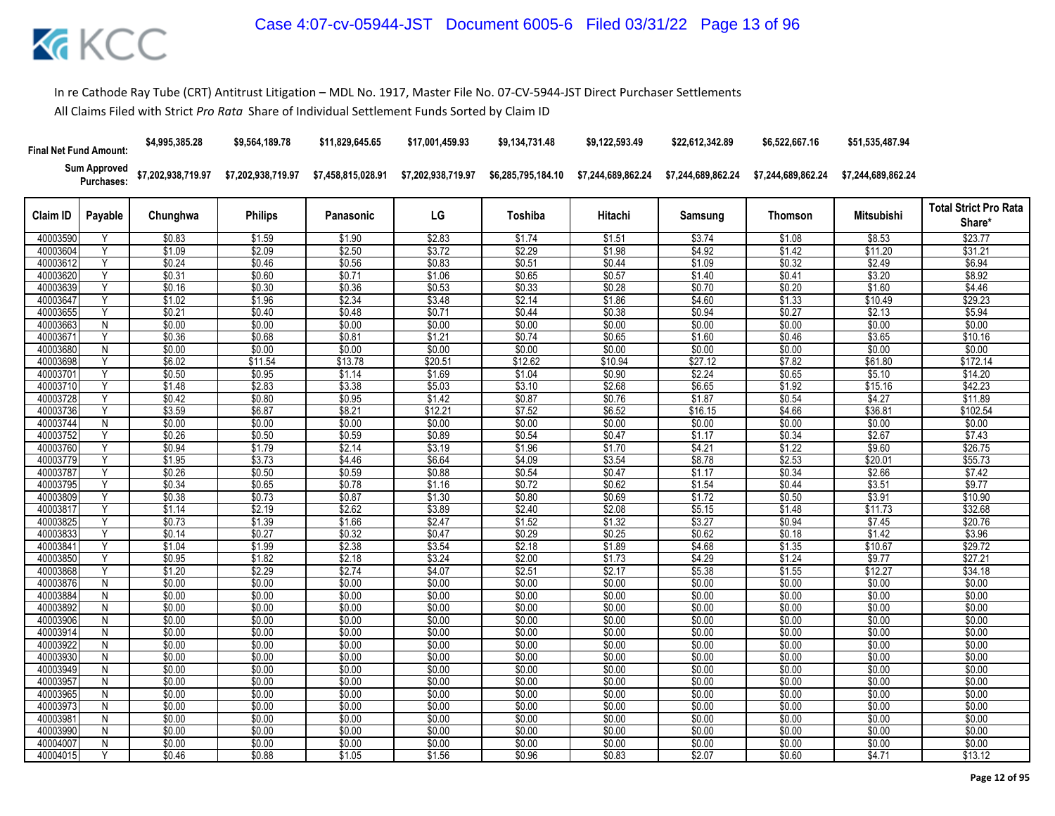In re Cathode Ray Tube (CRT) Antitrust Litigation – MDL No. 1917, Master File No. 07-CV-5944-JST Direct Purchaser Settlements

All Claims Filed with Strict *Pro Rata* Share of Individual Settlement Funds Sorted by Claim ID

| Final Net Fund Amount: | $4,995,385.28 | $9,564,189.78 | $11,829,645.65 | $17,001,459.93 | $9,134,731.48 | $9,122,593.49 | $22,612,342.89 | $6,522,667.16 | $51,535,487.94 |
|---|---|---|---|---|---|---|---|---|---|
| Sum Approved Purchases: | $7,202,938,719.97 | $7,202,938,719.97 | $7,458,815,028.91 | $7,202,938,719.97 | $6,285,795,184.10 | $7,244,689,862.24 | $7,244,689,862.24 | $7,244,689,862.24 | $7,244,689,862.24 |

| Claim ID | Payable | Chunghwa | Philips | Panasonic | LG | Toshiba | Hitachi | Samsung | Thomson | Mitsubishi | Total Strict Pro Rata Share* |
|---|---|---|---|---|---|---|---|---|---|---|---|
| 40003590 | Y | $0.83 | $1.59 | $1.90 | $2.83 | $1.74 | $1.51 | $3.74 | $1.08 | $8.53 | $23.77 |
| 40003604 | Y | $1.09 | $2.09 | $2.50 | $3.72 | $2.29 | $1.98 | $4.92 | $1.42 | $11.20 | $31.21 |
| 40003612 | Y | $0.24 | $0.46 | $0.56 | $0.83 | $0.51 | $0.44 | $1.09 | $0.32 | $2.49 | $6.94 |
| 40003620 | Y | $0.31 | $0.60 | $0.71 | $1.06 | $0.65 | $0.57 | $1.40 | $0.41 | $3.20 | $8.92 |
| 40003639 | Y | $0.16 | $0.30 | $0.36 | $0.53 | $0.33 | $0.28 | $0.70 | $0.20 | $1.60 | $4.46 |
| 40003647 | Y | $1.02 | $1.96 | $2.34 | $3.48 | $2.14 | $1.86 | $4.60 | $1.33 | $10.49 | $29.23 |
| 40003655 | Y | $0.21 | $0.40 | $0.48 | $0.71 | $0.44 | $0.38 | $0.94 | $0.27 | $2.13 | $5.94 |
| 40003663 | N | $0.00 | $0.00 | $0.00 | $0.00 | $0.00 | $0.00 | $0.00 | $0.00 | $0.00 | $0.00 |
| 40003671 | Y | $0.36 | $0.68 | $0.81 | $1.21 | $0.74 | $0.65 | $1.60 | $0.46 | $3.65 | $10.16 |
| 40003680 | N | $0.00 | $0.00 | $0.00 | $0.00 | $0.00 | $0.00 | $0.00 | $0.00 | $0.00 | $0.00 |
| 40003698 | Y | $6.02 | $11.54 | $13.78 | $20.51 | $12.62 | $10.94 | $27.12 | $7.82 | $61.80 | $172.14 |
| 40003701 | Y | $0.50 | $0.95 | $1.14 | $1.69 | $1.04 | $0.90 | $2.24 | $0.65 | $5.10 | $14.20 |
| 40003710 | Y | $1.48 | $2.83 | $3.38 | $5.03 | $3.10 | $2.68 | $6.65 | $1.92 | $15.16 | $42.23 |
| 40003728 | Y | $0.42 | $0.80 | $0.95 | $1.42 | $0.87 | $0.76 | $1.87 | $0.54 | $4.27 | $11.89 |
| 40003736 | Y | $3.59 | $6.87 | $8.21 | $12.21 | $7.52 | $6.52 | $16.15 | $4.66 | $36.81 | $102.54 |
| 40003744 | N | $0.00 | $0.00 | $0.00 | $0.00 | $0.00 | $0.00 | $0.00 | $0.00 | $0.00 | $0.00 |
| 40003752 | Y | $0.26 | $0.50 | $0.59 | $0.89 | $0.54 | $0.47 | $1.17 | $0.34 | $2.67 | $7.43 |
| 40003760 | Y | $0.94 | $1.79 | $2.14 | $3.19 | $1.96 | $1.70 | $4.21 | $1.22 | $9.60 | $26.75 |
| 40003779 | Y | $1.95 | $3.73 | $4.46 | $6.64 | $4.09 | $3.54 | $8.78 | $2.53 | $20.01 | $55.73 |
| 40003787 | Y | $0.26 | $0.50 | $0.59 | $0.88 | $0.54 | $0.47 | $1.17 | $0.34 | $2.66 | $7.42 |
| 40003795 | Y | $0.34 | $0.65 | $0.78 | $1.16 | $0.72 | $0.62 | $1.54 | $0.44 | $3.51 | $9.77 |
| 40003809 | Y | $0.38 | $0.73 | $0.87 | $1.30 | $0.80 | $0.69 | $1.72 | $0.50 | $3.91 | $10.90 |
| 40003817 | Y | $1.14 | $2.19 | $2.62 | $3.89 | $2.40 | $2.08 | $5.15 | $1.48 | $11.73 | $32.68 |
| 40003825 | Y | $0.73 | $1.39 | $1.66 | $2.47 | $1.52 | $1.32 | $3.27 | $0.94 | $7.45 | $20.76 |
| 40003833 | Y | $0.14 | $0.27 | $0.32 | $0.47 | $0.29 | $0.25 | $0.62 | $0.18 | $1.42 | $3.96 |
| 40003841 | Y | $1.04 | $1.99 | $2.38 | $3.54 | $2.18 | $1.89 | $4.68 | $1.35 | $10.67 | $29.72 |
| 40003850 | Y | $0.95 | $1.82 | $2.18 | $3.24 | $2.00 | $1.73 | $4.29 | $1.24 | $9.77 | $27.21 |
| 40003868 | Y | $1.20 | $2.29 | $2.74 | $4.07 | $2.51 | $2.17 | $5.38 | $1.55 | $12.27 | $34.18 |
| 40003876 | N | $0.00 | $0.00 | $0.00 | $0.00 | $0.00 | $0.00 | $0.00 | $0.00 | $0.00 | $0.00 |
| 40003884 | N | $0.00 | $0.00 | $0.00 | $0.00 | $0.00 | $0.00 | $0.00 | $0.00 | $0.00 | $0.00 |
| 40003892 | N | $0.00 | $0.00 | $0.00 | $0.00 | $0.00 | $0.00 | $0.00 | $0.00 | $0.00 | $0.00 |
| 40003906 | N | $0.00 | $0.00 | $0.00 | $0.00 | $0.00 | $0.00 | $0.00 | $0.00 | $0.00 | $0.00 |
| 40003914 | N | $0.00 | $0.00 | $0.00 | $0.00 | $0.00 | $0.00 | $0.00 | $0.00 | $0.00 | $0.00 |
| 40003922 | N | $0.00 | $0.00 | $0.00 | $0.00 | $0.00 | $0.00 | $0.00 | $0.00 | $0.00 | $0.00 |
| 40003930 | N | $0.00 | $0.00 | $0.00 | $0.00 | $0.00 | $0.00 | $0.00 | $0.00 | $0.00 | $0.00 |
| 40003949 | N | $0.00 | $0.00 | $0.00 | $0.00 | $0.00 | $0.00 | $0.00 | $0.00 | $0.00 | $0.00 |
| 40003957 | N | $0.00 | $0.00 | $0.00 | $0.00 | $0.00 | $0.00 | $0.00 | $0.00 | $0.00 | $0.00 |
| 40003965 | N | $0.00 | $0.00 | $0.00 | $0.00 | $0.00 | $0.00 | $0.00 | $0.00 | $0.00 | $0.00 |
| 40003973 | N | $0.00 | $0.00 | $0.00 | $0.00 | $0.00 | $0.00 | $0.00 | $0.00 | $0.00 | $0.00 |
| 40003981 | N | $0.00 | $0.00 | $0.00 | $0.00 | $0.00 | $0.00 | $0.00 | $0.00 | $0.00 | $0.00 |
| 40003990 | N | $0.00 | $0.00 | $0.00 | $0.00 | $0.00 | $0.00 | $0.00 | $0.00 | $0.00 | $0.00 |
| 40004007 | N | $0.00 | $0.00 | $0.00 | $0.00 | $0.00 | $0.00 | $0.00 | $0.00 | $0.00 | $0.00 |
| 40004015 | Y | $0.46 | $0.88 | $1.05 | $1.56 | $0.96 | $0.83 | $2.07 | $0.60 | $4.71 | $13.12 |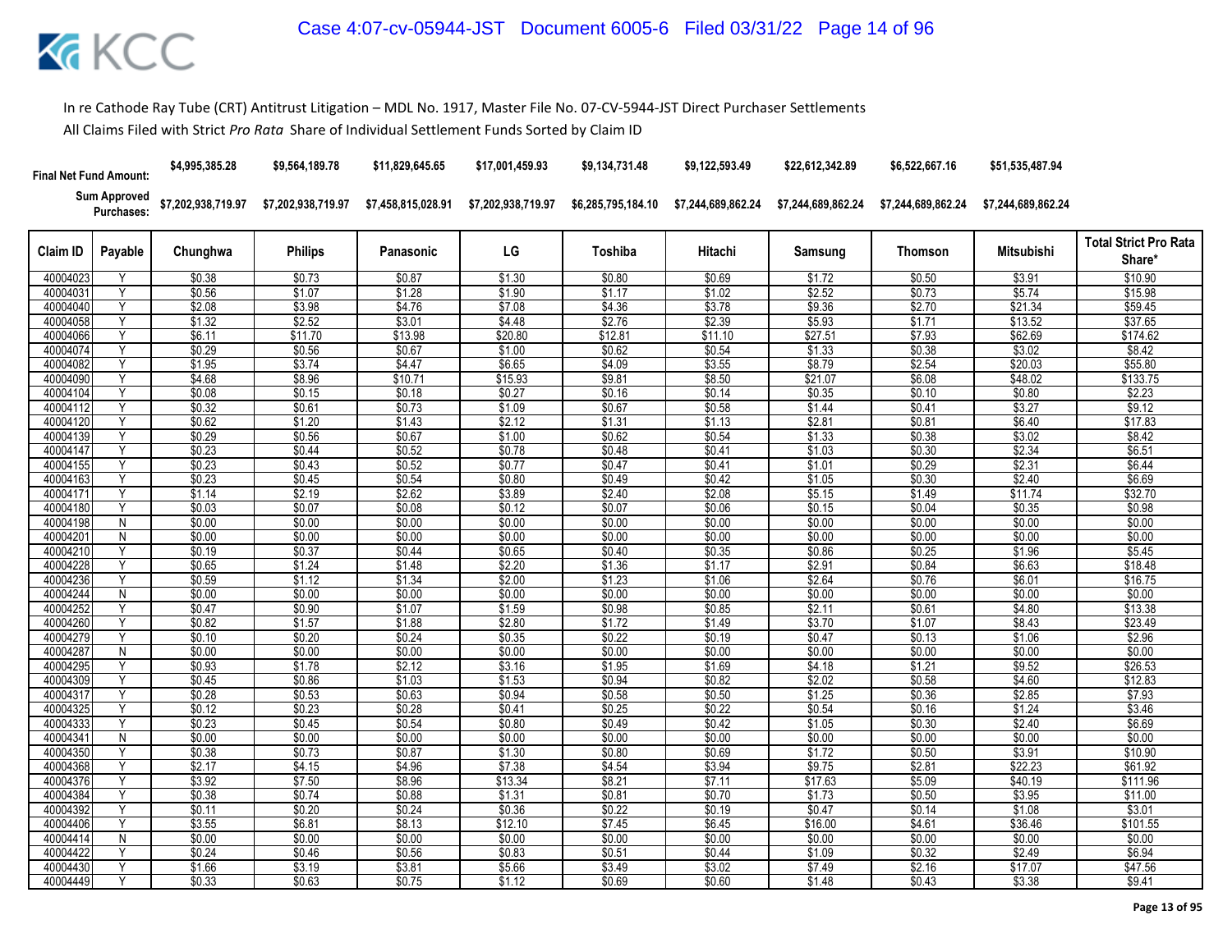In re Cathode Ray Tube (CRT) Antitrust Litigation – MDL No. 1917, Master File No. 07-CV-5944-JST Direct Purchaser Settlements

All Claims Filed with Strict *Pro Rata* Share of Individual Settlement Funds Sorted by Claim ID

| Final Net Fund Amount: | | $4,995,385.28 | $9,564,189.78 | $11,829,645.65 | $17,001,459.93 | $9,134,731.48 | $9,122,593.49 | $22,612,342.89 | $6,522,667.16 | $51,535,487.94 | |
|---|---|---|---|---|---|---|---|---|---|---|---|
| Sum Approved Purchases: | | $7,202,938,719.97 | $7,202,938,719.97 | $7,458,815,028.91 | $7,202,938,719.97 | $6,285,795,184.10 | $7,244,689,862.24 | $7,244,689,862.24 | $7,244,689,862.24 | $7,244,689,862.24 | |
| Claim ID | Payable | Chunghwa | Philips | Panasonic | LG | Toshiba | Hitachi | Samsung | Thomson | Mitsubishi | Total Strict Pro Rata Share* |
| 40004023 | Y | $0.38 | $0.73 | $0.87 | $1.30 | $0.80 | $0.69 | $1.72 | $0.50 | $3.91 | $10.90 |
| 40004031 | Y | $0.56 | $1.07 | $1.28 | $1.90 | $1.17 | $1.02 | $2.52 | $0.73 | $5.74 | $15.98 |
| 40004040 | Y | $2.08 | $3.98 | $4.76 | $7.08 | $4.36 | $3.78 | $9.36 | $2.70 | $21.34 | $59.45 |
| 40004058 | Y | $1.32 | $2.52 | $3.01 | $4.48 | $2.76 | $2.39 | $5.93 | $1.71 | $13.52 | $37.65 |
| 40004066 | Y | $6.11 | $11.70 | $13.98 | $20.80 | $12.81 | $11.10 | $27.51 | $7.93 | $62.69 | $174.62 |
| 40004074 | Y | $0.29 | $0.56 | $0.67 | $1.00 | $0.62 | $0.54 | $1.33 | $0.38 | $3.02 | $8.42 |
| 40004082 | Y | $1.95 | $3.74 | $4.47 | $6.65 | $4.09 | $3.55 | $8.79 | $2.54 | $20.03 | $55.80 |
| 40004090 | Y | $4.68 | $8.96 | $10.71 | $15.93 | $9.81 | $8.50 | $21.07 | $6.08 | $48.02 | $133.75 |
| 40004104 | Y | $0.08 | $0.15 | $0.18 | $0.27 | $0.16 | $0.14 | $0.35 | $0.10 | $0.80 | $2.23 |
| 40004112 | Y | $0.32 | $0.61 | $0.73 | $1.09 | $0.67 | $0.58 | $1.44 | $0.41 | $3.27 | $9.12 |
| 40004120 | Y | $0.62 | $1.20 | $1.43 | $2.12 | $1.31 | $1.13 | $2.81 | $0.81 | $6.40 | $17.83 |
| 40004139 | Y | $0.29 | $0.56 | $0.67 | $1.00 | $0.62 | $0.54 | $1.33 | $0.38 | $3.02 | $8.42 |
| 40004147 | Y | $0.23 | $0.44 | $0.52 | $0.78 | $0.48 | $0.41 | $1.03 | $0.30 | $2.34 | $6.51 |
| 40004155 | Y | $0.23 | $0.43 | $0.52 | $0.77 | $0.47 | $0.41 | $1.01 | $0.29 | $2.31 | $6.44 |
| 40004163 | Y | $0.23 | $0.45 | $0.54 | $0.80 | $0.49 | $0.42 | $1.05 | $0.30 | $2.40 | $6.69 |
| 40004171 | Y | $1.14 | $2.19 | $2.62 | $3.89 | $2.40 | $2.08 | $5.15 | $1.49 | $11.74 | $32.70 |
| 40004180 | Y | $0.03 | $0.07 | $0.08 | $0.12 | $0.07 | $0.06 | $0.15 | $0.04 | $0.35 | $0.98 |
| 40004198 | N | $0.00 | $0.00 | $0.00 | $0.00 | $0.00 | $0.00 | $0.00 | $0.00 | $0.00 | $0.00 |
| 40004201 | N | $0.00 | $0.00 | $0.00 | $0.00 | $0.00 | $0.00 | $0.00 | $0.00 | $0.00 | $0.00 |
| 40004210 | Y | $0.19 | $0.37 | $0.44 | $0.65 | $0.40 | $0.35 | $0.86 | $0.25 | $1.96 | $5.45 |
| 40004228 | Y | $0.65 | $1.24 | $1.48 | $2.20 | $1.36 | $1.17 | $2.91 | $0.84 | $6.63 | $18.48 |
| 40004236 | Y | $0.59 | $1.12 | $1.34 | $2.00 | $1.23 | $1.06 | $2.64 | $0.76 | $6.01 | $16.75 |
| 40004244 | N | $0.00 | $0.00 | $0.00 | $0.00 | $0.00 | $0.00 | $0.00 | $0.00 | $0.00 | $0.00 |
| 40004252 | Y | $0.47 | $0.90 | $1.07 | $1.59 | $0.98 | $0.85 | $2.11 | $0.61 | $4.80 | $13.38 |
| 40004260 | Y | $0.82 | $1.57 | $1.88 | $2.80 | $1.72 | $1.49 | $3.70 | $1.07 | $8.43 | $23.49 |
| 40004279 | Y | $0.10 | $0.20 | $0.24 | $0.35 | $0.22 | $0.19 | $0.47 | $0.13 | $1.06 | $2.96 |
| 40004287 | N | $0.00 | $0.00 | $0.00 | $0.00 | $0.00 | $0.00 | $0.00 | $0.00 | $0.00 | $0.00 |
| 40004295 | Y | $0.93 | $1.78 | $2.12 | $3.16 | $1.95 | $1.69 | $4.18 | $1.21 | $9.52 | $26.53 |
| 40004309 | Y | $0.45 | $0.86 | $1.03 | $1.53 | $0.94 | $0.82 | $2.02 | $0.58 | $4.60 | $12.83 |
| 40004317 | Y | $0.28 | $0.53 | $0.63 | $0.94 | $0.58 | $0.50 | $1.25 | $0.36 | $2.85 | $7.93 |
| 40004325 | Y | $0.12 | $0.23 | $0.28 | $0.41 | $0.25 | $0.22 | $0.54 | $0.16 | $1.24 | $3.46 |
| 40004333 | Y | $0.23 | $0.45 | $0.54 | $0.80 | $0.49 | $0.42 | $1.05 | $0.30 | $2.40 | $6.69 |
| 40004341 | N | $0.00 | $0.00 | $0.00 | $0.00 | $0.00 | $0.00 | $0.00 | $0.00 | $0.00 | $0.00 |
| 40004350 | Y | $0.38 | $0.73 | $0.87 | $1.30 | $0.80 | $0.69 | $1.72 | $0.50 | $3.91 | $10.90 |
| 40004368 | Y | $2.17 | $4.15 | $4.96 | $7.38 | $4.54 | $3.94 | $9.75 | $2.81 | $22.23 | $61.92 |
| 40004376 | Y | $3.92 | $7.50 | $8.96 | $13.34 | $8.21 | $7.11 | $17.63 | $5.09 | $40.19 | $111.96 |
| 40004384 | Y | $0.38 | $0.74 | $0.88 | $1.31 | $0.81 | $0.70 | $1.73 | $0.50 | $3.95 | $11.00 |
| 40004392 | Y | $0.11 | $0.20 | $0.24 | $0.36 | $0.22 | $0.19 | $0.47 | $0.14 | $1.08 | $3.01 |
| 40004406 | Y | $3.55 | $6.81 | $8.13 | $12.10 | $7.45 | $6.45 | $16.00 | $4.61 | $36.46 | $101.55 |
| 40004414 | N | $0.00 | $0.00 | $0.00 | $0.00 | $0.00 | $0.00 | $0.00 | $0.00 | $0.00 | $0.00 |
| 40004422 | Y | $0.24 | $0.46 | $0.56 | $0.83 | $0.51 | $0.44 | $1.09 | $0.32 | $2.49 | $6.94 |
| 40004430 | Y | $1.66 | $3.19 | $3.81 | $5.66 | $3.49 | $3.02 | $7.49 | $2.16 | $17.07 | $47.56 |
| 40004449 | Y | $0.33 | $0.63 | $0.75 | $1.12 | $0.69 | $0.60 | $1.48 | $0.43 | $3.38 | $9.41 |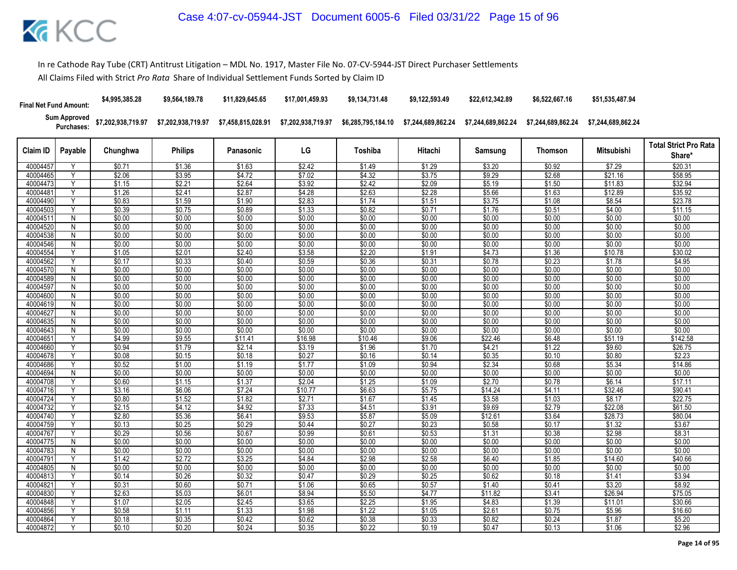In re Cathode Ray Tube (CRT) Antitrust Litigation – MDL No. 1917, Master File No. 07-CV-5944-JST Direct Purchaser Settlements

All Claims Filed with Strict *Pro Rata* Share of Individual Settlement Funds Sorted by Claim ID

| Final Net Fund Amount: | | $4,995,385.28 | $9,564,189.78 | $11,829,645.65 | $17,001,459.93 | $9,134,731.48 | $9,122,593.49 | $22,612,342.89 | $6,522,667.16 | $51,535,487.94 | |
|---|---|---|---|---|---|---|---|---|---|---|---|
| Sum Approved Purchases: | | $7,202,938,719.97 | $7,202,938,719.97 | $7,458,815,028.91 | $7,202,938,719.97 | $6,285,795,184.10 | $7,244,689,862.24 | $7,244,689,862.24 | $7,244,689,862.24 | $7,244,689,862.24 | |
| Claim ID | Payable | Chunghwa | Philips | Panasonic | LG | Toshiba | Hitachi | Samsung | Thomson | Mitsubishi | Total Strict Pro Rata Share* |
| 40004457 | Y | $0.71 | $1.36 | $1.63 | $2.42 | $1.49 | $1.29 | $3.20 | $0.92 | $7.29 | $20.31 |
| 40004465 | Y | $2.06 | $3.95 | $4.72 | $7.02 | $4.32 | $3.75 | $9.29 | $2.68 | $21.16 | $58.95 |
| 40004473 | Y | $1.15 | $2.21 | $2.64 | $3.92 | $2.42 | $2.09 | $5.19 | $1.50 | $11.83 | $32.94 |
| 40004481 | Y | $1.26 | $2.41 | $2.87 | $4.28 | $2.63 | $2.28 | $5.66 | $1.63 | $12.89 | $35.92 |
| 40004490 | Y | $0.83 | $1.59 | $1.90 | $2.83 | $1.74 | $1.51 | $3.75 | $1.08 | $8.54 | $23.78 |
| 40004503 | Y | $0.39 | $0.75 | $0.89 | $1.33 | $0.82 | $0.71 | $1.76 | $0.51 | $4.00 | $11.15 |
| 40004511 | N | $0.00 | $0.00 | $0.00 | $0.00 | $0.00 | $0.00 | $0.00 | $0.00 | $0.00 | $0.00 |
| 40004520 | N | $0.00 | $0.00 | $0.00 | $0.00 | $0.00 | $0.00 | $0.00 | $0.00 | $0.00 | $0.00 |
| 40004538 | N | $0.00 | $0.00 | $0.00 | $0.00 | $0.00 | $0.00 | $0.00 | $0.00 | $0.00 | $0.00 |
| 40004546 | N | $0.00 | $0.00 | $0.00 | $0.00 | $0.00 | $0.00 | $0.00 | $0.00 | $0.00 | $0.00 |
| 40004554 | Y | $1.05 | $2.01 | $2.40 | $3.58 | $2.20 | $1.91 | $4.73 | $1.36 | $10.78 | $30.02 |
| 40004562 | Y | $0.17 | $0.33 | $0.40 | $0.59 | $0.36 | $0.31 | $0.78 | $0.23 | $1.78 | $4.95 |
| 40004570 | N | $0.00 | $0.00 | $0.00 | $0.00 | $0.00 | $0.00 | $0.00 | $0.00 | $0.00 | $0.00 |
| 40004589 | N | $0.00 | $0.00 | $0.00 | $0.00 | $0.00 | $0.00 | $0.00 | $0.00 | $0.00 | $0.00 |
| 40004597 | N | $0.00 | $0.00 | $0.00 | $0.00 | $0.00 | $0.00 | $0.00 | $0.00 | $0.00 | $0.00 |
| 40004600 | N | $0.00 | $0.00 | $0.00 | $0.00 | $0.00 | $0.00 | $0.00 | $0.00 | $0.00 | $0.00 |
| 40004619 | N | $0.00 | $0.00 | $0.00 | $0.00 | $0.00 | $0.00 | $0.00 | $0.00 | $0.00 | $0.00 |
| 40004627 | N | $0.00 | $0.00 | $0.00 | $0.00 | $0.00 | $0.00 | $0.00 | $0.00 | $0.00 | $0.00 |
| 40004635 | N | $0.00 | $0.00 | $0.00 | $0.00 | $0.00 | $0.00 | $0.00 | $0.00 | $0.00 | $0.00 |
| 40004643 | N | $0.00 | $0.00 | $0.00 | $0.00 | $0.00 | $0.00 | $0.00 | $0.00 | $0.00 | $0.00 |
| 40004651 | Y | $4.99 | $9.55 | $11.41 | $16.98 | $10.46 | $9.06 | $22.46 | $6.48 | $51.19 | $142.58 |
| 40004660 | Y | $0.94 | $1.79 | $2.14 | $3.19 | $1.96 | $1.70 | $4.21 | $1.22 | $9.60 | $26.75 |
| 40004678 | Y | $0.08 | $0.15 | $0.18 | $0.27 | $0.16 | $0.14 | $0.35 | $0.10 | $0.80 | $2.23 |
| 40004686 | Y | $0.52 | $1.00 | $1.19 | $1.77 | $1.09 | $0.94 | $2.34 | $0.68 | $5.34 | $14.86 |
| 40004694 | N | $0.00 | $0.00 | $0.00 | $0.00 | $0.00 | $0.00 | $0.00 | $0.00 | $0.00 | $0.00 |
| 40004708 | Y | $0.60 | $1.15 | $1.37 | $2.04 | $1.25 | $1.09 | $2.70 | $0.78 | $6.14 | $17.11 |
| 40004716 | Y | $3.16 | $6.06 | $7.24 | $10.77 | $6.63 | $5.75 | $14.24 | $4.11 | $32.46 | $90.41 |
| 40004724 | Y | $0.80 | $1.52 | $1.82 | $2.71 | $1.67 | $1.45 | $3.58 | $1.03 | $8.17 | $22.75 |
| 40004732 | Y | $2.15 | $4.12 | $4.92 | $7.33 | $4.51 | $3.91 | $9.69 | $2.79 | $22.08 | $61.50 |
| 40004740 | Y | $2.80 | $5.36 | $6.41 | $9.53 | $5.87 | $5.09 | $12.61 | $3.64 | $28.73 | $80.04 |
| 40004759 | Y | $0.13 | $0.25 | $0.29 | $0.44 | $0.27 | $0.23 | $0.58 | $0.17 | $1.32 | $3.67 |
| 40004767 | Y | $0.29 | $0.56 | $0.67 | $0.99 | $0.61 | $0.53 | $1.31 | $0.38 | $2.98 | $8.31 |
| 40004775 | N | $0.00 | $0.00 | $0.00 | $0.00 | $0.00 | $0.00 | $0.00 | $0.00 | $0.00 | $0.00 |
| 40004783 | N | $0.00 | $0.00 | $0.00 | $0.00 | $0.00 | $0.00 | $0.00 | $0.00 | $0.00 | $0.00 |
| 40004791 | Y | $1.42 | $2.72 | $3.25 | $4.84 | $2.98 | $2.58 | $6.40 | $1.85 | $14.60 | $40.66 |
| 40004805 | N | $0.00 | $0.00 | $0.00 | $0.00 | $0.00 | $0.00 | $0.00 | $0.00 | $0.00 | $0.00 |
| 40004813 | Y | $0.14 | $0.26 | $0.32 | $0.47 | $0.29 | $0.25 | $0.62 | $0.18 | $1.41 | $3.94 |
| 40004821 | Y | $0.31 | $0.60 | $0.71 | $1.06 | $0.65 | $0.57 | $1.40 | $0.41 | $3.20 | $8.92 |
| 40004830 | Y | $2.63 | $5.03 | $6.01 | $8.94 | $5.50 | $4.77 | $11.82 | $3.41 | $26.94 | $75.05 |
| 40004848 | Y | $1.07 | $2.05 | $2.45 | $3.65 | $2.25 | $1.95 | $4.83 | $1.39 | $11.01 | $30.66 |
| 40004856 | Y | $0.58 | $1.11 | $1.33 | $1.98 | $1.22 | $1.05 | $2.61 | $0.75 | $5.96 | $16.60 |
| 40004864 | Y | $0.18 | $0.35 | $0.42 | $0.62 | $0.38 | $0.33 | $0.82 | $0.24 | $1.87 | $5.20 |
| 40004872 | Y | $0.10 | $0.20 | $0.24 | $0.35 | $0.22 | $0.19 | $0.47 | $0.13 | $1.06 | $2.96 |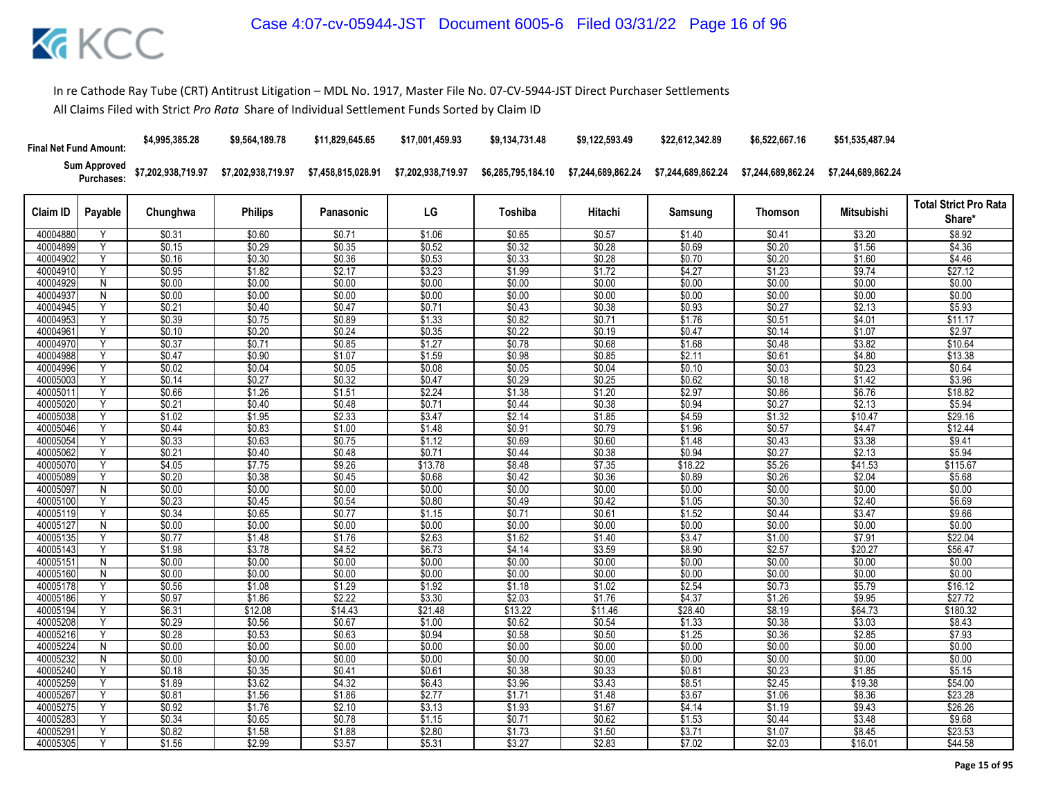In re Cathode Ray Tube (CRT) Antitrust Litigation – MDL No. 1917, Master File No. 07-CV-5944-JST Direct Purchaser Settlements

All Claims Filed with Strict *Pro Rata* Share of Individual Settlement Funds Sorted by Claim ID

| | Final Net Fund Amount: | $4,995,385.28 | $9,564,189.78 | $11,829,645.65 | $17,001,459.93 | $9,134,731.48 | $9,122,593.49 | $22,612,342.89 | $6,522,667.16 | $51,535,487.94 | |
|---|---|---|---|---|---|---|---|---|---|---|---|
| | Sum Approved Purchases: | $7,202,938,719.97 | $7,202,938,719.97 | $7,458,815,028.91 | $7,202,938,719.97 | $6,285,795,184.10 | $7,244,689,862.24 | $7,244,689,862.24 | $7,244,689,862.24 | $7,244,689,862.24 | |
| Claim ID | Payable | Chunghwa | Philips | Panasonic | LG | Toshiba | Hitachi | Samsung | Thomson | Mitsubishi | Total Strict Pro Rata Share* |
| 40004880 | Y | $0.31 | $0.60 | $0.71 | $1.06 | $0.65 | $0.57 | $1.40 | $0.41 | $3.20 | $8.92 |
| 40004899 | Y | $0.15 | $0.29 | $0.35 | $0.52 | $0.32 | $0.28 | $0.69 | $0.20 | $1.56 | $4.36 |
| 40004902 | Y | $0.16 | $0.30 | $0.36 | $0.53 | $0.33 | $0.28 | $0.70 | $0.20 | $1.60 | $4.46 |
| 40004910 | Y | $0.95 | $1.82 | $2.17 | $3.23 | $1.99 | $1.72 | $4.27 | $1.23 | $9.74 | $27.12 |
| 40004929 | N | $0.00 | $0.00 | $0.00 | $0.00 | $0.00 | $0.00 | $0.00 | $0.00 | $0.00 | $0.00 |
| 40004937 | N | $0.00 | $0.00 | $0.00 | $0.00 | $0.00 | $0.00 | $0.00 | $0.00 | $0.00 | $0.00 |
| 40004945 | Y | $0.21 | $0.40 | $0.47 | $0.71 | $0.43 | $0.38 | $0.93 | $0.27 | $2.13 | $5.93 |
| 40004953 | Y | $0.39 | $0.75 | $0.89 | $1.33 | $0.82 | $0.71 | $1.76 | $0.51 | $4.01 | $11.17 |
| 40004961 | Y | $0.10 | $0.20 | $0.24 | $0.35 | $0.22 | $0.19 | $0.47 | $0.14 | $1.07 | $2.97 |
| 40004970 | Y | $0.37 | $0.71 | $0.85 | $1.27 | $0.78 | $0.68 | $1.68 | $0.48 | $3.82 | $10.64 |
| 40004988 | Y | $0.47 | $0.90 | $1.07 | $1.59 | $0.98 | $0.85 | $2.11 | $0.61 | $4.80 | $13.38 |
| 40004996 | Y | $0.02 | $0.04 | $0.05 | $0.08 | $0.05 | $0.04 | $0.10 | $0.03 | $0.23 | $0.64 |
| 40005003 | Y | $0.14 | $0.27 | $0.32 | $0.47 | $0.29 | $0.25 | $0.62 | $0.18 | $1.42 | $3.96 |
| 40005011 | Y | $0.66 | $1.26 | $1.51 | $2.24 | $1.38 | $1.20 | $2.97 | $0.86 | $6.76 | $18.82 |
| 40005020 | Y | $0.21 | $0.40 | $0.48 | $0.71 | $0.44 | $0.38 | $0.94 | $0.27 | $2.13 | $5.94 |
| 40005038 | Y | $1.02 | $1.95 | $2.33 | $3.47 | $2.14 | $1.85 | $4.59 | $1.32 | $10.47 | $29.16 |
| 40005046 | Y | $0.44 | $0.83 | $1.00 | $1.48 | $0.91 | $0.79 | $1.96 | $0.57 | $4.47 | $12.44 |
| 40005054 | Y | $0.33 | $0.63 | $0.75 | $1.12 | $0.69 | $0.60 | $1.48 | $0.43 | $3.38 | $9.41 |
| 40005062 | Y | $0.21 | $0.40 | $0.48 | $0.71 | $0.44 | $0.38 | $0.94 | $0.27 | $2.13 | $5.94 |
| 40005070 | Y | $4.05 | $7.75 | $9.26 | $13.78 | $8.48 | $7.35 | $18.22 | $5.26 | $41.53 | $115.67 |
| 40005089 | Y | $0.20 | $0.38 | $0.45 | $0.68 | $0.42 | $0.36 | $0.89 | $0.26 | $2.04 | $5.68 |
| 40005097 | N | $0.00 | $0.00 | $0.00 | $0.00 | $0.00 | $0.00 | $0.00 | $0.00 | $0.00 | $0.00 |
| 40005100 | Y | $0.23 | $0.45 | $0.54 | $0.80 | $0.49 | $0.42 | $1.05 | $0.30 | $2.40 | $6.69 |
| 40005119 | Y | $0.34 | $0.65 | $0.77 | $1.15 | $0.71 | $0.61 | $1.52 | $0.44 | $3.47 | $9.66 |
| 40005127 | N | $0.00 | $0.00 | $0.00 | $0.00 | $0.00 | $0.00 | $0.00 | $0.00 | $0.00 | $0.00 |
| 40005135 | Y | $0.77 | $1.48 | $1.76 | $2.63 | $1.62 | $1.40 | $3.47 | $1.00 | $7.91 | $22.04 |
| 40005143 | Y | $1.98 | $3.78 | $4.52 | $6.73 | $4.14 | $3.59 | $8.90 | $2.57 | $20.27 | $56.47 |
| 40005151 | N | $0.00 | $0.00 | $0.00 | $0.00 | $0.00 | $0.00 | $0.00 | $0.00 | $0.00 | $0.00 |
| 40005160 | N | $0.00 | $0.00 | $0.00 | $0.00 | $0.00 | $0.00 | $0.00 | $0.00 | $0.00 | $0.00 |
| 40005178 | Y | $0.56 | $1.08 | $1.29 | $1.92 | $1.18 | $1.02 | $2.54 | $0.73 | $5.79 | $16.12 |
| 40005186 | Y | $0.97 | $1.86 | $2.22 | $3.30 | $2.03 | $1.76 | $4.37 | $1.26 | $9.95 | $27.72 |
| 40005194 | Y | $6.31 | $12.08 | $14.43 | $21.48 | $13.22 | $11.46 | $28.40 | $8.19 | $64.73 | $180.32 |
| 40005208 | Y | $0.29 | $0.56 | $0.67 | $1.00 | $0.62 | $0.54 | $1.33 | $0.38 | $3.03 | $8.43 |
| 40005216 | Y | $0.28 | $0.53 | $0.63 | $0.94 | $0.58 | $0.50 | $1.25 | $0.36 | $2.85 | $7.93 |
| 40005224 | N | $0.00 | $0.00 | $0.00 | $0.00 | $0.00 | $0.00 | $0.00 | $0.00 | $0.00 | $0.00 |
| 40005232 | N | $0.00 | $0.00 | $0.00 | $0.00 | $0.00 | $0.00 | $0.00 | $0.00 | $0.00 | $0.00 |
| 40005240 | Y | $0.18 | $0.35 | $0.41 | $0.61 | $0.38 | $0.33 | $0.81 | $0.23 | $1.85 | $5.15 |
| 40005259 | Y | $1.89 | $3.62 | $4.32 | $6.43 | $3.96 | $3.43 | $8.51 | $2.45 | $19.38 | $54.00 |
| 40005267 | Y | $0.81 | $1.56 | $1.86 | $2.77 | $1.71 | $1.48 | $3.67 | $1.06 | $8.36 | $23.28 |
| 40005275 | Y | $0.92 | $1.76 | $2.10 | $3.13 | $1.93 | $1.67 | $4.14 | $1.19 | $9.43 | $26.26 |
| 40005283 | Y | $0.34 | $0.65 | $0.78 | $1.15 | $0.71 | $0.62 | $1.53 | $0.44 | $3.48 | $9.68 |
| 40005291 | Y | $0.82 | $1.58 | $1.88 | $2.80 | $1.73 | $1.50 | $3.71 | $1.07 | $8.45 | $23.53 |
| 40005305 | Y | $1.56 | $2.99 | $3.57 | $5.31 | $3.27 | $2.83 | $7.02 | $2.03 | $16.01 | $44.58 |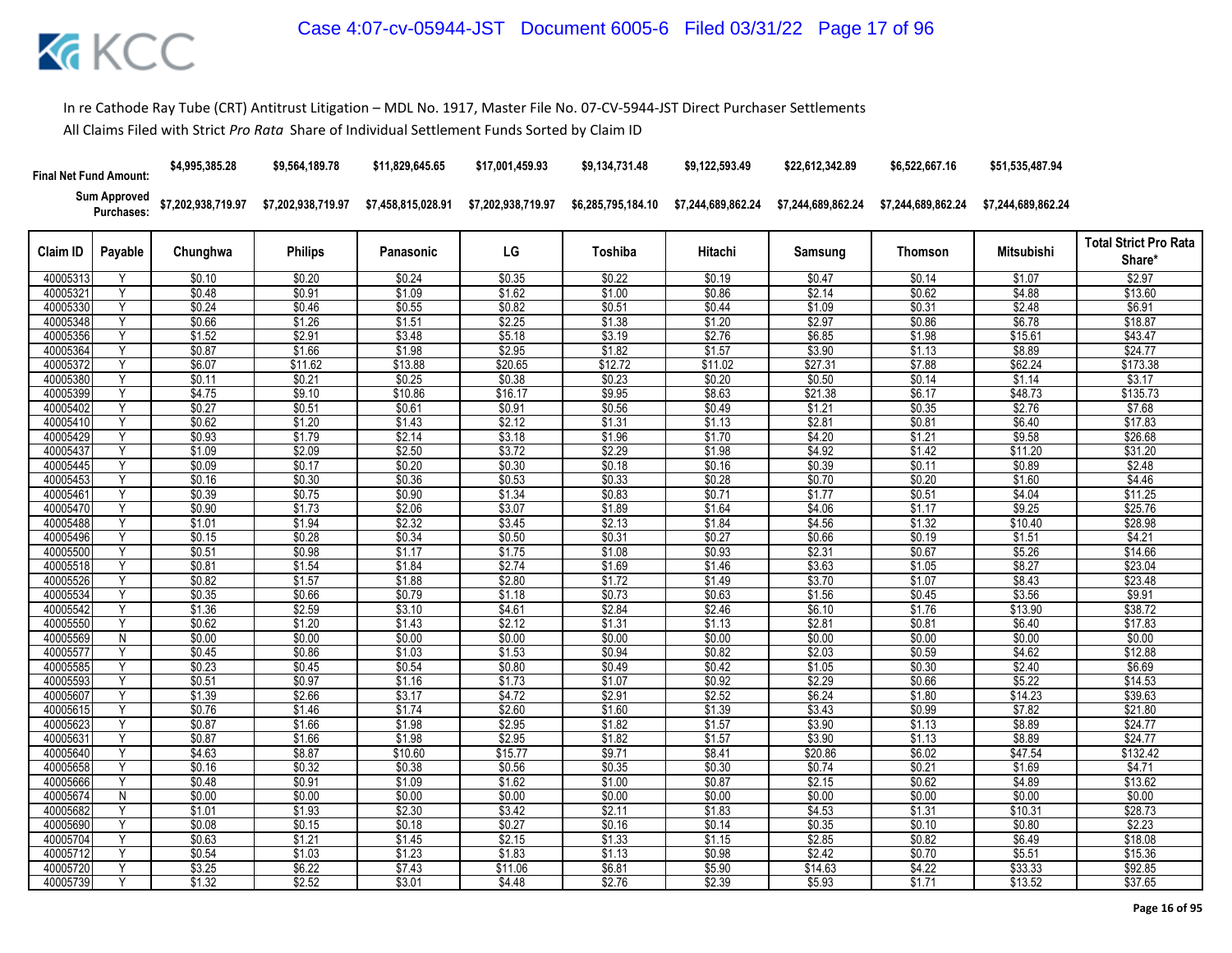In re Cathode Ray Tube (CRT) Antitrust Litigation – MDL No. 1917, Master File No. 07-CV-5944-JST Direct Purchaser Settlements

All Claims Filed with Strict *Pro Rata* Share of Individual Settlement Funds Sorted by Claim ID

| | | Chunghwa | Philips | Panasonic | LG | Toshiba | Hitachi | Samsung | Thomson | Mitsubishi | |
|---|---|---|---|---|---|---|---|---|---|---|---|
| **Final Net Fund Amount:** | | $4,995,385.28 | $9,564,189.78 | $11,829,645.65 | $17,001,459.93 | $9,134,731.48 | $9,122,593.49 | $22,612,342.89 | $6,522,667.16 | $51,535,487.94 | |
| **Sum Approved Purchases:** | | $7,202,938,719.97 | $7,202,938,719.97 | $7,458,815,028.91 | $7,202,938,719.97 | $6,285,795,184.10 | $7,244,689,862.24 | $7,244,689,862.24 | $7,244,689,862.24 | $7,244,689,862.24 | |
| **Claim ID** | **Payable** | **Chunghwa** | **Philips** | **Panasonic** | **LG** | **Toshiba** | **Hitachi** | **Samsung** | **Thomson** | **Mitsubishi** | **Total Strict Pro Rata Share*** |
| 40005313 | Y | $0.10 | $0.20 | $0.24 | $0.35 | $0.22 | $0.19 | $0.47 | $0.14 | $1.07 | $2.97 |
| 40005321 | Y | $0.48 | $0.91 | $1.09 | $1.62 | $1.00 | $0.86 | $2.14 | $0.62 | $4.88 | $13.60 |
| 40005330 | Y | $0.24 | $0.46 | $0.55 | $0.82 | $0.51 | $0.44 | $1.09 | $0.31 | $2.48 | $6.91 |
| 40005348 | Y | $0.66 | $1.26 | $1.51 | $2.25 | $1.38 | $1.20 | $2.97 | $0.86 | $6.78 | $18.87 |
| 40005356 | Y | $1.52 | $2.91 | $3.48 | $5.18 | $3.19 | $2.76 | $6.85 | $1.98 | $15.61 | $43.47 |
| 40005364 | Y | $0.87 | $1.66 | $1.98 | $2.95 | $1.82 | $1.57 | $3.90 | $1.13 | $8.89 | $24.77 |
| 40005372 | Y | $6.07 | $11.62 | $13.88 | $20.65 | $12.72 | $11.02 | $27.31 | $7.88 | $62.24 | $173.38 |
| 40005380 | Y | $0.11 | $0.21 | $0.25 | $0.38 | $0.23 | $0.20 | $0.50 | $0.14 | $1.14 | $3.17 |
| 40005399 | Y | $4.75 | $9.10 | $10.86 | $16.17 | $9.95 | $8.63 | $21.38 | $6.17 | $48.73 | $135.73 |
| 40005402 | Y | $0.27 | $0.51 | $0.61 | $0.91 | $0.56 | $0.49 | $1.21 | $0.35 | $2.76 | $7.68 |
| 40005410 | Y | $0.62 | $1.20 | $1.43 | $2.12 | $1.31 | $1.13 | $2.81 | $0.81 | $6.40 | $17.83 |
| 40005429 | Y | $0.93 | $1.79 | $2.14 | $3.18 | $1.96 | $1.70 | $4.20 | $1.21 | $9.58 | $26.68 |
| 40005437 | Y | $1.09 | $2.09 | $2.50 | $3.72 | $2.29 | $1.98 | $4.92 | $1.42 | $11.20 | $31.20 |
| 40005445 | Y | $0.09 | $0.17 | $0.20 | $0.30 | $0.18 | $0.16 | $0.39 | $0.11 | $0.89 | $2.48 |
| 40005453 | Y | $0.16 | $0.30 | $0.36 | $0.53 | $0.33 | $0.28 | $0.70 | $0.20 | $1.60 | $4.46 |
| 40005461 | Y | $0.39 | $0.75 | $0.90 | $1.34 | $0.83 | $0.71 | $1.77 | $0.51 | $4.04 | $11.25 |
| 40005470 | Y | $0.90 | $1.73 | $2.06 | $3.07 | $1.89 | $1.64 | $4.06 | $1.17 | $9.25 | $25.76 |
| 40005488 | Y | $1.01 | $1.94 | $2.32 | $3.45 | $2.13 | $1.84 | $4.56 | $1.32 | $10.40 | $28.98 |
| 40005496 | Y | $0.15 | $0.28 | $0.34 | $0.50 | $0.31 | $0.27 | $0.66 | $0.19 | $1.51 | $4.21 |
| 40005500 | Y | $0.51 | $0.98 | $1.17 | $1.75 | $1.08 | $0.93 | $2.31 | $0.67 | $5.26 | $14.66 |
| 40005518 | Y | $0.81 | $1.54 | $1.84 | $2.74 | $1.69 | $1.46 | $3.63 | $1.05 | $8.27 | $23.04 |
| 40005526 | Y | $0.82 | $1.57 | $1.88 | $2.80 | $1.72 | $1.49 | $3.70 | $1.07 | $8.43 | $23.48 |
| 40005534 | Y | $0.35 | $0.66 | $0.79 | $1.18 | $0.73 | $0.63 | $1.56 | $0.45 | $3.56 | $9.91 |
| 40005542 | Y | $1.36 | $2.59 | $3.10 | $4.61 | $2.84 | $2.46 | $6.10 | $1.76 | $13.90 | $38.72 |
| 40005550 | Y | $0.62 | $1.20 | $1.43 | $2.12 | $1.31 | $1.13 | $2.81 | $0.81 | $6.40 | $17.83 |
| 40005569 | N | $0.00 | $0.00 | $0.00 | $0.00 | $0.00 | $0.00 | $0.00 | $0.00 | $0.00 | $0.00 |
| 40005577 | Y | $0.45 | $0.86 | $1.03 | $1.53 | $0.94 | $0.82 | $2.03 | $0.59 | $4.62 | $12.88 |
| 40005585 | Y | $0.23 | $0.45 | $0.54 | $0.80 | $0.49 | $0.42 | $1.05 | $0.30 | $2.40 | $6.69 |
| 40005593 | Y | $0.51 | $0.97 | $1.16 | $1.73 | $1.07 | $0.92 | $2.29 | $0.66 | $5.22 | $14.53 |
| 40005607 | Y | $1.39 | $2.66 | $3.17 | $4.72 | $2.91 | $2.52 | $6.24 | $1.80 | $14.23 | $39.63 |
| 40005615 | Y | $0.76 | $1.46 | $1.74 | $2.60 | $1.60 | $1.39 | $3.43 | $0.99 | $7.82 | $21.80 |
| 40005623 | Y | $0.87 | $1.66 | $1.98 | $2.95 | $1.82 | $1.57 | $3.90 | $1.13 | $8.89 | $24.77 |
| 40005631 | Y | $0.87 | $1.66 | $1.98 | $2.95 | $1.82 | $1.57 | $3.90 | $1.13 | $8.89 | $24.77 |
| 40005640 | Y | $4.63 | $8.87 | $10.60 | $15.77 | $9.71 | $8.41 | $20.86 | $6.02 | $47.54 | $132.42 |
| 40005658 | Y | $0.16 | $0.32 | $0.38 | $0.56 | $0.35 | $0.30 | $0.74 | $0.21 | $1.69 | $4.71 |
| 40005666 | Y | $0.48 | $0.91 | $1.09 | $1.62 | $1.00 | $0.87 | $2.15 | $0.62 | $4.89 | $13.62 |
| 40005674 | N | $0.00 | $0.00 | $0.00 | $0.00 | $0.00 | $0.00 | $0.00 | $0.00 | $0.00 | $0.00 |
| 40005682 | Y | $1.01 | $1.93 | $2.30 | $3.42 | $2.11 | $1.83 | $4.53 | $1.31 | $10.31 | $28.73 |
| 40005690 | Y | $0.08 | $0.15 | $0.18 | $0.27 | $0.16 | $0.14 | $0.35 | $0.10 | $0.80 | $2.23 |
| 40005704 | Y | $0.63 | $1.21 | $1.45 | $2.15 | $1.33 | $1.15 | $2.85 | $0.82 | $6.49 | $18.08 |
| 40005712 | Y | $0.54 | $1.03 | $1.23 | $1.83 | $1.13 | $0.98 | $2.42 | $0.70 | $5.51 | $15.36 |
| 40005720 | Y | $3.25 | $6.22 | $7.43 | $11.06 | $6.81 | $5.90 | $14.63 | $4.22 | $33.33 | $92.85 |
| 40005739 | Y | $1.32 | $2.52 | $3.01 | $4.48 | $2.76 | $2.39 | $5.93 | $1.71 | $13.52 | $37.65 |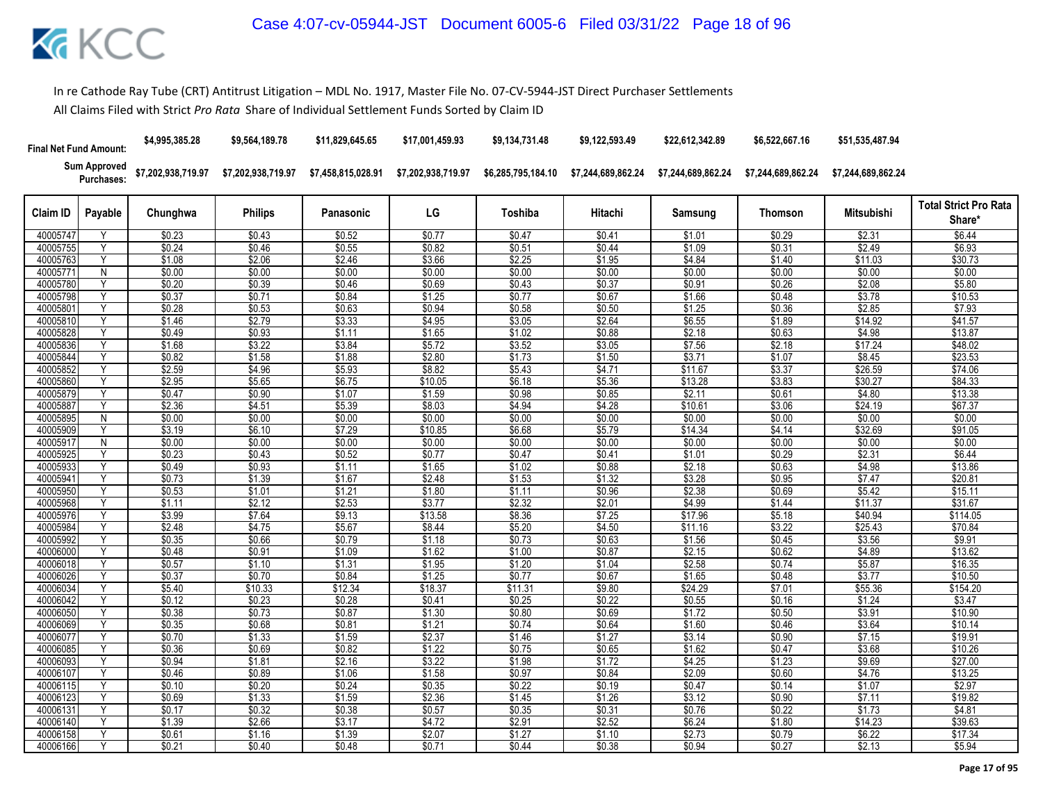In re Cathode Ray Tube (CRT) Antitrust Litigation – MDL No. 1917, Master File No. 07-CV-5944-JST Direct Purchaser Settlements

All Claims Filed with Strict *Pro Rata* Share of Individual Settlement Funds Sorted by Claim ID

| Final Net Fund Amount: | | $4,995,385.28 | $9,564,189.78 | $11,829,645.65 | $17,001,459.93 | $9,134,731.48 | $9,122,593.49 | $22,612,342.89 | $6,522,667.16 | $51,535,487.94 | |
|---|---|---|---|---|---|---|---|---|---|---|---|
| Sum Approved Purchases: | | $7,202,938,719.97 | $7,202,938,719.97 | $7,458,815,028.91 | $7,202,938,719.97 | $6,285,795,184.10 | $7,244,689,862.24 | $7,244,689,862.24 | $7,244,689,862.24 | $7,244,689,862.24 | |
| Claim ID | Payable | Chunghwa | Philips | Panasonic | LG | Toshiba | Hitachi | Samsung | Thomson | Mitsubishi | Total Strict Pro Rata Share* |
| 40005747 | Y | $0.23 | $0.43 | $0.52 | $0.77 | $0.47 | $0.41 | $1.01 | $0.29 | $2.31 | $6.44 |
| 40005755 | Y | $0.24 | $0.46 | $0.55 | $0.82 | $0.51 | $0.44 | $1.09 | $0.31 | $2.49 | $6.93 |
| 40005763 | Y | $1.08 | $2.06 | $2.46 | $3.66 | $2.25 | $1.95 | $4.84 | $1.40 | $11.03 | $30.73 |
| 40005771 | N | $0.00 | $0.00 | $0.00 | $0.00 | $0.00 | $0.00 | $0.00 | $0.00 | $0.00 | $0.00 |
| 40005780 | Y | $0.20 | $0.39 | $0.46 | $0.69 | $0.43 | $0.37 | $0.91 | $0.26 | $2.08 | $5.80 |
| 40005798 | Y | $0.37 | $0.71 | $0.84 | $1.25 | $0.77 | $0.67 | $1.66 | $0.48 | $3.78 | $10.53 |
| 40005801 | Y | $0.28 | $0.53 | $0.63 | $0.94 | $0.58 | $0.50 | $1.25 | $0.36 | $2.85 | $7.93 |
| 40005810 | Y | $1.46 | $2.79 | $3.33 | $4.95 | $3.05 | $2.64 | $6.55 | $1.89 | $14.92 | $41.57 |
| 40005828 | Y | $0.49 | $0.93 | $1.11 | $1.65 | $1.02 | $0.88 | $2.18 | $0.63 | $4.98 | $13.87 |
| 40005836 | Y | $1.68 | $3.22 | $3.84 | $5.72 | $3.52 | $3.05 | $7.56 | $2.18 | $17.24 | $48.02 |
| 40005844 | Y | $0.82 | $1.58 | $1.88 | $2.80 | $1.73 | $1.50 | $3.71 | $1.07 | $8.45 | $23.53 |
| 40005852 | Y | $2.59 | $4.96 | $5.93 | $8.82 | $5.43 | $4.71 | $11.67 | $3.37 | $26.59 | $74.06 |
| 40005860 | Y | $2.95 | $5.65 | $6.75 | $10.05 | $6.18 | $5.36 | $13.28 | $3.83 | $30.27 | $84.33 |
| 40005879 | Y | $0.47 | $0.90 | $1.07 | $1.59 | $0.98 | $0.85 | $2.11 | $0.61 | $4.80 | $13.38 |
| 40005887 | Y | $2.36 | $4.51 | $5.39 | $8.03 | $4.94 | $4.28 | $10.61 | $3.06 | $24.19 | $67.37 |
| 40005895 | N | $0.00 | $0.00 | $0.00 | $0.00 | $0.00 | $0.00 | $0.00 | $0.00 | $0.00 | $0.00 |
| 40005909 | Y | $3.19 | $6.10 | $7.29 | $10.85 | $6.68 | $5.79 | $14.34 | $4.14 | $32.69 | $91.05 |
| 40005917 | N | $0.00 | $0.00 | $0.00 | $0.00 | $0.00 | $0.00 | $0.00 | $0.00 | $0.00 | $0.00 |
| 40005925 | Y | $0.23 | $0.43 | $0.52 | $0.77 | $0.47 | $0.41 | $1.01 | $0.29 | $2.31 | $6.44 |
| 40005933 | Y | $0.49 | $0.93 | $1.11 | $1.65 | $1.02 | $0.88 | $2.18 | $0.63 | $4.98 | $13.86 |
| 40005941 | Y | $0.73 | $1.39 | $1.67 | $2.48 | $1.53 | $1.32 | $3.28 | $0.95 | $7.47 | $20.81 |
| 40005950 | Y | $0.53 | $1.01 | $1.21 | $1.80 | $1.11 | $0.96 | $2.38 | $0.69 | $5.42 | $15.11 |
| 40005968 | Y | $1.11 | $2.12 | $2.53 | $3.77 | $2.32 | $2.01 | $4.99 | $1.44 | $11.37 | $31.67 |
| 40005976 | Y | $3.99 | $7.64 | $9.13 | $13.58 | $8.36 | $7.25 | $17.96 | $5.18 | $40.94 | $114.05 |
| 40005984 | Y | $2.48 | $4.75 | $5.67 | $8.44 | $5.20 | $4.50 | $11.16 | $3.22 | $25.43 | $70.84 |
| 40005992 | Y | $0.35 | $0.66 | $0.79 | $1.18 | $0.73 | $0.63 | $1.56 | $0.45 | $3.56 | $9.91 |
| 40006000 | Y | $0.48 | $0.91 | $1.09 | $1.62 | $1.00 | $0.87 | $2.15 | $0.62 | $4.89 | $13.62 |
| 40006018 | Y | $0.57 | $1.10 | $1.31 | $1.95 | $1.20 | $1.04 | $2.58 | $0.74 | $5.87 | $16.35 |
| 40006026 | Y | $0.37 | $0.70 | $0.84 | $1.25 | $0.77 | $0.67 | $1.65 | $0.48 | $3.77 | $10.50 |
| 40006034 | Y | $5.40 | $10.33 | $12.34 | $18.37 | $11.31 | $9.80 | $24.29 | $7.01 | $55.36 | $154.20 |
| 40006042 | Y | $0.12 | $0.23 | $0.28 | $0.41 | $0.25 | $0.22 | $0.55 | $0.16 | $1.24 | $3.47 |
| 40006050 | Y | $0.38 | $0.73 | $0.87 | $1.30 | $0.80 | $0.69 | $1.72 | $0.50 | $3.91 | $10.90 |
| 40006069 | Y | $0.35 | $0.68 | $0.81 | $1.21 | $0.74 | $0.64 | $1.60 | $0.46 | $3.64 | $10.14 |
| 40006077 | Y | $0.70 | $1.33 | $1.59 | $2.37 | $1.46 | $1.27 | $3.14 | $0.90 | $7.15 | $19.91 |
| 40006085 | Y | $0.36 | $0.69 | $0.82 | $1.22 | $0.75 | $0.65 | $1.62 | $0.47 | $3.68 | $10.26 |
| 40006093 | Y | $0.94 | $1.81 | $2.16 | $3.22 | $1.98 | $1.72 | $4.25 | $1.23 | $9.69 | $27.00 |
| 40006107 | Y | $0.46 | $0.89 | $1.06 | $1.58 | $0.97 | $0.84 | $2.09 | $0.60 | $4.76 | $13.25 |
| 40006115 | Y | $0.10 | $0.20 | $0.24 | $0.35 | $0.22 | $0.19 | $0.47 | $0.14 | $1.07 | $2.97 |
| 40006123 | Y | $0.69 | $1.33 | $1.59 | $2.36 | $1.45 | $1.26 | $3.12 | $0.90 | $7.11 | $19.82 |
| 40006131 | Y | $0.17 | $0.32 | $0.38 | $0.57 | $0.35 | $0.31 | $0.76 | $0.22 | $1.73 | $4.81 |
| 40006140 | Y | $1.39 | $2.66 | $3.17 | $4.72 | $2.91 | $2.52 | $6.24 | $1.80 | $14.23 | $39.63 |
| 40006158 | Y | $0.61 | $1.16 | $1.39 | $2.07 | $1.27 | $1.10 | $2.73 | $0.79 | $6.22 | $17.34 |
| 40006166 | Y | $0.21 | $0.40 | $0.48 | $0.71 | $0.44 | $0.38 | $0.94 | $0.27 | $2.13 | $5.94 |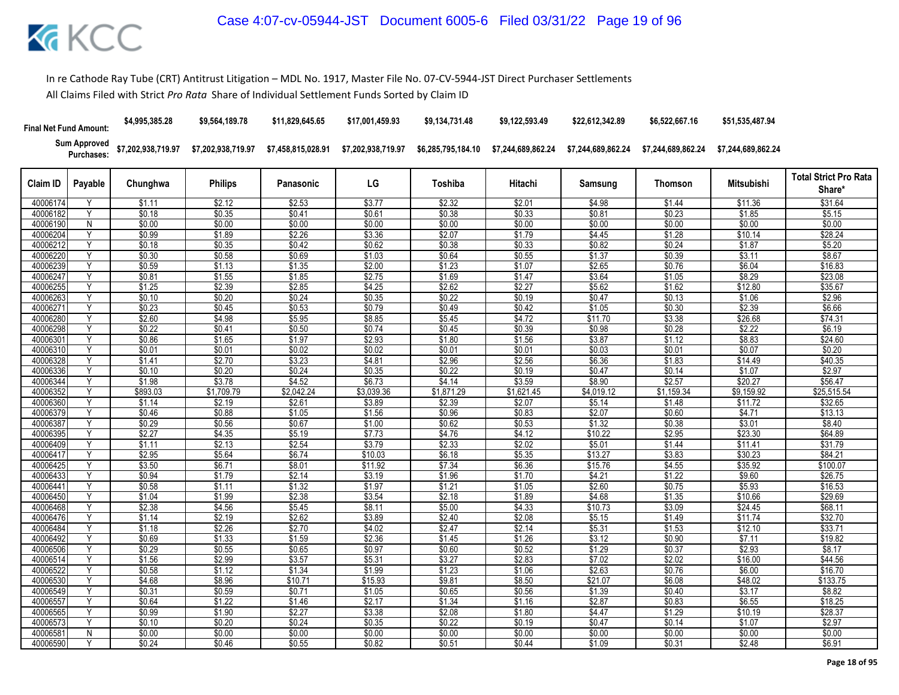In re Cathode Ray Tube (CRT) Antitrust Litigation – MDL No. 1917, Master File No. 07-CV-5944-JST Direct Purchaser Settlements

All Claims Filed with Strict *Pro Rata* Share of Individual Settlement Funds Sorted by Claim ID

| Final Net Fund Amount: | | $4,995,385.28 | $9,564,189.78 | $11,829,645.65 | $17,001,459.93 | $9,134,731.48 | $9,122,593.49 | $22,612,342.89 | $6,522,667.16 | $51,535,487.94 | |
|---|---|---|---|---|---|---|---|---|---|---|---|
| Sum Approved Purchases: | | $7,202,938,719.97 | $7,202,938,719.97 | $7,458,815,028.91 | $7,202,938,719.97 | $6,285,795,184.10 | $7,244,689,862.24 | $7,244,689,862.24 | $7,244,689,862.24 | $7,244,689,862.24 | |
| Claim ID | Payable | Chunghwa | Philips | Panasonic | LG | Toshiba | Hitachi | Samsung | Thomson | Mitsubishi | Total Strict Pro Rata Share* |
| 40006174 | Y | $1.11 | $2.12 | $2.53 | $3.77 | $2.32 | $2.01 | $4.98 | $1.44 | $11.36 | $31.64 |
| 40006182 | Y | $0.18 | $0.35 | $0.41 | $0.61 | $0.38 | $0.33 | $0.81 | $0.23 | $1.85 | $5.15 |
| 40006190 | N | $0.00 | $0.00 | $0.00 | $0.00 | $0.00 | $0.00 | $0.00 | $0.00 | $0.00 | $0.00 |
| 40006204 | Y | $0.99 | $1.89 | $2.26 | $3.36 | $2.07 | $1.79 | $4.45 | $1.28 | $10.14 | $28.24 |
| 40006212 | Y | $0.18 | $0.35 | $0.42 | $0.62 | $0.38 | $0.33 | $0.82 | $0.24 | $1.87 | $5.20 |
| 40006220 | Y | $0.30 | $0.58 | $0.69 | $1.03 | $0.64 | $0.55 | $1.37 | $0.39 | $3.11 | $8.67 |
| 40006239 | Y | $0.59 | $1.13 | $1.35 | $2.00 | $1.23 | $1.07 | $2.65 | $0.76 | $6.04 | $16.83 |
| 40006247 | Y | $0.81 | $1.55 | $1.85 | $2.75 | $1.69 | $1.47 | $3.64 | $1.05 | $8.29 | $23.08 |
| 40006255 | Y | $1.25 | $2.39 | $2.85 | $4.25 | $2.62 | $2.27 | $5.62 | $1.62 | $12.80 | $35.67 |
| 40006263 | Y | $0.10 | $0.20 | $0.24 | $0.35 | $0.22 | $0.19 | $0.47 | $0.13 | $1.06 | $2.96 |
| 40006271 | Y | $0.23 | $0.45 | $0.53 | $0.79 | $0.49 | $0.42 | $1.05 | $0.30 | $2.39 | $6.66 |
| 40006280 | Y | $2.60 | $4.98 | $5.95 | $8.85 | $5.45 | $4.72 | $11.70 | $3.38 | $26.68 | $74.31 |
| 40006298 | Y | $0.22 | $0.41 | $0.50 | $0.74 | $0.45 | $0.39 | $0.98 | $0.28 | $2.22 | $6.19 |
| 40006301 | Y | $0.86 | $1.65 | $1.97 | $2.93 | $1.80 | $1.56 | $3.87 | $1.12 | $8.83 | $24.60 |
| 40006310 | Y | $0.01 | $0.01 | $0.02 | $0.02 | $0.01 | $0.01 | $0.03 | $0.01 | $0.07 | $0.20 |
| 40006328 | Y | $1.41 | $2.70 | $3.23 | $4.81 | $2.96 | $2.56 | $6.36 | $1.83 | $14.49 | $40.35 |
| 40006336 | Y | $0.10 | $0.20 | $0.24 | $0.35 | $0.22 | $0.19 | $0.47 | $0.14 | $1.07 | $2.97 |
| 40006344 | Y | $1.98 | $3.78 | $4.52 | $6.73 | $4.14 | $3.59 | $8.90 | $2.57 | $20.27 | $56.47 |
| 40006352 | Y | $893.03 | $1,709.79 | $2,042.24 | $3,039.36 | $1,871.29 | $1,621.45 | $4,019.12 | $1,159.34 | $9,159.92 | $25,515.54 |
| 40006360 | Y | $1.14 | $2.19 | $2.61 | $3.89 | $2.39 | $2.07 | $5.14 | $1.48 | $11.72 | $32.65 |
| 40006379 | Y | $0.46 | $0.88 | $1.05 | $1.56 | $0.96 | $0.83 | $2.07 | $0.60 | $4.71 | $13.13 |
| 40006387 | Y | $0.29 | $0.56 | $0.67 | $1.00 | $0.62 | $0.53 | $1.32 | $0.38 | $3.01 | $8.40 |
| 40006395 | Y | $2.27 | $4.35 | $5.19 | $7.73 | $4.76 | $4.12 | $10.22 | $2.95 | $23.30 | $64.89 |
| 40006409 | Y | $1.11 | $2.13 | $2.54 | $3.79 | $2.33 | $2.02 | $5.01 | $1.44 | $11.41 | $31.79 |
| 40006417 | Y | $2.95 | $5.64 | $6.74 | $10.03 | $6.18 | $5.35 | $13.27 | $3.83 | $30.23 | $84.21 |
| 40006425 | Y | $3.50 | $6.71 | $8.01 | $11.92 | $7.34 | $6.36 | $15.76 | $4.55 | $35.92 | $100.07 |
| 40006433 | Y | $0.94 | $1.79 | $2.14 | $3.19 | $1.96 | $1.70 | $4.21 | $1.22 | $9.60 | $26.75 |
| 40006441 | Y | $0.58 | $1.11 | $1.32 | $1.97 | $1.21 | $1.05 | $2.60 | $0.75 | $5.93 | $16.53 |
| 40006450 | Y | $1.04 | $1.99 | $2.38 | $3.54 | $2.18 | $1.89 | $4.68 | $1.35 | $10.66 | $29.69 |
| 40006468 | Y | $2.38 | $4.56 | $5.45 | $8.11 | $5.00 | $4.33 | $10.73 | $3.09 | $24.45 | $68.11 |
| 40006476 | Y | $1.14 | $2.19 | $2.62 | $3.89 | $2.40 | $2.08 | $5.15 | $1.49 | $11.74 | $32.70 |
| 40006484 | Y | $1.18 | $2.26 | $2.70 | $4.02 | $2.47 | $2.14 | $5.31 | $1.53 | $12.10 | $33.71 |
| 40006492 | Y | $0.69 | $1.33 | $1.59 | $2.36 | $1.45 | $1.26 | $3.12 | $0.90 | $7.11 | $19.82 |
| 40006506 | Y | $0.29 | $0.55 | $0.65 | $0.97 | $0.60 | $0.52 | $1.29 | $0.37 | $2.93 | $8.17 |
| 40006514 | Y | $1.56 | $2.99 | $3.57 | $5.31 | $3.27 | $2.83 | $7.02 | $2.02 | $16.00 | $44.56 |
| 40006522 | Y | $0.58 | $1.12 | $1.34 | $1.99 | $1.23 | $1.06 | $2.63 | $0.76 | $6.00 | $16.70 |
| 40006530 | Y | $4.68 | $8.96 | $10.71 | $15.93 | $9.81 | $8.50 | $21.07 | $6.08 | $48.02 | $133.75 |
| 40006549 | Y | $0.31 | $0.59 | $0.71 | $1.05 | $0.65 | $0.56 | $1.39 | $0.40 | $3.17 | $8.82 |
| 40006557 | Y | $0.64 | $1.22 | $1.46 | $2.17 | $1.34 | $1.16 | $2.87 | $0.83 | $6.55 | $18.25 |
| 40006565 | Y | $0.99 | $1.90 | $2.27 | $3.38 | $2.08 | $1.80 | $4.47 | $1.29 | $10.19 | $28.37 |
| 40006573 | Y | $0.10 | $0.20 | $0.24 | $0.35 | $0.22 | $0.19 | $0.47 | $0.14 | $1.07 | $2.97 |
| 40006581 | N | $0.00 | $0.00 | $0.00 | $0.00 | $0.00 | $0.00 | $0.00 | $0.00 | $0.00 | $0.00 |
| 40006590 | Y | $0.24 | $0.46 | $0.55 | $0.82 | $0.51 | $0.44 | $1.09 | $0.31 | $2.48 | $6.91 |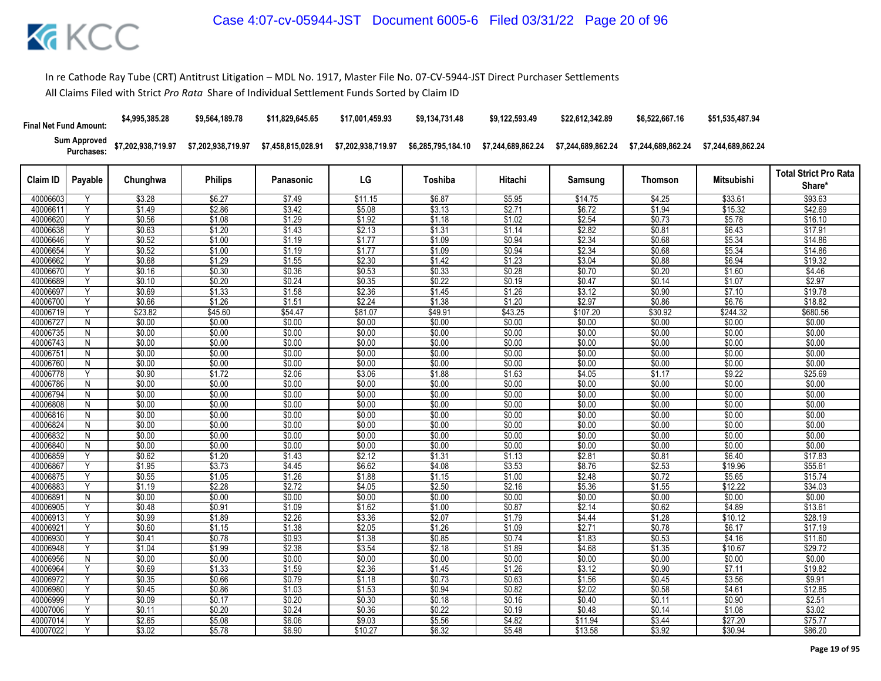In re Cathode Ray Tube (CRT) Antitrust Litigation – MDL No. 1917, Master File No. 07-CV-5944-JST Direct Purchaser Settlements

All Claims Filed with Strict *Pro Rata* Share of Individual Settlement Funds Sorted by Claim ID

| Final Net Fund Amount: | | $4,995,385.28 | $9,564,189.78 | $11,829,645.65 | $17,001,459.93 | $9,134,731.48 | $9,122,593.49 | $22,612,342.89 | $6,522,667.16 | $51,535,487.94 | |
|---|---|---|---|---|---|---|---|---|---|---|---|
| Sum Approved Purchases: | | $7,202,938,719.97 | $7,202,938,719.97 | $7,458,815,028.91 | $7,202,938,719.97 | $6,285,795,184.10 | $7,244,689,862.24 | $7,244,689,862.24 | $7,244,689,862.24 | $7,244,689,862.24 | |
| Claim ID | Payable | Chunghwa | Philips | Panasonic | LG | Toshiba | Hitachi | Samsung | Thomson | Mitsubishi | Total Strict Pro Rata Share* |
| 40006603 | Y | $3.28 | $6.27 | $7.49 | $11.15 | $6.87 | $5.95 | $14.75 | $4.25 | $33.61 | $93.63 |
| 40006611 | Y | $1.49 | $2.86 | $3.42 | $5.08 | $3.13 | $2.71 | $6.72 | $1.94 | $15.32 | $42.69 |
| 40006620 | Y | $0.56 | $1.08 | $1.29 | $1.92 | $1.18 | $1.02 | $2.54 | $0.73 | $5.78 | $16.10 |
| 40006638 | Y | $0.63 | $1.20 | $1.43 | $2.13 | $1.31 | $1.14 | $2.82 | $0.81 | $6.43 | $17.91 |
| 40006646 | Y | $0.52 | $1.00 | $1.19 | $1.77 | $1.09 | $0.94 | $2.34 | $0.68 | $5.34 | $14.86 |
| 40006654 | Y | $0.52 | $1.00 | $1.19 | $1.77 | $1.09 | $0.94 | $2.34 | $0.68 | $5.34 | $14.86 |
| 40006662 | Y | $0.68 | $1.29 | $1.55 | $2.30 | $1.42 | $1.23 | $3.04 | $0.88 | $6.94 | $19.32 |
| 40006670 | Y | $0.16 | $0.30 | $0.36 | $0.53 | $0.33 | $0.28 | $0.70 | $0.20 | $1.60 | $4.46 |
| 40006689 | Y | $0.10 | $0.20 | $0.24 | $0.35 | $0.22 | $0.19 | $0.47 | $0.14 | $1.07 | $2.97 |
| 40006697 | Y | $0.69 | $1.33 | $1.58 | $2.36 | $1.45 | $1.26 | $3.12 | $0.90 | $7.10 | $19.78 |
| 40006700 | Y | $0.66 | $1.26 | $1.51 | $2.24 | $1.38 | $1.20 | $2.97 | $0.86 | $6.76 | $18.82 |
| 40006719 | Y | $23.82 | $45.60 | $54.47 | $81.07 | $49.91 | $43.25 | $107.20 | $30.92 | $244.32 | $680.56 |
| 40006727 | N | $0.00 | $0.00 | $0.00 | $0.00 | $0.00 | $0.00 | $0.00 | $0.00 | $0.00 | $0.00 |
| 40006735 | N | $0.00 | $0.00 | $0.00 | $0.00 | $0.00 | $0.00 | $0.00 | $0.00 | $0.00 | $0.00 |
| 40006743 | N | $0.00 | $0.00 | $0.00 | $0.00 | $0.00 | $0.00 | $0.00 | $0.00 | $0.00 | $0.00 |
| 40006751 | N | $0.00 | $0.00 | $0.00 | $0.00 | $0.00 | $0.00 | $0.00 | $0.00 | $0.00 | $0.00 |
| 40006760 | N | $0.00 | $0.00 | $0.00 | $0.00 | $0.00 | $0.00 | $0.00 | $0.00 | $0.00 | $0.00 |
| 40006778 | Y | $0.90 | $1.72 | $2.06 | $3.06 | $1.88 | $1.63 | $4.05 | $1.17 | $9.22 | $25.69 |
| 40006786 | N | $0.00 | $0.00 | $0.00 | $0.00 | $0.00 | $0.00 | $0.00 | $0.00 | $0.00 | $0.00 |
| 40006794 | N | $0.00 | $0.00 | $0.00 | $0.00 | $0.00 | $0.00 | $0.00 | $0.00 | $0.00 | $0.00 |
| 40006808 | N | $0.00 | $0.00 | $0.00 | $0.00 | $0.00 | $0.00 | $0.00 | $0.00 | $0.00 | $0.00 |
| 40006816 | N | $0.00 | $0.00 | $0.00 | $0.00 | $0.00 | $0.00 | $0.00 | $0.00 | $0.00 | $0.00 |
| 40006824 | N | $0.00 | $0.00 | $0.00 | $0.00 | $0.00 | $0.00 | $0.00 | $0.00 | $0.00 | $0.00 |
| 40006832 | N | $0.00 | $0.00 | $0.00 | $0.00 | $0.00 | $0.00 | $0.00 | $0.00 | $0.00 | $0.00 |
| 40006840 | N | $0.00 | $0.00 | $0.00 | $0.00 | $0.00 | $0.00 | $0.00 | $0.00 | $0.00 | $0.00 |
| 40006859 | Y | $0.62 | $1.20 | $1.43 | $2.12 | $1.31 | $1.13 | $2.81 | $0.81 | $6.40 | $17.83 |
| 40006867 | Y | $1.95 | $3.73 | $4.45 | $6.62 | $4.08 | $3.53 | $8.76 | $2.53 | $19.96 | $55.61 |
| 40006875 | Y | $0.55 | $1.05 | $1.26 | $1.88 | $1.15 | $1.00 | $2.48 | $0.72 | $5.65 | $15.74 |
| 40006883 | Y | $1.19 | $2.28 | $2.72 | $4.05 | $2.50 | $2.16 | $5.36 | $1.55 | $12.22 | $34.03 |
| 40006891 | N | $0.00 | $0.00 | $0.00 | $0.00 | $0.00 | $0.00 | $0.00 | $0.00 | $0.00 | $0.00 |
| 40006905 | Y | $0.48 | $0.91 | $1.09 | $1.62 | $1.00 | $0.87 | $2.14 | $0.62 | $4.89 | $13.61 |
| 40006913 | Y | $0.99 | $1.89 | $2.26 | $3.36 | $2.07 | $1.79 | $4.44 | $1.28 | $10.12 | $28.19 |
| 40006921 | Y | $0.60 | $1.15 | $1.38 | $2.05 | $1.26 | $1.09 | $2.71 | $0.78 | $6.17 | $17.19 |
| 40006930 | Y | $0.41 | $0.78 | $0.93 | $1.38 | $0.85 | $0.74 | $1.83 | $0.53 | $4.16 | $11.60 |
| 40006948 | Y | $1.04 | $1.99 | $2.38 | $3.54 | $2.18 | $1.89 | $4.68 | $1.35 | $10.67 | $29.72 |
| 40006956 | N | $0.00 | $0.00 | $0.00 | $0.00 | $0.00 | $0.00 | $0.00 | $0.00 | $0.00 | $0.00 |
| 40006964 | Y | $0.69 | $1.33 | $1.59 | $2.36 | $1.45 | $1.26 | $3.12 | $0.90 | $7.11 | $19.82 |
| 40006972 | Y | $0.35 | $0.66 | $0.79 | $1.18 | $0.73 | $0.63 | $1.56 | $0.45 | $3.56 | $9.91 |
| 40006980 | Y | $0.45 | $0.86 | $1.03 | $1.53 | $0.94 | $0.82 | $2.02 | $0.58 | $4.61 | $12.85 |
| 40006999 | Y | $0.09 | $0.17 | $0.20 | $0.30 | $0.18 | $0.16 | $0.40 | $0.11 | $0.90 | $2.51 |
| 40007006 | Y | $0.11 | $0.20 | $0.24 | $0.36 | $0.22 | $0.19 | $0.48 | $0.14 | $1.08 | $3.02 |
| 40007014 | Y | $2.65 | $5.08 | $6.06 | $9.03 | $5.56 | $4.82 | $11.94 | $3.44 | $27.20 | $75.77 |
| 40007022 | Y | $3.02 | $5.78 | $6.90 | $10.27 | $6.32 | $5.48 | $13.58 | $3.92 | $30.94 | $86.20 |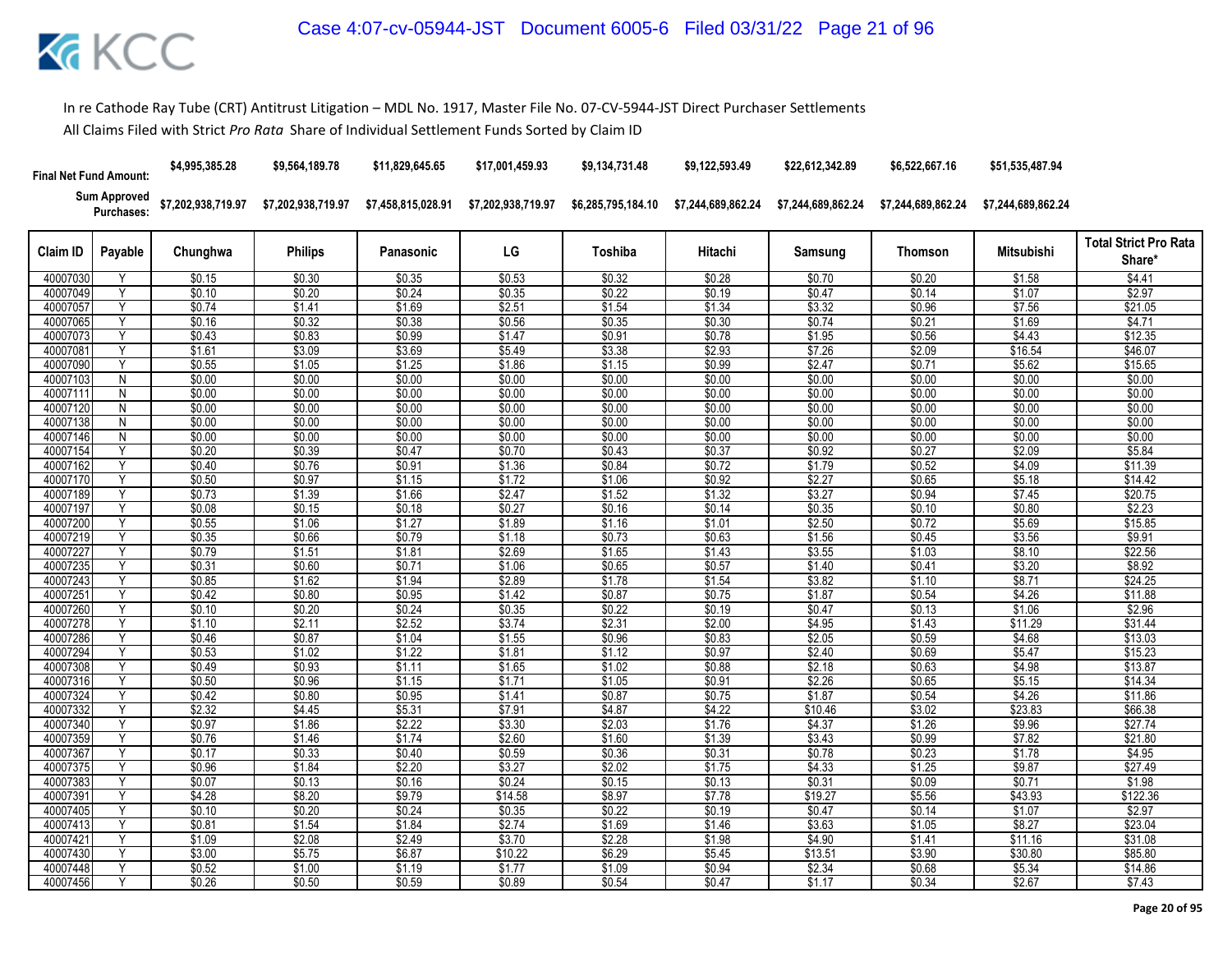In re Cathode Ray Tube (CRT) Antitrust Litigation – MDL No. 1917, Master File No. 07-CV-5944-JST Direct Purchaser Settlements

All Claims Filed with Strict *Pro Rata* Share of Individual Settlement Funds Sorted by Claim ID

| Final Net Fund Amount: | | $4,995,385.28 | $9,564,189.78 | $11,829,645.65 | $17,001,459.93 | $9,134,731.48 | $9,122,593.49 | $22,612,342.89 | $6,522,667.16 | $51,535,487.94 | |
|---|---|---|---|---|---|---|---|---|---|---|---|
| Sum Approved Purchases: | | $7,202,938,719.97 | $7,202,938,719.97 | $7,458,815,028.91 | $7,202,938,719.97 | $6,285,795,184.10 | $7,244,689,862.24 | $7,244,689,862.24 | $7,244,689,862.24 | $7,244,689,862.24 | |
| Claim ID | Payable | Chunghwa | Philips | Panasonic | LG | Toshiba | Hitachi | Samsung | Thomson | Mitsubishi | Total Strict Pro Rata Share* |
| 40007030 | Y | $0.15 | $0.30 | $0.35 | $0.53 | $0.32 | $0.28 | $0.70 | $0.20 | $1.58 | $4.41 |
| 40007049 | Y | $0.10 | $0.20 | $0.24 | $0.35 | $0.22 | $0.19 | $0.47 | $0.14 | $1.07 | $2.97 |
| 40007057 | Y | $0.74 | $1.41 | $1.69 | $2.51 | $1.54 | $1.34 | $3.32 | $0.96 | $7.56 | $21.05 |
| 40007065 | Y | $0.16 | $0.32 | $0.38 | $0.56 | $0.35 | $0.30 | $0.74 | $0.21 | $1.69 | $4.71 |
| 40007073 | Y | $0.43 | $0.83 | $0.99 | $1.47 | $0.91 | $0.78 | $1.95 | $0.56 | $4.43 | $12.35 |
| 40007081 | Y | $1.61 | $3.09 | $3.69 | $5.49 | $3.38 | $2.93 | $7.26 | $2.09 | $16.54 | $46.07 |
| 40007090 | Y | $0.55 | $1.05 | $1.25 | $1.86 | $1.15 | $0.99 | $2.47 | $0.71 | $5.62 | $15.65 |
| 40007103 | N | $0.00 | $0.00 | $0.00 | $0.00 | $0.00 | $0.00 | $0.00 | $0.00 | $0.00 | $0.00 |
| 40007111 | N | $0.00 | $0.00 | $0.00 | $0.00 | $0.00 | $0.00 | $0.00 | $0.00 | $0.00 | $0.00 |
| 40007120 | N | $0.00 | $0.00 | $0.00 | $0.00 | $0.00 | $0.00 | $0.00 | $0.00 | $0.00 | $0.00 |
| 40007138 | N | $0.00 | $0.00 | $0.00 | $0.00 | $0.00 | $0.00 | $0.00 | $0.00 | $0.00 | $0.00 |
| 40007146 | N | $0.00 | $0.00 | $0.00 | $0.00 | $0.00 | $0.00 | $0.00 | $0.00 | $0.00 | $0.00 |
| 40007154 | Y | $0.20 | $0.39 | $0.47 | $0.70 | $0.43 | $0.37 | $0.92 | $0.27 | $2.09 | $5.84 |
| 40007162 | Y | $0.40 | $0.76 | $0.91 | $1.36 | $0.84 | $0.72 | $1.79 | $0.52 | $4.09 | $11.39 |
| 40007170 | Y | $0.50 | $0.97 | $1.15 | $1.72 | $1.06 | $0.92 | $2.27 | $0.65 | $5.18 | $14.42 |
| 40007189 | Y | $0.73 | $1.39 | $1.66 | $2.47 | $1.52 | $1.32 | $3.27 | $0.94 | $7.45 | $20.75 |
| 40007197 | Y | $0.08 | $0.15 | $0.18 | $0.27 | $0.16 | $0.14 | $0.35 | $0.10 | $0.80 | $2.23 |
| 40007200 | Y | $0.55 | $1.06 | $1.27 | $1.89 | $1.16 | $1.01 | $2.50 | $0.72 | $5.69 | $15.85 |
| 40007219 | Y | $0.35 | $0.66 | $0.79 | $1.18 | $0.73 | $0.63 | $1.56 | $0.45 | $3.56 | $9.91 |
| 40007227 | Y | $0.79 | $1.51 | $1.81 | $2.69 | $1.65 | $1.43 | $3.55 | $1.03 | $8.10 | $22.56 |
| 40007235 | Y | $0.31 | $0.60 | $0.71 | $1.06 | $0.65 | $0.57 | $1.40 | $0.41 | $3.20 | $8.92 |
| 40007243 | Y | $0.85 | $1.62 | $1.94 | $2.89 | $1.78 | $1.54 | $3.82 | $1.10 | $8.71 | $24.25 |
| 40007251 | Y | $0.42 | $0.80 | $0.95 | $1.42 | $0.87 | $0.75 | $1.87 | $0.54 | $4.26 | $11.88 |
| 40007260 | Y | $0.10 | $0.20 | $0.24 | $0.35 | $0.22 | $0.19 | $0.47 | $0.13 | $1.06 | $2.96 |
| 40007278 | Y | $1.10 | $2.11 | $2.52 | $3.74 | $2.31 | $2.00 | $4.95 | $1.43 | $11.29 | $31.44 |
| 40007286 | Y | $0.46 | $0.87 | $1.04 | $1.55 | $0.96 | $0.83 | $2.05 | $0.59 | $4.68 | $13.03 |
| 40007294 | Y | $0.53 | $1.02 | $1.22 | $1.81 | $1.12 | $0.97 | $2.40 | $0.69 | $5.47 | $15.23 |
| 40007308 | Y | $0.49 | $0.93 | $1.11 | $1.65 | $1.02 | $0.88 | $2.18 | $0.63 | $4.98 | $13.87 |
| 40007316 | Y | $0.50 | $0.96 | $1.15 | $1.71 | $1.05 | $0.91 | $2.26 | $0.65 | $5.15 | $14.34 |
| 40007324 | Y | $0.42 | $0.80 | $0.95 | $1.41 | $0.87 | $0.75 | $1.87 | $0.54 | $4.26 | $11.86 |
| 40007332 | Y | $2.32 | $4.45 | $5.31 | $7.91 | $4.87 | $4.22 | $10.46 | $3.02 | $23.83 | $66.38 |
| 40007340 | Y | $0.97 | $1.86 | $2.22 | $3.30 | $2.03 | $1.76 | $4.37 | $1.26 | $9.96 | $27.74 |
| 40007359 | Y | $0.76 | $1.46 | $1.74 | $2.60 | $1.60 | $1.39 | $3.43 | $0.99 | $7.82 | $21.80 |
| 40007367 | Y | $0.17 | $0.33 | $0.40 | $0.59 | $0.36 | $0.31 | $0.78 | $0.23 | $1.78 | $4.95 |
| 40007375 | Y | $0.96 | $1.84 | $2.20 | $3.27 | $2.02 | $1.75 | $4.33 | $1.25 | $9.87 | $27.49 |
| 40007383 | Y | $0.07 | $0.13 | $0.16 | $0.24 | $0.15 | $0.13 | $0.31 | $0.09 | $0.71 | $1.98 |
| 40007391 | Y | $4.28 | $8.20 | $9.79 | $14.58 | $8.97 | $7.78 | $19.27 | $5.56 | $43.93 | $122.36 |
| 40007405 | Y | $0.10 | $0.20 | $0.24 | $0.35 | $0.22 | $0.19 | $0.47 | $0.14 | $1.07 | $2.97 |
| 40007413 | Y | $0.81 | $1.54 | $1.84 | $2.74 | $1.69 | $1.46 | $3.63 | $1.05 | $8.27 | $23.04 |
| 40007421 | Y | $1.09 | $2.08 | $2.49 | $3.70 | $2.28 | $1.98 | $4.90 | $1.41 | $11.16 | $31.08 |
| 40007430 | Y | $3.00 | $5.75 | $6.87 | $10.22 | $6.29 | $5.45 | $13.51 | $3.90 | $30.80 | $85.80 |
| 40007448 | Y | $0.52 | $1.00 | $1.19 | $1.77 | $1.09 | $0.94 | $2.34 | $0.68 | $5.34 | $14.86 |
| 40007456 | Y | $0.26 | $0.50 | $0.59 | $0.89 | $0.54 | $0.47 | $1.17 | $0.34 | $2.67 | $7.43 |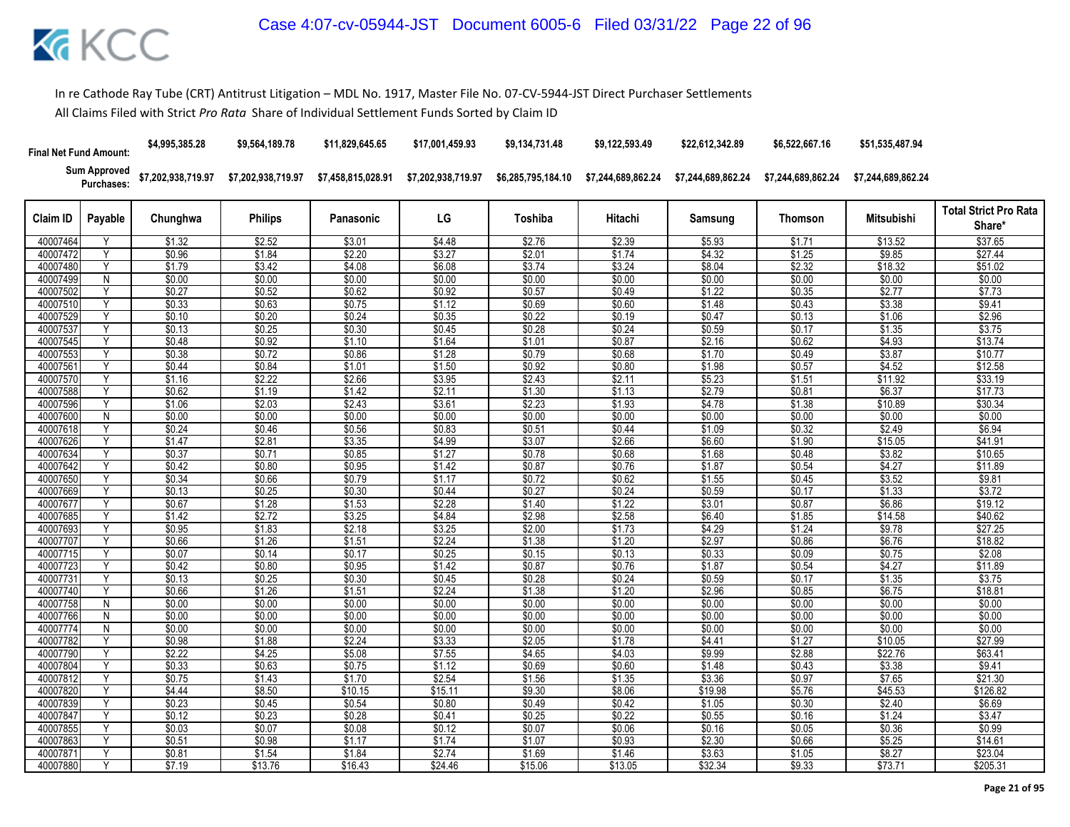In re Cathode Ray Tube (CRT) Antitrust Litigation – MDL No. 1917, Master File No. 07-CV-5944-JST Direct Purchaser Settlements

All Claims Filed with Strict *Pro Rata* Share of Individual Settlement Funds Sorted by Claim ID

| | | Chunghwa | Philips | Panasonic | LG | Toshiba | Hitachi | Samsung | Thomson | Mitsubishi | |
|---|---|---|---|---|---|---|---|---|---|---|---|
| **Final Net Fund Amount:** | | $4,995,385.28 | $9,564,189.78 | $11,829,645.65 | $17,001,459.93 | $9,134,731.48 | $9,122,593.49 | $22,612,342.89 | $6,522,667.16 | $51,535,487.94 | |
| **Sum Approved Purchases:** | | $7,202,938,719.97 | $7,202,938,719.97 | $7,458,815,028.91 | $7,202,938,719.97 | $6,285,795,184.10 | $7,244,689,862.24 | $7,244,689,862.24 | $7,244,689,862.24 | $7,244,689,862.24 | |

| Claim ID | Payable | Chunghwa | Philips | Panasonic | LG | Toshiba | Hitachi | Samsung | Thomson | Mitsubishi | Total Strict Pro Rata Share* |
|---|---|---|---|---|---|---|---|---|---|---|---|
| 40007464 | Y | $1.32 | $2.52 | $3.01 | $4.48 | $2.76 | $2.39 | $5.93 | $1.71 | $13.52 | $37.65 |
| 40007472 | Y | $0.96 | $1.84 | $2.20 | $3.27 | $2.01 | $1.74 | $4.32 | $1.25 | $9.85 | $27.44 |
| 40007480 | Y | $1.79 | $3.42 | $4.08 | $6.08 | $3.74 | $3.24 | $8.04 | $2.32 | $18.32 | $51.02 |
| 40007499 | N | $0.00 | $0.00 | $0.00 | $0.00 | $0.00 | $0.00 | $0.00 | $0.00 | $0.00 | $0.00 |
| 40007502 | Y | $0.27 | $0.52 | $0.62 | $0.92 | $0.57 | $0.49 | $1.22 | $0.35 | $2.77 | $7.73 |
| 40007510 | Y | $0.33 | $0.63 | $0.75 | $1.12 | $0.69 | $0.60 | $1.48 | $0.43 | $3.38 | $9.41 |
| 40007529 | Y | $0.10 | $0.20 | $0.24 | $0.35 | $0.22 | $0.19 | $0.47 | $0.13 | $1.06 | $2.96 |
| 40007537 | Y | $0.13 | $0.25 | $0.30 | $0.45 | $0.28 | $0.24 | $0.59 | $0.17 | $1.35 | $3.75 |
| 40007545 | Y | $0.48 | $0.92 | $1.10 | $1.64 | $1.01 | $0.87 | $2.16 | $0.62 | $4.93 | $13.74 |
| 40007553 | Y | $0.38 | $0.72 | $0.86 | $1.28 | $0.79 | $0.68 | $1.70 | $0.49 | $3.87 | $10.77 |
| 40007561 | Y | $0.44 | $0.84 | $1.01 | $1.50 | $0.92 | $0.80 | $1.98 | $0.57 | $4.52 | $12.58 |
| 40007570 | Y | $1.16 | $2.22 | $2.66 | $3.95 | $2.43 | $2.11 | $5.23 | $1.51 | $11.92 | $33.19 |
| 40007588 | Y | $0.62 | $1.19 | $1.42 | $2.11 | $1.30 | $1.13 | $2.79 | $0.81 | $6.37 | $17.73 |
| 40007596 | Y | $1.06 | $2.03 | $2.43 | $3.61 | $2.23 | $1.93 | $4.78 | $1.38 | $10.89 | $30.34 |
| 40007600 | N | $0.00 | $0.00 | $0.00 | $0.00 | $0.00 | $0.00 | $0.00 | $0.00 | $0.00 | $0.00 |
| 40007618 | Y | $0.24 | $0.46 | $0.56 | $0.83 | $0.51 | $0.44 | $1.09 | $0.32 | $2.49 | $6.94 |
| 40007626 | Y | $1.47 | $2.81 | $3.35 | $4.99 | $3.07 | $2.66 | $6.60 | $1.90 | $15.05 | $41.91 |
| 40007634 | Y | $0.37 | $0.71 | $0.85 | $1.27 | $0.78 | $0.68 | $1.68 | $0.48 | $3.82 | $10.65 |
| 40007642 | Y | $0.42 | $0.80 | $0.95 | $1.42 | $0.87 | $0.76 | $1.87 | $0.54 | $4.27 | $11.89 |
| 40007650 | Y | $0.34 | $0.66 | $0.79 | $1.17 | $0.72 | $0.62 | $1.55 | $0.45 | $3.52 | $9.81 |
| 40007669 | Y | $0.13 | $0.25 | $0.30 | $0.44 | $0.27 | $0.24 | $0.59 | $0.17 | $1.33 | $3.72 |
| 40007677 | Y | $0.67 | $1.28 | $1.53 | $2.28 | $1.40 | $1.22 | $3.01 | $0.87 | $6.86 | $19.12 |
| 40007685 | Y | $1.42 | $2.72 | $3.25 | $4.84 | $2.98 | $2.58 | $6.40 | $1.85 | $14.58 | $40.62 |
| 40007693 | Y | $0.95 | $1.83 | $2.18 | $3.25 | $2.00 | $1.73 | $4.29 | $1.24 | $9.78 | $27.25 |
| 40007707 | Y | $0.66 | $1.26 | $1.51 | $2.24 | $1.38 | $1.20 | $2.97 | $0.86 | $6.76 | $18.82 |
| 40007715 | Y | $0.07 | $0.14 | $0.17 | $0.25 | $0.15 | $0.13 | $0.33 | $0.09 | $0.75 | $2.08 |
| 40007723 | Y | $0.42 | $0.80 | $0.95 | $1.42 | $0.87 | $0.76 | $1.87 | $0.54 | $4.27 | $11.89 |
| 40007731 | Y | $0.13 | $0.25 | $0.30 | $0.45 | $0.28 | $0.24 | $0.59 | $0.17 | $1.35 | $3.75 |
| 40007740 | Y | $0.66 | $1.26 | $1.51 | $2.24 | $1.38 | $1.20 | $2.96 | $0.85 | $6.75 | $18.81 |
| 40007758 | N | $0.00 | $0.00 | $0.00 | $0.00 | $0.00 | $0.00 | $0.00 | $0.00 | $0.00 | $0.00 |
| 40007766 | N | $0.00 | $0.00 | $0.00 | $0.00 | $0.00 | $0.00 | $0.00 | $0.00 | $0.00 | $0.00 |
| 40007774 | N | $0.00 | $0.00 | $0.00 | $0.00 | $0.00 | $0.00 | $0.00 | $0.00 | $0.00 | $0.00 |
| 40007782 | Y | $0.98 | $1.88 | $2.24 | $3.33 | $2.05 | $1.78 | $4.41 | $1.27 | $10.05 | $27.99 |
| 40007790 | Y | $2.22 | $4.25 | $5.08 | $7.55 | $4.65 | $4.03 | $9.99 | $2.88 | $22.76 | $63.41 |
| 40007804 | Y | $0.33 | $0.63 | $0.75 | $1.12 | $0.69 | $0.60 | $1.48 | $0.43 | $3.38 | $9.41 |
| 40007812 | Y | $0.75 | $1.43 | $1.70 | $2.54 | $1.56 | $1.35 | $3.36 | $0.97 | $7.65 | $21.30 |
| 40007820 | Y | $4.44 | $8.50 | $10.15 | $15.11 | $9.30 | $8.06 | $19.98 | $5.76 | $45.53 | $126.82 |
| 40007839 | Y | $0.23 | $0.45 | $0.54 | $0.80 | $0.49 | $0.42 | $1.05 | $0.30 | $2.40 | $6.69 |
| 40007847 | Y | $0.12 | $0.23 | $0.28 | $0.41 | $0.25 | $0.22 | $0.55 | $0.16 | $1.24 | $3.47 |
| 40007855 | Y | $0.03 | $0.07 | $0.08 | $0.12 | $0.07 | $0.06 | $0.16 | $0.05 | $0.36 | $0.99 |
| 40007863 | Y | $0.51 | $0.98 | $1.17 | $1.74 | $1.07 | $0.93 | $2.30 | $0.66 | $5.25 | $14.61 |
| 40007871 | Y | $0.81 | $1.54 | $1.84 | $2.74 | $1.69 | $1.46 | $3.63 | $1.05 | $8.27 | $23.04 |
| 40007880 | Y | $7.19 | $13.76 | $16.43 | $24.46 | $15.06 | $13.05 | $32.34 | $9.33 | $73.71 | $205.31 |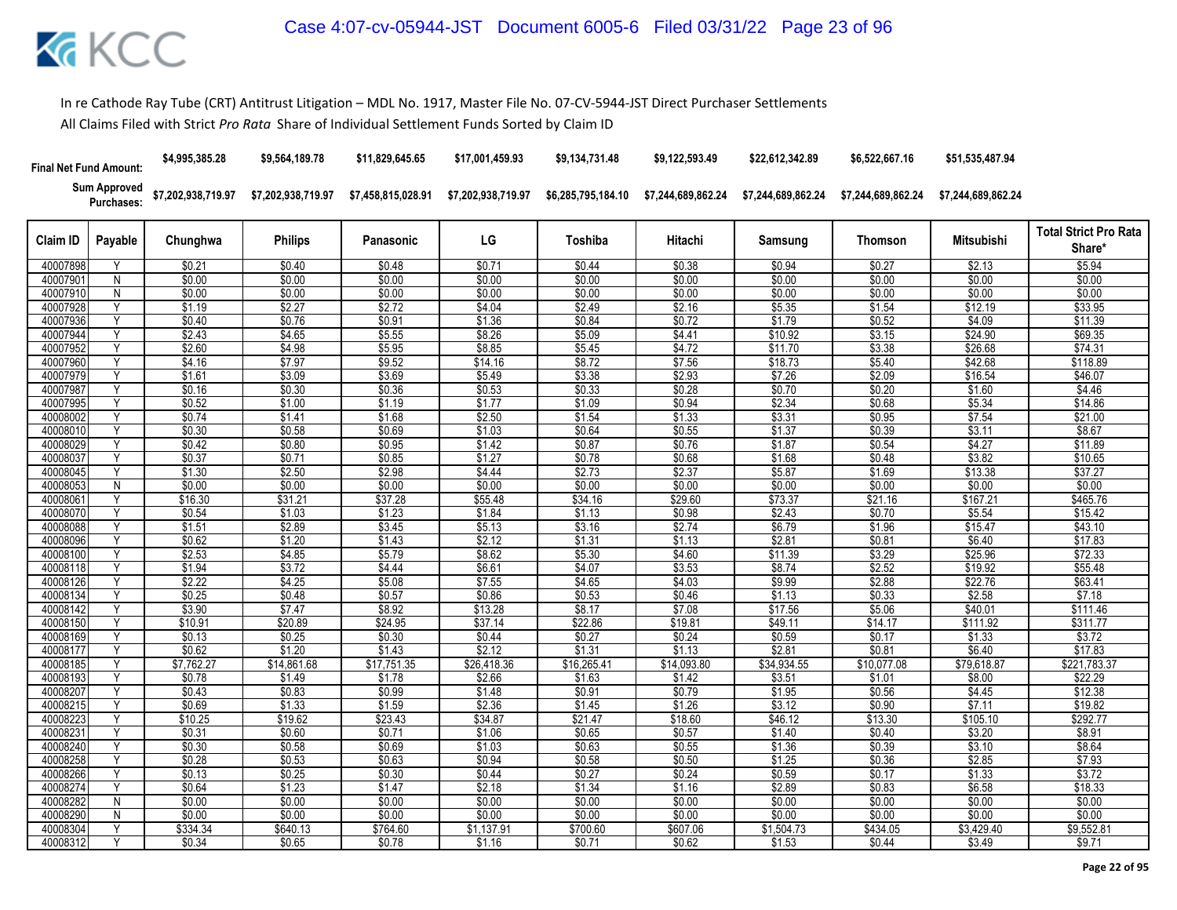In re Cathode Ray Tube (CRT) Antitrust Litigation – MDL No. 1917, Master File No. 07-CV-5944-JST Direct Purchaser Settlements

All Claims Filed with Strict *Pro Rata* Share of Individual Settlement Funds Sorted by Claim ID

| Final Net Fund Amount: | | $4,995,385.28 | $9,564,189.78 | $11,829,645.65 | $17,001,459.93 | $9,134,731.48 | $9,122,593.49 | $22,612,342.89 | $6,522,667.16 | $51,535,487.94 | |
|---|---|---|---|---|---|---|---|---|---|---|---|
| Sum Approved Purchases: | | $7,202,938,719.97 | $7,202,938,719.97 | $7,458,815,028.91 | $7,202,938,719.97 | $6,285,795,184.10 | $7,244,689,862.24 | $7,244,689,862.24 | $7,244,689,862.24 | $7,244,689,862.24 | |
| **Claim ID** | **Payable** | **Chunghwa** | **Philips** | **Panasonic** | **LG** | **Toshiba** | **Hitachi** | **Samsung** | **Thomson** | **Mitsubishi** | **Total Strict Pro Rata Share*** |
| 40007898 | Y | $0.21 | $0.40 | $0.48 | $0.71 | $0.44 | $0.38 | $0.94 | $0.27 | $2.13 | $5.94 |
| 40007901 | N | $0.00 | $0.00 | $0.00 | $0.00 | $0.00 | $0.00 | $0.00 | $0.00 | $0.00 | $0.00 |
| 40007910 | N | $0.00 | $0.00 | $0.00 | $0.00 | $0.00 | $0.00 | $0.00 | $0.00 | $0.00 | $0.00 |
| 40007928 | Y | $1.19 | $2.27 | $2.72 | $4.04 | $2.49 | $2.16 | $5.35 | $1.54 | $12.19 | $33.95 |
| 40007936 | Y | $0.40 | $0.76 | $0.91 | $1.36 | $0.84 | $0.72 | $1.79 | $0.52 | $4.09 | $11.39 |
| 40007944 | Y | $2.43 | $4.65 | $5.55 | $8.26 | $5.09 | $4.41 | $10.92 | $3.15 | $24.90 | $69.35 |
| 40007952 | Y | $2.60 | $4.98 | $5.95 | $8.85 | $5.45 | $4.72 | $11.70 | $3.38 | $26.68 | $74.31 |
| 40007960 | Y | $4.16 | $7.97 | $9.52 | $14.16 | $8.72 | $7.56 | $18.73 | $5.40 | $42.68 | $118.89 |
| 40007979 | Y | $1.61 | $3.09 | $3.69 | $5.49 | $3.38 | $2.93 | $7.26 | $2.09 | $16.54 | $46.07 |
| 40007987 | Y | $0.16 | $0.30 | $0.36 | $0.53 | $0.33 | $0.28 | $0.70 | $0.20 | $1.60 | $4.46 |
| 40007995 | Y | $0.52 | $1.00 | $1.19 | $1.77 | $1.09 | $0.94 | $2.34 | $0.68 | $5.34 | $14.86 |
| 40008002 | Y | $0.74 | $1.41 | $1.68 | $2.50 | $1.54 | $1.33 | $3.31 | $0.95 | $7.54 | $21.00 |
| 40008010 | Y | $0.30 | $0.58 | $0.69 | $1.03 | $0.64 | $0.55 | $1.37 | $0.39 | $3.11 | $8.67 |
| 40008029 | Y | $0.42 | $0.80 | $0.95 | $1.42 | $0.87 | $0.76 | $1.87 | $0.54 | $4.27 | $11.89 |
| 40008037 | Y | $0.37 | $0.71 | $0.85 | $1.27 | $0.78 | $0.68 | $1.68 | $0.48 | $3.82 | $10.65 |
| 40008045 | Y | $1.30 | $2.50 | $2.98 | $4.44 | $2.73 | $2.37 | $5.87 | $1.69 | $13.38 | $37.27 |
| 40008053 | N | $0.00 | $0.00 | $0.00 | $0.00 | $0.00 | $0.00 | $0.00 | $0.00 | $0.00 | $0.00 |
| 40008061 | Y | $16.30 | $31.21 | $37.28 | $55.48 | $34.16 | $29.60 | $73.37 | $21.16 | $167.21 | $465.76 |
| 40008070 | Y | $0.54 | $1.03 | $1.23 | $1.84 | $1.13 | $0.98 | $2.43 | $0.70 | $5.54 | $15.42 |
| 40008088 | Y | $1.51 | $2.89 | $3.45 | $5.13 | $3.16 | $2.74 | $6.79 | $1.96 | $15.47 | $43.10 |
| 40008096 | Y | $0.62 | $1.20 | $1.43 | $2.12 | $1.31 | $1.13 | $2.81 | $0.81 | $6.40 | $17.83 |
| 40008100 | Y | $2.53 | $4.85 | $5.79 | $8.62 | $5.30 | $4.60 | $11.39 | $3.29 | $25.96 | $72.33 |
| 40008118 | Y | $1.94 | $3.72 | $4.44 | $6.61 | $4.07 | $3.53 | $8.74 | $2.52 | $19.92 | $55.48 |
| 40008126 | Y | $2.22 | $4.25 | $5.08 | $7.55 | $4.65 | $4.03 | $9.99 | $2.88 | $22.76 | $63.41 |
| 40008134 | Y | $0.25 | $0.48 | $0.57 | $0.86 | $0.53 | $0.46 | $1.13 | $0.33 | $2.58 | $7.18 |
| 40008142 | Y | $3.90 | $7.47 | $8.92 | $13.28 | $8.17 | $7.08 | $17.56 | $5.06 | $40.01 | $111.46 |
| 40008150 | Y | $10.91 | $20.89 | $24.95 | $37.14 | $22.86 | $19.81 | $49.11 | $14.17 | $111.92 | $311.77 |
| 40008169 | Y | $0.13 | $0.25 | $0.30 | $0.44 | $0.27 | $0.24 | $0.59 | $0.17 | $1.33 | $3.72 |
| 40008177 | Y | $0.62 | $1.20 | $1.43 | $2.12 | $1.31 | $1.13 | $2.81 | $0.81 | $6.40 | $17.83 |
| 40008185 | Y | $7,762.27 | $14,861.68 | $17,751.35 | $26,418.36 | $16,265.41 | $14,093.80 | $34,934.55 | $10,077.08 | $79,618.87 | $221,783.37 |
| 40008193 | Y | $0.78 | $1.49 | $1.78 | $2.66 | $1.63 | $1.42 | $3.51 | $1.01 | $8.00 | $22.29 |
| 40008207 | Y | $0.43 | $0.83 | $0.99 | $1.48 | $0.91 | $0.79 | $1.95 | $0.56 | $4.45 | $12.38 |
| 40008215 | Y | $0.69 | $1.33 | $1.59 | $2.36 | $1.45 | $1.26 | $3.12 | $0.90 | $7.11 | $19.82 |
| 40008223 | Y | $10.25 | $19.62 | $23.43 | $34.87 | $21.47 | $18.60 | $46.12 | $13.30 | $105.10 | $292.77 |
| 40008231 | Y | $0.31 | $0.60 | $0.71 | $1.06 | $0.65 | $0.57 | $1.40 | $0.40 | $3.20 | $8.91 |
| 40008240 | Y | $0.30 | $0.58 | $0.69 | $1.03 | $0.63 | $0.55 | $1.36 | $0.39 | $3.10 | $8.64 |
| 40008258 | Y | $0.28 | $0.53 | $0.63 | $0.94 | $0.58 | $0.50 | $1.25 | $0.36 | $2.85 | $7.93 |
| 40008266 | Y | $0.13 | $0.25 | $0.30 | $0.44 | $0.27 | $0.24 | $0.59 | $0.17 | $1.33 | $3.72 |
| 40008274 | Y | $0.64 | $1.23 | $1.47 | $2.18 | $1.34 | $1.16 | $2.89 | $0.83 | $6.58 | $18.33 |
| 40008282 | N | $0.00 | $0.00 | $0.00 | $0.00 | $0.00 | $0.00 | $0.00 | $0.00 | $0.00 | $0.00 |
| 40008290 | N | $0.00 | $0.00 | $0.00 | $0.00 | $0.00 | $0.00 | $0.00 | $0.00 | $0.00 | $0.00 |
| 40008304 | Y | $334.34 | $640.13 | $764.60 | $1,137.91 | $700.60 | $607.06 | $1,504.73 | $434.05 | $3,429.40 | $9,552.81 |
| 40008312 | Y | $0.34 | $0.65 | $0.78 | $1.16 | $0.71 | $0.62 | $1.53 | $0.44 | $3.49 | $9.71 |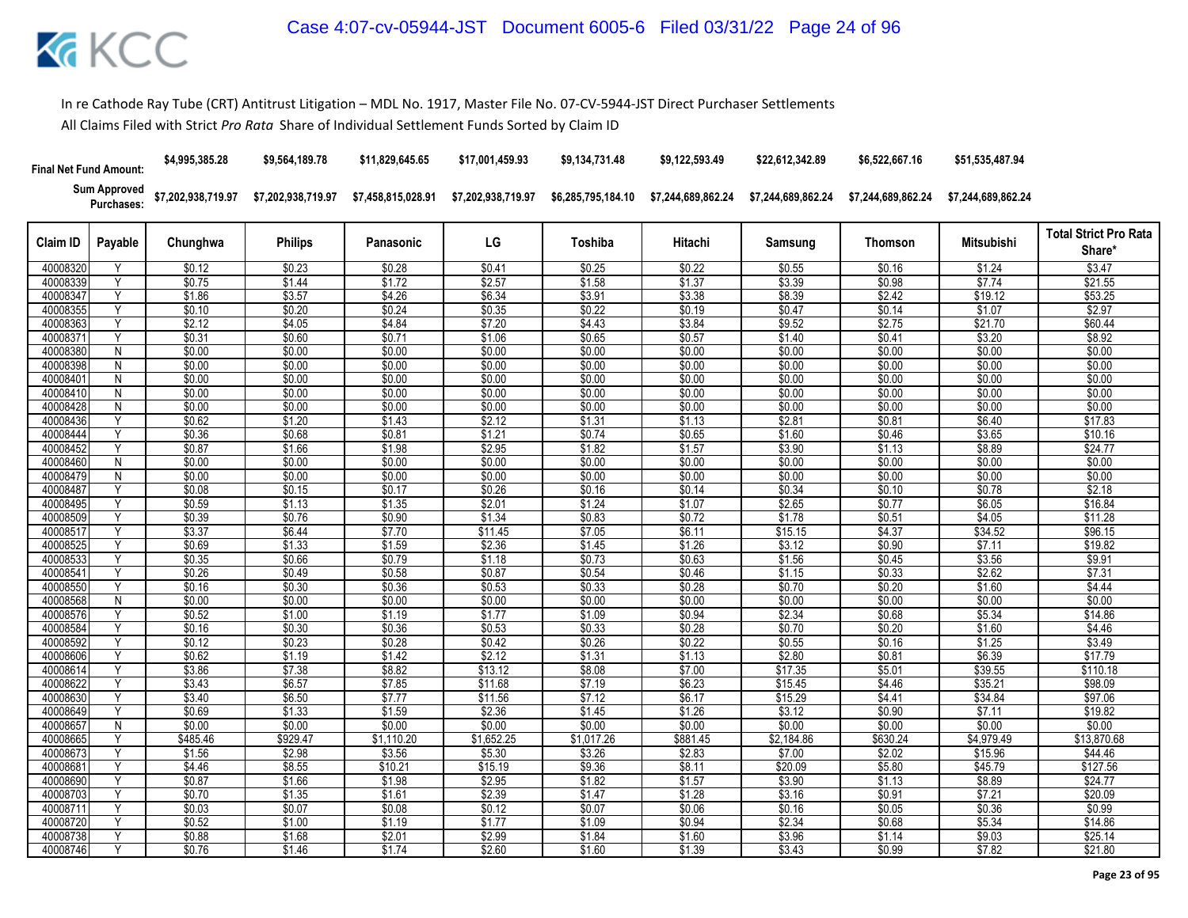In re Cathode Ray Tube (CRT) Antitrust Litigation – MDL No. 1917, Master File No. 07-CV-5944-JST Direct Purchaser Settlements

All Claims Filed with Strict *Pro Rata* Share of Individual Settlement Funds Sorted by Claim ID

| | | Chunghwa | Philips | Panasonic | LG | Toshiba | Hitachi | Samsung | Thomson | Mitsubishi | |
|---|---|---|---|---|---|---|---|---|---|---|---|
| **Final Net Fund Amount:** | | $4,995,385.28 | $9,564,189.78 | $11,829,645.65 | $17,001,459.93 | $9,134,731.48 | $9,122,593.49 | $22,612,342.89 | $6,522,667.16 | $51,535,487.94 | |
| **Sum Approved Purchases:** | | $7,202,938,719.97 | $7,202,938,719.97 | $7,458,815,028.91 | $7,202,938,719.97 | $6,285,795,184.10 | $7,244,689,862.24 | $7,244,689,862.24 | $7,244,689,862.24 | $7,244,689,862.24 | |

| Claim ID | Payable | Chunghwa | Philips | Panasonic | LG | Toshiba | Hitachi | Samsung | Thomson | Mitsubishi | Total Strict Pro Rata Share* |
|---|---|---|---|---|---|---|---|---|---|---|---|
| 40008320 | Y | $0.12 | $0.23 | $0.28 | $0.41 | $0.25 | $0.22 | $0.55 | $0.16 | $1.24 | $3.47 |
| 40008339 | Y | $0.75 | $1.44 | $1.72 | $2.57 | $1.58 | $1.37 | $3.39 | $0.98 | $7.74 | $21.55 |
| 40008347 | Y | $1.86 | $3.57 | $4.26 | $6.34 | $3.91 | $3.38 | $8.39 | $2.42 | $19.12 | $53.25 |
| 40008355 | Y | $0.10 | $0.20 | $0.24 | $0.35 | $0.22 | $0.19 | $0.47 | $0.14 | $1.07 | $2.97 |
| 40008363 | Y | $2.12 | $4.05 | $4.84 | $7.20 | $4.43 | $3.84 | $9.52 | $2.75 | $21.70 | $60.44 |
| 40008371 | Y | $0.31 | $0.60 | $0.71 | $1.06 | $0.65 | $0.57 | $1.40 | $0.41 | $3.20 | $8.92 |
| 40008380 | N | $0.00 | $0.00 | $0.00 | $0.00 | $0.00 | $0.00 | $0.00 | $0.00 | $0.00 | $0.00 |
| 40008398 | N | $0.00 | $0.00 | $0.00 | $0.00 | $0.00 | $0.00 | $0.00 | $0.00 | $0.00 | $0.00 |
| 40008401 | N | $0.00 | $0.00 | $0.00 | $0.00 | $0.00 | $0.00 | $0.00 | $0.00 | $0.00 | $0.00 |
| 40008410 | N | $0.00 | $0.00 | $0.00 | $0.00 | $0.00 | $0.00 | $0.00 | $0.00 | $0.00 | $0.00 |
| 40008428 | N | $0.00 | $0.00 | $0.00 | $0.00 | $0.00 | $0.00 | $0.00 | $0.00 | $0.00 | $0.00 |
| 40008436 | Y | $0.62 | $1.20 | $1.43 | $2.12 | $1.31 | $1.13 | $2.81 | $0.81 | $6.40 | $17.83 |
| 40008444 | Y | $0.36 | $0.68 | $0.81 | $1.21 | $0.74 | $0.65 | $1.60 | $0.46 | $3.65 | $10.16 |
| 40008452 | Y | $0.87 | $1.66 | $1.98 | $2.95 | $1.82 | $1.57 | $3.90 | $1.13 | $8.89 | $24.77 |
| 40008460 | N | $0.00 | $0.00 | $0.00 | $0.00 | $0.00 | $0.00 | $0.00 | $0.00 | $0.00 | $0.00 |
| 40008479 | N | $0.00 | $0.00 | $0.00 | $0.00 | $0.00 | $0.00 | $0.00 | $0.00 | $0.00 | $0.00 |
| 40008487 | Y | $0.08 | $0.15 | $0.17 | $0.26 | $0.16 | $0.14 | $0.34 | $0.10 | $0.78 | $2.18 |
| 40008495 | Y | $0.59 | $1.13 | $1.35 | $2.01 | $1.24 | $1.07 | $2.65 | $0.77 | $6.05 | $16.84 |
| 40008509 | Y | $0.39 | $0.76 | $0.90 | $1.34 | $0.83 | $0.72 | $1.78 | $0.51 | $4.05 | $11.28 |
| 40008517 | Y | $3.37 | $6.44 | $7.70 | $11.45 | $7.05 | $6.11 | $15.15 | $4.37 | $34.52 | $96.15 |
| 40008525 | Y | $0.69 | $1.33 | $1.59 | $2.36 | $1.45 | $1.26 | $3.12 | $0.90 | $7.11 | $19.82 |
| 40008533 | Y | $0.35 | $0.66 | $0.79 | $1.18 | $0.73 | $0.63 | $1.56 | $0.45 | $3.56 | $9.91 |
| 40008541 | Y | $0.26 | $0.49 | $0.58 | $0.87 | $0.54 | $0.46 | $1.15 | $0.33 | $2.62 | $7.31 |
| 40008550 | Y | $0.16 | $0.30 | $0.36 | $0.53 | $0.33 | $0.28 | $0.70 | $0.20 | $1.60 | $4.44 |
| 40008568 | N | $0.00 | $0.00 | $0.00 | $0.00 | $0.00 | $0.00 | $0.00 | $0.00 | $0.00 | $0.00 |
| 40008576 | Y | $0.52 | $1.00 | $1.19 | $1.77 | $1.09 | $0.94 | $2.34 | $0.68 | $5.34 | $14.86 |
| 40008584 | Y | $0.16 | $0.30 | $0.36 | $0.53 | $0.33 | $0.28 | $0.70 | $0.20 | $1.60 | $4.46 |
| 40008592 | Y | $0.12 | $0.23 | $0.28 | $0.42 | $0.26 | $0.22 | $0.55 | $0.16 | $1.25 | $3.49 |
| 40008606 | Y | $0.62 | $1.19 | $1.42 | $2.12 | $1.31 | $1.13 | $2.80 | $0.81 | $6.39 | $17.79 |
| 40008614 | Y | $3.86 | $7.38 | $8.82 | $13.12 | $8.08 | $7.00 | $17.35 | $5.01 | $39.55 | $110.18 |
| 40008622 | Y | $3.43 | $6.57 | $7.85 | $11.68 | $7.19 | $6.23 | $15.45 | $4.46 | $35.21 | $98.09 |
| 40008630 | Y | $3.40 | $6.50 | $7.77 | $11.56 | $7.12 | $6.17 | $15.29 | $4.41 | $34.84 | $97.06 |
| 40008649 | Y | $0.69 | $1.33 | $1.59 | $2.36 | $1.45 | $1.26 | $3.12 | $0.90 | $7.11 | $19.82 |
| 40008657 | N | $0.00 | $0.00 | $0.00 | $0.00 | $0.00 | $0.00 | $0.00 | $0.00 | $0.00 | $0.00 |
| 40008665 | Y | $485.46 | $929.47 | $1,110.20 | $1,652.25 | $1,017.26 | $881.45 | $2,184.86 | $630.24 | $4,979.49 | $13,870.68 |
| 40008673 | Y | $1.56 | $2.98 | $3.56 | $5.30 | $3.26 | $2.83 | $7.00 | $2.02 | $15.96 | $44.46 |
| 40008681 | Y | $4.46 | $8.55 | $10.21 | $15.19 | $9.36 | $8.11 | $20.09 | $5.80 | $45.79 | $127.56 |
| 40008690 | Y | $0.87 | $1.66 | $1.98 | $2.95 | $1.82 | $1.57 | $3.90 | $1.13 | $8.89 | $24.77 |
| 40008703 | Y | $0.70 | $1.35 | $1.61 | $2.39 | $1.47 | $1.28 | $3.16 | $0.91 | $7.21 | $20.09 |
| 40008711 | Y | $0.03 | $0.07 | $0.08 | $0.12 | $0.07 | $0.06 | $0.16 | $0.05 | $0.36 | $0.99 |
| 40008720 | Y | $0.52 | $1.00 | $1.19 | $1.77 | $1.09 | $0.94 | $2.34 | $0.68 | $5.34 | $14.86 |
| 40008738 | Y | $0.88 | $1.68 | $2.01 | $2.99 | $1.84 | $1.60 | $3.96 | $1.14 | $9.03 | $25.14 |
| 40008746 | Y | $0.76 | $1.46 | $1.74 | $2.60 | $1.60 | $1.39 | $3.43 | $0.99 | $7.82 | $21.80 |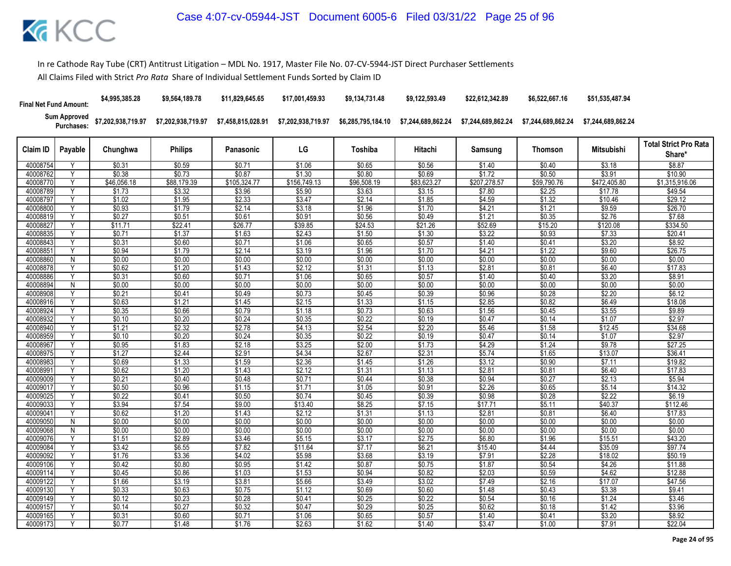In re Cathode Ray Tube (CRT) Antitrust Litigation – MDL No. 1917, Master File No. 07-CV-5944-JST Direct Purchaser Settlements

All Claims Filed with Strict *Pro Rata* Share of Individual Settlement Funds Sorted by Claim ID

| Final Net Fund Amount: | | $4,995,385.28 | $9,564,189.78 | $11,829,645.65 | $17,001,459.93 | $9,134,731.48 | $9,122,593.49 | $22,612,342.89 | $6,522,667.16 | $51,535,487.94 | |
|---|---|---|---|---|---|---|---|---|---|---|---|
| Sum Approved Purchases: | | $7,202,938,719.97 | $7,202,938,719.97 | $7,458,815,028.91 | $7,202,938,719.97 | $6,285,795,184.10 | $7,244,689,862.24 | $7,244,689,862.24 | $7,244,689,862.24 | $7,244,689,862.24 | |
| Claim ID | Payable | Chunghwa | Philips | Panasonic | LG | Toshiba | Hitachi | Samsung | Thomson | Mitsubishi | Total Strict Pro Rata Share* |
| 40008754 | Y | $0.31 | $0.59 | $0.71 | $1.06 | $0.65 | $0.56 | $1.40 | $0.40 | $3.18 | $8.87 |
| 40008762 | Y | $0.38 | $0.73 | $0.87 | $1.30 | $0.80 | $0.69 | $1.72 | $0.50 | $3.91 | $10.90 |
| 40008770 | Y | $46,056.18 | $88,179.39 | $105,324.77 | $156,749.13 | $96,508.19 | $83,623.27 | $207,278.57 | $59,790.76 | $472,405.80 | $1,315,916.06 |
| 40008789 | Y | $1.73 | $3.32 | $3.96 | $5.90 | $3.63 | $3.15 | $7.80 | $2.25 | $17.78 | $49.54 |
| 40008797 | Y | $1.02 | $1.95 | $2.33 | $3.47 | $2.14 | $1.85 | $4.59 | $1.32 | $10.46 | $29.12 |
| 40008800 | Y | $0.93 | $1.79 | $2.14 | $3.18 | $1.96 | $1.70 | $4.21 | $1.21 | $9.59 | $26.70 |
| 40008819 | Y | $0.27 | $0.51 | $0.61 | $0.91 | $0.56 | $0.49 | $1.21 | $0.35 | $2.76 | $7.68 |
| 40008827 | Y | $11.71 | $22.41 | $26.77 | $39.85 | $24.53 | $21.26 | $52.69 | $15.20 | $120.08 | $334.50 |
| 40008835 | Y | $0.71 | $1.37 | $1.63 | $2.43 | $1.50 | $1.30 | $3.22 | $0.93 | $7.33 | $20.41 |
| 40008843 | Y | $0.31 | $0.60 | $0.71 | $1.06 | $0.65 | $0.57 | $1.40 | $0.41 | $3.20 | $8.92 |
| 40008851 | Y | $0.94 | $1.79 | $2.14 | $3.19 | $1.96 | $1.70 | $4.21 | $1.22 | $9.60 | $26.75 |
| 40008860 | N | $0.00 | $0.00 | $0.00 | $0.00 | $0.00 | $0.00 | $0.00 | $0.00 | $0.00 | $0.00 |
| 40008878 | Y | $0.62 | $1.20 | $1.43 | $2.12 | $1.31 | $1.13 | $2.81 | $0.81 | $6.40 | $17.83 |
| 40008886 | Y | $0.31 | $0.60 | $0.71 | $1.06 | $0.65 | $0.57 | $1.40 | $0.40 | $3.20 | $8.91 |
| 40008894 | N | $0.00 | $0.00 | $0.00 | $0.00 | $0.00 | $0.00 | $0.00 | $0.00 | $0.00 | $0.00 |
| 40008908 | Y | $0.21 | $0.41 | $0.49 | $0.73 | $0.45 | $0.39 | $0.96 | $0.28 | $2.20 | $6.12 |
| 40008916 | Y | $0.63 | $1.21 | $1.45 | $2.15 | $1.33 | $1.15 | $2.85 | $0.82 | $6.49 | $18.08 |
| 40008924 | Y | $0.35 | $0.66 | $0.79 | $1.18 | $0.73 | $0.63 | $1.56 | $0.45 | $3.55 | $9.89 |
| 40008932 | Y | $0.10 | $0.20 | $0.24 | $0.35 | $0.22 | $0.19 | $0.47 | $0.14 | $1.07 | $2.97 |
| 40008940 | Y | $1.21 | $2.32 | $2.78 | $4.13 | $2.54 | $2.20 | $5.46 | $1.58 | $12.45 | $34.68 |
| 40008959 | Y | $0.10 | $0.20 | $0.24 | $0.35 | $0.22 | $0.19 | $0.47 | $0.14 | $1.07 | $2.97 |
| 40008967 | Y | $0.95 | $1.83 | $2.18 | $3.25 | $2.00 | $1.73 | $4.29 | $1.24 | $9.78 | $27.25 |
| 40008975 | Y | $1.27 | $2.44 | $2.91 | $4.34 | $2.67 | $2.31 | $5.74 | $1.65 | $13.07 | $36.41 |
| 40008983 | Y | $0.69 | $1.33 | $1.59 | $2.36 | $1.45 | $1.26 | $3.12 | $0.90 | $7.11 | $19.82 |
| 40008991 | Y | $0.62 | $1.20 | $1.43 | $2.12 | $1.31 | $1.13 | $2.81 | $0.81 | $6.40 | $17.83 |
| 40009009 | Y | $0.21 | $0.40 | $0.48 | $0.71 | $0.44 | $0.38 | $0.94 | $0.27 | $2.13 | $5.94 |
| 40009017 | Y | $0.50 | $0.96 | $1.15 | $1.71 | $1.05 | $0.91 | $2.26 | $0.65 | $5.14 | $14.32 |
| 40009025 | Y | $0.22 | $0.41 | $0.50 | $0.74 | $0.45 | $0.39 | $0.98 | $0.28 | $2.22 | $6.19 |
| 40009033 | Y | $3.94 | $7.54 | $9.00 | $13.40 | $8.25 | $7.15 | $17.71 | $5.11 | $40.37 | $112.46 |
| 40009041 | Y | $0.62 | $1.20 | $1.43 | $2.12 | $1.31 | $1.13 | $2.81 | $0.81 | $6.40 | $17.83 |
| 40009050 | N | $0.00 | $0.00 | $0.00 | $0.00 | $0.00 | $0.00 | $0.00 | $0.00 | $0.00 | $0.00 |
| 40009068 | N | $0.00 | $0.00 | $0.00 | $0.00 | $0.00 | $0.00 | $0.00 | $0.00 | $0.00 | $0.00 |
| 40009076 | Y | $1.51 | $2.89 | $3.46 | $5.15 | $3.17 | $2.75 | $6.80 | $1.96 | $15.51 | $43.20 |
| 40009084 | Y | $3.42 | $6.55 | $7.82 | $11.64 | $7.17 | $6.21 | $15.40 | $4.44 | $35.09 | $97.74 |
| 40009092 | Y | $1.76 | $3.36 | $4.02 | $5.98 | $3.68 | $3.19 | $7.91 | $2.28 | $18.02 | $50.19 |
| 40009106 | Y | $0.42 | $0.80 | $0.95 | $1.42 | $0.87 | $0.75 | $1.87 | $0.54 | $4.26 | $11.88 |
| 40009114 | Y | $0.45 | $0.86 | $1.03 | $1.53 | $0.94 | $0.82 | $2.03 | $0.59 | $4.62 | $12.88 |
| 40009122 | Y | $1.66 | $3.19 | $3.81 | $5.66 | $3.49 | $3.02 | $7.49 | $2.16 | $17.07 | $47.56 |
| 40009130 | Y | $0.33 | $0.63 | $0.75 | $1.12 | $0.69 | $0.60 | $1.48 | $0.43 | $3.38 | $9.41 |
| 40009149 | Y | $0.12 | $0.23 | $0.28 | $0.41 | $0.25 | $0.22 | $0.54 | $0.16 | $1.24 | $3.46 |
| 40009157 | Y | $0.14 | $0.27 | $0.32 | $0.47 | $0.29 | $0.25 | $0.62 | $0.18 | $1.42 | $3.96 |
| 40009165 | Y | $0.31 | $0.60 | $0.71 | $1.06 | $0.65 | $0.57 | $1.40 | $0.41 | $3.20 | $8.92 |
| 40009173 | Y | $0.77 | $1.48 | $1.76 | $2.63 | $1.62 | $1.40 | $3.47 | $1.00 | $7.91 | $22.04 |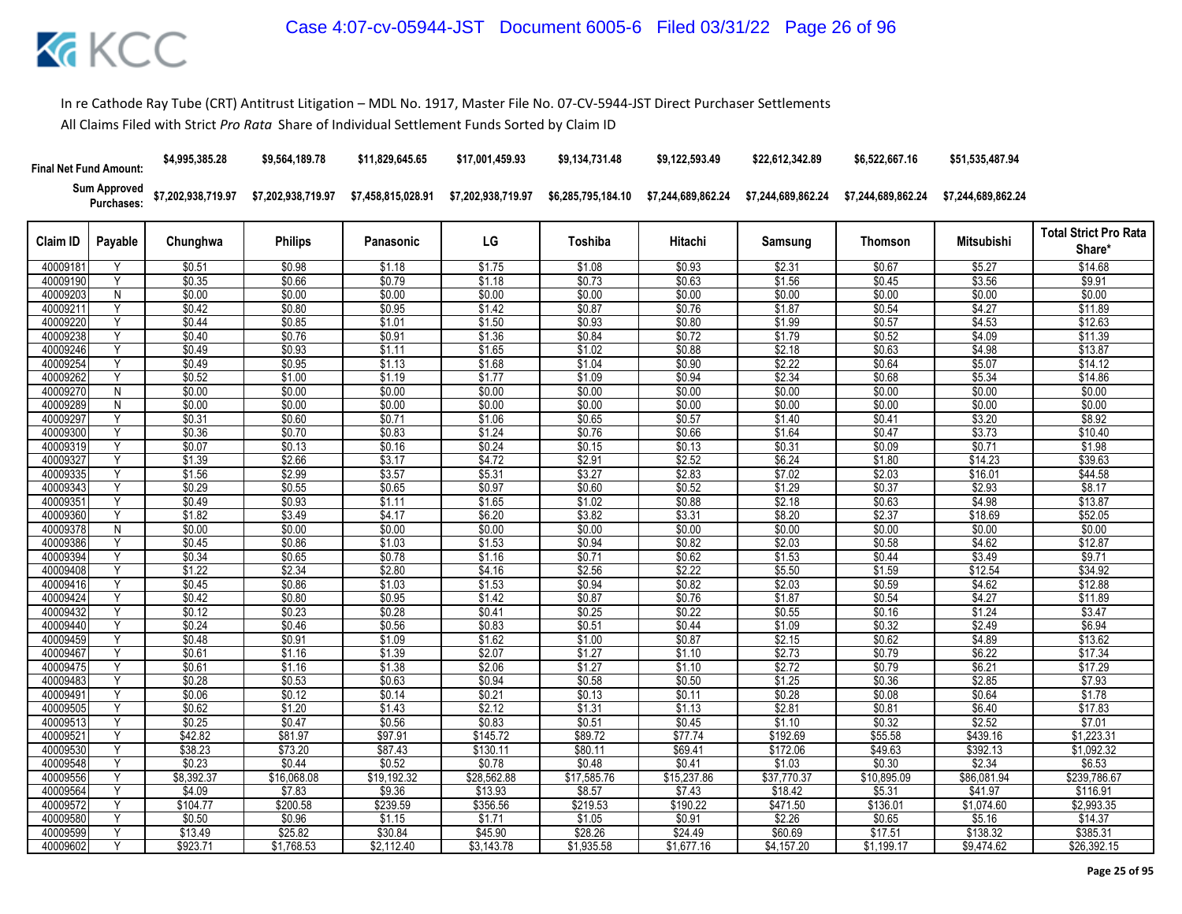In re Cathode Ray Tube (CRT) Antitrust Litigation – MDL No. 1917, Master File No. 07-CV-5944-JST Direct Purchaser Settlements

All Claims Filed with Strict *Pro Rata* Share of Individual Settlement Funds Sorted by Claim ID

| Final Net Fund Amount: | | $4,995,385.28 | $9,564,189.78 | $11,829,645.65 | $17,001,459.93 | $9,134,731.48 | $9,122,593.49 | $22,612,342.89 | $6,522,667.16 | $51,535,487.94 | |
|---|---|---|---|---|---|---|---|---|---|---|---|
| Sum Approved Purchases: | | $7,202,938,719.97 | $7,202,938,719.97 | $7,458,815,028.91 | $7,202,938,719.97 | $6,285,795,184.10 | $7,244,689,862.24 | $7,244,689,862.24 | $7,244,689,862.24 | $7,244,689,862.24 | |
| Claim ID | Payable | Chunghwa | Philips | Panasonic | LG | Toshiba | Hitachi | Samsung | Thomson | Mitsubishi | Total Strict Pro Rata Share* |
| 40009181 | Y | $0.51 | $0.98 | $1.18 | $1.75 | $1.08 | $0.93 | $2.31 | $0.67 | $5.27 | $14.68 |
| 40009190 | Y | $0.35 | $0.66 | $0.79 | $1.18 | $0.73 | $0.63 | $1.56 | $0.45 | $3.56 | $9.91 |
| 40009203 | N | $0.00 | $0.00 | $0.00 | $0.00 | $0.00 | $0.00 | $0.00 | $0.00 | $0.00 | $0.00 |
| 40009211 | Y | $0.42 | $0.80 | $0.95 | $1.42 | $0.87 | $0.76 | $1.87 | $0.54 | $4.27 | $11.89 |
| 40009220 | Y | $0.44 | $0.85 | $1.01 | $1.50 | $0.93 | $0.80 | $1.99 | $0.57 | $4.53 | $12.63 |
| 40009238 | Y | $0.40 | $0.76 | $0.91 | $1.36 | $0.84 | $0.72 | $1.79 | $0.52 | $4.09 | $11.39 |
| 40009246 | Y | $0.49 | $0.93 | $1.11 | $1.65 | $1.02 | $0.88 | $2.18 | $0.63 | $4.98 | $13.87 |
| 40009254 | Y | $0.49 | $0.95 | $1.13 | $1.68 | $1.04 | $0.90 | $2.22 | $0.64 | $5.07 | $14.12 |
| 40009262 | Y | $0.52 | $1.00 | $1.19 | $1.77 | $1.09 | $0.94 | $2.34 | $0.68 | $5.34 | $14.86 |
| 40009270 | N | $0.00 | $0.00 | $0.00 | $0.00 | $0.00 | $0.00 | $0.00 | $0.00 | $0.00 | $0.00 |
| 40009289 | N | $0.00 | $0.00 | $0.00 | $0.00 | $0.00 | $0.00 | $0.00 | $0.00 | $0.00 | $0.00 |
| 40009297 | Y | $0.31 | $0.60 | $0.71 | $1.06 | $0.65 | $0.57 | $1.40 | $0.41 | $3.20 | $8.92 |
| 40009300 | Y | $0.36 | $0.70 | $0.83 | $1.24 | $0.76 | $0.66 | $1.64 | $0.47 | $3.73 | $10.40 |
| 40009319 | Y | $0.07 | $0.13 | $0.16 | $0.24 | $0.15 | $0.13 | $0.31 | $0.09 | $0.71 | $1.98 |
| 40009327 | Y | $1.39 | $2.66 | $3.17 | $4.72 | $2.91 | $2.52 | $6.24 | $1.80 | $14.23 | $39.63 |
| 40009335 | Y | $1.56 | $2.99 | $3.57 | $5.31 | $3.27 | $2.83 | $7.02 | $2.03 | $16.01 | $44.58 |
| 40009343 | Y | $0.29 | $0.55 | $0.65 | $0.97 | $0.60 | $0.52 | $1.29 | $0.37 | $2.93 | $8.17 |
| 40009351 | Y | $0.49 | $0.93 | $1.11 | $1.65 | $1.02 | $0.88 | $2.18 | $0.63 | $4.98 | $13.87 |
| 40009360 | Y | $1.82 | $3.49 | $4.17 | $6.20 | $3.82 | $3.31 | $8.20 | $2.37 | $18.69 | $52.05 |
| 40009378 | N | $0.00 | $0.00 | $0.00 | $0.00 | $0.00 | $0.00 | $0.00 | $0.00 | $0.00 | $0.00 |
| 40009386 | Y | $0.45 | $0.86 | $1.03 | $1.53 | $0.94 | $0.82 | $2.03 | $0.58 | $4.62 | $12.87 |
| 40009394 | Y | $0.34 | $0.65 | $0.78 | $1.16 | $0.71 | $0.62 | $1.53 | $0.44 | $3.49 | $9.71 |
| 40009408 | Y | $1.22 | $2.34 | $2.80 | $4.16 | $2.56 | $2.22 | $5.50 | $1.59 | $12.54 | $34.92 |
| 40009416 | Y | $0.45 | $0.86 | $1.03 | $1.53 | $0.94 | $0.82 | $2.03 | $0.59 | $4.62 | $12.88 |
| 40009424 | Y | $0.42 | $0.80 | $0.95 | $1.42 | $0.87 | $0.76 | $1.87 | $0.54 | $4.27 | $11.89 |
| 40009432 | Y | $0.12 | $0.23 | $0.28 | $0.41 | $0.25 | $0.22 | $0.55 | $0.16 | $1.24 | $3.47 |
| 40009440 | Y | $0.24 | $0.46 | $0.56 | $0.83 | $0.51 | $0.44 | $1.09 | $0.32 | $2.49 | $6.94 |
| 40009459 | Y | $0.48 | $0.91 | $1.09 | $1.62 | $1.00 | $0.87 | $2.15 | $0.62 | $4.89 | $13.62 |
| 40009467 | Y | $0.61 | $1.16 | $1.39 | $2.07 | $1.27 | $1.10 | $2.73 | $0.79 | $6.22 | $17.34 |
| 40009475 | Y | $0.61 | $1.16 | $1.38 | $2.06 | $1.27 | $1.10 | $2.72 | $0.79 | $6.21 | $17.29 |
| 40009483 | Y | $0.28 | $0.53 | $0.63 | $0.94 | $0.58 | $0.50 | $1.25 | $0.36 | $2.85 | $7.93 |
| 40009491 | Y | $0.06 | $0.12 | $0.14 | $0.21 | $0.13 | $0.11 | $0.28 | $0.08 | $0.64 | $1.78 |
| 40009505 | Y | $0.62 | $1.20 | $1.43 | $2.12 | $1.31 | $1.13 | $2.81 | $0.81 | $6.40 | $17.83 |
| 40009513 | Y | $0.25 | $0.47 | $0.56 | $0.83 | $0.51 | $0.45 | $1.10 | $0.32 | $2.52 | $7.01 |
| 40009521 | Y | $42.82 | $81.97 | $97.91 | $145.72 | $89.72 | $77.74 | $192.69 | $55.58 | $439.16 | $1,223.31 |
| 40009530 | Y | $38.23 | $73.20 | $87.43 | $130.11 | $80.11 | $69.41 | $172.06 | $49.63 | $392.13 | $1,092.32 |
| 40009548 | Y | $0.23 | $0.44 | $0.52 | $0.78 | $0.48 | $0.41 | $1.03 | $0.30 | $2.34 | $6.53 |
| 40009556 | Y | $8,392.37 | $16,068.08 | $19,192.32 | $28,562.88 | $17,585.76 | $15,237.86 | $37,770.37 | $10,895.09 | $86,081.94 | $239,786.67 |
| 40009564 | Y | $4.09 | $7.83 | $9.36 | $13.93 | $8.57 | $7.43 | $18.42 | $5.31 | $41.97 | $116.91 |
| 40009572 | Y | $104.77 | $200.58 | $239.59 | $356.56 | $219.53 | $190.22 | $471.50 | $136.01 | $1,074.60 | $2,993.35 |
| 40009580 | Y | $0.50 | $0.96 | $1.15 | $1.71 | $1.05 | $0.91 | $2.26 | $0.65 | $5.16 | $14.37 |
| 40009599 | Y | $13.49 | $25.82 | $30.84 | $45.90 | $28.26 | $24.49 | $60.69 | $17.51 | $138.32 | $385.31 |
| 40009602 | Y | $923.71 | $1,768.53 | $2,112.40 | $3,143.78 | $1,935.58 | $1,677.16 | $4,157.20 | $1,199.17 | $9,474.62 | $26,392.15 |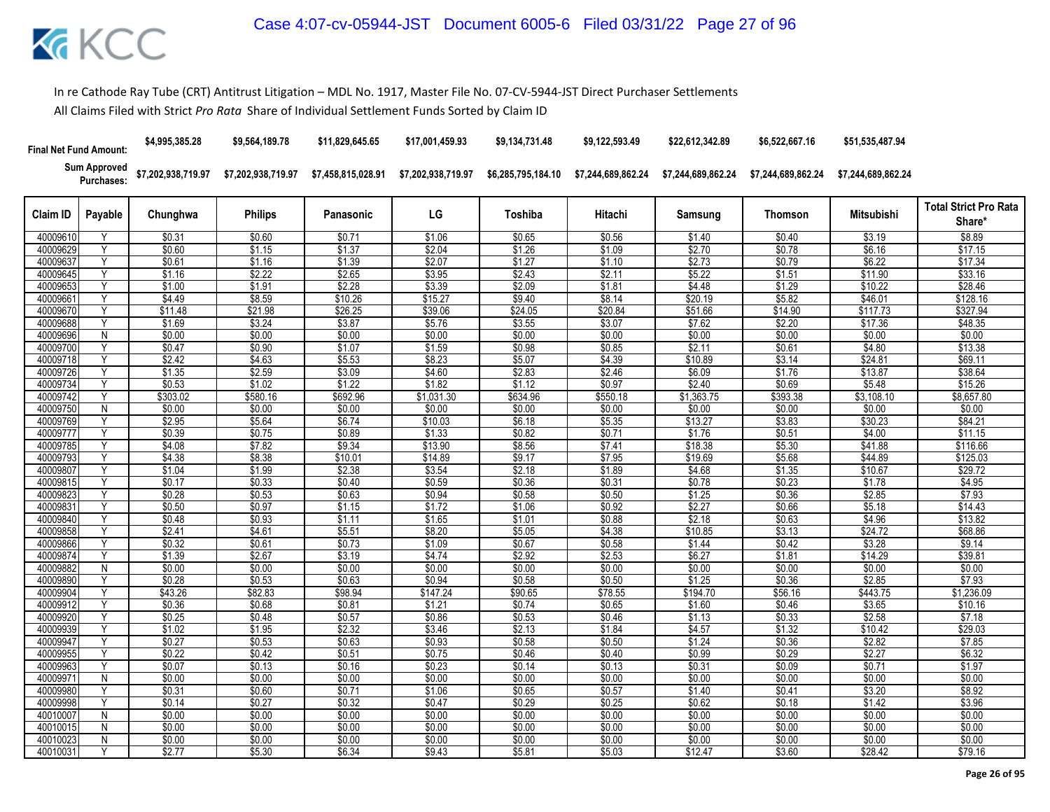In re Cathode Ray Tube (CRT) Antitrust Litigation – MDL No. 1917, Master File No. 07-CV-5944-JST Direct Purchaser Settlements

All Claims Filed with Strict *Pro Rata* Share of Individual Settlement Funds Sorted by Claim ID

| Final Net Fund Amount: | | $4,995,385.28 | $9,564,189.78 | $11,829,645.65 | $17,001,459.93 | $9,134,731.48 | $9,122,593.49 | $22,612,342.89 | $6,522,667.16 | $51,535,487.94 | |
|---|---|---|---|---|---|---|---|---|---|---|---|
| Sum Approved Purchases: | | $7,202,938,719.97 | $7,202,938,719.97 | $7,458,815,028.91 | $7,202,938,719.97 | $6,285,795,184.10 | $7,244,689,862.24 | $7,244,689,862.24 | $7,244,689,862.24 | $7,244,689,862.24 | |
| Claim ID | Payable | Chunghwa | Philips | Panasonic | LG | Toshiba | Hitachi | Samsung | Thomson | Mitsubishi | Total Strict Pro Rata Share* |
| 40009610 | Y | $0.31 | $0.60 | $0.71 | $1.06 | $0.65 | $0.56 | $1.40 | $0.40 | $3.19 | $8.89 |
| 40009629 | Y | $0.60 | $1.15 | $1.37 | $2.04 | $1.26 | $1.09 | $2.70 | $0.78 | $6.16 | $17.15 |
| 40009637 | Y | $0.61 | $1.16 | $1.39 | $2.07 | $1.27 | $1.10 | $2.73 | $0.79 | $6.22 | $17.34 |
| 40009645 | Y | $1.16 | $2.22 | $2.65 | $3.95 | $2.43 | $2.11 | $5.22 | $1.51 | $11.90 | $33.16 |
| 40009653 | Y | $1.00 | $1.91 | $2.28 | $3.39 | $2.09 | $1.81 | $4.48 | $1.29 | $10.22 | $28.46 |
| 40009661 | Y | $4.49 | $8.59 | $10.26 | $15.27 | $9.40 | $8.14 | $20.19 | $5.82 | $46.01 | $128.16 |
| 40009670 | Y | $11.48 | $21.98 | $26.25 | $39.06 | $24.05 | $20.84 | $51.66 | $14.90 | $117.73 | $327.94 |
| 40009688 | Y | $1.69 | $3.24 | $3.87 | $5.76 | $3.55 | $3.07 | $7.62 | $2.20 | $17.36 | $48.35 |
| 40009696 | N | $0.00 | $0.00 | $0.00 | $0.00 | $0.00 | $0.00 | $0.00 | $0.00 | $0.00 | $0.00 |
| 40009700 | Y | $0.47 | $0.90 | $1.07 | $1.59 | $0.98 | $0.85 | $2.11 | $0.61 | $4.80 | $13.38 |
| 40009718 | Y | $2.42 | $4.63 | $5.53 | $8.23 | $5.07 | $4.39 | $10.89 | $3.14 | $24.81 | $69.11 |
| 40009726 | Y | $1.35 | $2.59 | $3.09 | $4.60 | $2.83 | $2.46 | $6.09 | $1.76 | $13.87 | $38.64 |
| 40009734 | Y | $0.53 | $1.02 | $1.22 | $1.82 | $1.12 | $0.97 | $2.40 | $0.69 | $5.48 | $15.26 |
| 40009742 | Y | $303.02 | $580.16 | $692.96 | $1,031.30 | $634.96 | $550.18 | $1,363.75 | $393.38 | $3,108.10 | $8,657.80 |
| 40009750 | N | $0.00 | $0.00 | $0.00 | $0.00 | $0.00 | $0.00 | $0.00 | $0.00 | $0.00 | $0.00 |
| 40009769 | Y | $2.95 | $5.64 | $6.74 | $10.03 | $6.18 | $5.35 | $13.27 | $3.83 | $30.23 | $84.21 |
| 40009777 | Y | $0.39 | $0.75 | $0.89 | $1.33 | $0.82 | $0.71 | $1.76 | $0.51 | $4.00 | $11.15 |
| 40009785 | Y | $4.08 | $7.82 | $9.34 | $13.90 | $8.56 | $7.41 | $18.38 | $5.30 | $41.88 | $116.66 |
| 40009793 | Y | $4.38 | $8.38 | $10.01 | $14.89 | $9.17 | $7.95 | $19.69 | $5.68 | $44.89 | $125.03 |
| 40009807 | Y | $1.04 | $1.99 | $2.38 | $3.54 | $2.18 | $1.89 | $4.68 | $1.35 | $10.67 | $29.72 |
| 40009815 | Y | $0.17 | $0.33 | $0.40 | $0.59 | $0.36 | $0.31 | $0.78 | $0.23 | $1.78 | $4.95 |
| 40009823 | Y | $0.28 | $0.53 | $0.63 | $0.94 | $0.58 | $0.50 | $1.25 | $0.36 | $2.85 | $7.93 |
| 40009831 | Y | $0.50 | $0.97 | $1.15 | $1.72 | $1.06 | $0.92 | $2.27 | $0.66 | $5.18 | $14.43 |
| 40009840 | Y | $0.48 | $0.93 | $1.11 | $1.65 | $1.01 | $0.88 | $2.18 | $0.63 | $4.96 | $13.82 |
| 40009858 | Y | $2.41 | $4.61 | $5.51 | $8.20 | $5.05 | $4.38 | $10.85 | $3.13 | $24.72 | $68.86 |
| 40009866 | Y | $0.32 | $0.61 | $0.73 | $1.09 | $0.67 | $0.58 | $1.44 | $0.42 | $3.28 | $9.14 |
| 40009874 | Y | $1.39 | $2.67 | $3.19 | $4.74 | $2.92 | $2.53 | $6.27 | $1.81 | $14.29 | $39.81 |
| 40009882 | N | $0.00 | $0.00 | $0.00 | $0.00 | $0.00 | $0.00 | $0.00 | $0.00 | $0.00 | $0.00 |
| 40009890 | Y | $0.28 | $0.53 | $0.63 | $0.94 | $0.58 | $0.50 | $1.25 | $0.36 | $2.85 | $7.93 |
| 40009904 | Y | $43.26 | $82.83 | $98.94 | $147.24 | $90.65 | $78.55 | $194.70 | $56.16 | $443.75 | $1,236.09 |
| 40009912 | Y | $0.36 | $0.68 | $0.81 | $1.21 | $0.74 | $0.65 | $1.60 | $0.46 | $3.65 | $10.16 |
| 40009920 | Y | $0.25 | $0.48 | $0.57 | $0.86 | $0.53 | $0.46 | $1.13 | $0.33 | $2.58 | $7.18 |
| 40009939 | Y | $1.02 | $1.95 | $2.32 | $3.46 | $2.13 | $1.84 | $4.57 | $1.32 | $10.42 | $29.03 |
| 40009947 | Y | $0.27 | $0.53 | $0.63 | $0.93 | $0.58 | $0.50 | $1.24 | $0.36 | $2.82 | $7.85 |
| 40009955 | Y | $0.22 | $0.42 | $0.51 | $0.75 | $0.46 | $0.40 | $0.99 | $0.29 | $2.27 | $6.32 |
| 40009963 | Y | $0.07 | $0.13 | $0.16 | $0.23 | $0.14 | $0.13 | $0.31 | $0.09 | $0.71 | $1.97 |
| 40009971 | N | $0.00 | $0.00 | $0.00 | $0.00 | $0.00 | $0.00 | $0.00 | $0.00 | $0.00 | $0.00 |
| 40009980 | Y | $0.31 | $0.60 | $0.71 | $1.06 | $0.65 | $0.57 | $1.40 | $0.41 | $3.20 | $8.92 |
| 40009998 | Y | $0.14 | $0.27 | $0.32 | $0.47 | $0.29 | $0.25 | $0.62 | $0.18 | $1.42 | $3.96 |
| 40010007 | N | $0.00 | $0.00 | $0.00 | $0.00 | $0.00 | $0.00 | $0.00 | $0.00 | $0.00 | $0.00 |
| 40010015 | N | $0.00 | $0.00 | $0.00 | $0.00 | $0.00 | $0.00 | $0.00 | $0.00 | $0.00 | $0.00 |
| 40010023 | N | $0.00 | $0.00 | $0.00 | $0.00 | $0.00 | $0.00 | $0.00 | $0.00 | $0.00 | $0.00 |
| 40010031 | Y | $2.77 | $5.30 | $6.34 | $9.43 | $5.81 | $5.03 | $12.47 | $3.60 | $28.42 | $79.16 |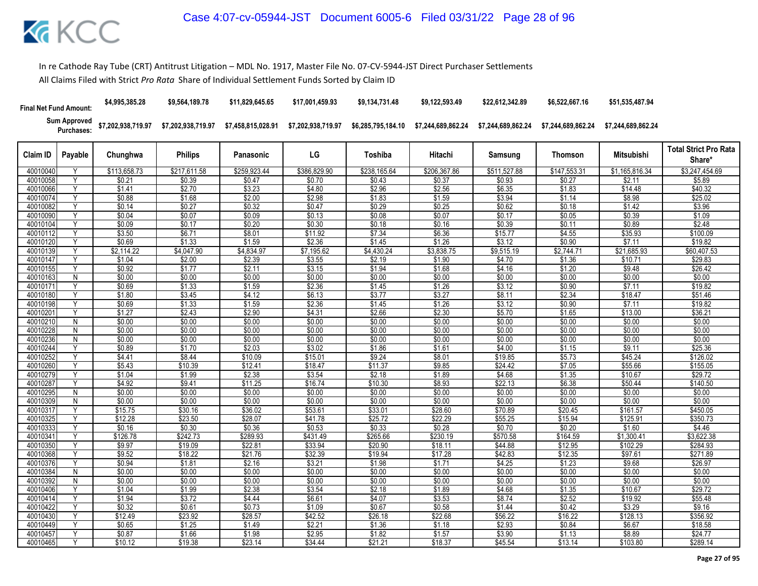In re Cathode Ray Tube (CRT) Antitrust Litigation – MDL No. 1917, Master File No. 07-CV-5944-JST Direct Purchaser Settlements

All Claims Filed with Strict *Pro Rata* Share of Individual Settlement Funds Sorted by Claim ID

| Final Net Fund Amount: | | $4,995,385.28 | $9,564,189.78 | $11,829,645.65 | $17,001,459.93 | $9,134,731.48 | $9,122,593.49 | $22,612,342.89 | $6,522,667.16 | $51,535,487.94 | |
|---|---|---|---|---|---|---|---|---|---|---|---|
| Sum Approved Purchases: | | $7,202,938,719.97 | $7,202,938,719.97 | $7,458,815,028.91 | $7,202,938,719.97 | $6,285,795,184.10 | $7,244,689,862.24 | $7,244,689,862.24 | $7,244,689,862.24 | $7,244,689,862.24 | |
| Claim ID | Payable | Chunghwa | Philips | Panasonic | LG | Toshiba | Hitachi | Samsung | Thomson | Mitsubishi | Total Strict Pro Rata Share* |
| 40010040 | Y | $113,658.73 | $217,611.58 | $259,923.44 | $386,829.90 | $238,165.64 | $206,367.86 | $511,527.88 | $147,553.31 | $1,165,816.34 | $3,247,454.69 |
| 40010058 | Y | $0.21 | $0.39 | $0.47 | $0.70 | $0.43 | $0.37 | $0.93 | $0.27 | $2.11 | $5.89 |
| 40010066 | Y | $1.41 | $2.70 | $3.23 | $4.80 | $2.96 | $2.56 | $6.35 | $1.83 | $14.48 | $40.32 |
| 40010074 | Y | $0.88 | $1.68 | $2.00 | $2.98 | $1.83 | $1.59 | $3.94 | $1.14 | $8.98 | $25.02 |
| 40010082 | Y | $0.14 | $0.27 | $0.32 | $0.47 | $0.29 | $0.25 | $0.62 | $0.18 | $1.42 | $3.96 |
| 40010090 | Y | $0.04 | $0.07 | $0.09 | $0.13 | $0.08 | $0.07 | $0.17 | $0.05 | $0.39 | $1.09 |
| 40010104 | Y | $0.09 | $0.17 | $0.20 | $0.30 | $0.18 | $0.16 | $0.39 | $0.11 | $0.89 | $2.48 |
| 40010112 | Y | $3.50 | $6.71 | $8.01 | $11.92 | $7.34 | $6.36 | $15.77 | $4.55 | $35.93 | $100.09 |
| 40010120 | Y | $0.69 | $1.33 | $1.59 | $2.36 | $1.45 | $1.26 | $3.12 | $0.90 | $7.11 | $19.82 |
| 40010139 | Y | $2,114.22 | $4,047.90 | $4,834.97 | $7,195.62 | $4,430.24 | $3,838.75 | $9,515.19 | $2,744.71 | $21,685.93 | $60,407.53 |
| 40010147 | Y | $1.04 | $2.00 | $2.39 | $3.55 | $2.19 | $1.90 | $4.70 | $1.36 | $10.71 | $29.83 |
| 40010155 | Y | $0.92 | $1.77 | $2.11 | $3.15 | $1.94 | $1.68 | $4.16 | $1.20 | $9.48 | $26.42 |
| 40010163 | N | $0.00 | $0.00 | $0.00 | $0.00 | $0.00 | $0.00 | $0.00 | $0.00 | $0.00 | $0.00 |
| 40010171 | Y | $0.69 | $1.33 | $1.59 | $2.36 | $1.45 | $1.26 | $3.12 | $0.90 | $7.11 | $19.82 |
| 40010180 | Y | $1.80 | $3.45 | $4.12 | $6.13 | $3.77 | $3.27 | $8.11 | $2.34 | $18.47 | $51.46 |
| 40010198 | Y | $0.69 | $1.33 | $1.59 | $2.36 | $1.45 | $1.26 | $3.12 | $0.90 | $7.11 | $19.82 |
| 40010201 | Y | $1.27 | $2.43 | $2.90 | $4.31 | $2.66 | $2.30 | $5.70 | $1.65 | $13.00 | $36.21 |
| 40010210 | N | $0.00 | $0.00 | $0.00 | $0.00 | $0.00 | $0.00 | $0.00 | $0.00 | $0.00 | $0.00 |
| 40010228 | N | $0.00 | $0.00 | $0.00 | $0.00 | $0.00 | $0.00 | $0.00 | $0.00 | $0.00 | $0.00 |
| 40010236 | N | $0.00 | $0.00 | $0.00 | $0.00 | $0.00 | $0.00 | $0.00 | $0.00 | $0.00 | $0.00 |
| 40010244 | Y | $0.89 | $1.70 | $2.03 | $3.02 | $1.86 | $1.61 | $4.00 | $1.15 | $9.11 | $25.36 |
| 40010252 | Y | $4.41 | $8.44 | $10.09 | $15.01 | $9.24 | $8.01 | $19.85 | $5.73 | $45.24 | $126.02 |
| 40010260 | Y | $5.43 | $10.39 | $12.41 | $18.47 | $11.37 | $9.85 | $24.42 | $7.05 | $55.66 | $155.05 |
| 40010279 | Y | $1.04 | $1.99 | $2.38 | $3.54 | $2.18 | $1.89 | $4.68 | $1.35 | $10.67 | $29.72 |
| 40010287 | Y | $4.92 | $9.41 | $11.25 | $16.74 | $10.30 | $8.93 | $22.13 | $6.38 | $50.44 | $140.50 |
| 40010295 | N | $0.00 | $0.00 | $0.00 | $0.00 | $0.00 | $0.00 | $0.00 | $0.00 | $0.00 | $0.00 |
| 40010309 | N | $0.00 | $0.00 | $0.00 | $0.00 | $0.00 | $0.00 | $0.00 | $0.00 | $0.00 | $0.00 |
| 40010317 | Y | $15.75 | $30.16 | $36.02 | $53.61 | $33.01 | $28.60 | $70.89 | $20.45 | $161.57 | $450.05 |
| 40010325 | Y | $12.28 | $23.50 | $28.07 | $41.78 | $25.72 | $22.29 | $55.25 | $15.94 | $125.91 | $350.73 |
| 40010333 | Y | $0.16 | $0.30 | $0.36 | $0.53 | $0.33 | $0.28 | $0.70 | $0.20 | $1.60 | $4.46 |
| 40010341 | Y | $126.78 | $242.73 | $289.93 | $431.49 | $265.66 | $230.19 | $570.58 | $164.59 | $1,300.41 | $3,622.38 |
| 40010350 | Y | $9.97 | $19.09 | $22.81 | $33.94 | $20.90 | $18.11 | $44.88 | $12.95 | $102.29 | $284.93 |
| 40010368 | Y | $9.52 | $18.22 | $21.76 | $32.39 | $19.94 | $17.28 | $42.83 | $12.35 | $97.61 | $271.89 |
| 40010376 | Y | $0.94 | $1.81 | $2.16 | $3.21 | $1.98 | $1.71 | $4.25 | $1.23 | $9.68 | $26.97 |
| 40010384 | N | $0.00 | $0.00 | $0.00 | $0.00 | $0.00 | $0.00 | $0.00 | $0.00 | $0.00 | $0.00 |
| 40010392 | N | $0.00 | $0.00 | $0.00 | $0.00 | $0.00 | $0.00 | $0.00 | $0.00 | $0.00 | $0.00 |
| 40010406 | Y | $1.04 | $1.99 | $2.38 | $3.54 | $2.18 | $1.89 | $4.68 | $1.35 | $10.67 | $29.72 |
| 40010414 | Y | $1.94 | $3.72 | $4.44 | $6.61 | $4.07 | $3.53 | $8.74 | $2.52 | $19.92 | $55.48 |
| 40010422 | Y | $0.32 | $0.61 | $0.73 | $1.09 | $0.67 | $0.58 | $1.44 | $0.42 | $3.29 | $9.16 |
| 40010430 | Y | $12.49 | $23.92 | $28.57 | $42.52 | $26.18 | $22.68 | $56.22 | $16.22 | $128.13 | $356.92 |
| 40010449 | Y | $0.65 | $1.25 | $1.49 | $2.21 | $1.36 | $1.18 | $2.93 | $0.84 | $6.67 | $18.58 |
| 40010457 | Y | $0.87 | $1.66 | $1.98 | $2.95 | $1.82 | $1.57 | $3.90 | $1.13 | $8.89 | $24.77 |
| 40010465 | Y | $10.12 | $19.38 | $23.14 | $34.44 | $21.21 | $18.37 | $45.54 | $13.14 | $103.80 | $289.14 |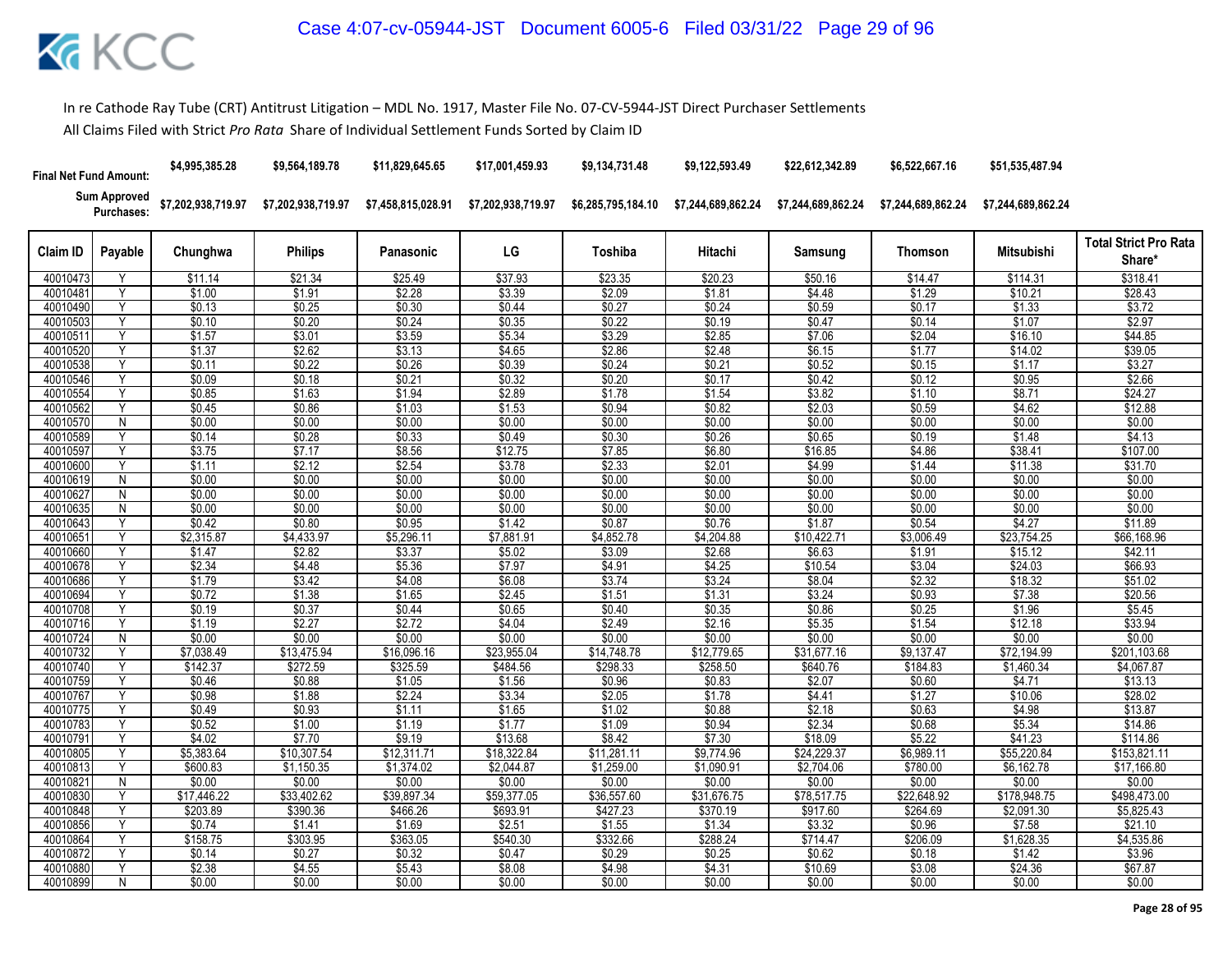In re Cathode Ray Tube (CRT) Antitrust Litigation – MDL No. 1917, Master File No. 07-CV-5944-JST Direct Purchaser Settlements

All Claims Filed with Strict *Pro Rata* Share of Individual Settlement Funds Sorted by Claim ID

| | | Chunghwa | Philips | Panasonic | LG | Toshiba | Hitachi | Samsung | Thomson | Mitsubishi | |
|---|---|---|---|---|---|---|---|---|---|---|---|
| **Final Net Fund Amount:** | | $4,995,385.28 | $9,564,189.78 | $11,829,645.65 | $17,001,459.93 | $9,134,731.48 | $9,122,593.49 | $22,612,342.89 | $6,522,667.16 | $51,535,487.94 | |
| **Sum Approved Purchases:** | | $7,202,938,719.97 | $7,202,938,719.97 | $7,458,815,028.91 | $7,202,938,719.97 | $6,285,795,184.10 | $7,244,689,862.24 | $7,244,689,862.24 | $7,244,689,862.24 | $7,244,689,862.24 | |
| **Claim ID** | **Payable** | **Chunghwa** | **Philips** | **Panasonic** | **LG** | **Toshiba** | **Hitachi** | **Samsung** | **Thomson** | **Mitsubishi** | **Total Strict Pro Rata Share*** |
| 40010473 | Y | $11.14 | $21.34 | $25.49 | $37.93 | $23.35 | $20.23 | $50.16 | $14.47 | $114.31 | $318.41 |
| 40010481 | Y | $1.00 | $1.91 | $2.28 | $3.39 | $2.09 | $1.81 | $4.48 | $1.29 | $10.21 | $28.43 |
| 40010490 | Y | $0.13 | $0.25 | $0.30 | $0.44 | $0.27 | $0.24 | $0.59 | $0.17 | $1.33 | $3.72 |
| 40010503 | Y | $0.10 | $0.20 | $0.24 | $0.35 | $0.22 | $0.19 | $0.47 | $0.14 | $1.07 | $2.97 |
| 40010511 | Y | $1.57 | $3.01 | $3.59 | $5.34 | $3.29 | $2.85 | $7.06 | $2.04 | $16.10 | $44.85 |
| 40010520 | Y | $1.37 | $2.62 | $3.13 | $4.65 | $2.86 | $2.48 | $6.15 | $1.77 | $14.02 | $39.05 |
| 40010538 | Y | $0.11 | $0.22 | $0.26 | $0.39 | $0.24 | $0.21 | $0.52 | $0.15 | $1.17 | $3.27 |
| 40010546 | Y | $0.09 | $0.18 | $0.21 | $0.32 | $0.20 | $0.17 | $0.42 | $0.12 | $0.95 | $2.66 |
| 40010554 | Y | $0.85 | $1.63 | $1.94 | $2.89 | $1.78 | $1.54 | $3.82 | $1.10 | $8.71 | $24.27 |
| 40010562 | Y | $0.45 | $0.86 | $1.03 | $1.53 | $0.94 | $0.82 | $2.03 | $0.59 | $4.62 | $12.88 |
| 40010570 | N | $0.00 | $0.00 | $0.00 | $0.00 | $0.00 | $0.00 | $0.00 | $0.00 | $0.00 | $0.00 |
| 40010589 | Y | $0.14 | $0.28 | $0.33 | $0.49 | $0.30 | $0.26 | $0.65 | $0.19 | $1.48 | $4.13 |
| 40010597 | Y | $3.75 | $7.17 | $8.56 | $12.75 | $7.85 | $6.80 | $16.85 | $4.86 | $38.41 | $107.00 |
| 40010600 | Y | $1.11 | $2.12 | $2.54 | $3.78 | $2.33 | $2.01 | $4.99 | $1.44 | $11.38 | $31.70 |
| 40010619 | N | $0.00 | $0.00 | $0.00 | $0.00 | $0.00 | $0.00 | $0.00 | $0.00 | $0.00 | $0.00 |
| 40010627 | N | $0.00 | $0.00 | $0.00 | $0.00 | $0.00 | $0.00 | $0.00 | $0.00 | $0.00 | $0.00 |
| 40010635 | N | $0.00 | $0.00 | $0.00 | $0.00 | $0.00 | $0.00 | $0.00 | $0.00 | $0.00 | $0.00 |
| 40010643 | Y | $0.42 | $0.80 | $0.95 | $1.42 | $0.87 | $0.76 | $1.87 | $0.54 | $4.27 | $11.89 |
| 40010651 | Y | $2,315.87 | $4,433.97 | $5,296.11 | $7,881.91 | $4,852.78 | $4,204.88 | $10,422.71 | $3,006.49 | $23,754.25 | $66,168.96 |
| 40010660 | Y | $1.47 | $2.82 | $3.37 | $5.02 | $3.09 | $2.68 | $6.63 | $1.91 | $15.12 | $42.11 |
| 40010678 | Y | $2.34 | $4.48 | $5.36 | $7.97 | $4.91 | $4.25 | $10.54 | $3.04 | $24.03 | $66.93 |
| 40010686 | Y | $1.79 | $3.42 | $4.08 | $6.08 | $3.74 | $3.24 | $8.04 | $2.32 | $18.32 | $51.02 |
| 40010694 | Y | $0.72 | $1.38 | $1.65 | $2.45 | $1.51 | $1.31 | $3.24 | $0.93 | $7.38 | $20.56 |
| 40010708 | Y | $0.19 | $0.37 | $0.44 | $0.65 | $0.40 | $0.35 | $0.86 | $0.25 | $1.96 | $5.45 |
| 40010716 | Y | $1.19 | $2.27 | $2.72 | $4.04 | $2.49 | $2.16 | $5.35 | $1.54 | $12.18 | $33.94 |
| 40010724 | N | $0.00 | $0.00 | $0.00 | $0.00 | $0.00 | $0.00 | $0.00 | $0.00 | $0.00 | $0.00 |
| 40010732 | Y | $7,038.49 | $13,475.94 | $16,096.16 | $23,955.04 | $14,748.78 | $12,779.65 | $31,677.16 | $9,137.47 | $72,194.99 | $201,103.68 |
| 40010740 | Y | $142.37 | $272.59 | $325.59 | $484.56 | $298.33 | $258.50 | $640.76 | $184.83 | $1,460.34 | $4,067.87 |
| 40010759 | Y | $0.46 | $0.88 | $1.05 | $1.56 | $0.96 | $0.83 | $2.07 | $0.60 | $4.71 | $13.13 |
| 40010767 | Y | $0.98 | $1.88 | $2.24 | $3.34 | $2.05 | $1.78 | $4.41 | $1.27 | $10.06 | $28.02 |
| 40010775 | Y | $0.49 | $0.93 | $1.11 | $1.65 | $1.02 | $0.88 | $2.18 | $0.63 | $4.98 | $13.87 |
| 40010783 | Y | $0.52 | $1.00 | $1.19 | $1.77 | $1.09 | $0.94 | $2.34 | $0.68 | $5.34 | $14.86 |
| 40010791 | Y | $4.02 | $7.70 | $9.19 | $13.68 | $8.42 | $7.30 | $18.09 | $5.22 | $41.23 | $114.86 |
| 40010805 | Y | $5,383.64 | $10,307.54 | $12,311.71 | $18,322.84 | $11,281.11 | $9,774.96 | $24,229.37 | $6,989.11 | $55,220.84 | $153,821.11 |
| 40010813 | Y | $600.83 | $1,150.35 | $1,374.02 | $2,044.87 | $1,259.00 | $1,090.91 | $2,704.06 | $780.00 | $6,162.78 | $17,166.80 |
| 40010821 | N | $0.00 | $0.00 | $0.00 | $0.00 | $0.00 | $0.00 | $0.00 | $0.00 | $0.00 | $0.00 |
| 40010830 | Y | $17,446.22 | $33,402.62 | $39,897.34 | $59,377.05 | $36,557.60 | $31,676.75 | $78,517.75 | $22,648.92 | $178,948.75 | $498,473.00 |
| 40010848 | Y | $203.89 | $390.36 | $466.26 | $693.91 | $427.23 | $370.19 | $917.60 | $264.69 | $2,091.30 | $5,825.43 |
| 40010856 | Y | $0.74 | $1.41 | $1.69 | $2.51 | $1.55 | $1.34 | $3.32 | $0.96 | $7.58 | $21.10 |
| 40010864 | Y | $158.75 | $303.95 | $363.05 | $540.30 | $332.66 | $288.24 | $714.47 | $206.09 | $1,628.35 | $4,535.86 |
| 40010872 | Y | $0.14 | $0.27 | $0.32 | $0.47 | $0.29 | $0.25 | $0.62 | $0.18 | $1.42 | $3.96 |
| 40010880 | Y | $2.38 | $4.55 | $5.43 | $8.08 | $4.98 | $4.31 | $10.69 | $3.08 | $24.36 | $67.87 |
| 40010899 | N | $0.00 | $0.00 | $0.00 | $0.00 | $0.00 | $0.00 | $0.00 | $0.00 | $0.00 | $0.00 |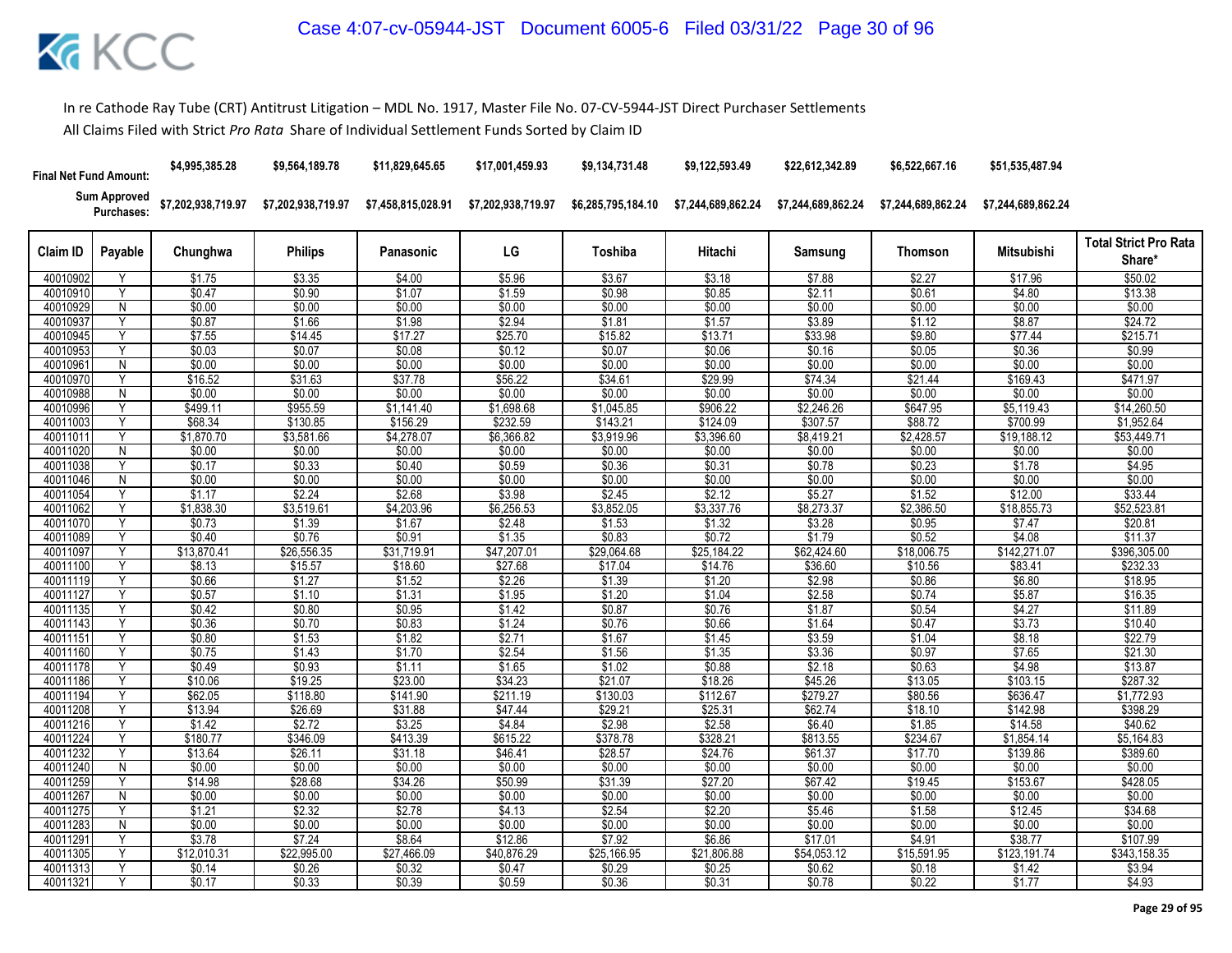In re Cathode Ray Tube (CRT) Antitrust Litigation – MDL No. 1917, Master File No. 07-CV-5944-JST Direct Purchaser Settlements

All Claims Filed with Strict *Pro Rata* Share of Individual Settlement Funds Sorted by Claim ID

| | | Chunghwa | Philips | Panasonic | LG | Toshiba | Hitachi | Samsung | Thomson | Mitsubishi | |
|---|---|---|---|---|---|---|---|---|---|---|---|
| Final Net Fund Amount: | | $4,995,385.28 | $9,564,189.78 | $11,829,645.65 | $17,001,459.93 | $9,134,731.48 | $9,122,593.49 | $22,612,342.89 | $6,522,667.16 | $51,535,487.94 | |
| Sum Approved Purchases: | | $7,202,938,719.97 | $7,202,938,719.97 | $7,458,815,028.91 | $7,202,938,719.97 | $6,285,795,184.10 | $7,244,689,862.24 | $7,244,689,862.24 | $7,244,689,862.24 | $7,244,689,862.24 | |

| Claim ID | Payable | Chunghwa | Philips | Panasonic | LG | Toshiba | Hitachi | Samsung | Thomson | Mitsubishi | Total Strict Pro Rata Share* |
|---|---|---|---|---|---|---|---|---|---|---|---|
| 40010902 | Y | $1.75 | $3.35 | $4.00 | $5.96 | $3.67 | $3.18 | $7.88 | $2.27 | $17.96 | $50.02 |
| 40010910 | Y | $0.47 | $0.90 | $1.07 | $1.59 | $0.98 | $0.85 | $2.11 | $0.61 | $4.80 | $13.38 |
| 40010929 | N | $0.00 | $0.00 | $0.00 | $0.00 | $0.00 | $0.00 | $0.00 | $0.00 | $0.00 | $0.00 |
| 40010937 | Y | $0.87 | $1.66 | $1.98 | $2.94 | $1.81 | $1.57 | $3.89 | $1.12 | $8.87 | $24.72 |
| 40010945 | Y | $7.55 | $14.45 | $17.27 | $25.70 | $15.82 | $13.71 | $33.98 | $9.80 | $77.44 | $215.71 |
| 40010953 | Y | $0.03 | $0.07 | $0.08 | $0.12 | $0.07 | $0.06 | $0.16 | $0.05 | $0.36 | $0.99 |
| 40010961 | N | $0.00 | $0.00 | $0.00 | $0.00 | $0.00 | $0.00 | $0.00 | $0.00 | $0.00 | $0.00 |
| 40010970 | Y | $16.52 | $31.63 | $37.78 | $56.22 | $34.61 | $29.99 | $74.34 | $21.44 | $169.43 | $471.97 |
| 40010988 | N | $0.00 | $0.00 | $0.00 | $0.00 | $0.00 | $0.00 | $0.00 | $0.00 | $0.00 | $0.00 |
| 40010996 | Y | $499.11 | $955.59 | $1,141.40 | $1,698.68 | $1,045.85 | $906.22 | $2,246.26 | $647.95 | $5,119.43 | $14,260.50 |
| 40011003 | Y | $68.34 | $130.85 | $156.29 | $232.59 | $143.21 | $124.09 | $307.57 | $88.72 | $700.99 | $1,952.64 |
| 40011011 | Y | $1,870.70 | $3,581.66 | $4,278.07 | $6,366.82 | $3,919.96 | $3,396.60 | $8,419.21 | $2,428.57 | $19,188.12 | $53,449.71 |
| 40011020 | N | $0.00 | $0.00 | $0.00 | $0.00 | $0.00 | $0.00 | $0.00 | $0.00 | $0.00 | $0.00 |
| 40011038 | Y | $0.17 | $0.33 | $0.40 | $0.59 | $0.36 | $0.31 | $0.78 | $0.23 | $1.78 | $4.95 |
| 40011046 | N | $0.00 | $0.00 | $0.00 | $0.00 | $0.00 | $0.00 | $0.00 | $0.00 | $0.00 | $0.00 |
| 40011054 | Y | $1.17 | $2.24 | $2.68 | $3.98 | $2.45 | $2.12 | $5.27 | $1.52 | $12.00 | $33.44 |
| 40011062 | Y | $1,838.30 | $3,519.61 | $4,203.96 | $6,256.53 | $3,852.05 | $3,337.76 | $8,273.37 | $2,386.50 | $18,855.73 | $52,523.81 |
| 40011070 | Y | $0.73 | $1.39 | $1.67 | $2.48 | $1.53 | $1.32 | $3.28 | $0.95 | $7.47 | $20.81 |
| 40011089 | Y | $0.40 | $0.76 | $0.91 | $1.35 | $0.83 | $0.72 | $1.79 | $0.52 | $4.08 | $11.37 |
| 40011097 | Y | $13,870.41 | $26,556.35 | $31,719.91 | $47,207.01 | $29,064.68 | $25,184.22 | $62,424.60 | $18,006.75 | $142,271.07 | $396,305.00 |
| 40011100 | Y | $8.13 | $15.57 | $18.60 | $27.68 | $17.04 | $14.76 | $36.60 | $10.56 | $83.41 | $232.33 |
| 40011119 | Y | $0.66 | $1.27 | $1.52 | $2.26 | $1.39 | $1.20 | $2.98 | $0.86 | $6.80 | $18.95 |
| 40011127 | Y | $0.57 | $1.10 | $1.31 | $1.95 | $1.20 | $1.04 | $2.58 | $0.74 | $5.87 | $16.35 |
| 40011135 | Y | $0.42 | $0.80 | $0.95 | $1.42 | $0.87 | $0.76 | $1.87 | $0.54 | $4.27 | $11.89 |
| 40011143 | Y | $0.36 | $0.70 | $0.83 | $1.24 | $0.76 | $0.66 | $1.64 | $0.47 | $3.73 | $10.40 |
| 40011151 | Y | $0.80 | $1.53 | $1.82 | $2.71 | $1.67 | $1.45 | $3.59 | $1.04 | $8.18 | $22.79 |
| 40011160 | Y | $0.75 | $1.43 | $1.70 | $2.54 | $1.56 | $1.35 | $3.36 | $0.97 | $7.65 | $21.30 |
| 40011178 | Y | $0.49 | $0.93 | $1.11 | $1.65 | $1.02 | $0.88 | $2.18 | $0.63 | $4.98 | $13.87 |
| 40011186 | Y | $10.06 | $19.25 | $23.00 | $34.23 | $21.07 | $18.26 | $45.26 | $13.05 | $103.15 | $287.32 |
| 40011194 | Y | $62.05 | $118.80 | $141.90 | $211.19 | $130.03 | $112.67 | $279.27 | $80.56 | $636.47 | $1,772.93 |
| 40011208 | Y | $13.94 | $26.69 | $31.88 | $47.44 | $29.21 | $25.31 | $62.74 | $18.10 | $142.98 | $398.29 |
| 40011216 | Y | $1.42 | $2.72 | $3.25 | $4.84 | $2.98 | $2.58 | $6.40 | $1.85 | $14.58 | $40.62 |
| 40011224 | Y | $180.77 | $346.09 | $413.39 | $615.22 | $378.78 | $328.21 | $813.55 | $234.67 | $1,854.14 | $5,164.83 |
| 40011232 | Y | $13.64 | $26.11 | $31.18 | $46.41 | $28.57 | $24.76 | $61.37 | $17.70 | $139.86 | $389.60 |
| 40011240 | N | $0.00 | $0.00 | $0.00 | $0.00 | $0.00 | $0.00 | $0.00 | $0.00 | $0.00 | $0.00 |
| 40011259 | Y | $14.98 | $28.68 | $34.26 | $50.99 | $31.39 | $27.20 | $67.42 | $19.45 | $153.67 | $428.05 |
| 40011267 | N | $0.00 | $0.00 | $0.00 | $0.00 | $0.00 | $0.00 | $0.00 | $0.00 | $0.00 | $0.00 |
| 40011275 | Y | $1.21 | $2.32 | $2.78 | $4.13 | $2.54 | $2.20 | $5.46 | $1.58 | $12.45 | $34.68 |
| 40011283 | N | $0.00 | $0.00 | $0.00 | $0.00 | $0.00 | $0.00 | $0.00 | $0.00 | $0.00 | $0.00 |
| 40011291 | Y | $3.78 | $7.24 | $8.64 | $12.86 | $7.92 | $6.86 | $17.01 | $4.91 | $38.77 | $107.99 |
| 40011305 | Y | $12,010.31 | $22,995.00 | $27,466.09 | $40,876.29 | $25,166.95 | $21,806.88 | $54,053.12 | $15,591.95 | $123,191.74 | $343,158.35 |
| 40011313 | Y | $0.14 | $0.26 | $0.32 | $0.47 | $0.29 | $0.25 | $0.62 | $0.18 | $1.42 | $3.94 |
| 40011321 | Y | $0.17 | $0.33 | $0.39 | $0.59 | $0.36 | $0.31 | $0.78 | $0.22 | $1.77 | $4.93 |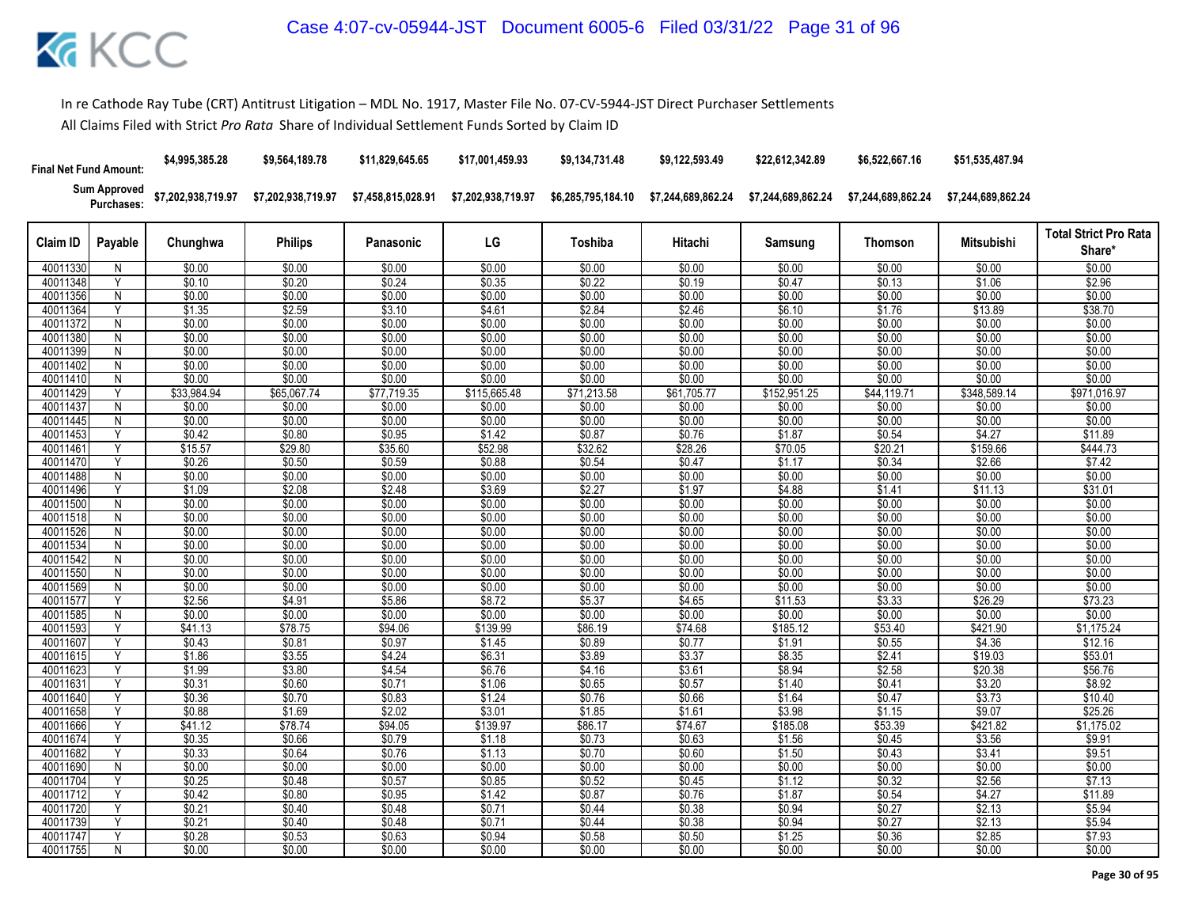In re Cathode Ray Tube (CRT) Antitrust Litigation – MDL No. 1917, Master File No. 07-CV-5944-JST Direct Purchaser Settlements

All Claims Filed with Strict *Pro Rata* Share of Individual Settlement Funds Sorted by Claim ID

| Final Net Fund Amount: | | $4,995,385.28 | $9,564,189.78 | $11,829,645.65 | $17,001,459.93 | $9,134,731.48 | $9,122,593.49 | $22,612,342.89 | $6,522,667.16 | $51,535,487.94 | |
|---|---|---|---|---|---|---|---|---|---|---|---|
| Sum Approved Purchases: | | $7,202,938,719.97 | $7,202,938,719.97 | $7,458,815,028.91 | $7,202,938,719.97 | $6,285,795,184.10 | $7,244,689,862.24 | $7,244,689,862.24 | $7,244,689,862.24 | $7,244,689,862.24 | |
| Claim ID | Payable | Chunghwa | Philips | Panasonic | LG | Toshiba | Hitachi | Samsung | Thomson | Mitsubishi | Total Strict Pro Rata Share* |
| 40011330 | N | $0.00 | $0.00 | $0.00 | $0.00 | $0.00 | $0.00 | $0.00 | $0.00 | $0.00 | $0.00 |
| 40011348 | Y | $0.10 | $0.20 | $0.24 | $0.35 | $0.22 | $0.19 | $0.47 | $0.13 | $1.06 | $2.96 |
| 40011356 | N | $0.00 | $0.00 | $0.00 | $0.00 | $0.00 | $0.00 | $0.00 | $0.00 | $0.00 | $0.00 |
| 40011364 | Y | $1.35 | $2.59 | $3.10 | $4.61 | $2.84 | $2.46 | $6.10 | $1.76 | $13.89 | $38.70 |
| 40011372 | N | $0.00 | $0.00 | $0.00 | $0.00 | $0.00 | $0.00 | $0.00 | $0.00 | $0.00 | $0.00 |
| 40011380 | N | $0.00 | $0.00 | $0.00 | $0.00 | $0.00 | $0.00 | $0.00 | $0.00 | $0.00 | $0.00 |
| 40011399 | N | $0.00 | $0.00 | $0.00 | $0.00 | $0.00 | $0.00 | $0.00 | $0.00 | $0.00 | $0.00 |
| 40011402 | N | $0.00 | $0.00 | $0.00 | $0.00 | $0.00 | $0.00 | $0.00 | $0.00 | $0.00 | $0.00 |
| 40011410 | N | $0.00 | $0.00 | $0.00 | $0.00 | $0.00 | $0.00 | $0.00 | $0.00 | $0.00 | $0.00 |
| 40011429 | Y | $33,984.94 | $65,067.74 | $77,719.35 | $115,665.48 | $71,213.58 | $61,705.77 | $152,951.25 | $44,119.71 | $348,589.14 | $971,016.97 |
| 40011437 | N | $0.00 | $0.00 | $0.00 | $0.00 | $0.00 | $0.00 | $0.00 | $0.00 | $0.00 | $0.00 |
| 40011445 | N | $0.00 | $0.00 | $0.00 | $0.00 | $0.00 | $0.00 | $0.00 | $0.00 | $0.00 | $0.00 |
| 40011453 | Y | $0.42 | $0.80 | $0.95 | $1.42 | $0.87 | $0.76 | $1.87 | $0.54 | $4.27 | $11.89 |
| 40011461 | Y | $15.57 | $29.80 | $35.60 | $52.98 | $32.62 | $28.26 | $70.05 | $20.21 | $159.66 | $444.73 |
| 40011470 | Y | $0.26 | $0.50 | $0.59 | $0.88 | $0.54 | $0.47 | $1.17 | $0.34 | $2.66 | $7.42 |
| 40011488 | N | $0.00 | $0.00 | $0.00 | $0.00 | $0.00 | $0.00 | $0.00 | $0.00 | $0.00 | $0.00 |
| 40011496 | Y | $1.09 | $2.08 | $2.48 | $3.69 | $2.27 | $1.97 | $4.88 | $1.41 | $11.13 | $31.01 |
| 40011500 | N | $0.00 | $0.00 | $0.00 | $0.00 | $0.00 | $0.00 | $0.00 | $0.00 | $0.00 | $0.00 |
| 40011518 | N | $0.00 | $0.00 | $0.00 | $0.00 | $0.00 | $0.00 | $0.00 | $0.00 | $0.00 | $0.00 |
| 40011526 | N | $0.00 | $0.00 | $0.00 | $0.00 | $0.00 | $0.00 | $0.00 | $0.00 | $0.00 | $0.00 |
| 40011534 | N | $0.00 | $0.00 | $0.00 | $0.00 | $0.00 | $0.00 | $0.00 | $0.00 | $0.00 | $0.00 |
| 40011542 | N | $0.00 | $0.00 | $0.00 | $0.00 | $0.00 | $0.00 | $0.00 | $0.00 | $0.00 | $0.00 |
| 40011550 | N | $0.00 | $0.00 | $0.00 | $0.00 | $0.00 | $0.00 | $0.00 | $0.00 | $0.00 | $0.00 |
| 40011569 | N | $0.00 | $0.00 | $0.00 | $0.00 | $0.00 | $0.00 | $0.00 | $0.00 | $0.00 | $0.00 |
| 40011577 | Y | $2.56 | $4.91 | $5.86 | $8.72 | $5.37 | $4.65 | $11.53 | $3.33 | $26.29 | $73.23 |
| 40011585 | N | $0.00 | $0.00 | $0.00 | $0.00 | $0.00 | $0.00 | $0.00 | $0.00 | $0.00 | $0.00 |
| 40011593 | Y | $41.13 | $78.75 | $94.06 | $139.99 | $86.19 | $74.68 | $185.12 | $53.40 | $421.90 | $1,175.24 |
| 40011607 | Y | $0.43 | $0.81 | $0.97 | $1.45 | $0.89 | $0.77 | $1.91 | $0.55 | $4.36 | $12.16 |
| 40011615 | Y | $1.86 | $3.55 | $4.24 | $6.31 | $3.89 | $3.37 | $8.35 | $2.41 | $19.03 | $53.01 |
| 40011623 | Y | $1.99 | $3.80 | $4.54 | $6.76 | $4.16 | $3.61 | $8.94 | $2.58 | $20.38 | $56.76 |
| 40011631 | Y | $0.31 | $0.60 | $0.71 | $1.06 | $0.65 | $0.57 | $1.40 | $0.41 | $3.20 | $8.92 |
| 40011640 | Y | $0.36 | $0.70 | $0.83 | $1.24 | $0.76 | $0.66 | $1.64 | $0.47 | $3.73 | $10.40 |
| 40011658 | Y | $0.88 | $1.69 | $2.02 | $3.01 | $1.85 | $1.61 | $3.98 | $1.15 | $9.07 | $25.26 |
| 40011666 | Y | $41.12 | $78.74 | $94.05 | $139.97 | $86.17 | $74.67 | $185.08 | $53.39 | $421.82 | $1,175.02 |
| 40011674 | Y | $0.35 | $0.66 | $0.79 | $1.18 | $0.73 | $0.63 | $1.56 | $0.45 | $3.56 | $9.91 |
| 40011682 | Y | $0.33 | $0.64 | $0.76 | $1.13 | $0.70 | $0.60 | $1.50 | $0.43 | $3.41 | $9.51 |
| 40011690 | N | $0.00 | $0.00 | $0.00 | $0.00 | $0.00 | $0.00 | $0.00 | $0.00 | $0.00 | $0.00 |
| 40011704 | Y | $0.25 | $0.48 | $0.57 | $0.85 | $0.52 | $0.45 | $1.12 | $0.32 | $2.56 | $7.13 |
| 40011712 | Y | $0.42 | $0.80 | $0.95 | $1.42 | $0.87 | $0.76 | $1.87 | $0.54 | $4.27 | $11.89 |
| 40011720 | Y | $0.21 | $0.40 | $0.48 | $0.71 | $0.44 | $0.38 | $0.94 | $0.27 | $2.13 | $5.94 |
| 40011739 | Y | $0.21 | $0.40 | $0.48 | $0.71 | $0.44 | $0.38 | $0.94 | $0.27 | $2.13 | $5.94 |
| 40011747 | Y | $0.28 | $0.53 | $0.63 | $0.94 | $0.58 | $0.50 | $1.25 | $0.36 | $2.85 | $7.93 |
| 40011755 | N | $0.00 | $0.00 | $0.00 | $0.00 | $0.00 | $0.00 | $0.00 | $0.00 | $0.00 | $0.00 |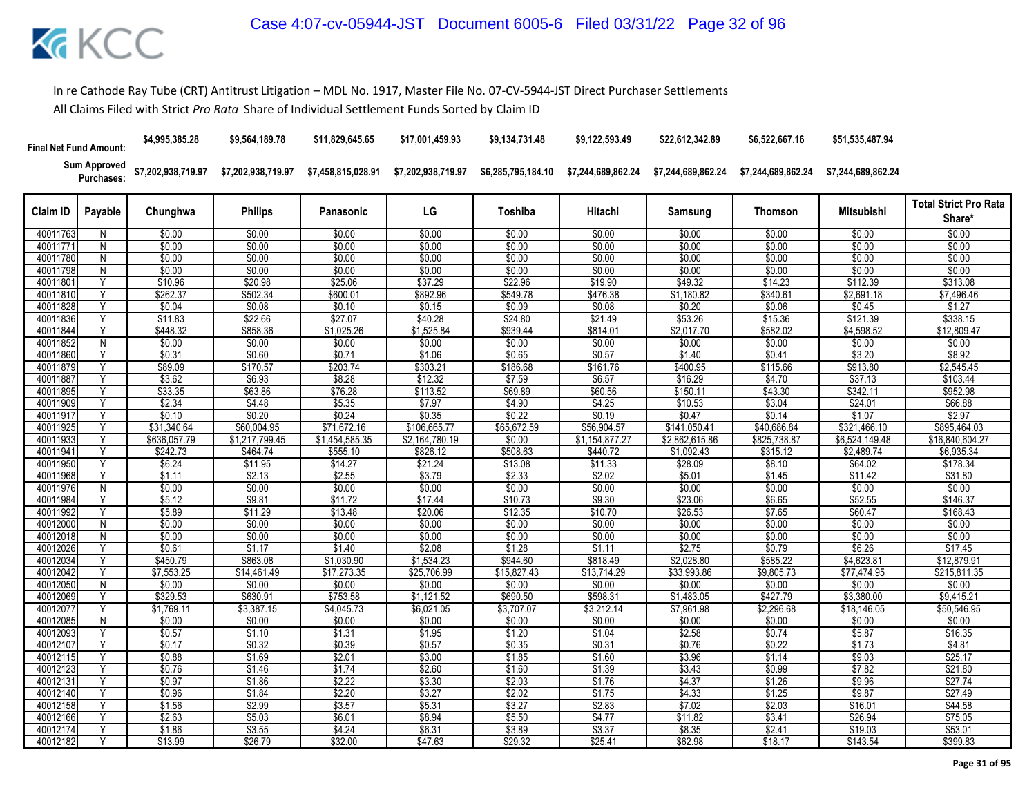In re Cathode Ray Tube (CRT) Antitrust Litigation – MDL No. 1917, Master File No. 07-CV-5944-JST Direct Purchaser Settlements

All Claims Filed with Strict *Pro Rata* Share of Individual Settlement Funds Sorted by Claim ID

| | | Chunghwa | Philips | Panasonic | LG | Toshiba | Hitachi | Samsung | Thomson | Mitsubishi | |
|---|---|---|---|---|---|---|---|---|---|---|---|
| **Final Net Fund Amount:** | | $4,995,385.28 | $9,564,189.78 | $11,829,645.65 | $17,001,459.93 | $9,134,731.48 | $9,122,593.49 | $22,612,342.89 | $6,522,667.16 | $51,535,487.94 | |
| **Sum Approved Purchases:** | | $7,202,938,719.97 | $7,202,938,719.97 | $7,458,815,028.91 | $7,202,938,719.97 | $6,285,795,184.10 | $7,244,689,862.24 | $7,244,689,862.24 | $7,244,689,862.24 | $7,244,689,862.24 | |
| **Claim ID** | **Payable** | **Chunghwa** | **Philips** | **Panasonic** | **LG** | **Toshiba** | **Hitachi** | **Samsung** | **Thomson** | **Mitsubishi** | **Total Strict Pro Rata Share*** |
| 40011763 | N | $0.00 | $0.00 | $0.00 | $0.00 | $0.00 | $0.00 | $0.00 | $0.00 | $0.00 | $0.00 |
| 40011771 | N | $0.00 | $0.00 | $0.00 | $0.00 | $0.00 | $0.00 | $0.00 | $0.00 | $0.00 | $0.00 |
| 40011780 | N | $0.00 | $0.00 | $0.00 | $0.00 | $0.00 | $0.00 | $0.00 | $0.00 | $0.00 | $0.00 |
| 40011798 | N | $0.00 | $0.00 | $0.00 | $0.00 | $0.00 | $0.00 | $0.00 | $0.00 | $0.00 | $0.00 |
| 40011801 | Y | $10.96 | $20.98 | $25.06 | $37.29 | $22.96 | $19.90 | $49.32 | $14.23 | $112.39 | $313.08 |
| 40011810 | Y | $262.37 | $502.34 | $600.01 | $892.96 | $549.78 | $476.38 | $1,180.82 | $340.61 | $2,691.18 | $7,496.46 |
| 40011828 | Y | $0.04 | $0.08 | $0.10 | $0.15 | $0.09 | $0.08 | $0.20 | $0.06 | $0.45 | $1.27 |
| 40011836 | Y | $11.83 | $22.66 | $27.07 | $40.28 | $24.80 | $21.49 | $53.26 | $15.36 | $121.39 | $338.15 |
| 40011844 | Y | $448.32 | $858.36 | $1,025.26 | $1,525.84 | $939.44 | $814.01 | $2,017.70 | $582.02 | $4,598.52 | $12,809.47 |
| 40011852 | N | $0.00 | $0.00 | $0.00 | $0.00 | $0.00 | $0.00 | $0.00 | $0.00 | $0.00 | $0.00 |
| 40011860 | Y | $0.31 | $0.60 | $0.71 | $1.06 | $0.65 | $0.57 | $1.40 | $0.41 | $3.20 | $8.92 |
| 40011879 | Y | $89.09 | $170.57 | $203.74 | $303.21 | $186.68 | $161.76 | $400.95 | $115.66 | $913.80 | $2,545.45 |
| 40011887 | Y | $3.62 | $6.93 | $8.28 | $12.32 | $7.59 | $6.57 | $16.29 | $4.70 | $37.13 | $103.44 |
| 40011895 | Y | $33.35 | $63.86 | $76.28 | $113.52 | $69.89 | $60.56 | $150.11 | $43.30 | $342.11 | $952.98 |
| 40011909 | Y | $2.34 | $4.48 | $5.35 | $7.97 | $4.90 | $4.25 | $10.53 | $3.04 | $24.01 | $66.88 |
| 40011917 | Y | $0.10 | $0.20 | $0.24 | $0.35 | $0.22 | $0.19 | $0.47 | $0.14 | $1.07 | $2.97 |
| 40011925 | Y | $31,340.64 | $60,004.95 | $71,672.16 | $106,665.77 | $65,672.59 | $56,904.57 | $141,050.41 | $40,686.84 | $321,466.10 | $895,464.03 |
| 40011933 | Y | $636,057.79 | $1,217,799.45 | $1,454,585.35 | $2,164,780.19 | $0.00 | $1,154,877.27 | $2,862,615.86 | $825,738.87 | $6,524,149.48 | $16,840,604.27 |
| 40011941 | Y | $242.73 | $464.74 | $555.10 | $826.12 | $508.63 | $440.72 | $1,092.43 | $315.12 | $2,489.74 | $6,935.34 |
| 40011950 | Y | $6.24 | $11.95 | $14.27 | $21.24 | $13.08 | $11.33 | $28.09 | $8.10 | $64.02 | $178.34 |
| 40011968 | Y | $1.11 | $2.13 | $2.55 | $3.79 | $2.33 | $2.02 | $5.01 | $1.45 | $11.42 | $31.80 |
| 40011976 | N | $0.00 | $0.00 | $0.00 | $0.00 | $0.00 | $0.00 | $0.00 | $0.00 | $0.00 | $0.00 |
| 40011984 | Y | $5.12 | $9.81 | $11.72 | $17.44 | $10.73 | $9.30 | $23.06 | $6.65 | $52.55 | $146.37 |
| 40011992 | Y | $5.89 | $11.29 | $13.48 | $20.06 | $12.35 | $10.70 | $26.53 | $7.65 | $60.47 | $168.43 |
| 40012000 | N | $0.00 | $0.00 | $0.00 | $0.00 | $0.00 | $0.00 | $0.00 | $0.00 | $0.00 | $0.00 |
| 40012018 | N | $0.00 | $0.00 | $0.00 | $0.00 | $0.00 | $0.00 | $0.00 | $0.00 | $0.00 | $0.00 |
| 40012026 | Y | $0.61 | $1.17 | $1.40 | $2.08 | $1.28 | $1.11 | $2.75 | $0.79 | $6.26 | $17.45 |
| 40012034 | Y | $450.79 | $863.08 | $1,030.90 | $1,534.23 | $944.60 | $818.49 | $2,028.80 | $585.22 | $4,623.81 | $12,879.91 |
| 40012042 | Y | $7,553.25 | $14,461.49 | $17,273.35 | $25,706.99 | $15,827.43 | $13,714.29 | $33,993.86 | $9,805.73 | $77,474.95 | $215,811.35 |
| 40012050 | N | $0.00 | $0.00 | $0.00 | $0.00 | $0.00 | $0.00 | $0.00 | $0.00 | $0.00 | $0.00 |
| 40012069 | Y | $329.53 | $630.91 | $753.58 | $1,121.52 | $690.50 | $598.31 | $1,483.05 | $427.79 | $3,380.00 | $9,415.21 |
| 40012077 | Y | $1,769.11 | $3,387.15 | $4,045.73 | $6,021.05 | $3,707.07 | $3,212.14 | $7,961.98 | $2,296.68 | $18,146.05 | $50,546.95 |
| 40012085 | N | $0.00 | $0.00 | $0.00 | $0.00 | $0.00 | $0.00 | $0.00 | $0.00 | $0.00 | $0.00 |
| 40012093 | Y | $0.57 | $1.10 | $1.31 | $1.95 | $1.20 | $1.04 | $2.58 | $0.74 | $5.87 | $16.35 |
| 40012107 | Y | $0.17 | $0.32 | $0.39 | $0.57 | $0.35 | $0.31 | $0.76 | $0.22 | $1.73 | $4.81 |
| 40012115 | Y | $0.88 | $1.69 | $2.01 | $3.00 | $1.85 | $1.60 | $3.96 | $1.14 | $9.03 | $25.17 |
| 40012123 | Y | $0.76 | $1.46 | $1.74 | $2.60 | $1.60 | $1.39 | $3.43 | $0.99 | $7.82 | $21.80 |
| 40012131 | Y | $0.97 | $1.86 | $2.22 | $3.30 | $2.03 | $1.76 | $4.37 | $1.26 | $9.96 | $27.74 |
| 40012140 | Y | $0.96 | $1.84 | $2.20 | $3.27 | $2.02 | $1.75 | $4.33 | $1.25 | $9.87 | $27.49 |
| 40012158 | Y | $1.56 | $2.99 | $3.57 | $5.31 | $3.27 | $2.83 | $7.02 | $2.03 | $16.01 | $44.58 |
| 40012166 | Y | $2.63 | $5.03 | $6.01 | $8.94 | $5.50 | $4.77 | $11.82 | $3.41 | $26.94 | $75.05 |
| 40012174 | Y | $1.86 | $3.55 | $4.24 | $6.31 | $3.89 | $3.37 | $8.35 | $2.41 | $19.03 | $53.01 |
| 40012182 | Y | $13.99 | $26.79 | $32.00 | $47.63 | $29.32 | $25.41 | $62.98 | $18.17 | $143.54 | $399.83 |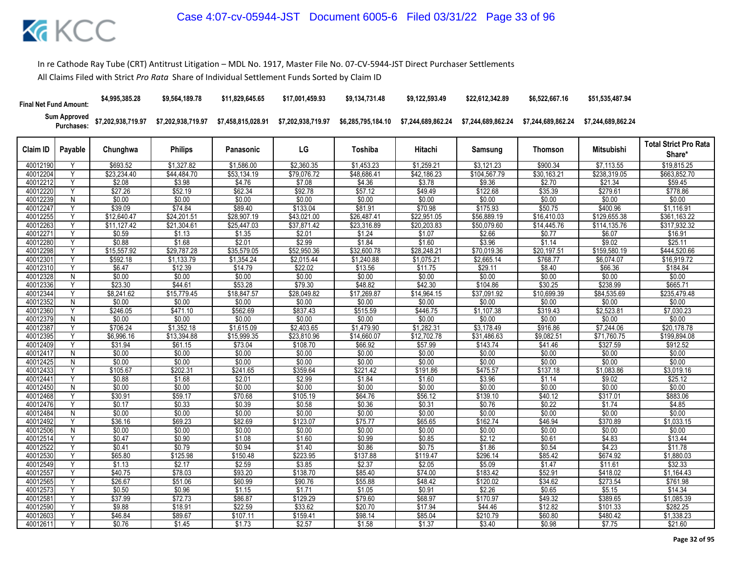In re Cathode Ray Tube (CRT) Antitrust Litigation – MDL No. 1917, Master File No. 07-CV-5944-JST Direct Purchaser Settlements

All Claims Filed with Strict *Pro Rata* Share of Individual Settlement Funds Sorted by Claim ID

| | | Chunghwa | Philips | Panasonic | LG | Toshiba | Hitachi | Samsung | Thomson | Mitsubishi | |
|---|---|---|---|---|---|---|---|---|---|---|---|
| Final Net Fund Amount: | | $4,995,385.28 | $9,564,189.78 | $11,829,645.65 | $17,001,459.93 | $9,134,731.48 | $9,122,593.49 | $22,612,342.89 | $6,522,667.16 | $51,535,487.94 | |
| Sum Approved Purchases: | | $7,202,938,719.97 | $7,202,938,719.97 | $7,458,815,028.91 | $7,202,938,719.97 | $6,285,795,184.10 | $7,244,689,862.24 | $7,244,689,862.24 | $7,244,689,862.24 | $7,244,689,862.24 | |
| **Claim ID** | **Payable** | **Chunghwa** | **Philips** | **Panasonic** | **LG** | **Toshiba** | **Hitachi** | **Samsung** | **Thomson** | **Mitsubishi** | **Total Strict Pro Rata Share*** |
| 40012190 | Y | $693.52 | $1,327.82 | $1,586.00 | $2,360.35 | $1,453.23 | $1,259.21 | $3,121.23 | $900.34 | $7,113.55 | $19,815.25 |
| 40012204 | Y | $23,234.40 | $44,484.70 | $53,134.19 | $79,076.72 | $48,686.41 | $42,186.23 | $104,567.79 | $30,163.21 | $238,319.05 | $663,852.70 |
| 40012212 | Y | $2.08 | $3.98 | $4.76 | $7.08 | $4.36 | $3.78 | $9.36 | $2.70 | $21.34 | $59.45 |
| 40012220 | Y | $27.26 | $52.19 | $62.34 | $92.78 | $57.12 | $49.49 | $122.68 | $35.39 | $279.61 | $778.86 |
| 40012239 | N | $0.00 | $0.00 | $0.00 | $0.00 | $0.00 | $0.00 | $0.00 | $0.00 | $0.00 | $0.00 |
| 40012247 | Y | $39.09 | $74.84 | $89.40 | $133.04 | $81.91 | $70.98 | $175.93 | $50.75 | $400.96 | $1,116.91 |
| 40012255 | Y | $12,640.47 | $24,201.51 | $28,907.19 | $43,021.00 | $26,487.41 | $22,951.05 | $56,889.19 | $16,410.03 | $129,655.38 | $361,163.22 |
| 40012263 | Y | $11,127.42 | $21,304.61 | $25,447.03 | $37,871.42 | $23,316.89 | $20,203.83 | $50,079.60 | $14,445.76 | $114,135.76 | $317,932.32 |
| 40012271 | Y | $0.59 | $1.13 | $1.35 | $2.01 | $1.24 | $1.07 | $2.66 | $0.77 | $6.07 | $16.91 |
| 40012280 | Y | $0.88 | $1.68 | $2.01 | $2.99 | $1.84 | $1.60 | $3.96 | $1.14 | $9.02 | $25.11 |
| 40012298 | Y | $15,557.92 | $29,787.28 | $35,579.05 | $52,950.36 | $32,600.78 | $28,248.21 | $70,019.36 | $20,197.51 | $159,580.19 | $444,520.66 |
| 40012301 | Y | $592.18 | $1,133.79 | $1,354.24 | $2,015.44 | $1,240.88 | $1,075.21 | $2,665.14 | $768.77 | $6,074.07 | $16,919.72 |
| 40012310 | Y | $6.47 | $12.39 | $14.79 | $22.02 | $13.56 | $11.75 | $29.11 | $8.40 | $66.36 | $184.84 |
| 40012328 | N | $0.00 | $0.00 | $0.00 | $0.00 | $0.00 | $0.00 | $0.00 | $0.00 | $0.00 | $0.00 |
| 40012336 | Y | $23.30 | $44.61 | $53.28 | $79.30 | $48.82 | $42.30 | $104.86 | $30.25 | $238.99 | $665.71 |
| 40012344 | Y | $8,241.62 | $15,779.45 | $18,847.57 | $28,049.82 | $17,269.87 | $14,964.15 | $37,091.92 | $10,699.39 | $84,535.69 | $235,479.48 |
| 40012352 | N | $0.00 | $0.00 | $0.00 | $0.00 | $0.00 | $0.00 | $0.00 | $0.00 | $0.00 | $0.00 |
| 40012360 | Y | $246.05 | $471.10 | $562.69 | $837.43 | $515.59 | $446.75 | $1,107.38 | $319.43 | $2,523.81 | $7,030.23 |
| 40012379 | N | $0.00 | $0.00 | $0.00 | $0.00 | $0.00 | $0.00 | $0.00 | $0.00 | $0.00 | $0.00 |
| 40012387 | Y | $706.24 | $1,352.18 | $1,615.09 | $2,403.65 | $1,479.90 | $1,282.31 | $3,178.49 | $916.86 | $7,244.06 | $20,178.78 |
| 40012395 | Y | $6,996.16 | $13,394.88 | $15,999.35 | $23,810.96 | $14,660.07 | $12,702.78 | $31,486.63 | $9,082.51 | $71,760.75 | $199,894.08 |
| 40012409 | Y | $31.94 | $61.15 | $73.04 | $108.70 | $66.92 | $57.99 | $143.74 | $41.46 | $327.59 | $912.52 |
| 40012417 | N | $0.00 | $0.00 | $0.00 | $0.00 | $0.00 | $0.00 | $0.00 | $0.00 | $0.00 | $0.00 |
| 40012425 | N | $0.00 | $0.00 | $0.00 | $0.00 | $0.00 | $0.00 | $0.00 | $0.00 | $0.00 | $0.00 |
| 40012433 | Y | $105.67 | $202.31 | $241.65 | $359.64 | $221.42 | $191.86 | $475.57 | $137.18 | $1,083.86 | $3,019.16 |
| 40012441 | Y | $0.88 | $1.68 | $2.01 | $2.99 | $1.84 | $1.60 | $3.96 | $1.14 | $9.02 | $25.12 |
| 40012450 | N | $0.00 | $0.00 | $0.00 | $0.00 | $0.00 | $0.00 | $0.00 | $0.00 | $0.00 | $0.00 |
| 40012468 | Y | $30.91 | $59.17 | $70.68 | $105.19 | $64.76 | $56.12 | $139.10 | $40.12 | $317.01 | $883.06 |
| 40012476 | Y | $0.17 | $0.33 | $0.39 | $0.58 | $0.36 | $0.31 | $0.76 | $0.22 | $1.74 | $4.85 |
| 40012484 | N | $0.00 | $0.00 | $0.00 | $0.00 | $0.00 | $0.00 | $0.00 | $0.00 | $0.00 | $0.00 |
| 40012492 | Y | $36.16 | $69.23 | $82.69 | $123.07 | $75.77 | $65.65 | $162.74 | $46.94 | $370.89 | $1,033.15 |
| 40012506 | N | $0.00 | $0.00 | $0.00 | $0.00 | $0.00 | $0.00 | $0.00 | $0.00 | $0.00 | $0.00 |
| 40012514 | Y | $0.47 | $0.90 | $1.08 | $1.60 | $0.99 | $0.85 | $2.12 | $0.61 | $4.83 | $13.44 |
| 40012522 | Y | $0.41 | $0.79 | $0.94 | $1.40 | $0.86 | $0.75 | $1.86 | $0.54 | $4.23 | $11.78 |
| 40012530 | Y | $65.80 | $125.98 | $150.48 | $223.95 | $137.88 | $119.47 | $296.14 | $85.42 | $674.92 | $1,880.03 |
| 40012549 | Y | $1.13 | $2.17 | $2.59 | $3.85 | $2.37 | $2.05 | $5.09 | $1.47 | $11.61 | $32.33 |
| 40012557 | Y | $40.75 | $78.03 | $93.20 | $138.70 | $85.40 | $74.00 | $183.42 | $52.91 | $418.02 | $1,164.43 |
| 40012565 | Y | $26.67 | $51.06 | $60.99 | $90.76 | $55.88 | $48.42 | $120.02 | $34.62 | $273.54 | $761.98 |
| 40012573 | Y | $0.50 | $0.96 | $1.15 | $1.71 | $1.05 | $0.91 | $2.26 | $0.65 | $5.15 | $14.34 |
| 40012581 | Y | $37.99 | $72.73 | $86.87 | $129.29 | $79.60 | $68.97 | $170.97 | $49.32 | $389.65 | $1,085.39 |
| 40012590 | Y | $9.88 | $18.91 | $22.59 | $33.62 | $20.70 | $17.94 | $44.46 | $12.82 | $101.33 | $282.25 |
| 40012603 | Y | $46.84 | $89.67 | $107.11 | $159.41 | $98.14 | $85.04 | $210.79 | $60.80 | $480.42 | $1,338.23 |
| 40012611 | Y | $0.76 | $1.45 | $1.73 | $2.57 | $1.58 | $1.37 | $3.40 | $0.98 | $7.75 | $21.60 |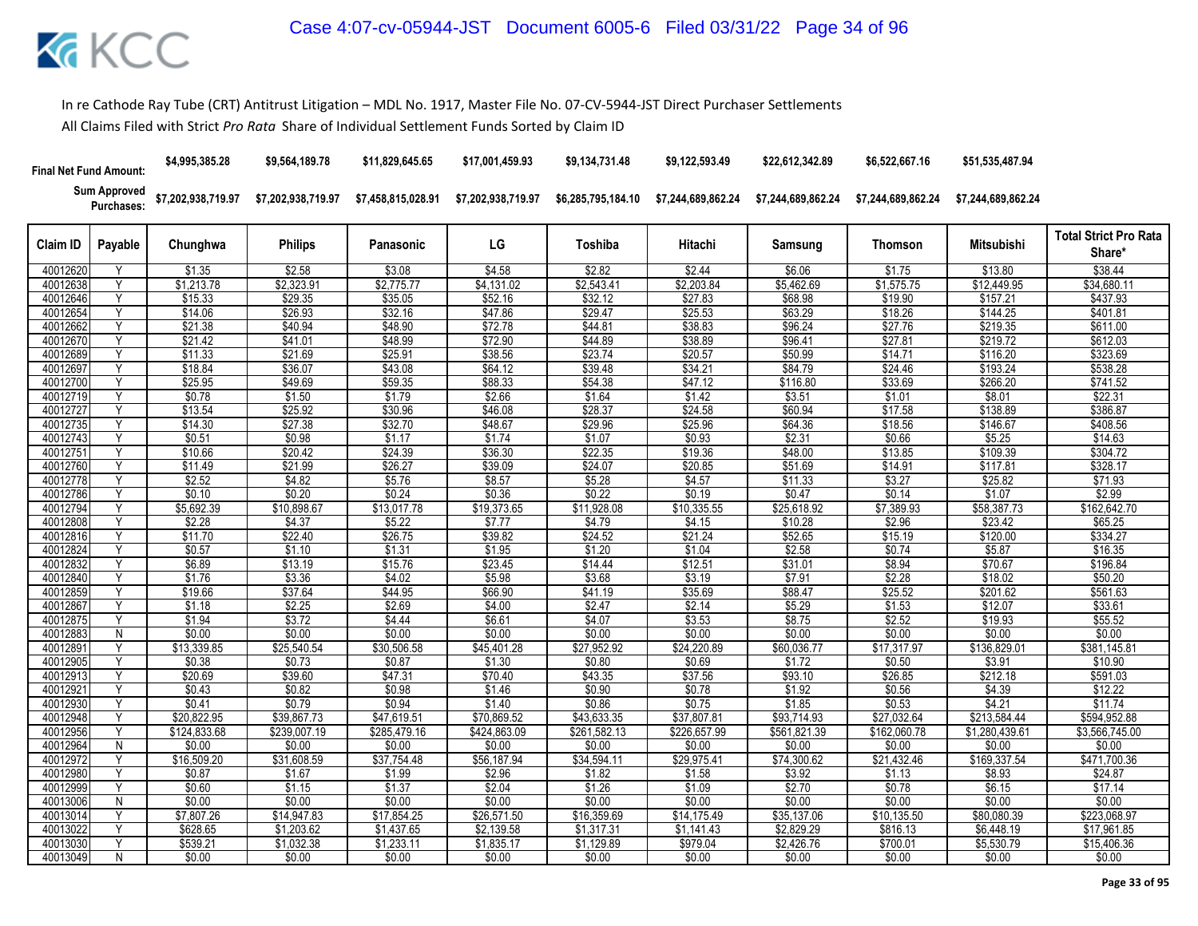In re Cathode Ray Tube (CRT) Antitrust Litigation – MDL No. 1917, Master File No. 07-CV-5944-JST Direct Purchaser Settlements

All Claims Filed with Strict *Pro Rata* Share of Individual Settlement Funds Sorted by Claim ID

| | | Chunghwa | Philips | Panasonic | LG | Toshiba | Hitachi | Samsung | Thomson | Mitsubishi | |
|---|---|---|---|---|---|---|---|---|---|---|---|
| Final Net Fund Amount: | | $4,995,385.28 | $9,564,189.78 | $11,829,645.65 | $17,001,459.93 | $9,134,731.48 | $9,122,593.49 | $22,612,342.89 | $6,522,667.16 | $51,535,487.94 | |
| Sum Approved Purchases: | | $7,202,938,719.97 | $7,202,938,719.97 | $7,458,815,028.91 | $7,202,938,719.97 | $6,285,795,184.10 | $7,244,689,862.24 | $7,244,689,862.24 | $7,244,689,862.24 | $7,244,689,862.24 | |
| **Claim ID** | **Payable** | **Chunghwa** | **Philips** | **Panasonic** | **LG** | **Toshiba** | **Hitachi** | **Samsung** | **Thomson** | **Mitsubishi** | **Total Strict Pro Rata Share*** |
| 40012620 | Y | $1.35 | $2.58 | $3.08 | $4.58 | $2.82 | $2.44 | $6.06 | $1.75 | $13.80 | $38.44 |
| 40012638 | Y | $1,213.78 | $2,323.91 | $2,775.77 | $4,131.02 | $2,543.41 | $2,203.84 | $5,462.69 | $1,575.75 | $12,449.95 | $34,680.11 |
| 40012646 | Y | $15.33 | $29.35 | $35.05 | $52.16 | $32.12 | $27.83 | $68.98 | $19.90 | $157.21 | $437.93 |
| 40012654 | Y | $14.06 | $26.93 | $32.16 | $47.86 | $29.47 | $25.53 | $63.29 | $18.26 | $144.25 | $401.81 |
| 40012662 | Y | $21.38 | $40.94 | $48.90 | $72.78 | $44.81 | $38.83 | $96.24 | $27.76 | $219.35 | $611.00 |
| 40012670 | Y | $21.42 | $41.01 | $48.99 | $72.90 | $44.89 | $38.89 | $96.41 | $27.81 | $219.72 | $612.03 |
| 40012689 | Y | $11.33 | $21.69 | $25.91 | $38.56 | $23.74 | $20.57 | $50.99 | $14.71 | $116.20 | $323.69 |
| 40012697 | Y | $18.84 | $36.07 | $43.08 | $64.12 | $39.48 | $34.21 | $84.79 | $24.46 | $193.24 | $538.28 |
| 40012700 | Y | $25.95 | $49.69 | $59.35 | $88.33 | $54.38 | $47.12 | $116.80 | $33.69 | $266.20 | $741.52 |
| 40012719 | Y | $0.78 | $1.50 | $1.79 | $2.66 | $1.64 | $1.42 | $3.51 | $1.01 | $8.01 | $22.31 |
| 40012727 | Y | $13.54 | $25.92 | $30.96 | $46.08 | $28.37 | $24.58 | $60.94 | $17.58 | $138.89 | $386.87 |
| 40012735 | Y | $14.30 | $27.38 | $32.70 | $48.67 | $29.96 | $25.96 | $64.36 | $18.56 | $146.67 | $408.56 |
| 40012743 | Y | $0.51 | $0.98 | $1.17 | $1.74 | $1.07 | $0.93 | $2.31 | $0.66 | $5.25 | $14.63 |
| 40012751 | Y | $10.66 | $20.42 | $24.39 | $36.30 | $22.35 | $19.36 | $48.00 | $13.85 | $109.39 | $304.72 |
| 40012760 | Y | $11.49 | $21.99 | $26.27 | $39.09 | $24.07 | $20.85 | $51.69 | $14.91 | $117.81 | $328.17 |
| 40012778 | Y | $2.52 | $4.82 | $5.76 | $8.57 | $5.28 | $4.57 | $11.33 | $3.27 | $25.82 | $71.93 |
| 40012786 | Y | $0.10 | $0.20 | $0.24 | $0.36 | $0.22 | $0.19 | $0.47 | $0.14 | $1.07 | $2.99 |
| 40012794 | Y | $5,692.39 | $10,898.67 | $13,017.78 | $19,373.65 | $11,928.08 | $10,335.55 | $25,618.92 | $7,389.93 | $58,387.73 | $162,642.70 |
| 40012808 | Y | $2.28 | $4.37 | $5.22 | $7.77 | $4.79 | $4.15 | $10.28 | $2.96 | $23.42 | $65.25 |
| 40012816 | Y | $11.70 | $22.40 | $26.75 | $39.82 | $24.52 | $21.24 | $52.65 | $15.19 | $120.00 | $334.27 |
| 40012824 | Y | $0.57 | $1.10 | $1.31 | $1.95 | $1.20 | $1.04 | $2.58 | $0.74 | $5.87 | $16.35 |
| 40012832 | Y | $6.89 | $13.19 | $15.76 | $23.45 | $14.44 | $12.51 | $31.01 | $8.94 | $70.67 | $196.84 |
| 40012840 | Y | $1.76 | $3.36 | $4.02 | $5.98 | $3.68 | $3.19 | $7.91 | $2.28 | $18.02 | $50.20 |
| 40012859 | Y | $19.66 | $37.64 | $44.95 | $66.90 | $41.19 | $35.69 | $88.47 | $25.52 | $201.62 | $561.63 |
| 40012867 | Y | $1.18 | $2.25 | $2.69 | $4.00 | $2.47 | $2.14 | $5.29 | $1.53 | $12.07 | $33.61 |
| 40012875 | Y | $1.94 | $3.72 | $4.44 | $6.61 | $4.07 | $3.53 | $8.75 | $2.52 | $19.93 | $55.52 |
| 40012883 | N | $0.00 | $0.00 | $0.00 | $0.00 | $0.00 | $0.00 | $0.00 | $0.00 | $0.00 | $0.00 |
| 40012891 | Y | $13,339.85 | $25,540.54 | $30,506.58 | $45,401.28 | $27,952.92 | $24,220.89 | $60,036.77 | $17,317.97 | $136,829.01 | $381,145.81 |
| 40012905 | Y | $0.38 | $0.73 | $0.87 | $1.30 | $0.80 | $0.69 | $1.72 | $0.50 | $3.91 | $10.90 |
| 40012913 | Y | $20.69 | $39.60 | $47.31 | $70.40 | $43.35 | $37.56 | $93.10 | $26.85 | $212.18 | $591.03 |
| 40012921 | Y | $0.43 | $0.82 | $0.98 | $1.46 | $0.90 | $0.78 | $1.92 | $0.56 | $4.39 | $12.22 |
| 40012930 | Y | $0.41 | $0.79 | $0.94 | $1.40 | $0.86 | $0.75 | $1.85 | $0.53 | $4.21 | $11.74 |
| 40012948 | Y | $20,822.95 | $39,867.73 | $47,619.51 | $70,869.52 | $43,633.35 | $37,807.81 | $93,714.93 | $27,032.64 | $213,584.44 | $594,952.88 |
| 40012956 | Y | $124,833.68 | $239,007.19 | $285,479.16 | $424,863.09 | $261,582.13 | $226,657.99 | $561,821.39 | $162,060.78 | $1,280,439.61 | $3,566,745.00 |
| 40012964 | N | $0.00 | $0.00 | $0.00 | $0.00 | $0.00 | $0.00 | $0.00 | $0.00 | $0.00 | $0.00 |
| 40012972 | Y | $16,509.20 | $31,608.59 | $37,754.48 | $56,187.94 | $34,594.11 | $29,975.41 | $74,300.62 | $21,432.46 | $169,337.54 | $471,700.36 |
| 40012980 | Y | $0.87 | $1.67 | $1.99 | $2.96 | $1.82 | $1.58 | $3.92 | $1.13 | $8.93 | $24.87 |
| 40012999 | Y | $0.60 | $1.15 | $1.37 | $2.04 | $1.26 | $1.09 | $2.70 | $0.78 | $6.15 | $17.14 |
| 40013006 | N | $0.00 | $0.00 | $0.00 | $0.00 | $0.00 | $0.00 | $0.00 | $0.00 | $0.00 | $0.00 |
| 40013014 | Y | $7,807.26 | $14,947.83 | $17,854.25 | $26,571.50 | $16,359.69 | $14,175.49 | $35,137.06 | $10,135.50 | $80,080.39 | $223,068.97 |
| 40013022 | Y | $628.65 | $1,203.62 | $1,437.65 | $2,139.58 | $1,317.31 | $1,141.43 | $2,829.29 | $816.13 | $6,448.19 | $17,961.85 |
| 40013030 | Y | $539.21 | $1,032.38 | $1,233.11 | $1,835.17 | $1,129.89 | $979.04 | $2,426.76 | $700.01 | $5,530.79 | $15,406.36 |
| 40013049 | N | $0.00 | $0.00 | $0.00 | $0.00 | $0.00 | $0.00 | $0.00 | $0.00 | $0.00 | $0.00 |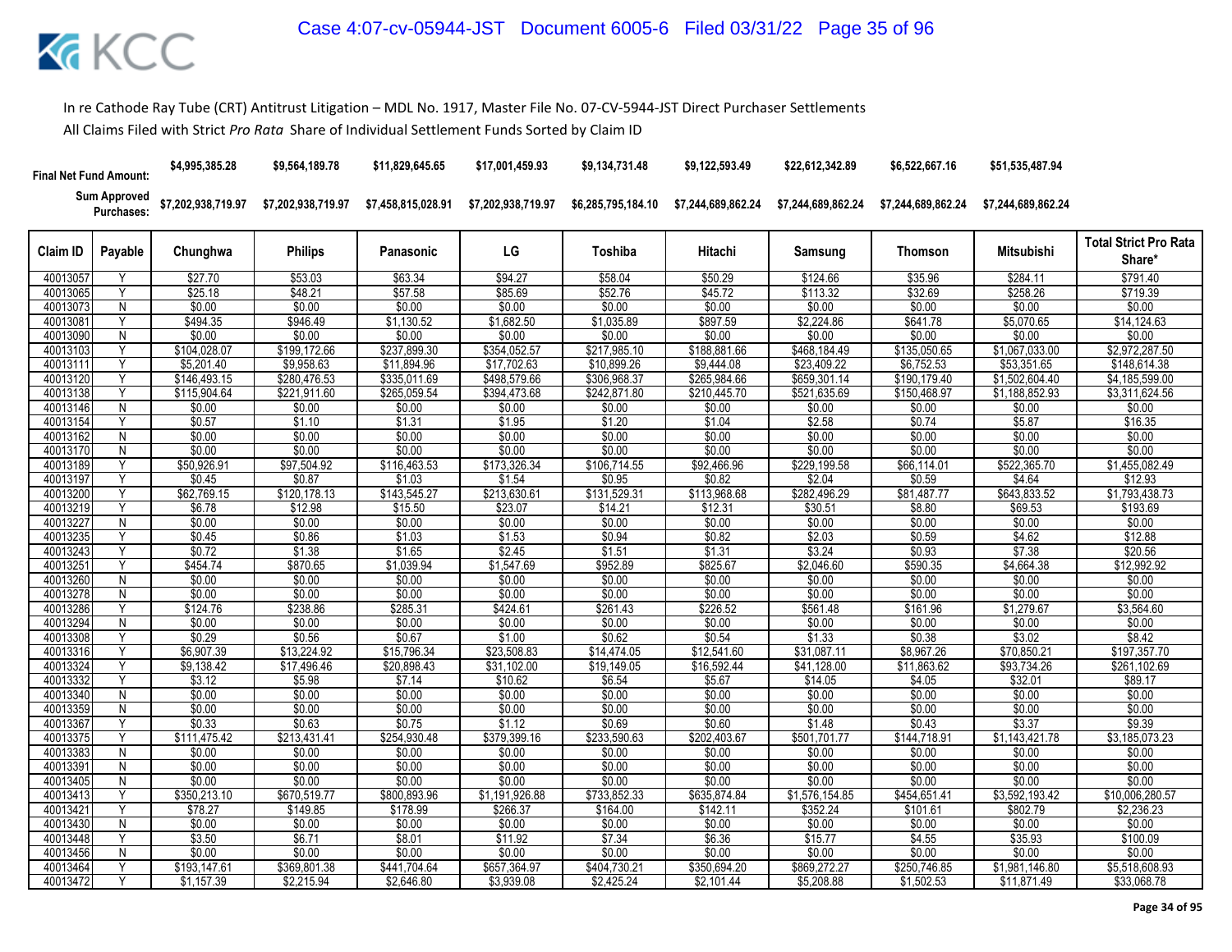In re Cathode Ray Tube (CRT) Antitrust Litigation – MDL No. 1917, Master File No. 07-CV-5944-JST Direct Purchaser Settlements

All Claims Filed with Strict *Pro Rata* Share of Individual Settlement Funds Sorted by Claim ID

| Final Net Fund Amount: | | $4,995,385.28 | $9,564,189.78 | $11,829,645.65 | $17,001,459.93 | $9,134,731.48 | $9,122,593.49 | $22,612,342.89 | $6,522,667.16 | $51,535,487.94 | |
|---|---|---|---|---|---|---|---|---|---|---|---|
| Sum Approved Purchases: | | $7,202,938,719.97 | $7,202,938,719.97 | $7,458,815,028.91 | $7,202,938,719.97 | $6,285,795,184.10 | $7,244,689,862.24 | $7,244,689,862.24 | $7,244,689,862.24 | $7,244,689,862.24 | |
| **Claim ID** | **Payable** | **Chunghwa** | **Philips** | **Panasonic** | **LG** | **Toshiba** | **Hitachi** | **Samsung** | **Thomson** | **Mitsubishi** | **Total Strict Pro Rata Share*** |
| 40013057 | Y | $27.70 | $53.03 | $63.34 | $94.27 | $58.04 | $50.29 | $124.66 | $35.96 | $284.11 | $791.40 |
| 40013065 | Y | $25.18 | $48.21 | $57.58 | $85.69 | $52.76 | $45.72 | $113.32 | $32.69 | $258.26 | $719.39 |
| 40013073 | N | $0.00 | $0.00 | $0.00 | $0.00 | $0.00 | $0.00 | $0.00 | $0.00 | $0.00 | $0.00 |
| 40013081 | Y | $494.35 | $946.49 | $1,130.52 | $1,682.50 | $1,035.89 | $897.59 | $2,224.86 | $641.78 | $5,070.65 | $14,124.63 |
| 40013090 | N | $0.00 | $0.00 | $0.00 | $0.00 | $0.00 | $0.00 | $0.00 | $0.00 | $0.00 | $0.00 |
| 40013103 | Y | $104,028.07 | $199,172.66 | $237,899.30 | $354,052.57 | $217,985.10 | $188,881.66 | $468,184.49 | $135,050.65 | $1,067,033.00 | $2,972,287.50 |
| 40013111 | Y | $5,201.40 | $9,958.63 | $11,894.96 | $17,702.63 | $10,899.26 | $9,444.08 | $23,409.22 | $6,752.53 | $53,351.65 | $148,614.38 |
| 40013120 | Y | $146,493.15 | $280,476.53 | $335,011.69 | $498,579.66 | $306,968.37 | $265,984.66 | $659,301.14 | $190,179.40 | $1,502,604.40 | $4,185,599.00 |
| 40013138 | Y | $115,904.64 | $221,911.60 | $265,059.54 | $394,473.68 | $242,871.80 | $210,445.70 | $521,635.69 | $150,468.97 | $1,188,852.93 | $3,311,624.56 |
| 40013146 | N | $0.00 | $0.00 | $0.00 | $0.00 | $0.00 | $0.00 | $0.00 | $0.00 | $0.00 | $0.00 |
| 40013154 | Y | $0.57 | $1.10 | $1.31 | $1.95 | $1.20 | $1.04 | $2.58 | $0.74 | $5.87 | $16.35 |
| 40013162 | N | $0.00 | $0.00 | $0.00 | $0.00 | $0.00 | $0.00 | $0.00 | $0.00 | $0.00 | $0.00 |
| 40013170 | N | $0.00 | $0.00 | $0.00 | $0.00 | $0.00 | $0.00 | $0.00 | $0.00 | $0.00 | $0.00 |
| 40013189 | Y | $50,926.91 | $97,504.92 | $116,463.53 | $173,326.34 | $106,714.55 | $92,466.96 | $229,199.58 | $66,114.01 | $522,365.70 | $1,455,082.49 |
| 40013197 | Y | $0.45 | $0.87 | $1.03 | $1.54 | $0.95 | $0.82 | $2.04 | $0.59 | $4.64 | $12.93 |
| 40013200 | Y | $62,769.15 | $120,178.13 | $143,545.27 | $213,630.61 | $131,529.31 | $113,968.68 | $282,496.29 | $81,487.77 | $643,833.52 | $1,793,438.73 |
| 40013219 | Y | $6.78 | $12.98 | $15.50 | $23.07 | $14.21 | $12.31 | $30.51 | $8.80 | $69.53 | $193.69 |
| 40013227 | N | $0.00 | $0.00 | $0.00 | $0.00 | $0.00 | $0.00 | $0.00 | $0.00 | $0.00 | $0.00 |
| 40013235 | Y | $0.45 | $0.86 | $1.03 | $1.53 | $0.94 | $0.82 | $2.03 | $0.59 | $4.62 | $12.88 |
| 40013243 | Y | $0.72 | $1.38 | $1.65 | $2.45 | $1.51 | $1.31 | $3.24 | $0.93 | $7.38 | $20.56 |
| 40013251 | Y | $454.74 | $870.65 | $1,039.94 | $1,547.69 | $952.89 | $825.67 | $2,046.60 | $590.35 | $4,664.38 | $12,992.92 |
| 40013260 | N | $0.00 | $0.00 | $0.00 | $0.00 | $0.00 | $0.00 | $0.00 | $0.00 | $0.00 | $0.00 |
| 40013278 | N | $0.00 | $0.00 | $0.00 | $0.00 | $0.00 | $0.00 | $0.00 | $0.00 | $0.00 | $0.00 |
| 40013286 | Y | $124.76 | $238.86 | $285.31 | $424.61 | $261.43 | $226.52 | $561.48 | $161.96 | $1,279.67 | $3,564.60 |
| 40013294 | N | $0.00 | $0.00 | $0.00 | $0.00 | $0.00 | $0.00 | $0.00 | $0.00 | $0.00 | $0.00 |
| 40013308 | Y | $0.29 | $0.56 | $0.67 | $1.00 | $0.62 | $0.54 | $1.33 | $0.38 | $3.02 | $8.42 |
| 40013316 | Y | $6,907.39 | $13,224.92 | $15,796.34 | $23,508.83 | $14,474.05 | $12,541.60 | $31,087.11 | $8,967.26 | $70,850.21 | $197,357.70 |
| 40013324 | Y | $9,138.42 | $17,496.46 | $20,898.43 | $31,102.00 | $19,149.05 | $16,592.44 | $41,128.00 | $11,863.62 | $93,734.26 | $261,102.69 |
| 40013332 | Y | $3.12 | $5.98 | $7.14 | $10.62 | $6.54 | $5.67 | $14.05 | $4.05 | $32.01 | $89.17 |
| 40013340 | N | $0.00 | $0.00 | $0.00 | $0.00 | $0.00 | $0.00 | $0.00 | $0.00 | $0.00 | $0.00 |
| 40013359 | N | $0.00 | $0.00 | $0.00 | $0.00 | $0.00 | $0.00 | $0.00 | $0.00 | $0.00 | $0.00 |
| 40013367 | Y | $0.33 | $0.63 | $0.75 | $1.12 | $0.69 | $0.60 | $1.48 | $0.43 | $3.37 | $9.39 |
| 40013375 | Y | $111,475.42 | $213,431.41 | $254,930.48 | $379,399.16 | $233,590.63 | $202,403.67 | $501,701.77 | $144,718.91 | $1,143,421.78 | $3,185,073.23 |
| 40013383 | N | $0.00 | $0.00 | $0.00 | $0.00 | $0.00 | $0.00 | $0.00 | $0.00 | $0.00 | $0.00 |
| 40013391 | N | $0.00 | $0.00 | $0.00 | $0.00 | $0.00 | $0.00 | $0.00 | $0.00 | $0.00 | $0.00 |
| 40013405 | N | $0.00 | $0.00 | $0.00 | $0.00 | $0.00 | $0.00 | $0.00 | $0.00 | $0.00 | $0.00 |
| 40013413 | Y | $350,213.10 | $670,519.77 | $800,893.96 | $1,191,926.88 | $733,852.33 | $635,874.84 | $1,576,154.85 | $454,651.41 | $3,592,193.42 | $10,006,280.57 |
| 40013421 | Y | $78.27 | $149.85 | $178.99 | $266.37 | $164.00 | $142.11 | $352.24 | $101.61 | $802.79 | $2,236.23 |
| 40013430 | N | $0.00 | $0.00 | $0.00 | $0.00 | $0.00 | $0.00 | $0.00 | $0.00 | $0.00 | $0.00 |
| 40013448 | Y | $3.50 | $6.71 | $8.01 | $11.92 | $7.34 | $6.36 | $15.77 | $4.55 | $35.93 | $100.09 |
| 40013456 | N | $0.00 | $0.00 | $0.00 | $0.00 | $0.00 | $0.00 | $0.00 | $0.00 | $0.00 | $0.00 |
| 40013464 | Y | $193,147.61 | $369,801.38 | $441,704.64 | $657,364.97 | $404,730.21 | $350,694.20 | $869,272.27 | $250,746.85 | $1,981,146.80 | $5,518,608.93 |
| 40013472 | Y | $1,157.39 | $2,215.94 | $2,646.80 | $3,939.08 | $2,425.24 | $2,101.44 | $5,208.88 | $1,502.53 | $11,871.49 | $33,068.78 |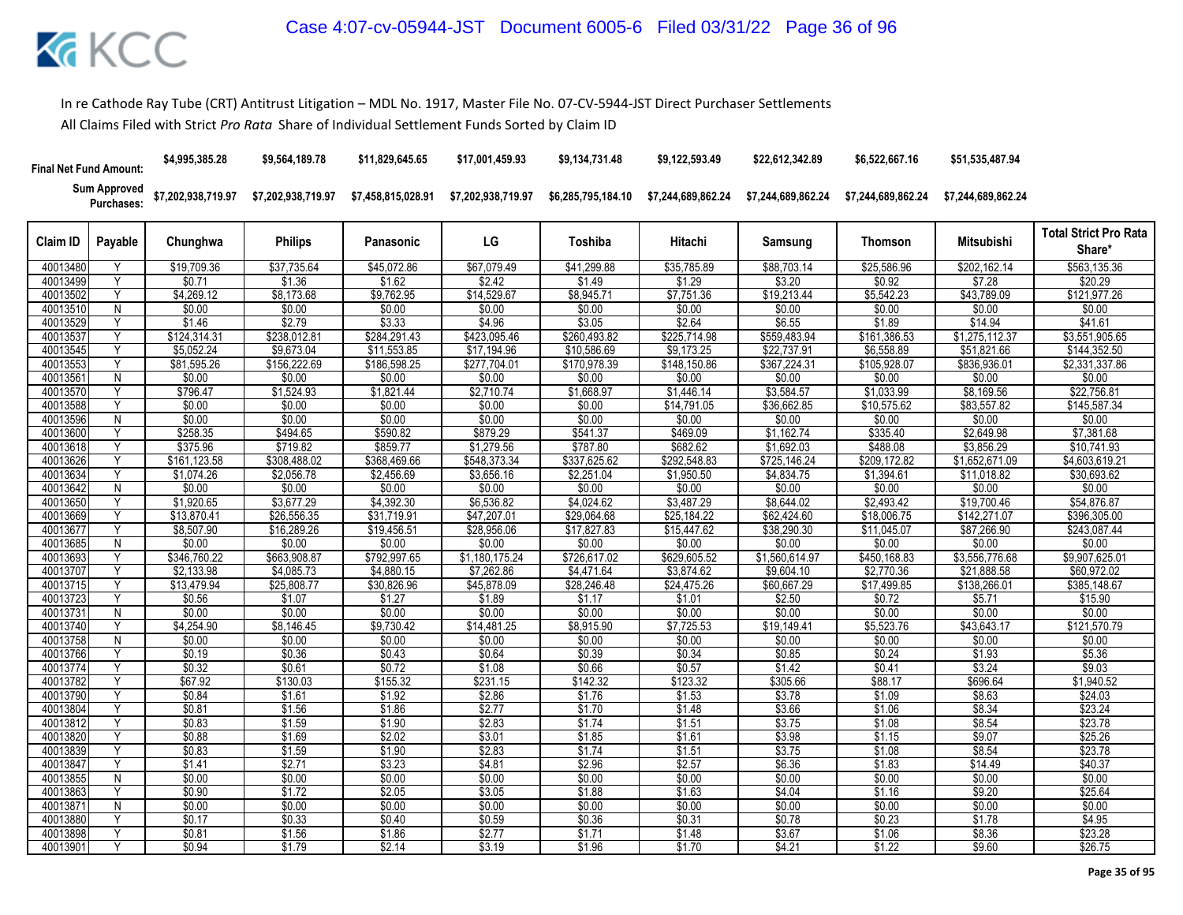In re Cathode Ray Tube (CRT) Antitrust Litigation – MDL No. 1917, Master File No. 07-CV-5944-JST Direct Purchaser Settlements

All Claims Filed with Strict *Pro Rata* Share of Individual Settlement Funds Sorted by Claim ID

| Final Net Fund Amount: | | $4,995,385.28 | $9,564,189.78 | $11,829,645.65 | $17,001,459.93 | $9,134,731.48 | $9,122,593.49 | $22,612,342.89 | $6,522,667.16 | $51,535,487.94 | |
|---|---|---|---|---|---|---|---|---|---|---|---|
| Sum Approved Purchases: | | $7,202,938,719.97 | $7,202,938,719.97 | $7,458,815,028.91 | $7,202,938,719.97 | $6,285,795,184.10 | $7,244,689,862.24 | $7,244,689,862.24 | $7,244,689,862.24 | $7,244,689,862.24 | |
| Claim ID | Payable | Chunghwa | Philips | Panasonic | LG | Toshiba | Hitachi | Samsung | Thomson | Mitsubishi | Total Strict Pro Rata Share* |
| 40013480 | Y | $19,709.36 | $37,735.64 | $45,072.86 | $67,079.49 | $41,299.88 | $35,785.89 | $88,703.14 | $25,586.96 | $202,162.14 | $563,135.36 |
| 40013499 | Y | $0.71 | $1.36 | $1.62 | $2.42 | $1.49 | $1.29 | $3.20 | $0.92 | $7.28 | $20.29 |
| 40013502 | Y | $4,269.12 | $8,173.68 | $9,762.95 | $14,529.67 | $8,945.71 | $7,751.36 | $19,213.44 | $5,542.23 | $43,789.09 | $121,977.26 |
| 40013510 | N | $0.00 | $0.00 | $0.00 | $0.00 | $0.00 | $0.00 | $0.00 | $0.00 | $0.00 | $0.00 |
| 40013529 | Y | $1.46 | $2.79 | $3.33 | $4.96 | $3.05 | $2.64 | $6.55 | $1.89 | $14.94 | $41.61 |
| 40013537 | Y | $124,314.31 | $238,012.81 | $284,291.43 | $423,095.46 | $260,493.82 | $225,714.98 | $559,483.94 | $161,386.53 | $1,275,112.37 | $3,551,905.65 |
| 40013545 | Y | $5,052.24 | $9,673.04 | $11,553.85 | $17,194.96 | $10,586.69 | $9,173.25 | $22,737.91 | $6,558.89 | $51,821.66 | $144,352.50 |
| 40013553 | Y | $81,595.26 | $156,222.69 | $186,598.25 | $277,704.01 | $170,978.39 | $148,150.86 | $367,224.31 | $105,928.07 | $836,936.01 | $2,331,337.86 |
| 40013561 | N | $0.00 | $0.00 | $0.00 | $0.00 | $0.00 | $0.00 | $0.00 | $0.00 | $0.00 | $0.00 |
| 40013570 | Y | $796.47 | $1,524.93 | $1,821.44 | $2,710.74 | $1,668.97 | $1,446.14 | $3,584.57 | $1,033.99 | $8,169.56 | $22,756.81 |
| 40013588 | Y | $0.00 | $0.00 | $0.00 | $0.00 | $0.00 | $14,791.05 | $36,662.85 | $10,575.62 | $83,557.82 | $145,587.34 |
| 40013596 | N | $0.00 | $0.00 | $0.00 | $0.00 | $0.00 | $0.00 | $0.00 | $0.00 | $0.00 | $0.00 |
| 40013600 | Y | $258.35 | $494.65 | $590.82 | $879.29 | $541.37 | $469.09 | $1,162.74 | $335.40 | $2,649.98 | $7,381.68 |
| 40013618 | Y | $375.96 | $719.82 | $859.77 | $1,279.56 | $787.80 | $682.62 | $1,692.03 | $488.08 | $3,856.29 | $10,741.93 |
| 40013626 | Y | $161,123.58 | $308,488.02 | $368,469.66 | $548,373.34 | $337,625.62 | $292,548.83 | $725,146.24 | $209,172.82 | $1,652,671.09 | $4,603,619.21 |
| 40013634 | Y | $1,074.26 | $2,056.78 | $2,456.69 | $3,656.16 | $2,251.04 | $1,950.50 | $4,834.75 | $1,394.61 | $11,018.82 | $30,693.62 |
| 40013642 | N | $0.00 | $0.00 | $0.00 | $0.00 | $0.00 | $0.00 | $0.00 | $0.00 | $0.00 | $0.00 |
| 40013650 | Y | $1,920.65 | $3,677.29 | $4,392.30 | $6,536.82 | $4,024.62 | $3,487.29 | $8,644.02 | $2,493.42 | $19,700.46 | $54,876.87 |
| 40013669 | Y | $13,870.41 | $26,556.35 | $31,719.91 | $47,207.01 | $29,064.68 | $25,184.22 | $62,424.60 | $18,006.75 | $142,271.07 | $396,305.00 |
| 40013677 | Y | $8,507.90 | $16,289.26 | $19,456.51 | $28,956.06 | $17,827.83 | $15,447.62 | $38,290.30 | $11,045.07 | $87,266.90 | $243,087.44 |
| 40013685 | N | $0.00 | $0.00 | $0.00 | $0.00 | $0.00 | $0.00 | $0.00 | $0.00 | $0.00 | $0.00 |
| 40013693 | Y | $346,760.22 | $663,908.87 | $792,997.65 | $1,180,175.24 | $726,617.02 | $629,605.52 | $1,560,614.97 | $450,168.83 | $3,556,776.68 | $9,907,625.01 |
| 40013707 | Y | $2,133.98 | $4,085.73 | $4,880.15 | $7,262.86 | $4,471.64 | $3,874.62 | $9,604.10 | $2,770.36 | $21,888.58 | $60,972.02 |
| 40013715 | Y | $13,479.94 | $25,808.77 | $30,826.96 | $45,878.09 | $28,246.48 | $24,475.26 | $60,667.29 | $17,499.85 | $138,266.01 | $385,148.67 |
| 40013723 | Y | $0.56 | $1.07 | $1.27 | $1.89 | $1.17 | $1.01 | $2.50 | $0.72 | $5.71 | $15.90 |
| 40013731 | N | $0.00 | $0.00 | $0.00 | $0.00 | $0.00 | $0.00 | $0.00 | $0.00 | $0.00 | $0.00 |
| 40013740 | Y | $4,254.90 | $8,146.45 | $9,730.42 | $14,481.25 | $8,915.90 | $7,725.53 | $19,149.41 | $5,523.76 | $43,643.17 | $121,570.79 |
| 40013758 | N | $0.00 | $0.00 | $0.00 | $0.00 | $0.00 | $0.00 | $0.00 | $0.00 | $0.00 | $0.00 |
| 40013766 | Y | $0.19 | $0.36 | $0.43 | $0.64 | $0.39 | $0.34 | $0.85 | $0.24 | $1.93 | $5.36 |
| 40013774 | Y | $0.32 | $0.61 | $0.72 | $1.08 | $0.66 | $0.57 | $1.42 | $0.41 | $3.24 | $9.03 |
| 40013782 | Y | $67.92 | $130.03 | $155.32 | $231.15 | $142.32 | $123.32 | $305.66 | $88.17 | $696.64 | $1,940.52 |
| 40013790 | Y | $0.84 | $1.61 | $1.92 | $2.86 | $1.76 | $1.53 | $3.78 | $1.09 | $8.63 | $24.03 |
| 40013804 | Y | $0.81 | $1.56 | $1.86 | $2.77 | $1.70 | $1.48 | $3.66 | $1.06 | $8.34 | $23.24 |
| 40013812 | Y | $0.83 | $1.59 | $1.90 | $2.83 | $1.74 | $1.51 | $3.75 | $1.08 | $8.54 | $23.78 |
| 40013820 | Y | $0.88 | $1.69 | $2.02 | $3.01 | $1.85 | $1.61 | $3.98 | $1.15 | $9.07 | $25.26 |
| 40013839 | Y | $0.83 | $1.59 | $1.90 | $2.83 | $1.74 | $1.51 | $3.75 | $1.08 | $8.54 | $23.78 |
| 40013847 | Y | $1.41 | $2.71 | $3.23 | $4.81 | $2.96 | $2.57 | $6.36 | $1.83 | $14.49 | $40.37 |
| 40013855 | N | $0.00 | $0.00 | $0.00 | $0.00 | $0.00 | $0.00 | $0.00 | $0.00 | $0.00 | $0.00 |
| 40013863 | Y | $0.90 | $1.72 | $2.05 | $3.05 | $1.88 | $1.63 | $4.04 | $1.16 | $9.20 | $25.64 |
| 40013871 | N | $0.00 | $0.00 | $0.00 | $0.00 | $0.00 | $0.00 | $0.00 | $0.00 | $0.00 | $0.00 |
| 40013880 | Y | $0.17 | $0.33 | $0.40 | $0.59 | $0.36 | $0.31 | $0.78 | $0.23 | $1.78 | $4.95 |
| 40013898 | Y | $0.81 | $1.56 | $1.86 | $2.77 | $1.71 | $1.48 | $3.67 | $1.06 | $8.36 | $23.28 |
| 40013901 | Y | $0.94 | $1.79 | $2.14 | $3.19 | $1.96 | $1.70 | $4.21 | $1.22 | $9.60 | $26.75 |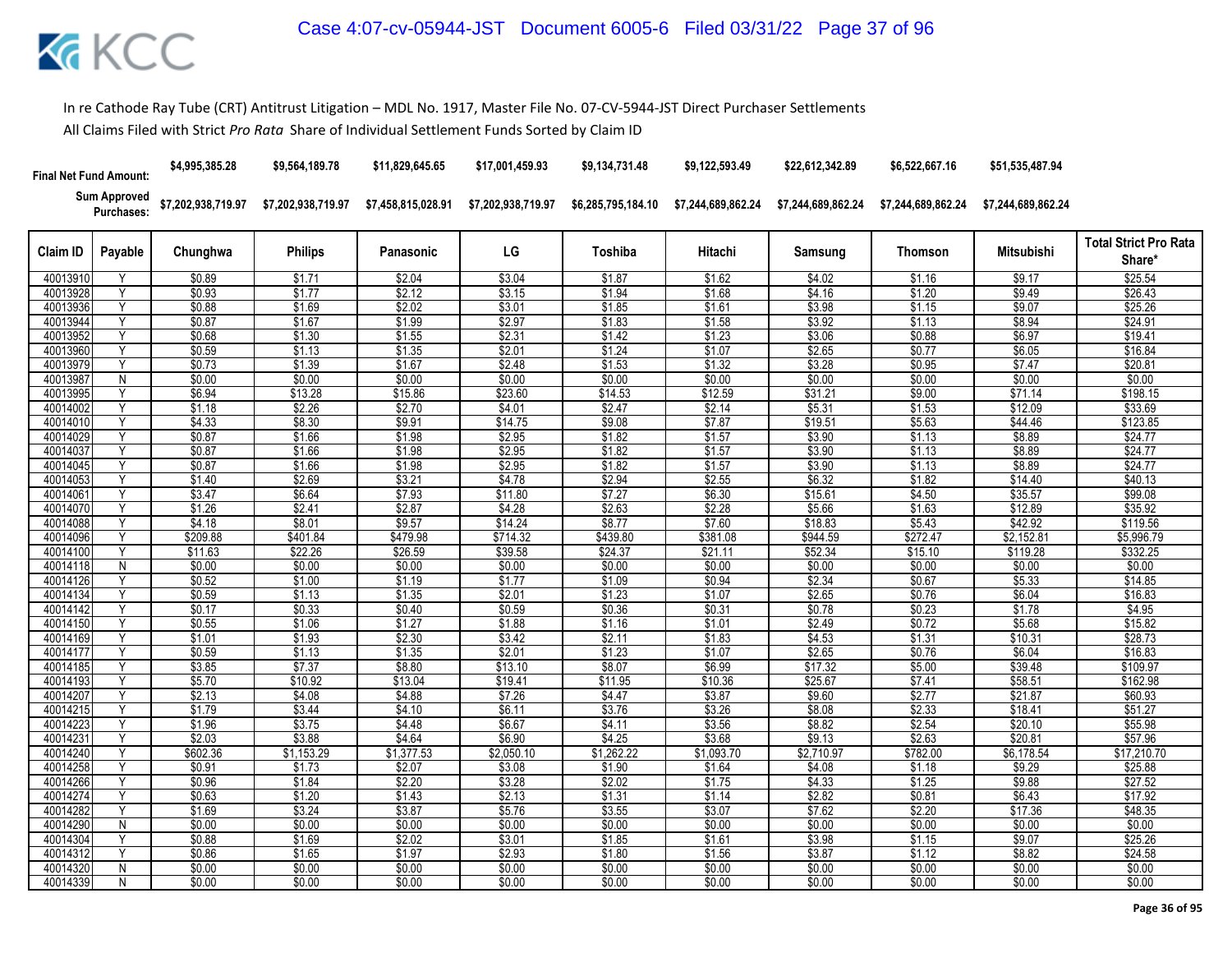In re Cathode Ray Tube (CRT) Antitrust Litigation – MDL No. 1917, Master File No. 07-CV-5944-JST Direct Purchaser Settlements

All Claims Filed with Strict *Pro Rata* Share of Individual Settlement Funds Sorted by Claim ID

| | | Chunghwa | Philips | Panasonic | LG | Toshiba | Hitachi | Samsung | Thomson | Mitsubishi | |
|---|---|---|---|---|---|---|---|---|---|---|---|
| Final Net Fund Amount: | | $4,995,385.28 | $9,564,189.78 | $11,829,645.65 | $17,001,459.93 | $9,134,731.48 | $9,122,593.49 | $22,612,342.89 | $6,522,667.16 | $51,535,487.94 | |
| Sum Approved Purchases: | | $7,202,938,719.97 | $7,202,938,719.97 | $7,458,815,028.91 | $7,202,938,719.97 | $6,285,795,184.10 | $7,244,689,862.24 | $7,244,689,862.24 | $7,244,689,862.24 | $7,244,689,862.24 | |
| **Claim ID** | **Payable** | **Chunghwa** | **Philips** | **Panasonic** | **LG** | **Toshiba** | **Hitachi** | **Samsung** | **Thomson** | **Mitsubishi** | **Total Strict Pro Rata Share*** |
| 40013910 | Y | $0.89 | $1.71 | $2.04 | $3.04 | $1.87 | $1.62 | $4.02 | $1.16 | $9.17 | $25.54 |
| 40013928 | Y | $0.93 | $1.77 | $2.12 | $3.15 | $1.94 | $1.68 | $4.16 | $1.20 | $9.49 | $26.43 |
| 40013936 | Y | $0.88 | $1.69 | $2.02 | $3.01 | $1.85 | $1.61 | $3.98 | $1.15 | $9.07 | $25.26 |
| 40013944 | Y | $0.87 | $1.67 | $1.99 | $2.97 | $1.83 | $1.58 | $3.92 | $1.13 | $8.94 | $24.91 |
| 40013952 | Y | $0.68 | $1.30 | $1.55 | $2.31 | $1.42 | $1.23 | $3.06 | $0.88 | $6.97 | $19.41 |
| 40013960 | Y | $0.59 | $1.13 | $1.35 | $2.01 | $1.24 | $1.07 | $2.65 | $0.77 | $6.05 | $16.84 |
| 40013979 | Y | $0.73 | $1.39 | $1.67 | $2.48 | $1.53 | $1.32 | $3.28 | $0.95 | $7.47 | $20.81 |
| 40013987 | N | $0.00 | $0.00 | $0.00 | $0.00 | $0.00 | $0.00 | $0.00 | $0.00 | $0.00 | $0.00 |
| 40013995 | Y | $6.94 | $13.28 | $15.86 | $23.60 | $14.53 | $12.59 | $31.21 | $9.00 | $71.14 | $198.15 |
| 40014002 | Y | $1.18 | $2.26 | $2.70 | $4.01 | $2.47 | $2.14 | $5.31 | $1.53 | $12.09 | $33.69 |
| 40014010 | Y | $4.33 | $8.30 | $9.91 | $14.75 | $9.08 | $7.87 | $19.51 | $5.63 | $44.46 | $123.85 |
| 40014029 | Y | $0.87 | $1.66 | $1.98 | $2.95 | $1.82 | $1.57 | $3.90 | $1.13 | $8.89 | $24.77 |
| 40014037 | Y | $0.87 | $1.66 | $1.98 | $2.95 | $1.82 | $1.57 | $3.90 | $1.13 | $8.89 | $24.77 |
| 40014045 | Y | $0.87 | $1.66 | $1.98 | $2.95 | $1.82 | $1.57 | $3.90 | $1.13 | $8.89 | $24.77 |
| 40014053 | Y | $1.40 | $2.69 | $3.21 | $4.78 | $2.94 | $2.55 | $6.32 | $1.82 | $14.40 | $40.13 |
| 40014061 | Y | $3.47 | $6.64 | $7.93 | $11.80 | $7.27 | $6.30 | $15.61 | $4.50 | $35.57 | $99.08 |
| 40014070 | Y | $1.26 | $2.41 | $2.87 | $4.28 | $2.63 | $2.28 | $5.66 | $1.63 | $12.89 | $35.92 |
| 40014088 | Y | $4.18 | $8.01 | $9.57 | $14.24 | $8.77 | $7.60 | $18.83 | $5.43 | $42.92 | $119.56 |
| 40014096 | Y | $209.88 | $401.84 | $479.98 | $714.32 | $439.80 | $381.08 | $944.59 | $272.47 | $2,152.81 | $5,996.79 |
| 40014100 | Y | $11.63 | $22.26 | $26.59 | $39.58 | $24.37 | $21.11 | $52.34 | $15.10 | $119.28 | $332.25 |
| 40014118 | N | $0.00 | $0.00 | $0.00 | $0.00 | $0.00 | $0.00 | $0.00 | $0.00 | $0.00 | $0.00 |
| 40014126 | Y | $0.52 | $1.00 | $1.19 | $1.77 | $1.09 | $0.94 | $2.34 | $0.67 | $5.33 | $14.85 |
| 40014134 | Y | $0.59 | $1.13 | $1.35 | $2.01 | $1.23 | $1.07 | $2.65 | $0.76 | $6.04 | $16.83 |
| 40014142 | Y | $0.17 | $0.33 | $0.40 | $0.59 | $0.36 | $0.31 | $0.78 | $0.23 | $1.78 | $4.95 |
| 40014150 | Y | $0.55 | $1.06 | $1.27 | $1.88 | $1.16 | $1.01 | $2.49 | $0.72 | $5.68 | $15.82 |
| 40014169 | Y | $1.01 | $1.93 | $2.30 | $3.42 | $2.11 | $1.83 | $4.53 | $1.31 | $10.31 | $28.73 |
| 40014177 | Y | $0.59 | $1.13 | $1.35 | $2.01 | $1.23 | $1.07 | $2.65 | $0.76 | $6.04 | $16.83 |
| 40014185 | Y | $3.85 | $7.37 | $8.80 | $13.10 | $8.07 | $6.99 | $17.32 | $5.00 | $39.48 | $109.97 |
| 40014193 | Y | $5.70 | $10.92 | $13.04 | $19.41 | $11.95 | $10.36 | $25.67 | $7.41 | $58.51 | $162.98 |
| 40014207 | Y | $2.13 | $4.08 | $4.88 | $7.26 | $4.47 | $3.87 | $9.60 | $2.77 | $21.87 | $60.93 |
| 40014215 | Y | $1.79 | $3.44 | $4.10 | $6.11 | $3.76 | $3.26 | $8.08 | $2.33 | $18.41 | $51.27 |
| 40014223 | Y | $1.96 | $3.75 | $4.48 | $6.67 | $4.11 | $3.56 | $8.82 | $2.54 | $20.10 | $55.98 |
| 40014231 | Y | $2.03 | $3.88 | $4.64 | $6.90 | $4.25 | $3.68 | $9.13 | $2.63 | $20.81 | $57.96 |
| 40014240 | Y | $602.36 | $1,153.29 | $1,377.53 | $2,050.10 | $1,262.22 | $1,093.70 | $2,710.97 | $782.00 | $6,178.54 | $17,210.70 |
| 40014258 | Y | $0.91 | $1.73 | $2.07 | $3.08 | $1.90 | $1.64 | $4.08 | $1.18 | $9.29 | $25.88 |
| 40014266 | Y | $0.96 | $1.84 | $2.20 | $3.28 | $2.02 | $1.75 | $4.33 | $1.25 | $9.88 | $27.52 |
| 40014274 | Y | $0.63 | $1.20 | $1.43 | $2.13 | $1.31 | $1.14 | $2.82 | $0.81 | $6.43 | $17.92 |
| 40014282 | Y | $1.69 | $3.24 | $3.87 | $5.76 | $3.55 | $3.07 | $7.62 | $2.20 | $17.36 | $48.35 |
| 40014290 | N | $0.00 | $0.00 | $0.00 | $0.00 | $0.00 | $0.00 | $0.00 | $0.00 | $0.00 | $0.00 |
| 40014304 | Y | $0.88 | $1.69 | $2.02 | $3.01 | $1.85 | $1.61 | $3.98 | $1.15 | $9.07 | $25.26 |
| 40014312 | Y | $0.86 | $1.65 | $1.97 | $2.93 | $1.80 | $1.56 | $3.87 | $1.12 | $8.82 | $24.58 |
| 40014320 | N | $0.00 | $0.00 | $0.00 | $0.00 | $0.00 | $0.00 | $0.00 | $0.00 | $0.00 | $0.00 |
| 40014339 | N | $0.00 | $0.00 | $0.00 | $0.00 | $0.00 | $0.00 | $0.00 | $0.00 | $0.00 | $0.00 |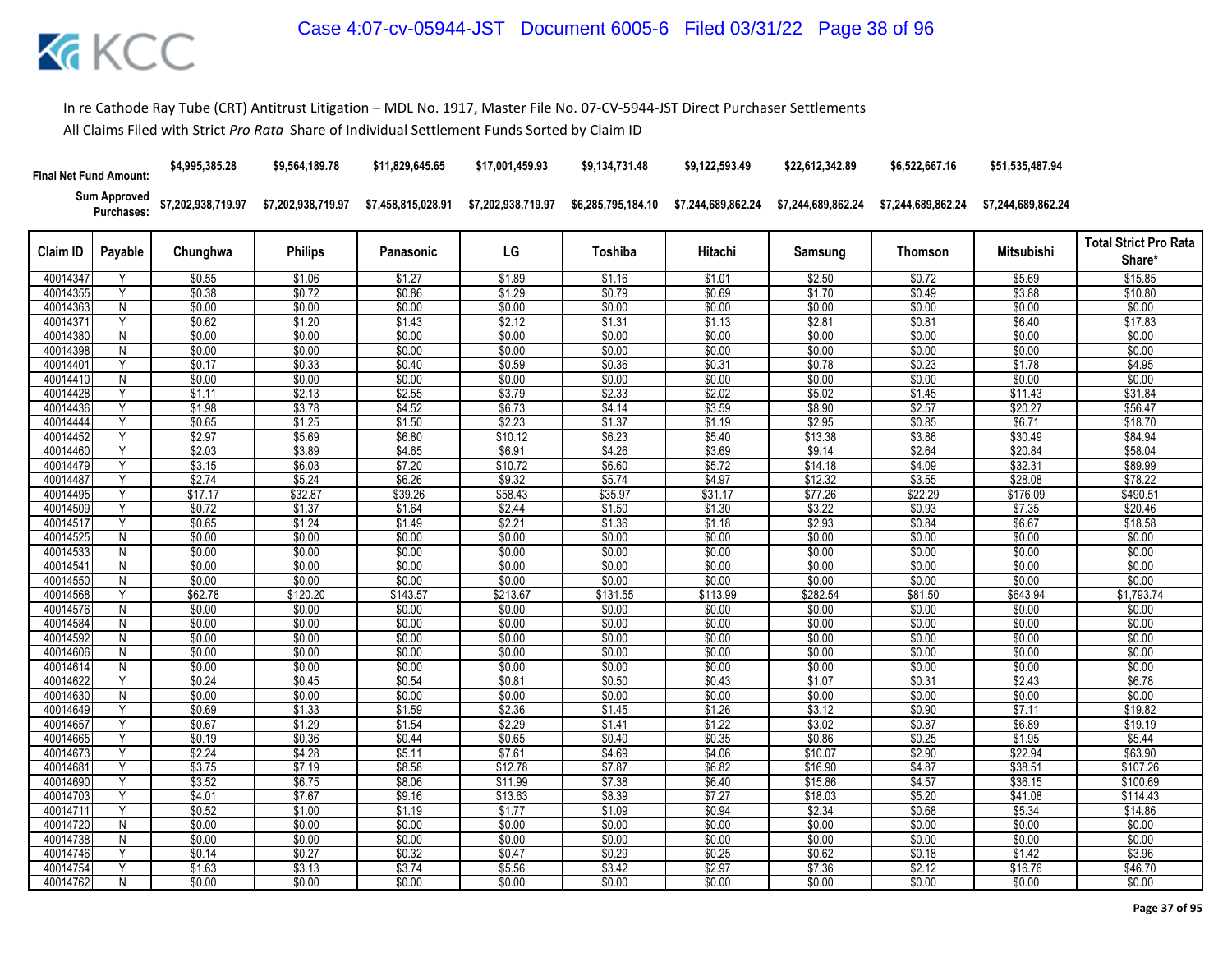In re Cathode Ray Tube (CRT) Antitrust Litigation – MDL No. 1917, Master File No. 07-CV-5944-JST Direct Purchaser Settlements

All Claims Filed with Strict *Pro Rata* Share of Individual Settlement Funds Sorted by Claim ID

| | | Chunghwa | Philips | Panasonic | LG | Toshiba | Hitachi | Samsung | Thomson | Mitsubishi | |
|---|---|---|---|---|---|---|---|---|---|---|---|
| **Final Net Fund Amount:** | | $4,995,385.28 | $9,564,189.78 | $11,829,645.65 | $17,001,459.93 | $9,134,731.48 | $9,122,593.49 | $22,612,342.89 | $6,522,667.16 | $51,535,487.94 | |
| **Sum Approved Purchases:** | | $7,202,938,719.97 | $7,202,938,719.97 | $7,458,815,028.91 | $7,202,938,719.97 | $6,285,795,184.10 | $7,244,689,862.24 | $7,244,689,862.24 | $7,244,689,862.24 | $7,244,689,862.24 | |

| Claim ID | Payable | Chunghwa | Philips | Panasonic | LG | Toshiba | Hitachi | Samsung | Thomson | Mitsubishi | Total Strict Pro Rata Share* |
|---|---|---|---|---|---|---|---|---|---|---|---|
| 40014347 | Y | $0.55 | $1.06 | $1.27 | $1.89 | $1.16 | $1.01 | $2.50 | $0.72 | $5.69 | $15.85 |
| 40014355 | Y | $0.38 | $0.72 | $0.86 | $1.29 | $0.79 | $0.69 | $1.70 | $0.49 | $3.88 | $10.80 |
| 40014363 | N | $0.00 | $0.00 | $0.00 | $0.00 | $0.00 | $0.00 | $0.00 | $0.00 | $0.00 | $0.00 |
| 40014371 | Y | $0.62 | $1.20 | $1.43 | $2.12 | $1.31 | $1.13 | $2.81 | $0.81 | $6.40 | $17.83 |
| 40014380 | N | $0.00 | $0.00 | $0.00 | $0.00 | $0.00 | $0.00 | $0.00 | $0.00 | $0.00 | $0.00 |
| 40014398 | N | $0.00 | $0.00 | $0.00 | $0.00 | $0.00 | $0.00 | $0.00 | $0.00 | $0.00 | $0.00 |
| 40014401 | Y | $0.17 | $0.33 | $0.40 | $0.59 | $0.36 | $0.31 | $0.78 | $0.23 | $1.78 | $4.95 |
| 40014410 | N | $0.00 | $0.00 | $0.00 | $0.00 | $0.00 | $0.00 | $0.00 | $0.00 | $0.00 | $0.00 |
| 40014428 | Y | $1.11 | $2.13 | $2.55 | $3.79 | $2.33 | $2.02 | $5.02 | $1.45 | $11.43 | $31.84 |
| 40014436 | Y | $1.98 | $3.78 | $4.52 | $6.73 | $4.14 | $3.59 | $8.90 | $2.57 | $20.27 | $56.47 |
| 40014444 | Y | $0.65 | $1.25 | $1.50 | $2.23 | $1.37 | $1.19 | $2.95 | $0.85 | $6.71 | $18.70 |
| 40014452 | Y | $2.97 | $5.69 | $6.80 | $10.12 | $6.23 | $5.40 | $13.38 | $3.86 | $30.49 | $84.94 |
| 40014460 | Y | $2.03 | $3.89 | $4.65 | $6.91 | $4.26 | $3.69 | $9.14 | $2.64 | $20.84 | $58.04 |
| 40014479 | Y | $3.15 | $6.03 | $7.20 | $10.72 | $6.60 | $5.72 | $14.18 | $4.09 | $32.31 | $89.99 |
| 40014487 | Y | $2.74 | $5.24 | $6.26 | $9.32 | $5.74 | $4.97 | $12.32 | $3.55 | $28.08 | $78.22 |
| 40014495 | Y | $17.17 | $32.87 | $39.26 | $58.43 | $35.97 | $31.17 | $77.26 | $22.29 | $176.09 | $490.51 |
| 40014509 | Y | $0.72 | $1.37 | $1.64 | $2.44 | $1.50 | $1.30 | $3.22 | $0.93 | $7.35 | $20.46 |
| 40014517 | Y | $0.65 | $1.24 | $1.49 | $2.21 | $1.36 | $1.18 | $2.93 | $0.84 | $6.67 | $18.58 |
| 40014525 | N | $0.00 | $0.00 | $0.00 | $0.00 | $0.00 | $0.00 | $0.00 | $0.00 | $0.00 | $0.00 |
| 40014533 | N | $0.00 | $0.00 | $0.00 | $0.00 | $0.00 | $0.00 | $0.00 | $0.00 | $0.00 | $0.00 |
| 40014541 | N | $0.00 | $0.00 | $0.00 | $0.00 | $0.00 | $0.00 | $0.00 | $0.00 | $0.00 | $0.00 |
| 40014550 | N | $0.00 | $0.00 | $0.00 | $0.00 | $0.00 | $0.00 | $0.00 | $0.00 | $0.00 | $0.00 |
| 40014568 | Y | $62.78 | $120.20 | $143.57 | $213.67 | $131.55 | $113.99 | $282.54 | $81.50 | $643.94 | $1,793.74 |
| 40014576 | N | $0.00 | $0.00 | $0.00 | $0.00 | $0.00 | $0.00 | $0.00 | $0.00 | $0.00 | $0.00 |
| 40014584 | N | $0.00 | $0.00 | $0.00 | $0.00 | $0.00 | $0.00 | $0.00 | $0.00 | $0.00 | $0.00 |
| 40014592 | N | $0.00 | $0.00 | $0.00 | $0.00 | $0.00 | $0.00 | $0.00 | $0.00 | $0.00 | $0.00 |
| 40014606 | N | $0.00 | $0.00 | $0.00 | $0.00 | $0.00 | $0.00 | $0.00 | $0.00 | $0.00 | $0.00 |
| 40014614 | N | $0.00 | $0.00 | $0.00 | $0.00 | $0.00 | $0.00 | $0.00 | $0.00 | $0.00 | $0.00 |
| 40014622 | Y | $0.24 | $0.45 | $0.54 | $0.81 | $0.50 | $0.43 | $1.07 | $0.31 | $2.43 | $6.78 |
| 40014630 | N | $0.00 | $0.00 | $0.00 | $0.00 | $0.00 | $0.00 | $0.00 | $0.00 | $0.00 | $0.00 |
| 40014649 | Y | $0.69 | $1.33 | $1.59 | $2.36 | $1.45 | $1.26 | $3.12 | $0.90 | $7.11 | $19.82 |
| 40014657 | Y | $0.67 | $1.29 | $1.54 | $2.29 | $1.41 | $1.22 | $3.02 | $0.87 | $6.89 | $19.19 |
| 40014665 | Y | $0.19 | $0.36 | $0.44 | $0.65 | $0.40 | $0.35 | $0.86 | $0.25 | $1.95 | $5.44 |
| 40014673 | Y | $2.24 | $4.28 | $5.11 | $7.61 | $4.69 | $4.06 | $10.07 | $2.90 | $22.94 | $63.90 |
| 40014681 | Y | $3.75 | $7.19 | $8.58 | $12.78 | $7.87 | $6.82 | $16.90 | $4.87 | $38.51 | $107.26 |
| 40014690 | Y | $3.52 | $6.75 | $8.06 | $11.99 | $7.38 | $6.40 | $15.86 | $4.57 | $36.15 | $100.69 |
| 40014703 | Y | $4.01 | $7.67 | $9.16 | $13.63 | $8.39 | $7.27 | $18.03 | $5.20 | $41.08 | $114.43 |
| 40014711 | Y | $0.52 | $1.00 | $1.19 | $1.77 | $1.09 | $0.94 | $2.34 | $0.68 | $5.34 | $14.86 |
| 40014720 | N | $0.00 | $0.00 | $0.00 | $0.00 | $0.00 | $0.00 | $0.00 | $0.00 | $0.00 | $0.00 |
| 40014738 | N | $0.00 | $0.00 | $0.00 | $0.00 | $0.00 | $0.00 | $0.00 | $0.00 | $0.00 | $0.00 |
| 40014746 | Y | $0.14 | $0.27 | $0.32 | $0.47 | $0.29 | $0.25 | $0.62 | $0.18 | $1.42 | $3.96 |
| 40014754 | Y | $1.63 | $3.13 | $3.74 | $5.56 | $3.42 | $2.97 | $7.36 | $2.12 | $16.76 | $46.70 |
| 40014762 | N | $0.00 | $0.00 | $0.00 | $0.00 | $0.00 | $0.00 | $0.00 | $0.00 | $0.00 | $0.00 |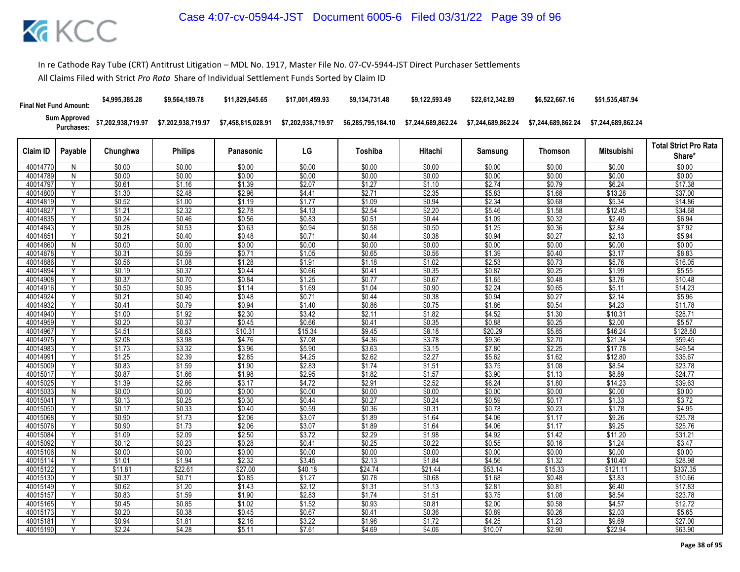In re Cathode Ray Tube (CRT) Antitrust Litigation – MDL No. 1917, Master File No. 07-CV-5944-JST Direct Purchaser Settlements

All Claims Filed with Strict *Pro Rata* Share of Individual Settlement Funds Sorted by Claim ID

| Final Net Fund Amount: | | $4,995,385.28 | $9,564,189.78 | $11,829,645.65 | $17,001,459.93 | $9,134,731.48 | $9,122,593.49 | $22,612,342.89 | $6,522,667.16 | $51,535,487.94 | |
|---|---|---|---|---|---|---|---|---|---|---|---|
| Sum Approved Purchases: | | $7,202,938,719.97 | $7,202,938,719.97 | $7,458,815,028.91 | $7,202,938,719.97 | $6,285,795,184.10 | $7,244,689,862.24 | $7,244,689,862.24 | $7,244,689,862.24 | $7,244,689,862.24 | |
| Claim ID | Payable | Chunghwa | Philips | Panasonic | LG | Toshiba | Hitachi | Samsung | Thomson | Mitsubishi | Total Strict Pro Rata Share* |
| 40014770 | N | $0.00 | $0.00 | $0.00 | $0.00 | $0.00 | $0.00 | $0.00 | $0.00 | $0.00 | $0.00 |
| 40014789 | N | $0.00 | $0.00 | $0.00 | $0.00 | $0.00 | $0.00 | $0.00 | $0.00 | $0.00 | $0.00 |
| 40014797 | Y | $0.61 | $1.16 | $1.39 | $2.07 | $1.27 | $1.10 | $2.74 | $0.79 | $6.24 | $17.38 |
| 40014800 | Y | $1.30 | $2.48 | $2.96 | $4.41 | $2.71 | $2.35 | $5.83 | $1.68 | $13.28 | $37.00 |
| 40014819 | Y | $0.52 | $1.00 | $1.19 | $1.77 | $1.09 | $0.94 | $2.34 | $0.68 | $5.34 | $14.86 |
| 40014827 | Y | $1.21 | $2.32 | $2.78 | $4.13 | $2.54 | $2.20 | $5.46 | $1.58 | $12.45 | $34.68 |
| 40014835 | Y | $0.24 | $0.46 | $0.56 | $0.83 | $0.51 | $0.44 | $1.09 | $0.32 | $2.49 | $6.94 |
| 40014843 | Y | $0.28 | $0.53 | $0.63 | $0.94 | $0.58 | $0.50 | $1.25 | $0.36 | $2.84 | $7.92 |
| 40014851 | Y | $0.21 | $0.40 | $0.48 | $0.71 | $0.44 | $0.38 | $0.94 | $0.27 | $2.13 | $5.94 |
| 40014860 | N | $0.00 | $0.00 | $0.00 | $0.00 | $0.00 | $0.00 | $0.00 | $0.00 | $0.00 | $0.00 |
| 40014878 | Y | $0.31 | $0.59 | $0.71 | $1.05 | $0.65 | $0.56 | $1.39 | $0.40 | $3.17 | $8.83 |
| 40014886 | Y | $0.56 | $1.08 | $1.28 | $1.91 | $1.18 | $1.02 | $2.53 | $0.73 | $5.76 | $16.05 |
| 40014894 | Y | $0.19 | $0.37 | $0.44 | $0.66 | $0.41 | $0.35 | $0.87 | $0.25 | $1.99 | $5.55 |
| 40014908 | Y | $0.37 | $0.70 | $0.84 | $1.25 | $0.77 | $0.67 | $1.65 | $0.48 | $3.76 | $10.48 |
| 40014916 | Y | $0.50 | $0.95 | $1.14 | $1.69 | $1.04 | $0.90 | $2.24 | $0.65 | $5.11 | $14.23 |
| 40014924 | Y | $0.21 | $0.40 | $0.48 | $0.71 | $0.44 | $0.38 | $0.94 | $0.27 | $2.14 | $5.96 |
| 40014932 | Y | $0.41 | $0.79 | $0.94 | $1.40 | $0.86 | $0.75 | $1.86 | $0.54 | $4.23 | $11.78 |
| 40014940 | Y | $1.00 | $1.92 | $2.30 | $3.42 | $2.11 | $1.82 | $4.52 | $1.30 | $10.31 | $28.71 |
| 40014959 | Y | $0.20 | $0.37 | $0.45 | $0.66 | $0.41 | $0.35 | $0.88 | $0.25 | $2.00 | $5.57 |
| 40014967 | Y | $4.51 | $8.63 | $10.31 | $15.34 | $9.45 | $8.18 | $20.29 | $5.85 | $46.24 | $128.80 |
| 40014975 | Y | $2.08 | $3.98 | $4.76 | $7.08 | $4.36 | $3.78 | $9.36 | $2.70 | $21.34 | $59.45 |
| 40014983 | Y | $1.73 | $3.32 | $3.96 | $5.90 | $3.63 | $3.15 | $7.80 | $2.25 | $17.78 | $49.54 |
| 40014991 | Y | $1.25 | $2.39 | $2.85 | $4.25 | $2.62 | $2.27 | $5.62 | $1.62 | $12.80 | $35.67 |
| 40015009 | Y | $0.83 | $1.59 | $1.90 | $2.83 | $1.74 | $1.51 | $3.75 | $1.08 | $8.54 | $23.78 |
| 40015017 | Y | $0.87 | $1.66 | $1.98 | $2.95 | $1.82 | $1.57 | $3.90 | $1.13 | $8.89 | $24.77 |
| 40015025 | Y | $1.39 | $2.66 | $3.17 | $4.72 | $2.91 | $2.52 | $6.24 | $1.80 | $14.23 | $39.63 |
| 40015033 | N | $0.00 | $0.00 | $0.00 | $0.00 | $0.00 | $0.00 | $0.00 | $0.00 | $0.00 | $0.00 |
| 40015041 | Y | $0.13 | $0.25 | $0.30 | $0.44 | $0.27 | $0.24 | $0.59 | $0.17 | $1.33 | $3.72 |
| 40015050 | Y | $0.17 | $0.33 | $0.40 | $0.59 | $0.36 | $0.31 | $0.78 | $0.23 | $1.78 | $4.95 |
| 40015068 | Y | $0.90 | $1.73 | $2.06 | $3.07 | $1.89 | $1.64 | $4.06 | $1.17 | $9.26 | $25.78 |
| 40015076 | Y | $0.90 | $1.73 | $2.06 | $3.07 | $1.89 | $1.64 | $4.06 | $1.17 | $9.25 | $25.76 |
| 40015084 | Y | $1.09 | $2.09 | $2.50 | $3.72 | $2.29 | $1.98 | $4.92 | $1.42 | $11.20 | $31.21 |
| 40015092 | Y | $0.12 | $0.23 | $0.28 | $0.41 | $0.25 | $0.22 | $0.55 | $0.16 | $1.24 | $3.47 |
| 40015106 | N | $0.00 | $0.00 | $0.00 | $0.00 | $0.00 | $0.00 | $0.00 | $0.00 | $0.00 | $0.00 |
| 40015114 | Y | $1.01 | $1.94 | $2.32 | $3.45 | $2.13 | $1.84 | $4.56 | $1.32 | $10.40 | $28.98 |
| 40015122 | Y | $11.81 | $22.61 | $27.00 | $40.18 | $24.74 | $21.44 | $53.14 | $15.33 | $121.11 | $337.35 |
| 40015130 | Y | $0.37 | $0.71 | $0.85 | $1.27 | $0.78 | $0.68 | $1.68 | $0.48 | $3.83 | $10.66 |
| 40015149 | Y | $0.62 | $1.20 | $1.43 | $2.12 | $1.31 | $1.13 | $2.81 | $0.81 | $6.40 | $17.83 |
| 40015157 | Y | $0.83 | $1.59 | $1.90 | $2.83 | $1.74 | $1.51 | $3.75 | $1.08 | $8.54 | $23.78 |
| 40015165 | Y | $0.45 | $0.85 | $1.02 | $1.52 | $0.93 | $0.81 | $2.00 | $0.58 | $4.57 | $12.72 |
| 40015173 | Y | $0.20 | $0.38 | $0.45 | $0.67 | $0.41 | $0.36 | $0.89 | $0.26 | $2.03 | $5.65 |
| 40015181 | Y | $0.94 | $1.81 | $2.16 | $3.22 | $1.98 | $1.72 | $4.25 | $1.23 | $9.69 | $27.00 |
| 40015190 | Y | $2.24 | $4.28 | $5.11 | $7.61 | $4.69 | $4.06 | $10.07 | $2.90 | $22.94 | $63.90 |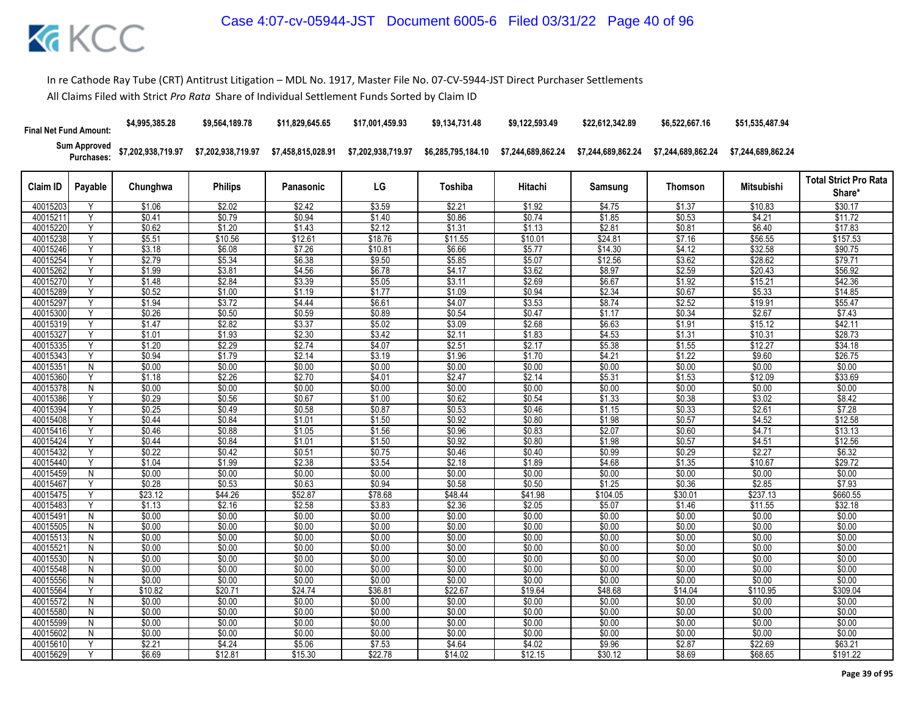In re Cathode Ray Tube (CRT) Antitrust Litigation – MDL No. 1917, Master File No. 07-CV-5944-JST Direct Purchaser Settlements

All Claims Filed with Strict *Pro Rata* Share of Individual Settlement Funds Sorted by Claim ID

| Final Net Fund Amount: | | $4,995,385.28 | $9,564,189.78 | $11,829,645.65 | $17,001,459.93 | $9,134,731.48 | $9,122,593.49 | $22,612,342.89 | $6,522,667.16 | $51,535,487.94 | |
|---|---|---|---|---|---|---|---|---|---|---|---|
| Sum Approved Purchases: | | $7,202,938,719.97 | $7,202,938,719.97 | $7,458,815,028.91 | $7,202,938,719.97 | $6,285,795,184.10 | $7,244,689,862.24 | $7,244,689,862.24 | $7,244,689,862.24 | $7,244,689,862.24 | |
| Claim ID | Payable | Chunghwa | Philips | Panasonic | LG | Toshiba | Hitachi | Samsung | Thomson | Mitsubishi | Total Strict Pro Rata Share* |
| 40015203 | Y | $1.06 | $2.02 | $2.42 | $3.59 | $2.21 | $1.92 | $4.75 | $1.37 | $10.83 | $30.17 |
| 40015211 | Y | $0.41 | $0.79 | $0.94 | $1.40 | $0.86 | $0.74 | $1.85 | $0.53 | $4.21 | $11.72 |
| 40015220 | Y | $0.62 | $1.20 | $1.43 | $2.12 | $1.31 | $1.13 | $2.81 | $0.81 | $6.40 | $17.83 |
| 40015238 | Y | $5.51 | $10.56 | $12.61 | $18.76 | $11.55 | $10.01 | $24.81 | $7.16 | $56.55 | $157.53 |
| 40015246 | Y | $3.18 | $6.08 | $7.26 | $10.81 | $6.66 | $5.77 | $14.30 | $4.12 | $32.58 | $90.75 |
| 40015254 | Y | $2.79 | $5.34 | $6.38 | $9.50 | $5.85 | $5.07 | $12.56 | $3.62 | $28.62 | $79.71 |
| 40015262 | Y | $1.99 | $3.81 | $4.56 | $6.78 | $4.17 | $3.62 | $8.97 | $2.59 | $20.43 | $56.92 |
| 40015270 | Y | $1.48 | $2.84 | $3.39 | $5.05 | $3.11 | $2.69 | $6.67 | $1.92 | $15.21 | $42.36 |
| 40015289 | Y | $0.52 | $1.00 | $1.19 | $1.77 | $1.09 | $0.94 | $2.34 | $0.67 | $5.33 | $14.85 |
| 40015297 | Y | $1.94 | $3.72 | $4.44 | $6.61 | $4.07 | $3.53 | $8.74 | $2.52 | $19.91 | $55.47 |
| 40015300 | Y | $0.26 | $0.50 | $0.59 | $0.89 | $0.54 | $0.47 | $1.17 | $0.34 | $2.67 | $7.43 |
| 40015319 | Y | $1.47 | $2.82 | $3.37 | $5.02 | $3.09 | $2.68 | $6.63 | $1.91 | $15.12 | $42.11 |
| 40015327 | Y | $1.01 | $1.93 | $2.30 | $3.42 | $2.11 | $1.83 | $4.53 | $1.31 | $10.31 | $28.73 |
| 40015335 | Y | $1.20 | $2.29 | $2.74 | $4.07 | $2.51 | $2.17 | $5.38 | $1.55 | $12.27 | $34.18 |
| 40015343 | Y | $0.94 | $1.79 | $2.14 | $3.19 | $1.96 | $1.70 | $4.21 | $1.22 | $9.60 | $26.75 |
| 40015351 | N | $0.00 | $0.00 | $0.00 | $0.00 | $0.00 | $0.00 | $0.00 | $0.00 | $0.00 | $0.00 |
| 40015360 | Y | $1.18 | $2.26 | $2.70 | $4.01 | $2.47 | $2.14 | $5.31 | $1.53 | $12.09 | $33.69 |
| 40015378 | N | $0.00 | $0.00 | $0.00 | $0.00 | $0.00 | $0.00 | $0.00 | $0.00 | $0.00 | $0.00 |
| 40015386 | Y | $0.29 | $0.56 | $0.67 | $1.00 | $0.62 | $0.54 | $1.33 | $0.38 | $3.02 | $8.42 |
| 40015394 | Y | $0.25 | $0.49 | $0.58 | $0.87 | $0.53 | $0.46 | $1.15 | $0.33 | $2.61 | $7.28 |
| 40015408 | Y | $0.44 | $0.84 | $1.01 | $1.50 | $0.92 | $0.80 | $1.98 | $0.57 | $4.52 | $12.58 |
| 40015416 | Y | $0.46 | $0.88 | $1.05 | $1.56 | $0.96 | $0.83 | $2.07 | $0.60 | $4.71 | $13.13 |
| 40015424 | Y | $0.44 | $0.84 | $1.01 | $1.50 | $0.92 | $0.80 | $1.98 | $0.57 | $4.51 | $12.56 |
| 40015432 | Y | $0.22 | $0.42 | $0.51 | $0.75 | $0.46 | $0.40 | $0.99 | $0.29 | $2.27 | $6.32 |
| 40015440 | Y | $1.04 | $1.99 | $2.38 | $3.54 | $2.18 | $1.89 | $4.68 | $1.35 | $10.67 | $29.72 |
| 40015459 | N | $0.00 | $0.00 | $0.00 | $0.00 | $0.00 | $0.00 | $0.00 | $0.00 | $0.00 | $0.00 |
| 40015467 | Y | $0.28 | $0.53 | $0.63 | $0.94 | $0.58 | $0.50 | $1.25 | $0.36 | $2.85 | $7.93 |
| 40015475 | Y | $23.12 | $44.26 | $52.87 | $78.68 | $48.44 | $41.98 | $104.05 | $30.01 | $237.13 | $660.55 |
| 40015483 | Y | $1.13 | $2.16 | $2.58 | $3.83 | $2.36 | $2.05 | $5.07 | $1.46 | $11.55 | $32.18 |
| 40015491 | N | $0.00 | $0.00 | $0.00 | $0.00 | $0.00 | $0.00 | $0.00 | $0.00 | $0.00 | $0.00 |
| 40015505 | N | $0.00 | $0.00 | $0.00 | $0.00 | $0.00 | $0.00 | $0.00 | $0.00 | $0.00 | $0.00 |
| 40015513 | N | $0.00 | $0.00 | $0.00 | $0.00 | $0.00 | $0.00 | $0.00 | $0.00 | $0.00 | $0.00 |
| 40015521 | N | $0.00 | $0.00 | $0.00 | $0.00 | $0.00 | $0.00 | $0.00 | $0.00 | $0.00 | $0.00 |
| 40015530 | N | $0.00 | $0.00 | $0.00 | $0.00 | $0.00 | $0.00 | $0.00 | $0.00 | $0.00 | $0.00 |
| 40015548 | N | $0.00 | $0.00 | $0.00 | $0.00 | $0.00 | $0.00 | $0.00 | $0.00 | $0.00 | $0.00 |
| 40015556 | N | $0.00 | $0.00 | $0.00 | $0.00 | $0.00 | $0.00 | $0.00 | $0.00 | $0.00 | $0.00 |
| 40015564 | Y | $10.82 | $20.71 | $24.74 | $36.81 | $22.67 | $19.64 | $48.68 | $14.04 | $110.95 | $309.04 |
| 40015572 | N | $0.00 | $0.00 | $0.00 | $0.00 | $0.00 | $0.00 | $0.00 | $0.00 | $0.00 | $0.00 |
| 40015580 | N | $0.00 | $0.00 | $0.00 | $0.00 | $0.00 | $0.00 | $0.00 | $0.00 | $0.00 | $0.00 |
| 40015599 | N | $0.00 | $0.00 | $0.00 | $0.00 | $0.00 | $0.00 | $0.00 | $0.00 | $0.00 | $0.00 |
| 40015602 | N | $0.00 | $0.00 | $0.00 | $0.00 | $0.00 | $0.00 | $0.00 | $0.00 | $0.00 | $0.00 |
| 40015610 | Y | $2.21 | $4.24 | $5.06 | $7.53 | $4.64 | $4.02 | $9.96 | $2.87 | $22.69 | $63.21 |
| 40015629 | Y | $6.69 | $12.81 | $15.30 | $22.78 | $14.02 | $12.15 | $30.12 | $8.69 | $68.65 | $191.22 |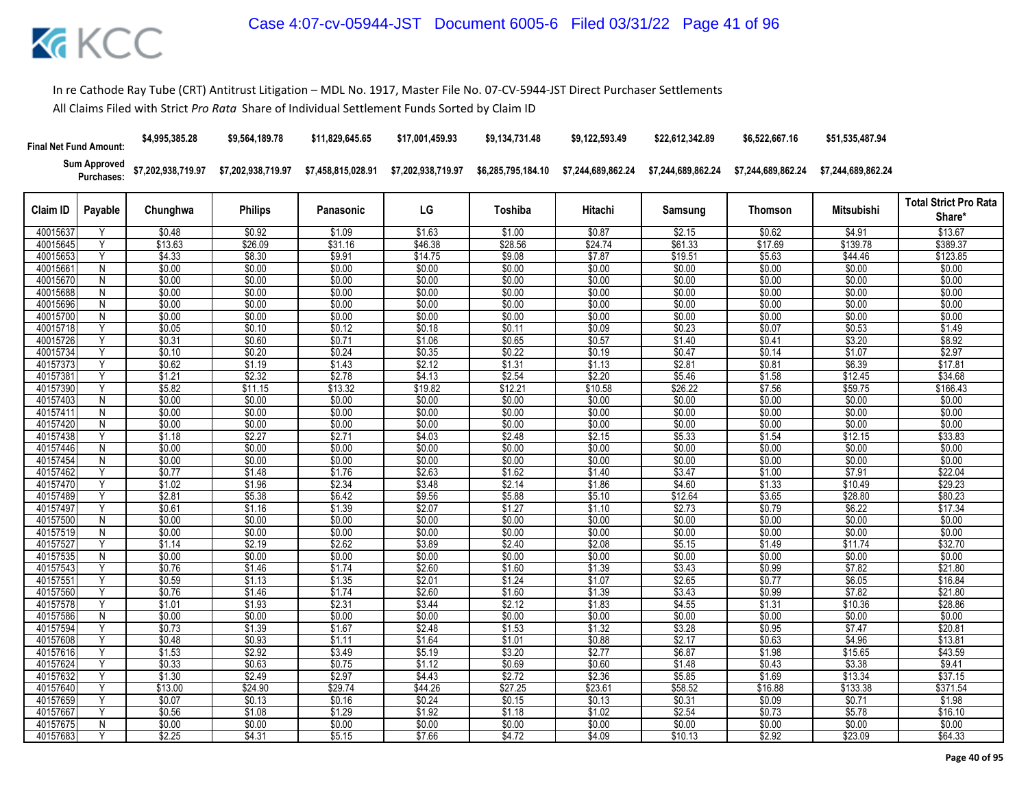In re Cathode Ray Tube (CRT) Antitrust Litigation – MDL No. 1917, Master File No. 07-CV-5944-JST Direct Purchaser Settlements

All Claims Filed with Strict *Pro Rata* Share of Individual Settlement Funds Sorted by Claim ID

| Final Net Fund Amount: | | $4,995,385.28 | $9,564,189.78 | $11,829,645.65 | $17,001,459.93 | $9,134,731.48 | $9,122,593.49 | $22,612,342.89 | $6,522,667.16 | $51,535,487.94 | |
|---|---|---|---|---|---|---|---|---|---|---|---|
| Sum Approved Purchases: | | $7,202,938,719.97 | $7,202,938,719.97 | $7,458,815,028.91 | $7,202,938,719.97 | $6,285,795,184.10 | $7,244,689,862.24 | $7,244,689,862.24 | $7,244,689,862.24 | $7,244,689,862.24 | |
| **Claim ID** | **Payable** | **Chunghwa** | **Philips** | **Panasonic** | **LG** | **Toshiba** | **Hitachi** | **Samsung** | **Thomson** | **Mitsubishi** | **Total Strict Pro Rata Share*** |
| 40015637 | Y | $0.48 | $0.92 | $1.09 | $1.63 | $1.00 | $0.87 | $2.15 | $0.62 | $4.91 | $13.67 |
| 40015645 | Y | $13.63 | $26.09 | $31.16 | $46.38 | $28.56 | $24.74 | $61.33 | $17.69 | $139.78 | $389.37 |
| 40015653 | Y | $4.33 | $8.30 | $9.91 | $14.75 | $9.08 | $7.87 | $19.51 | $5.63 | $44.46 | $123.85 |
| 40015661 | N | $0.00 | $0.00 | $0.00 | $0.00 | $0.00 | $0.00 | $0.00 | $0.00 | $0.00 | $0.00 |
| 40015670 | N | $0.00 | $0.00 | $0.00 | $0.00 | $0.00 | $0.00 | $0.00 | $0.00 | $0.00 | $0.00 |
| 40015688 | N | $0.00 | $0.00 | $0.00 | $0.00 | $0.00 | $0.00 | $0.00 | $0.00 | $0.00 | $0.00 |
| 40015696 | N | $0.00 | $0.00 | $0.00 | $0.00 | $0.00 | $0.00 | $0.00 | $0.00 | $0.00 | $0.00 |
| 40015700 | N | $0.00 | $0.00 | $0.00 | $0.00 | $0.00 | $0.00 | $0.00 | $0.00 | $0.00 | $0.00 |
| 40015718 | Y | $0.05 | $0.10 | $0.12 | $0.18 | $0.11 | $0.09 | $0.23 | $0.07 | $0.53 | $1.49 |
| 40015726 | Y | $0.31 | $0.60 | $0.71 | $1.06 | $0.65 | $0.57 | $1.40 | $0.41 | $3.20 | $8.92 |
| 40015734 | Y | $0.10 | $0.20 | $0.24 | $0.35 | $0.22 | $0.19 | $0.47 | $0.14 | $1.07 | $2.97 |
| 40157373 | Y | $0.62 | $1.19 | $1.43 | $2.12 | $1.31 | $1.13 | $2.81 | $0.81 | $6.39 | $17.81 |
| 40157381 | Y | $1.21 | $2.32 | $2.78 | $4.13 | $2.54 | $2.20 | $5.46 | $1.58 | $12.45 | $34.68 |
| 40157390 | Y | $5.82 | $11.15 | $13.32 | $19.82 | $12.21 | $10.58 | $26.22 | $7.56 | $59.75 | $166.43 |
| 40157403 | N | $0.00 | $0.00 | $0.00 | $0.00 | $0.00 | $0.00 | $0.00 | $0.00 | $0.00 | $0.00 |
| 40157411 | N | $0.00 | $0.00 | $0.00 | $0.00 | $0.00 | $0.00 | $0.00 | $0.00 | $0.00 | $0.00 |
| 40157420 | N | $0.00 | $0.00 | $0.00 | $0.00 | $0.00 | $0.00 | $0.00 | $0.00 | $0.00 | $0.00 |
| 40157438 | Y | $1.18 | $2.27 | $2.71 | $4.03 | $2.48 | $2.15 | $5.33 | $1.54 | $12.15 | $33.83 |
| 40157446 | N | $0.00 | $0.00 | $0.00 | $0.00 | $0.00 | $0.00 | $0.00 | $0.00 | $0.00 | $0.00 |
| 40157454 | N | $0.00 | $0.00 | $0.00 | $0.00 | $0.00 | $0.00 | $0.00 | $0.00 | $0.00 | $0.00 |
| 40157462 | Y | $0.77 | $1.48 | $1.76 | $2.63 | $1.62 | $1.40 | $3.47 | $1.00 | $7.91 | $22.04 |
| 40157470 | Y | $1.02 | $1.96 | $2.34 | $3.48 | $2.14 | $1.86 | $4.60 | $1.33 | $10.49 | $29.23 |
| 40157489 | Y | $2.81 | $5.38 | $6.42 | $9.56 | $5.88 | $5.10 | $12.64 | $3.65 | $28.80 | $80.23 |
| 40157497 | Y | $0.61 | $1.16 | $1.39 | $2.07 | $1.27 | $1.10 | $2.73 | $0.79 | $6.22 | $17.34 |
| 40157500 | N | $0.00 | $0.00 | $0.00 | $0.00 | $0.00 | $0.00 | $0.00 | $0.00 | $0.00 | $0.00 |
| 40157519 | N | $0.00 | $0.00 | $0.00 | $0.00 | $0.00 | $0.00 | $0.00 | $0.00 | $0.00 | $0.00 |
| 40157527 | Y | $1.14 | $2.19 | $2.62 | $3.89 | $2.40 | $2.08 | $5.15 | $1.49 | $11.74 | $32.70 |
| 40157535 | N | $0.00 | $0.00 | $0.00 | $0.00 | $0.00 | $0.00 | $0.00 | $0.00 | $0.00 | $0.00 |
| 40157543 | Y | $0.76 | $1.46 | $1.74 | $2.60 | $1.60 | $1.39 | $3.43 | $0.99 | $7.82 | $21.80 |
| 40157551 | Y | $0.59 | $1.13 | $1.35 | $2.01 | $1.24 | $1.07 | $2.65 | $0.77 | $6.05 | $16.84 |
| 40157560 | Y | $0.76 | $1.46 | $1.74 | $2.60 | $1.60 | $1.39 | $3.43 | $0.99 | $7.82 | $21.80 |
| 40157578 | Y | $1.01 | $1.93 | $2.31 | $3.44 | $2.12 | $1.83 | $4.55 | $1.31 | $10.36 | $28.86 |
| 40157586 | N | $0.00 | $0.00 | $0.00 | $0.00 | $0.00 | $0.00 | $0.00 | $0.00 | $0.00 | $0.00 |
| 40157594 | Y | $0.73 | $1.39 | $1.67 | $2.48 | $1.53 | $1.32 | $3.28 | $0.95 | $7.47 | $20.81 |
| 40157608 | Y | $0.48 | $0.93 | $1.11 | $1.64 | $1.01 | $0.88 | $2.17 | $0.63 | $4.96 | $13.81 |
| 40157616 | Y | $1.53 | $2.92 | $3.49 | $5.19 | $3.20 | $2.77 | $6.87 | $1.98 | $15.65 | $43.59 |
| 40157624 | Y | $0.33 | $0.63 | $0.75 | $1.12 | $0.69 | $0.60 | $1.48 | $0.43 | $3.38 | $9.41 |
| 40157632 | Y | $1.30 | $2.49 | $2.97 | $4.43 | $2.72 | $2.36 | $5.85 | $1.69 | $13.34 | $37.15 |
| 40157640 | Y | $13.00 | $24.90 | $29.74 | $44.26 | $27.25 | $23.61 | $58.52 | $16.88 | $133.38 | $371.54 |
| 40157659 | Y | $0.07 | $0.13 | $0.16 | $0.24 | $0.15 | $0.13 | $0.31 | $0.09 | $0.71 | $1.98 |
| 40157667 | Y | $0.56 | $1.08 | $1.29 | $1.92 | $1.18 | $1.02 | $2.54 | $0.73 | $5.78 | $16.10 |
| 40157675 | N | $0.00 | $0.00 | $0.00 | $0.00 | $0.00 | $0.00 | $0.00 | $0.00 | $0.00 | $0.00 |
| 40157683 | Y | $2.25 | $4.31 | $5.15 | $7.66 | $4.72 | $4.09 | $10.13 | $2.92 | $23.09 | $64.33 |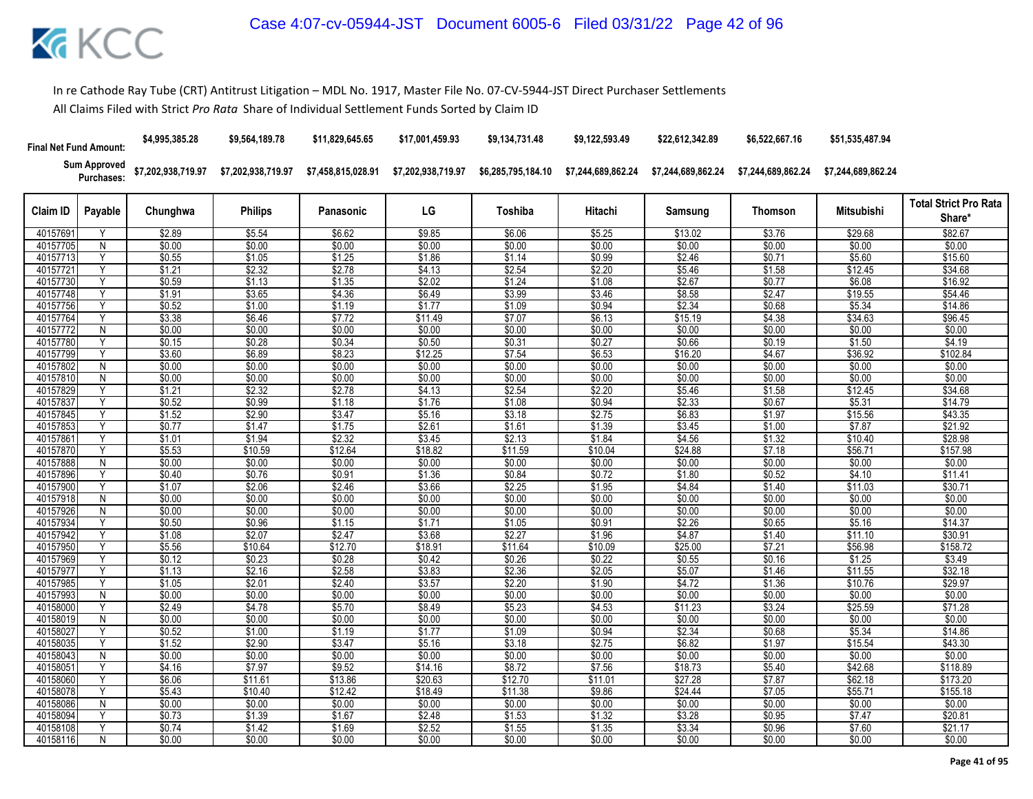In re Cathode Ray Tube (CRT) Antitrust Litigation – MDL No. 1917, Master File No. 07-CV-5944-JST Direct Purchaser Settlements

All Claims Filed with Strict *Pro Rata* Share of Individual Settlement Funds Sorted by Claim ID

| Final Net Fund Amount: | | $4,995,385.28 | $9,564,189.78 | $11,829,645.65 | $17,001,459.93 | $9,134,731.48 | $9,122,593.49 | $22,612,342.89 | $6,522,667.16 | $51,535,487.94 | |
|---|---|---|---|---|---|---|---|---|---|---|---|
| Sum Approved Purchases: | | $7,202,938,719.97 | $7,202,938,719.97 | $7,458,815,028.91 | $7,202,938,719.97 | $6,285,795,184.10 | $7,244,689,862.24 | $7,244,689,862.24 | $7,244,689,862.24 | $7,244,689,862.24 | |
| Claim ID | Payable | Chunghwa | Philips | Panasonic | LG | Toshiba | Hitachi | Samsung | Thomson | Mitsubishi | Total Strict Pro Rata Share* |
| 40157691 | Y | $2.89 | $5.54 | $6.62 | $9.85 | $6.06 | $5.25 | $13.02 | $3.76 | $29.68 | $82.67 |
| 40157705 | N | $0.00 | $0.00 | $0.00 | $0.00 | $0.00 | $0.00 | $0.00 | $0.00 | $0.00 | $0.00 |
| 40157713 | Y | $0.55 | $1.05 | $1.25 | $1.86 | $1.14 | $0.99 | $2.46 | $0.71 | $5.60 | $15.60 |
| 40157721 | Y | $1.21 | $2.32 | $2.78 | $4.13 | $2.54 | $2.20 | $5.46 | $1.58 | $12.45 | $34.68 |
| 40157730 | Y | $0.59 | $1.13 | $1.35 | $2.02 | $1.24 | $1.08 | $2.67 | $0.77 | $6.08 | $16.92 |
| 40157748 | Y | $1.91 | $3.65 | $4.36 | $6.49 | $3.99 | $3.46 | $8.58 | $2.47 | $19.55 | $54.46 |
| 40157756 | Y | $0.52 | $1.00 | $1.19 | $1.77 | $1.09 | $0.94 | $2.34 | $0.68 | $5.34 | $14.86 |
| 40157764 | Y | $3.38 | $6.46 | $7.72 | $11.49 | $7.07 | $6.13 | $15.19 | $4.38 | $34.63 | $96.45 |
| 40157772 | N | $0.00 | $0.00 | $0.00 | $0.00 | $0.00 | $0.00 | $0.00 | $0.00 | $0.00 | $0.00 |
| 40157780 | Y | $0.15 | $0.28 | $0.34 | $0.50 | $0.31 | $0.27 | $0.66 | $0.19 | $1.50 | $4.19 |
| 40157799 | Y | $3.60 | $6.89 | $8.23 | $12.25 | $7.54 | $6.53 | $16.20 | $4.67 | $36.92 | $102.84 |
| 40157802 | N | $0.00 | $0.00 | $0.00 | $0.00 | $0.00 | $0.00 | $0.00 | $0.00 | $0.00 | $0.00 |
| 40157810 | N | $0.00 | $0.00 | $0.00 | $0.00 | $0.00 | $0.00 | $0.00 | $0.00 | $0.00 | $0.00 |
| 40157829 | Y | $1.21 | $2.32 | $2.78 | $4.13 | $2.54 | $2.20 | $5.46 | $1.58 | $12.45 | $34.68 |
| 40157837 | Y | $0.52 | $0.99 | $1.18 | $1.76 | $1.08 | $0.94 | $2.33 | $0.67 | $5.31 | $14.79 |
| 40157845 | Y | $1.52 | $2.90 | $3.47 | $5.16 | $3.18 | $2.75 | $6.83 | $1.97 | $15.56 | $43.35 |
| 40157853 | Y | $0.77 | $1.47 | $1.75 | $2.61 | $1.61 | $1.39 | $3.45 | $1.00 | $7.87 | $21.92 |
| 40157861 | Y | $1.01 | $1.94 | $2.32 | $3.45 | $2.13 | $1.84 | $4.56 | $1.32 | $10.40 | $28.98 |
| 40157870 | Y | $5.53 | $10.59 | $12.64 | $18.82 | $11.59 | $10.04 | $24.88 | $7.18 | $56.71 | $157.98 |
| 40157888 | N | $0.00 | $0.00 | $0.00 | $0.00 | $0.00 | $0.00 | $0.00 | $0.00 | $0.00 | $0.00 |
| 40157896 | Y | $0.40 | $0.76 | $0.91 | $1.36 | $0.84 | $0.72 | $1.80 | $0.52 | $4.10 | $11.41 |
| 40157900 | Y | $1.07 | $2.06 | $2.46 | $3.66 | $2.25 | $1.95 | $4.84 | $1.40 | $11.03 | $30.71 |
| 40157918 | N | $0.00 | $0.00 | $0.00 | $0.00 | $0.00 | $0.00 | $0.00 | $0.00 | $0.00 | $0.00 |
| 40157926 | N | $0.00 | $0.00 | $0.00 | $0.00 | $0.00 | $0.00 | $0.00 | $0.00 | $0.00 | $0.00 |
| 40157934 | Y | $0.50 | $0.96 | $1.15 | $1.71 | $1.05 | $0.91 | $2.26 | $0.65 | $5.16 | $14.37 |
| 40157942 | Y | $1.08 | $2.07 | $2.47 | $3.68 | $2.27 | $1.96 | $4.87 | $1.40 | $11.10 | $30.91 |
| 40157950 | Y | $5.56 | $10.64 | $12.70 | $18.91 | $11.64 | $10.09 | $25.00 | $7.21 | $56.98 | $158.72 |
| 40157969 | Y | $0.12 | $0.23 | $0.28 | $0.42 | $0.26 | $0.22 | $0.55 | $0.16 | $1.25 | $3.49 |
| 40157977 | Y | $1.13 | $2.16 | $2.58 | $3.83 | $2.36 | $2.05 | $5.07 | $1.46 | $11.55 | $32.18 |
| 40157985 | Y | $1.05 | $2.01 | $2.40 | $3.57 | $2.20 | $1.90 | $4.72 | $1.36 | $10.76 | $29.97 |
| 40157993 | N | $0.00 | $0.00 | $0.00 | $0.00 | $0.00 | $0.00 | $0.00 | $0.00 | $0.00 | $0.00 |
| 40158000 | Y | $2.49 | $4.78 | $5.70 | $8.49 | $5.23 | $4.53 | $11.23 | $3.24 | $25.59 | $71.28 |
| 40158019 | N | $0.00 | $0.00 | $0.00 | $0.00 | $0.00 | $0.00 | $0.00 | $0.00 | $0.00 | $0.00 |
| 40158027 | Y | $0.52 | $1.00 | $1.19 | $1.77 | $1.09 | $0.94 | $2.34 | $0.68 | $5.34 | $14.86 |
| 40158035 | Y | $1.52 | $2.90 | $3.47 | $5.16 | $3.18 | $2.75 | $6.82 | $1.97 | $15.54 | $43.30 |
| 40158043 | N | $0.00 | $0.00 | $0.00 | $0.00 | $0.00 | $0.00 | $0.00 | $0.00 | $0.00 | $0.00 |
| 40158051 | Y | $4.16 | $7.97 | $9.52 | $14.16 | $8.72 | $7.56 | $18.73 | $5.40 | $42.68 | $118.89 |
| 40158060 | Y | $6.06 | $11.61 | $13.86 | $20.63 | $12.70 | $11.01 | $27.28 | $7.87 | $62.18 | $173.20 |
| 40158078 | Y | $5.43 | $10.40 | $12.42 | $18.49 | $11.38 | $9.86 | $24.44 | $7.05 | $55.71 | $155.18 |
| 40158086 | N | $0.00 | $0.00 | $0.00 | $0.00 | $0.00 | $0.00 | $0.00 | $0.00 | $0.00 | $0.00 |
| 40158094 | Y | $0.73 | $1.39 | $1.67 | $2.48 | $1.53 | $1.32 | $3.28 | $0.95 | $7.47 | $20.81 |
| 40158108 | Y | $0.74 | $1.42 | $1.69 | $2.52 | $1.55 | $1.35 | $3.34 | $0.96 | $7.60 | $21.17 |
| 40158116 | N | $0.00 | $0.00 | $0.00 | $0.00 | $0.00 | $0.00 | $0.00 | $0.00 | $0.00 | $0.00 |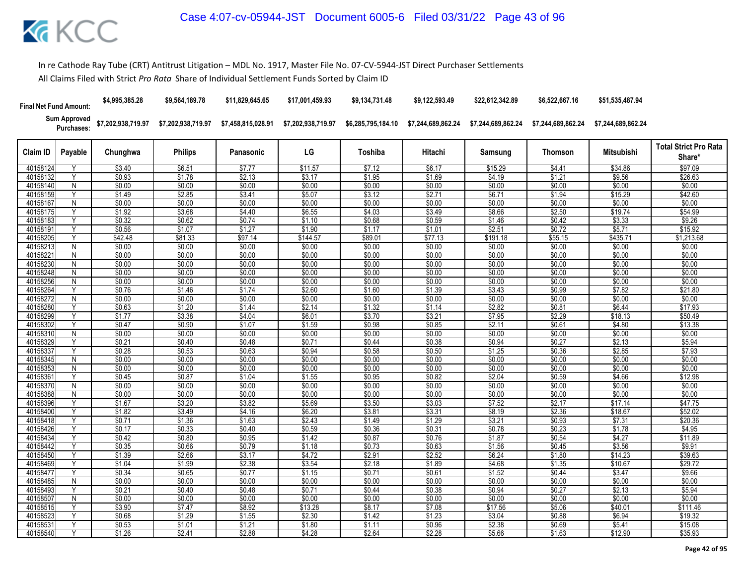In re Cathode Ray Tube (CRT) Antitrust Litigation – MDL No. 1917, Master File No. 07-CV-5944-JST Direct Purchaser Settlements

All Claims Filed with Strict *Pro Rata* Share of Individual Settlement Funds Sorted by Claim ID

| Final Net Fund Amount: | | $4,995,385.28 | $9,564,189.78 | $11,829,645.65 | $17,001,459.93 | $9,134,731.48 | $9,122,593.49 | $22,612,342.89 | $6,522,667.16 | $51,535,487.94 | |
|---|---|---|---|---|---|---|---|---|---|---|---|
| Sum Approved Purchases: | | $7,202,938,719.97 | $7,202,938,719.97 | $7,458,815,028.91 | $7,202,938,719.97 | $6,285,795,184.10 | $7,244,689,862.24 | $7,244,689,862.24 | $7,244,689,862.24 | $7,244,689,862.24 | |
| Claim ID | Payable | Chunghwa | Philips | Panasonic | LG | Toshiba | Hitachi | Samsung | Thomson | Mitsubishi | Total Strict Pro Rata Share* |
| 40158124 | Y | $3.40 | $6.51 | $7.77 | $11.57 | $7.12 | $6.17 | $15.29 | $4.41 | $34.86 | $97.09 |
| 40158132 | Y | $0.93 | $1.78 | $2.13 | $3.17 | $1.95 | $1.69 | $4.19 | $1.21 | $9.56 | $26.63 |
| 40158140 | N | $0.00 | $0.00 | $0.00 | $0.00 | $0.00 | $0.00 | $0.00 | $0.00 | $0.00 | $0.00 |
| 40158159 | Y | $1.49 | $2.85 | $3.41 | $5.07 | $3.12 | $2.71 | $6.71 | $1.94 | $15.29 | $42.60 |
| 40158167 | N | $0.00 | $0.00 | $0.00 | $0.00 | $0.00 | $0.00 | $0.00 | $0.00 | $0.00 | $0.00 |
| 40158175 | Y | $1.92 | $3.68 | $4.40 | $6.55 | $4.03 | $3.49 | $8.66 | $2.50 | $19.74 | $54.99 |
| 40158183 | Y | $0.32 | $0.62 | $0.74 | $1.10 | $0.68 | $0.59 | $1.46 | $0.42 | $3.33 | $9.26 |
| 40158191 | Y | $0.56 | $1.07 | $1.27 | $1.90 | $1.17 | $1.01 | $2.51 | $0.72 | $5.71 | $15.92 |
| 40158205 | Y | $42.48 | $81.33 | $97.14 | $144.57 | $89.01 | $77.13 | $191.18 | $55.15 | $435.71 | $1,213.68 |
| 40158213 | N | $0.00 | $0.00 | $0.00 | $0.00 | $0.00 | $0.00 | $0.00 | $0.00 | $0.00 | $0.00 |
| 40158221 | N | $0.00 | $0.00 | $0.00 | $0.00 | $0.00 | $0.00 | $0.00 | $0.00 | $0.00 | $0.00 |
| 40158230 | N | $0.00 | $0.00 | $0.00 | $0.00 | $0.00 | $0.00 | $0.00 | $0.00 | $0.00 | $0.00 |
| 40158248 | N | $0.00 | $0.00 | $0.00 | $0.00 | $0.00 | $0.00 | $0.00 | $0.00 | $0.00 | $0.00 |
| 40158256 | N | $0.00 | $0.00 | $0.00 | $0.00 | $0.00 | $0.00 | $0.00 | $0.00 | $0.00 | $0.00 |
| 40158264 | Y | $0.76 | $1.46 | $1.74 | $2.60 | $1.60 | $1.39 | $3.43 | $0.99 | $7.82 | $21.80 |
| 40158272 | N | $0.00 | $0.00 | $0.00 | $0.00 | $0.00 | $0.00 | $0.00 | $0.00 | $0.00 | $0.00 |
| 40158280 | Y | $0.63 | $1.20 | $1.44 | $2.14 | $1.32 | $1.14 | $2.82 | $0.81 | $6.44 | $17.93 |
| 40158299 | Y | $1.77 | $3.38 | $4.04 | $6.01 | $3.70 | $3.21 | $7.95 | $2.29 | $18.13 | $50.49 |
| 40158302 | Y | $0.47 | $0.90 | $1.07 | $1.59 | $0.98 | $0.85 | $2.11 | $0.61 | $4.80 | $13.38 |
| 40158310 | N | $0.00 | $0.00 | $0.00 | $0.00 | $0.00 | $0.00 | $0.00 | $0.00 | $0.00 | $0.00 |
| 40158329 | Y | $0.21 | $0.40 | $0.48 | $0.71 | $0.44 | $0.38 | $0.94 | $0.27 | $2.13 | $5.94 |
| 40158337 | Y | $0.28 | $0.53 | $0.63 | $0.94 | $0.58 | $0.50 | $1.25 | $0.36 | $2.85 | $7.93 |
| 40158345 | N | $0.00 | $0.00 | $0.00 | $0.00 | $0.00 | $0.00 | $0.00 | $0.00 | $0.00 | $0.00 |
| 40158353 | N | $0.00 | $0.00 | $0.00 | $0.00 | $0.00 | $0.00 | $0.00 | $0.00 | $0.00 | $0.00 |
| 40158361 | Y | $0.45 | $0.87 | $1.04 | $1.55 | $0.95 | $0.82 | $2.04 | $0.59 | $4.66 | $12.98 |
| 40158370 | N | $0.00 | $0.00 | $0.00 | $0.00 | $0.00 | $0.00 | $0.00 | $0.00 | $0.00 | $0.00 |
| 40158388 | N | $0.00 | $0.00 | $0.00 | $0.00 | $0.00 | $0.00 | $0.00 | $0.00 | $0.00 | $0.00 |
| 40158396 | Y | $1.67 | $3.20 | $3.82 | $5.69 | $3.50 | $3.03 | $7.52 | $2.17 | $17.14 | $47.75 |
| 40158400 | Y | $1.82 | $3.49 | $4.16 | $6.20 | $3.81 | $3.31 | $8.19 | $2.36 | $18.67 | $52.02 |
| 40158418 | Y | $0.71 | $1.36 | $1.63 | $2.43 | $1.49 | $1.29 | $3.21 | $0.93 | $7.31 | $20.36 |
| 40158426 | Y | $0.17 | $0.33 | $0.40 | $0.59 | $0.36 | $0.31 | $0.78 | $0.23 | $1.78 | $4.95 |
| 40158434 | Y | $0.42 | $0.80 | $0.95 | $1.42 | $0.87 | $0.76 | $1.87 | $0.54 | $4.27 | $11.89 |
| 40158442 | Y | $0.35 | $0.66 | $0.79 | $1.18 | $0.73 | $0.63 | $1.56 | $0.45 | $3.56 | $9.91 |
| 40158450 | Y | $1.39 | $2.66 | $3.17 | $4.72 | $2.91 | $2.52 | $6.24 | $1.80 | $14.23 | $39.63 |
| 40158469 | Y | $1.04 | $1.99 | $2.38 | $3.54 | $2.18 | $1.89 | $4.68 | $1.35 | $10.67 | $29.72 |
| 40158477 | Y | $0.34 | $0.65 | $0.77 | $1.15 | $0.71 | $0.61 | $1.52 | $0.44 | $3.47 | $9.66 |
| 40158485 | N | $0.00 | $0.00 | $0.00 | $0.00 | $0.00 | $0.00 | $0.00 | $0.00 | $0.00 | $0.00 |
| 40158493 | Y | $0.21 | $0.40 | $0.48 | $0.71 | $0.44 | $0.38 | $0.94 | $0.27 | $2.13 | $5.94 |
| 40158507 | N | $0.00 | $0.00 | $0.00 | $0.00 | $0.00 | $0.00 | $0.00 | $0.00 | $0.00 | $0.00 |
| 40158515 | Y | $3.90 | $7.47 | $8.92 | $13.28 | $8.17 | $7.08 | $17.56 | $5.06 | $40.01 | $111.46 |
| 40158523 | Y | $0.68 | $1.29 | $1.55 | $2.30 | $1.42 | $1.23 | $3.04 | $0.88 | $6.94 | $19.32 |
| 40158531 | Y | $0.53 | $1.01 | $1.21 | $1.80 | $1.11 | $0.96 | $2.38 | $0.69 | $5.41 | $15.08 |
| 40158540 | Y | $1.26 | $2.41 | $2.88 | $4.28 | $2.64 | $2.28 | $5.66 | $1.63 | $12.90 | $35.93 |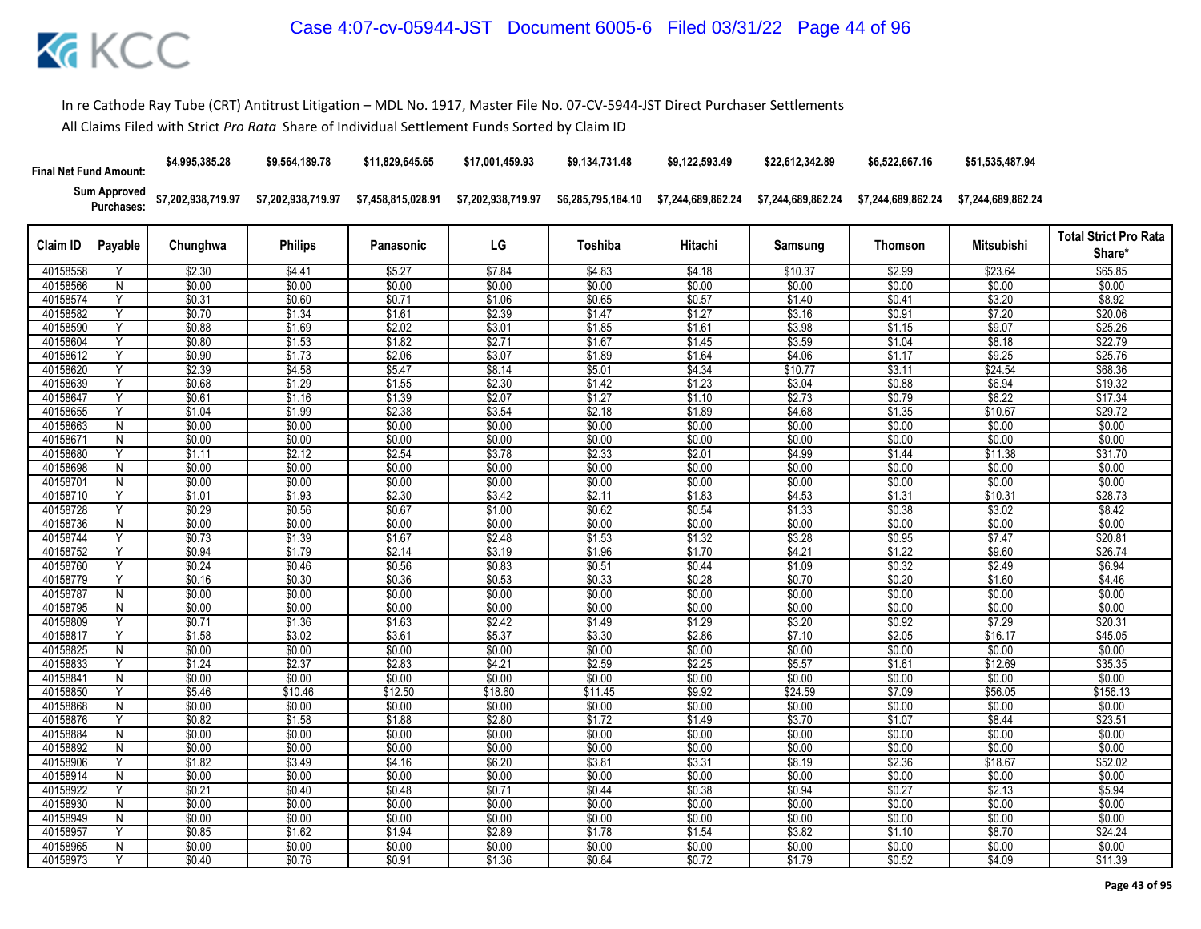In re Cathode Ray Tube (CRT) Antitrust Litigation – MDL No. 1917, Master File No. 07-CV-5944-JST Direct Purchaser Settlements

All Claims Filed with Strict *Pro Rata* Share of Individual Settlement Funds Sorted by Claim ID

| Final Net Fund Amount: | | $4,995,385.28 | $9,564,189.78 | $11,829,645.65 | $17,001,459.93 | $9,134,731.48 | $9,122,593.49 | $22,612,342.89 | $6,522,667.16 | $51,535,487.94 | |
|---|---|---|---|---|---|---|---|---|---|---|---|
| Sum Approved Purchases: | | $7,202,938,719.97 | $7,202,938,719.97 | $7,458,815,028.91 | $7,202,938,719.97 | $6,285,795,184.10 | $7,244,689,862.24 | $7,244,689,862.24 | $7,244,689,862.24 | $7,244,689,862.24 | |
| Claim ID | Payable | Chunghwa | Philips | Panasonic | LG | Toshiba | Hitachi | Samsung | Thomson | Mitsubishi | Total Strict Pro Rata Share* |
| 40158558 | Y | $2.30 | $4.41 | $5.27 | $7.84 | $4.83 | $4.18 | $10.37 | $2.99 | $23.64 | $65.85 |
| 40158566 | N | $0.00 | $0.00 | $0.00 | $0.00 | $0.00 | $0.00 | $0.00 | $0.00 | $0.00 | $0.00 |
| 40158574 | Y | $0.31 | $0.60 | $0.71 | $1.06 | $0.65 | $0.57 | $1.40 | $0.41 | $3.20 | $8.92 |
| 40158582 | Y | $0.70 | $1.34 | $1.61 | $2.39 | $1.47 | $1.27 | $3.16 | $0.91 | $7.20 | $20.06 |
| 40158590 | Y | $0.88 | $1.69 | $2.02 | $3.01 | $1.85 | $1.61 | $3.98 | $1.15 | $9.07 | $25.26 |
| 40158604 | Y | $0.80 | $1.53 | $1.82 | $2.71 | $1.67 | $1.45 | $3.59 | $1.04 | $8.18 | $22.79 |
| 40158612 | Y | $0.90 | $1.73 | $2.06 | $3.07 | $1.89 | $1.64 | $4.06 | $1.17 | $9.25 | $25.76 |
| 40158620 | Y | $2.39 | $4.58 | $5.47 | $8.14 | $5.01 | $4.34 | $10.77 | $3.11 | $24.54 | $68.36 |
| 40158639 | Y | $0.68 | $1.29 | $1.55 | $2.30 | $1.42 | $1.23 | $3.04 | $0.88 | $6.94 | $19.32 |
| 40158647 | Y | $0.61 | $1.16 | $1.39 | $2.07 | $1.27 | $1.10 | $2.73 | $0.79 | $6.22 | $17.34 |
| 40158655 | Y | $1.04 | $1.99 | $2.38 | $3.54 | $2.18 | $1.89 | $4.68 | $1.35 | $10.67 | $29.72 |
| 40158663 | N | $0.00 | $0.00 | $0.00 | $0.00 | $0.00 | $0.00 | $0.00 | $0.00 | $0.00 | $0.00 |
| 40158671 | N | $0.00 | $0.00 | $0.00 | $0.00 | $0.00 | $0.00 | $0.00 | $0.00 | $0.00 | $0.00 |
| 40158680 | Y | $1.11 | $2.12 | $2.54 | $3.78 | $2.33 | $2.01 | $4.99 | $1.44 | $11.38 | $31.70 |
| 40158698 | N | $0.00 | $0.00 | $0.00 | $0.00 | $0.00 | $0.00 | $0.00 | $0.00 | $0.00 | $0.00 |
| 40158701 | N | $0.00 | $0.00 | $0.00 | $0.00 | $0.00 | $0.00 | $0.00 | $0.00 | $0.00 | $0.00 |
| 40158710 | Y | $1.01 | $1.93 | $2.30 | $3.42 | $2.11 | $1.83 | $4.53 | $1.31 | $10.31 | $28.73 |
| 40158728 | Y | $0.29 | $0.56 | $0.67 | $1.00 | $0.62 | $0.54 | $1.33 | $0.38 | $3.02 | $8.42 |
| 40158736 | N | $0.00 | $0.00 | $0.00 | $0.00 | $0.00 | $0.00 | $0.00 | $0.00 | $0.00 | $0.00 |
| 40158744 | Y | $0.73 | $1.39 | $1.67 | $2.48 | $1.53 | $1.32 | $3.28 | $0.95 | $7.47 | $20.81 |
| 40158752 | Y | $0.94 | $1.79 | $2.14 | $3.19 | $1.96 | $1.70 | $4.21 | $1.22 | $9.60 | $26.74 |
| 40158760 | Y | $0.24 | $0.46 | $0.56 | $0.83 | $0.51 | $0.44 | $1.09 | $0.32 | $2.49 | $6.94 |
| 40158779 | Y | $0.16 | $0.30 | $0.36 | $0.53 | $0.33 | $0.28 | $0.70 | $0.20 | $1.60 | $4.46 |
| 40158787 | N | $0.00 | $0.00 | $0.00 | $0.00 | $0.00 | $0.00 | $0.00 | $0.00 | $0.00 | $0.00 |
| 40158795 | N | $0.00 | $0.00 | $0.00 | $0.00 | $0.00 | $0.00 | $0.00 | $0.00 | $0.00 | $0.00 |
| 40158809 | Y | $0.71 | $1.36 | $1.63 | $2.42 | $1.49 | $1.29 | $3.20 | $0.92 | $7.29 | $20.31 |
| 40158817 | Y | $1.58 | $3.02 | $3.61 | $5.37 | $3.30 | $2.86 | $7.10 | $2.05 | $16.17 | $45.05 |
| 40158825 | N | $0.00 | $0.00 | $0.00 | $0.00 | $0.00 | $0.00 | $0.00 | $0.00 | $0.00 | $0.00 |
| 40158833 | Y | $1.24 | $2.37 | $2.83 | $4.21 | $2.59 | $2.25 | $5.57 | $1.61 | $12.69 | $35.35 |
| 40158841 | N | $0.00 | $0.00 | $0.00 | $0.00 | $0.00 | $0.00 | $0.00 | $0.00 | $0.00 | $0.00 |
| 40158850 | Y | $5.46 | $10.46 | $12.50 | $18.60 | $11.45 | $9.92 | $24.59 | $7.09 | $56.05 | $156.13 |
| 40158868 | N | $0.00 | $0.00 | $0.00 | $0.00 | $0.00 | $0.00 | $0.00 | $0.00 | $0.00 | $0.00 |
| 40158876 | Y | $0.82 | $1.58 | $1.88 | $2.80 | $1.72 | $1.49 | $3.70 | $1.07 | $8.44 | $23.51 |
| 40158884 | N | $0.00 | $0.00 | $0.00 | $0.00 | $0.00 | $0.00 | $0.00 | $0.00 | $0.00 | $0.00 |
| 40158892 | N | $0.00 | $0.00 | $0.00 | $0.00 | $0.00 | $0.00 | $0.00 | $0.00 | $0.00 | $0.00 |
| 40158906 | Y | $1.82 | $3.49 | $4.16 | $6.20 | $3.81 | $3.31 | $8.19 | $2.36 | $18.67 | $52.02 |
| 40158914 | N | $0.00 | $0.00 | $0.00 | $0.00 | $0.00 | $0.00 | $0.00 | $0.00 | $0.00 | $0.00 |
| 40158922 | Y | $0.21 | $0.40 | $0.48 | $0.71 | $0.44 | $0.38 | $0.94 | $0.27 | $2.13 | $5.94 |
| 40158930 | N | $0.00 | $0.00 | $0.00 | $0.00 | $0.00 | $0.00 | $0.00 | $0.00 | $0.00 | $0.00 |
| 40158949 | N | $0.00 | $0.00 | $0.00 | $0.00 | $0.00 | $0.00 | $0.00 | $0.00 | $0.00 | $0.00 |
| 40158957 | Y | $0.85 | $1.62 | $1.94 | $2.89 | $1.78 | $1.54 | $3.82 | $1.10 | $8.70 | $24.24 |
| 40158965 | N | $0.00 | $0.00 | $0.00 | $0.00 | $0.00 | $0.00 | $0.00 | $0.00 | $0.00 | $0.00 |
| 40158973 | Y | $0.40 | $0.76 | $0.91 | $1.36 | $0.84 | $0.72 | $1.79 | $0.52 | $4.09 | $11.39 |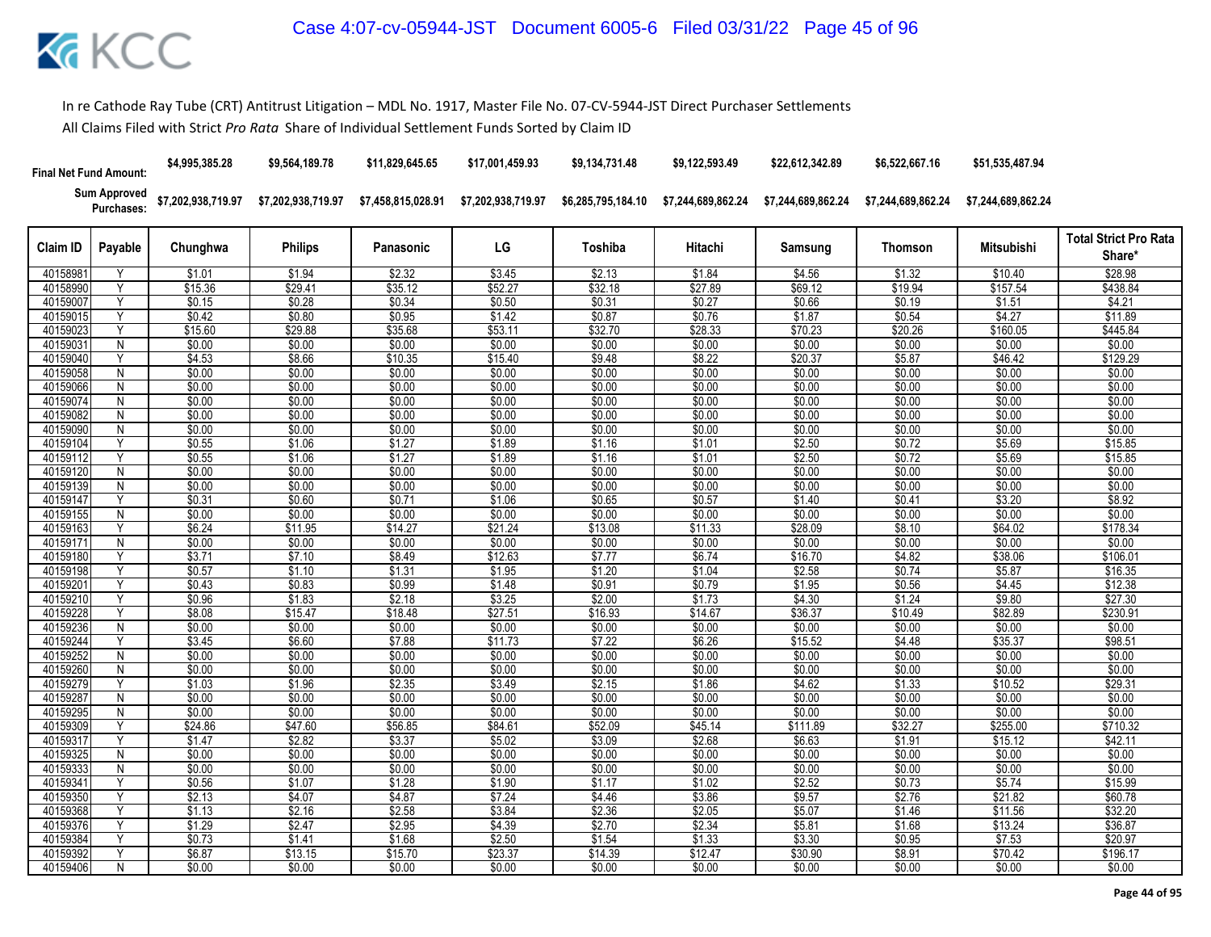In re Cathode Ray Tube (CRT) Antitrust Litigation – MDL No. 1917, Master File No. 07-CV-5944-JST Direct Purchaser Settlements

All Claims Filed with Strict *Pro Rata* Share of Individual Settlement Funds Sorted by Claim ID

| Final Net Fund Amount: | | $4,995,385.28 | $9,564,189.78 | $11,829,645.65 | $17,001,459.93 | $9,134,731.48 | $9,122,593.49 | $22,612,342.89 | $6,522,667.16 | $51,535,487.94 | |
|---|---|---|---|---|---|---|---|---|---|---|---|
| Sum Approved Purchases: | | $7,202,938,719.97 | $7,202,938,719.97 | $7,458,815,028.91 | $7,202,938,719.97 | $6,285,795,184.10 | $7,244,689,862.24 | $7,244,689,862.24 | $7,244,689,862.24 | $7,244,689,862.24 | |
| Claim ID | Payable | Chunghwa | Philips | Panasonic | LG | Toshiba | Hitachi | Samsung | Thomson | Mitsubishi | Total Strict Pro Rata Share* |
| 40158981 | Y | $1.01 | $1.94 | $2.32 | $3.45 | $2.13 | $1.84 | $4.56 | $1.32 | $10.40 | $28.98 |
| 40158990 | Y | $15.36 | $29.41 | $35.12 | $52.27 | $32.18 | $27.89 | $69.12 | $19.94 | $157.54 | $438.84 |
| 40159007 | Y | $0.15 | $0.28 | $0.34 | $0.50 | $0.31 | $0.27 | $0.66 | $0.19 | $1.51 | $4.21 |
| 40159015 | Y | $0.42 | $0.80 | $0.95 | $1.42 | $0.87 | $0.76 | $1.87 | $0.54 | $4.27 | $11.89 |
| 40159023 | Y | $15.60 | $29.88 | $35.68 | $53.11 | $32.70 | $28.33 | $70.23 | $20.26 | $160.05 | $445.84 |
| 40159031 | N | $0.00 | $0.00 | $0.00 | $0.00 | $0.00 | $0.00 | $0.00 | $0.00 | $0.00 | $0.00 |
| 40159040 | Y | $4.53 | $8.66 | $10.35 | $15.40 | $9.48 | $8.22 | $20.37 | $5.87 | $46.42 | $129.29 |
| 40159058 | N | $0.00 | $0.00 | $0.00 | $0.00 | $0.00 | $0.00 | $0.00 | $0.00 | $0.00 | $0.00 |
| 40159066 | N | $0.00 | $0.00 | $0.00 | $0.00 | $0.00 | $0.00 | $0.00 | $0.00 | $0.00 | $0.00 |
| 40159074 | N | $0.00 | $0.00 | $0.00 | $0.00 | $0.00 | $0.00 | $0.00 | $0.00 | $0.00 | $0.00 |
| 40159082 | N | $0.00 | $0.00 | $0.00 | $0.00 | $0.00 | $0.00 | $0.00 | $0.00 | $0.00 | $0.00 |
| 40159090 | N | $0.00 | $0.00 | $0.00 | $0.00 | $0.00 | $0.00 | $0.00 | $0.00 | $0.00 | $0.00 |
| 40159104 | Y | $0.55 | $1.06 | $1.27 | $1.89 | $1.16 | $1.01 | $2.50 | $0.72 | $5.69 | $15.85 |
| 40159112 | Y | $0.55 | $1.06 | $1.27 | $1.89 | $1.16 | $1.01 | $2.50 | $0.72 | $5.69 | $15.85 |
| 40159120 | N | $0.00 | $0.00 | $0.00 | $0.00 | $0.00 | $0.00 | $0.00 | $0.00 | $0.00 | $0.00 |
| 40159139 | N | $0.00 | $0.00 | $0.00 | $0.00 | $0.00 | $0.00 | $0.00 | $0.00 | $0.00 | $0.00 |
| 40159147 | Y | $0.31 | $0.60 | $0.71 | $1.06 | $0.65 | $0.57 | $1.40 | $0.41 | $3.20 | $8.92 |
| 40159155 | N | $0.00 | $0.00 | $0.00 | $0.00 | $0.00 | $0.00 | $0.00 | $0.00 | $0.00 | $0.00 |
| 40159163 | Y | $6.24 | $11.95 | $14.27 | $21.24 | $13.08 | $11.33 | $28.09 | $8.10 | $64.02 | $178.34 |
| 40159171 | N | $0.00 | $0.00 | $0.00 | $0.00 | $0.00 | $0.00 | $0.00 | $0.00 | $0.00 | $0.00 |
| 40159180 | Y | $3.71 | $7.10 | $8.49 | $12.63 | $7.77 | $6.74 | $16.70 | $4.82 | $38.06 | $106.01 |
| 40159198 | Y | $0.57 | $1.10 | $1.31 | $1.95 | $1.20 | $1.04 | $2.58 | $0.74 | $5.87 | $16.35 |
| 40159201 | Y | $0.43 | $0.83 | $0.99 | $1.48 | $0.91 | $0.79 | $1.95 | $0.56 | $4.45 | $12.38 |
| 40159210 | Y | $0.96 | $1.83 | $2.18 | $3.25 | $2.00 | $1.73 | $4.30 | $1.24 | $9.80 | $27.30 |
| 40159228 | Y | $8.08 | $15.47 | $18.48 | $27.51 | $16.93 | $14.67 | $36.37 | $10.49 | $82.89 | $230.91 |
| 40159236 | N | $0.00 | $0.00 | $0.00 | $0.00 | $0.00 | $0.00 | $0.00 | $0.00 | $0.00 | $0.00 |
| 40159244 | Y | $3.45 | $6.60 | $7.88 | $11.73 | $7.22 | $6.26 | $15.52 | $4.48 | $35.37 | $98.51 |
| 40159252 | N | $0.00 | $0.00 | $0.00 | $0.00 | $0.00 | $0.00 | $0.00 | $0.00 | $0.00 | $0.00 |
| 40159260 | N | $0.00 | $0.00 | $0.00 | $0.00 | $0.00 | $0.00 | $0.00 | $0.00 | $0.00 | $0.00 |
| 40159279 | Y | $1.03 | $1.96 | $2.35 | $3.49 | $2.15 | $1.86 | $4.62 | $1.33 | $10.52 | $29.31 |
| 40159287 | N | $0.00 | $0.00 | $0.00 | $0.00 | $0.00 | $0.00 | $0.00 | $0.00 | $0.00 | $0.00 |
| 40159295 | N | $0.00 | $0.00 | $0.00 | $0.00 | $0.00 | $0.00 | $0.00 | $0.00 | $0.00 | $0.00 |
| 40159309 | Y | $24.86 | $47.60 | $56.85 | $84.61 | $52.09 | $45.14 | $111.89 | $32.27 | $255.00 | $710.32 |
| 40159317 | Y | $1.47 | $2.82 | $3.37 | $5.02 | $3.09 | $2.68 | $6.63 | $1.91 | $15.12 | $42.11 |
| 40159325 | N | $0.00 | $0.00 | $0.00 | $0.00 | $0.00 | $0.00 | $0.00 | $0.00 | $0.00 | $0.00 |
| 40159333 | N | $0.00 | $0.00 | $0.00 | $0.00 | $0.00 | $0.00 | $0.00 | $0.00 | $0.00 | $0.00 |
| 40159341 | Y | $0.56 | $1.07 | $1.28 | $1.90 | $1.17 | $1.02 | $2.52 | $0.73 | $5.74 | $15.99 |
| 40159350 | Y | $2.13 | $4.07 | $4.87 | $7.24 | $4.46 | $3.86 | $9.57 | $2.76 | $21.82 | $60.78 |
| 40159368 | Y | $1.13 | $2.16 | $2.58 | $3.84 | $2.36 | $2.05 | $5.07 | $1.46 | $11.56 | $32.20 |
| 40159376 | Y | $1.29 | $2.47 | $2.95 | $4.39 | $2.70 | $2.34 | $5.81 | $1.68 | $13.24 | $36.87 |
| 40159384 | Y | $0.73 | $1.41 | $1.68 | $2.50 | $1.54 | $1.33 | $3.30 | $0.95 | $7.53 | $20.97 |
| 40159392 | Y | $6.87 | $13.15 | $15.70 | $23.37 | $14.39 | $12.47 | $30.90 | $8.91 | $70.42 | $196.17 |
| 40159406 | N | $0.00 | $0.00 | $0.00 | $0.00 | $0.00 | $0.00 | $0.00 | $0.00 | $0.00 | $0.00 |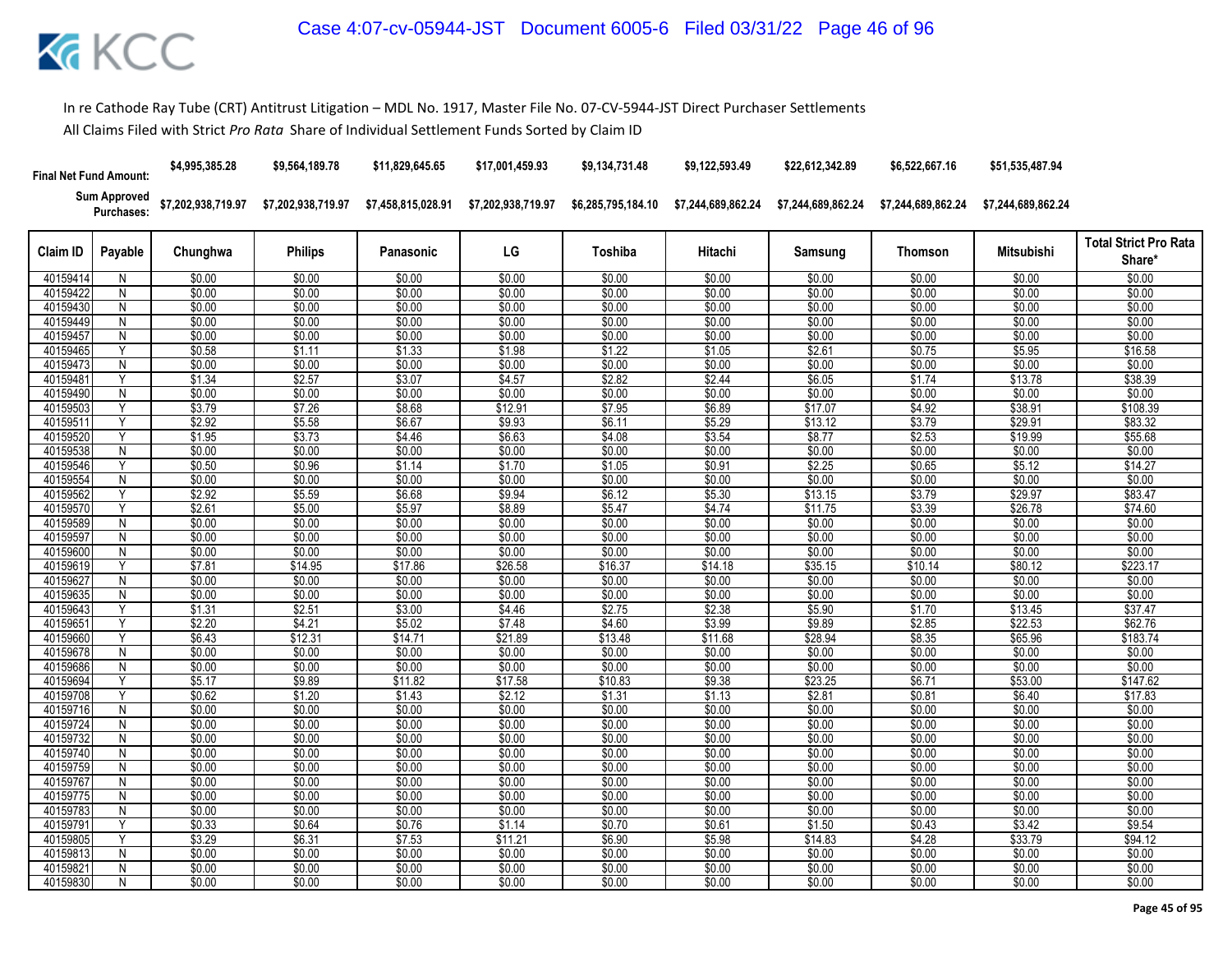In re Cathode Ray Tube (CRT) Antitrust Litigation – MDL No. 1917, Master File No. 07-CV-5944-JST Direct Purchaser Settlements

All Claims Filed with Strict *Pro Rata* Share of Individual Settlement Funds Sorted by Claim ID

| Final Net Fund Amount: | | $4,995,385.28 | $9,564,189.78 | $11,829,645.65 | $17,001,459.93 | $9,134,731.48 | $9,122,593.49 | $22,612,342.89 | $6,522,667.16 | $51,535,487.94 | |
|---|---|---|---|---|---|---|---|---|---|---|---|
| Sum Approved Purchases: | | $7,202,938,719.97 | $7,202,938,719.97 | $7,458,815,028.91 | $7,202,938,719.97 | $6,285,795,184.10 | $7,244,689,862.24 | $7,244,689,862.24 | $7,244,689,862.24 | $7,244,689,862.24 | |
| **Claim ID** | **Payable** | **Chunghwa** | **Philips** | **Panasonic** | **LG** | **Toshiba** | **Hitachi** | **Samsung** | **Thomson** | **Mitsubishi** | **Total Strict Pro Rata Share*** |
| 40159414 | N | $0.00 | $0.00 | $0.00 | $0.00 | $0.00 | $0.00 | $0.00 | $0.00 | $0.00 | $0.00 |
| 40159422 | N | $0.00 | $0.00 | $0.00 | $0.00 | $0.00 | $0.00 | $0.00 | $0.00 | $0.00 | $0.00 |
| 40159430 | N | $0.00 | $0.00 | $0.00 | $0.00 | $0.00 | $0.00 | $0.00 | $0.00 | $0.00 | $0.00 |
| 40159449 | N | $0.00 | $0.00 | $0.00 | $0.00 | $0.00 | $0.00 | $0.00 | $0.00 | $0.00 | $0.00 |
| 40159457 | N | $0.00 | $0.00 | $0.00 | $0.00 | $0.00 | $0.00 | $0.00 | $0.00 | $0.00 | $0.00 |
| 40159465 | Y | $0.58 | $1.11 | $1.33 | $1.98 | $1.22 | $1.05 | $2.61 | $0.75 | $5.95 | $16.58 |
| 40159473 | N | $0.00 | $0.00 | $0.00 | $0.00 | $0.00 | $0.00 | $0.00 | $0.00 | $0.00 | $0.00 |
| 40159481 | Y | $1.34 | $2.57 | $3.07 | $4.57 | $2.82 | $2.44 | $6.05 | $1.74 | $13.78 | $38.39 |
| 40159490 | N | $0.00 | $0.00 | $0.00 | $0.00 | $0.00 | $0.00 | $0.00 | $0.00 | $0.00 | $0.00 |
| 40159503 | Y | $3.79 | $7.26 | $8.68 | $12.91 | $7.95 | $6.89 | $17.07 | $4.92 | $38.91 | $108.39 |
| 40159511 | Y | $2.92 | $5.58 | $6.67 | $9.93 | $6.11 | $5.29 | $13.12 | $3.79 | $29.91 | $83.32 |
| 40159520 | Y | $1.95 | $3.73 | $4.46 | $6.63 | $4.08 | $3.54 | $8.77 | $2.53 | $19.99 | $55.68 |
| 40159538 | N | $0.00 | $0.00 | $0.00 | $0.00 | $0.00 | $0.00 | $0.00 | $0.00 | $0.00 | $0.00 |
| 40159546 | Y | $0.50 | $0.96 | $1.14 | $1.70 | $1.05 | $0.91 | $2.25 | $0.65 | $5.12 | $14.27 |
| 40159554 | N | $0.00 | $0.00 | $0.00 | $0.00 | $0.00 | $0.00 | $0.00 | $0.00 | $0.00 | $0.00 |
| 40159562 | Y | $2.92 | $5.59 | $6.68 | $9.94 | $6.12 | $5.30 | $13.15 | $3.79 | $29.97 | $83.47 |
| 40159570 | Y | $2.61 | $5.00 | $5.97 | $8.89 | $5.47 | $4.74 | $11.75 | $3.39 | $26.78 | $74.60 |
| 40159589 | N | $0.00 | $0.00 | $0.00 | $0.00 | $0.00 | $0.00 | $0.00 | $0.00 | $0.00 | $0.00 |
| 40159597 | N | $0.00 | $0.00 | $0.00 | $0.00 | $0.00 | $0.00 | $0.00 | $0.00 | $0.00 | $0.00 |
| 40159600 | N | $0.00 | $0.00 | $0.00 | $0.00 | $0.00 | $0.00 | $0.00 | $0.00 | $0.00 | $0.00 |
| 40159619 | Y | $7.81 | $14.95 | $17.86 | $26.58 | $16.37 | $14.18 | $35.15 | $10.14 | $80.12 | $223.17 |
| 40159627 | N | $0.00 | $0.00 | $0.00 | $0.00 | $0.00 | $0.00 | $0.00 | $0.00 | $0.00 | $0.00 |
| 40159635 | N | $0.00 | $0.00 | $0.00 | $0.00 | $0.00 | $0.00 | $0.00 | $0.00 | $0.00 | $0.00 |
| 40159643 | Y | $1.31 | $2.51 | $3.00 | $4.46 | $2.75 | $2.38 | $5.90 | $1.70 | $13.45 | $37.47 |
| 40159651 | Y | $2.20 | $4.21 | $5.02 | $7.48 | $4.60 | $3.99 | $9.89 | $2.85 | $22.53 | $62.76 |
| 40159660 | Y | $6.43 | $12.31 | $14.71 | $21.89 | $13.48 | $11.68 | $28.94 | $8.35 | $65.96 | $183.74 |
| 40159678 | N | $0.00 | $0.00 | $0.00 | $0.00 | $0.00 | $0.00 | $0.00 | $0.00 | $0.00 | $0.00 |
| 40159686 | N | $0.00 | $0.00 | $0.00 | $0.00 | $0.00 | $0.00 | $0.00 | $0.00 | $0.00 | $0.00 |
| 40159694 | Y | $5.17 | $9.89 | $11.82 | $17.58 | $10.83 | $9.38 | $23.25 | $6.71 | $53.00 | $147.62 |
| 40159708 | Y | $0.62 | $1.20 | $1.43 | $2.12 | $1.31 | $1.13 | $2.81 | $0.81 | $6.40 | $17.83 |
| 40159716 | N | $0.00 | $0.00 | $0.00 | $0.00 | $0.00 | $0.00 | $0.00 | $0.00 | $0.00 | $0.00 |
| 40159724 | N | $0.00 | $0.00 | $0.00 | $0.00 | $0.00 | $0.00 | $0.00 | $0.00 | $0.00 | $0.00 |
| 40159732 | N | $0.00 | $0.00 | $0.00 | $0.00 | $0.00 | $0.00 | $0.00 | $0.00 | $0.00 | $0.00 |
| 40159740 | N | $0.00 | $0.00 | $0.00 | $0.00 | $0.00 | $0.00 | $0.00 | $0.00 | $0.00 | $0.00 |
| 40159759 | N | $0.00 | $0.00 | $0.00 | $0.00 | $0.00 | $0.00 | $0.00 | $0.00 | $0.00 | $0.00 |
| 40159767 | N | $0.00 | $0.00 | $0.00 | $0.00 | $0.00 | $0.00 | $0.00 | $0.00 | $0.00 | $0.00 |
| 40159775 | N | $0.00 | $0.00 | $0.00 | $0.00 | $0.00 | $0.00 | $0.00 | $0.00 | $0.00 | $0.00 |
| 40159783 | N | $0.00 | $0.00 | $0.00 | $0.00 | $0.00 | $0.00 | $0.00 | $0.00 | $0.00 | $0.00 |
| 40159791 | Y | $0.33 | $0.64 | $0.76 | $1.14 | $0.70 | $0.61 | $1.50 | $0.43 | $3.42 | $9.54 |
| 40159805 | Y | $3.29 | $6.31 | $7.53 | $11.21 | $6.90 | $5.98 | $14.83 | $4.28 | $33.79 | $94.12 |
| 40159813 | N | $0.00 | $0.00 | $0.00 | $0.00 | $0.00 | $0.00 | $0.00 | $0.00 | $0.00 | $0.00 |
| 40159821 | N | $0.00 | $0.00 | $0.00 | $0.00 | $0.00 | $0.00 | $0.00 | $0.00 | $0.00 | $0.00 |
| 40159830 | N | $0.00 | $0.00 | $0.00 | $0.00 | $0.00 | $0.00 | $0.00 | $0.00 | $0.00 | $0.00 |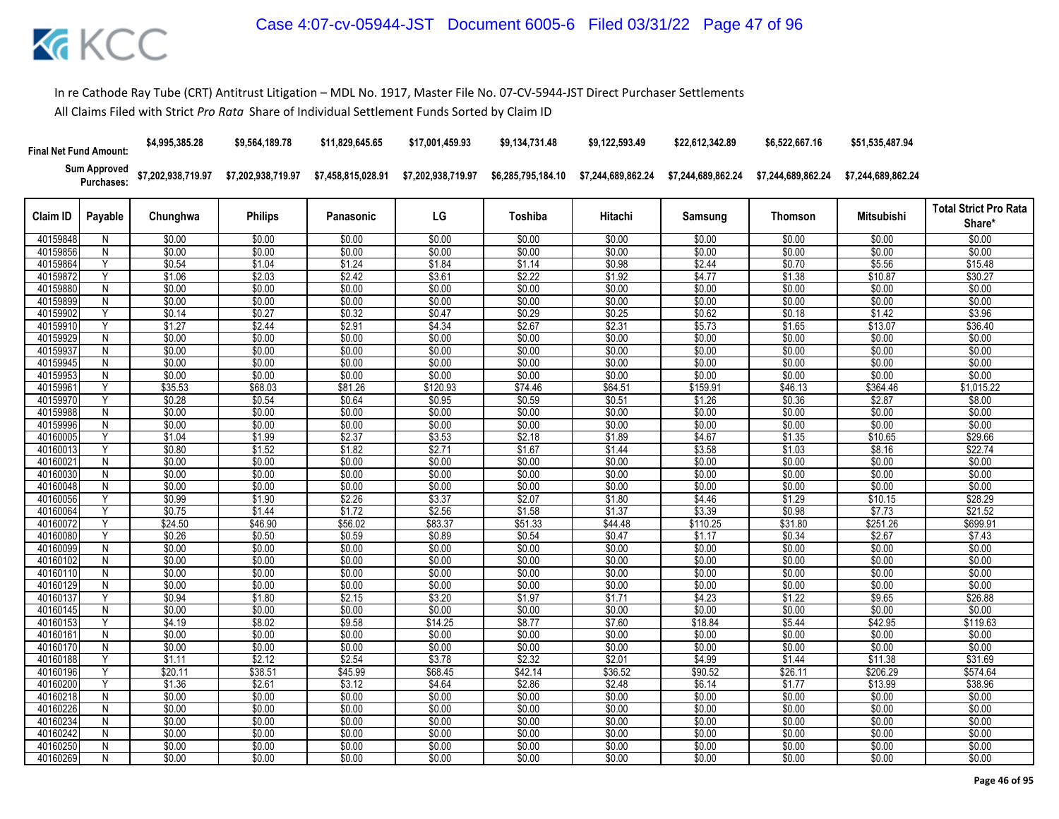In re Cathode Ray Tube (CRT) Antitrust Litigation – MDL No. 1917, Master File No. 07-CV-5944-JST Direct Purchaser Settlements

All Claims Filed with Strict *Pro Rata* Share of Individual Settlement Funds Sorted by Claim ID

| Final Net Fund Amount: | | $4,995,385.28 | $9,564,189.78 | $11,829,645.65 | $17,001,459.93 | $9,134,731.48 | $9,122,593.49 | $22,612,342.89 | $6,522,667.16 | $51,535,487.94 | |
|---|---|---|---|---|---|---|---|---|---|---|---|
| Sum Approved Purchases: | | $7,202,938,719.97 | $7,202,938,719.97 | $7,458,815,028.91 | $7,202,938,719.97 | $6,285,795,184.10 | $7,244,689,862.24 | $7,244,689,862.24 | $7,244,689,862.24 | $7,244,689,862.24 | |
| Claim ID | Payable | Chunghwa | Philips | Panasonic | LG | Toshiba | Hitachi | Samsung | Thomson | Mitsubishi | Total Strict Pro Rata Share* |
| 40159848 | N | $0.00 | $0.00 | $0.00 | $0.00 | $0.00 | $0.00 | $0.00 | $0.00 | $0.00 | $0.00 |
| 40159856 | N | $0.00 | $0.00 | $0.00 | $0.00 | $0.00 | $0.00 | $0.00 | $0.00 | $0.00 | $0.00 |
| 40159864 | Y | $0.54 | $1.04 | $1.24 | $1.84 | $1.14 | $0.98 | $2.44 | $0.70 | $5.56 | $15.48 |
| 40159872 | Y | $1.06 | $2.03 | $2.42 | $3.61 | $2.22 | $1.92 | $4.77 | $1.38 | $10.87 | $30.27 |
| 40159880 | N | $0.00 | $0.00 | $0.00 | $0.00 | $0.00 | $0.00 | $0.00 | $0.00 | $0.00 | $0.00 |
| 40159899 | N | $0.00 | $0.00 | $0.00 | $0.00 | $0.00 | $0.00 | $0.00 | $0.00 | $0.00 | $0.00 |
| 40159902 | Y | $0.14 | $0.27 | $0.32 | $0.47 | $0.29 | $0.25 | $0.62 | $0.18 | $1.42 | $3.96 |
| 40159910 | Y | $1.27 | $2.44 | $2.91 | $4.34 | $2.67 | $2.31 | $5.73 | $1.65 | $13.07 | $36.40 |
| 40159929 | N | $0.00 | $0.00 | $0.00 | $0.00 | $0.00 | $0.00 | $0.00 | $0.00 | $0.00 | $0.00 |
| 40159937 | N | $0.00 | $0.00 | $0.00 | $0.00 | $0.00 | $0.00 | $0.00 | $0.00 | $0.00 | $0.00 |
| 40159945 | N | $0.00 | $0.00 | $0.00 | $0.00 | $0.00 | $0.00 | $0.00 | $0.00 | $0.00 | $0.00 |
| 40159953 | N | $0.00 | $0.00 | $0.00 | $0.00 | $0.00 | $0.00 | $0.00 | $0.00 | $0.00 | $0.00 |
| 40159961 | Y | $35.53 | $68.03 | $81.26 | $120.93 | $74.46 | $64.51 | $159.91 | $46.13 | $364.46 | $1,015.22 |
| 40159970 | Y | $0.28 | $0.54 | $0.64 | $0.95 | $0.59 | $0.51 | $1.26 | $0.36 | $2.87 | $8.00 |
| 40159988 | N | $0.00 | $0.00 | $0.00 | $0.00 | $0.00 | $0.00 | $0.00 | $0.00 | $0.00 | $0.00 |
| 40159996 | N | $0.00 | $0.00 | $0.00 | $0.00 | $0.00 | $0.00 | $0.00 | $0.00 | $0.00 | $0.00 |
| 40160005 | Y | $1.04 | $1.99 | $2.37 | $3.53 | $2.18 | $1.89 | $4.67 | $1.35 | $10.65 | $29.66 |
| 40160013 | Y | $0.80 | $1.52 | $1.82 | $2.71 | $1.67 | $1.44 | $3.58 | $1.03 | $8.16 | $22.74 |
| 40160021 | N | $0.00 | $0.00 | $0.00 | $0.00 | $0.00 | $0.00 | $0.00 | $0.00 | $0.00 | $0.00 |
| 40160030 | N | $0.00 | $0.00 | $0.00 | $0.00 | $0.00 | $0.00 | $0.00 | $0.00 | $0.00 | $0.00 |
| 40160048 | N | $0.00 | $0.00 | $0.00 | $0.00 | $0.00 | $0.00 | $0.00 | $0.00 | $0.00 | $0.00 |
| 40160056 | Y | $0.99 | $1.90 | $2.26 | $3.37 | $2.07 | $1.80 | $4.46 | $1.29 | $10.15 | $28.29 |
| 40160064 | Y | $0.75 | $1.44 | $1.72 | $2.56 | $1.58 | $1.37 | $3.39 | $0.98 | $7.73 | $21.52 |
| 40160072 | Y | $24.50 | $46.90 | $56.02 | $83.37 | $51.33 | $44.48 | $110.25 | $31.80 | $251.26 | $699.91 |
| 40160080 | Y | $0.26 | $0.50 | $0.59 | $0.89 | $0.54 | $0.47 | $1.17 | $0.34 | $2.67 | $7.43 |
| 40160099 | N | $0.00 | $0.00 | $0.00 | $0.00 | $0.00 | $0.00 | $0.00 | $0.00 | $0.00 | $0.00 |
| 40160102 | N | $0.00 | $0.00 | $0.00 | $0.00 | $0.00 | $0.00 | $0.00 | $0.00 | $0.00 | $0.00 |
| 40160110 | N | $0.00 | $0.00 | $0.00 | $0.00 | $0.00 | $0.00 | $0.00 | $0.00 | $0.00 | $0.00 |
| 40160129 | N | $0.00 | $0.00 | $0.00 | $0.00 | $0.00 | $0.00 | $0.00 | $0.00 | $0.00 | $0.00 |
| 40160137 | Y | $0.94 | $1.80 | $2.15 | $3.20 | $1.97 | $1.71 | $4.23 | $1.22 | $9.65 | $26.88 |
| 40160145 | N | $0.00 | $0.00 | $0.00 | $0.00 | $0.00 | $0.00 | $0.00 | $0.00 | $0.00 | $0.00 |
| 40160153 | Y | $4.19 | $8.02 | $9.58 | $14.25 | $8.77 | $7.60 | $18.84 | $5.44 | $42.95 | $119.63 |
| 40160161 | N | $0.00 | $0.00 | $0.00 | $0.00 | $0.00 | $0.00 | $0.00 | $0.00 | $0.00 | $0.00 |
| 40160170 | N | $0.00 | $0.00 | $0.00 | $0.00 | $0.00 | $0.00 | $0.00 | $0.00 | $0.00 | $0.00 |
| 40160188 | Y | $1.11 | $2.12 | $2.54 | $3.78 | $2.32 | $2.01 | $4.99 | $1.44 | $11.38 | $31.69 |
| 40160196 | Y | $20.11 | $38.51 | $45.99 | $68.45 | $42.14 | $36.52 | $90.52 | $26.11 | $206.29 | $574.64 |
| 40160200 | Y | $1.36 | $2.61 | $3.12 | $4.64 | $2.86 | $2.48 | $6.14 | $1.77 | $13.99 | $38.96 |
| 40160218 | N | $0.00 | $0.00 | $0.00 | $0.00 | $0.00 | $0.00 | $0.00 | $0.00 | $0.00 | $0.00 |
| 40160226 | N | $0.00 | $0.00 | $0.00 | $0.00 | $0.00 | $0.00 | $0.00 | $0.00 | $0.00 | $0.00 |
| 40160234 | N | $0.00 | $0.00 | $0.00 | $0.00 | $0.00 | $0.00 | $0.00 | $0.00 | $0.00 | $0.00 |
| 40160242 | N | $0.00 | $0.00 | $0.00 | $0.00 | $0.00 | $0.00 | $0.00 | $0.00 | $0.00 | $0.00 |
| 40160250 | N | $0.00 | $0.00 | $0.00 | $0.00 | $0.00 | $0.00 | $0.00 | $0.00 | $0.00 | $0.00 |
| 40160269 | N | $0.00 | $0.00 | $0.00 | $0.00 | $0.00 | $0.00 | $0.00 | $0.00 | $0.00 | $0.00 |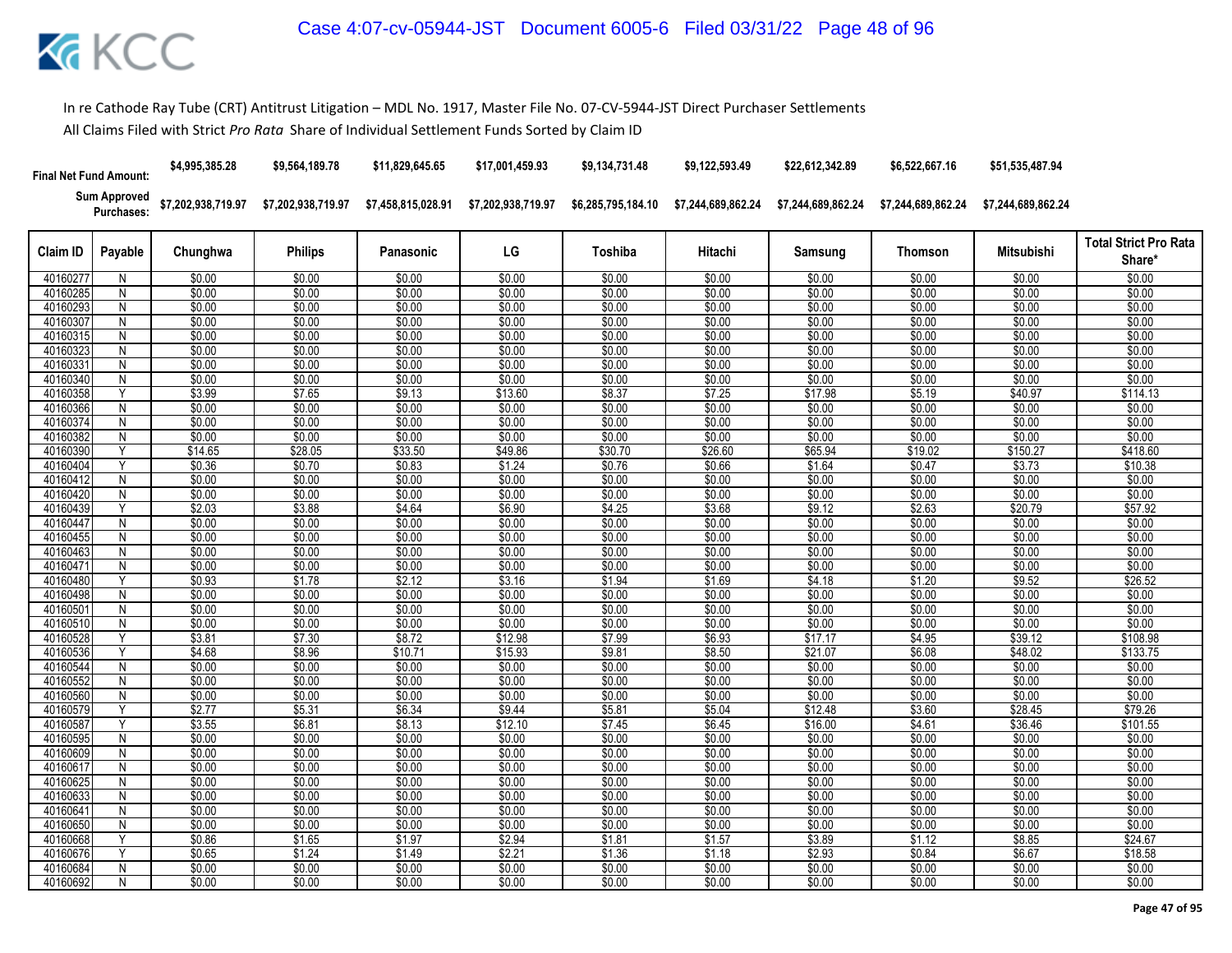In re Cathode Ray Tube (CRT) Antitrust Litigation – MDL No. 1917, Master File No. 07-CV-5944-JST Direct Purchaser Settlements

All Claims Filed with Strict *Pro Rata* Share of Individual Settlement Funds Sorted by Claim ID

| | | Chunghwa | Philips | Panasonic | LG | Toshiba | Hitachi | Samsung | Thomson | Mitsubishi | |
|---|---|---|---|---|---|---|---|---|---|---|---|
| **Final Net Fund Amount:** | | $4,995,385.28 | $9,564,189.78 | $11,829,645.65 | $17,001,459.93 | $9,134,731.48 | $9,122,593.49 | $22,612,342.89 | $6,522,667.16 | $51,535,487.94 | |
| **Sum Approved Purchases:** | | $7,202,938,719.97 | $7,202,938,719.97 | $7,458,815,028.91 | $7,202,938,719.97 | $6,285,795,184.10 | $7,244,689,862.24 | $7,244,689,862.24 | $7,244,689,862.24 | $7,244,689,862.24 | |

| Claim ID | Payable | Chunghwa | Philips | Panasonic | LG | Toshiba | Hitachi | Samsung | Thomson | Mitsubishi | Total Strict Pro Rata Share* |
|---|---|---|---|---|---|---|---|---|---|---|---|
| 40160277 | N | $0.00 | $0.00 | $0.00 | $0.00 | $0.00 | $0.00 | $0.00 | $0.00 | $0.00 | $0.00 |
| 40160285 | N | $0.00 | $0.00 | $0.00 | $0.00 | $0.00 | $0.00 | $0.00 | $0.00 | $0.00 | $0.00 |
| 40160293 | N | $0.00 | $0.00 | $0.00 | $0.00 | $0.00 | $0.00 | $0.00 | $0.00 | $0.00 | $0.00 |
| 40160307 | N | $0.00 | $0.00 | $0.00 | $0.00 | $0.00 | $0.00 | $0.00 | $0.00 | $0.00 | $0.00 |
| 40160315 | N | $0.00 | $0.00 | $0.00 | $0.00 | $0.00 | $0.00 | $0.00 | $0.00 | $0.00 | $0.00 |
| 40160323 | N | $0.00 | $0.00 | $0.00 | $0.00 | $0.00 | $0.00 | $0.00 | $0.00 | $0.00 | $0.00 |
| 40160331 | N | $0.00 | $0.00 | $0.00 | $0.00 | $0.00 | $0.00 | $0.00 | $0.00 | $0.00 | $0.00 |
| 40160340 | N | $0.00 | $0.00 | $0.00 | $0.00 | $0.00 | $0.00 | $0.00 | $0.00 | $0.00 | $0.00 |
| 40160358 | Y | $3.99 | $7.65 | $9.13 | $13.60 | $8.37 | $7.25 | $17.98 | $5.19 | $40.97 | $114.13 |
| 40160366 | N | $0.00 | $0.00 | $0.00 | $0.00 | $0.00 | $0.00 | $0.00 | $0.00 | $0.00 | $0.00 |
| 40160374 | N | $0.00 | $0.00 | $0.00 | $0.00 | $0.00 | $0.00 | $0.00 | $0.00 | $0.00 | $0.00 |
| 40160382 | N | $0.00 | $0.00 | $0.00 | $0.00 | $0.00 | $0.00 | $0.00 | $0.00 | $0.00 | $0.00 |
| 40160390 | Y | $14.65 | $28.05 | $33.50 | $49.86 | $30.70 | $26.60 | $65.94 | $19.02 | $150.27 | $418.60 |
| 40160404 | Y | $0.36 | $0.70 | $0.83 | $1.24 | $0.76 | $0.66 | $1.64 | $0.47 | $3.73 | $10.38 |
| 40160412 | N | $0.00 | $0.00 | $0.00 | $0.00 | $0.00 | $0.00 | $0.00 | $0.00 | $0.00 | $0.00 |
| 40160420 | N | $0.00 | $0.00 | $0.00 | $0.00 | $0.00 | $0.00 | $0.00 | $0.00 | $0.00 | $0.00 |
| 40160439 | Y | $2.03 | $3.88 | $4.64 | $6.90 | $4.25 | $3.68 | $9.12 | $2.63 | $20.79 | $57.92 |
| 40160447 | N | $0.00 | $0.00 | $0.00 | $0.00 | $0.00 | $0.00 | $0.00 | $0.00 | $0.00 | $0.00 |
| 40160455 | N | $0.00 | $0.00 | $0.00 | $0.00 | $0.00 | $0.00 | $0.00 | $0.00 | $0.00 | $0.00 |
| 40160463 | N | $0.00 | $0.00 | $0.00 | $0.00 | $0.00 | $0.00 | $0.00 | $0.00 | $0.00 | $0.00 |
| 40160471 | N | $0.00 | $0.00 | $0.00 | $0.00 | $0.00 | $0.00 | $0.00 | $0.00 | $0.00 | $0.00 |
| 40160480 | Y | $0.93 | $1.78 | $2.12 | $3.16 | $1.94 | $1.69 | $4.18 | $1.20 | $9.52 | $26.52 |
| 40160498 | N | $0.00 | $0.00 | $0.00 | $0.00 | $0.00 | $0.00 | $0.00 | $0.00 | $0.00 | $0.00 |
| 40160501 | N | $0.00 | $0.00 | $0.00 | $0.00 | $0.00 | $0.00 | $0.00 | $0.00 | $0.00 | $0.00 |
| 40160510 | N | $0.00 | $0.00 | $0.00 | $0.00 | $0.00 | $0.00 | $0.00 | $0.00 | $0.00 | $0.00 |
| 40160528 | Y | $3.81 | $7.30 | $8.72 | $12.98 | $7.99 | $6.93 | $17.17 | $4.95 | $39.12 | $108.98 |
| 40160536 | Y | $4.68 | $8.96 | $10.71 | $15.93 | $9.81 | $8.50 | $21.07 | $6.08 | $48.02 | $133.75 |
| 40160544 | N | $0.00 | $0.00 | $0.00 | $0.00 | $0.00 | $0.00 | $0.00 | $0.00 | $0.00 | $0.00 |
| 40160552 | N | $0.00 | $0.00 | $0.00 | $0.00 | $0.00 | $0.00 | $0.00 | $0.00 | $0.00 | $0.00 |
| 40160560 | N | $0.00 | $0.00 | $0.00 | $0.00 | $0.00 | $0.00 | $0.00 | $0.00 | $0.00 | $0.00 |
| 40160579 | Y | $2.77 | $5.31 | $6.34 | $9.44 | $5.81 | $5.04 | $12.48 | $3.60 | $28.45 | $79.26 |
| 40160587 | Y | $3.55 | $6.81 | $8.13 | $12.10 | $7.45 | $6.45 | $16.00 | $4.61 | $36.46 | $101.55 |
| 40160595 | N | $0.00 | $0.00 | $0.00 | $0.00 | $0.00 | $0.00 | $0.00 | $0.00 | $0.00 | $0.00 |
| 40160609 | N | $0.00 | $0.00 | $0.00 | $0.00 | $0.00 | $0.00 | $0.00 | $0.00 | $0.00 | $0.00 |
| 40160617 | N | $0.00 | $0.00 | $0.00 | $0.00 | $0.00 | $0.00 | $0.00 | $0.00 | $0.00 | $0.00 |
| 40160625 | N | $0.00 | $0.00 | $0.00 | $0.00 | $0.00 | $0.00 | $0.00 | $0.00 | $0.00 | $0.00 |
| 40160633 | N | $0.00 | $0.00 | $0.00 | $0.00 | $0.00 | $0.00 | $0.00 | $0.00 | $0.00 | $0.00 |
| 40160641 | N | $0.00 | $0.00 | $0.00 | $0.00 | $0.00 | $0.00 | $0.00 | $0.00 | $0.00 | $0.00 |
| 40160650 | N | $0.00 | $0.00 | $0.00 | $0.00 | $0.00 | $0.00 | $0.00 | $0.00 | $0.00 | $0.00 |
| 40160668 | Y | $0.86 | $1.65 | $1.97 | $2.94 | $1.81 | $1.57 | $3.89 | $1.12 | $8.85 | $24.67 |
| 40160676 | Y | $0.65 | $1.24 | $1.49 | $2.21 | $1.36 | $1.18 | $2.93 | $0.84 | $6.67 | $18.58 |
| 40160684 | N | $0.00 | $0.00 | $0.00 | $0.00 | $0.00 | $0.00 | $0.00 | $0.00 | $0.00 | $0.00 |
| 40160692 | N | $0.00 | $0.00 | $0.00 | $0.00 | $0.00 | $0.00 | $0.00 | $0.00 | $0.00 | $0.00 |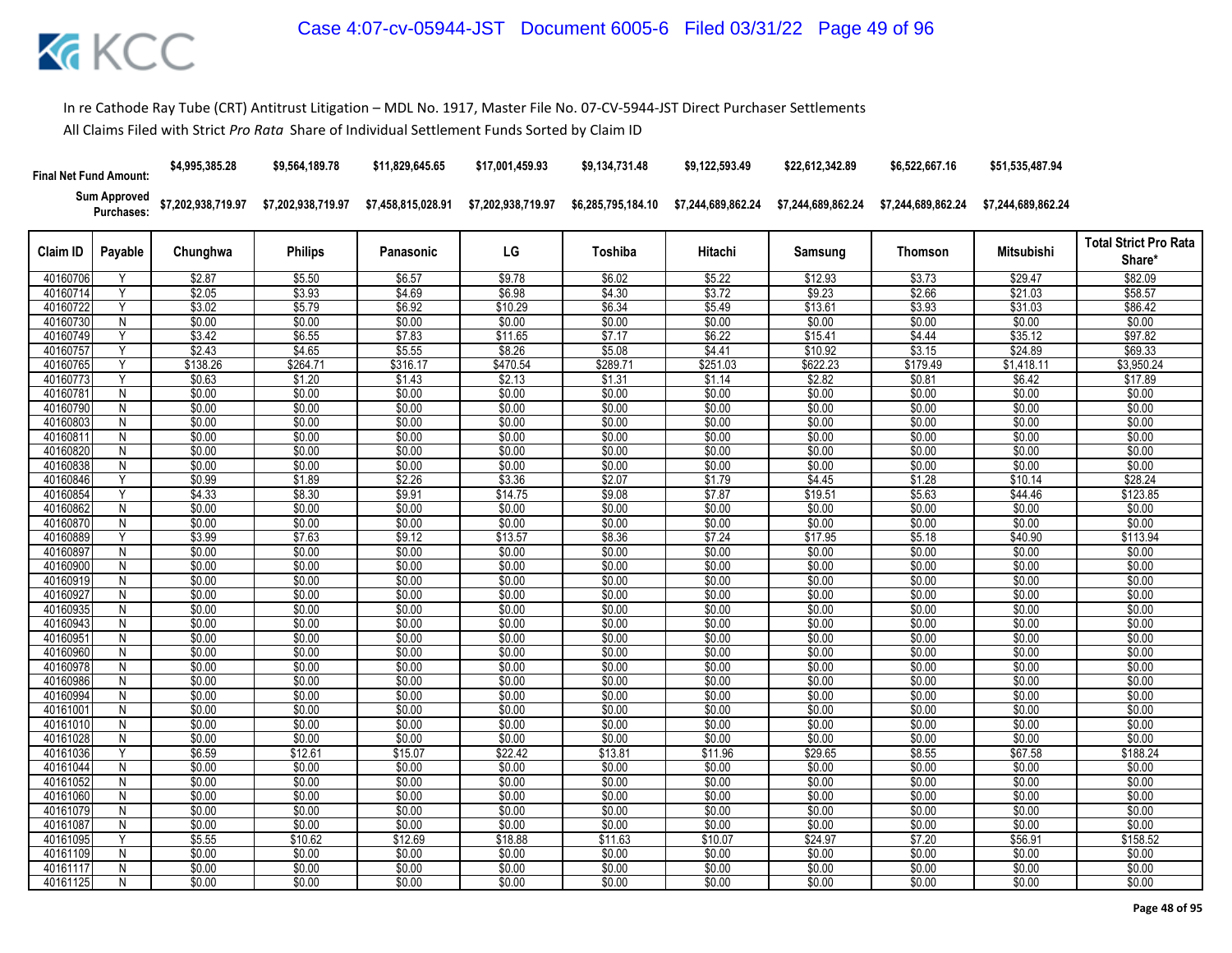In re Cathode Ray Tube (CRT) Antitrust Litigation – MDL No. 1917, Master File No. 07-CV-5944-JST Direct Purchaser Settlements

All Claims Filed with Strict *Pro Rata* Share of Individual Settlement Funds Sorted by Claim ID

| Final Net Fund Amount: | | $4,995,385.28 | $9,564,189.78 | $11,829,645.65 | $17,001,459.93 | $9,134,731.48 | $9,122,593.49 | $22,612,342.89 | $6,522,667.16 | $51,535,487.94 | |
|---|---|---|---|---|---|---|---|---|---|---|---|
| Sum Approved Purchases: | | $7,202,938,719.97 | $7,202,938,719.97 | $7,458,815,028.91 | $7,202,938,719.97 | $6,285,795,184.10 | $7,244,689,862.24 | $7,244,689,862.24 | $7,244,689,862.24 | $7,244,689,862.24 | |
| Claim ID | Payable | Chunghwa | Philips | Panasonic | LG | Toshiba | Hitachi | Samsung | Thomson | Mitsubishi | Total Strict Pro Rata Share* |
| 40160706 | Y | $2.87 | $5.50 | $6.57 | $9.78 | $6.02 | $5.22 | $12.93 | $3.73 | $29.47 | $82.09 |
| 40160714 | Y | $2.05 | $3.93 | $4.69 | $6.98 | $4.30 | $3.72 | $9.23 | $2.66 | $21.03 | $58.57 |
| 40160722 | Y | $3.02 | $5.79 | $6.92 | $10.29 | $6.34 | $5.49 | $13.61 | $3.93 | $31.03 | $86.42 |
| 40160730 | N | $0.00 | $0.00 | $0.00 | $0.00 | $0.00 | $0.00 | $0.00 | $0.00 | $0.00 | $0.00 |
| 40160749 | Y | $3.42 | $6.55 | $7.83 | $11.65 | $7.17 | $6.22 | $15.41 | $4.44 | $35.12 | $97.82 |
| 40160757 | Y | $2.43 | $4.65 | $5.55 | $8.26 | $5.08 | $4.41 | $10.92 | $3.15 | $24.89 | $69.33 |
| 40160765 | Y | $138.26 | $264.71 | $316.17 | $470.54 | $289.71 | $251.03 | $622.23 | $179.49 | $1,418.11 | $3,950.24 |
| 40160773 | Y | $0.63 | $1.20 | $1.43 | $2.13 | $1.31 | $1.14 | $2.82 | $0.81 | $6.42 | $17.89 |
| 40160781 | N | $0.00 | $0.00 | $0.00 | $0.00 | $0.00 | $0.00 | $0.00 | $0.00 | $0.00 | $0.00 |
| 40160790 | N | $0.00 | $0.00 | $0.00 | $0.00 | $0.00 | $0.00 | $0.00 | $0.00 | $0.00 | $0.00 |
| 40160803 | N | $0.00 | $0.00 | $0.00 | $0.00 | $0.00 | $0.00 | $0.00 | $0.00 | $0.00 | $0.00 |
| 40160811 | N | $0.00 | $0.00 | $0.00 | $0.00 | $0.00 | $0.00 | $0.00 | $0.00 | $0.00 | $0.00 |
| 40160820 | N | $0.00 | $0.00 | $0.00 | $0.00 | $0.00 | $0.00 | $0.00 | $0.00 | $0.00 | $0.00 |
| 40160838 | N | $0.00 | $0.00 | $0.00 | $0.00 | $0.00 | $0.00 | $0.00 | $0.00 | $0.00 | $0.00 |
| 40160846 | Y | $0.99 | $1.89 | $2.26 | $3.36 | $2.07 | $1.79 | $4.45 | $1.28 | $10.14 | $28.24 |
| 40160854 | Y | $4.33 | $8.30 | $9.91 | $14.75 | $9.08 | $7.87 | $19.51 | $5.63 | $44.46 | $123.85 |
| 40160862 | N | $0.00 | $0.00 | $0.00 | $0.00 | $0.00 | $0.00 | $0.00 | $0.00 | $0.00 | $0.00 |
| 40160870 | N | $0.00 | $0.00 | $0.00 | $0.00 | $0.00 | $0.00 | $0.00 | $0.00 | $0.00 | $0.00 |
| 40160889 | Y | $3.99 | $7.63 | $9.12 | $13.57 | $8.36 | $7.24 | $17.95 | $5.18 | $40.90 | $113.94 |
| 40160897 | N | $0.00 | $0.00 | $0.00 | $0.00 | $0.00 | $0.00 | $0.00 | $0.00 | $0.00 | $0.00 |
| 40160900 | N | $0.00 | $0.00 | $0.00 | $0.00 | $0.00 | $0.00 | $0.00 | $0.00 | $0.00 | $0.00 |
| 40160919 | N | $0.00 | $0.00 | $0.00 | $0.00 | $0.00 | $0.00 | $0.00 | $0.00 | $0.00 | $0.00 |
| 40160927 | N | $0.00 | $0.00 | $0.00 | $0.00 | $0.00 | $0.00 | $0.00 | $0.00 | $0.00 | $0.00 |
| 40160935 | N | $0.00 | $0.00 | $0.00 | $0.00 | $0.00 | $0.00 | $0.00 | $0.00 | $0.00 | $0.00 |
| 40160943 | N | $0.00 | $0.00 | $0.00 | $0.00 | $0.00 | $0.00 | $0.00 | $0.00 | $0.00 | $0.00 |
| 40160951 | N | $0.00 | $0.00 | $0.00 | $0.00 | $0.00 | $0.00 | $0.00 | $0.00 | $0.00 | $0.00 |
| 40160960 | N | $0.00 | $0.00 | $0.00 | $0.00 | $0.00 | $0.00 | $0.00 | $0.00 | $0.00 | $0.00 |
| 40160978 | N | $0.00 | $0.00 | $0.00 | $0.00 | $0.00 | $0.00 | $0.00 | $0.00 | $0.00 | $0.00 |
| 40160986 | N | $0.00 | $0.00 | $0.00 | $0.00 | $0.00 | $0.00 | $0.00 | $0.00 | $0.00 | $0.00 |
| 40160994 | N | $0.00 | $0.00 | $0.00 | $0.00 | $0.00 | $0.00 | $0.00 | $0.00 | $0.00 | $0.00 |
| 40161001 | N | $0.00 | $0.00 | $0.00 | $0.00 | $0.00 | $0.00 | $0.00 | $0.00 | $0.00 | $0.00 |
| 40161010 | N | $0.00 | $0.00 | $0.00 | $0.00 | $0.00 | $0.00 | $0.00 | $0.00 | $0.00 | $0.00 |
| 40161028 | N | $0.00 | $0.00 | $0.00 | $0.00 | $0.00 | $0.00 | $0.00 | $0.00 | $0.00 | $0.00 |
| 40161036 | Y | $6.59 | $12.61 | $15.07 | $22.42 | $13.81 | $11.96 | $29.65 | $8.55 | $67.58 | $188.24 |
| 40161044 | N | $0.00 | $0.00 | $0.00 | $0.00 | $0.00 | $0.00 | $0.00 | $0.00 | $0.00 | $0.00 |
| 40161052 | N | $0.00 | $0.00 | $0.00 | $0.00 | $0.00 | $0.00 | $0.00 | $0.00 | $0.00 | $0.00 |
| 40161060 | N | $0.00 | $0.00 | $0.00 | $0.00 | $0.00 | $0.00 | $0.00 | $0.00 | $0.00 | $0.00 |
| 40161079 | N | $0.00 | $0.00 | $0.00 | $0.00 | $0.00 | $0.00 | $0.00 | $0.00 | $0.00 | $0.00 |
| 40161087 | N | $0.00 | $0.00 | $0.00 | $0.00 | $0.00 | $0.00 | $0.00 | $0.00 | $0.00 | $0.00 |
| 40161095 | Y | $5.55 | $10.62 | $12.69 | $18.88 | $11.63 | $10.07 | $24.97 | $7.20 | $56.91 | $158.52 |
| 40161109 | N | $0.00 | $0.00 | $0.00 | $0.00 | $0.00 | $0.00 | $0.00 | $0.00 | $0.00 | $0.00 |
| 40161117 | N | $0.00 | $0.00 | $0.00 | $0.00 | $0.00 | $0.00 | $0.00 | $0.00 | $0.00 | $0.00 |
| 40161125 | N | $0.00 | $0.00 | $0.00 | $0.00 | $0.00 | $0.00 | $0.00 | $0.00 | $0.00 | $0.00 |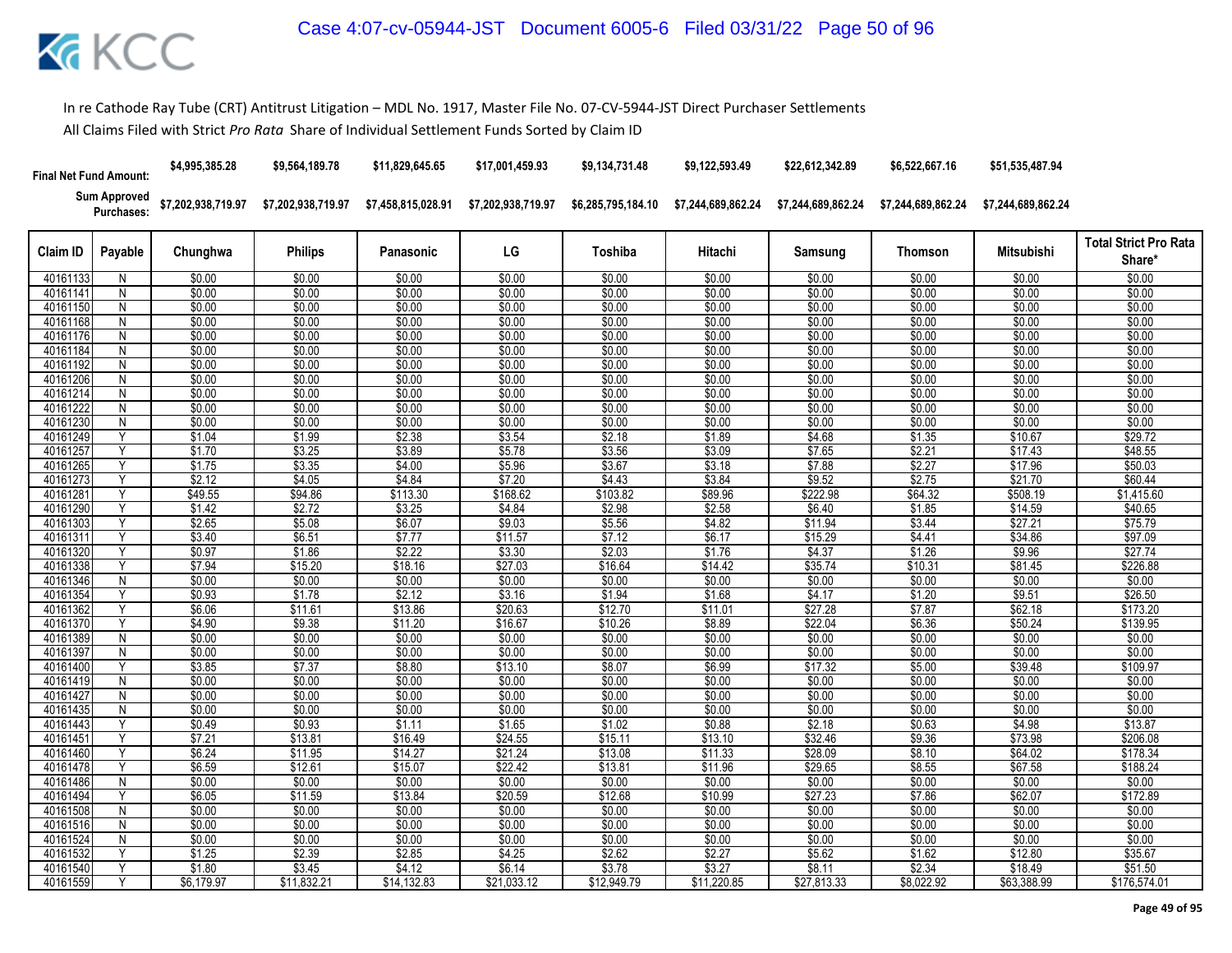In re Cathode Ray Tube (CRT) Antitrust Litigation – MDL No. 1917, Master File No. 07-CV-5944-JST Direct Purchaser Settlements

All Claims Filed with Strict *Pro Rata* Share of Individual Settlement Funds Sorted by Claim ID

| Final Net Fund Amount: | | $4,995,385.28 | $9,564,189.78 | $11,829,645.65 | $17,001,459.93 | $9,134,731.48 | $9,122,593.49 | $22,612,342.89 | $6,522,667.16 | $51,535,487.94 | |
|---|---|---|---|---|---|---|---|---|---|---|---|
| Sum Approved Purchases: | | $7,202,938,719.97 | $7,202,938,719.97 | $7,458,815,028.91 | $7,202,938,719.97 | $6,285,795,184.10 | $7,244,689,862.24 | $7,244,689,862.24 | $7,244,689,862.24 | $7,244,689,862.24 | |
| **Claim ID** | **Payable** | **Chunghwa** | **Philips** | **Panasonic** | **LG** | **Toshiba** | **Hitachi** | **Samsung** | **Thomson** | **Mitsubishi** | **Total Strict Pro Rata Share*** |
| 40161133 | N | $0.00 | $0.00 | $0.00 | $0.00 | $0.00 | $0.00 | $0.00 | $0.00 | $0.00 | $0.00 |
| 40161141 | N | $0.00 | $0.00 | $0.00 | $0.00 | $0.00 | $0.00 | $0.00 | $0.00 | $0.00 | $0.00 |
| 40161150 | N | $0.00 | $0.00 | $0.00 | $0.00 | $0.00 | $0.00 | $0.00 | $0.00 | $0.00 | $0.00 |
| 40161168 | N | $0.00 | $0.00 | $0.00 | $0.00 | $0.00 | $0.00 | $0.00 | $0.00 | $0.00 | $0.00 |
| 40161176 | N | $0.00 | $0.00 | $0.00 | $0.00 | $0.00 | $0.00 | $0.00 | $0.00 | $0.00 | $0.00 |
| 40161184 | N | $0.00 | $0.00 | $0.00 | $0.00 | $0.00 | $0.00 | $0.00 | $0.00 | $0.00 | $0.00 |
| 40161192 | N | $0.00 | $0.00 | $0.00 | $0.00 | $0.00 | $0.00 | $0.00 | $0.00 | $0.00 | $0.00 |
| 40161206 | N | $0.00 | $0.00 | $0.00 | $0.00 | $0.00 | $0.00 | $0.00 | $0.00 | $0.00 | $0.00 |
| 40161214 | N | $0.00 | $0.00 | $0.00 | $0.00 | $0.00 | $0.00 | $0.00 | $0.00 | $0.00 | $0.00 |
| 40161222 | N | $0.00 | $0.00 | $0.00 | $0.00 | $0.00 | $0.00 | $0.00 | $0.00 | $0.00 | $0.00 |
| 40161230 | N | $0.00 | $0.00 | $0.00 | $0.00 | $0.00 | $0.00 | $0.00 | $0.00 | $0.00 | $0.00 |
| 40161249 | Y | $1.04 | $1.99 | $2.38 | $3.54 | $2.18 | $1.89 | $4.68 | $1.35 | $10.67 | $29.72 |
| 40161257 | Y | $1.70 | $3.25 | $3.89 | $5.78 | $3.56 | $3.09 | $7.65 | $2.21 | $17.43 | $48.55 |
| 40161265 | Y | $1.75 | $3.35 | $4.00 | $5.96 | $3.67 | $3.18 | $7.88 | $2.27 | $17.96 | $50.03 |
| 40161273 | Y | $2.12 | $4.05 | $4.84 | $7.20 | $4.43 | $3.84 | $9.52 | $2.75 | $21.70 | $60.44 |
| 40161281 | Y | $49.55 | $94.86 | $113.30 | $168.62 | $103.82 | $89.96 | $222.98 | $64.32 | $508.19 | $1,415.60 |
| 40161290 | Y | $1.42 | $2.72 | $3.25 | $4.84 | $2.98 | $2.58 | $6.40 | $1.85 | $14.59 | $40.65 |
| 40161303 | Y | $2.65 | $5.08 | $6.07 | $9.03 | $5.56 | $4.82 | $11.94 | $3.44 | $27.21 | $75.79 |
| 40161311 | Y | $3.40 | $6.51 | $7.77 | $11.57 | $7.12 | $6.17 | $15.29 | $4.41 | $34.86 | $97.09 |
| 40161320 | Y | $0.97 | $1.86 | $2.22 | $3.30 | $2.03 | $1.76 | $4.37 | $1.26 | $9.96 | $27.74 |
| 40161338 | Y | $7.94 | $15.20 | $18.16 | $27.03 | $16.64 | $14.42 | $35.74 | $10.31 | $81.45 | $226.88 |
| 40161346 | N | $0.00 | $0.00 | $0.00 | $0.00 | $0.00 | $0.00 | $0.00 | $0.00 | $0.00 | $0.00 |
| 40161354 | Y | $0.93 | $1.78 | $2.12 | $3.16 | $1.94 | $1.68 | $4.17 | $1.20 | $9.51 | $26.50 |
| 40161362 | Y | $6.06 | $11.61 | $13.86 | $20.63 | $12.70 | $11.01 | $27.28 | $7.87 | $62.18 | $173.20 |
| 40161370 | Y | $4.90 | $9.38 | $11.20 | $16.67 | $10.26 | $8.89 | $22.04 | $6.36 | $50.24 | $139.95 |
| 40161389 | N | $0.00 | $0.00 | $0.00 | $0.00 | $0.00 | $0.00 | $0.00 | $0.00 | $0.00 | $0.00 |
| 40161397 | N | $0.00 | $0.00 | $0.00 | $0.00 | $0.00 | $0.00 | $0.00 | $0.00 | $0.00 | $0.00 |
| 40161400 | Y | $3.85 | $7.37 | $8.80 | $13.10 | $8.07 | $6.99 | $17.32 | $5.00 | $39.48 | $109.97 |
| 40161419 | N | $0.00 | $0.00 | $0.00 | $0.00 | $0.00 | $0.00 | $0.00 | $0.00 | $0.00 | $0.00 |
| 40161427 | N | $0.00 | $0.00 | $0.00 | $0.00 | $0.00 | $0.00 | $0.00 | $0.00 | $0.00 | $0.00 |
| 40161435 | N | $0.00 | $0.00 | $0.00 | $0.00 | $0.00 | $0.00 | $0.00 | $0.00 | $0.00 | $0.00 |
| 40161443 | Y | $0.49 | $0.93 | $1.11 | $1.65 | $1.02 | $0.88 | $2.18 | $0.63 | $4.98 | $13.87 |
| 40161451 | Y | $7.21 | $13.81 | $16.49 | $24.55 | $15.11 | $13.10 | $32.46 | $9.36 | $73.98 | $206.08 |
| 40161460 | Y | $6.24 | $11.95 | $14.27 | $21.24 | $13.08 | $11.33 | $28.09 | $8.10 | $64.02 | $178.34 |
| 40161478 | Y | $6.59 | $12.61 | $15.07 | $22.42 | $13.81 | $11.96 | $29.65 | $8.55 | $67.58 | $188.24 |
| 40161486 | N | $0.00 | $0.00 | $0.00 | $0.00 | $0.00 | $0.00 | $0.00 | $0.00 | $0.00 | $0.00 |
| 40161494 | Y | $6.05 | $11.59 | $13.84 | $20.59 | $12.68 | $10.99 | $27.23 | $7.86 | $62.07 | $172.89 |
| 40161508 | N | $0.00 | $0.00 | $0.00 | $0.00 | $0.00 | $0.00 | $0.00 | $0.00 | $0.00 | $0.00 |
| 40161516 | N | $0.00 | $0.00 | $0.00 | $0.00 | $0.00 | $0.00 | $0.00 | $0.00 | $0.00 | $0.00 |
| 40161524 | N | $0.00 | $0.00 | $0.00 | $0.00 | $0.00 | $0.00 | $0.00 | $0.00 | $0.00 | $0.00 |
| 40161532 | Y | $1.25 | $2.39 | $2.85 | $4.25 | $2.62 | $2.27 | $5.62 | $1.62 | $12.80 | $35.67 |
| 40161540 | Y | $1.80 | $3.45 | $4.12 | $6.14 | $3.78 | $3.27 | $8.11 | $2.34 | $18.49 | $51.50 |
| 40161559 | Y | $6,179.97 | $11,832.21 | $14,132.83 | $21,033.12 | $12,949.79 | $11,220.85 | $27,813.33 | $8,022.92 | $63,388.99 | $176,574.01 |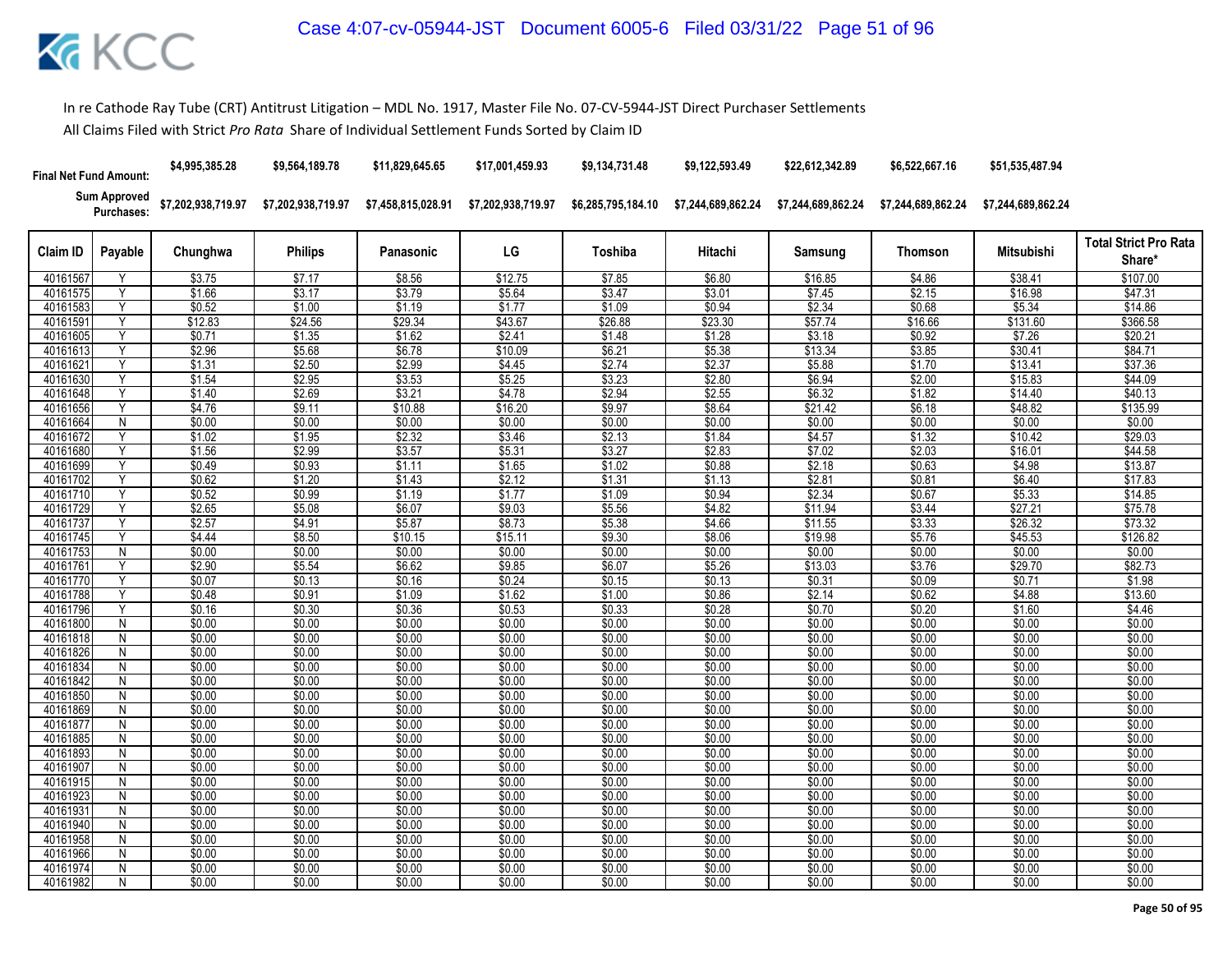In re Cathode Ray Tube (CRT) Antitrust Litigation – MDL No. 1917, Master File No. 07-CV-5944-JST Direct Purchaser Settlements

All Claims Filed with Strict *Pro Rata* Share of Individual Settlement Funds Sorted by Claim ID

| Final Net Fund Amount: | | $4,995,385.28 | $9,564,189.78 | $11,829,645.65 | $17,001,459.93 | $9,134,731.48 | $9,122,593.49 | $22,612,342.89 | $6,522,667.16 | $51,535,487.94 | |
|---|---|---|---|---|---|---|---|---|---|---|---|
| Sum Approved Purchases: | | $7,202,938,719.97 | $7,202,938,719.97 | $7,458,815,028.91 | $7,202,938,719.97 | $6,285,795,184.10 | $7,244,689,862.24 | $7,244,689,862.24 | $7,244,689,862.24 | $7,244,689,862.24 | |
| Claim ID | Payable | Chunghwa | Philips | Panasonic | LG | Toshiba | Hitachi | Samsung | Thomson | Mitsubishi | Total Strict Pro Rata Share* |
| 40161567 | Y | $3.75 | $7.17 | $8.56 | $12.75 | $7.85 | $6.80 | $16.85 | $4.86 | $38.41 | $107.00 |
| 40161575 | Y | $1.66 | $3.17 | $3.79 | $5.64 | $3.47 | $3.01 | $7.45 | $2.15 | $16.98 | $47.31 |
| 40161583 | Y | $0.52 | $1.00 | $1.19 | $1.77 | $1.09 | $0.94 | $2.34 | $0.68 | $5.34 | $14.86 |
| 40161591 | Y | $12.83 | $24.56 | $29.34 | $43.67 | $26.88 | $23.30 | $57.74 | $16.66 | $131.60 | $366.58 |
| 40161605 | Y | $0.71 | $1.35 | $1.62 | $2.41 | $1.48 | $1.28 | $3.18 | $0.92 | $7.26 | $20.21 |
| 40161613 | Y | $2.96 | $5.68 | $6.78 | $10.09 | $6.21 | $5.38 | $13.34 | $3.85 | $30.41 | $84.71 |
| 40161621 | Y | $1.31 | $2.50 | $2.99 | $4.45 | $2.74 | $2.37 | $5.88 | $1.70 | $13.41 | $37.36 |
| 40161630 | Y | $1.54 | $2.95 | $3.53 | $5.25 | $3.23 | $2.80 | $6.94 | $2.00 | $15.83 | $44.09 |
| 40161648 | Y | $1.40 | $2.69 | $3.21 | $4.78 | $2.94 | $2.55 | $6.32 | $1.82 | $14.40 | $40.13 |
| 40161656 | Y | $4.76 | $9.11 | $10.88 | $16.20 | $9.97 | $8.64 | $21.42 | $6.18 | $48.82 | $135.99 |
| 40161664 | N | $0.00 | $0.00 | $0.00 | $0.00 | $0.00 | $0.00 | $0.00 | $0.00 | $0.00 | $0.00 |
| 40161672 | Y | $1.02 | $1.95 | $2.32 | $3.46 | $2.13 | $1.84 | $4.57 | $1.32 | $10.42 | $29.03 |
| 40161680 | Y | $1.56 | $2.99 | $3.57 | $5.31 | $3.27 | $2.83 | $7.02 | $2.03 | $16.01 | $44.58 |
| 40161699 | Y | $0.49 | $0.93 | $1.11 | $1.65 | $1.02 | $0.88 | $2.18 | $0.63 | $4.98 | $13.87 |
| 40161702 | Y | $0.62 | $1.20 | $1.43 | $2.12 | $1.31 | $1.13 | $2.81 | $0.81 | $6.40 | $17.83 |
| 40161710 | Y | $0.52 | $0.99 | $1.19 | $1.77 | $1.09 | $0.94 | $2.34 | $0.67 | $5.33 | $14.85 |
| 40161729 | Y | $2.65 | $5.08 | $6.07 | $9.03 | $5.56 | $4.82 | $11.94 | $3.44 | $27.21 | $75.78 |
| 40161737 | Y | $2.57 | $4.91 | $5.87 | $8.73 | $5.38 | $4.66 | $11.55 | $3.33 | $26.32 | $73.32 |
| 40161745 | Y | $4.44 | $8.50 | $10.15 | $15.11 | $9.30 | $8.06 | $19.98 | $5.76 | $45.53 | $126.82 |
| 40161753 | N | $0.00 | $0.00 | $0.00 | $0.00 | $0.00 | $0.00 | $0.00 | $0.00 | $0.00 | $0.00 |
| 40161761 | Y | $2.90 | $5.54 | $6.62 | $9.85 | $6.07 | $5.26 | $13.03 | $3.76 | $29.70 | $82.73 |
| 40161770 | Y | $0.07 | $0.13 | $0.16 | $0.24 | $0.15 | $0.13 | $0.31 | $0.09 | $0.71 | $1.98 |
| 40161788 | Y | $0.48 | $0.91 | $1.09 | $1.62 | $1.00 | $0.86 | $2.14 | $0.62 | $4.88 | $13.60 |
| 40161796 | Y | $0.16 | $0.30 | $0.36 | $0.53 | $0.33 | $0.28 | $0.70 | $0.20 | $1.60 | $4.46 |
| 40161800 | N | $0.00 | $0.00 | $0.00 | $0.00 | $0.00 | $0.00 | $0.00 | $0.00 | $0.00 | $0.00 |
| 40161818 | N | $0.00 | $0.00 | $0.00 | $0.00 | $0.00 | $0.00 | $0.00 | $0.00 | $0.00 | $0.00 |
| 40161826 | N | $0.00 | $0.00 | $0.00 | $0.00 | $0.00 | $0.00 | $0.00 | $0.00 | $0.00 | $0.00 |
| 40161834 | N | $0.00 | $0.00 | $0.00 | $0.00 | $0.00 | $0.00 | $0.00 | $0.00 | $0.00 | $0.00 |
| 40161842 | N | $0.00 | $0.00 | $0.00 | $0.00 | $0.00 | $0.00 | $0.00 | $0.00 | $0.00 | $0.00 |
| 40161850 | N | $0.00 | $0.00 | $0.00 | $0.00 | $0.00 | $0.00 | $0.00 | $0.00 | $0.00 | $0.00 |
| 40161869 | N | $0.00 | $0.00 | $0.00 | $0.00 | $0.00 | $0.00 | $0.00 | $0.00 | $0.00 | $0.00 |
| 40161877 | N | $0.00 | $0.00 | $0.00 | $0.00 | $0.00 | $0.00 | $0.00 | $0.00 | $0.00 | $0.00 |
| 40161885 | N | $0.00 | $0.00 | $0.00 | $0.00 | $0.00 | $0.00 | $0.00 | $0.00 | $0.00 | $0.00 |
| 40161893 | N | $0.00 | $0.00 | $0.00 | $0.00 | $0.00 | $0.00 | $0.00 | $0.00 | $0.00 | $0.00 |
| 40161907 | N | $0.00 | $0.00 | $0.00 | $0.00 | $0.00 | $0.00 | $0.00 | $0.00 | $0.00 | $0.00 |
| 40161915 | N | $0.00 | $0.00 | $0.00 | $0.00 | $0.00 | $0.00 | $0.00 | $0.00 | $0.00 | $0.00 |
| 40161923 | N | $0.00 | $0.00 | $0.00 | $0.00 | $0.00 | $0.00 | $0.00 | $0.00 | $0.00 | $0.00 |
| 40161931 | N | $0.00 | $0.00 | $0.00 | $0.00 | $0.00 | $0.00 | $0.00 | $0.00 | $0.00 | $0.00 |
| 40161940 | N | $0.00 | $0.00 | $0.00 | $0.00 | $0.00 | $0.00 | $0.00 | $0.00 | $0.00 | $0.00 |
| 40161958 | N | $0.00 | $0.00 | $0.00 | $0.00 | $0.00 | $0.00 | $0.00 | $0.00 | $0.00 | $0.00 |
| 40161966 | N | $0.00 | $0.00 | $0.00 | $0.00 | $0.00 | $0.00 | $0.00 | $0.00 | $0.00 | $0.00 |
| 40161974 | N | $0.00 | $0.00 | $0.00 | $0.00 | $0.00 | $0.00 | $0.00 | $0.00 | $0.00 | $0.00 |
| 40161982 | N | $0.00 | $0.00 | $0.00 | $0.00 | $0.00 | $0.00 | $0.00 | $0.00 | $0.00 | $0.00 |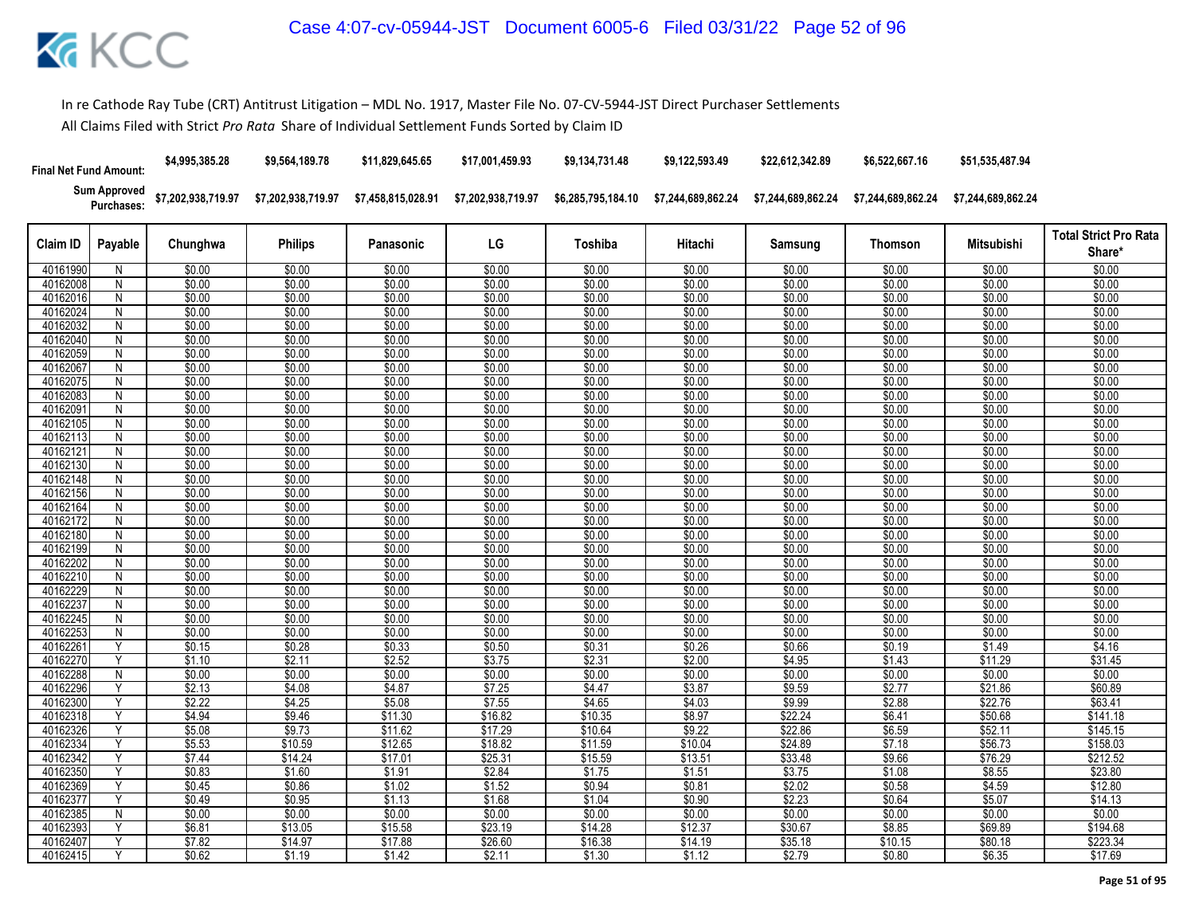In re Cathode Ray Tube (CRT) Antitrust Litigation – MDL No. 1917, Master File No. 07-CV-5944-JST Direct Purchaser Settlements

All Claims Filed with Strict *Pro Rata* Share of Individual Settlement Funds Sorted by Claim ID

| | | Chunghwa | Philips | Panasonic | LG | Toshiba | Hitachi | Samsung | Thomson | Mitsubishi | |
|---|---|---|---|---|---|---|---|---|---|---|---|
| **Final Net Fund Amount:** | | $4,995,385.28 | $9,564,189.78 | $11,829,645.65 | $17,001,459.93 | $9,134,731.48 | $9,122,593.49 | $22,612,342.89 | $6,522,667.16 | $51,535,487.94 | |
| **Sum Approved Purchases:** | | $7,202,938,719.97 | $7,202,938,719.97 | $7,458,815,028.91 | $7,202,938,719.97 | $6,285,795,184.10 | $7,244,689,862.24 | $7,244,689,862.24 | $7,244,689,862.24 | $7,244,689,862.24 | |

| Claim ID | Payable | Chunghwa | Philips | Panasonic | LG | Toshiba | Hitachi | Samsung | Thomson | Mitsubishi | Total Strict Pro Rata Share* |
|---|---|---|---|---|---|---|---|---|---|---|---|
| 40161990 | N | $0.00 | $0.00 | $0.00 | $0.00 | $0.00 | $0.00 | $0.00 | $0.00 | $0.00 | $0.00 |
| 40162008 | N | $0.00 | $0.00 | $0.00 | $0.00 | $0.00 | $0.00 | $0.00 | $0.00 | $0.00 | $0.00 |
| 40162016 | N | $0.00 | $0.00 | $0.00 | $0.00 | $0.00 | $0.00 | $0.00 | $0.00 | $0.00 | $0.00 |
| 40162024 | N | $0.00 | $0.00 | $0.00 | $0.00 | $0.00 | $0.00 | $0.00 | $0.00 | $0.00 | $0.00 |
| 40162032 | N | $0.00 | $0.00 | $0.00 | $0.00 | $0.00 | $0.00 | $0.00 | $0.00 | $0.00 | $0.00 |
| 40162040 | N | $0.00 | $0.00 | $0.00 | $0.00 | $0.00 | $0.00 | $0.00 | $0.00 | $0.00 | $0.00 |
| 40162059 | N | $0.00 | $0.00 | $0.00 | $0.00 | $0.00 | $0.00 | $0.00 | $0.00 | $0.00 | $0.00 |
| 40162067 | N | $0.00 | $0.00 | $0.00 | $0.00 | $0.00 | $0.00 | $0.00 | $0.00 | $0.00 | $0.00 |
| 40162075 | N | $0.00 | $0.00 | $0.00 | $0.00 | $0.00 | $0.00 | $0.00 | $0.00 | $0.00 | $0.00 |
| 40162083 | N | $0.00 | $0.00 | $0.00 | $0.00 | $0.00 | $0.00 | $0.00 | $0.00 | $0.00 | $0.00 |
| 40162091 | N | $0.00 | $0.00 | $0.00 | $0.00 | $0.00 | $0.00 | $0.00 | $0.00 | $0.00 | $0.00 |
| 40162105 | N | $0.00 | $0.00 | $0.00 | $0.00 | $0.00 | $0.00 | $0.00 | $0.00 | $0.00 | $0.00 |
| 40162113 | N | $0.00 | $0.00 | $0.00 | $0.00 | $0.00 | $0.00 | $0.00 | $0.00 | $0.00 | $0.00 |
| 40162121 | N | $0.00 | $0.00 | $0.00 | $0.00 | $0.00 | $0.00 | $0.00 | $0.00 | $0.00 | $0.00 |
| 40162130 | N | $0.00 | $0.00 | $0.00 | $0.00 | $0.00 | $0.00 | $0.00 | $0.00 | $0.00 | $0.00 |
| 40162148 | N | $0.00 | $0.00 | $0.00 | $0.00 | $0.00 | $0.00 | $0.00 | $0.00 | $0.00 | $0.00 |
| 40162156 | N | $0.00 | $0.00 | $0.00 | $0.00 | $0.00 | $0.00 | $0.00 | $0.00 | $0.00 | $0.00 |
| 40162164 | N | $0.00 | $0.00 | $0.00 | $0.00 | $0.00 | $0.00 | $0.00 | $0.00 | $0.00 | $0.00 |
| 40162172 | N | $0.00 | $0.00 | $0.00 | $0.00 | $0.00 | $0.00 | $0.00 | $0.00 | $0.00 | $0.00 |
| 40162180 | N | $0.00 | $0.00 | $0.00 | $0.00 | $0.00 | $0.00 | $0.00 | $0.00 | $0.00 | $0.00 |
| 40162199 | N | $0.00 | $0.00 | $0.00 | $0.00 | $0.00 | $0.00 | $0.00 | $0.00 | $0.00 | $0.00 |
| 40162202 | N | $0.00 | $0.00 | $0.00 | $0.00 | $0.00 | $0.00 | $0.00 | $0.00 | $0.00 | $0.00 |
| 40162210 | N | $0.00 | $0.00 | $0.00 | $0.00 | $0.00 | $0.00 | $0.00 | $0.00 | $0.00 | $0.00 |
| 40162229 | N | $0.00 | $0.00 | $0.00 | $0.00 | $0.00 | $0.00 | $0.00 | $0.00 | $0.00 | $0.00 |
| 40162237 | N | $0.00 | $0.00 | $0.00 | $0.00 | $0.00 | $0.00 | $0.00 | $0.00 | $0.00 | $0.00 |
| 40162245 | N | $0.00 | $0.00 | $0.00 | $0.00 | $0.00 | $0.00 | $0.00 | $0.00 | $0.00 | $0.00 |
| 40162253 | N | $0.00 | $0.00 | $0.00 | $0.00 | $0.00 | $0.00 | $0.00 | $0.00 | $0.00 | $0.00 |
| 40162261 | Y | $0.15 | $0.28 | $0.33 | $0.50 | $0.31 | $0.26 | $0.66 | $0.19 | $1.49 | $4.16 |
| 40162270 | Y | $1.10 | $2.11 | $2.52 | $3.75 | $2.31 | $2.00 | $4.95 | $1.43 | $11.29 | $31.45 |
| 40162288 | N | $0.00 | $0.00 | $0.00 | $0.00 | $0.00 | $0.00 | $0.00 | $0.00 | $0.00 | $0.00 |
| 40162296 | Y | $2.13 | $4.08 | $4.87 | $7.25 | $4.47 | $3.87 | $9.59 | $2.77 | $21.86 | $60.89 |
| 40162300 | Y | $2.22 | $4.25 | $5.08 | $7.55 | $4.65 | $4.03 | $9.99 | $2.88 | $22.76 | $63.41 |
| 40162318 | Y | $4.94 | $9.46 | $11.30 | $16.82 | $10.35 | $8.97 | $22.24 | $6.41 | $50.68 | $141.18 |
| 40162326 | Y | $5.08 | $9.73 | $11.62 | $17.29 | $10.64 | $9.22 | $22.86 | $6.59 | $52.11 | $145.15 |
| 40162334 | Y | $5.53 | $10.59 | $12.65 | $18.82 | $11.59 | $10.04 | $24.89 | $7.18 | $56.73 | $158.03 |
| 40162342 | Y | $7.44 | $14.24 | $17.01 | $25.31 | $15.59 | $13.51 | $33.48 | $9.66 | $76.29 | $212.52 |
| 40162350 | Y | $0.83 | $1.60 | $1.91 | $2.84 | $1.75 | $1.51 | $3.75 | $1.08 | $8.55 | $23.80 |
| 40162369 | Y | $0.45 | $0.86 | $1.02 | $1.52 | $0.94 | $0.81 | $2.02 | $0.58 | $4.59 | $12.80 |
| 40162377 | Y | $0.49 | $0.95 | $1.13 | $1.68 | $1.04 | $0.90 | $2.23 | $0.64 | $5.07 | $14.13 |
| 40162385 | N | $0.00 | $0.00 | $0.00 | $0.00 | $0.00 | $0.00 | $0.00 | $0.00 | $0.00 | $0.00 |
| 40162393 | Y | $6.81 | $13.05 | $15.58 | $23.19 | $14.28 | $12.37 | $30.67 | $8.85 | $69.89 | $194.68 |
| 40162407 | Y | $7.82 | $14.97 | $17.88 | $26.60 | $16.38 | $14.19 | $35.18 | $10.15 | $80.18 | $223.34 |
| 40162415 | Y | $0.62 | $1.19 | $1.42 | $2.11 | $1.30 | $1.12 | $2.79 | $0.80 | $6.35 | $17.69 |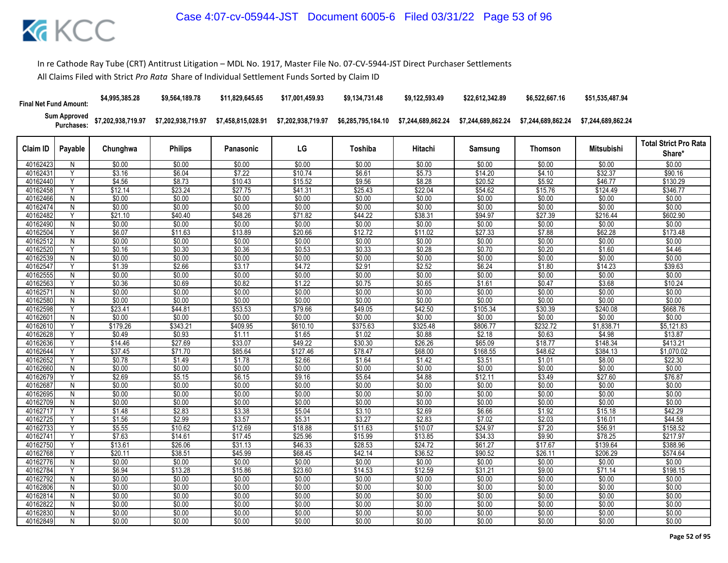In re Cathode Ray Tube (CRT) Antitrust Litigation – MDL No. 1917, Master File No. 07-CV-5944-JST Direct Purchaser Settlements

All Claims Filed with Strict *Pro Rata* Share of Individual Settlement Funds Sorted by Claim ID

| Final Net Fund Amount: | $4,995,385.28 | $9,564,189.78 | $11,829,645.65 | $17,001,459.93 | $9,134,731.48 | $9,122,593.49 | $22,612,342.89 | $6,522,667.16 | $51,535,487.94 |
|---|---|---|---|---|---|---|---|---|---|
| Sum Approved Purchases: | $7,202,938,719.97 | $7,202,938,719.97 | $7,458,815,028.91 | $7,202,938,719.97 | $6,285,795,184.10 | $7,244,689,862.24 | $7,244,689,862.24 | $7,244,689,862.24 | $7,244,689,862.24 |

| Claim ID | Payable | Chunghwa | Philips | Panasonic | LG | Toshiba | Hitachi | Samsung | Thomson | Mitsubishi | Total Strict Pro Rata Share* |
|---|---|---|---|---|---|---|---|---|---|---|---|
| 40162423 | N | $0.00 | $0.00 | $0.00 | $0.00 | $0.00 | $0.00 | $0.00 | $0.00 | $0.00 | $0.00 |
| 40162431 | Y | $3.16 | $6.04 | $7.22 | $10.74 | $6.61 | $5.73 | $14.20 | $4.10 | $32.37 | $90.16 |
| 40162440 | Y | $4.56 | $8.73 | $10.43 | $15.52 | $9.56 | $8.28 | $20.52 | $5.92 | $46.77 | $130.29 |
| 40162458 | Y | $12.14 | $23.24 | $27.75 | $41.31 | $25.43 | $22.04 | $54.62 | $15.76 | $124.49 | $346.77 |
| 40162466 | N | $0.00 | $0.00 | $0.00 | $0.00 | $0.00 | $0.00 | $0.00 | $0.00 | $0.00 | $0.00 |
| 40162474 | N | $0.00 | $0.00 | $0.00 | $0.00 | $0.00 | $0.00 | $0.00 | $0.00 | $0.00 | $0.00 |
| 40162482 | Y | $21.10 | $40.40 | $48.26 | $71.82 | $44.22 | $38.31 | $94.97 | $27.39 | $216.44 | $602.90 |
| 40162490 | N | $0.00 | $0.00 | $0.00 | $0.00 | $0.00 | $0.00 | $0.00 | $0.00 | $0.00 | $0.00 |
| 40162504 | Y | $6.07 | $11.63 | $13.89 | $20.66 | $12.72 | $11.02 | $27.33 | $7.88 | $62.28 | $173.48 |
| 40162512 | N | $0.00 | $0.00 | $0.00 | $0.00 | $0.00 | $0.00 | $0.00 | $0.00 | $0.00 | $0.00 |
| 40162520 | Y | $0.16 | $0.30 | $0.36 | $0.53 | $0.33 | $0.28 | $0.70 | $0.20 | $1.60 | $4.46 |
| 40162539 | N | $0.00 | $0.00 | $0.00 | $0.00 | $0.00 | $0.00 | $0.00 | $0.00 | $0.00 | $0.00 |
| 40162547 | Y | $1.39 | $2.66 | $3.17 | $4.72 | $2.91 | $2.52 | $6.24 | $1.80 | $14.23 | $39.63 |
| 40162555 | N | $0.00 | $0.00 | $0.00 | $0.00 | $0.00 | $0.00 | $0.00 | $0.00 | $0.00 | $0.00 |
| 40162563 | Y | $0.36 | $0.69 | $0.82 | $1.22 | $0.75 | $0.65 | $1.61 | $0.47 | $3.68 | $10.24 |
| 40162571 | N | $0.00 | $0.00 | $0.00 | $0.00 | $0.00 | $0.00 | $0.00 | $0.00 | $0.00 | $0.00 |
| 40162580 | N | $0.00 | $0.00 | $0.00 | $0.00 | $0.00 | $0.00 | $0.00 | $0.00 | $0.00 | $0.00 |
| 40162598 | Y | $23.41 | $44.81 | $53.53 | $79.66 | $49.05 | $42.50 | $105.34 | $30.39 | $240.08 | $668.76 |
| 40162601 | N | $0.00 | $0.00 | $0.00 | $0.00 | $0.00 | $0.00 | $0.00 | $0.00 | $0.00 | $0.00 |
| 40162610 | Y | $179.26 | $343.21 | $409.95 | $610.10 | $375.63 | $325.48 | $806.77 | $232.72 | $1,838.71 | $5,121.83 |
| 40162628 | Y | $0.49 | $0.93 | $1.11 | $1.65 | $1.02 | $0.88 | $2.18 | $0.63 | $4.98 | $13.87 |
| 40162636 | Y | $14.46 | $27.69 | $33.07 | $49.22 | $30.30 | $26.26 | $65.09 | $18.77 | $148.34 | $413.21 |
| 40162644 | Y | $37.45 | $71.70 | $85.64 | $127.46 | $78.47 | $68.00 | $168.55 | $48.62 | $384.13 | $1,070.02 |
| 40162652 | Y | $0.78 | $1.49 | $1.78 | $2.66 | $1.64 | $1.42 | $3.51 | $1.01 | $8.00 | $22.30 |
| 40162660 | N | $0.00 | $0.00 | $0.00 | $0.00 | $0.00 | $0.00 | $0.00 | $0.00 | $0.00 | $0.00 |
| 40162679 | Y | $2.69 | $5.15 | $6.15 | $9.16 | $5.64 | $4.88 | $12.11 | $3.49 | $27.60 | $76.87 |
| 40162687 | N | $0.00 | $0.00 | $0.00 | $0.00 | $0.00 | $0.00 | $0.00 | $0.00 | $0.00 | $0.00 |
| 40162695 | N | $0.00 | $0.00 | $0.00 | $0.00 | $0.00 | $0.00 | $0.00 | $0.00 | $0.00 | $0.00 |
| 40162709 | N | $0.00 | $0.00 | $0.00 | $0.00 | $0.00 | $0.00 | $0.00 | $0.00 | $0.00 | $0.00 |
| 40162717 | Y | $1.48 | $2.83 | $3.38 | $5.04 | $3.10 | $2.69 | $6.66 | $1.92 | $15.18 | $42.29 |
| 40162725 | Y | $1.56 | $2.99 | $3.57 | $5.31 | $3.27 | $2.83 | $7.02 | $2.03 | $16.01 | $44.58 |
| 40162733 | Y | $5.55 | $10.62 | $12.69 | $18.88 | $11.63 | $10.07 | $24.97 | $7.20 | $56.91 | $158.52 |
| 40162741 | Y | $7.63 | $14.61 | $17.45 | $25.96 | $15.99 | $13.85 | $34.33 | $9.90 | $78.25 | $217.97 |
| 40162750 | Y | $13.61 | $26.06 | $31.13 | $46.33 | $28.53 | $24.72 | $61.27 | $17.67 | $139.64 | $388.96 |
| 40162768 | Y | $20.11 | $38.51 | $45.99 | $68.45 | $42.14 | $36.52 | $90.52 | $26.11 | $206.29 | $574.64 |
| 40162776 | N | $0.00 | $0.00 | $0.00 | $0.00 | $0.00 | $0.00 | $0.00 | $0.00 | $0.00 | $0.00 |
| 40162784 | Y | $6.94 | $13.28 | $15.86 | $23.60 | $14.53 | $12.59 | $31.21 | $9.00 | $71.14 | $198.15 |
| 40162792 | N | $0.00 | $0.00 | $0.00 | $0.00 | $0.00 | $0.00 | $0.00 | $0.00 | $0.00 | $0.00 |
| 40162806 | N | $0.00 | $0.00 | $0.00 | $0.00 | $0.00 | $0.00 | $0.00 | $0.00 | $0.00 | $0.00 |
| 40162814 | N | $0.00 | $0.00 | $0.00 | $0.00 | $0.00 | $0.00 | $0.00 | $0.00 | $0.00 | $0.00 |
| 40162822 | N | $0.00 | $0.00 | $0.00 | $0.00 | $0.00 | $0.00 | $0.00 | $0.00 | $0.00 | $0.00 |
| 40162830 | N | $0.00 | $0.00 | $0.00 | $0.00 | $0.00 | $0.00 | $0.00 | $0.00 | $0.00 | $0.00 |
| 40162849 | N | $0.00 | $0.00 | $0.00 | $0.00 | $0.00 | $0.00 | $0.00 | $0.00 | $0.00 | $0.00 |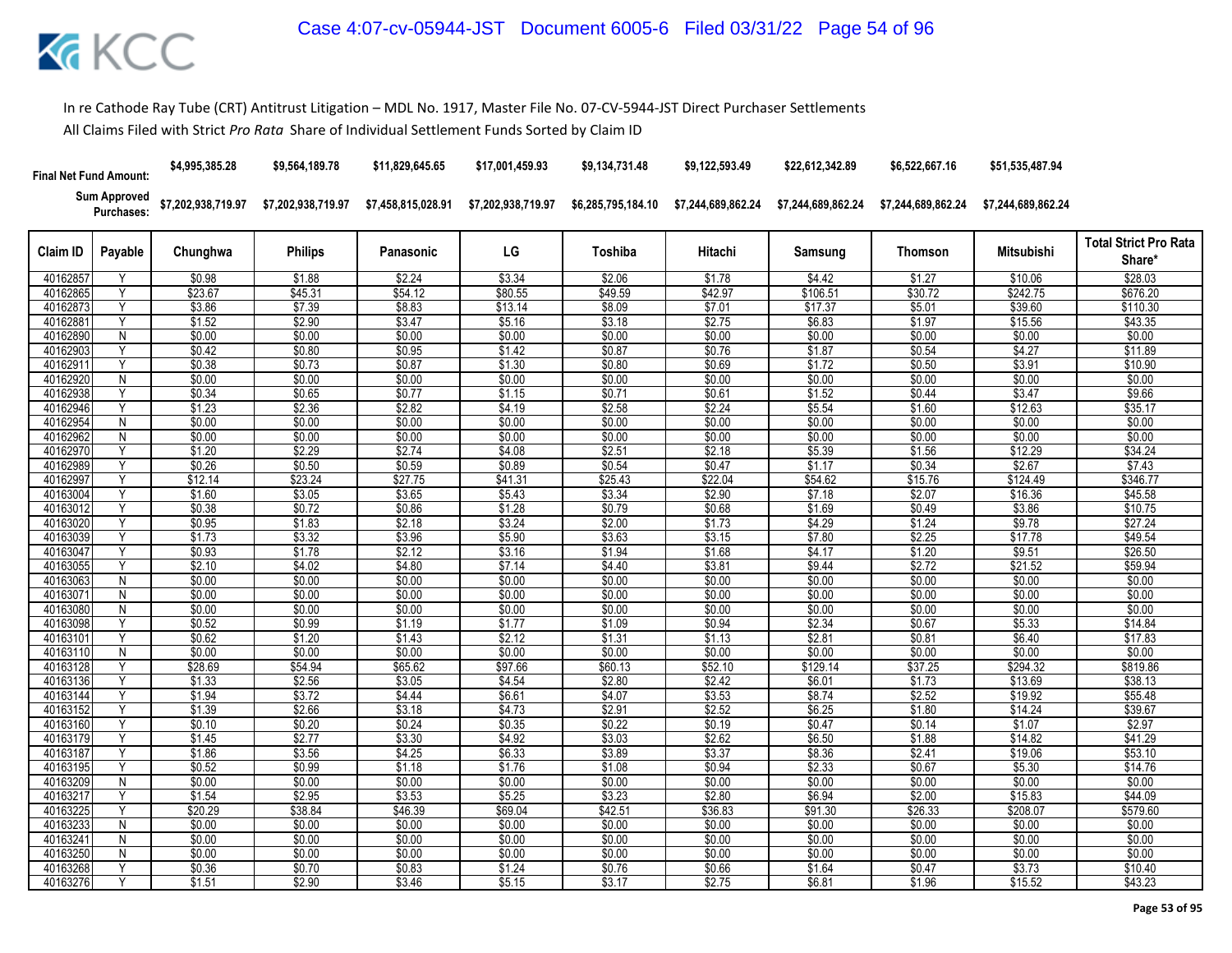In re Cathode Ray Tube (CRT) Antitrust Litigation – MDL No. 1917, Master File No. 07-CV-5944-JST Direct Purchaser Settlements

All Claims Filed with Strict *Pro Rata* Share of Individual Settlement Funds Sorted by Claim ID

| | | Chunghwa | Philips | Panasonic | LG | Toshiba | Hitachi | Samsung | Thomson | Mitsubishi | |
|---|---|---|---|---|---|---|---|---|---|---|---|
| **Final Net Fund Amount:** | | $4,995,385.28 | $9,564,189.78 | $11,829,645.65 | $17,001,459.93 | $9,134,731.48 | $9,122,593.49 | $22,612,342.89 | $6,522,667.16 | $51,535,487.94 | |
| **Sum Approved Purchases:** | | $7,202,938,719.97 | $7,202,938,719.97 | $7,458,815,028.91 | $7,202,938,719.97 | $6,285,795,184.10 | $7,244,689,862.24 | $7,244,689,862.24 | $7,244,689,862.24 | $7,244,689,862.24 | |
| **Claim ID** | **Payable** | **Chunghwa** | **Philips** | **Panasonic** | **LG** | **Toshiba** | **Hitachi** | **Samsung** | **Thomson** | **Mitsubishi** | **Total Strict Pro Rata Share*** |
| 40162857 | Y | $0.98 | $1.88 | $2.24 | $3.34 | $2.06 | $1.78 | $4.42 | $1.27 | $10.06 | $28.03 |
| 40162865 | Y | $23.67 | $45.31 | $54.12 | $80.55 | $49.59 | $42.97 | $106.51 | $30.72 | $242.75 | $676.20 |
| 40162873 | Y | $3.86 | $7.39 | $8.83 | $13.14 | $8.09 | $7.01 | $17.37 | $5.01 | $39.60 | $110.30 |
| 40162881 | Y | $1.52 | $2.90 | $3.47 | $5.16 | $3.18 | $2.75 | $6.83 | $1.97 | $15.56 | $43.35 |
| 40162890 | N | $0.00 | $0.00 | $0.00 | $0.00 | $0.00 | $0.00 | $0.00 | $0.00 | $0.00 | $0.00 |
| 40162903 | Y | $0.42 | $0.80 | $0.95 | $1.42 | $0.87 | $0.76 | $1.87 | $0.54 | $4.27 | $11.89 |
| 40162911 | Y | $0.38 | $0.73 | $0.87 | $1.30 | $0.80 | $0.69 | $1.72 | $0.50 | $3.91 | $10.90 |
| 40162920 | N | $0.00 | $0.00 | $0.00 | $0.00 | $0.00 | $0.00 | $0.00 | $0.00 | $0.00 | $0.00 |
| 40162938 | Y | $0.34 | $0.65 | $0.77 | $1.15 | $0.71 | $0.61 | $1.52 | $0.44 | $3.47 | $9.66 |
| 40162946 | Y | $1.23 | $2.36 | $2.82 | $4.19 | $2.58 | $2.24 | $5.54 | $1.60 | $12.63 | $35.17 |
| 40162954 | N | $0.00 | $0.00 | $0.00 | $0.00 | $0.00 | $0.00 | $0.00 | $0.00 | $0.00 | $0.00 |
| 40162962 | N | $0.00 | $0.00 | $0.00 | $0.00 | $0.00 | $0.00 | $0.00 | $0.00 | $0.00 | $0.00 |
| 40162970 | Y | $1.20 | $2.29 | $2.74 | $4.08 | $2.51 | $2.18 | $5.39 | $1.56 | $12.29 | $34.24 |
| 40162989 | Y | $0.26 | $0.50 | $0.59 | $0.89 | $0.54 | $0.47 | $1.17 | $0.34 | $2.67 | $7.43 |
| 40162997 | Y | $12.14 | $23.24 | $27.75 | $41.31 | $25.43 | $22.04 | $54.62 | $15.76 | $124.49 | $346.77 |
| 40163004 | Y | $1.60 | $3.05 | $3.65 | $5.43 | $3.34 | $2.90 | $7.18 | $2.07 | $16.36 | $45.58 |
| 40163012 | Y | $0.38 | $0.72 | $0.86 | $1.28 | $0.79 | $0.68 | $1.69 | $0.49 | $3.86 | $10.75 |
| 40163020 | Y | $0.95 | $1.83 | $2.18 | $3.24 | $2.00 | $1.73 | $4.29 | $1.24 | $9.78 | $27.24 |
| 40163039 | Y | $1.73 | $3.32 | $3.96 | $5.90 | $3.63 | $3.15 | $7.80 | $2.25 | $17.78 | $49.54 |
| 40163047 | Y | $0.93 | $1.78 | $2.12 | $3.16 | $1.94 | $1.68 | $4.17 | $1.20 | $9.51 | $26.50 |
| 40163055 | Y | $2.10 | $4.02 | $4.80 | $7.14 | $4.40 | $3.81 | $9.44 | $2.72 | $21.52 | $59.94 |
| 40163063 | N | $0.00 | $0.00 | $0.00 | $0.00 | $0.00 | $0.00 | $0.00 | $0.00 | $0.00 | $0.00 |
| 40163071 | N | $0.00 | $0.00 | $0.00 | $0.00 | $0.00 | $0.00 | $0.00 | $0.00 | $0.00 | $0.00 |
| 40163080 | N | $0.00 | $0.00 | $0.00 | $0.00 | $0.00 | $0.00 | $0.00 | $0.00 | $0.00 | $0.00 |
| 40163098 | Y | $0.52 | $0.99 | $1.19 | $1.77 | $1.09 | $0.94 | $2.34 | $0.67 | $5.33 | $14.84 |
| 40163101 | Y | $0.62 | $1.20 | $1.43 | $2.12 | $1.31 | $1.13 | $2.81 | $0.81 | $6.40 | $17.83 |
| 40163110 | N | $0.00 | $0.00 | $0.00 | $0.00 | $0.00 | $0.00 | $0.00 | $0.00 | $0.00 | $0.00 |
| 40163128 | Y | $28.69 | $54.94 | $65.62 | $97.66 | $60.13 | $52.10 | $129.14 | $37.25 | $294.32 | $819.86 |
| 40163136 | Y | $1.33 | $2.56 | $3.05 | $4.54 | $2.80 | $2.42 | $6.01 | $1.73 | $13.69 | $38.13 |
| 40163144 | Y | $1.94 | $3.72 | $4.44 | $6.61 | $4.07 | $3.53 | $8.74 | $2.52 | $19.92 | $55.48 |
| 40163152 | Y | $1.39 | $2.66 | $3.18 | $4.73 | $2.91 | $2.52 | $6.25 | $1.80 | $14.24 | $39.67 |
| 40163160 | Y | $0.10 | $0.20 | $0.24 | $0.35 | $0.22 | $0.19 | $0.47 | $0.14 | $1.07 | $2.97 |
| 40163179 | Y | $1.45 | $2.77 | $3.30 | $4.92 | $3.03 | $2.62 | $6.50 | $1.88 | $14.82 | $41.29 |
| 40163187 | Y | $1.86 | $3.56 | $4.25 | $6.33 | $3.89 | $3.37 | $8.36 | $2.41 | $19.06 | $53.10 |
| 40163195 | Y | $0.52 | $0.99 | $1.18 | $1.76 | $1.08 | $0.94 | $2.33 | $0.67 | $5.30 | $14.76 |
| 40163209 | N | $0.00 | $0.00 | $0.00 | $0.00 | $0.00 | $0.00 | $0.00 | $0.00 | $0.00 | $0.00 |
| 40163217 | Y | $1.54 | $2.95 | $3.53 | $5.25 | $3.23 | $2.80 | $6.94 | $2.00 | $15.83 | $44.09 |
| 40163225 | Y | $20.29 | $38.84 | $46.39 | $69.04 | $42.51 | $36.83 | $91.30 | $26.33 | $208.07 | $579.60 |
| 40163233 | N | $0.00 | $0.00 | $0.00 | $0.00 | $0.00 | $0.00 | $0.00 | $0.00 | $0.00 | $0.00 |
| 40163241 | N | $0.00 | $0.00 | $0.00 | $0.00 | $0.00 | $0.00 | $0.00 | $0.00 | $0.00 | $0.00 |
| 40163250 | N | $0.00 | $0.00 | $0.00 | $0.00 | $0.00 | $0.00 | $0.00 | $0.00 | $0.00 | $0.00 |
| 40163268 | Y | $0.36 | $0.70 | $0.83 | $1.24 | $0.76 | $0.66 | $1.64 | $0.47 | $3.73 | $10.40 |
| 40163276 | Y | $1.51 | $2.90 | $3.46 | $5.15 | $3.17 | $2.75 | $6.81 | $1.96 | $15.52 | $43.23 |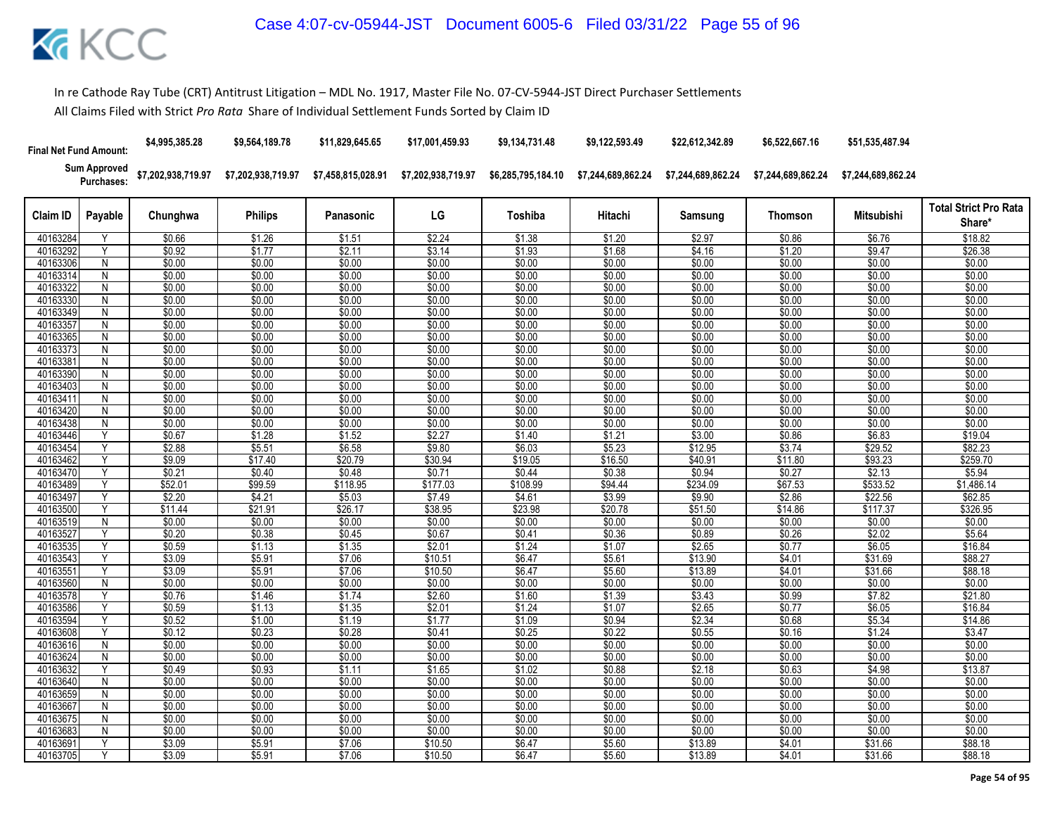In re Cathode Ray Tube (CRT) Antitrust Litigation – MDL No. 1917, Master File No. 07-CV-5944-JST Direct Purchaser Settlements

All Claims Filed with Strict *Pro Rata* Share of Individual Settlement Funds Sorted by Claim ID

| Final Net Fund Amount: | | $4,995,385.28 | $9,564,189.78 | $11,829,645.65 | $17,001,459.93 | $9,134,731.48 | $9,122,593.49 | $22,612,342.89 | $6,522,667.16 | $51,535,487.94 | |
|---|---|---|---|---|---|---|---|---|---|---|---|
| Sum Approved Purchases: | | $7,202,938,719.97 | $7,202,938,719.97 | $7,458,815,028.91 | $7,202,938,719.97 | $6,285,795,184.10 | $7,244,689,862.24 | $7,244,689,862.24 | $7,244,689,862.24 | $7,244,689,862.24 | |
| **Claim ID** | **Payable** | **Chunghwa** | **Philips** | **Panasonic** | **LG** | **Toshiba** | **Hitachi** | **Samsung** | **Thomson** | **Mitsubishi** | **Total Strict Pro Rata Share*** |
| 40163284 | Y | $0.66 | $1.26 | $1.51 | $2.24 | $1.38 | $1.20 | $2.97 | $0.86 | $6.76 | $18.82 |
| 40163292 | Y | $0.92 | $1.77 | $2.11 | $3.14 | $1.93 | $1.68 | $4.16 | $1.20 | $9.47 | $26.38 |
| 40163306 | N | $0.00 | $0.00 | $0.00 | $0.00 | $0.00 | $0.00 | $0.00 | $0.00 | $0.00 | $0.00 |
| 40163314 | N | $0.00 | $0.00 | $0.00 | $0.00 | $0.00 | $0.00 | $0.00 | $0.00 | $0.00 | $0.00 |
| 40163322 | N | $0.00 | $0.00 | $0.00 | $0.00 | $0.00 | $0.00 | $0.00 | $0.00 | $0.00 | $0.00 |
| 40163330 | N | $0.00 | $0.00 | $0.00 | $0.00 | $0.00 | $0.00 | $0.00 | $0.00 | $0.00 | $0.00 |
| 40163349 | N | $0.00 | $0.00 | $0.00 | $0.00 | $0.00 | $0.00 | $0.00 | $0.00 | $0.00 | $0.00 |
| 40163357 | N | $0.00 | $0.00 | $0.00 | $0.00 | $0.00 | $0.00 | $0.00 | $0.00 | $0.00 | $0.00 |
| 40163365 | N | $0.00 | $0.00 | $0.00 | $0.00 | $0.00 | $0.00 | $0.00 | $0.00 | $0.00 | $0.00 |
| 40163373 | N | $0.00 | $0.00 | $0.00 | $0.00 | $0.00 | $0.00 | $0.00 | $0.00 | $0.00 | $0.00 |
| 40163381 | N | $0.00 | $0.00 | $0.00 | $0.00 | $0.00 | $0.00 | $0.00 | $0.00 | $0.00 | $0.00 |
| 40163390 | N | $0.00 | $0.00 | $0.00 | $0.00 | $0.00 | $0.00 | $0.00 | $0.00 | $0.00 | $0.00 |
| 40163403 | N | $0.00 | $0.00 | $0.00 | $0.00 | $0.00 | $0.00 | $0.00 | $0.00 | $0.00 | $0.00 |
| 40163411 | N | $0.00 | $0.00 | $0.00 | $0.00 | $0.00 | $0.00 | $0.00 | $0.00 | $0.00 | $0.00 |
| 40163420 | N | $0.00 | $0.00 | $0.00 | $0.00 | $0.00 | $0.00 | $0.00 | $0.00 | $0.00 | $0.00 |
| 40163438 | N | $0.00 | $0.00 | $0.00 | $0.00 | $0.00 | $0.00 | $0.00 | $0.00 | $0.00 | $0.00 |
| 40163446 | Y | $0.67 | $1.28 | $1.52 | $2.27 | $1.40 | $1.21 | $3.00 | $0.86 | $6.83 | $19.04 |
| 40163454 | Y | $2.88 | $5.51 | $6.58 | $9.80 | $6.03 | $5.23 | $12.95 | $3.74 | $29.52 | $82.23 |
| 40163462 | Y | $9.09 | $17.40 | $20.79 | $30.94 | $19.05 | $16.50 | $40.91 | $11.80 | $93.23 | $259.70 |
| 40163470 | Y | $0.21 | $0.40 | $0.48 | $0.71 | $0.44 | $0.38 | $0.94 | $0.27 | $2.13 | $5.94 |
| 40163489 | Y | $52.01 | $99.59 | $118.95 | $177.03 | $108.99 | $94.44 | $234.09 | $67.53 | $533.52 | $1,486.14 |
| 40163497 | Y | $2.20 | $4.21 | $5.03 | $7.49 | $4.61 | $3.99 | $9.90 | $2.86 | $22.56 | $62.85 |
| 40163500 | Y | $11.44 | $21.91 | $26.17 | $38.95 | $23.98 | $20.78 | $51.50 | $14.86 | $117.37 | $326.95 |
| 40163519 | N | $0.00 | $0.00 | $0.00 | $0.00 | $0.00 | $0.00 | $0.00 | $0.00 | $0.00 | $0.00 |
| 40163527 | Y | $0.20 | $0.38 | $0.45 | $0.67 | $0.41 | $0.36 | $0.89 | $0.26 | $2.02 | $5.64 |
| 40163535 | Y | $0.59 | $1.13 | $1.35 | $2.01 | $1.24 | $1.07 | $2.65 | $0.77 | $6.05 | $16.84 |
| 40163543 | Y | $3.09 | $5.91 | $7.06 | $10.51 | $6.47 | $5.61 | $13.90 | $4.01 | $31.69 | $88.27 |
| 40163551 | Y | $3.09 | $5.91 | $7.06 | $10.50 | $6.47 | $5.60 | $13.89 | $4.01 | $31.66 | $88.18 |
| 40163560 | N | $0.00 | $0.00 | $0.00 | $0.00 | $0.00 | $0.00 | $0.00 | $0.00 | $0.00 | $0.00 |
| 40163578 | Y | $0.76 | $1.46 | $1.74 | $2.60 | $1.60 | $1.39 | $3.43 | $0.99 | $7.82 | $21.80 |
| 40163586 | Y | $0.59 | $1.13 | $1.35 | $2.01 | $1.24 | $1.07 | $2.65 | $0.77 | $6.05 | $16.84 |
| 40163594 | Y | $0.52 | $1.00 | $1.19 | $1.77 | $1.09 | $0.94 | $2.34 | $0.68 | $5.34 | $14.86 |
| 40163608 | Y | $0.12 | $0.23 | $0.28 | $0.41 | $0.25 | $0.22 | $0.55 | $0.16 | $1.24 | $3.47 |
| 40163616 | N | $0.00 | $0.00 | $0.00 | $0.00 | $0.00 | $0.00 | $0.00 | $0.00 | $0.00 | $0.00 |
| 40163624 | N | $0.00 | $0.00 | $0.00 | $0.00 | $0.00 | $0.00 | $0.00 | $0.00 | $0.00 | $0.00 |
| 40163632 | Y | $0.49 | $0.93 | $1.11 | $1.65 | $1.02 | $0.88 | $2.18 | $0.63 | $4.98 | $13.87 |
| 40163640 | N | $0.00 | $0.00 | $0.00 | $0.00 | $0.00 | $0.00 | $0.00 | $0.00 | $0.00 | $0.00 |
| 40163659 | N | $0.00 | $0.00 | $0.00 | $0.00 | $0.00 | $0.00 | $0.00 | $0.00 | $0.00 | $0.00 |
| 40163667 | N | $0.00 | $0.00 | $0.00 | $0.00 | $0.00 | $0.00 | $0.00 | $0.00 | $0.00 | $0.00 |
| 40163675 | N | $0.00 | $0.00 | $0.00 | $0.00 | $0.00 | $0.00 | $0.00 | $0.00 | $0.00 | $0.00 |
| 40163683 | N | $0.00 | $0.00 | $0.00 | $0.00 | $0.00 | $0.00 | $0.00 | $0.00 | $0.00 | $0.00 |
| 40163691 | Y | $3.09 | $5.91 | $7.06 | $10.50 | $6.47 | $5.60 | $13.89 | $4.01 | $31.66 | $88.18 |
| 40163705 | Y | $3.09 | $5.91 | $7.06 | $10.50 | $6.47 | $5.60 | $13.89 | $4.01 | $31.66 | $88.18 |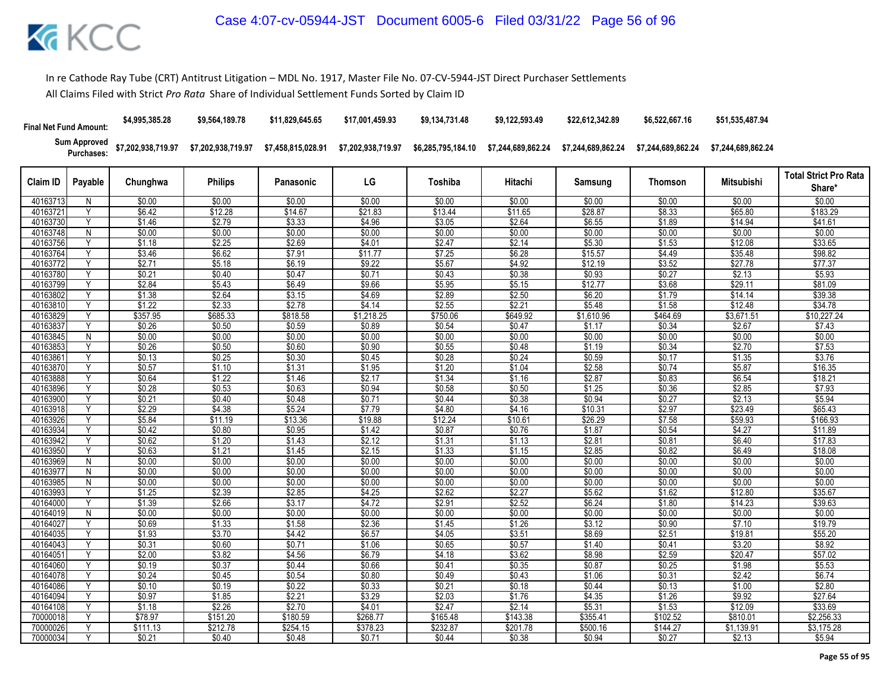In re Cathode Ray Tube (CRT) Antitrust Litigation – MDL No. 1917, Master File No. 07-CV-5944-JST Direct Purchaser Settlements

All Claims Filed with Strict *Pro Rata* Share of Individual Settlement Funds Sorted by Claim ID

| Final Net Fund Amount: | | $4,995,385.28 | $9,564,189.78 | $11,829,645.65 | $17,001,459.93 | $9,134,731.48 | $9,122,593.49 | $22,612,342.89 | $6,522,667.16 | $51,535,487.94 | |
|---|---|---|---|---|---|---|---|---|---|---|---|
| Sum Approved Purchases: | | $7,202,938,719.97 | $7,202,938,719.97 | $7,458,815,028.91 | $7,202,938,719.97 | $6,285,795,184.10 | $7,244,689,862.24 | $7,244,689,862.24 | $7,244,689,862.24 | $7,244,689,862.24 | |
| Claim ID | Payable | Chunghwa | Philips | Panasonic | LG | Toshiba | Hitachi | Samsung | Thomson | Mitsubishi | Total Strict Pro Rata Share* |
| 40163713 | N | $0.00 | $0.00 | $0.00 | $0.00 | $0.00 | $0.00 | $0.00 | $0.00 | $0.00 | $0.00 |
| 40163721 | Y | $6.42 | $12.28 | $14.67 | $21.83 | $13.44 | $11.65 | $28.87 | $8.33 | $65.80 | $183.29 |
| 40163730 | Y | $1.46 | $2.79 | $3.33 | $4.96 | $3.05 | $2.64 | $6.55 | $1.89 | $14.94 | $41.61 |
| 40163748 | N | $0.00 | $0.00 | $0.00 | $0.00 | $0.00 | $0.00 | $0.00 | $0.00 | $0.00 | $0.00 |
| 40163756 | Y | $1.18 | $2.25 | $2.69 | $4.01 | $2.47 | $2.14 | $5.30 | $1.53 | $12.08 | $33.65 |
| 40163764 | Y | $3.46 | $6.62 | $7.91 | $11.77 | $7.25 | $6.28 | $15.57 | $4.49 | $35.48 | $98.82 |
| 40163772 | Y | $2.71 | $5.18 | $6.19 | $9.22 | $5.67 | $4.92 | $12.19 | $3.52 | $27.78 | $77.37 |
| 40163780 | Y | $0.21 | $0.40 | $0.47 | $0.71 | $0.43 | $0.38 | $0.93 | $0.27 | $2.13 | $5.93 |
| 40163799 | Y | $2.84 | $5.43 | $6.49 | $9.66 | $5.95 | $5.15 | $12.77 | $3.68 | $29.11 | $81.09 |
| 40163802 | Y | $1.38 | $2.64 | $3.15 | $4.69 | $2.89 | $2.50 | $6.20 | $1.79 | $14.14 | $39.38 |
| 40163810 | Y | $1.22 | $2.33 | $2.78 | $4.14 | $2.55 | $2.21 | $5.48 | $1.58 | $12.48 | $34.78 |
| 40163829 | Y | $357.95 | $685.33 | $818.58 | $1,218.25 | $750.06 | $649.92 | $1,610.96 | $464.69 | $3,671.51 | $10,227.24 |
| 40163837 | Y | $0.26 | $0.50 | $0.59 | $0.89 | $0.54 | $0.47 | $1.17 | $0.34 | $2.67 | $7.43 |
| 40163845 | N | $0.00 | $0.00 | $0.00 | $0.00 | $0.00 | $0.00 | $0.00 | $0.00 | $0.00 | $0.00 |
| 40163853 | Y | $0.26 | $0.50 | $0.60 | $0.90 | $0.55 | $0.48 | $1.19 | $0.34 | $2.70 | $7.53 |
| 40163861 | Y | $0.13 | $0.25 | $0.30 | $0.45 | $0.28 | $0.24 | $0.59 | $0.17 | $1.35 | $3.76 |
| 40163870 | Y | $0.57 | $1.10 | $1.31 | $1.95 | $1.20 | $1.04 | $2.58 | $0.74 | $5.87 | $16.35 |
| 40163888 | Y | $0.64 | $1.22 | $1.46 | $2.17 | $1.34 | $1.16 | $2.87 | $0.83 | $6.54 | $18.21 |
| 40163896 | Y | $0.28 | $0.53 | $0.63 | $0.94 | $0.58 | $0.50 | $1.25 | $0.36 | $2.85 | $7.93 |
| 40163900 | Y | $0.21 | $0.40 | $0.48 | $0.71 | $0.44 | $0.38 | $0.94 | $0.27 | $2.13 | $5.94 |
| 40163918 | Y | $2.29 | $4.38 | $5.24 | $7.79 | $4.80 | $4.16 | $10.31 | $2.97 | $23.49 | $65.43 |
| 40163926 | Y | $5.84 | $11.19 | $13.36 | $19.88 | $12.24 | $10.61 | $26.29 | $7.58 | $59.93 | $166.93 |
| 40163934 | Y | $0.42 | $0.80 | $0.95 | $1.42 | $0.87 | $0.76 | $1.87 | $0.54 | $4.27 | $11.89 |
| 40163942 | Y | $0.62 | $1.20 | $1.43 | $2.12 | $1.31 | $1.13 | $2.81 | $0.81 | $6.40 | $17.83 |
| 40163950 | Y | $0.63 | $1.21 | $1.45 | $2.15 | $1.33 | $1.15 | $2.85 | $0.82 | $6.49 | $18.08 |
| 40163969 | N | $0.00 | $0.00 | $0.00 | $0.00 | $0.00 | $0.00 | $0.00 | $0.00 | $0.00 | $0.00 |
| 40163977 | N | $0.00 | $0.00 | $0.00 | $0.00 | $0.00 | $0.00 | $0.00 | $0.00 | $0.00 | $0.00 |
| 40163985 | N | $0.00 | $0.00 | $0.00 | $0.00 | $0.00 | $0.00 | $0.00 | $0.00 | $0.00 | $0.00 |
| 40163993 | Y | $1.25 | $2.39 | $2.85 | $4.25 | $2.62 | $2.27 | $5.62 | $1.62 | $12.80 | $35.67 |
| 40164000 | Y | $1.39 | $2.66 | $3.17 | $4.72 | $2.91 | $2.52 | $6.24 | $1.80 | $14.23 | $39.63 |
| 40164019 | N | $0.00 | $0.00 | $0.00 | $0.00 | $0.00 | $0.00 | $0.00 | $0.00 | $0.00 | $0.00 |
| 40164027 | Y | $0.69 | $1.33 | $1.58 | $2.36 | $1.45 | $1.26 | $3.12 | $0.90 | $7.10 | $19.79 |
| 40164035 | Y | $1.93 | $3.70 | $4.42 | $6.57 | $4.05 | $3.51 | $8.69 | $2.51 | $19.81 | $55.20 |
| 40164043 | Y | $0.31 | $0.60 | $0.71 | $1.06 | $0.65 | $0.57 | $1.40 | $0.41 | $3.20 | $8.92 |
| 40164051 | Y | $2.00 | $3.82 | $4.56 | $6.79 | $4.18 | $3.62 | $8.98 | $2.59 | $20.47 | $57.02 |
| 40164060 | Y | $0.19 | $0.37 | $0.44 | $0.66 | $0.41 | $0.35 | $0.87 | $0.25 | $1.98 | $5.53 |
| 40164078 | Y | $0.24 | $0.45 | $0.54 | $0.80 | $0.49 | $0.43 | $1.06 | $0.31 | $2.42 | $6.74 |
| 40164086 | Y | $0.10 | $0.19 | $0.22 | $0.33 | $0.21 | $0.18 | $0.44 | $0.13 | $1.00 | $2.80 |
| 40164094 | Y | $0.97 | $1.85 | $2.21 | $3.29 | $2.03 | $1.76 | $4.35 | $1.26 | $9.92 | $27.64 |
| 40164108 | Y | $1.18 | $2.26 | $2.70 | $4.01 | $2.47 | $2.14 | $5.31 | $1.53 | $12.09 | $33.69 |
| 70000018 | Y | $78.97 | $151.20 | $180.59 | $268.77 | $165.48 | $143.38 | $355.41 | $102.52 | $810.01 | $2,256.33 |
| 70000026 | Y | $111.13 | $212.78 | $254.15 | $378.23 | $232.87 | $201.78 | $500.16 | $144.27 | $1,139.91 | $3,175.28 |
| 70000034 | Y | $0.21 | $0.40 | $0.48 | $0.71 | $0.44 | $0.38 | $0.94 | $0.27 | $2.13 | $5.94 |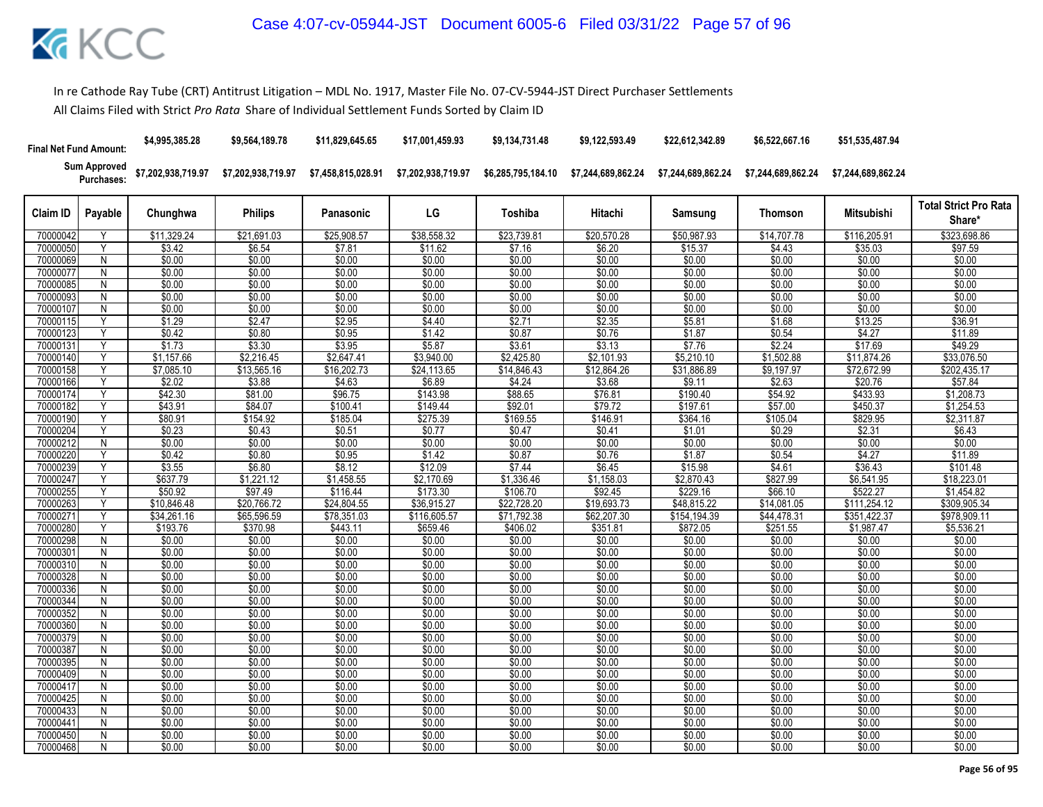In re Cathode Ray Tube (CRT) Antitrust Litigation – MDL No. 1917, Master File No. 07-CV-5944-JST Direct Purchaser Settlements

All Claims Filed with Strict *Pro Rata* Share of Individual Settlement Funds Sorted by Claim ID

| Final Net Fund Amount: | | $4,995,385.28 | $9,564,189.78 | $11,829,645.65 | $17,001,459.93 | $9,134,731.48 | $9,122,593.49 | $22,612,342.89 | $6,522,667.16 | $51,535,487.94 | |
|---|---|---|---|---|---|---|---|---|---|---|---|
| Sum Approved Purchases: | | $7,202,938,719.97 | $7,202,938,719.97 | $7,458,815,028.91 | $7,202,938,719.97 | $6,285,795,184.10 | $7,244,689,862.24 | $7,244,689,862.24 | $7,244,689,862.24 | $7,244,689,862.24 | |
| **Claim ID** | **Payable** | **Chunghwa** | **Philips** | **Panasonic** | **LG** | **Toshiba** | **Hitachi** | **Samsung** | **Thomson** | **Mitsubishi** | **Total Strict Pro Rata Share*** |
| 70000042 | Y | $11,329.24 | $21,691.03 | $25,908.57 | $38,558.32 | $23,739.81 | $20,570.28 | $50,987.93 | $14,707.78 | $116,205.91 | $323,698.86 |
| 70000050 | Y | $3.42 | $6.54 | $7.81 | $11.62 | $7.16 | $6.20 | $15.37 | $4.43 | $35.03 | $97.59 |
| 70000069 | N | $0.00 | $0.00 | $0.00 | $0.00 | $0.00 | $0.00 | $0.00 | $0.00 | $0.00 | $0.00 |
| 70000077 | N | $0.00 | $0.00 | $0.00 | $0.00 | $0.00 | $0.00 | $0.00 | $0.00 | $0.00 | $0.00 |
| 70000085 | N | $0.00 | $0.00 | $0.00 | $0.00 | $0.00 | $0.00 | $0.00 | $0.00 | $0.00 | $0.00 |
| 70000093 | N | $0.00 | $0.00 | $0.00 | $0.00 | $0.00 | $0.00 | $0.00 | $0.00 | $0.00 | $0.00 |
| 70000107 | N | $0.00 | $0.00 | $0.00 | $0.00 | $0.00 | $0.00 | $0.00 | $0.00 | $0.00 | $0.00 |
| 70000115 | Y | $1.29 | $2.47 | $2.95 | $4.40 | $2.71 | $2.35 | $5.81 | $1.68 | $13.25 | $36.91 |
| 70000123 | Y | $0.42 | $0.80 | $0.95 | $1.42 | $0.87 | $0.76 | $1.87 | $0.54 | $4.27 | $11.89 |
| 70000131 | Y | $1.73 | $3.30 | $3.95 | $5.87 | $3.61 | $3.13 | $7.76 | $2.24 | $17.69 | $49.29 |
| 70000140 | Y | $1,157.66 | $2,216.45 | $2,647.41 | $3,940.00 | $2,425.80 | $2,101.93 | $5,210.10 | $1,502.88 | $11,874.26 | $33,076.50 |
| 70000158 | Y | $7,085.10 | $13,565.16 | $16,202.73 | $24,113.65 | $14,846.43 | $12,864.26 | $31,886.89 | $9,197.97 | $72,672.99 | $202,435.17 |
| 70000166 | Y | $2.02 | $3.88 | $4.63 | $6.89 | $4.24 | $3.68 | $9.11 | $2.63 | $20.76 | $57.84 |
| 70000174 | Y | $42.30 | $81.00 | $96.75 | $143.98 | $88.65 | $76.81 | $190.40 | $54.92 | $433.93 | $1,208.73 |
| 70000182 | Y | $43.91 | $84.07 | $100.41 | $149.44 | $92.01 | $79.72 | $197.61 | $57.00 | $450.37 | $1,254.53 |
| 70000190 | Y | $80.91 | $154.92 | $185.04 | $275.39 | $169.55 | $146.91 | $364.16 | $105.04 | $829.95 | $2,311.87 |
| 70000204 | Y | $0.23 | $0.43 | $0.51 | $0.77 | $0.47 | $0.41 | $1.01 | $0.29 | $2.31 | $6.43 |
| 70000212 | N | $0.00 | $0.00 | $0.00 | $0.00 | $0.00 | $0.00 | $0.00 | $0.00 | $0.00 | $0.00 |
| 70000220 | Y | $0.42 | $0.80 | $0.95 | $1.42 | $0.87 | $0.76 | $1.87 | $0.54 | $4.27 | $11.89 |
| 70000239 | Y | $3.55 | $6.80 | $8.12 | $12.09 | $7.44 | $6.45 | $15.98 | $4.61 | $36.43 | $101.48 |
| 70000247 | Y | $637.79 | $1,221.12 | $1,458.55 | $2,170.69 | $1,336.46 | $1,158.03 | $2,870.43 | $827.99 | $6,541.95 | $18,223.01 |
| 70000255 | Y | $50.92 | $97.49 | $116.44 | $173.30 | $106.70 | $92.45 | $229.16 | $66.10 | $522.27 | $1,454.82 |
| 70000263 | Y | $10,846.48 | $20,766.72 | $24,804.55 | $36,915.27 | $22,728.20 | $19,693.73 | $48,815.22 | $14,081.05 | $111,254.12 | $309,905.34 |
| 70000271 | Y | $34,261.16 | $65,596.59 | $78,351.03 | $116,605.57 | $71,792.38 | $62,207.30 | $154,194.39 | $44,478.31 | $351,422.37 | $978,909.11 |
| 70000280 | Y | $193.76 | $370.98 | $443.11 | $659.46 | $406.02 | $351.81 | $872.05 | $251.55 | $1,987.47 | $5,536.21 |
| 70000298 | N | $0.00 | $0.00 | $0.00 | $0.00 | $0.00 | $0.00 | $0.00 | $0.00 | $0.00 | $0.00 |
| 70000301 | N | $0.00 | $0.00 | $0.00 | $0.00 | $0.00 | $0.00 | $0.00 | $0.00 | $0.00 | $0.00 |
| 70000310 | N | $0.00 | $0.00 | $0.00 | $0.00 | $0.00 | $0.00 | $0.00 | $0.00 | $0.00 | $0.00 |
| 70000328 | N | $0.00 | $0.00 | $0.00 | $0.00 | $0.00 | $0.00 | $0.00 | $0.00 | $0.00 | $0.00 |
| 70000336 | N | $0.00 | $0.00 | $0.00 | $0.00 | $0.00 | $0.00 | $0.00 | $0.00 | $0.00 | $0.00 |
| 70000344 | N | $0.00 | $0.00 | $0.00 | $0.00 | $0.00 | $0.00 | $0.00 | $0.00 | $0.00 | $0.00 |
| 70000352 | N | $0.00 | $0.00 | $0.00 | $0.00 | $0.00 | $0.00 | $0.00 | $0.00 | $0.00 | $0.00 |
| 70000360 | N | $0.00 | $0.00 | $0.00 | $0.00 | $0.00 | $0.00 | $0.00 | $0.00 | $0.00 | $0.00 |
| 70000379 | N | $0.00 | $0.00 | $0.00 | $0.00 | $0.00 | $0.00 | $0.00 | $0.00 | $0.00 | $0.00 |
| 70000387 | N | $0.00 | $0.00 | $0.00 | $0.00 | $0.00 | $0.00 | $0.00 | $0.00 | $0.00 | $0.00 |
| 70000395 | N | $0.00 | $0.00 | $0.00 | $0.00 | $0.00 | $0.00 | $0.00 | $0.00 | $0.00 | $0.00 |
| 70000409 | N | $0.00 | $0.00 | $0.00 | $0.00 | $0.00 | $0.00 | $0.00 | $0.00 | $0.00 | $0.00 |
| 70000417 | N | $0.00 | $0.00 | $0.00 | $0.00 | $0.00 | $0.00 | $0.00 | $0.00 | $0.00 | $0.00 |
| 70000425 | N | $0.00 | $0.00 | $0.00 | $0.00 | $0.00 | $0.00 | $0.00 | $0.00 | $0.00 | $0.00 |
| 70000433 | N | $0.00 | $0.00 | $0.00 | $0.00 | $0.00 | $0.00 | $0.00 | $0.00 | $0.00 | $0.00 |
| 70000441 | N | $0.00 | $0.00 | $0.00 | $0.00 | $0.00 | $0.00 | $0.00 | $0.00 | $0.00 | $0.00 |
| 70000450 | N | $0.00 | $0.00 | $0.00 | $0.00 | $0.00 | $0.00 | $0.00 | $0.00 | $0.00 | $0.00 |
| 70000468 | N | $0.00 | $0.00 | $0.00 | $0.00 | $0.00 | $0.00 | $0.00 | $0.00 | $0.00 | $0.00 |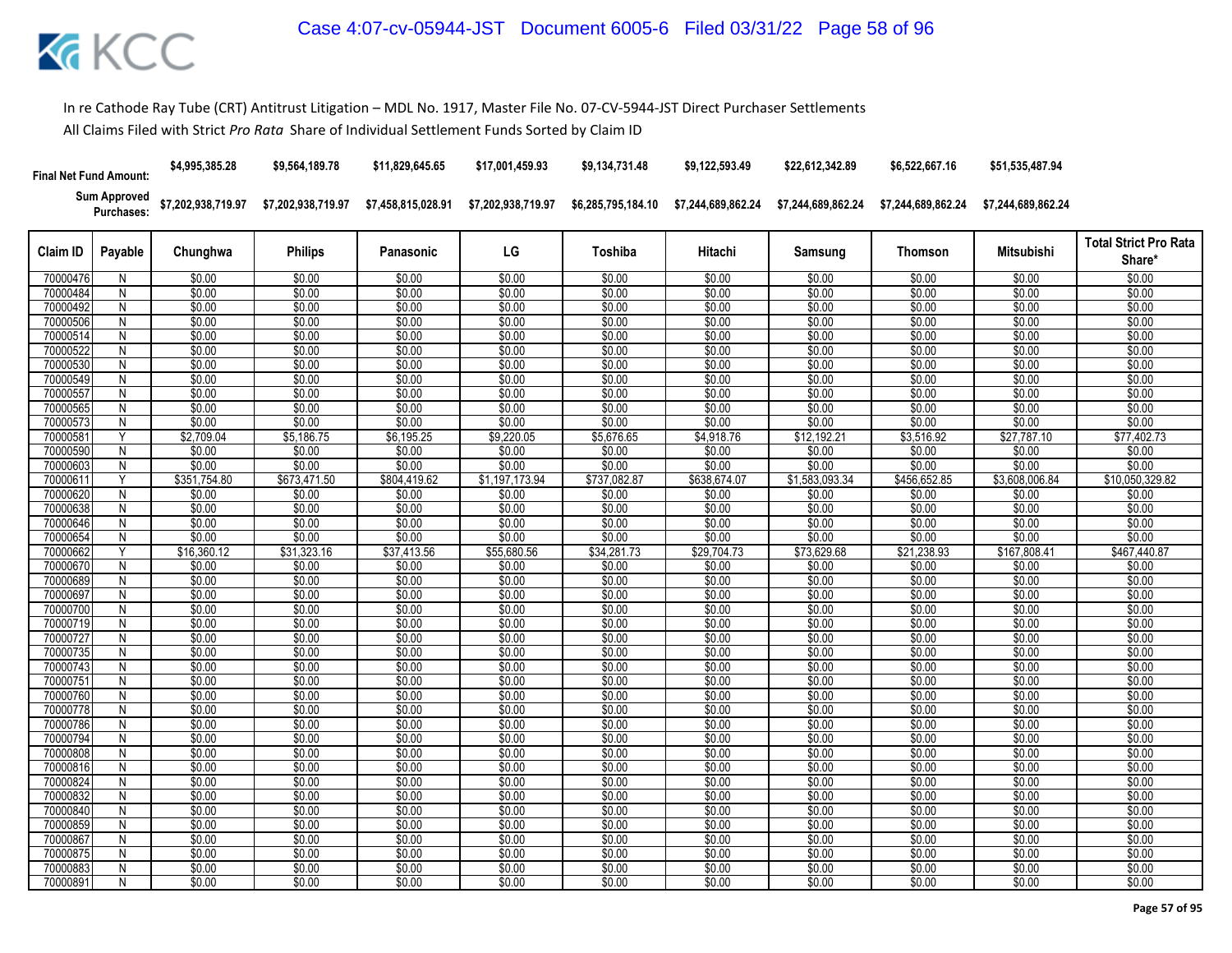In re Cathode Ray Tube (CRT) Antitrust Litigation – MDL No. 1917, Master File No. 07-CV-5944-JST Direct Purchaser Settlements

All Claims Filed with Strict *Pro Rata* Share of Individual Settlement Funds Sorted by Claim ID

| | | Chunghwa | Philips | Panasonic | LG | Toshiba | Hitachi | Samsung | Thomson | Mitsubishi | |
|---|---|---|---|---|---|---|---|---|---|---|---|
| **Final Net Fund Amount:** | | $4,995,385.28 | $9,564,189.78 | $11,829,645.65 | $17,001,459.93 | $9,134,731.48 | $9,122,593.49 | $22,612,342.89 | $6,522,667.16 | $51,535,487.94 | |
| **Sum Approved Purchases:** | | $7,202,938,719.97 | $7,202,938,719.97 | $7,458,815,028.91 | $7,202,938,719.97 | $6,285,795,184.10 | $7,244,689,862.24 | $7,244,689,862.24 | $7,244,689,862.24 | $7,244,689,862.24 | |
| **Claim ID** | **Payable** | **Chunghwa** | **Philips** | **Panasonic** | **LG** | **Toshiba** | **Hitachi** | **Samsung** | **Thomson** | **Mitsubishi** | **Total Strict Pro Rata Share*** |
| 70000476 | N | $0.00 | $0.00 | $0.00 | $0.00 | $0.00 | $0.00 | $0.00 | $0.00 | $0.00 | $0.00 |
| 70000484 | N | $0.00 | $0.00 | $0.00 | $0.00 | $0.00 | $0.00 | $0.00 | $0.00 | $0.00 | $0.00 |
| 70000492 | N | $0.00 | $0.00 | $0.00 | $0.00 | $0.00 | $0.00 | $0.00 | $0.00 | $0.00 | $0.00 |
| 70000506 | N | $0.00 | $0.00 | $0.00 | $0.00 | $0.00 | $0.00 | $0.00 | $0.00 | $0.00 | $0.00 |
| 70000514 | N | $0.00 | $0.00 | $0.00 | $0.00 | $0.00 | $0.00 | $0.00 | $0.00 | $0.00 | $0.00 |
| 70000522 | N | $0.00 | $0.00 | $0.00 | $0.00 | $0.00 | $0.00 | $0.00 | $0.00 | $0.00 | $0.00 |
| 70000530 | N | $0.00 | $0.00 | $0.00 | $0.00 | $0.00 | $0.00 | $0.00 | $0.00 | $0.00 | $0.00 |
| 70000549 | N | $0.00 | $0.00 | $0.00 | $0.00 | $0.00 | $0.00 | $0.00 | $0.00 | $0.00 | $0.00 |
| 70000557 | N | $0.00 | $0.00 | $0.00 | $0.00 | $0.00 | $0.00 | $0.00 | $0.00 | $0.00 | $0.00 |
| 70000565 | N | $0.00 | $0.00 | $0.00 | $0.00 | $0.00 | $0.00 | $0.00 | $0.00 | $0.00 | $0.00 |
| 70000573 | N | $0.00 | $0.00 | $0.00 | $0.00 | $0.00 | $0.00 | $0.00 | $0.00 | $0.00 | $0.00 |
| 70000581 | Y | $2,709.04 | $5,186.75 | $6,195.25 | $9,220.05 | $5,676.65 | $4,918.76 | $12,192.21 | $3,516.92 | $27,787.10 | $77,402.73 |
| 70000590 | N | $0.00 | $0.00 | $0.00 | $0.00 | $0.00 | $0.00 | $0.00 | $0.00 | $0.00 | $0.00 |
| 70000603 | N | $0.00 | $0.00 | $0.00 | $0.00 | $0.00 | $0.00 | $0.00 | $0.00 | $0.00 | $0.00 |
| 70000611 | Y | $351,754.80 | $673,471.50 | $804,419.62 | $1,197,173.94 | $737,082.87 | $638,674.07 | $1,583,093.34 | $456,652.85 | $3,608,006.84 | $10,050,329.82 |
| 70000620 | N | $0.00 | $0.00 | $0.00 | $0.00 | $0.00 | $0.00 | $0.00 | $0.00 | $0.00 | $0.00 |
| 70000638 | N | $0.00 | $0.00 | $0.00 | $0.00 | $0.00 | $0.00 | $0.00 | $0.00 | $0.00 | $0.00 |
| 70000646 | N | $0.00 | $0.00 | $0.00 | $0.00 | $0.00 | $0.00 | $0.00 | $0.00 | $0.00 | $0.00 |
| 70000654 | N | $0.00 | $0.00 | $0.00 | $0.00 | $0.00 | $0.00 | $0.00 | $0.00 | $0.00 | $0.00 |
| 70000662 | Y | $16,360.12 | $31,323.16 | $37,413.56 | $55,680.56 | $34,281.73 | $29,704.73 | $73,629.68 | $21,238.93 | $167,808.41 | $467,440.87 |
| 70000670 | N | $0.00 | $0.00 | $0.00 | $0.00 | $0.00 | $0.00 | $0.00 | $0.00 | $0.00 | $0.00 |
| 70000689 | N | $0.00 | $0.00 | $0.00 | $0.00 | $0.00 | $0.00 | $0.00 | $0.00 | $0.00 | $0.00 |
| 70000697 | N | $0.00 | $0.00 | $0.00 | $0.00 | $0.00 | $0.00 | $0.00 | $0.00 | $0.00 | $0.00 |
| 70000700 | N | $0.00 | $0.00 | $0.00 | $0.00 | $0.00 | $0.00 | $0.00 | $0.00 | $0.00 | $0.00 |
| 70000719 | N | $0.00 | $0.00 | $0.00 | $0.00 | $0.00 | $0.00 | $0.00 | $0.00 | $0.00 | $0.00 |
| 70000727 | N | $0.00 | $0.00 | $0.00 | $0.00 | $0.00 | $0.00 | $0.00 | $0.00 | $0.00 | $0.00 |
| 70000735 | N | $0.00 | $0.00 | $0.00 | $0.00 | $0.00 | $0.00 | $0.00 | $0.00 | $0.00 | $0.00 |
| 70000743 | N | $0.00 | $0.00 | $0.00 | $0.00 | $0.00 | $0.00 | $0.00 | $0.00 | $0.00 | $0.00 |
| 70000751 | N | $0.00 | $0.00 | $0.00 | $0.00 | $0.00 | $0.00 | $0.00 | $0.00 | $0.00 | $0.00 |
| 70000760 | N | $0.00 | $0.00 | $0.00 | $0.00 | $0.00 | $0.00 | $0.00 | $0.00 | $0.00 | $0.00 |
| 70000778 | N | $0.00 | $0.00 | $0.00 | $0.00 | $0.00 | $0.00 | $0.00 | $0.00 | $0.00 | $0.00 |
| 70000786 | N | $0.00 | $0.00 | $0.00 | $0.00 | $0.00 | $0.00 | $0.00 | $0.00 | $0.00 | $0.00 |
| 70000794 | N | $0.00 | $0.00 | $0.00 | $0.00 | $0.00 | $0.00 | $0.00 | $0.00 | $0.00 | $0.00 |
| 70000808 | N | $0.00 | $0.00 | $0.00 | $0.00 | $0.00 | $0.00 | $0.00 | $0.00 | $0.00 | $0.00 |
| 70000816 | N | $0.00 | $0.00 | $0.00 | $0.00 | $0.00 | $0.00 | $0.00 | $0.00 | $0.00 | $0.00 |
| 70000824 | N | $0.00 | $0.00 | $0.00 | $0.00 | $0.00 | $0.00 | $0.00 | $0.00 | $0.00 | $0.00 |
| 70000832 | N | $0.00 | $0.00 | $0.00 | $0.00 | $0.00 | $0.00 | $0.00 | $0.00 | $0.00 | $0.00 |
| 70000840 | N | $0.00 | $0.00 | $0.00 | $0.00 | $0.00 | $0.00 | $0.00 | $0.00 | $0.00 | $0.00 |
| 70000859 | N | $0.00 | $0.00 | $0.00 | $0.00 | $0.00 | $0.00 | $0.00 | $0.00 | $0.00 | $0.00 |
| 70000867 | N | $0.00 | $0.00 | $0.00 | $0.00 | $0.00 | $0.00 | $0.00 | $0.00 | $0.00 | $0.00 |
| 70000875 | N | $0.00 | $0.00 | $0.00 | $0.00 | $0.00 | $0.00 | $0.00 | $0.00 | $0.00 | $0.00 |
| 70000883 | N | $0.00 | $0.00 | $0.00 | $0.00 | $0.00 | $0.00 | $0.00 | $0.00 | $0.00 | $0.00 |
| 70000891 | N | $0.00 | $0.00 | $0.00 | $0.00 | $0.00 | $0.00 | $0.00 | $0.00 | $0.00 | $0.00 |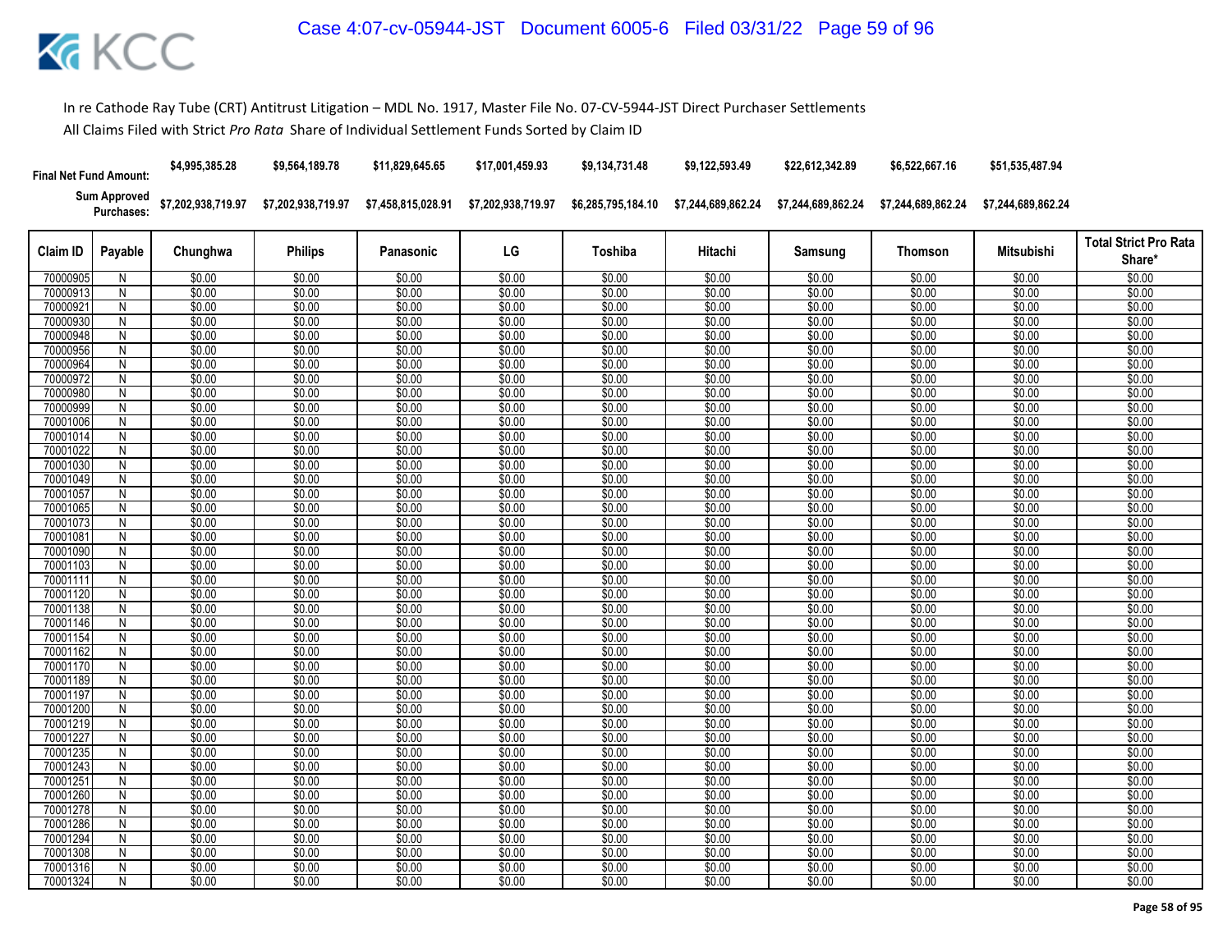In re Cathode Ray Tube (CRT) Antitrust Litigation – MDL No. 1917, Master File No. 07-CV-5944-JST Direct Purchaser Settlements

All Claims Filed with Strict *Pro Rata* Share of Individual Settlement Funds Sorted by Claim ID

| Final Net Fund Amount: | | $4,995,385.28 | $9,564,189.78 | $11,829,645.65 | $17,001,459.93 | $9,134,731.48 | $9,122,593.49 | $22,612,342.89 | $6,522,667.16 | $51,535,487.94 | |
|---|---|---|---|---|---|---|---|---|---|---|---|
| Sum Approved Purchases: | | $7,202,938,719.97 | $7,202,938,719.97 | $7,458,815,028.91 | $7,202,938,719.97 | $6,285,795,184.10 | $7,244,689,862.24 | $7,244,689,862.24 | $7,244,689,862.24 | $7,244,689,862.24 | |
| Claim ID | Payable | Chunghwa | Philips | Panasonic | LG | Toshiba | Hitachi | Samsung | Thomson | Mitsubishi | Total Strict Pro Rata Share* |
| 70000905 | N | $0.00 | $0.00 | $0.00 | $0.00 | $0.00 | $0.00 | $0.00 | $0.00 | $0.00 | $0.00 |
| 70000913 | N | $0.00 | $0.00 | $0.00 | $0.00 | $0.00 | $0.00 | $0.00 | $0.00 | $0.00 | $0.00 |
| 70000921 | N | $0.00 | $0.00 | $0.00 | $0.00 | $0.00 | $0.00 | $0.00 | $0.00 | $0.00 | $0.00 |
| 70000930 | N | $0.00 | $0.00 | $0.00 | $0.00 | $0.00 | $0.00 | $0.00 | $0.00 | $0.00 | $0.00 |
| 70000948 | N | $0.00 | $0.00 | $0.00 | $0.00 | $0.00 | $0.00 | $0.00 | $0.00 | $0.00 | $0.00 |
| 70000956 | N | $0.00 | $0.00 | $0.00 | $0.00 | $0.00 | $0.00 | $0.00 | $0.00 | $0.00 | $0.00 |
| 70000964 | N | $0.00 | $0.00 | $0.00 | $0.00 | $0.00 | $0.00 | $0.00 | $0.00 | $0.00 | $0.00 |
| 70000972 | N | $0.00 | $0.00 | $0.00 | $0.00 | $0.00 | $0.00 | $0.00 | $0.00 | $0.00 | $0.00 |
| 70000980 | N | $0.00 | $0.00 | $0.00 | $0.00 | $0.00 | $0.00 | $0.00 | $0.00 | $0.00 | $0.00 |
| 70000999 | N | $0.00 | $0.00 | $0.00 | $0.00 | $0.00 | $0.00 | $0.00 | $0.00 | $0.00 | $0.00 |
| 70001006 | N | $0.00 | $0.00 | $0.00 | $0.00 | $0.00 | $0.00 | $0.00 | $0.00 | $0.00 | $0.00 |
| 70001014 | N | $0.00 | $0.00 | $0.00 | $0.00 | $0.00 | $0.00 | $0.00 | $0.00 | $0.00 | $0.00 |
| 70001022 | N | $0.00 | $0.00 | $0.00 | $0.00 | $0.00 | $0.00 | $0.00 | $0.00 | $0.00 | $0.00 |
| 70001030 | N | $0.00 | $0.00 | $0.00 | $0.00 | $0.00 | $0.00 | $0.00 | $0.00 | $0.00 | $0.00 |
| 70001049 | N | $0.00 | $0.00 | $0.00 | $0.00 | $0.00 | $0.00 | $0.00 | $0.00 | $0.00 | $0.00 |
| 70001057 | N | $0.00 | $0.00 | $0.00 | $0.00 | $0.00 | $0.00 | $0.00 | $0.00 | $0.00 | $0.00 |
| 70001065 | N | $0.00 | $0.00 | $0.00 | $0.00 | $0.00 | $0.00 | $0.00 | $0.00 | $0.00 | $0.00 |
| 70001073 | N | $0.00 | $0.00 | $0.00 | $0.00 | $0.00 | $0.00 | $0.00 | $0.00 | $0.00 | $0.00 |
| 70001081 | N | $0.00 | $0.00 | $0.00 | $0.00 | $0.00 | $0.00 | $0.00 | $0.00 | $0.00 | $0.00 |
| 70001090 | N | $0.00 | $0.00 | $0.00 | $0.00 | $0.00 | $0.00 | $0.00 | $0.00 | $0.00 | $0.00 |
| 70001103 | N | $0.00 | $0.00 | $0.00 | $0.00 | $0.00 | $0.00 | $0.00 | $0.00 | $0.00 | $0.00 |
| 70001111 | N | $0.00 | $0.00 | $0.00 | $0.00 | $0.00 | $0.00 | $0.00 | $0.00 | $0.00 | $0.00 |
| 70001120 | N | $0.00 | $0.00 | $0.00 | $0.00 | $0.00 | $0.00 | $0.00 | $0.00 | $0.00 | $0.00 |
| 70001138 | N | $0.00 | $0.00 | $0.00 | $0.00 | $0.00 | $0.00 | $0.00 | $0.00 | $0.00 | $0.00 |
| 70001146 | N | $0.00 | $0.00 | $0.00 | $0.00 | $0.00 | $0.00 | $0.00 | $0.00 | $0.00 | $0.00 |
| 70001154 | N | $0.00 | $0.00 | $0.00 | $0.00 | $0.00 | $0.00 | $0.00 | $0.00 | $0.00 | $0.00 |
| 70001162 | N | $0.00 | $0.00 | $0.00 | $0.00 | $0.00 | $0.00 | $0.00 | $0.00 | $0.00 | $0.00 |
| 70001170 | N | $0.00 | $0.00 | $0.00 | $0.00 | $0.00 | $0.00 | $0.00 | $0.00 | $0.00 | $0.00 |
| 70001189 | N | $0.00 | $0.00 | $0.00 | $0.00 | $0.00 | $0.00 | $0.00 | $0.00 | $0.00 | $0.00 |
| 70001197 | N | $0.00 | $0.00 | $0.00 | $0.00 | $0.00 | $0.00 | $0.00 | $0.00 | $0.00 | $0.00 |
| 70001200 | N | $0.00 | $0.00 | $0.00 | $0.00 | $0.00 | $0.00 | $0.00 | $0.00 | $0.00 | $0.00 |
| 70001219 | N | $0.00 | $0.00 | $0.00 | $0.00 | $0.00 | $0.00 | $0.00 | $0.00 | $0.00 | $0.00 |
| 70001227 | N | $0.00 | $0.00 | $0.00 | $0.00 | $0.00 | $0.00 | $0.00 | $0.00 | $0.00 | $0.00 |
| 70001235 | N | $0.00 | $0.00 | $0.00 | $0.00 | $0.00 | $0.00 | $0.00 | $0.00 | $0.00 | $0.00 |
| 70001243 | N | $0.00 | $0.00 | $0.00 | $0.00 | $0.00 | $0.00 | $0.00 | $0.00 | $0.00 | $0.00 |
| 70001251 | N | $0.00 | $0.00 | $0.00 | $0.00 | $0.00 | $0.00 | $0.00 | $0.00 | $0.00 | $0.00 |
| 70001260 | N | $0.00 | $0.00 | $0.00 | $0.00 | $0.00 | $0.00 | $0.00 | $0.00 | $0.00 | $0.00 |
| 70001278 | N | $0.00 | $0.00 | $0.00 | $0.00 | $0.00 | $0.00 | $0.00 | $0.00 | $0.00 | $0.00 |
| 70001286 | N | $0.00 | $0.00 | $0.00 | $0.00 | $0.00 | $0.00 | $0.00 | $0.00 | $0.00 | $0.00 |
| 70001294 | N | $0.00 | $0.00 | $0.00 | $0.00 | $0.00 | $0.00 | $0.00 | $0.00 | $0.00 | $0.00 |
| 70001308 | N | $0.00 | $0.00 | $0.00 | $0.00 | $0.00 | $0.00 | $0.00 | $0.00 | $0.00 | $0.00 |
| 70001316 | N | $0.00 | $0.00 | $0.00 | $0.00 | $0.00 | $0.00 | $0.00 | $0.00 | $0.00 | $0.00 |
| 70001324 | N | $0.00 | $0.00 | $0.00 | $0.00 | $0.00 | $0.00 | $0.00 | $0.00 | $0.00 | $0.00 |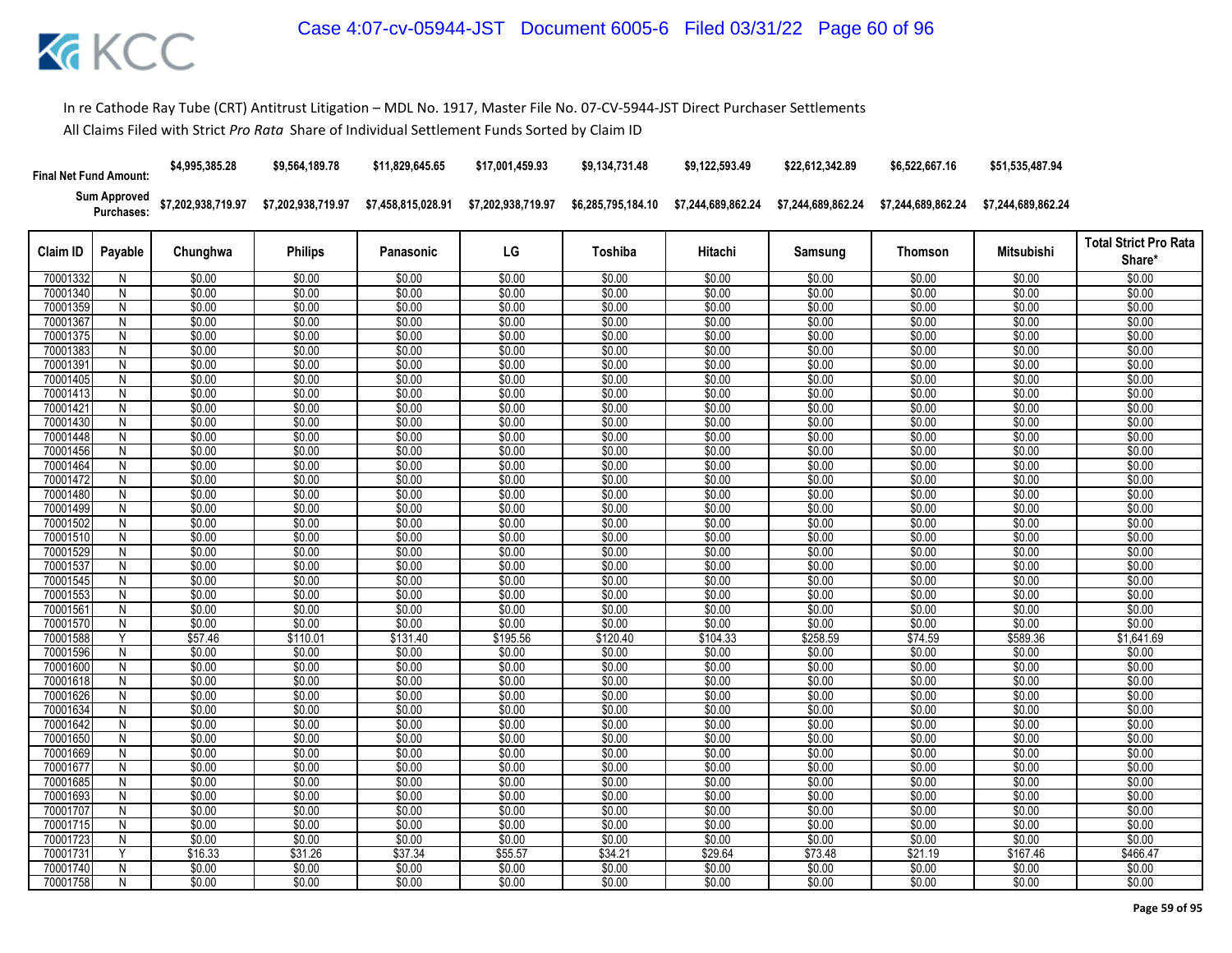In re Cathode Ray Tube (CRT) Antitrust Litigation – MDL No. 1917, Master File No. 07-CV-5944-JST Direct Purchaser Settlements

All Claims Filed with Strict *Pro Rata* Share of Individual Settlement Funds Sorted by Claim ID

| Final Net Fund Amount: | | $4,995,385.28 | $9,564,189.78 | $11,829,645.65 | $17,001,459.93 | $9,134,731.48 | $9,122,593.49 | $22,612,342.89 | $6,522,667.16 | $51,535,487.94 | |
|---|---|---|---|---|---|---|---|---|---|---|---|
| Sum Approved Purchases: | | $7,202,938,719.97 | $7,202,938,719.97 | $7,458,815,028.91 | $7,202,938,719.97 | $6,285,795,184.10 | $7,244,689,862.24 | $7,244,689,862.24 | $7,244,689,862.24 | $7,244,689,862.24 | |
| **Claim ID** | **Payable** | **Chunghwa** | **Philips** | **Panasonic** | **LG** | **Toshiba** | **Hitachi** | **Samsung** | **Thomson** | **Mitsubishi** | **Total Strict Pro Rata Share*** |
| 70001332 | N | $0.00 | $0.00 | $0.00 | $0.00 | $0.00 | $0.00 | $0.00 | $0.00 | $0.00 | $0.00 |
| 70001340 | N | $0.00 | $0.00 | $0.00 | $0.00 | $0.00 | $0.00 | $0.00 | $0.00 | $0.00 | $0.00 |
| 70001359 | N | $0.00 | $0.00 | $0.00 | $0.00 | $0.00 | $0.00 | $0.00 | $0.00 | $0.00 | $0.00 |
| 70001367 | N | $0.00 | $0.00 | $0.00 | $0.00 | $0.00 | $0.00 | $0.00 | $0.00 | $0.00 | $0.00 |
| 70001375 | N | $0.00 | $0.00 | $0.00 | $0.00 | $0.00 | $0.00 | $0.00 | $0.00 | $0.00 | $0.00 |
| 70001383 | N | $0.00 | $0.00 | $0.00 | $0.00 | $0.00 | $0.00 | $0.00 | $0.00 | $0.00 | $0.00 |
| 70001391 | N | $0.00 | $0.00 | $0.00 | $0.00 | $0.00 | $0.00 | $0.00 | $0.00 | $0.00 | $0.00 |
| 70001405 | N | $0.00 | $0.00 | $0.00 | $0.00 | $0.00 | $0.00 | $0.00 | $0.00 | $0.00 | $0.00 |
| 70001413 | N | $0.00 | $0.00 | $0.00 | $0.00 | $0.00 | $0.00 | $0.00 | $0.00 | $0.00 | $0.00 |
| 70001421 | N | $0.00 | $0.00 | $0.00 | $0.00 | $0.00 | $0.00 | $0.00 | $0.00 | $0.00 | $0.00 |
| 70001430 | N | $0.00 | $0.00 | $0.00 | $0.00 | $0.00 | $0.00 | $0.00 | $0.00 | $0.00 | $0.00 |
| 70001448 | N | $0.00 | $0.00 | $0.00 | $0.00 | $0.00 | $0.00 | $0.00 | $0.00 | $0.00 | $0.00 |
| 70001456 | N | $0.00 | $0.00 | $0.00 | $0.00 | $0.00 | $0.00 | $0.00 | $0.00 | $0.00 | $0.00 |
| 70001464 | N | $0.00 | $0.00 | $0.00 | $0.00 | $0.00 | $0.00 | $0.00 | $0.00 | $0.00 | $0.00 |
| 70001472 | N | $0.00 | $0.00 | $0.00 | $0.00 | $0.00 | $0.00 | $0.00 | $0.00 | $0.00 | $0.00 |
| 70001480 | N | $0.00 | $0.00 | $0.00 | $0.00 | $0.00 | $0.00 | $0.00 | $0.00 | $0.00 | $0.00 |
| 70001499 | N | $0.00 | $0.00 | $0.00 | $0.00 | $0.00 | $0.00 | $0.00 | $0.00 | $0.00 | $0.00 |
| 70001502 | N | $0.00 | $0.00 | $0.00 | $0.00 | $0.00 | $0.00 | $0.00 | $0.00 | $0.00 | $0.00 |
| 70001510 | N | $0.00 | $0.00 | $0.00 | $0.00 | $0.00 | $0.00 | $0.00 | $0.00 | $0.00 | $0.00 |
| 70001529 | N | $0.00 | $0.00 | $0.00 | $0.00 | $0.00 | $0.00 | $0.00 | $0.00 | $0.00 | $0.00 |
| 70001537 | N | $0.00 | $0.00 | $0.00 | $0.00 | $0.00 | $0.00 | $0.00 | $0.00 | $0.00 | $0.00 |
| 70001545 | N | $0.00 | $0.00 | $0.00 | $0.00 | $0.00 | $0.00 | $0.00 | $0.00 | $0.00 | $0.00 |
| 70001553 | N | $0.00 | $0.00 | $0.00 | $0.00 | $0.00 | $0.00 | $0.00 | $0.00 | $0.00 | $0.00 |
| 70001561 | N | $0.00 | $0.00 | $0.00 | $0.00 | $0.00 | $0.00 | $0.00 | $0.00 | $0.00 | $0.00 |
| 70001570 | N | $0.00 | $0.00 | $0.00 | $0.00 | $0.00 | $0.00 | $0.00 | $0.00 | $0.00 | $0.00 |
| 70001588 | Y | $57.46 | $110.01 | $131.40 | $195.56 | $120.40 | $104.33 | $258.59 | $74.59 | $589.36 | $1,641.69 |
| 70001596 | N | $0.00 | $0.00 | $0.00 | $0.00 | $0.00 | $0.00 | $0.00 | $0.00 | $0.00 | $0.00 |
| 70001600 | N | $0.00 | $0.00 | $0.00 | $0.00 | $0.00 | $0.00 | $0.00 | $0.00 | $0.00 | $0.00 |
| 70001618 | N | $0.00 | $0.00 | $0.00 | $0.00 | $0.00 | $0.00 | $0.00 | $0.00 | $0.00 | $0.00 |
| 70001626 | N | $0.00 | $0.00 | $0.00 | $0.00 | $0.00 | $0.00 | $0.00 | $0.00 | $0.00 | $0.00 |
| 70001634 | N | $0.00 | $0.00 | $0.00 | $0.00 | $0.00 | $0.00 | $0.00 | $0.00 | $0.00 | $0.00 |
| 70001642 | N | $0.00 | $0.00 | $0.00 | $0.00 | $0.00 | $0.00 | $0.00 | $0.00 | $0.00 | $0.00 |
| 70001650 | N | $0.00 | $0.00 | $0.00 | $0.00 | $0.00 | $0.00 | $0.00 | $0.00 | $0.00 | $0.00 |
| 70001669 | N | $0.00 | $0.00 | $0.00 | $0.00 | $0.00 | $0.00 | $0.00 | $0.00 | $0.00 | $0.00 |
| 70001677 | N | $0.00 | $0.00 | $0.00 | $0.00 | $0.00 | $0.00 | $0.00 | $0.00 | $0.00 | $0.00 |
| 70001685 | N | $0.00 | $0.00 | $0.00 | $0.00 | $0.00 | $0.00 | $0.00 | $0.00 | $0.00 | $0.00 |
| 70001693 | N | $0.00 | $0.00 | $0.00 | $0.00 | $0.00 | $0.00 | $0.00 | $0.00 | $0.00 | $0.00 |
| 70001707 | N | $0.00 | $0.00 | $0.00 | $0.00 | $0.00 | $0.00 | $0.00 | $0.00 | $0.00 | $0.00 |
| 70001715 | N | $0.00 | $0.00 | $0.00 | $0.00 | $0.00 | $0.00 | $0.00 | $0.00 | $0.00 | $0.00 |
| 70001723 | N | $0.00 | $0.00 | $0.00 | $0.00 | $0.00 | $0.00 | $0.00 | $0.00 | $0.00 | $0.00 |
| 70001731 | Y | $16.33 | $31.26 | $37.34 | $55.57 | $34.21 | $29.64 | $73.48 | $21.19 | $167.46 | $466.47 |
| 70001740 | N | $0.00 | $0.00 | $0.00 | $0.00 | $0.00 | $0.00 | $0.00 | $0.00 | $0.00 | $0.00 |
| 70001758 | N | $0.00 | $0.00 | $0.00 | $0.00 | $0.00 | $0.00 | $0.00 | $0.00 | $0.00 | $0.00 |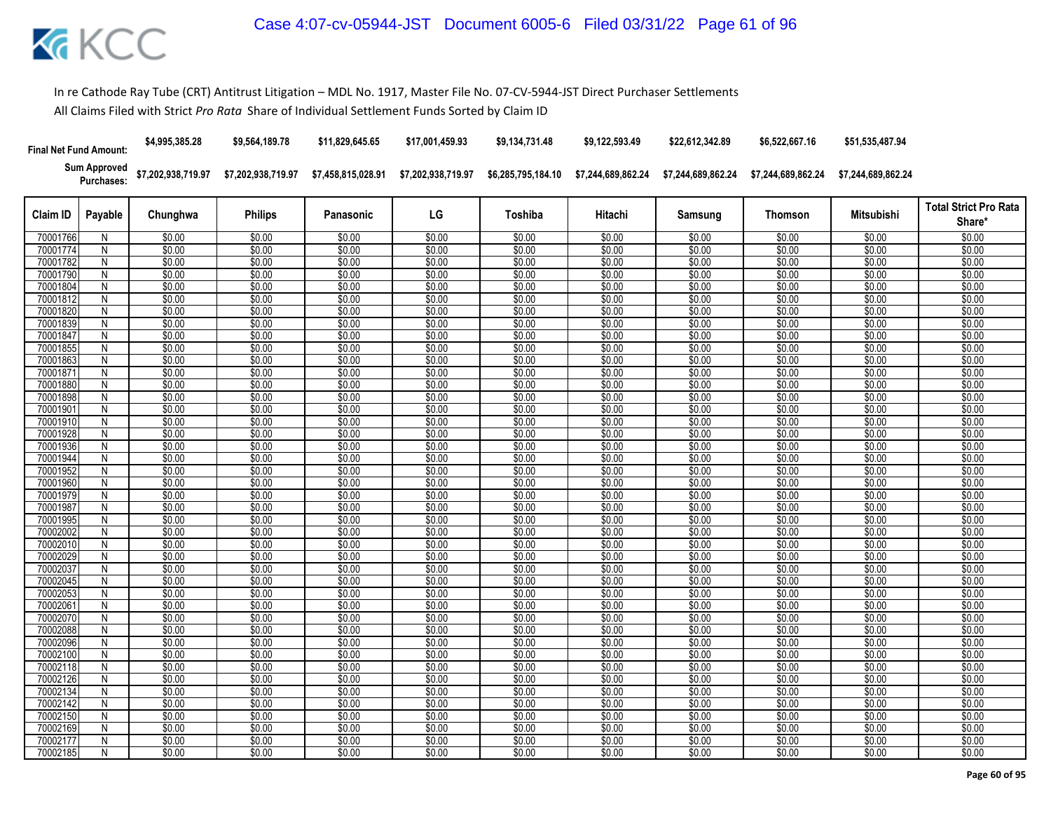In re Cathode Ray Tube (CRT) Antitrust Litigation – MDL No. 1917, Master File No. 07-CV-5944-JST Direct Purchaser Settlements

All Claims Filed with Strict *Pro Rata* Share of Individual Settlement Funds Sorted by Claim ID

| Final Net Fund Amount: | | $4,995,385.28 | $9,564,189.78 | $11,829,645.65 | $17,001,459.93 | $9,134,731.48 | $9,122,593.49 | $22,612,342.89 | $6,522,667.16 | $51,535,487.94 | |
|---|---|---|---|---|---|---|---|---|---|---|---|
| Sum Approved Purchases: | | $7,202,938,719.97 | $7,202,938,719.97 | $7,458,815,028.91 | $7,202,938,719.97 | $6,285,795,184.10 | $7,244,689,862.24 | $7,244,689,862.24 | $7,244,689,862.24 | $7,244,689,862.24 | |
| **Claim ID** | **Payable** | **Chunghwa** | **Philips** | **Panasonic** | **LG** | **Toshiba** | **Hitachi** | **Samsung** | **Thomson** | **Mitsubishi** | **Total Strict Pro Rata Share*** |
| 70001766 | N | $0.00 | $0.00 | $0.00 | $0.00 | $0.00 | $0.00 | $0.00 | $0.00 | $0.00 | $0.00 |
| 70001774 | N | $0.00 | $0.00 | $0.00 | $0.00 | $0.00 | $0.00 | $0.00 | $0.00 | $0.00 | $0.00 |
| 70001782 | N | $0.00 | $0.00 | $0.00 | $0.00 | $0.00 | $0.00 | $0.00 | $0.00 | $0.00 | $0.00 |
| 70001790 | N | $0.00 | $0.00 | $0.00 | $0.00 | $0.00 | $0.00 | $0.00 | $0.00 | $0.00 | $0.00 |
| 70001804 | N | $0.00 | $0.00 | $0.00 | $0.00 | $0.00 | $0.00 | $0.00 | $0.00 | $0.00 | $0.00 |
| 70001812 | N | $0.00 | $0.00 | $0.00 | $0.00 | $0.00 | $0.00 | $0.00 | $0.00 | $0.00 | $0.00 |
| 70001820 | N | $0.00 | $0.00 | $0.00 | $0.00 | $0.00 | $0.00 | $0.00 | $0.00 | $0.00 | $0.00 |
| 70001839 | N | $0.00 | $0.00 | $0.00 | $0.00 | $0.00 | $0.00 | $0.00 | $0.00 | $0.00 | $0.00 |
| 70001847 | N | $0.00 | $0.00 | $0.00 | $0.00 | $0.00 | $0.00 | $0.00 | $0.00 | $0.00 | $0.00 |
| 70001855 | N | $0.00 | $0.00 | $0.00 | $0.00 | $0.00 | $0.00 | $0.00 | $0.00 | $0.00 | $0.00 |
| 70001863 | N | $0.00 | $0.00 | $0.00 | $0.00 | $0.00 | $0.00 | $0.00 | $0.00 | $0.00 | $0.00 |
| 70001871 | N | $0.00 | $0.00 | $0.00 | $0.00 | $0.00 | $0.00 | $0.00 | $0.00 | $0.00 | $0.00 |
| 70001880 | N | $0.00 | $0.00 | $0.00 | $0.00 | $0.00 | $0.00 | $0.00 | $0.00 | $0.00 | $0.00 |
| 70001898 | N | $0.00 | $0.00 | $0.00 | $0.00 | $0.00 | $0.00 | $0.00 | $0.00 | $0.00 | $0.00 |
| 70001901 | N | $0.00 | $0.00 | $0.00 | $0.00 | $0.00 | $0.00 | $0.00 | $0.00 | $0.00 | $0.00 |
| 70001910 | N | $0.00 | $0.00 | $0.00 | $0.00 | $0.00 | $0.00 | $0.00 | $0.00 | $0.00 | $0.00 |
| 70001928 | N | $0.00 | $0.00 | $0.00 | $0.00 | $0.00 | $0.00 | $0.00 | $0.00 | $0.00 | $0.00 |
| 70001936 | N | $0.00 | $0.00 | $0.00 | $0.00 | $0.00 | $0.00 | $0.00 | $0.00 | $0.00 | $0.00 |
| 70001944 | N | $0.00 | $0.00 | $0.00 | $0.00 | $0.00 | $0.00 | $0.00 | $0.00 | $0.00 | $0.00 |
| 70001952 | N | $0.00 | $0.00 | $0.00 | $0.00 | $0.00 | $0.00 | $0.00 | $0.00 | $0.00 | $0.00 |
| 70001960 | N | $0.00 | $0.00 | $0.00 | $0.00 | $0.00 | $0.00 | $0.00 | $0.00 | $0.00 | $0.00 |
| 70001979 | N | $0.00 | $0.00 | $0.00 | $0.00 | $0.00 | $0.00 | $0.00 | $0.00 | $0.00 | $0.00 |
| 70001987 | N | $0.00 | $0.00 | $0.00 | $0.00 | $0.00 | $0.00 | $0.00 | $0.00 | $0.00 | $0.00 |
| 70001995 | N | $0.00 | $0.00 | $0.00 | $0.00 | $0.00 | $0.00 | $0.00 | $0.00 | $0.00 | $0.00 |
| 70002002 | N | $0.00 | $0.00 | $0.00 | $0.00 | $0.00 | $0.00 | $0.00 | $0.00 | $0.00 | $0.00 |
| 70002010 | N | $0.00 | $0.00 | $0.00 | $0.00 | $0.00 | $0.00 | $0.00 | $0.00 | $0.00 | $0.00 |
| 70002029 | N | $0.00 | $0.00 | $0.00 | $0.00 | $0.00 | $0.00 | $0.00 | $0.00 | $0.00 | $0.00 |
| 70002037 | N | $0.00 | $0.00 | $0.00 | $0.00 | $0.00 | $0.00 | $0.00 | $0.00 | $0.00 | $0.00 |
| 70002045 | N | $0.00 | $0.00 | $0.00 | $0.00 | $0.00 | $0.00 | $0.00 | $0.00 | $0.00 | $0.00 |
| 70002053 | N | $0.00 | $0.00 | $0.00 | $0.00 | $0.00 | $0.00 | $0.00 | $0.00 | $0.00 | $0.00 |
| 70002061 | N | $0.00 | $0.00 | $0.00 | $0.00 | $0.00 | $0.00 | $0.00 | $0.00 | $0.00 | $0.00 |
| 70002070 | N | $0.00 | $0.00 | $0.00 | $0.00 | $0.00 | $0.00 | $0.00 | $0.00 | $0.00 | $0.00 |
| 70002088 | N | $0.00 | $0.00 | $0.00 | $0.00 | $0.00 | $0.00 | $0.00 | $0.00 | $0.00 | $0.00 |
| 70002096 | N | $0.00 | $0.00 | $0.00 | $0.00 | $0.00 | $0.00 | $0.00 | $0.00 | $0.00 | $0.00 |
| 70002100 | N | $0.00 | $0.00 | $0.00 | $0.00 | $0.00 | $0.00 | $0.00 | $0.00 | $0.00 | $0.00 |
| 70002118 | N | $0.00 | $0.00 | $0.00 | $0.00 | $0.00 | $0.00 | $0.00 | $0.00 | $0.00 | $0.00 |
| 70002126 | N | $0.00 | $0.00 | $0.00 | $0.00 | $0.00 | $0.00 | $0.00 | $0.00 | $0.00 | $0.00 |
| 70002134 | N | $0.00 | $0.00 | $0.00 | $0.00 | $0.00 | $0.00 | $0.00 | $0.00 | $0.00 | $0.00 |
| 70002142 | N | $0.00 | $0.00 | $0.00 | $0.00 | $0.00 | $0.00 | $0.00 | $0.00 | $0.00 | $0.00 |
| 70002150 | N | $0.00 | $0.00 | $0.00 | $0.00 | $0.00 | $0.00 | $0.00 | $0.00 | $0.00 | $0.00 |
| 70002169 | N | $0.00 | $0.00 | $0.00 | $0.00 | $0.00 | $0.00 | $0.00 | $0.00 | $0.00 | $0.00 |
| 70002177 | N | $0.00 | $0.00 | $0.00 | $0.00 | $0.00 | $0.00 | $0.00 | $0.00 | $0.00 | $0.00 |
| 70002185 | N | $0.00 | $0.00 | $0.00 | $0.00 | $0.00 | $0.00 | $0.00 | $0.00 | $0.00 | $0.00 |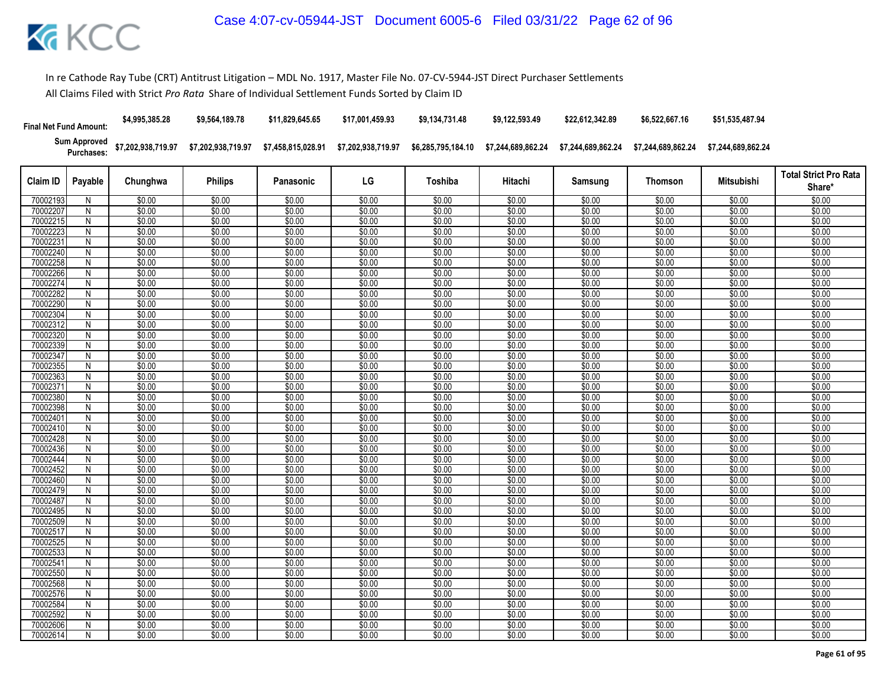In re Cathode Ray Tube (CRT) Antitrust Litigation – MDL No. 1917, Master File No. 07-CV-5944-JST Direct Purchaser Settlements

All Claims Filed with Strict *Pro Rata* Share of Individual Settlement Funds Sorted by Claim ID

| | | Chunghwa | Philips | Panasonic | LG | Toshiba | Hitachi | Samsung | Thomson | Mitsubishi | |
|---|---|---|---|---|---|---|---|---|---|---|---|
| **Final Net Fund Amount:** | | $4,995,385.28 | $9,564,189.78 | $11,829,645.65 | $17,001,459.93 | $9,134,731.48 | $9,122,593.49 | $22,612,342.89 | $6,522,667.16 | $51,535,487.94 | |
| **Sum Approved Purchases:** | | $7,202,938,719.97 | $7,202,938,719.97 | $7,458,815,028.91 | $7,202,938,719.97 | $6,285,795,184.10 | $7,244,689,862.24 | $7,244,689,862.24 | $7,244,689,862.24 | $7,244,689,862.24 | |
| **Claim ID** | **Payable** | **Chunghwa** | **Philips** | **Panasonic** | **LG** | **Toshiba** | **Hitachi** | **Samsung** | **Thomson** | **Mitsubishi** | **Total Strict Pro Rata Share*** |
| 70002193 | N | $0.00 | $0.00 | $0.00 | $0.00 | $0.00 | $0.00 | $0.00 | $0.00 | $0.00 | $0.00 |
| 70002207 | N | $0.00 | $0.00 | $0.00 | $0.00 | $0.00 | $0.00 | $0.00 | $0.00 | $0.00 | $0.00 |
| 70002215 | N | $0.00 | $0.00 | $0.00 | $0.00 | $0.00 | $0.00 | $0.00 | $0.00 | $0.00 | $0.00 |
| 70002223 | N | $0.00 | $0.00 | $0.00 | $0.00 | $0.00 | $0.00 | $0.00 | $0.00 | $0.00 | $0.00 |
| 70002231 | N | $0.00 | $0.00 | $0.00 | $0.00 | $0.00 | $0.00 | $0.00 | $0.00 | $0.00 | $0.00 |
| 70002240 | N | $0.00 | $0.00 | $0.00 | $0.00 | $0.00 | $0.00 | $0.00 | $0.00 | $0.00 | $0.00 |
| 70002258 | N | $0.00 | $0.00 | $0.00 | $0.00 | $0.00 | $0.00 | $0.00 | $0.00 | $0.00 | $0.00 |
| 70002266 | N | $0.00 | $0.00 | $0.00 | $0.00 | $0.00 | $0.00 | $0.00 | $0.00 | $0.00 | $0.00 |
| 70002274 | N | $0.00 | $0.00 | $0.00 | $0.00 | $0.00 | $0.00 | $0.00 | $0.00 | $0.00 | $0.00 |
| 70002282 | N | $0.00 | $0.00 | $0.00 | $0.00 | $0.00 | $0.00 | $0.00 | $0.00 | $0.00 | $0.00 |
| 70002290 | N | $0.00 | $0.00 | $0.00 | $0.00 | $0.00 | $0.00 | $0.00 | $0.00 | $0.00 | $0.00 |
| 70002304 | N | $0.00 | $0.00 | $0.00 | $0.00 | $0.00 | $0.00 | $0.00 | $0.00 | $0.00 | $0.00 |
| 70002312 | N | $0.00 | $0.00 | $0.00 | $0.00 | $0.00 | $0.00 | $0.00 | $0.00 | $0.00 | $0.00 |
| 70002320 | N | $0.00 | $0.00 | $0.00 | $0.00 | $0.00 | $0.00 | $0.00 | $0.00 | $0.00 | $0.00 |
| 70002339 | N | $0.00 | $0.00 | $0.00 | $0.00 | $0.00 | $0.00 | $0.00 | $0.00 | $0.00 | $0.00 |
| 70002347 | N | $0.00 | $0.00 | $0.00 | $0.00 | $0.00 | $0.00 | $0.00 | $0.00 | $0.00 | $0.00 |
| 70002355 | N | $0.00 | $0.00 | $0.00 | $0.00 | $0.00 | $0.00 | $0.00 | $0.00 | $0.00 | $0.00 |
| 70002363 | N | $0.00 | $0.00 | $0.00 | $0.00 | $0.00 | $0.00 | $0.00 | $0.00 | $0.00 | $0.00 |
| 70002371 | N | $0.00 | $0.00 | $0.00 | $0.00 | $0.00 | $0.00 | $0.00 | $0.00 | $0.00 | $0.00 |
| 70002380 | N | $0.00 | $0.00 | $0.00 | $0.00 | $0.00 | $0.00 | $0.00 | $0.00 | $0.00 | $0.00 |
| 70002398 | N | $0.00 | $0.00 | $0.00 | $0.00 | $0.00 | $0.00 | $0.00 | $0.00 | $0.00 | $0.00 |
| 70002401 | N | $0.00 | $0.00 | $0.00 | $0.00 | $0.00 | $0.00 | $0.00 | $0.00 | $0.00 | $0.00 |
| 70002410 | N | $0.00 | $0.00 | $0.00 | $0.00 | $0.00 | $0.00 | $0.00 | $0.00 | $0.00 | $0.00 |
| 70002428 | N | $0.00 | $0.00 | $0.00 | $0.00 | $0.00 | $0.00 | $0.00 | $0.00 | $0.00 | $0.00 |
| 70002436 | N | $0.00 | $0.00 | $0.00 | $0.00 | $0.00 | $0.00 | $0.00 | $0.00 | $0.00 | $0.00 |
| 70002444 | N | $0.00 | $0.00 | $0.00 | $0.00 | $0.00 | $0.00 | $0.00 | $0.00 | $0.00 | $0.00 |
| 70002452 | N | $0.00 | $0.00 | $0.00 | $0.00 | $0.00 | $0.00 | $0.00 | $0.00 | $0.00 | $0.00 |
| 70002460 | N | $0.00 | $0.00 | $0.00 | $0.00 | $0.00 | $0.00 | $0.00 | $0.00 | $0.00 | $0.00 |
| 70002479 | N | $0.00 | $0.00 | $0.00 | $0.00 | $0.00 | $0.00 | $0.00 | $0.00 | $0.00 | $0.00 |
| 70002487 | N | $0.00 | $0.00 | $0.00 | $0.00 | $0.00 | $0.00 | $0.00 | $0.00 | $0.00 | $0.00 |
| 70002495 | N | $0.00 | $0.00 | $0.00 | $0.00 | $0.00 | $0.00 | $0.00 | $0.00 | $0.00 | $0.00 |
| 70002509 | N | $0.00 | $0.00 | $0.00 | $0.00 | $0.00 | $0.00 | $0.00 | $0.00 | $0.00 | $0.00 |
| 70002517 | N | $0.00 | $0.00 | $0.00 | $0.00 | $0.00 | $0.00 | $0.00 | $0.00 | $0.00 | $0.00 |
| 70002525 | N | $0.00 | $0.00 | $0.00 | $0.00 | $0.00 | $0.00 | $0.00 | $0.00 | $0.00 | $0.00 |
| 70002533 | N | $0.00 | $0.00 | $0.00 | $0.00 | $0.00 | $0.00 | $0.00 | $0.00 | $0.00 | $0.00 |
| 70002541 | N | $0.00 | $0.00 | $0.00 | $0.00 | $0.00 | $0.00 | $0.00 | $0.00 | $0.00 | $0.00 |
| 70002550 | N | $0.00 | $0.00 | $0.00 | $0.00 | $0.00 | $0.00 | $0.00 | $0.00 | $0.00 | $0.00 |
| 70002568 | N | $0.00 | $0.00 | $0.00 | $0.00 | $0.00 | $0.00 | $0.00 | $0.00 | $0.00 | $0.00 |
| 70002576 | N | $0.00 | $0.00 | $0.00 | $0.00 | $0.00 | $0.00 | $0.00 | $0.00 | $0.00 | $0.00 |
| 70002584 | N | $0.00 | $0.00 | $0.00 | $0.00 | $0.00 | $0.00 | $0.00 | $0.00 | $0.00 | $0.00 |
| 70002592 | N | $0.00 | $0.00 | $0.00 | $0.00 | $0.00 | $0.00 | $0.00 | $0.00 | $0.00 | $0.00 |
| 70002606 | N | $0.00 | $0.00 | $0.00 | $0.00 | $0.00 | $0.00 | $0.00 | $0.00 | $0.00 | $0.00 |
| 70002614 | N | $0.00 | $0.00 | $0.00 | $0.00 | $0.00 | $0.00 | $0.00 | $0.00 | $0.00 | $0.00 |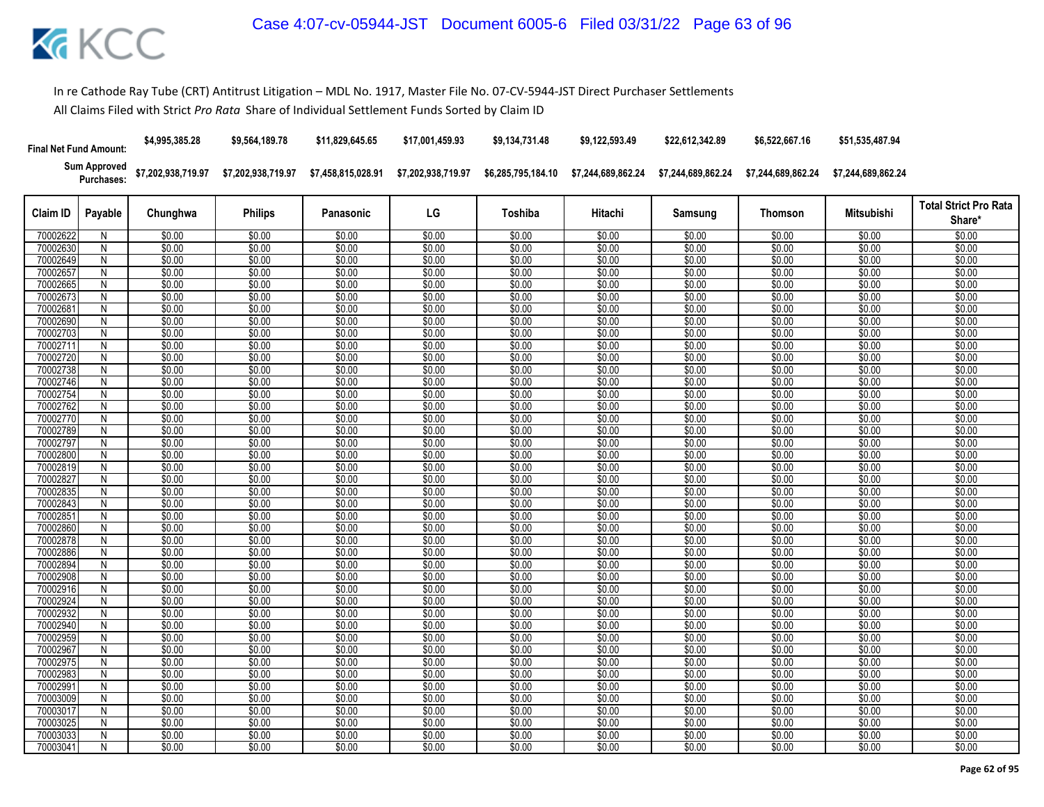In re Cathode Ray Tube (CRT) Antitrust Litigation – MDL No. 1917, Master File No. 07-CV-5944-JST Direct Purchaser Settlements

All Claims Filed with Strict *Pro Rata* Share of Individual Settlement Funds Sorted by Claim ID

| Final Net Fund Amount: | | $4,995,385.28 | $9,564,189.78 | $11,829,645.65 | $17,001,459.93 | $9,134,731.48 | $9,122,593.49 | $22,612,342.89 | $6,522,667.16 | $51,535,487.94 | |
|---|---|---|---|---|---|---|---|---|---|---|---|
| Sum Approved Purchases: | | $7,202,938,719.97 | $7,202,938,719.97 | $7,458,815,028.91 | $7,202,938,719.97 | $6,285,795,184.10 | $7,244,689,862.24 | $7,244,689,862.24 | $7,244,689,862.24 | $7,244,689,862.24 | |
| Claim ID | Payable | Chunghwa | Philips | Panasonic | LG | Toshiba | Hitachi | Samsung | Thomson | Mitsubishi | Total Strict Pro Rata Share* |
| 70002622 | N | $0.00 | $0.00 | $0.00 | $0.00 | $0.00 | $0.00 | $0.00 | $0.00 | $0.00 | $0.00 |
| 70002630 | N | $0.00 | $0.00 | $0.00 | $0.00 | $0.00 | $0.00 | $0.00 | $0.00 | $0.00 | $0.00 |
| 70002649 | N | $0.00 | $0.00 | $0.00 | $0.00 | $0.00 | $0.00 | $0.00 | $0.00 | $0.00 | $0.00 |
| 70002657 | N | $0.00 | $0.00 | $0.00 | $0.00 | $0.00 | $0.00 | $0.00 | $0.00 | $0.00 | $0.00 |
| 70002665 | N | $0.00 | $0.00 | $0.00 | $0.00 | $0.00 | $0.00 | $0.00 | $0.00 | $0.00 | $0.00 |
| 70002673 | N | $0.00 | $0.00 | $0.00 | $0.00 | $0.00 | $0.00 | $0.00 | $0.00 | $0.00 | $0.00 |
| 70002681 | N | $0.00 | $0.00 | $0.00 | $0.00 | $0.00 | $0.00 | $0.00 | $0.00 | $0.00 | $0.00 |
| 70002690 | N | $0.00 | $0.00 | $0.00 | $0.00 | $0.00 | $0.00 | $0.00 | $0.00 | $0.00 | $0.00 |
| 70002703 | N | $0.00 | $0.00 | $0.00 | $0.00 | $0.00 | $0.00 | $0.00 | $0.00 | $0.00 | $0.00 |
| 70002711 | N | $0.00 | $0.00 | $0.00 | $0.00 | $0.00 | $0.00 | $0.00 | $0.00 | $0.00 | $0.00 |
| 70002720 | N | $0.00 | $0.00 | $0.00 | $0.00 | $0.00 | $0.00 | $0.00 | $0.00 | $0.00 | $0.00 |
| 70002738 | N | $0.00 | $0.00 | $0.00 | $0.00 | $0.00 | $0.00 | $0.00 | $0.00 | $0.00 | $0.00 |
| 70002746 | N | $0.00 | $0.00 | $0.00 | $0.00 | $0.00 | $0.00 | $0.00 | $0.00 | $0.00 | $0.00 |
| 70002754 | N | $0.00 | $0.00 | $0.00 | $0.00 | $0.00 | $0.00 | $0.00 | $0.00 | $0.00 | $0.00 |
| 70002762 | N | $0.00 | $0.00 | $0.00 | $0.00 | $0.00 | $0.00 | $0.00 | $0.00 | $0.00 | $0.00 |
| 70002770 | N | $0.00 | $0.00 | $0.00 | $0.00 | $0.00 | $0.00 | $0.00 | $0.00 | $0.00 | $0.00 |
| 70002789 | N | $0.00 | $0.00 | $0.00 | $0.00 | $0.00 | $0.00 | $0.00 | $0.00 | $0.00 | $0.00 |
| 70002797 | N | $0.00 | $0.00 | $0.00 | $0.00 | $0.00 | $0.00 | $0.00 | $0.00 | $0.00 | $0.00 |
| 70002800 | N | $0.00 | $0.00 | $0.00 | $0.00 | $0.00 | $0.00 | $0.00 | $0.00 | $0.00 | $0.00 |
| 70002819 | N | $0.00 | $0.00 | $0.00 | $0.00 | $0.00 | $0.00 | $0.00 | $0.00 | $0.00 | $0.00 |
| 70002827 | N | $0.00 | $0.00 | $0.00 | $0.00 | $0.00 | $0.00 | $0.00 | $0.00 | $0.00 | $0.00 |
| 70002835 | N | $0.00 | $0.00 | $0.00 | $0.00 | $0.00 | $0.00 | $0.00 | $0.00 | $0.00 | $0.00 |
| 70002843 | N | $0.00 | $0.00 | $0.00 | $0.00 | $0.00 | $0.00 | $0.00 | $0.00 | $0.00 | $0.00 |
| 70002851 | N | $0.00 | $0.00 | $0.00 | $0.00 | $0.00 | $0.00 | $0.00 | $0.00 | $0.00 | $0.00 |
| 70002860 | N | $0.00 | $0.00 | $0.00 | $0.00 | $0.00 | $0.00 | $0.00 | $0.00 | $0.00 | $0.00 |
| 70002878 | N | $0.00 | $0.00 | $0.00 | $0.00 | $0.00 | $0.00 | $0.00 | $0.00 | $0.00 | $0.00 |
| 70002886 | N | $0.00 | $0.00 | $0.00 | $0.00 | $0.00 | $0.00 | $0.00 | $0.00 | $0.00 | $0.00 |
| 70002894 | N | $0.00 | $0.00 | $0.00 | $0.00 | $0.00 | $0.00 | $0.00 | $0.00 | $0.00 | $0.00 |
| 70002908 | N | $0.00 | $0.00 | $0.00 | $0.00 | $0.00 | $0.00 | $0.00 | $0.00 | $0.00 | $0.00 |
| 70002916 | N | $0.00 | $0.00 | $0.00 | $0.00 | $0.00 | $0.00 | $0.00 | $0.00 | $0.00 | $0.00 |
| 70002924 | N | $0.00 | $0.00 | $0.00 | $0.00 | $0.00 | $0.00 | $0.00 | $0.00 | $0.00 | $0.00 |
| 70002932 | N | $0.00 | $0.00 | $0.00 | $0.00 | $0.00 | $0.00 | $0.00 | $0.00 | $0.00 | $0.00 |
| 70002940 | N | $0.00 | $0.00 | $0.00 | $0.00 | $0.00 | $0.00 | $0.00 | $0.00 | $0.00 | $0.00 |
| 70002959 | N | $0.00 | $0.00 | $0.00 | $0.00 | $0.00 | $0.00 | $0.00 | $0.00 | $0.00 | $0.00 |
| 70002967 | N | $0.00 | $0.00 | $0.00 | $0.00 | $0.00 | $0.00 | $0.00 | $0.00 | $0.00 | $0.00 |
| 70002975 | N | $0.00 | $0.00 | $0.00 | $0.00 | $0.00 | $0.00 | $0.00 | $0.00 | $0.00 | $0.00 |
| 70002983 | N | $0.00 | $0.00 | $0.00 | $0.00 | $0.00 | $0.00 | $0.00 | $0.00 | $0.00 | $0.00 |
| 70002991 | N | $0.00 | $0.00 | $0.00 | $0.00 | $0.00 | $0.00 | $0.00 | $0.00 | $0.00 | $0.00 |
| 70003009 | N | $0.00 | $0.00 | $0.00 | $0.00 | $0.00 | $0.00 | $0.00 | $0.00 | $0.00 | $0.00 |
| 70003017 | N | $0.00 | $0.00 | $0.00 | $0.00 | $0.00 | $0.00 | $0.00 | $0.00 | $0.00 | $0.00 |
| 70003025 | N | $0.00 | $0.00 | $0.00 | $0.00 | $0.00 | $0.00 | $0.00 | $0.00 | $0.00 | $0.00 |
| 70003033 | N | $0.00 | $0.00 | $0.00 | $0.00 | $0.00 | $0.00 | $0.00 | $0.00 | $0.00 | $0.00 |
| 70003041 | N | $0.00 | $0.00 | $0.00 | $0.00 | $0.00 | $0.00 | $0.00 | $0.00 | $0.00 | $0.00 |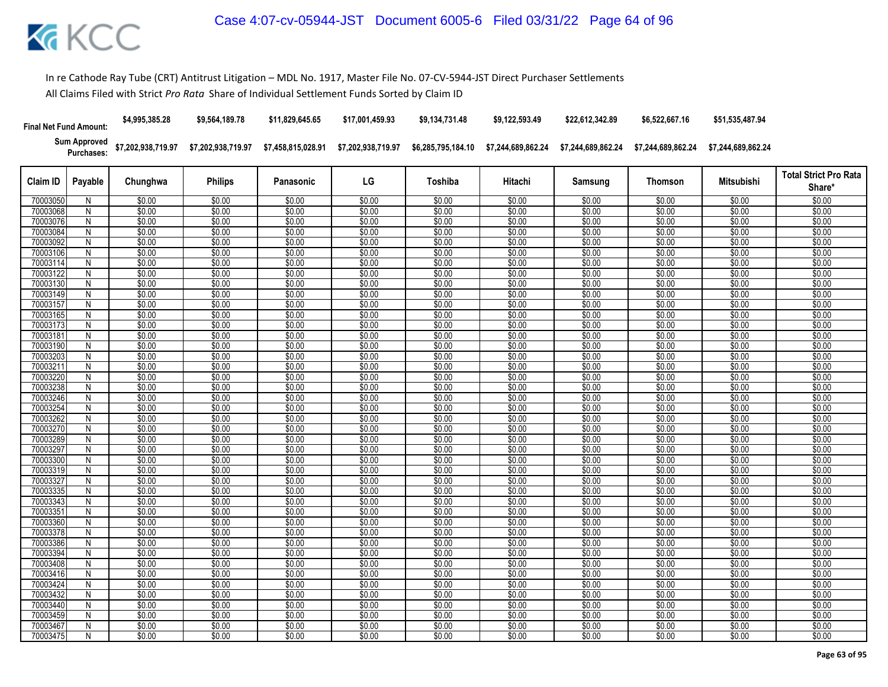In re Cathode Ray Tube (CRT) Antitrust Litigation – MDL No. 1917, Master File No. 07-CV-5944-JST Direct Purchaser Settlements

All Claims Filed with Strict *Pro Rata* Share of Individual Settlement Funds Sorted by Claim ID

| Final Net Fund Amount: | | $4,995,385.28 | $9,564,189.78 | $11,829,645.65 | $17,001,459.93 | $9,134,731.48 | $9,122,593.49 | $22,612,342.89 | $6,522,667.16 | $51,535,487.94 | |
|---|---|---|---|---|---|---|---|---|---|---|---|
| Sum Approved Purchases: | | $7,202,938,719.97 | $7,202,938,719.97 | $7,458,815,028.91 | $7,202,938,719.97 | $6,285,795,184.10 | $7,244,689,862.24 | $7,244,689,862.24 | $7,244,689,862.24 | $7,244,689,862.24 | |
| Claim ID | Payable | Chunghwa | Philips | Panasonic | LG | Toshiba | Hitachi | Samsung | Thomson | Mitsubishi | Total Strict Pro Rata Share* |
| 70003050 | N | $0.00 | $0.00 | $0.00 | $0.00 | $0.00 | $0.00 | $0.00 | $0.00 | $0.00 | $0.00 |
| 70003068 | N | $0.00 | $0.00 | $0.00 | $0.00 | $0.00 | $0.00 | $0.00 | $0.00 | $0.00 | $0.00 |
| 70003076 | N | $0.00 | $0.00 | $0.00 | $0.00 | $0.00 | $0.00 | $0.00 | $0.00 | $0.00 | $0.00 |
| 70003084 | N | $0.00 | $0.00 | $0.00 | $0.00 | $0.00 | $0.00 | $0.00 | $0.00 | $0.00 | $0.00 |
| 70003092 | N | $0.00 | $0.00 | $0.00 | $0.00 | $0.00 | $0.00 | $0.00 | $0.00 | $0.00 | $0.00 |
| 70003106 | N | $0.00 | $0.00 | $0.00 | $0.00 | $0.00 | $0.00 | $0.00 | $0.00 | $0.00 | $0.00 |
| 70003114 | N | $0.00 | $0.00 | $0.00 | $0.00 | $0.00 | $0.00 | $0.00 | $0.00 | $0.00 | $0.00 |
| 70003122 | N | $0.00 | $0.00 | $0.00 | $0.00 | $0.00 | $0.00 | $0.00 | $0.00 | $0.00 | $0.00 |
| 70003130 | N | $0.00 | $0.00 | $0.00 | $0.00 | $0.00 | $0.00 | $0.00 | $0.00 | $0.00 | $0.00 |
| 70003149 | N | $0.00 | $0.00 | $0.00 | $0.00 | $0.00 | $0.00 | $0.00 | $0.00 | $0.00 | $0.00 |
| 70003157 | N | $0.00 | $0.00 | $0.00 | $0.00 | $0.00 | $0.00 | $0.00 | $0.00 | $0.00 | $0.00 |
| 70003165 | N | $0.00 | $0.00 | $0.00 | $0.00 | $0.00 | $0.00 | $0.00 | $0.00 | $0.00 | $0.00 |
| 70003173 | N | $0.00 | $0.00 | $0.00 | $0.00 | $0.00 | $0.00 | $0.00 | $0.00 | $0.00 | $0.00 |
| 70003181 | N | $0.00 | $0.00 | $0.00 | $0.00 | $0.00 | $0.00 | $0.00 | $0.00 | $0.00 | $0.00 |
| 70003190 | N | $0.00 | $0.00 | $0.00 | $0.00 | $0.00 | $0.00 | $0.00 | $0.00 | $0.00 | $0.00 |
| 70003203 | N | $0.00 | $0.00 | $0.00 | $0.00 | $0.00 | $0.00 | $0.00 | $0.00 | $0.00 | $0.00 |
| 70003211 | N | $0.00 | $0.00 | $0.00 | $0.00 | $0.00 | $0.00 | $0.00 | $0.00 | $0.00 | $0.00 |
| 70003220 | N | $0.00 | $0.00 | $0.00 | $0.00 | $0.00 | $0.00 | $0.00 | $0.00 | $0.00 | $0.00 |
| 70003238 | N | $0.00 | $0.00 | $0.00 | $0.00 | $0.00 | $0.00 | $0.00 | $0.00 | $0.00 | $0.00 |
| 70003246 | N | $0.00 | $0.00 | $0.00 | $0.00 | $0.00 | $0.00 | $0.00 | $0.00 | $0.00 | $0.00 |
| 70003254 | N | $0.00 | $0.00 | $0.00 | $0.00 | $0.00 | $0.00 | $0.00 | $0.00 | $0.00 | $0.00 |
| 70003262 | N | $0.00 | $0.00 | $0.00 | $0.00 | $0.00 | $0.00 | $0.00 | $0.00 | $0.00 | $0.00 |
| 70003270 | N | $0.00 | $0.00 | $0.00 | $0.00 | $0.00 | $0.00 | $0.00 | $0.00 | $0.00 | $0.00 |
| 70003289 | N | $0.00 | $0.00 | $0.00 | $0.00 | $0.00 | $0.00 | $0.00 | $0.00 | $0.00 | $0.00 |
| 70003297 | N | $0.00 | $0.00 | $0.00 | $0.00 | $0.00 | $0.00 | $0.00 | $0.00 | $0.00 | $0.00 |
| 70003300 | N | $0.00 | $0.00 | $0.00 | $0.00 | $0.00 | $0.00 | $0.00 | $0.00 | $0.00 | $0.00 |
| 70003319 | N | $0.00 | $0.00 | $0.00 | $0.00 | $0.00 | $0.00 | $0.00 | $0.00 | $0.00 | $0.00 |
| 70003327 | N | $0.00 | $0.00 | $0.00 | $0.00 | $0.00 | $0.00 | $0.00 | $0.00 | $0.00 | $0.00 |
| 70003335 | N | $0.00 | $0.00 | $0.00 | $0.00 | $0.00 | $0.00 | $0.00 | $0.00 | $0.00 | $0.00 |
| 70003343 | N | $0.00 | $0.00 | $0.00 | $0.00 | $0.00 | $0.00 | $0.00 | $0.00 | $0.00 | $0.00 |
| 70003351 | N | $0.00 | $0.00 | $0.00 | $0.00 | $0.00 | $0.00 | $0.00 | $0.00 | $0.00 | $0.00 |
| 70003360 | N | $0.00 | $0.00 | $0.00 | $0.00 | $0.00 | $0.00 | $0.00 | $0.00 | $0.00 | $0.00 |
| 70003378 | N | $0.00 | $0.00 | $0.00 | $0.00 | $0.00 | $0.00 | $0.00 | $0.00 | $0.00 | $0.00 |
| 70003386 | N | $0.00 | $0.00 | $0.00 | $0.00 | $0.00 | $0.00 | $0.00 | $0.00 | $0.00 | $0.00 |
| 70003394 | N | $0.00 | $0.00 | $0.00 | $0.00 | $0.00 | $0.00 | $0.00 | $0.00 | $0.00 | $0.00 |
| 70003408 | N | $0.00 | $0.00 | $0.00 | $0.00 | $0.00 | $0.00 | $0.00 | $0.00 | $0.00 | $0.00 |
| 70003416 | N | $0.00 | $0.00 | $0.00 | $0.00 | $0.00 | $0.00 | $0.00 | $0.00 | $0.00 | $0.00 |
| 70003424 | N | $0.00 | $0.00 | $0.00 | $0.00 | $0.00 | $0.00 | $0.00 | $0.00 | $0.00 | $0.00 |
| 70003432 | N | $0.00 | $0.00 | $0.00 | $0.00 | $0.00 | $0.00 | $0.00 | $0.00 | $0.00 | $0.00 |
| 70003440 | N | $0.00 | $0.00 | $0.00 | $0.00 | $0.00 | $0.00 | $0.00 | $0.00 | $0.00 | $0.00 |
| 70003459 | N | $0.00 | $0.00 | $0.00 | $0.00 | $0.00 | $0.00 | $0.00 | $0.00 | $0.00 | $0.00 |
| 70003467 | N | $0.00 | $0.00 | $0.00 | $0.00 | $0.00 | $0.00 | $0.00 | $0.00 | $0.00 | $0.00 |
| 70003475 | N | $0.00 | $0.00 | $0.00 | $0.00 | $0.00 | $0.00 | $0.00 | $0.00 | $0.00 | $0.00 |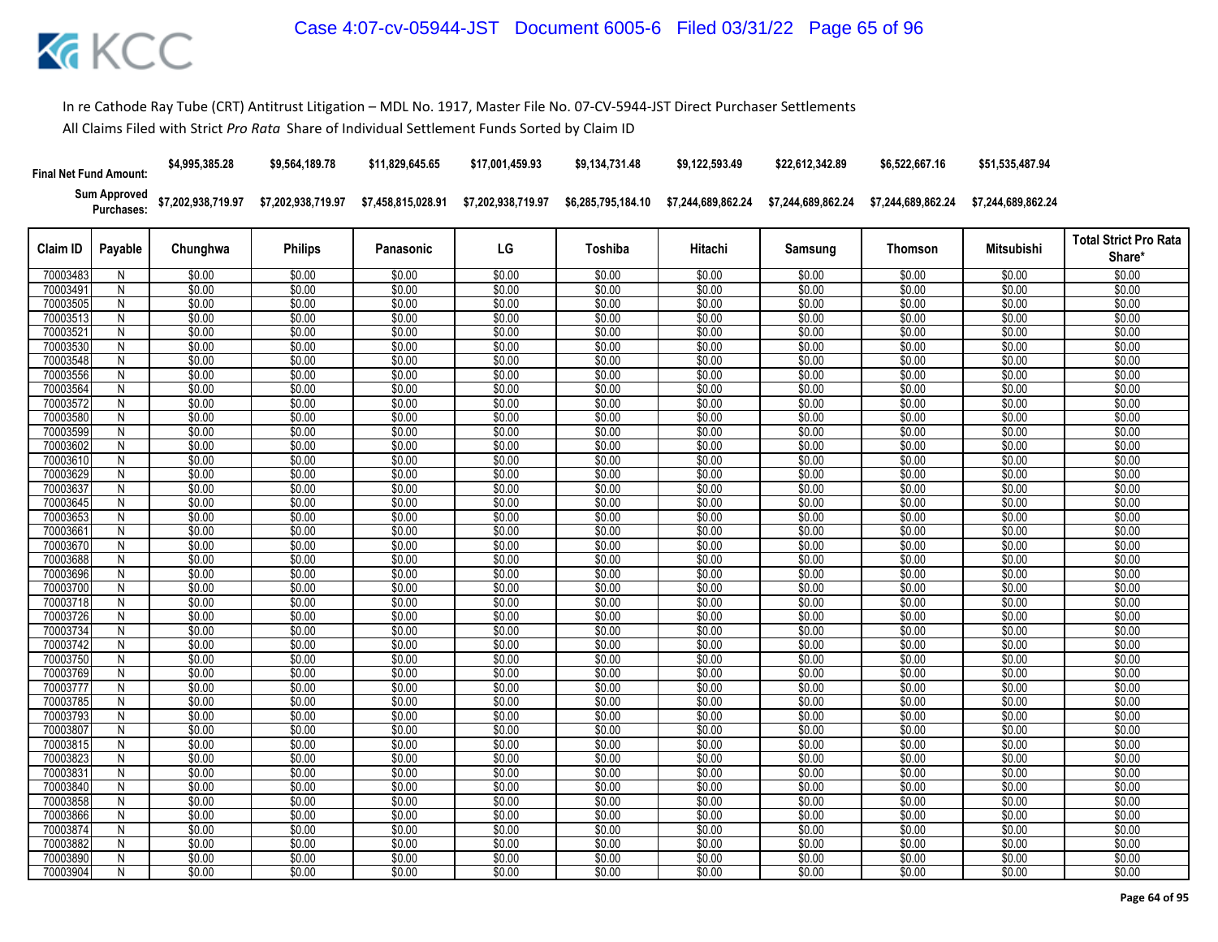In re Cathode Ray Tube (CRT) Antitrust Litigation – MDL No. 1917, Master File No. 07-CV-5944-JST Direct Purchaser Settlements

All Claims Filed with Strict *Pro Rata* Share of Individual Settlement Funds Sorted by Claim ID

| | | Chunghwa | Philips | Panasonic | LG | Toshiba | Hitachi | Samsung | Thomson | Mitsubishi | |
|---|---|---|---|---|---|---|---|---|---|---|---|
| **Final Net Fund Amount:** | | $4,995,385.28 | $9,564,189.78 | $11,829,645.65 | $17,001,459.93 | $9,134,731.48 | $9,122,593.49 | $22,612,342.89 | $6,522,667.16 | $51,535,487.94 | |
| **Sum Approved Purchases:** | | $7,202,938,719.97 | $7,202,938,719.97 | $7,458,815,028.91 | $7,202,938,719.97 | $6,285,795,184.10 | $7,244,689,862.24 | $7,244,689,862.24 | $7,244,689,862.24 | $7,244,689,862.24 | |

| Claim ID | Payable | Chunghwa | Philips | Panasonic | LG | Toshiba | Hitachi | Samsung | Thomson | Mitsubishi | Total Strict Pro Rata Share* |
|---|---|---|---|---|---|---|---|---|---|---|---|
| 70003483 | N | $0.00 | $0.00 | $0.00 | $0.00 | $0.00 | $0.00 | $0.00 | $0.00 | $0.00 | $0.00 |
| 70003491 | N | $0.00 | $0.00 | $0.00 | $0.00 | $0.00 | $0.00 | $0.00 | $0.00 | $0.00 | $0.00 |
| 70003505 | N | $0.00 | $0.00 | $0.00 | $0.00 | $0.00 | $0.00 | $0.00 | $0.00 | $0.00 | $0.00 |
| 70003513 | N | $0.00 | $0.00 | $0.00 | $0.00 | $0.00 | $0.00 | $0.00 | $0.00 | $0.00 | $0.00 |
| 70003521 | N | $0.00 | $0.00 | $0.00 | $0.00 | $0.00 | $0.00 | $0.00 | $0.00 | $0.00 | $0.00 |
| 70003530 | N | $0.00 | $0.00 | $0.00 | $0.00 | $0.00 | $0.00 | $0.00 | $0.00 | $0.00 | $0.00 |
| 70003548 | N | $0.00 | $0.00 | $0.00 | $0.00 | $0.00 | $0.00 | $0.00 | $0.00 | $0.00 | $0.00 |
| 70003556 | N | $0.00 | $0.00 | $0.00 | $0.00 | $0.00 | $0.00 | $0.00 | $0.00 | $0.00 | $0.00 |
| 70003564 | N | $0.00 | $0.00 | $0.00 | $0.00 | $0.00 | $0.00 | $0.00 | $0.00 | $0.00 | $0.00 |
| 70003572 | N | $0.00 | $0.00 | $0.00 | $0.00 | $0.00 | $0.00 | $0.00 | $0.00 | $0.00 | $0.00 |
| 70003580 | N | $0.00 | $0.00 | $0.00 | $0.00 | $0.00 | $0.00 | $0.00 | $0.00 | $0.00 | $0.00 |
| 70003599 | N | $0.00 | $0.00 | $0.00 | $0.00 | $0.00 | $0.00 | $0.00 | $0.00 | $0.00 | $0.00 |
| 70003602 | N | $0.00 | $0.00 | $0.00 | $0.00 | $0.00 | $0.00 | $0.00 | $0.00 | $0.00 | $0.00 |
| 70003610 | N | $0.00 | $0.00 | $0.00 | $0.00 | $0.00 | $0.00 | $0.00 | $0.00 | $0.00 | $0.00 |
| 70003629 | N | $0.00 | $0.00 | $0.00 | $0.00 | $0.00 | $0.00 | $0.00 | $0.00 | $0.00 | $0.00 |
| 70003637 | N | $0.00 | $0.00 | $0.00 | $0.00 | $0.00 | $0.00 | $0.00 | $0.00 | $0.00 | $0.00 |
| 70003645 | N | $0.00 | $0.00 | $0.00 | $0.00 | $0.00 | $0.00 | $0.00 | $0.00 | $0.00 | $0.00 |
| 70003653 | N | $0.00 | $0.00 | $0.00 | $0.00 | $0.00 | $0.00 | $0.00 | $0.00 | $0.00 | $0.00 |
| 70003661 | N | $0.00 | $0.00 | $0.00 | $0.00 | $0.00 | $0.00 | $0.00 | $0.00 | $0.00 | $0.00 |
| 70003670 | N | $0.00 | $0.00 | $0.00 | $0.00 | $0.00 | $0.00 | $0.00 | $0.00 | $0.00 | $0.00 |
| 70003688 | N | $0.00 | $0.00 | $0.00 | $0.00 | $0.00 | $0.00 | $0.00 | $0.00 | $0.00 | $0.00 |
| 70003696 | N | $0.00 | $0.00 | $0.00 | $0.00 | $0.00 | $0.00 | $0.00 | $0.00 | $0.00 | $0.00 |
| 70003700 | N | $0.00 | $0.00 | $0.00 | $0.00 | $0.00 | $0.00 | $0.00 | $0.00 | $0.00 | $0.00 |
| 70003718 | N | $0.00 | $0.00 | $0.00 | $0.00 | $0.00 | $0.00 | $0.00 | $0.00 | $0.00 | $0.00 |
| 70003726 | N | $0.00 | $0.00 | $0.00 | $0.00 | $0.00 | $0.00 | $0.00 | $0.00 | $0.00 | $0.00 |
| 70003734 | N | $0.00 | $0.00 | $0.00 | $0.00 | $0.00 | $0.00 | $0.00 | $0.00 | $0.00 | $0.00 |
| 70003742 | N | $0.00 | $0.00 | $0.00 | $0.00 | $0.00 | $0.00 | $0.00 | $0.00 | $0.00 | $0.00 |
| 70003750 | N | $0.00 | $0.00 | $0.00 | $0.00 | $0.00 | $0.00 | $0.00 | $0.00 | $0.00 | $0.00 |
| 70003769 | N | $0.00 | $0.00 | $0.00 | $0.00 | $0.00 | $0.00 | $0.00 | $0.00 | $0.00 | $0.00 |
| 70003777 | N | $0.00 | $0.00 | $0.00 | $0.00 | $0.00 | $0.00 | $0.00 | $0.00 | $0.00 | $0.00 |
| 70003785 | N | $0.00 | $0.00 | $0.00 | $0.00 | $0.00 | $0.00 | $0.00 | $0.00 | $0.00 | $0.00 |
| 70003793 | N | $0.00 | $0.00 | $0.00 | $0.00 | $0.00 | $0.00 | $0.00 | $0.00 | $0.00 | $0.00 |
| 70003807 | N | $0.00 | $0.00 | $0.00 | $0.00 | $0.00 | $0.00 | $0.00 | $0.00 | $0.00 | $0.00 |
| 70003815 | N | $0.00 | $0.00 | $0.00 | $0.00 | $0.00 | $0.00 | $0.00 | $0.00 | $0.00 | $0.00 |
| 70003823 | N | $0.00 | $0.00 | $0.00 | $0.00 | $0.00 | $0.00 | $0.00 | $0.00 | $0.00 | $0.00 |
| 70003831 | N | $0.00 | $0.00 | $0.00 | $0.00 | $0.00 | $0.00 | $0.00 | $0.00 | $0.00 | $0.00 |
| 70003840 | N | $0.00 | $0.00 | $0.00 | $0.00 | $0.00 | $0.00 | $0.00 | $0.00 | $0.00 | $0.00 |
| 70003858 | N | $0.00 | $0.00 | $0.00 | $0.00 | $0.00 | $0.00 | $0.00 | $0.00 | $0.00 | $0.00 |
| 70003866 | N | $0.00 | $0.00 | $0.00 | $0.00 | $0.00 | $0.00 | $0.00 | $0.00 | $0.00 | $0.00 |
| 70003874 | N | $0.00 | $0.00 | $0.00 | $0.00 | $0.00 | $0.00 | $0.00 | $0.00 | $0.00 | $0.00 |
| 70003882 | N | $0.00 | $0.00 | $0.00 | $0.00 | $0.00 | $0.00 | $0.00 | $0.00 | $0.00 | $0.00 |
| 70003890 | N | $0.00 | $0.00 | $0.00 | $0.00 | $0.00 | $0.00 | $0.00 | $0.00 | $0.00 | $0.00 |
| 70003904 | N | $0.00 | $0.00 | $0.00 | $0.00 | $0.00 | $0.00 | $0.00 | $0.00 | $0.00 | $0.00 |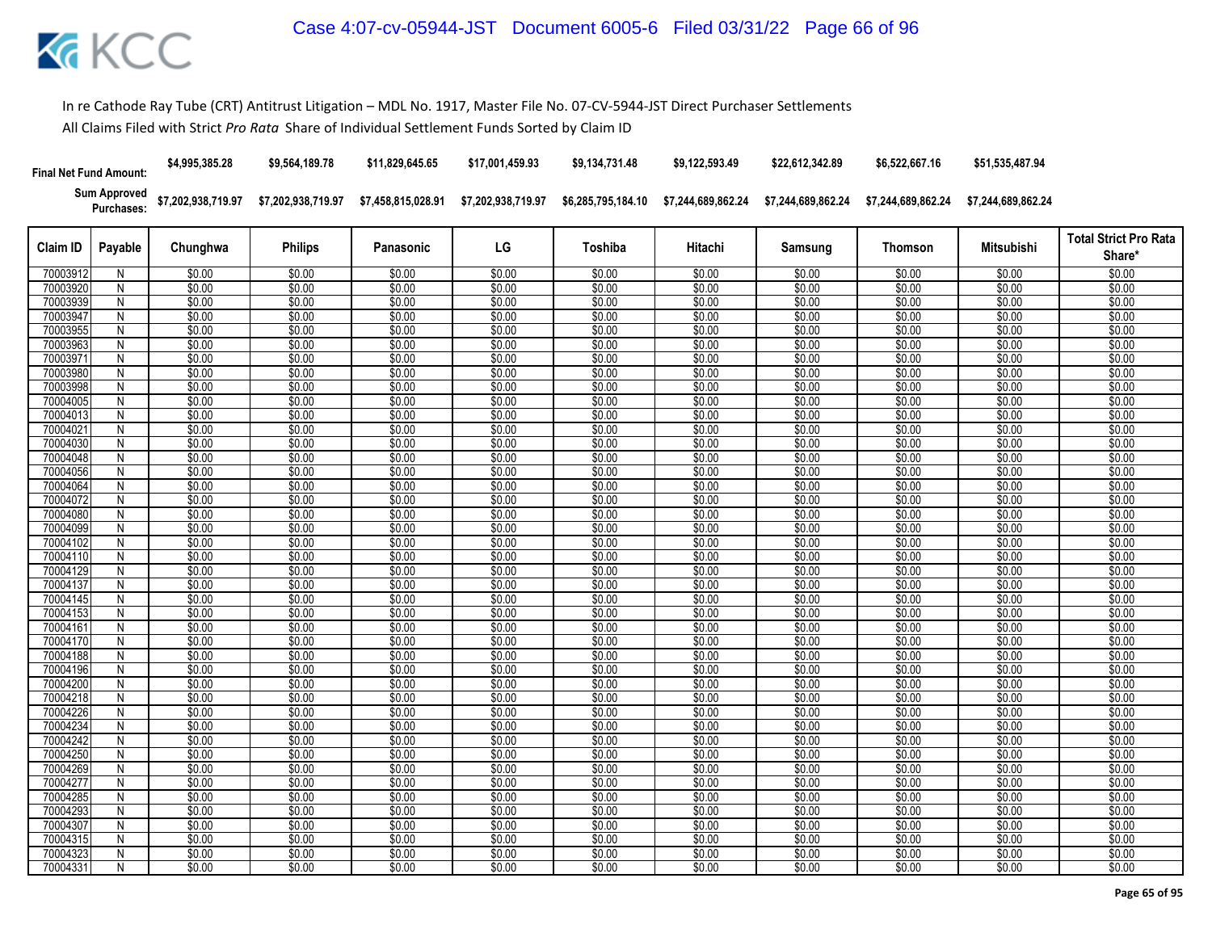In re Cathode Ray Tube (CRT) Antitrust Litigation – MDL No. 1917, Master File No. 07-CV-5944-JST Direct Purchaser Settlements

All Claims Filed with Strict *Pro Rata* Share of Individual Settlement Funds Sorted by Claim ID

| | | Chunghwa | Philips | Panasonic | LG | Toshiba | Hitachi | Samsung | Thomson | Mitsubishi | |
|---|---|---|---|---|---|---|---|---|---|---|---|
| Final Net Fund Amount: | | $4,995,385.28 | $9,564,189.78 | $11,829,645.65 | $17,001,459.93 | $9,134,731.48 | $9,122,593.49 | $22,612,342.89 | $6,522,667.16 | $51,535,487.94 | |
| Sum Approved Purchases: | | $7,202,938,719.97 | $7,202,938,719.97 | $7,458,815,028.91 | $7,202,938,719.97 | $6,285,795,184.10 | $7,244,689,862.24 | $7,244,689,862.24 | $7,244,689,862.24 | $7,244,689,862.24 | |
| **Claim ID** | **Payable** | **Chunghwa** | **Philips** | **Panasonic** | **LG** | **Toshiba** | **Hitachi** | **Samsung** | **Thomson** | **Mitsubishi** | **Total Strict Pro Rata Share*** |
| 70003912 | N | $0.00 | $0.00 | $0.00 | $0.00 | $0.00 | $0.00 | $0.00 | $0.00 | $0.00 | $0.00 |
| 70003920 | N | $0.00 | $0.00 | $0.00 | $0.00 | $0.00 | $0.00 | $0.00 | $0.00 | $0.00 | $0.00 |
| 70003939 | N | $0.00 | $0.00 | $0.00 | $0.00 | $0.00 | $0.00 | $0.00 | $0.00 | $0.00 | $0.00 |
| 70003947 | N | $0.00 | $0.00 | $0.00 | $0.00 | $0.00 | $0.00 | $0.00 | $0.00 | $0.00 | $0.00 |
| 70003955 | N | $0.00 | $0.00 | $0.00 | $0.00 | $0.00 | $0.00 | $0.00 | $0.00 | $0.00 | $0.00 |
| 70003963 | N | $0.00 | $0.00 | $0.00 | $0.00 | $0.00 | $0.00 | $0.00 | $0.00 | $0.00 | $0.00 |
| 70003971 | N | $0.00 | $0.00 | $0.00 | $0.00 | $0.00 | $0.00 | $0.00 | $0.00 | $0.00 | $0.00 |
| 70003980 | N | $0.00 | $0.00 | $0.00 | $0.00 | $0.00 | $0.00 | $0.00 | $0.00 | $0.00 | $0.00 |
| 70003998 | N | $0.00 | $0.00 | $0.00 | $0.00 | $0.00 | $0.00 | $0.00 | $0.00 | $0.00 | $0.00 |
| 70004005 | N | $0.00 | $0.00 | $0.00 | $0.00 | $0.00 | $0.00 | $0.00 | $0.00 | $0.00 | $0.00 |
| 70004013 | N | $0.00 | $0.00 | $0.00 | $0.00 | $0.00 | $0.00 | $0.00 | $0.00 | $0.00 | $0.00 |
| 70004021 | N | $0.00 | $0.00 | $0.00 | $0.00 | $0.00 | $0.00 | $0.00 | $0.00 | $0.00 | $0.00 |
| 70004030 | N | $0.00 | $0.00 | $0.00 | $0.00 | $0.00 | $0.00 | $0.00 | $0.00 | $0.00 | $0.00 |
| 70004048 | N | $0.00 | $0.00 | $0.00 | $0.00 | $0.00 | $0.00 | $0.00 | $0.00 | $0.00 | $0.00 |
| 70004056 | N | $0.00 | $0.00 | $0.00 | $0.00 | $0.00 | $0.00 | $0.00 | $0.00 | $0.00 | $0.00 |
| 70004064 | N | $0.00 | $0.00 | $0.00 | $0.00 | $0.00 | $0.00 | $0.00 | $0.00 | $0.00 | $0.00 |
| 70004072 | N | $0.00 | $0.00 | $0.00 | $0.00 | $0.00 | $0.00 | $0.00 | $0.00 | $0.00 | $0.00 |
| 70004080 | N | $0.00 | $0.00 | $0.00 | $0.00 | $0.00 | $0.00 | $0.00 | $0.00 | $0.00 | $0.00 |
| 70004099 | N | $0.00 | $0.00 | $0.00 | $0.00 | $0.00 | $0.00 | $0.00 | $0.00 | $0.00 | $0.00 |
| 70004102 | N | $0.00 | $0.00 | $0.00 | $0.00 | $0.00 | $0.00 | $0.00 | $0.00 | $0.00 | $0.00 |
| 70004110 | N | $0.00 | $0.00 | $0.00 | $0.00 | $0.00 | $0.00 | $0.00 | $0.00 | $0.00 | $0.00 |
| 70004129 | N | $0.00 | $0.00 | $0.00 | $0.00 | $0.00 | $0.00 | $0.00 | $0.00 | $0.00 | $0.00 |
| 70004137 | N | $0.00 | $0.00 | $0.00 | $0.00 | $0.00 | $0.00 | $0.00 | $0.00 | $0.00 | $0.00 |
| 70004145 | N | $0.00 | $0.00 | $0.00 | $0.00 | $0.00 | $0.00 | $0.00 | $0.00 | $0.00 | $0.00 |
| 70004153 | N | $0.00 | $0.00 | $0.00 | $0.00 | $0.00 | $0.00 | $0.00 | $0.00 | $0.00 | $0.00 |
| 70004161 | N | $0.00 | $0.00 | $0.00 | $0.00 | $0.00 | $0.00 | $0.00 | $0.00 | $0.00 | $0.00 |
| 70004170 | N | $0.00 | $0.00 | $0.00 | $0.00 | $0.00 | $0.00 | $0.00 | $0.00 | $0.00 | $0.00 |
| 70004188 | N | $0.00 | $0.00 | $0.00 | $0.00 | $0.00 | $0.00 | $0.00 | $0.00 | $0.00 | $0.00 |
| 70004196 | N | $0.00 | $0.00 | $0.00 | $0.00 | $0.00 | $0.00 | $0.00 | $0.00 | $0.00 | $0.00 |
| 70004200 | N | $0.00 | $0.00 | $0.00 | $0.00 | $0.00 | $0.00 | $0.00 | $0.00 | $0.00 | $0.00 |
| 70004218 | N | $0.00 | $0.00 | $0.00 | $0.00 | $0.00 | $0.00 | $0.00 | $0.00 | $0.00 | $0.00 |
| 70004226 | N | $0.00 | $0.00 | $0.00 | $0.00 | $0.00 | $0.00 | $0.00 | $0.00 | $0.00 | $0.00 |
| 70004234 | N | $0.00 | $0.00 | $0.00 | $0.00 | $0.00 | $0.00 | $0.00 | $0.00 | $0.00 | $0.00 |
| 70004242 | N | $0.00 | $0.00 | $0.00 | $0.00 | $0.00 | $0.00 | $0.00 | $0.00 | $0.00 | $0.00 |
| 70004250 | N | $0.00 | $0.00 | $0.00 | $0.00 | $0.00 | $0.00 | $0.00 | $0.00 | $0.00 | $0.00 |
| 70004269 | N | $0.00 | $0.00 | $0.00 | $0.00 | $0.00 | $0.00 | $0.00 | $0.00 | $0.00 | $0.00 |
| 70004277 | N | $0.00 | $0.00 | $0.00 | $0.00 | $0.00 | $0.00 | $0.00 | $0.00 | $0.00 | $0.00 |
| 70004285 | N | $0.00 | $0.00 | $0.00 | $0.00 | $0.00 | $0.00 | $0.00 | $0.00 | $0.00 | $0.00 |
| 70004293 | N | $0.00 | $0.00 | $0.00 | $0.00 | $0.00 | $0.00 | $0.00 | $0.00 | $0.00 | $0.00 |
| 70004307 | N | $0.00 | $0.00 | $0.00 | $0.00 | $0.00 | $0.00 | $0.00 | $0.00 | $0.00 | $0.00 |
| 70004315 | N | $0.00 | $0.00 | $0.00 | $0.00 | $0.00 | $0.00 | $0.00 | $0.00 | $0.00 | $0.00 |
| 70004323 | N | $0.00 | $0.00 | $0.00 | $0.00 | $0.00 | $0.00 | $0.00 | $0.00 | $0.00 | $0.00 |
| 70004331 | N | $0.00 | $0.00 | $0.00 | $0.00 | $0.00 | $0.00 | $0.00 | $0.00 | $0.00 | $0.00 |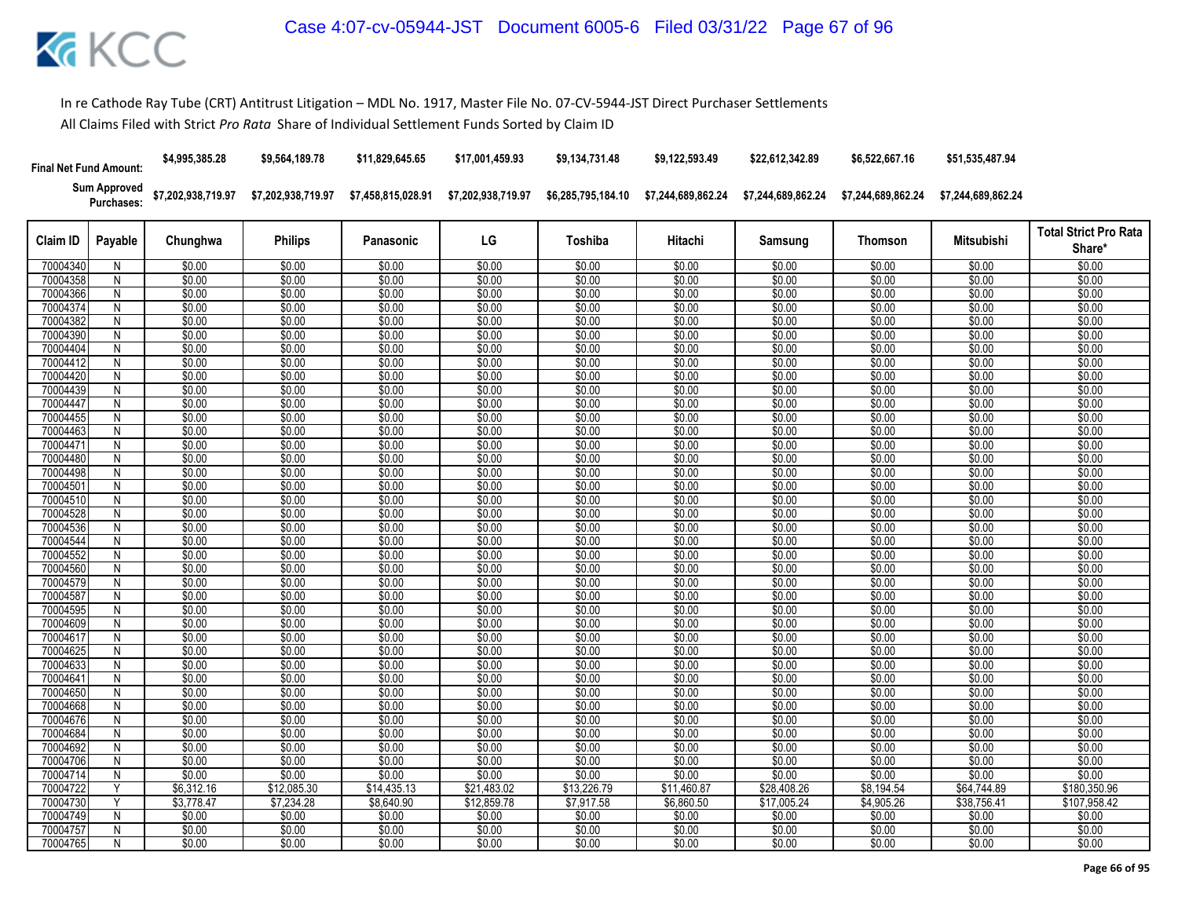In re Cathode Ray Tube (CRT) Antitrust Litigation – MDL No. 1917, Master File No. 07-CV-5944-JST Direct Purchaser Settlements

All Claims Filed with Strict *Pro Rata* Share of Individual Settlement Funds Sorted by Claim ID

| | | Chunghwa | Philips | Panasonic | LG | Toshiba | Hitachi | Samsung | Thomson | Mitsubishi | |
|---|---|---|---|---|---|---|---|---|---|---|---|
| **Final Net Fund Amount:** | | $4,995,385.28 | $9,564,189.78 | $11,829,645.65 | $17,001,459.93 | $9,134,731.48 | $9,122,593.49 | $22,612,342.89 | $6,522,667.16 | $51,535,487.94 | |
| **Sum Approved Purchases:** | | $7,202,938,719.97 | $7,202,938,719.97 | $7,458,815,028.91 | $7,202,938,719.97 | $6,285,795,184.10 | $7,244,689,862.24 | $7,244,689,862.24 | $7,244,689,862.24 | $7,244,689,862.24 | |
| **Claim ID** | **Payable** | **Chunghwa** | **Philips** | **Panasonic** | **LG** | **Toshiba** | **Hitachi** | **Samsung** | **Thomson** | **Mitsubishi** | **Total Strict Pro Rata Share*** |
| 70004340 | N | $0.00 | $0.00 | $0.00 | $0.00 | $0.00 | $0.00 | $0.00 | $0.00 | $0.00 | $0.00 |
| 70004358 | N | $0.00 | $0.00 | $0.00 | $0.00 | $0.00 | $0.00 | $0.00 | $0.00 | $0.00 | $0.00 |
| 70004366 | N | $0.00 | $0.00 | $0.00 | $0.00 | $0.00 | $0.00 | $0.00 | $0.00 | $0.00 | $0.00 |
| 70004374 | N | $0.00 | $0.00 | $0.00 | $0.00 | $0.00 | $0.00 | $0.00 | $0.00 | $0.00 | $0.00 |
| 70004382 | N | $0.00 | $0.00 | $0.00 | $0.00 | $0.00 | $0.00 | $0.00 | $0.00 | $0.00 | $0.00 |
| 70004390 | N | $0.00 | $0.00 | $0.00 | $0.00 | $0.00 | $0.00 | $0.00 | $0.00 | $0.00 | $0.00 |
| 70004404 | N | $0.00 | $0.00 | $0.00 | $0.00 | $0.00 | $0.00 | $0.00 | $0.00 | $0.00 | $0.00 |
| 70004412 | N | $0.00 | $0.00 | $0.00 | $0.00 | $0.00 | $0.00 | $0.00 | $0.00 | $0.00 | $0.00 |
| 70004420 | N | $0.00 | $0.00 | $0.00 | $0.00 | $0.00 | $0.00 | $0.00 | $0.00 | $0.00 | $0.00 |
| 70004439 | N | $0.00 | $0.00 | $0.00 | $0.00 | $0.00 | $0.00 | $0.00 | $0.00 | $0.00 | $0.00 |
| 70004447 | N | $0.00 | $0.00 | $0.00 | $0.00 | $0.00 | $0.00 | $0.00 | $0.00 | $0.00 | $0.00 |
| 70004455 | N | $0.00 | $0.00 | $0.00 | $0.00 | $0.00 | $0.00 | $0.00 | $0.00 | $0.00 | $0.00 |
| 70004463 | N | $0.00 | $0.00 | $0.00 | $0.00 | $0.00 | $0.00 | $0.00 | $0.00 | $0.00 | $0.00 |
| 70004471 | N | $0.00 | $0.00 | $0.00 | $0.00 | $0.00 | $0.00 | $0.00 | $0.00 | $0.00 | $0.00 |
| 70004480 | N | $0.00 | $0.00 | $0.00 | $0.00 | $0.00 | $0.00 | $0.00 | $0.00 | $0.00 | $0.00 |
| 70004498 | N | $0.00 | $0.00 | $0.00 | $0.00 | $0.00 | $0.00 | $0.00 | $0.00 | $0.00 | $0.00 |
| 70004501 | N | $0.00 | $0.00 | $0.00 | $0.00 | $0.00 | $0.00 | $0.00 | $0.00 | $0.00 | $0.00 |
| 70004510 | N | $0.00 | $0.00 | $0.00 | $0.00 | $0.00 | $0.00 | $0.00 | $0.00 | $0.00 | $0.00 |
| 70004528 | N | $0.00 | $0.00 | $0.00 | $0.00 | $0.00 | $0.00 | $0.00 | $0.00 | $0.00 | $0.00 |
| 70004536 | N | $0.00 | $0.00 | $0.00 | $0.00 | $0.00 | $0.00 | $0.00 | $0.00 | $0.00 | $0.00 |
| 70004544 | N | $0.00 | $0.00 | $0.00 | $0.00 | $0.00 | $0.00 | $0.00 | $0.00 | $0.00 | $0.00 |
| 70004552 | N | $0.00 | $0.00 | $0.00 | $0.00 | $0.00 | $0.00 | $0.00 | $0.00 | $0.00 | $0.00 |
| 70004560 | N | $0.00 | $0.00 | $0.00 | $0.00 | $0.00 | $0.00 | $0.00 | $0.00 | $0.00 | $0.00 |
| 70004579 | N | $0.00 | $0.00 | $0.00 | $0.00 | $0.00 | $0.00 | $0.00 | $0.00 | $0.00 | $0.00 |
| 70004587 | N | $0.00 | $0.00 | $0.00 | $0.00 | $0.00 | $0.00 | $0.00 | $0.00 | $0.00 | $0.00 |
| 70004595 | N | $0.00 | $0.00 | $0.00 | $0.00 | $0.00 | $0.00 | $0.00 | $0.00 | $0.00 | $0.00 |
| 70004609 | N | $0.00 | $0.00 | $0.00 | $0.00 | $0.00 | $0.00 | $0.00 | $0.00 | $0.00 | $0.00 |
| 70004617 | N | $0.00 | $0.00 | $0.00 | $0.00 | $0.00 | $0.00 | $0.00 | $0.00 | $0.00 | $0.00 |
| 70004625 | N | $0.00 | $0.00 | $0.00 | $0.00 | $0.00 | $0.00 | $0.00 | $0.00 | $0.00 | $0.00 |
| 70004633 | N | $0.00 | $0.00 | $0.00 | $0.00 | $0.00 | $0.00 | $0.00 | $0.00 | $0.00 | $0.00 |
| 70004641 | N | $0.00 | $0.00 | $0.00 | $0.00 | $0.00 | $0.00 | $0.00 | $0.00 | $0.00 | $0.00 |
| 70004650 | N | $0.00 | $0.00 | $0.00 | $0.00 | $0.00 | $0.00 | $0.00 | $0.00 | $0.00 | $0.00 |
| 70004668 | N | $0.00 | $0.00 | $0.00 | $0.00 | $0.00 | $0.00 | $0.00 | $0.00 | $0.00 | $0.00 |
| 70004676 | N | $0.00 | $0.00 | $0.00 | $0.00 | $0.00 | $0.00 | $0.00 | $0.00 | $0.00 | $0.00 |
| 70004684 | N | $0.00 | $0.00 | $0.00 | $0.00 | $0.00 | $0.00 | $0.00 | $0.00 | $0.00 | $0.00 |
| 70004692 | N | $0.00 | $0.00 | $0.00 | $0.00 | $0.00 | $0.00 | $0.00 | $0.00 | $0.00 | $0.00 |
| 70004706 | N | $0.00 | $0.00 | $0.00 | $0.00 | $0.00 | $0.00 | $0.00 | $0.00 | $0.00 | $0.00 |
| 70004714 | N | $0.00 | $0.00 | $0.00 | $0.00 | $0.00 | $0.00 | $0.00 | $0.00 | $0.00 | $0.00 |
| 70004722 | Y | $6,312.16 | $12,085.30 | $14,435.13 | $21,483.02 | $13,226.79 | $11,460.87 | $28,408.26 | $8,194.54 | $64,744.89 | $180,350.96 |
| 70004730 | Y | $3,778.47 | $7,234.28 | $8,640.90 | $12,859.78 | $7,917.58 | $6,860.50 | $17,005.24 | $4,905.26 | $38,756.41 | $107,958.42 |
| 70004749 | N | $0.00 | $0.00 | $0.00 | $0.00 | $0.00 | $0.00 | $0.00 | $0.00 | $0.00 | $0.00 |
| 70004757 | N | $0.00 | $0.00 | $0.00 | $0.00 | $0.00 | $0.00 | $0.00 | $0.00 | $0.00 | $0.00 |
| 70004765 | N | $0.00 | $0.00 | $0.00 | $0.00 | $0.00 | $0.00 | $0.00 | $0.00 | $0.00 | $0.00 |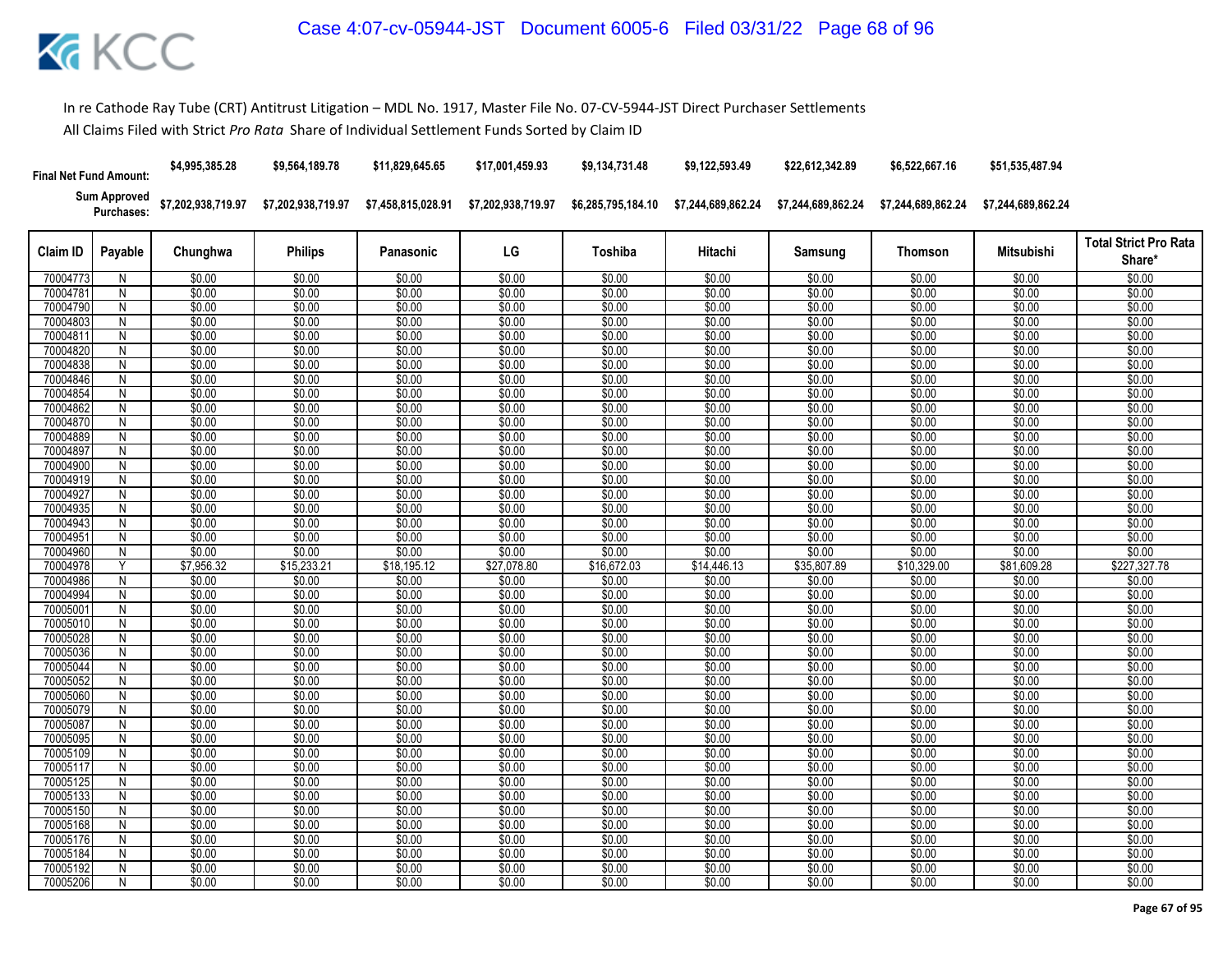In re Cathode Ray Tube (CRT) Antitrust Litigation – MDL No. 1917, Master File No. 07-CV-5944-JST Direct Purchaser Settlements

All Claims Filed with Strict *Pro Rata* Share of Individual Settlement Funds Sorted by Claim ID

| | | Chunghwa | Philips | Panasonic | LG | Toshiba | Hitachi | Samsung | Thomson | Mitsubishi | |
|---|---|---|---|---|---|---|---|---|---|---|---|
| **Final Net Fund Amount:** | | $4,995,385.28 | $9,564,189.78 | $11,829,645.65 | $17,001,459.93 | $9,134,731.48 | $9,122,593.49 | $22,612,342.89 | $6,522,667.16 | $51,535,487.94 | |
| **Sum Approved Purchases:** | | $7,202,938,719.97 | $7,202,938,719.97 | $7,458,815,028.91 | $7,202,938,719.97 | $6,285,795,184.10 | $7,244,689,862.24 | $7,244,689,862.24 | $7,244,689,862.24 | $7,244,689,862.24 | |
| **Claim ID** | **Payable** | **Chunghwa** | **Philips** | **Panasonic** | **LG** | **Toshiba** | **Hitachi** | **Samsung** | **Thomson** | **Mitsubishi** | **Total Strict Pro Rata Share*** |
| 70004773 | N | $0.00 | $0.00 | $0.00 | $0.00 | $0.00 | $0.00 | $0.00 | $0.00 | $0.00 | $0.00 |
| 70004781 | N | $0.00 | $0.00 | $0.00 | $0.00 | $0.00 | $0.00 | $0.00 | $0.00 | $0.00 | $0.00 |
| 70004790 | N | $0.00 | $0.00 | $0.00 | $0.00 | $0.00 | $0.00 | $0.00 | $0.00 | $0.00 | $0.00 |
| 70004803 | N | $0.00 | $0.00 | $0.00 | $0.00 | $0.00 | $0.00 | $0.00 | $0.00 | $0.00 | $0.00 |
| 70004811 | N | $0.00 | $0.00 | $0.00 | $0.00 | $0.00 | $0.00 | $0.00 | $0.00 | $0.00 | $0.00 |
| 70004820 | N | $0.00 | $0.00 | $0.00 | $0.00 | $0.00 | $0.00 | $0.00 | $0.00 | $0.00 | $0.00 |
| 70004838 | N | $0.00 | $0.00 | $0.00 | $0.00 | $0.00 | $0.00 | $0.00 | $0.00 | $0.00 | $0.00 |
| 70004846 | N | $0.00 | $0.00 | $0.00 | $0.00 | $0.00 | $0.00 | $0.00 | $0.00 | $0.00 | $0.00 |
| 70004854 | N | $0.00 | $0.00 | $0.00 | $0.00 | $0.00 | $0.00 | $0.00 | $0.00 | $0.00 | $0.00 |
| 70004862 | N | $0.00 | $0.00 | $0.00 | $0.00 | $0.00 | $0.00 | $0.00 | $0.00 | $0.00 | $0.00 |
| 70004870 | N | $0.00 | $0.00 | $0.00 | $0.00 | $0.00 | $0.00 | $0.00 | $0.00 | $0.00 | $0.00 |
| 70004889 | N | $0.00 | $0.00 | $0.00 | $0.00 | $0.00 | $0.00 | $0.00 | $0.00 | $0.00 | $0.00 |
| 70004897 | N | $0.00 | $0.00 | $0.00 | $0.00 | $0.00 | $0.00 | $0.00 | $0.00 | $0.00 | $0.00 |
| 70004900 | N | $0.00 | $0.00 | $0.00 | $0.00 | $0.00 | $0.00 | $0.00 | $0.00 | $0.00 | $0.00 |
| 70004919 | N | $0.00 | $0.00 | $0.00 | $0.00 | $0.00 | $0.00 | $0.00 | $0.00 | $0.00 | $0.00 |
| 70004927 | N | $0.00 | $0.00 | $0.00 | $0.00 | $0.00 | $0.00 | $0.00 | $0.00 | $0.00 | $0.00 |
| 70004935 | N | $0.00 | $0.00 | $0.00 | $0.00 | $0.00 | $0.00 | $0.00 | $0.00 | $0.00 | $0.00 |
| 70004943 | N | $0.00 | $0.00 | $0.00 | $0.00 | $0.00 | $0.00 | $0.00 | $0.00 | $0.00 | $0.00 |
| 70004951 | N | $0.00 | $0.00 | $0.00 | $0.00 | $0.00 | $0.00 | $0.00 | $0.00 | $0.00 | $0.00 |
| 70004960 | N | $0.00 | $0.00 | $0.00 | $0.00 | $0.00 | $0.00 | $0.00 | $0.00 | $0.00 | $0.00 |
| 70004978 | Y | $7,956.32 | $15,233.21 | $18,195.12 | $27,078.80 | $16,672.03 | $14,446.13 | $35,807.89 | $10,329.00 | $81,609.28 | $227,327.78 |
| 70004986 | N | $0.00 | $0.00 | $0.00 | $0.00 | $0.00 | $0.00 | $0.00 | $0.00 | $0.00 | $0.00 |
| 70004994 | N | $0.00 | $0.00 | $0.00 | $0.00 | $0.00 | $0.00 | $0.00 | $0.00 | $0.00 | $0.00 |
| 70005001 | N | $0.00 | $0.00 | $0.00 | $0.00 | $0.00 | $0.00 | $0.00 | $0.00 | $0.00 | $0.00 |
| 70005010 | N | $0.00 | $0.00 | $0.00 | $0.00 | $0.00 | $0.00 | $0.00 | $0.00 | $0.00 | $0.00 |
| 70005028 | N | $0.00 | $0.00 | $0.00 | $0.00 | $0.00 | $0.00 | $0.00 | $0.00 | $0.00 | $0.00 |
| 70005036 | N | $0.00 | $0.00 | $0.00 | $0.00 | $0.00 | $0.00 | $0.00 | $0.00 | $0.00 | $0.00 |
| 70005044 | N | $0.00 | $0.00 | $0.00 | $0.00 | $0.00 | $0.00 | $0.00 | $0.00 | $0.00 | $0.00 |
| 70005052 | N | $0.00 | $0.00 | $0.00 | $0.00 | $0.00 | $0.00 | $0.00 | $0.00 | $0.00 | $0.00 |
| 70005060 | N | $0.00 | $0.00 | $0.00 | $0.00 | $0.00 | $0.00 | $0.00 | $0.00 | $0.00 | $0.00 |
| 70005079 | N | $0.00 | $0.00 | $0.00 | $0.00 | $0.00 | $0.00 | $0.00 | $0.00 | $0.00 | $0.00 |
| 70005087 | N | $0.00 | $0.00 | $0.00 | $0.00 | $0.00 | $0.00 | $0.00 | $0.00 | $0.00 | $0.00 |
| 70005095 | N | $0.00 | $0.00 | $0.00 | $0.00 | $0.00 | $0.00 | $0.00 | $0.00 | $0.00 | $0.00 |
| 70005109 | N | $0.00 | $0.00 | $0.00 | $0.00 | $0.00 | $0.00 | $0.00 | $0.00 | $0.00 | $0.00 |
| 70005117 | N | $0.00 | $0.00 | $0.00 | $0.00 | $0.00 | $0.00 | $0.00 | $0.00 | $0.00 | $0.00 |
| 70005125 | N | $0.00 | $0.00 | $0.00 | $0.00 | $0.00 | $0.00 | $0.00 | $0.00 | $0.00 | $0.00 |
| 70005133 | N | $0.00 | $0.00 | $0.00 | $0.00 | $0.00 | $0.00 | $0.00 | $0.00 | $0.00 | $0.00 |
| 70005150 | N | $0.00 | $0.00 | $0.00 | $0.00 | $0.00 | $0.00 | $0.00 | $0.00 | $0.00 | $0.00 |
| 70005168 | N | $0.00 | $0.00 | $0.00 | $0.00 | $0.00 | $0.00 | $0.00 | $0.00 | $0.00 | $0.00 |
| 70005176 | N | $0.00 | $0.00 | $0.00 | $0.00 | $0.00 | $0.00 | $0.00 | $0.00 | $0.00 | $0.00 |
| 70005184 | N | $0.00 | $0.00 | $0.00 | $0.00 | $0.00 | $0.00 | $0.00 | $0.00 | $0.00 | $0.00 |
| 70005192 | N | $0.00 | $0.00 | $0.00 | $0.00 | $0.00 | $0.00 | $0.00 | $0.00 | $0.00 | $0.00 |
| 70005206 | N | $0.00 | $0.00 | $0.00 | $0.00 | $0.00 | $0.00 | $0.00 | $0.00 | $0.00 | $0.00 |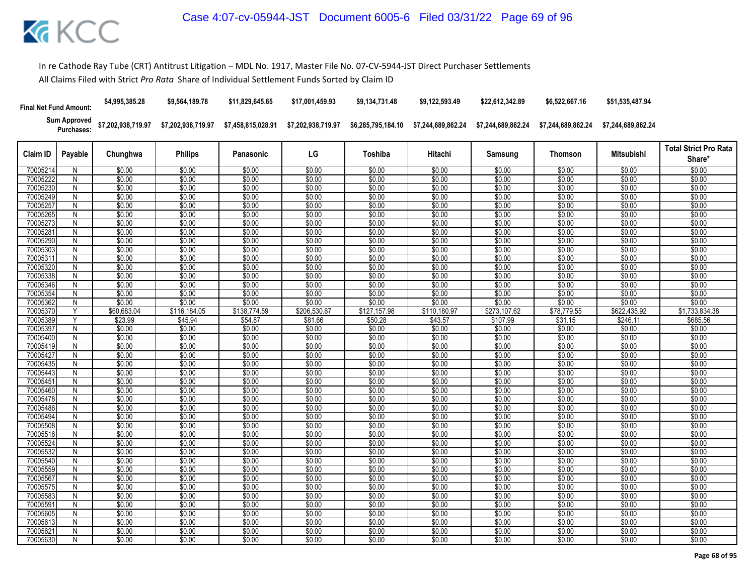In re Cathode Ray Tube (CRT) Antitrust Litigation – MDL No. 1917, Master File No. 07-CV-5944-JST Direct Purchaser Settlements

All Claims Filed with Strict *Pro Rata* Share of Individual Settlement Funds Sorted by Claim ID

| | | Chunghwa | Philips | Panasonic | LG | Toshiba | Hitachi | Samsung | Thomson | Mitsubishi | |
|---|---|---|---|---|---|---|---|---|---|---|---|
| **Final Net Fund Amount:** | | $4,995,385.28 | $9,564,189.78 | $11,829,645.65 | $17,001,459.93 | $9,134,731.48 | $9,122,593.49 | $22,612,342.89 | $6,522,667.16 | $51,535,487.94 | |
| **Sum Approved Purchases:** | | $7,202,938,719.97 | $7,202,938,719.97 | $7,458,815,028.91 | $7,202,938,719.97 | $6,285,795,184.10 | $7,244,689,862.24 | $7,244,689,862.24 | $7,244,689,862.24 | $7,244,689,862.24 | |
| **Claim ID** | **Payable** | **Chunghwa** | **Philips** | **Panasonic** | **LG** | **Toshiba** | **Hitachi** | **Samsung** | **Thomson** | **Mitsubishi** | **Total Strict Pro Rata Share*** |
| 70005214 | N | $0.00 | $0.00 | $0.00 | $0.00 | $0.00 | $0.00 | $0.00 | $0.00 | $0.00 | $0.00 |
| 70005222 | N | $0.00 | $0.00 | $0.00 | $0.00 | $0.00 | $0.00 | $0.00 | $0.00 | $0.00 | $0.00 |
| 70005230 | N | $0.00 | $0.00 | $0.00 | $0.00 | $0.00 | $0.00 | $0.00 | $0.00 | $0.00 | $0.00 |
| 70005249 | N | $0.00 | $0.00 | $0.00 | $0.00 | $0.00 | $0.00 | $0.00 | $0.00 | $0.00 | $0.00 |
| 70005257 | N | $0.00 | $0.00 | $0.00 | $0.00 | $0.00 | $0.00 | $0.00 | $0.00 | $0.00 | $0.00 |
| 70005265 | N | $0.00 | $0.00 | $0.00 | $0.00 | $0.00 | $0.00 | $0.00 | $0.00 | $0.00 | $0.00 |
| 70005273 | N | $0.00 | $0.00 | $0.00 | $0.00 | $0.00 | $0.00 | $0.00 | $0.00 | $0.00 | $0.00 |
| 70005281 | N | $0.00 | $0.00 | $0.00 | $0.00 | $0.00 | $0.00 | $0.00 | $0.00 | $0.00 | $0.00 |
| 70005290 | N | $0.00 | $0.00 | $0.00 | $0.00 | $0.00 | $0.00 | $0.00 | $0.00 | $0.00 | $0.00 |
| 70005303 | N | $0.00 | $0.00 | $0.00 | $0.00 | $0.00 | $0.00 | $0.00 | $0.00 | $0.00 | $0.00 |
| 70005311 | N | $0.00 | $0.00 | $0.00 | $0.00 | $0.00 | $0.00 | $0.00 | $0.00 | $0.00 | $0.00 |
| 70005320 | N | $0.00 | $0.00 | $0.00 | $0.00 | $0.00 | $0.00 | $0.00 | $0.00 | $0.00 | $0.00 |
| 70005338 | N | $0.00 | $0.00 | $0.00 | $0.00 | $0.00 | $0.00 | $0.00 | $0.00 | $0.00 | $0.00 |
| 70005346 | N | $0.00 | $0.00 | $0.00 | $0.00 | $0.00 | $0.00 | $0.00 | $0.00 | $0.00 | $0.00 |
| 70005354 | N | $0.00 | $0.00 | $0.00 | $0.00 | $0.00 | $0.00 | $0.00 | $0.00 | $0.00 | $0.00 |
| 70005362 | N | $0.00 | $0.00 | $0.00 | $0.00 | $0.00 | $0.00 | $0.00 | $0.00 | $0.00 | $0.00 |
| 70005370 | Y | $60,683.04 | $116,184.05 | $138,774.59 | $206,530.67 | $127,157.98 | $110,180.97 | $273,107.62 | $78,779.55 | $622,435.92 | $1,733,834.38 |
| 70005389 | Y | $23.99 | $45.94 | $54.87 | $81.66 | $50.28 | $43.57 | $107.99 | $31.15 | $246.11 | $685.56 |
| 70005397 | N | $0.00 | $0.00 | $0.00 | $0.00 | $0.00 | $0.00 | $0.00 | $0.00 | $0.00 | $0.00 |
| 70005400 | N | $0.00 | $0.00 | $0.00 | $0.00 | $0.00 | $0.00 | $0.00 | $0.00 | $0.00 | $0.00 |
| 70005419 | N | $0.00 | $0.00 | $0.00 | $0.00 | $0.00 | $0.00 | $0.00 | $0.00 | $0.00 | $0.00 |
| 70005427 | N | $0.00 | $0.00 | $0.00 | $0.00 | $0.00 | $0.00 | $0.00 | $0.00 | $0.00 | $0.00 |
| 70005435 | N | $0.00 | $0.00 | $0.00 | $0.00 | $0.00 | $0.00 | $0.00 | $0.00 | $0.00 | $0.00 |
| 70005443 | N | $0.00 | $0.00 | $0.00 | $0.00 | $0.00 | $0.00 | $0.00 | $0.00 | $0.00 | $0.00 |
| 70005451 | N | $0.00 | $0.00 | $0.00 | $0.00 | $0.00 | $0.00 | $0.00 | $0.00 | $0.00 | $0.00 |
| 70005460 | N | $0.00 | $0.00 | $0.00 | $0.00 | $0.00 | $0.00 | $0.00 | $0.00 | $0.00 | $0.00 |
| 70005478 | N | $0.00 | $0.00 | $0.00 | $0.00 | $0.00 | $0.00 | $0.00 | $0.00 | $0.00 | $0.00 |
| 70005486 | N | $0.00 | $0.00 | $0.00 | $0.00 | $0.00 | $0.00 | $0.00 | $0.00 | $0.00 | $0.00 |
| 70005494 | N | $0.00 | $0.00 | $0.00 | $0.00 | $0.00 | $0.00 | $0.00 | $0.00 | $0.00 | $0.00 |
| 70005508 | N | $0.00 | $0.00 | $0.00 | $0.00 | $0.00 | $0.00 | $0.00 | $0.00 | $0.00 | $0.00 |
| 70005516 | N | $0.00 | $0.00 | $0.00 | $0.00 | $0.00 | $0.00 | $0.00 | $0.00 | $0.00 | $0.00 |
| 70005524 | N | $0.00 | $0.00 | $0.00 | $0.00 | $0.00 | $0.00 | $0.00 | $0.00 | $0.00 | $0.00 |
| 70005532 | N | $0.00 | $0.00 | $0.00 | $0.00 | $0.00 | $0.00 | $0.00 | $0.00 | $0.00 | $0.00 |
| 70005540 | N | $0.00 | $0.00 | $0.00 | $0.00 | $0.00 | $0.00 | $0.00 | $0.00 | $0.00 | $0.00 |
| 70005559 | N | $0.00 | $0.00 | $0.00 | $0.00 | $0.00 | $0.00 | $0.00 | $0.00 | $0.00 | $0.00 |
| 70005567 | N | $0.00 | $0.00 | $0.00 | $0.00 | $0.00 | $0.00 | $0.00 | $0.00 | $0.00 | $0.00 |
| 70005575 | N | $0.00 | $0.00 | $0.00 | $0.00 | $0.00 | $0.00 | $0.00 | $0.00 | $0.00 | $0.00 |
| 70005583 | N | $0.00 | $0.00 | $0.00 | $0.00 | $0.00 | $0.00 | $0.00 | $0.00 | $0.00 | $0.00 |
| 70005591 | N | $0.00 | $0.00 | $0.00 | $0.00 | $0.00 | $0.00 | $0.00 | $0.00 | $0.00 | $0.00 |
| 70005605 | N | $0.00 | $0.00 | $0.00 | $0.00 | $0.00 | $0.00 | $0.00 | $0.00 | $0.00 | $0.00 |
| 70005613 | N | $0.00 | $0.00 | $0.00 | $0.00 | $0.00 | $0.00 | $0.00 | $0.00 | $0.00 | $0.00 |
| 70005621 | N | $0.00 | $0.00 | $0.00 | $0.00 | $0.00 | $0.00 | $0.00 | $0.00 | $0.00 | $0.00 |
| 70005630 | N | $0.00 | $0.00 | $0.00 | $0.00 | $0.00 | $0.00 | $0.00 | $0.00 | $0.00 | $0.00 |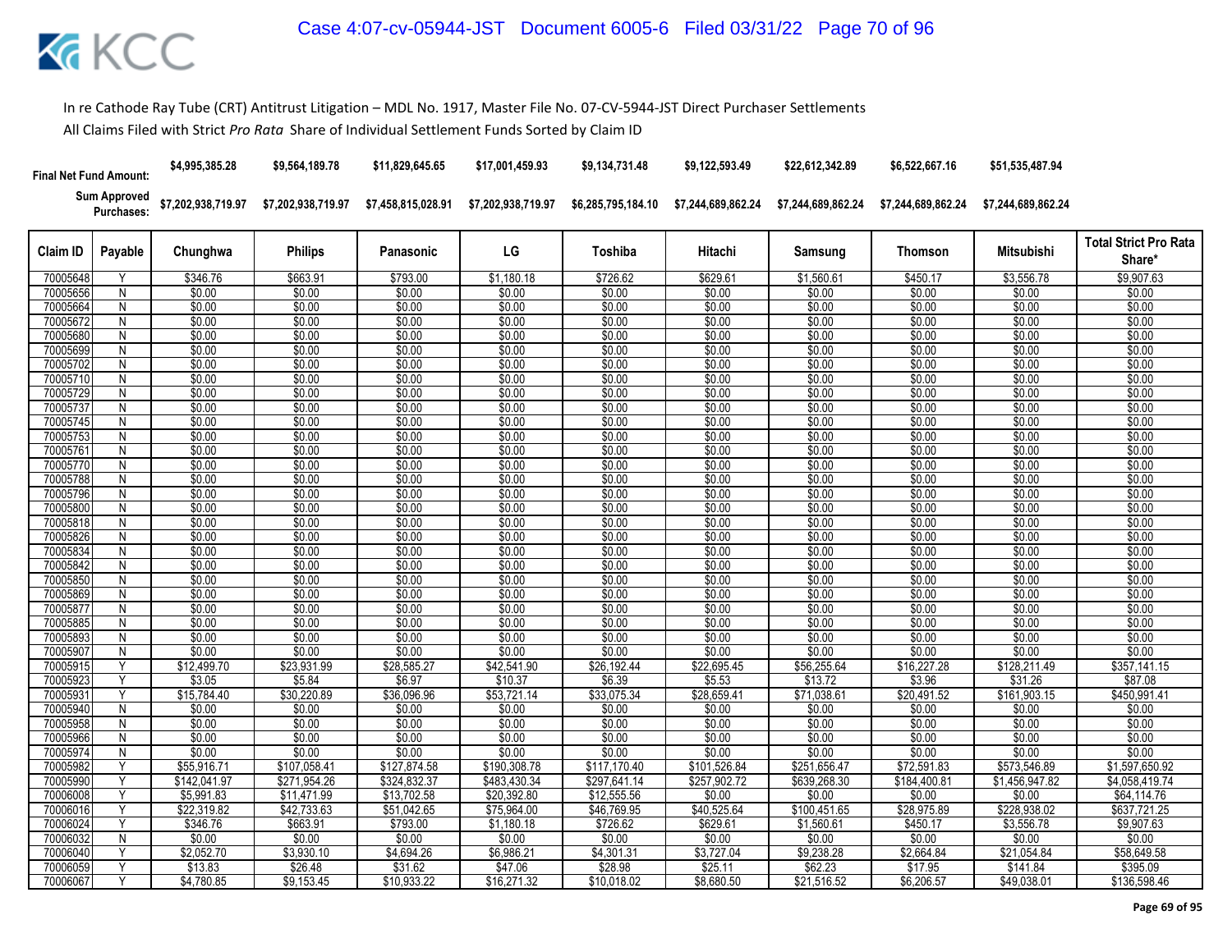In re Cathode Ray Tube (CRT) Antitrust Litigation – MDL No. 1917, Master File No. 07-CV-5944-JST Direct Purchaser Settlements

All Claims Filed with Strict *Pro Rata* Share of Individual Settlement Funds Sorted by Claim ID

| | | Chunghwa | Philips | Panasonic | LG | Toshiba | Hitachi | Samsung | Thomson | Mitsubishi | |
|---|---|---|---|---|---|---|---|---|---|---|---|
| **Final Net Fund Amount:** | | $4,995,385.28 | $9,564,189.78 | $11,829,645.65 | $17,001,459.93 | $9,134,731.48 | $9,122,593.49 | $22,612,342.89 | $6,522,667.16 | $51,535,487.94 | |
| **Sum Approved Purchases:** | | $7,202,938,719.97 | $7,202,938,719.97 | $7,458,815,028.91 | $7,202,938,719.97 | $6,285,795,184.10 | $7,244,689,862.24 | $7,244,689,862.24 | $7,244,689,862.24 | $7,244,689,862.24 | |

| Claim ID | Payable | Chunghwa | Philips | Panasonic | LG | Toshiba | Hitachi | Samsung | Thomson | Mitsubishi | Total Strict Pro Rata Share* |
|---|---|---|---|---|---|---|---|---|---|---|---|
| 70005648 | Y | $346.76 | $663.91 | $793.00 | $1,180.18 | $726.62 | $629.61 | $1,560.61 | $450.17 | $3,556.78 | $9,907.63 |
| 70005656 | N | $0.00 | $0.00 | $0.00 | $0.00 | $0.00 | $0.00 | $0.00 | $0.00 | $0.00 | $0.00 |
| 70005664 | N | $0.00 | $0.00 | $0.00 | $0.00 | $0.00 | $0.00 | $0.00 | $0.00 | $0.00 | $0.00 |
| 70005672 | N | $0.00 | $0.00 | $0.00 | $0.00 | $0.00 | $0.00 | $0.00 | $0.00 | $0.00 | $0.00 |
| 70005680 | N | $0.00 | $0.00 | $0.00 | $0.00 | $0.00 | $0.00 | $0.00 | $0.00 | $0.00 | $0.00 |
| 70005699 | N | $0.00 | $0.00 | $0.00 | $0.00 | $0.00 | $0.00 | $0.00 | $0.00 | $0.00 | $0.00 |
| 70005702 | N | $0.00 | $0.00 | $0.00 | $0.00 | $0.00 | $0.00 | $0.00 | $0.00 | $0.00 | $0.00 |
| 70005710 | N | $0.00 | $0.00 | $0.00 | $0.00 | $0.00 | $0.00 | $0.00 | $0.00 | $0.00 | $0.00 |
| 70005729 | N | $0.00 | $0.00 | $0.00 | $0.00 | $0.00 | $0.00 | $0.00 | $0.00 | $0.00 | $0.00 |
| 70005737 | N | $0.00 | $0.00 | $0.00 | $0.00 | $0.00 | $0.00 | $0.00 | $0.00 | $0.00 | $0.00 |
| 70005745 | N | $0.00 | $0.00 | $0.00 | $0.00 | $0.00 | $0.00 | $0.00 | $0.00 | $0.00 | $0.00 |
| 70005753 | N | $0.00 | $0.00 | $0.00 | $0.00 | $0.00 | $0.00 | $0.00 | $0.00 | $0.00 | $0.00 |
| 70005761 | N | $0.00 | $0.00 | $0.00 | $0.00 | $0.00 | $0.00 | $0.00 | $0.00 | $0.00 | $0.00 |
| 70005770 | N | $0.00 | $0.00 | $0.00 | $0.00 | $0.00 | $0.00 | $0.00 | $0.00 | $0.00 | $0.00 |
| 70005788 | N | $0.00 | $0.00 | $0.00 | $0.00 | $0.00 | $0.00 | $0.00 | $0.00 | $0.00 | $0.00 |
| 70005796 | N | $0.00 | $0.00 | $0.00 | $0.00 | $0.00 | $0.00 | $0.00 | $0.00 | $0.00 | $0.00 |
| 70005800 | N | $0.00 | $0.00 | $0.00 | $0.00 | $0.00 | $0.00 | $0.00 | $0.00 | $0.00 | $0.00 |
| 70005818 | N | $0.00 | $0.00 | $0.00 | $0.00 | $0.00 | $0.00 | $0.00 | $0.00 | $0.00 | $0.00 |
| 70005826 | N | $0.00 | $0.00 | $0.00 | $0.00 | $0.00 | $0.00 | $0.00 | $0.00 | $0.00 | $0.00 |
| 70005834 | N | $0.00 | $0.00 | $0.00 | $0.00 | $0.00 | $0.00 | $0.00 | $0.00 | $0.00 | $0.00 |
| 70005842 | N | $0.00 | $0.00 | $0.00 | $0.00 | $0.00 | $0.00 | $0.00 | $0.00 | $0.00 | $0.00 |
| 70005850 | N | $0.00 | $0.00 | $0.00 | $0.00 | $0.00 | $0.00 | $0.00 | $0.00 | $0.00 | $0.00 |
| 70005869 | N | $0.00 | $0.00 | $0.00 | $0.00 | $0.00 | $0.00 | $0.00 | $0.00 | $0.00 | $0.00 |
| 70005877 | N | $0.00 | $0.00 | $0.00 | $0.00 | $0.00 | $0.00 | $0.00 | $0.00 | $0.00 | $0.00 |
| 70005885 | N | $0.00 | $0.00 | $0.00 | $0.00 | $0.00 | $0.00 | $0.00 | $0.00 | $0.00 | $0.00 |
| 70005893 | N | $0.00 | $0.00 | $0.00 | $0.00 | $0.00 | $0.00 | $0.00 | $0.00 | $0.00 | $0.00 |
| 70005907 | N | $0.00 | $0.00 | $0.00 | $0.00 | $0.00 | $0.00 | $0.00 | $0.00 | $0.00 | $0.00 |
| 70005915 | Y | $12,499.70 | $23,931.99 | $28,585.27 | $42,541.90 | $26,192.44 | $22,695.45 | $56,255.64 | $16,227.28 | $128,211.49 | $357,141.15 |
| 70005923 | Y | $3.05 | $5.84 | $6.97 | $10.37 | $6.39 | $5.53 | $13.72 | $3.96 | $31.26 | $87.08 |
| 70005931 | Y | $15,784.40 | $30,220.89 | $36,096.96 | $53,721.14 | $33,075.34 | $28,659.41 | $71,038.61 | $20,491.52 | $161,903.15 | $450,991.41 |
| 70005940 | N | $0.00 | $0.00 | $0.00 | $0.00 | $0.00 | $0.00 | $0.00 | $0.00 | $0.00 | $0.00 |
| 70005958 | N | $0.00 | $0.00 | $0.00 | $0.00 | $0.00 | $0.00 | $0.00 | $0.00 | $0.00 | $0.00 |
| 70005966 | N | $0.00 | $0.00 | $0.00 | $0.00 | $0.00 | $0.00 | $0.00 | $0.00 | $0.00 | $0.00 |
| 70005974 | N | $0.00 | $0.00 | $0.00 | $0.00 | $0.00 | $0.00 | $0.00 | $0.00 | $0.00 | $0.00 |
| 70005982 | Y | $55,916.71 | $107,058.41 | $127,874.58 | $190,308.78 | $117,170.40 | $101,526.84 | $251,656.47 | $72,591.83 | $573,546.89 | $1,597,650.92 |
| 70005990 | Y | $142,041.97 | $271,954.26 | $324,832.37 | $483,430.34 | $297,641.14 | $257,902.72 | $639,268.30 | $184,400.81 | $1,456,947.82 | $4,058,419.74 |
| 70006008 | Y | $5,991.83 | $11,471.99 | $13,702.58 | $20,392.80 | $12,555.56 | $0.00 | $0.00 | $0.00 | $0.00 | $64,114.76 |
| 70006016 | Y | $22,319.82 | $42,733.63 | $51,042.65 | $75,964.00 | $46,769.95 | $40,525.64 | $100,451.65 | $28,975.89 | $228,938.02 | $637,721.25 |
| 70006024 | Y | $346.76 | $663.91 | $793.00 | $1,180.18 | $726.62 | $629.61 | $1,560.61 | $450.17 | $3,556.78 | $9,907.63 |
| 70006032 | N | $0.00 | $0.00 | $0.00 | $0.00 | $0.00 | $0.00 | $0.00 | $0.00 | $0.00 | $0.00 |
| 70006040 | Y | $2,052.70 | $3,930.10 | $4,694.26 | $6,986.21 | $4,301.31 | $3,727.04 | $9,238.28 | $2,664.84 | $21,054.84 | $58,649.58 |
| 70006059 | Y | $13.83 | $26.48 | $31.62 | $47.06 | $28.98 | $25.11 | $62.23 | $17.95 | $141.84 | $395.09 |
| 70006067 | Y | $4,780.85 | $9,153.45 | $10,933.22 | $16,271.32 | $10,018.02 | $8,680.50 | $21,516.52 | $6,206.57 | $49,038.01 | $136,598.46 |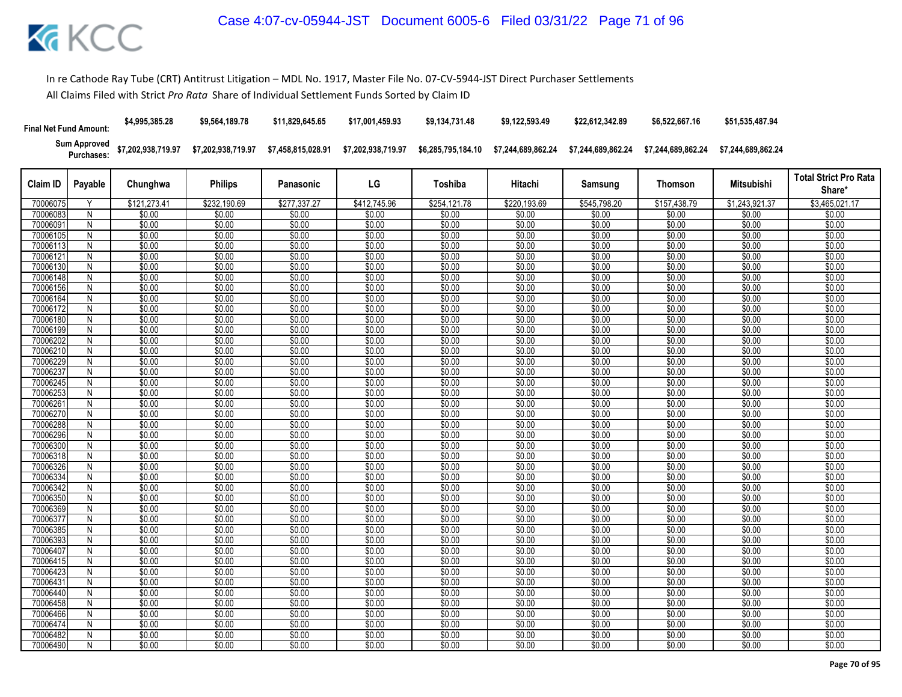In re Cathode Ray Tube (CRT) Antitrust Litigation – MDL No. 1917, Master File No. 07-CV-5944-JST Direct Purchaser Settlements

All Claims Filed with Strict *Pro Rata* Share of Individual Settlement Funds Sorted by Claim ID

| Final Net Fund Amount: | | $4,995,385.28 | $9,564,189.78 | $11,829,645.65 | $17,001,459.93 | $9,134,731.48 | $9,122,593.49 | $22,612,342.89 | $6,522,667.16 | $51,535,487.94 | |
|---|---|---|---|---|---|---|---|---|---|---|---|
| Sum Approved Purchases: | | $7,202,938,719.97 | $7,202,938,719.97 | $7,458,815,028.91 | $7,202,938,719.97 | $6,285,795,184.10 | $7,244,689,862.24 | $7,244,689,862.24 | $7,244,689,862.24 | $7,244,689,862.24 | |
| **Claim ID** | **Payable** | **Chunghwa** | **Philips** | **Panasonic** | **LG** | **Toshiba** | **Hitachi** | **Samsung** | **Thomson** | **Mitsubishi** | **Total Strict Pro Rata Share*** |
| 70006075 | Y | $121,273.41 | $232,190.69 | $277,337.27 | $412,745.96 | $254,121.78 | $220,193.69 | $545,798.20 | $157,438.79 | $1,243,921.37 | $3,465,021.17 |
| 70006083 | N | $0.00 | $0.00 | $0.00 | $0.00 | $0.00 | $0.00 | $0.00 | $0.00 | $0.00 | $0.00 |
| 70006091 | N | $0.00 | $0.00 | $0.00 | $0.00 | $0.00 | $0.00 | $0.00 | $0.00 | $0.00 | $0.00 |
| 70006105 | N | $0.00 | $0.00 | $0.00 | $0.00 | $0.00 | $0.00 | $0.00 | $0.00 | $0.00 | $0.00 |
| 70006113 | N | $0.00 | $0.00 | $0.00 | $0.00 | $0.00 | $0.00 | $0.00 | $0.00 | $0.00 | $0.00 |
| 70006121 | N | $0.00 | $0.00 | $0.00 | $0.00 | $0.00 | $0.00 | $0.00 | $0.00 | $0.00 | $0.00 |
| 70006130 | N | $0.00 | $0.00 | $0.00 | $0.00 | $0.00 | $0.00 | $0.00 | $0.00 | $0.00 | $0.00 |
| 70006148 | N | $0.00 | $0.00 | $0.00 | $0.00 | $0.00 | $0.00 | $0.00 | $0.00 | $0.00 | $0.00 |
| 70006156 | N | $0.00 | $0.00 | $0.00 | $0.00 | $0.00 | $0.00 | $0.00 | $0.00 | $0.00 | $0.00 |
| 70006164 | N | $0.00 | $0.00 | $0.00 | $0.00 | $0.00 | $0.00 | $0.00 | $0.00 | $0.00 | $0.00 |
| 70006172 | N | $0.00 | $0.00 | $0.00 | $0.00 | $0.00 | $0.00 | $0.00 | $0.00 | $0.00 | $0.00 |
| 70006180 | N | $0.00 | $0.00 | $0.00 | $0.00 | $0.00 | $0.00 | $0.00 | $0.00 | $0.00 | $0.00 |
| 70006199 | N | $0.00 | $0.00 | $0.00 | $0.00 | $0.00 | $0.00 | $0.00 | $0.00 | $0.00 | $0.00 |
| 70006202 | N | $0.00 | $0.00 | $0.00 | $0.00 | $0.00 | $0.00 | $0.00 | $0.00 | $0.00 | $0.00 |
| 70006210 | N | $0.00 | $0.00 | $0.00 | $0.00 | $0.00 | $0.00 | $0.00 | $0.00 | $0.00 | $0.00 |
| 70006229 | N | $0.00 | $0.00 | $0.00 | $0.00 | $0.00 | $0.00 | $0.00 | $0.00 | $0.00 | $0.00 |
| 70006237 | N | $0.00 | $0.00 | $0.00 | $0.00 | $0.00 | $0.00 | $0.00 | $0.00 | $0.00 | $0.00 |
| 70006245 | N | $0.00 | $0.00 | $0.00 | $0.00 | $0.00 | $0.00 | $0.00 | $0.00 | $0.00 | $0.00 |
| 70006253 | N | $0.00 | $0.00 | $0.00 | $0.00 | $0.00 | $0.00 | $0.00 | $0.00 | $0.00 | $0.00 |
| 70006261 | N | $0.00 | $0.00 | $0.00 | $0.00 | $0.00 | $0.00 | $0.00 | $0.00 | $0.00 | $0.00 |
| 70006270 | N | $0.00 | $0.00 | $0.00 | $0.00 | $0.00 | $0.00 | $0.00 | $0.00 | $0.00 | $0.00 |
| 70006288 | N | $0.00 | $0.00 | $0.00 | $0.00 | $0.00 | $0.00 | $0.00 | $0.00 | $0.00 | $0.00 |
| 70006296 | N | $0.00 | $0.00 | $0.00 | $0.00 | $0.00 | $0.00 | $0.00 | $0.00 | $0.00 | $0.00 |
| 70006300 | N | $0.00 | $0.00 | $0.00 | $0.00 | $0.00 | $0.00 | $0.00 | $0.00 | $0.00 | $0.00 |
| 70006318 | N | $0.00 | $0.00 | $0.00 | $0.00 | $0.00 | $0.00 | $0.00 | $0.00 | $0.00 | $0.00 |
| 70006326 | N | $0.00 | $0.00 | $0.00 | $0.00 | $0.00 | $0.00 | $0.00 | $0.00 | $0.00 | $0.00 |
| 70006334 | N | $0.00 | $0.00 | $0.00 | $0.00 | $0.00 | $0.00 | $0.00 | $0.00 | $0.00 | $0.00 |
| 70006342 | N | $0.00 | $0.00 | $0.00 | $0.00 | $0.00 | $0.00 | $0.00 | $0.00 | $0.00 | $0.00 |
| 70006350 | N | $0.00 | $0.00 | $0.00 | $0.00 | $0.00 | $0.00 | $0.00 | $0.00 | $0.00 | $0.00 |
| 70006369 | N | $0.00 | $0.00 | $0.00 | $0.00 | $0.00 | $0.00 | $0.00 | $0.00 | $0.00 | $0.00 |
| 70006377 | N | $0.00 | $0.00 | $0.00 | $0.00 | $0.00 | $0.00 | $0.00 | $0.00 | $0.00 | $0.00 |
| 70006385 | N | $0.00 | $0.00 | $0.00 | $0.00 | $0.00 | $0.00 | $0.00 | $0.00 | $0.00 | $0.00 |
| 70006393 | N | $0.00 | $0.00 | $0.00 | $0.00 | $0.00 | $0.00 | $0.00 | $0.00 | $0.00 | $0.00 |
| 70006407 | N | $0.00 | $0.00 | $0.00 | $0.00 | $0.00 | $0.00 | $0.00 | $0.00 | $0.00 | $0.00 |
| 70006415 | N | $0.00 | $0.00 | $0.00 | $0.00 | $0.00 | $0.00 | $0.00 | $0.00 | $0.00 | $0.00 |
| 70006423 | N | $0.00 | $0.00 | $0.00 | $0.00 | $0.00 | $0.00 | $0.00 | $0.00 | $0.00 | $0.00 |
| 70006431 | N | $0.00 | $0.00 | $0.00 | $0.00 | $0.00 | $0.00 | $0.00 | $0.00 | $0.00 | $0.00 |
| 70006440 | N | $0.00 | $0.00 | $0.00 | $0.00 | $0.00 | $0.00 | $0.00 | $0.00 | $0.00 | $0.00 |
| 70006458 | N | $0.00 | $0.00 | $0.00 | $0.00 | $0.00 | $0.00 | $0.00 | $0.00 | $0.00 | $0.00 |
| 70006466 | N | $0.00 | $0.00 | $0.00 | $0.00 | $0.00 | $0.00 | $0.00 | $0.00 | $0.00 | $0.00 |
| 70006474 | N | $0.00 | $0.00 | $0.00 | $0.00 | $0.00 | $0.00 | $0.00 | $0.00 | $0.00 | $0.00 |
| 70006482 | N | $0.00 | $0.00 | $0.00 | $0.00 | $0.00 | $0.00 | $0.00 | $0.00 | $0.00 | $0.00 |
| 70006490 | N | $0.00 | $0.00 | $0.00 | $0.00 | $0.00 | $0.00 | $0.00 | $0.00 | $0.00 | $0.00 |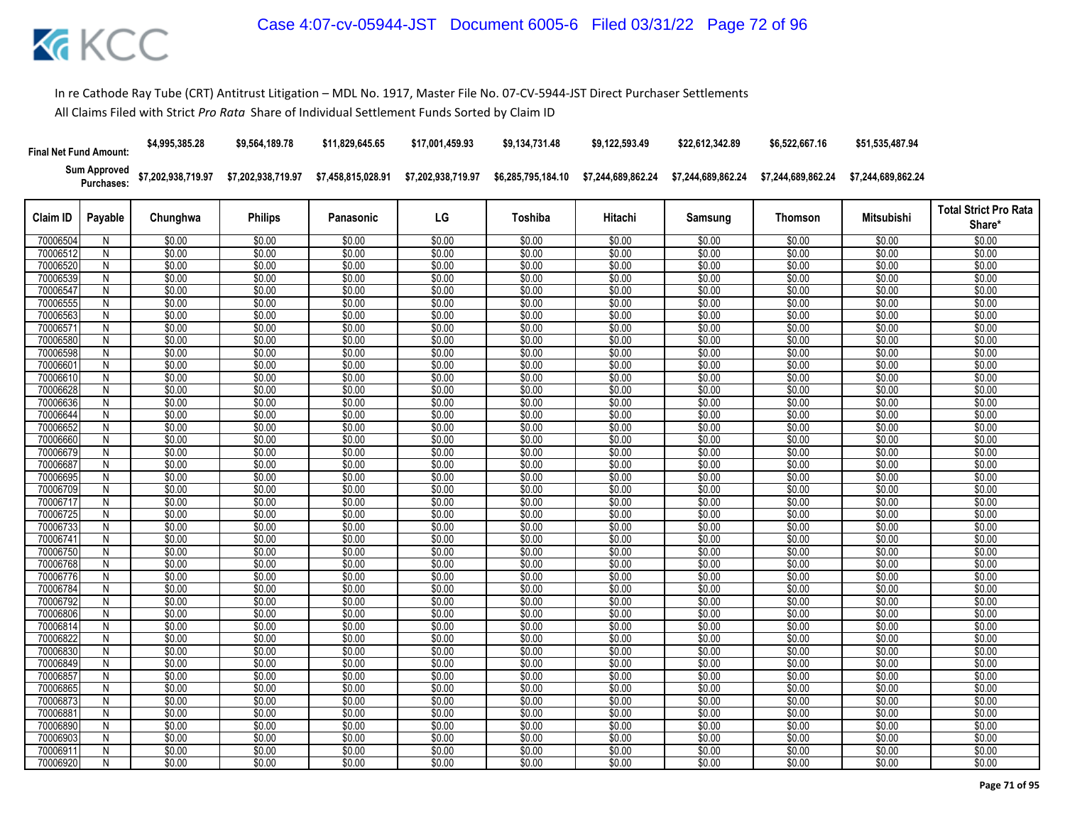In re Cathode Ray Tube (CRT) Antitrust Litigation – MDL No. 1917, Master File No. 07-CV-5944-JST Direct Purchaser Settlements

All Claims Filed with Strict *Pro Rata* Share of Individual Settlement Funds Sorted by Claim ID

| | | Chunghwa | Philips | Panasonic | LG | Toshiba | Hitachi | Samsung | Thomson | Mitsubishi | |
|---|---|---|---|---|---|---|---|---|---|---|---|
| **Final Net Fund Amount:** | | $4,995,385.28 | $9,564,189.78 | $11,829,645.65 | $17,001,459.93 | $9,134,731.48 | $9,122,593.49 | $22,612,342.89 | $6,522,667.16 | $51,535,487.94 | |
| **Sum Approved Purchases:** | | $7,202,938,719.97 | $7,202,938,719.97 | $7,458,815,028.91 | $7,202,938,719.97 | $6,285,795,184.10 | $7,244,689,862.24 | $7,244,689,862.24 | $7,244,689,862.24 | $7,244,689,862.24 | |
| **Claim ID** | **Payable** | **Chunghwa** | **Philips** | **Panasonic** | **LG** | **Toshiba** | **Hitachi** | **Samsung** | **Thomson** | **Mitsubishi** | **Total Strict Pro Rata Share*** |
| 70006504 | N | $0.00 | $0.00 | $0.00 | $0.00 | $0.00 | $0.00 | $0.00 | $0.00 | $0.00 | $0.00 |
| 70006512 | N | $0.00 | $0.00 | $0.00 | $0.00 | $0.00 | $0.00 | $0.00 | $0.00 | $0.00 | $0.00 |
| 70006520 | N | $0.00 | $0.00 | $0.00 | $0.00 | $0.00 | $0.00 | $0.00 | $0.00 | $0.00 | $0.00 |
| 70006539 | N | $0.00 | $0.00 | $0.00 | $0.00 | $0.00 | $0.00 | $0.00 | $0.00 | $0.00 | $0.00 |
| 70006547 | N | $0.00 | $0.00 | $0.00 | $0.00 | $0.00 | $0.00 | $0.00 | $0.00 | $0.00 | $0.00 |
| 70006555 | N | $0.00 | $0.00 | $0.00 | $0.00 | $0.00 | $0.00 | $0.00 | $0.00 | $0.00 | $0.00 |
| 70006563 | N | $0.00 | $0.00 | $0.00 | $0.00 | $0.00 | $0.00 | $0.00 | $0.00 | $0.00 | $0.00 |
| 70006571 | N | $0.00 | $0.00 | $0.00 | $0.00 | $0.00 | $0.00 | $0.00 | $0.00 | $0.00 | $0.00 |
| 70006580 | N | $0.00 | $0.00 | $0.00 | $0.00 | $0.00 | $0.00 | $0.00 | $0.00 | $0.00 | $0.00 |
| 70006598 | N | $0.00 | $0.00 | $0.00 | $0.00 | $0.00 | $0.00 | $0.00 | $0.00 | $0.00 | $0.00 |
| 70006601 | N | $0.00 | $0.00 | $0.00 | $0.00 | $0.00 | $0.00 | $0.00 | $0.00 | $0.00 | $0.00 |
| 70006610 | N | $0.00 | $0.00 | $0.00 | $0.00 | $0.00 | $0.00 | $0.00 | $0.00 | $0.00 | $0.00 |
| 70006628 | N | $0.00 | $0.00 | $0.00 | $0.00 | $0.00 | $0.00 | $0.00 | $0.00 | $0.00 | $0.00 |
| 70006636 | N | $0.00 | $0.00 | $0.00 | $0.00 | $0.00 | $0.00 | $0.00 | $0.00 | $0.00 | $0.00 |
| 70006644 | N | $0.00 | $0.00 | $0.00 | $0.00 | $0.00 | $0.00 | $0.00 | $0.00 | $0.00 | $0.00 |
| 70006652 | N | $0.00 | $0.00 | $0.00 | $0.00 | $0.00 | $0.00 | $0.00 | $0.00 | $0.00 | $0.00 |
| 70006660 | N | $0.00 | $0.00 | $0.00 | $0.00 | $0.00 | $0.00 | $0.00 | $0.00 | $0.00 | $0.00 |
| 70006679 | N | $0.00 | $0.00 | $0.00 | $0.00 | $0.00 | $0.00 | $0.00 | $0.00 | $0.00 | $0.00 |
| 70006687 | N | $0.00 | $0.00 | $0.00 | $0.00 | $0.00 | $0.00 | $0.00 | $0.00 | $0.00 | $0.00 |
| 70006695 | N | $0.00 | $0.00 | $0.00 | $0.00 | $0.00 | $0.00 | $0.00 | $0.00 | $0.00 | $0.00 |
| 70006709 | N | $0.00 | $0.00 | $0.00 | $0.00 | $0.00 | $0.00 | $0.00 | $0.00 | $0.00 | $0.00 |
| 70006717 | N | $0.00 | $0.00 | $0.00 | $0.00 | $0.00 | $0.00 | $0.00 | $0.00 | $0.00 | $0.00 |
| 70006725 | N | $0.00 | $0.00 | $0.00 | $0.00 | $0.00 | $0.00 | $0.00 | $0.00 | $0.00 | $0.00 |
| 70006733 | N | $0.00 | $0.00 | $0.00 | $0.00 | $0.00 | $0.00 | $0.00 | $0.00 | $0.00 | $0.00 |
| 70006741 | N | $0.00 | $0.00 | $0.00 | $0.00 | $0.00 | $0.00 | $0.00 | $0.00 | $0.00 | $0.00 |
| 70006750 | N | $0.00 | $0.00 | $0.00 | $0.00 | $0.00 | $0.00 | $0.00 | $0.00 | $0.00 | $0.00 |
| 70006768 | N | $0.00 | $0.00 | $0.00 | $0.00 | $0.00 | $0.00 | $0.00 | $0.00 | $0.00 | $0.00 |
| 70006776 | N | $0.00 | $0.00 | $0.00 | $0.00 | $0.00 | $0.00 | $0.00 | $0.00 | $0.00 | $0.00 |
| 70006784 | N | $0.00 | $0.00 | $0.00 | $0.00 | $0.00 | $0.00 | $0.00 | $0.00 | $0.00 | $0.00 |
| 70006792 | N | $0.00 | $0.00 | $0.00 | $0.00 | $0.00 | $0.00 | $0.00 | $0.00 | $0.00 | $0.00 |
| 70006806 | N | $0.00 | $0.00 | $0.00 | $0.00 | $0.00 | $0.00 | $0.00 | $0.00 | $0.00 | $0.00 |
| 70006814 | N | $0.00 | $0.00 | $0.00 | $0.00 | $0.00 | $0.00 | $0.00 | $0.00 | $0.00 | $0.00 |
| 70006822 | N | $0.00 | $0.00 | $0.00 | $0.00 | $0.00 | $0.00 | $0.00 | $0.00 | $0.00 | $0.00 |
| 70006830 | N | $0.00 | $0.00 | $0.00 | $0.00 | $0.00 | $0.00 | $0.00 | $0.00 | $0.00 | $0.00 |
| 70006849 | N | $0.00 | $0.00 | $0.00 | $0.00 | $0.00 | $0.00 | $0.00 | $0.00 | $0.00 | $0.00 |
| 70006857 | N | $0.00 | $0.00 | $0.00 | $0.00 | $0.00 | $0.00 | $0.00 | $0.00 | $0.00 | $0.00 |
| 70006865 | N | $0.00 | $0.00 | $0.00 | $0.00 | $0.00 | $0.00 | $0.00 | $0.00 | $0.00 | $0.00 |
| 70006873 | N | $0.00 | $0.00 | $0.00 | $0.00 | $0.00 | $0.00 | $0.00 | $0.00 | $0.00 | $0.00 |
| 70006881 | N | $0.00 | $0.00 | $0.00 | $0.00 | $0.00 | $0.00 | $0.00 | $0.00 | $0.00 | $0.00 |
| 70006890 | N | $0.00 | $0.00 | $0.00 | $0.00 | $0.00 | $0.00 | $0.00 | $0.00 | $0.00 | $0.00 |
| 70006903 | N | $0.00 | $0.00 | $0.00 | $0.00 | $0.00 | $0.00 | $0.00 | $0.00 | $0.00 | $0.00 |
| 70006911 | N | $0.00 | $0.00 | $0.00 | $0.00 | $0.00 | $0.00 | $0.00 | $0.00 | $0.00 | $0.00 |
| 70006920 | N | $0.00 | $0.00 | $0.00 | $0.00 | $0.00 | $0.00 | $0.00 | $0.00 | $0.00 | $0.00 |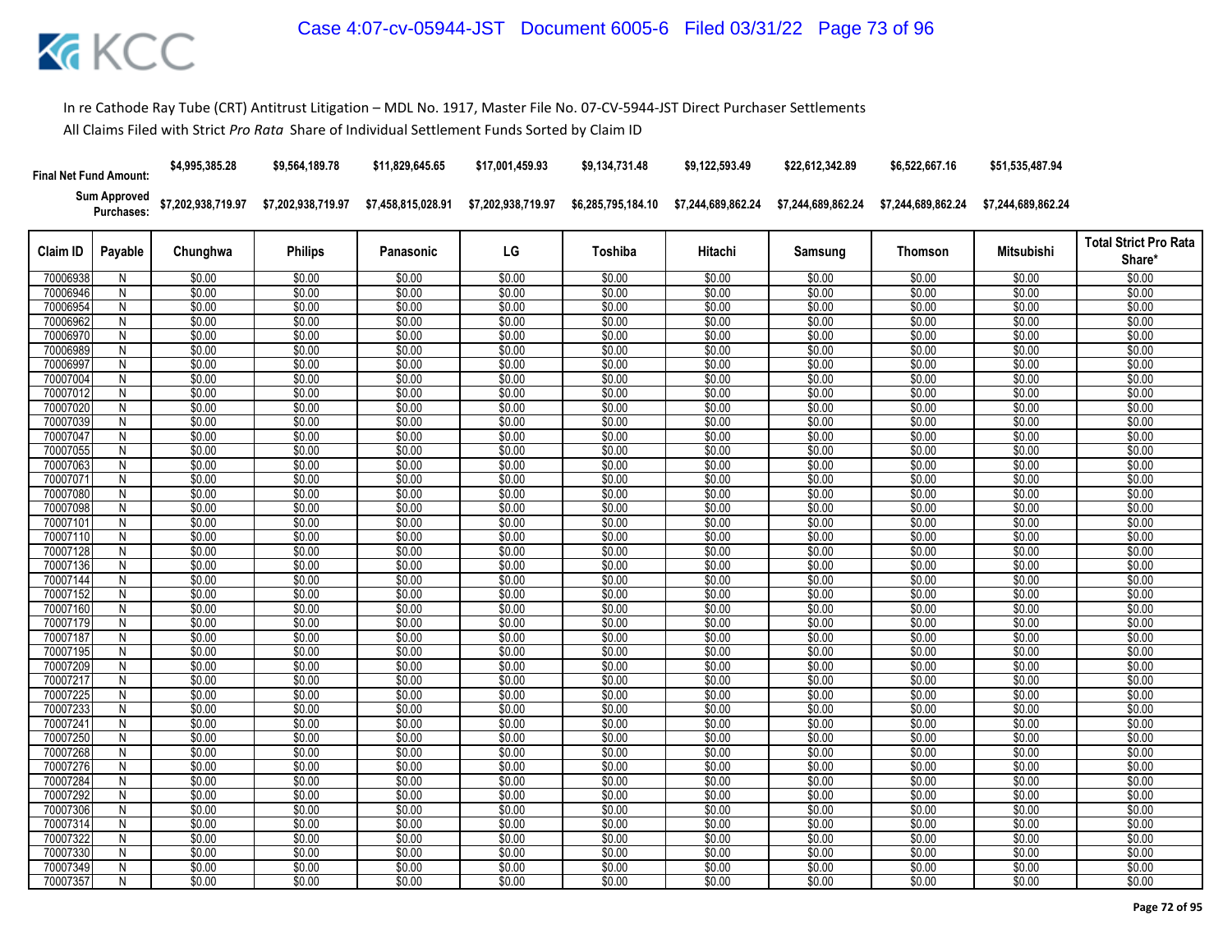In re Cathode Ray Tube (CRT) Antitrust Litigation – MDL No. 1917, Master File No. 07-CV-5944-JST Direct Purchaser Settlements

All Claims Filed with Strict *Pro Rata* Share of Individual Settlement Funds Sorted by Claim ID

| | | Chunghwa | Philips | Panasonic | LG | Toshiba | Hitachi | Samsung | Thomson | Mitsubishi | |
|---|---|---|---|---|---|---|---|---|---|---|---|
| **Final Net Fund Amount:** | | $4,995,385.28 | $9,564,189.78 | $11,829,645.65 | $17,001,459.93 | $9,134,731.48 | $9,122,593.49 | $22,612,342.89 | $6,522,667.16 | $51,535,487.94 | |
| **Sum Approved Purchases:** | | $7,202,938,719.97 | $7,202,938,719.97 | $7,458,815,028.91 | $7,202,938,719.97 | $6,285,795,184.10 | $7,244,689,862.24 | $7,244,689,862.24 | $7,244,689,862.24 | $7,244,689,862.24 | |

| Claim ID | Payable | Chunghwa | Philips | Panasonic | LG | Toshiba | Hitachi | Samsung | Thomson | Mitsubishi | Total Strict Pro Rata Share* |
|---|---|---|---|---|---|---|---|---|---|---|---|
| 70006938 | N | $0.00 | $0.00 | $0.00 | $0.00 | $0.00 | $0.00 | $0.00 | $0.00 | $0.00 | $0.00 |
| 70006946 | N | $0.00 | $0.00 | $0.00 | $0.00 | $0.00 | $0.00 | $0.00 | $0.00 | $0.00 | $0.00 |
| 70006954 | N | $0.00 | $0.00 | $0.00 | $0.00 | $0.00 | $0.00 | $0.00 | $0.00 | $0.00 | $0.00 |
| 70006962 | N | $0.00 | $0.00 | $0.00 | $0.00 | $0.00 | $0.00 | $0.00 | $0.00 | $0.00 | $0.00 |
| 70006970 | N | $0.00 | $0.00 | $0.00 | $0.00 | $0.00 | $0.00 | $0.00 | $0.00 | $0.00 | $0.00 |
| 70006989 | N | $0.00 | $0.00 | $0.00 | $0.00 | $0.00 | $0.00 | $0.00 | $0.00 | $0.00 | $0.00 |
| 70006997 | N | $0.00 | $0.00 | $0.00 | $0.00 | $0.00 | $0.00 | $0.00 | $0.00 | $0.00 | $0.00 |
| 70007004 | N | $0.00 | $0.00 | $0.00 | $0.00 | $0.00 | $0.00 | $0.00 | $0.00 | $0.00 | $0.00 |
| 70007012 | N | $0.00 | $0.00 | $0.00 | $0.00 | $0.00 | $0.00 | $0.00 | $0.00 | $0.00 | $0.00 |
| 70007020 | N | $0.00 | $0.00 | $0.00 | $0.00 | $0.00 | $0.00 | $0.00 | $0.00 | $0.00 | $0.00 |
| 70007039 | N | $0.00 | $0.00 | $0.00 | $0.00 | $0.00 | $0.00 | $0.00 | $0.00 | $0.00 | $0.00 |
| 70007047 | N | $0.00 | $0.00 | $0.00 | $0.00 | $0.00 | $0.00 | $0.00 | $0.00 | $0.00 | $0.00 |
| 70007055 | N | $0.00 | $0.00 | $0.00 | $0.00 | $0.00 | $0.00 | $0.00 | $0.00 | $0.00 | $0.00 |
| 70007063 | N | $0.00 | $0.00 | $0.00 | $0.00 | $0.00 | $0.00 | $0.00 | $0.00 | $0.00 | $0.00 |
| 70007071 | N | $0.00 | $0.00 | $0.00 | $0.00 | $0.00 | $0.00 | $0.00 | $0.00 | $0.00 | $0.00 |
| 70007080 | N | $0.00 | $0.00 | $0.00 | $0.00 | $0.00 | $0.00 | $0.00 | $0.00 | $0.00 | $0.00 |
| 70007098 | N | $0.00 | $0.00 | $0.00 | $0.00 | $0.00 | $0.00 | $0.00 | $0.00 | $0.00 | $0.00 |
| 70007101 | N | $0.00 | $0.00 | $0.00 | $0.00 | $0.00 | $0.00 | $0.00 | $0.00 | $0.00 | $0.00 |
| 70007110 | N | $0.00 | $0.00 | $0.00 | $0.00 | $0.00 | $0.00 | $0.00 | $0.00 | $0.00 | $0.00 |
| 70007128 | N | $0.00 | $0.00 | $0.00 | $0.00 | $0.00 | $0.00 | $0.00 | $0.00 | $0.00 | $0.00 |
| 70007136 | N | $0.00 | $0.00 | $0.00 | $0.00 | $0.00 | $0.00 | $0.00 | $0.00 | $0.00 | $0.00 |
| 70007144 | N | $0.00 | $0.00 | $0.00 | $0.00 | $0.00 | $0.00 | $0.00 | $0.00 | $0.00 | $0.00 |
| 70007152 | N | $0.00 | $0.00 | $0.00 | $0.00 | $0.00 | $0.00 | $0.00 | $0.00 | $0.00 | $0.00 |
| 70007160 | N | $0.00 | $0.00 | $0.00 | $0.00 | $0.00 | $0.00 | $0.00 | $0.00 | $0.00 | $0.00 |
| 70007179 | N | $0.00 | $0.00 | $0.00 | $0.00 | $0.00 | $0.00 | $0.00 | $0.00 | $0.00 | $0.00 |
| 70007187 | N | $0.00 | $0.00 | $0.00 | $0.00 | $0.00 | $0.00 | $0.00 | $0.00 | $0.00 | $0.00 |
| 70007195 | N | $0.00 | $0.00 | $0.00 | $0.00 | $0.00 | $0.00 | $0.00 | $0.00 | $0.00 | $0.00 |
| 70007209 | N | $0.00 | $0.00 | $0.00 | $0.00 | $0.00 | $0.00 | $0.00 | $0.00 | $0.00 | $0.00 |
| 70007217 | N | $0.00 | $0.00 | $0.00 | $0.00 | $0.00 | $0.00 | $0.00 | $0.00 | $0.00 | $0.00 |
| 70007225 | N | $0.00 | $0.00 | $0.00 | $0.00 | $0.00 | $0.00 | $0.00 | $0.00 | $0.00 | $0.00 |
| 70007233 | N | $0.00 | $0.00 | $0.00 | $0.00 | $0.00 | $0.00 | $0.00 | $0.00 | $0.00 | $0.00 |
| 70007241 | N | $0.00 | $0.00 | $0.00 | $0.00 | $0.00 | $0.00 | $0.00 | $0.00 | $0.00 | $0.00 |
| 70007250 | N | $0.00 | $0.00 | $0.00 | $0.00 | $0.00 | $0.00 | $0.00 | $0.00 | $0.00 | $0.00 |
| 70007268 | N | $0.00 | $0.00 | $0.00 | $0.00 | $0.00 | $0.00 | $0.00 | $0.00 | $0.00 | $0.00 |
| 70007276 | N | $0.00 | $0.00 | $0.00 | $0.00 | $0.00 | $0.00 | $0.00 | $0.00 | $0.00 | $0.00 |
| 70007284 | N | $0.00 | $0.00 | $0.00 | $0.00 | $0.00 | $0.00 | $0.00 | $0.00 | $0.00 | $0.00 |
| 70007292 | N | $0.00 | $0.00 | $0.00 | $0.00 | $0.00 | $0.00 | $0.00 | $0.00 | $0.00 | $0.00 |
| 70007306 | N | $0.00 | $0.00 | $0.00 | $0.00 | $0.00 | $0.00 | $0.00 | $0.00 | $0.00 | $0.00 |
| 70007314 | N | $0.00 | $0.00 | $0.00 | $0.00 | $0.00 | $0.00 | $0.00 | $0.00 | $0.00 | $0.00 |
| 70007322 | N | $0.00 | $0.00 | $0.00 | $0.00 | $0.00 | $0.00 | $0.00 | $0.00 | $0.00 | $0.00 |
| 70007330 | N | $0.00 | $0.00 | $0.00 | $0.00 | $0.00 | $0.00 | $0.00 | $0.00 | $0.00 | $0.00 |
| 70007349 | N | $0.00 | $0.00 | $0.00 | $0.00 | $0.00 | $0.00 | $0.00 | $0.00 | $0.00 | $0.00 |
| 70007357 | N | $0.00 | $0.00 | $0.00 | $0.00 | $0.00 | $0.00 | $0.00 | $0.00 | $0.00 | $0.00 |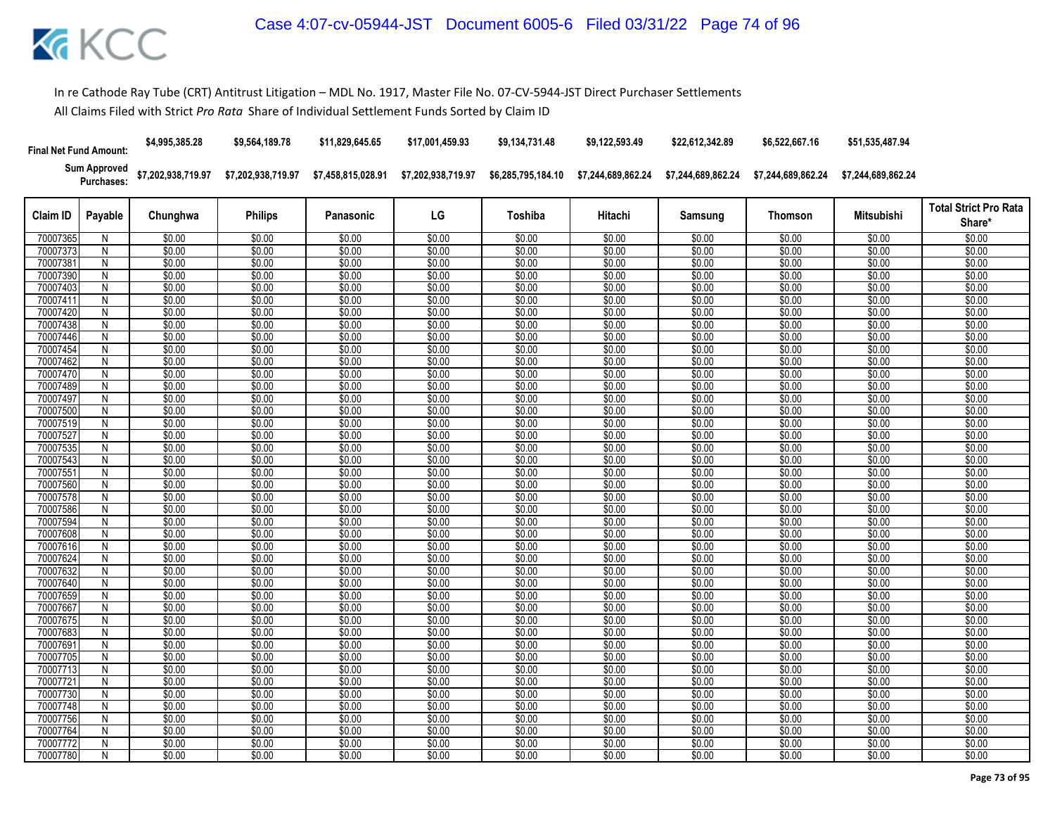In re Cathode Ray Tube (CRT) Antitrust Litigation – MDL No. 1917, Master File No. 07-CV-5944-JST Direct Purchaser Settlements

All Claims Filed with Strict *Pro Rata* Share of Individual Settlement Funds Sorted by Claim ID

| Final Net Fund Amount: | | $4,995,385.28 | $9,564,189.78 | $11,829,645.65 | $17,001,459.93 | $9,134,731.48 | $9,122,593.49 | $22,612,342.89 | $6,522,667.16 | $51,535,487.94 | |
|---|---|---|---|---|---|---|---|---|---|---|---|
| Sum Approved Purchases: | | $7,202,938,719.97 | $7,202,938,719.97 | $7,458,815,028.91 | $7,202,938,719.97 | $6,285,795,184.10 | $7,244,689,862.24 | $7,244,689,862.24 | $7,244,689,862.24 | $7,244,689,862.24 | |
| **Claim ID** | **Payable** | **Chunghwa** | **Philips** | **Panasonic** | **LG** | **Toshiba** | **Hitachi** | **Samsung** | **Thomson** | **Mitsubishi** | **Total Strict Pro Rata Share*** |
| 70007365 | N | $0.00 | $0.00 | $0.00 | $0.00 | $0.00 | $0.00 | $0.00 | $0.00 | $0.00 | $0.00 |
| 70007373 | N | $0.00 | $0.00 | $0.00 | $0.00 | $0.00 | $0.00 | $0.00 | $0.00 | $0.00 | $0.00 |
| 70007381 | N | $0.00 | $0.00 | $0.00 | $0.00 | $0.00 | $0.00 | $0.00 | $0.00 | $0.00 | $0.00 |
| 70007390 | N | $0.00 | $0.00 | $0.00 | $0.00 | $0.00 | $0.00 | $0.00 | $0.00 | $0.00 | $0.00 |
| 70007403 | N | $0.00 | $0.00 | $0.00 | $0.00 | $0.00 | $0.00 | $0.00 | $0.00 | $0.00 | $0.00 |
| 70007411 | N | $0.00 | $0.00 | $0.00 | $0.00 | $0.00 | $0.00 | $0.00 | $0.00 | $0.00 | $0.00 |
| 70007420 | N | $0.00 | $0.00 | $0.00 | $0.00 | $0.00 | $0.00 | $0.00 | $0.00 | $0.00 | $0.00 |
| 70007438 | N | $0.00 | $0.00 | $0.00 | $0.00 | $0.00 | $0.00 | $0.00 | $0.00 | $0.00 | $0.00 |
| 70007446 | N | $0.00 | $0.00 | $0.00 | $0.00 | $0.00 | $0.00 | $0.00 | $0.00 | $0.00 | $0.00 |
| 70007454 | N | $0.00 | $0.00 | $0.00 | $0.00 | $0.00 | $0.00 | $0.00 | $0.00 | $0.00 | $0.00 |
| 70007462 | N | $0.00 | $0.00 | $0.00 | $0.00 | $0.00 | $0.00 | $0.00 | $0.00 | $0.00 | $0.00 |
| 70007470 | N | $0.00 | $0.00 | $0.00 | $0.00 | $0.00 | $0.00 | $0.00 | $0.00 | $0.00 | $0.00 |
| 70007489 | N | $0.00 | $0.00 | $0.00 | $0.00 | $0.00 | $0.00 | $0.00 | $0.00 | $0.00 | $0.00 |
| 70007497 | N | $0.00 | $0.00 | $0.00 | $0.00 | $0.00 | $0.00 | $0.00 | $0.00 | $0.00 | $0.00 |
| 70007500 | N | $0.00 | $0.00 | $0.00 | $0.00 | $0.00 | $0.00 | $0.00 | $0.00 | $0.00 | $0.00 |
| 70007519 | N | $0.00 | $0.00 | $0.00 | $0.00 | $0.00 | $0.00 | $0.00 | $0.00 | $0.00 | $0.00 |
| 70007527 | N | $0.00 | $0.00 | $0.00 | $0.00 | $0.00 | $0.00 | $0.00 | $0.00 | $0.00 | $0.00 |
| 70007535 | N | $0.00 | $0.00 | $0.00 | $0.00 | $0.00 | $0.00 | $0.00 | $0.00 | $0.00 | $0.00 |
| 70007543 | N | $0.00 | $0.00 | $0.00 | $0.00 | $0.00 | $0.00 | $0.00 | $0.00 | $0.00 | $0.00 |
| 70007551 | N | $0.00 | $0.00 | $0.00 | $0.00 | $0.00 | $0.00 | $0.00 | $0.00 | $0.00 | $0.00 |
| 70007560 | N | $0.00 | $0.00 | $0.00 | $0.00 | $0.00 | $0.00 | $0.00 | $0.00 | $0.00 | $0.00 |
| 70007578 | N | $0.00 | $0.00 | $0.00 | $0.00 | $0.00 | $0.00 | $0.00 | $0.00 | $0.00 | $0.00 |
| 70007586 | N | $0.00 | $0.00 | $0.00 | $0.00 | $0.00 | $0.00 | $0.00 | $0.00 | $0.00 | $0.00 |
| 70007594 | N | $0.00 | $0.00 | $0.00 | $0.00 | $0.00 | $0.00 | $0.00 | $0.00 | $0.00 | $0.00 |
| 70007608 | N | $0.00 | $0.00 | $0.00 | $0.00 | $0.00 | $0.00 | $0.00 | $0.00 | $0.00 | $0.00 |
| 70007616 | N | $0.00 | $0.00 | $0.00 | $0.00 | $0.00 | $0.00 | $0.00 | $0.00 | $0.00 | $0.00 |
| 70007624 | N | $0.00 | $0.00 | $0.00 | $0.00 | $0.00 | $0.00 | $0.00 | $0.00 | $0.00 | $0.00 |
| 70007632 | N | $0.00 | $0.00 | $0.00 | $0.00 | $0.00 | $0.00 | $0.00 | $0.00 | $0.00 | $0.00 |
| 70007640 | N | $0.00 | $0.00 | $0.00 | $0.00 | $0.00 | $0.00 | $0.00 | $0.00 | $0.00 | $0.00 |
| 70007659 | N | $0.00 | $0.00 | $0.00 | $0.00 | $0.00 | $0.00 | $0.00 | $0.00 | $0.00 | $0.00 |
| 70007667 | N | $0.00 | $0.00 | $0.00 | $0.00 | $0.00 | $0.00 | $0.00 | $0.00 | $0.00 | $0.00 |
| 70007675 | N | $0.00 | $0.00 | $0.00 | $0.00 | $0.00 | $0.00 | $0.00 | $0.00 | $0.00 | $0.00 |
| 70007683 | N | $0.00 | $0.00 | $0.00 | $0.00 | $0.00 | $0.00 | $0.00 | $0.00 | $0.00 | $0.00 |
| 70007691 | N | $0.00 | $0.00 | $0.00 | $0.00 | $0.00 | $0.00 | $0.00 | $0.00 | $0.00 | $0.00 |
| 70007705 | N | $0.00 | $0.00 | $0.00 | $0.00 | $0.00 | $0.00 | $0.00 | $0.00 | $0.00 | $0.00 |
| 70007713 | N | $0.00 | $0.00 | $0.00 | $0.00 | $0.00 | $0.00 | $0.00 | $0.00 | $0.00 | $0.00 |
| 70007721 | N | $0.00 | $0.00 | $0.00 | $0.00 | $0.00 | $0.00 | $0.00 | $0.00 | $0.00 | $0.00 |
| 70007730 | N | $0.00 | $0.00 | $0.00 | $0.00 | $0.00 | $0.00 | $0.00 | $0.00 | $0.00 | $0.00 |
| 70007748 | N | $0.00 | $0.00 | $0.00 | $0.00 | $0.00 | $0.00 | $0.00 | $0.00 | $0.00 | $0.00 |
| 70007756 | N | $0.00 | $0.00 | $0.00 | $0.00 | $0.00 | $0.00 | $0.00 | $0.00 | $0.00 | $0.00 |
| 70007764 | N | $0.00 | $0.00 | $0.00 | $0.00 | $0.00 | $0.00 | $0.00 | $0.00 | $0.00 | $0.00 |
| 70007772 | N | $0.00 | $0.00 | $0.00 | $0.00 | $0.00 | $0.00 | $0.00 | $0.00 | $0.00 | $0.00 |
| 70007780 | N | $0.00 | $0.00 | $0.00 | $0.00 | $0.00 | $0.00 | $0.00 | $0.00 | $0.00 | $0.00 |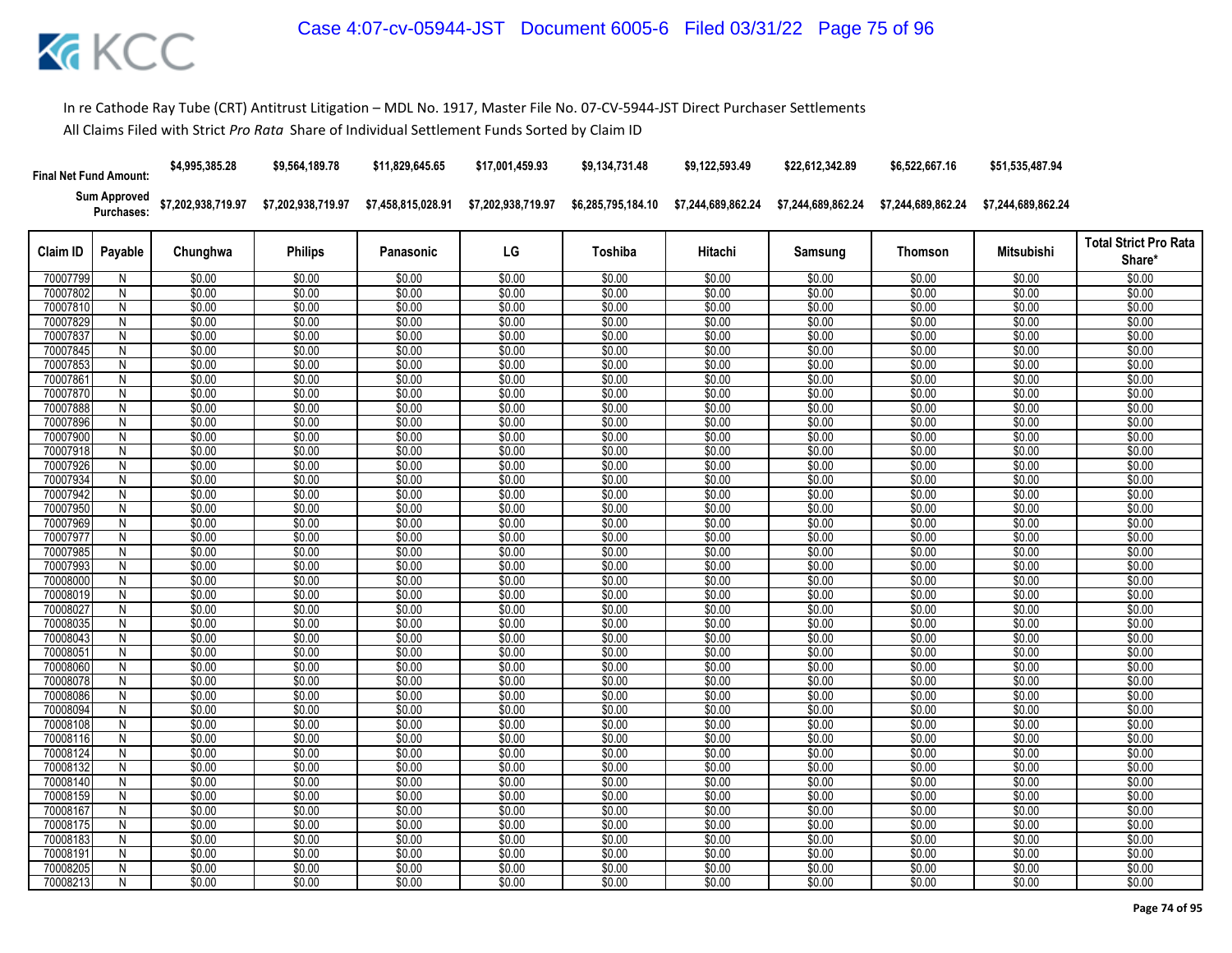In re Cathode Ray Tube (CRT) Antitrust Litigation – MDL No. 1917, Master File No. 07-CV-5944-JST Direct Purchaser Settlements

All Claims Filed with Strict *Pro Rata* Share of Individual Settlement Funds Sorted by Claim ID

| Final Net Fund Amount: | | $4,995,385.28 | $9,564,189.78 | $11,829,645.65 | $17,001,459.93 | $9,134,731.48 | $9,122,593.49 | $22,612,342.89 | $6,522,667.16 | $51,535,487.94 | |
|---|---|---|---|---|---|---|---|---|---|---|---|
| Sum Approved Purchases: | | $7,202,938,719.97 | $7,202,938,719.97 | $7,458,815,028.91 | $7,202,938,719.97 | $6,285,795,184.10 | $7,244,689,862.24 | $7,244,689,862.24 | $7,244,689,862.24 | $7,244,689,862.24 | |
| Claim ID | Payable | Chunghwa | Philips | Panasonic | LG | Toshiba | Hitachi | Samsung | Thomson | Mitsubishi | Total Strict Pro Rata Share* |
| 70007799 | N | $0.00 | $0.00 | $0.00 | $0.00 | $0.00 | $0.00 | $0.00 | $0.00 | $0.00 | $0.00 |
| 70007802 | N | $0.00 | $0.00 | $0.00 | $0.00 | $0.00 | $0.00 | $0.00 | $0.00 | $0.00 | $0.00 |
| 70007810 | N | $0.00 | $0.00 | $0.00 | $0.00 | $0.00 | $0.00 | $0.00 | $0.00 | $0.00 | $0.00 |
| 70007829 | N | $0.00 | $0.00 | $0.00 | $0.00 | $0.00 | $0.00 | $0.00 | $0.00 | $0.00 | $0.00 |
| 70007837 | N | $0.00 | $0.00 | $0.00 | $0.00 | $0.00 | $0.00 | $0.00 | $0.00 | $0.00 | $0.00 |
| 70007845 | N | $0.00 | $0.00 | $0.00 | $0.00 | $0.00 | $0.00 | $0.00 | $0.00 | $0.00 | $0.00 |
| 70007853 | N | $0.00 | $0.00 | $0.00 | $0.00 | $0.00 | $0.00 | $0.00 | $0.00 | $0.00 | $0.00 |
| 70007861 | N | $0.00 | $0.00 | $0.00 | $0.00 | $0.00 | $0.00 | $0.00 | $0.00 | $0.00 | $0.00 |
| 70007870 | N | $0.00 | $0.00 | $0.00 | $0.00 | $0.00 | $0.00 | $0.00 | $0.00 | $0.00 | $0.00 |
| 70007888 | N | $0.00 | $0.00 | $0.00 | $0.00 | $0.00 | $0.00 | $0.00 | $0.00 | $0.00 | $0.00 |
| 70007896 | N | $0.00 | $0.00 | $0.00 | $0.00 | $0.00 | $0.00 | $0.00 | $0.00 | $0.00 | $0.00 |
| 70007900 | N | $0.00 | $0.00 | $0.00 | $0.00 | $0.00 | $0.00 | $0.00 | $0.00 | $0.00 | $0.00 |
| 70007918 | N | $0.00 | $0.00 | $0.00 | $0.00 | $0.00 | $0.00 | $0.00 | $0.00 | $0.00 | $0.00 |
| 70007926 | N | $0.00 | $0.00 | $0.00 | $0.00 | $0.00 | $0.00 | $0.00 | $0.00 | $0.00 | $0.00 |
| 70007934 | N | $0.00 | $0.00 | $0.00 | $0.00 | $0.00 | $0.00 | $0.00 | $0.00 | $0.00 | $0.00 |
| 70007942 | N | $0.00 | $0.00 | $0.00 | $0.00 | $0.00 | $0.00 | $0.00 | $0.00 | $0.00 | $0.00 |
| 70007950 | N | $0.00 | $0.00 | $0.00 | $0.00 | $0.00 | $0.00 | $0.00 | $0.00 | $0.00 | $0.00 |
| 70007969 | N | $0.00 | $0.00 | $0.00 | $0.00 | $0.00 | $0.00 | $0.00 | $0.00 | $0.00 | $0.00 |
| 70007977 | N | $0.00 | $0.00 | $0.00 | $0.00 | $0.00 | $0.00 | $0.00 | $0.00 | $0.00 | $0.00 |
| 70007985 | N | $0.00 | $0.00 | $0.00 | $0.00 | $0.00 | $0.00 | $0.00 | $0.00 | $0.00 | $0.00 |
| 70007993 | N | $0.00 | $0.00 | $0.00 | $0.00 | $0.00 | $0.00 | $0.00 | $0.00 | $0.00 | $0.00 |
| 70008000 | N | $0.00 | $0.00 | $0.00 | $0.00 | $0.00 | $0.00 | $0.00 | $0.00 | $0.00 | $0.00 |
| 70008019 | N | $0.00 | $0.00 | $0.00 | $0.00 | $0.00 | $0.00 | $0.00 | $0.00 | $0.00 | $0.00 |
| 70008027 | N | $0.00 | $0.00 | $0.00 | $0.00 | $0.00 | $0.00 | $0.00 | $0.00 | $0.00 | $0.00 |
| 70008035 | N | $0.00 | $0.00 | $0.00 | $0.00 | $0.00 | $0.00 | $0.00 | $0.00 | $0.00 | $0.00 |
| 70008043 | N | $0.00 | $0.00 | $0.00 | $0.00 | $0.00 | $0.00 | $0.00 | $0.00 | $0.00 | $0.00 |
| 70008051 | N | $0.00 | $0.00 | $0.00 | $0.00 | $0.00 | $0.00 | $0.00 | $0.00 | $0.00 | $0.00 |
| 70008060 | N | $0.00 | $0.00 | $0.00 | $0.00 | $0.00 | $0.00 | $0.00 | $0.00 | $0.00 | $0.00 |
| 70008078 | N | $0.00 | $0.00 | $0.00 | $0.00 | $0.00 | $0.00 | $0.00 | $0.00 | $0.00 | $0.00 |
| 70008086 | N | $0.00 | $0.00 | $0.00 | $0.00 | $0.00 | $0.00 | $0.00 | $0.00 | $0.00 | $0.00 |
| 70008094 | N | $0.00 | $0.00 | $0.00 | $0.00 | $0.00 | $0.00 | $0.00 | $0.00 | $0.00 | $0.00 |
| 70008108 | N | $0.00 | $0.00 | $0.00 | $0.00 | $0.00 | $0.00 | $0.00 | $0.00 | $0.00 | $0.00 |
| 70008116 | N | $0.00 | $0.00 | $0.00 | $0.00 | $0.00 | $0.00 | $0.00 | $0.00 | $0.00 | $0.00 |
| 70008124 | N | $0.00 | $0.00 | $0.00 | $0.00 | $0.00 | $0.00 | $0.00 | $0.00 | $0.00 | $0.00 |
| 70008132 | N | $0.00 | $0.00 | $0.00 | $0.00 | $0.00 | $0.00 | $0.00 | $0.00 | $0.00 | $0.00 |
| 70008140 | N | $0.00 | $0.00 | $0.00 | $0.00 | $0.00 | $0.00 | $0.00 | $0.00 | $0.00 | $0.00 |
| 70008159 | N | $0.00 | $0.00 | $0.00 | $0.00 | $0.00 | $0.00 | $0.00 | $0.00 | $0.00 | $0.00 |
| 70008167 | N | $0.00 | $0.00 | $0.00 | $0.00 | $0.00 | $0.00 | $0.00 | $0.00 | $0.00 | $0.00 |
| 70008175 | N | $0.00 | $0.00 | $0.00 | $0.00 | $0.00 | $0.00 | $0.00 | $0.00 | $0.00 | $0.00 |
| 70008183 | N | $0.00 | $0.00 | $0.00 | $0.00 | $0.00 | $0.00 | $0.00 | $0.00 | $0.00 | $0.00 |
| 70008191 | N | $0.00 | $0.00 | $0.00 | $0.00 | $0.00 | $0.00 | $0.00 | $0.00 | $0.00 | $0.00 |
| 70008205 | N | $0.00 | $0.00 | $0.00 | $0.00 | $0.00 | $0.00 | $0.00 | $0.00 | $0.00 | $0.00 |
| 70008213 | N | $0.00 | $0.00 | $0.00 | $0.00 | $0.00 | $0.00 | $0.00 | $0.00 | $0.00 | $0.00 |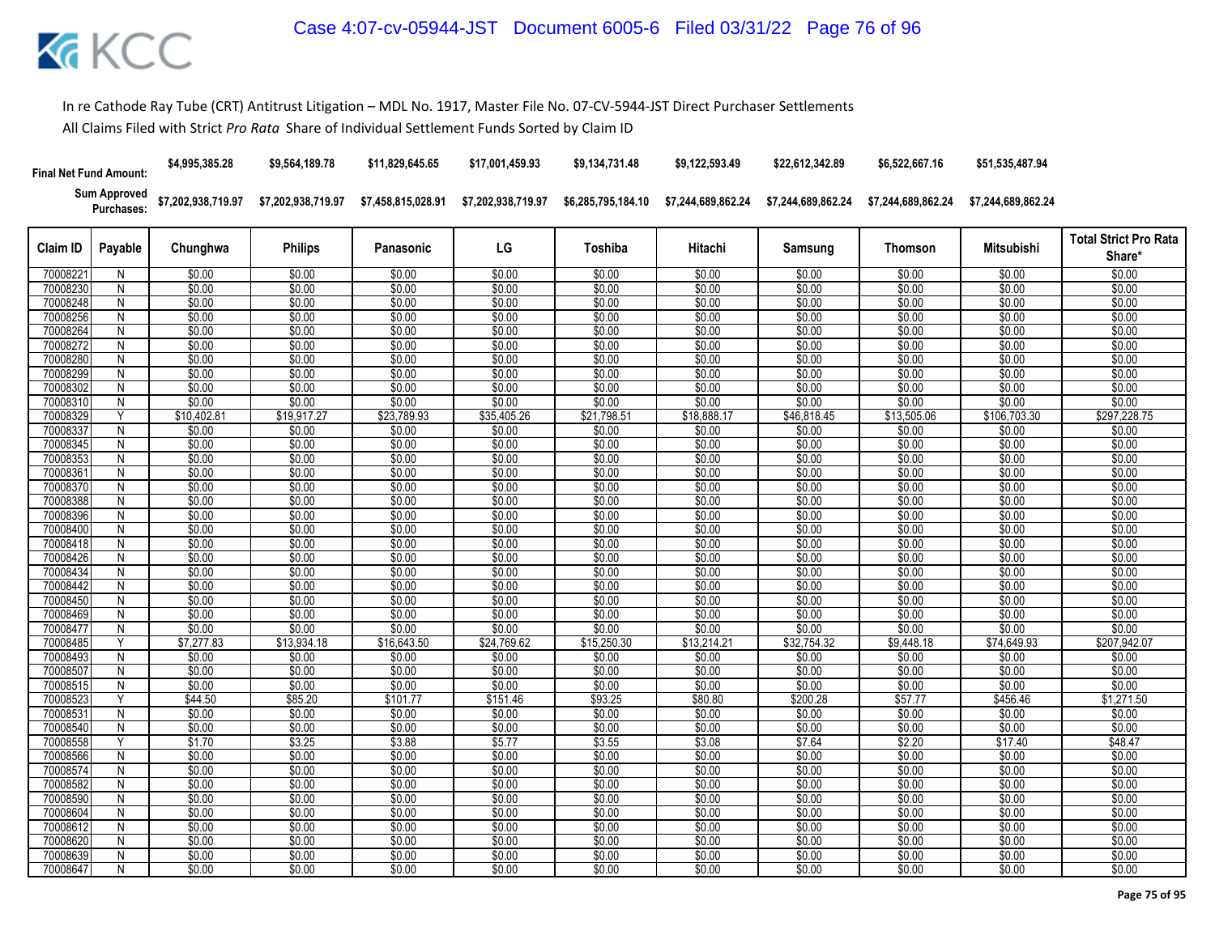In re Cathode Ray Tube (CRT) Antitrust Litigation – MDL No. 1917, Master File No. 07-CV-5944-JST Direct Purchaser Settlements

All Claims Filed with Strict *Pro Rata* Share of Individual Settlement Funds Sorted by Claim ID

| | | Chunghwa | Philips | Panasonic | LG | Toshiba | Hitachi | Samsung | Thomson | Mitsubishi | |
|---|---|---|---|---|---|---|---|---|---|---|---|
| **Final Net Fund Amount:** | | $4,995,385.28 | $9,564,189.78 | $11,829,645.65 | $17,001,459.93 | $9,134,731.48 | $9,122,593.49 | $22,612,342.89 | $6,522,667.16 | $51,535,487.94 | |
| **Sum Approved Purchases:** | | $7,202,938,719.97 | $7,202,938,719.97 | $7,458,815,028.91 | $7,202,938,719.97 | $6,285,795,184.10 | $7,244,689,862.24 | $7,244,689,862.24 | $7,244,689,862.24 | $7,244,689,862.24 | |

| Claim ID | Payable | Chunghwa | Philips | Panasonic | LG | Toshiba | Hitachi | Samsung | Thomson | Mitsubishi | Total Strict Pro Rata Share* |
|---|---|---|---|---|---|---|---|---|---|---|---|
| 70008221 | N | $0.00 | $0.00 | $0.00 | $0.00 | $0.00 | $0.00 | $0.00 | $0.00 | $0.00 | $0.00 |
| 70008230 | N | $0.00 | $0.00 | $0.00 | $0.00 | $0.00 | $0.00 | $0.00 | $0.00 | $0.00 | $0.00 |
| 70008248 | N | $0.00 | $0.00 | $0.00 | $0.00 | $0.00 | $0.00 | $0.00 | $0.00 | $0.00 | $0.00 |
| 70008256 | N | $0.00 | $0.00 | $0.00 | $0.00 | $0.00 | $0.00 | $0.00 | $0.00 | $0.00 | $0.00 |
| 70008264 | N | $0.00 | $0.00 | $0.00 | $0.00 | $0.00 | $0.00 | $0.00 | $0.00 | $0.00 | $0.00 |
| 70008272 | N | $0.00 | $0.00 | $0.00 | $0.00 | $0.00 | $0.00 | $0.00 | $0.00 | $0.00 | $0.00 |
| 70008280 | N | $0.00 | $0.00 | $0.00 | $0.00 | $0.00 | $0.00 | $0.00 | $0.00 | $0.00 | $0.00 |
| 70008299 | N | $0.00 | $0.00 | $0.00 | $0.00 | $0.00 | $0.00 | $0.00 | $0.00 | $0.00 | $0.00 |
| 70008302 | N | $0.00 | $0.00 | $0.00 | $0.00 | $0.00 | $0.00 | $0.00 | $0.00 | $0.00 | $0.00 |
| 70008310 | N | $0.00 | $0.00 | $0.00 | $0.00 | $0.00 | $0.00 | $0.00 | $0.00 | $0.00 | $0.00 |
| 70008329 | Y | $10,402.81 | $19,917.27 | $23,789.93 | $35,405.26 | $21,798.51 | $18,888.17 | $46,818.45 | $13,505.06 | $106,703.30 | $297,228.75 |
| 70008337 | N | $0.00 | $0.00 | $0.00 | $0.00 | $0.00 | $0.00 | $0.00 | $0.00 | $0.00 | $0.00 |
| 70008345 | N | $0.00 | $0.00 | $0.00 | $0.00 | $0.00 | $0.00 | $0.00 | $0.00 | $0.00 | $0.00 |
| 70008353 | N | $0.00 | $0.00 | $0.00 | $0.00 | $0.00 | $0.00 | $0.00 | $0.00 | $0.00 | $0.00 |
| 70008361 | N | $0.00 | $0.00 | $0.00 | $0.00 | $0.00 | $0.00 | $0.00 | $0.00 | $0.00 | $0.00 |
| 70008370 | N | $0.00 | $0.00 | $0.00 | $0.00 | $0.00 | $0.00 | $0.00 | $0.00 | $0.00 | $0.00 |
| 70008388 | N | $0.00 | $0.00 | $0.00 | $0.00 | $0.00 | $0.00 | $0.00 | $0.00 | $0.00 | $0.00 |
| 70008396 | N | $0.00 | $0.00 | $0.00 | $0.00 | $0.00 | $0.00 | $0.00 | $0.00 | $0.00 | $0.00 |
| 70008400 | N | $0.00 | $0.00 | $0.00 | $0.00 | $0.00 | $0.00 | $0.00 | $0.00 | $0.00 | $0.00 |
| 70008418 | N | $0.00 | $0.00 | $0.00 | $0.00 | $0.00 | $0.00 | $0.00 | $0.00 | $0.00 | $0.00 |
| 70008426 | N | $0.00 | $0.00 | $0.00 | $0.00 | $0.00 | $0.00 | $0.00 | $0.00 | $0.00 | $0.00 |
| 70008434 | N | $0.00 | $0.00 | $0.00 | $0.00 | $0.00 | $0.00 | $0.00 | $0.00 | $0.00 | $0.00 |
| 70008442 | N | $0.00 | $0.00 | $0.00 | $0.00 | $0.00 | $0.00 | $0.00 | $0.00 | $0.00 | $0.00 |
| 70008450 | N | $0.00 | $0.00 | $0.00 | $0.00 | $0.00 | $0.00 | $0.00 | $0.00 | $0.00 | $0.00 |
| 70008469 | N | $0.00 | $0.00 | $0.00 | $0.00 | $0.00 | $0.00 | $0.00 | $0.00 | $0.00 | $0.00 |
| 70008477 | N | $0.00 | $0.00 | $0.00 | $0.00 | $0.00 | $0.00 | $0.00 | $0.00 | $0.00 | $0.00 |
| 70008485 | Y | $7,277.83 | $13,934.18 | $16,643.50 | $24,769.62 | $15,250.30 | $13,214.21 | $32,754.32 | $9,448.18 | $74,649.93 | $207,942.07 |
| 70008493 | N | $0.00 | $0.00 | $0.00 | $0.00 | $0.00 | $0.00 | $0.00 | $0.00 | $0.00 | $0.00 |
| 70008507 | N | $0.00 | $0.00 | $0.00 | $0.00 | $0.00 | $0.00 | $0.00 | $0.00 | $0.00 | $0.00 |
| 70008515 | N | $0.00 | $0.00 | $0.00 | $0.00 | $0.00 | $0.00 | $0.00 | $0.00 | $0.00 | $0.00 |
| 70008523 | Y | $44.50 | $85.20 | $101.77 | $151.46 | $93.25 | $80.80 | $200.28 | $57.77 | $456.46 | $1,271.50 |
| 70008531 | N | $0.00 | $0.00 | $0.00 | $0.00 | $0.00 | $0.00 | $0.00 | $0.00 | $0.00 | $0.00 |
| 70008540 | N | $0.00 | $0.00 | $0.00 | $0.00 | $0.00 | $0.00 | $0.00 | $0.00 | $0.00 | $0.00 |
| 70008558 | Y | $1.70 | $3.25 | $3.88 | $5.77 | $3.55 | $3.08 | $7.64 | $2.20 | $17.40 | $48.47 |
| 70008566 | N | $0.00 | $0.00 | $0.00 | $0.00 | $0.00 | $0.00 | $0.00 | $0.00 | $0.00 | $0.00 |
| 70008574 | N | $0.00 | $0.00 | $0.00 | $0.00 | $0.00 | $0.00 | $0.00 | $0.00 | $0.00 | $0.00 |
| 70008582 | N | $0.00 | $0.00 | $0.00 | $0.00 | $0.00 | $0.00 | $0.00 | $0.00 | $0.00 | $0.00 |
| 70008590 | N | $0.00 | $0.00 | $0.00 | $0.00 | $0.00 | $0.00 | $0.00 | $0.00 | $0.00 | $0.00 |
| 70008604 | N | $0.00 | $0.00 | $0.00 | $0.00 | $0.00 | $0.00 | $0.00 | $0.00 | $0.00 | $0.00 |
| 70008612 | N | $0.00 | $0.00 | $0.00 | $0.00 | $0.00 | $0.00 | $0.00 | $0.00 | $0.00 | $0.00 |
| 70008620 | N | $0.00 | $0.00 | $0.00 | $0.00 | $0.00 | $0.00 | $0.00 | $0.00 | $0.00 | $0.00 |
| 70008639 | N | $0.00 | $0.00 | $0.00 | $0.00 | $0.00 | $0.00 | $0.00 | $0.00 | $0.00 | $0.00 |
| 70008647 | N | $0.00 | $0.00 | $0.00 | $0.00 | $0.00 | $0.00 | $0.00 | $0.00 | $0.00 | $0.00 |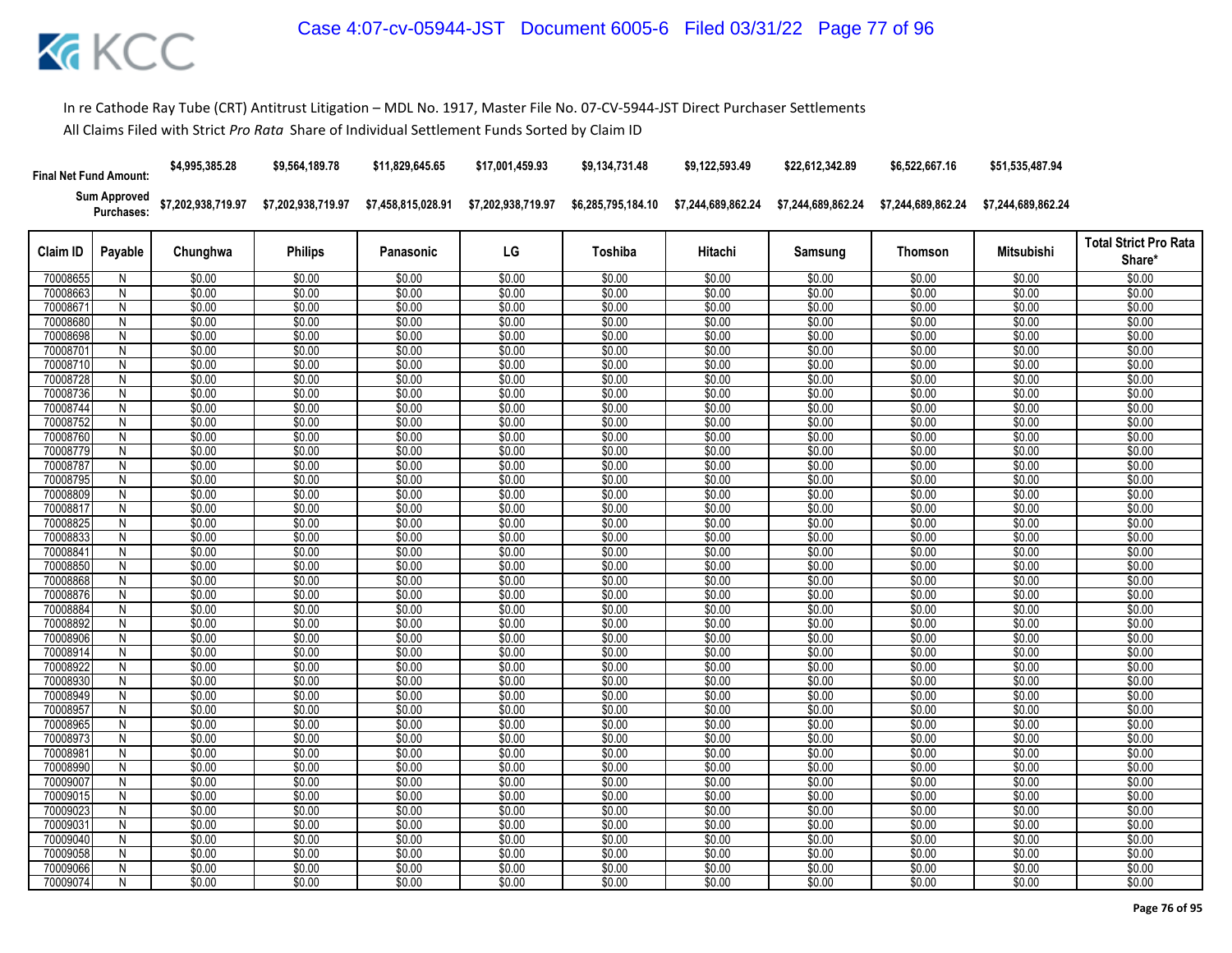In re Cathode Ray Tube (CRT) Antitrust Litigation – MDL No. 1917, Master File No. 07-CV-5944-JST Direct Purchaser Settlements

All Claims Filed with Strict *Pro Rata* Share of Individual Settlement Funds Sorted by Claim ID

| Final Net Fund Amount: | | $4,995,385.28 | $9,564,189.78 | $11,829,645.65 | $17,001,459.93 | $9,134,731.48 | $9,122,593.49 | $22,612,342.89 | $6,522,667.16 | $51,535,487.94 | |
|---|---|---|---|---|---|---|---|---|---|---|---|
| Sum Approved Purchases: | | $7,202,938,719.97 | $7,202,938,719.97 | $7,458,815,028.91 | $7,202,938,719.97 | $6,285,795,184.10 | $7,244,689,862.24 | $7,244,689,862.24 | $7,244,689,862.24 | $7,244,689,862.24 | |
| **Claim ID** | **Payable** | **Chunghwa** | **Philips** | **Panasonic** | **LG** | **Toshiba** | **Hitachi** | **Samsung** | **Thomson** | **Mitsubishi** | **Total Strict Pro Rata Share*** |
| 70008655 | N | $0.00 | $0.00 | $0.00 | $0.00 | $0.00 | $0.00 | $0.00 | $0.00 | $0.00 | $0.00 |
| 70008663 | N | $0.00 | $0.00 | $0.00 | $0.00 | $0.00 | $0.00 | $0.00 | $0.00 | $0.00 | $0.00 |
| 70008671 | N | $0.00 | $0.00 | $0.00 | $0.00 | $0.00 | $0.00 | $0.00 | $0.00 | $0.00 | $0.00 |
| 70008680 | N | $0.00 | $0.00 | $0.00 | $0.00 | $0.00 | $0.00 | $0.00 | $0.00 | $0.00 | $0.00 |
| 70008698 | N | $0.00 | $0.00 | $0.00 | $0.00 | $0.00 | $0.00 | $0.00 | $0.00 | $0.00 | $0.00 |
| 70008701 | N | $0.00 | $0.00 | $0.00 | $0.00 | $0.00 | $0.00 | $0.00 | $0.00 | $0.00 | $0.00 |
| 70008710 | N | $0.00 | $0.00 | $0.00 | $0.00 | $0.00 | $0.00 | $0.00 | $0.00 | $0.00 | $0.00 |
| 70008728 | N | $0.00 | $0.00 | $0.00 | $0.00 | $0.00 | $0.00 | $0.00 | $0.00 | $0.00 | $0.00 |
| 70008736 | N | $0.00 | $0.00 | $0.00 | $0.00 | $0.00 | $0.00 | $0.00 | $0.00 | $0.00 | $0.00 |
| 70008744 | N | $0.00 | $0.00 | $0.00 | $0.00 | $0.00 | $0.00 | $0.00 | $0.00 | $0.00 | $0.00 |
| 70008752 | N | $0.00 | $0.00 | $0.00 | $0.00 | $0.00 | $0.00 | $0.00 | $0.00 | $0.00 | $0.00 |
| 70008760 | N | $0.00 | $0.00 | $0.00 | $0.00 | $0.00 | $0.00 | $0.00 | $0.00 | $0.00 | $0.00 |
| 70008779 | N | $0.00 | $0.00 | $0.00 | $0.00 | $0.00 | $0.00 | $0.00 | $0.00 | $0.00 | $0.00 |
| 70008787 | N | $0.00 | $0.00 | $0.00 | $0.00 | $0.00 | $0.00 | $0.00 | $0.00 | $0.00 | $0.00 |
| 70008795 | N | $0.00 | $0.00 | $0.00 | $0.00 | $0.00 | $0.00 | $0.00 | $0.00 | $0.00 | $0.00 |
| 70008809 | N | $0.00 | $0.00 | $0.00 | $0.00 | $0.00 | $0.00 | $0.00 | $0.00 | $0.00 | $0.00 |
| 70008817 | N | $0.00 | $0.00 | $0.00 | $0.00 | $0.00 | $0.00 | $0.00 | $0.00 | $0.00 | $0.00 |
| 70008825 | N | $0.00 | $0.00 | $0.00 | $0.00 | $0.00 | $0.00 | $0.00 | $0.00 | $0.00 | $0.00 |
| 70008833 | N | $0.00 | $0.00 | $0.00 | $0.00 | $0.00 | $0.00 | $0.00 | $0.00 | $0.00 | $0.00 |
| 70008841 | N | $0.00 | $0.00 | $0.00 | $0.00 | $0.00 | $0.00 | $0.00 | $0.00 | $0.00 | $0.00 |
| 70008850 | N | $0.00 | $0.00 | $0.00 | $0.00 | $0.00 | $0.00 | $0.00 | $0.00 | $0.00 | $0.00 |
| 70008868 | N | $0.00 | $0.00 | $0.00 | $0.00 | $0.00 | $0.00 | $0.00 | $0.00 | $0.00 | $0.00 |
| 70008876 | N | $0.00 | $0.00 | $0.00 | $0.00 | $0.00 | $0.00 | $0.00 | $0.00 | $0.00 | $0.00 |
| 70008884 | N | $0.00 | $0.00 | $0.00 | $0.00 | $0.00 | $0.00 | $0.00 | $0.00 | $0.00 | $0.00 |
| 70008892 | N | $0.00 | $0.00 | $0.00 | $0.00 | $0.00 | $0.00 | $0.00 | $0.00 | $0.00 | $0.00 |
| 70008906 | N | $0.00 | $0.00 | $0.00 | $0.00 | $0.00 | $0.00 | $0.00 | $0.00 | $0.00 | $0.00 |
| 70008914 | N | $0.00 | $0.00 | $0.00 | $0.00 | $0.00 | $0.00 | $0.00 | $0.00 | $0.00 | $0.00 |
| 70008922 | N | $0.00 | $0.00 | $0.00 | $0.00 | $0.00 | $0.00 | $0.00 | $0.00 | $0.00 | $0.00 |
| 70008930 | N | $0.00 | $0.00 | $0.00 | $0.00 | $0.00 | $0.00 | $0.00 | $0.00 | $0.00 | $0.00 |
| 70008949 | N | $0.00 | $0.00 | $0.00 | $0.00 | $0.00 | $0.00 | $0.00 | $0.00 | $0.00 | $0.00 |
| 70008957 | N | $0.00 | $0.00 | $0.00 | $0.00 | $0.00 | $0.00 | $0.00 | $0.00 | $0.00 | $0.00 |
| 70008965 | N | $0.00 | $0.00 | $0.00 | $0.00 | $0.00 | $0.00 | $0.00 | $0.00 | $0.00 | $0.00 |
| 70008973 | N | $0.00 | $0.00 | $0.00 | $0.00 | $0.00 | $0.00 | $0.00 | $0.00 | $0.00 | $0.00 |
| 70008981 | N | $0.00 | $0.00 | $0.00 | $0.00 | $0.00 | $0.00 | $0.00 | $0.00 | $0.00 | $0.00 |
| 70008990 | N | $0.00 | $0.00 | $0.00 | $0.00 | $0.00 | $0.00 | $0.00 | $0.00 | $0.00 | $0.00 |
| 70009007 | N | $0.00 | $0.00 | $0.00 | $0.00 | $0.00 | $0.00 | $0.00 | $0.00 | $0.00 | $0.00 |
| 70009015 | N | $0.00 | $0.00 | $0.00 | $0.00 | $0.00 | $0.00 | $0.00 | $0.00 | $0.00 | $0.00 |
| 70009023 | N | $0.00 | $0.00 | $0.00 | $0.00 | $0.00 | $0.00 | $0.00 | $0.00 | $0.00 | $0.00 |
| 70009031 | N | $0.00 | $0.00 | $0.00 | $0.00 | $0.00 | $0.00 | $0.00 | $0.00 | $0.00 | $0.00 |
| 70009040 | N | $0.00 | $0.00 | $0.00 | $0.00 | $0.00 | $0.00 | $0.00 | $0.00 | $0.00 | $0.00 |
| 70009058 | N | $0.00 | $0.00 | $0.00 | $0.00 | $0.00 | $0.00 | $0.00 | $0.00 | $0.00 | $0.00 |
| 70009066 | N | $0.00 | $0.00 | $0.00 | $0.00 | $0.00 | $0.00 | $0.00 | $0.00 | $0.00 | $0.00 |
| 70009074 | N | $0.00 | $0.00 | $0.00 | $0.00 | $0.00 | $0.00 | $0.00 | $0.00 | $0.00 | $0.00 |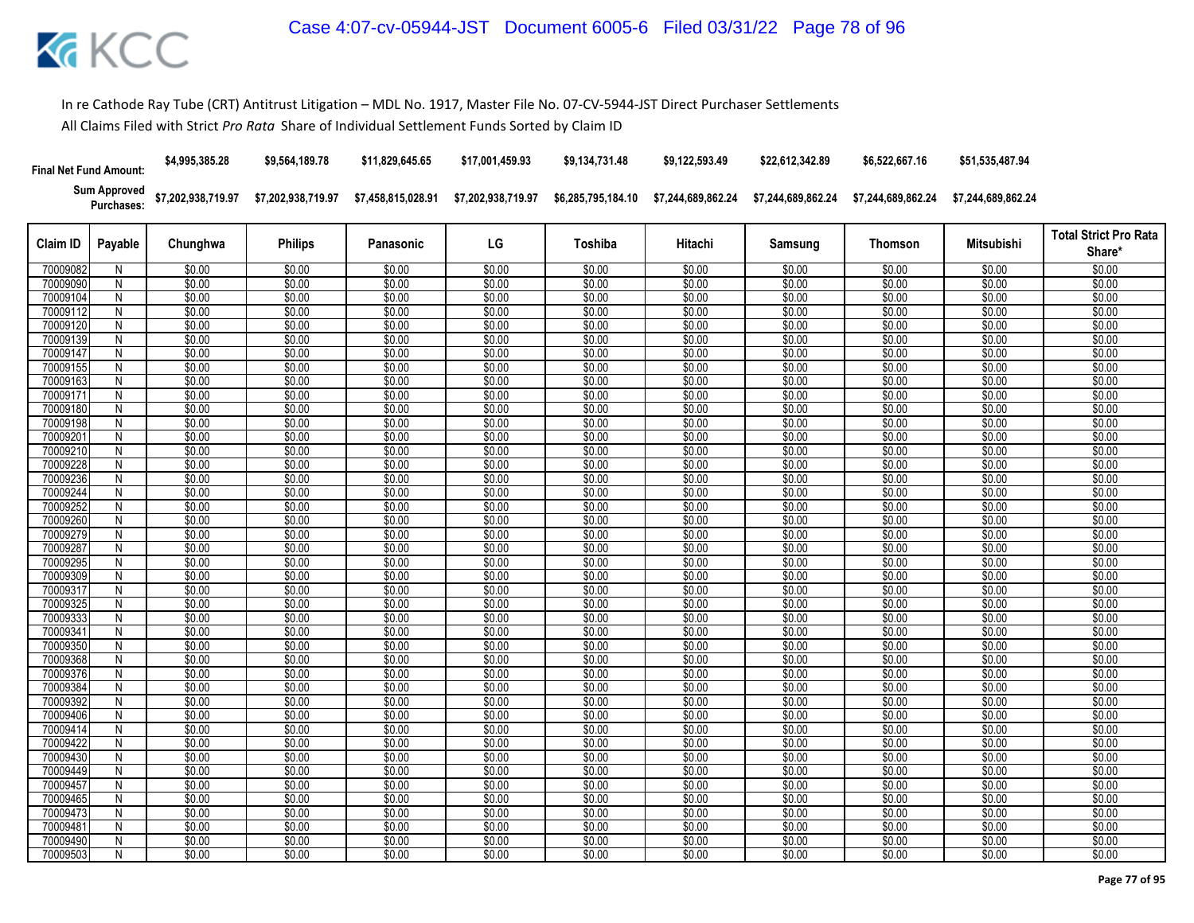In re Cathode Ray Tube (CRT) Antitrust Litigation – MDL No. 1917, Master File No. 07-CV-5944-JST Direct Purchaser Settlements

All Claims Filed with Strict *Pro Rata* Share of Individual Settlement Funds Sorted by Claim ID

| | | Chunghwa | Philips | Panasonic | LG | Toshiba | Hitachi | Samsung | Thomson | Mitsubishi | |
|---|---|---|---|---|---|---|---|---|---|---|---|
| **Final Net Fund Amount:** | | $4,995,385.28 | $9,564,189.78 | $11,829,645.65 | $17,001,459.93 | $9,134,731.48 | $9,122,593.49 | $22,612,342.89 | $6,522,667.16 | $51,535,487.94 | |
| **Sum Approved Purchases:** | | $7,202,938,719.97 | $7,202,938,719.97 | $7,458,815,028.91 | $7,202,938,719.97 | $6,285,795,184.10 | $7,244,689,862.24 | $7,244,689,862.24 | $7,244,689,862.24 | $7,244,689,862.24 | |
| **Claim ID** | **Payable** | **Chunghwa** | **Philips** | **Panasonic** | **LG** | **Toshiba** | **Hitachi** | **Samsung** | **Thomson** | **Mitsubishi** | **Total Strict Pro Rata Share*** |
| 70009082 | N | $0.00 | $0.00 | $0.00 | $0.00 | $0.00 | $0.00 | $0.00 | $0.00 | $0.00 | $0.00 |
| 70009090 | N | $0.00 | $0.00 | $0.00 | $0.00 | $0.00 | $0.00 | $0.00 | $0.00 | $0.00 | $0.00 |
| 70009104 | N | $0.00 | $0.00 | $0.00 | $0.00 | $0.00 | $0.00 | $0.00 | $0.00 | $0.00 | $0.00 |
| 70009112 | N | $0.00 | $0.00 | $0.00 | $0.00 | $0.00 | $0.00 | $0.00 | $0.00 | $0.00 | $0.00 |
| 70009120 | N | $0.00 | $0.00 | $0.00 | $0.00 | $0.00 | $0.00 | $0.00 | $0.00 | $0.00 | $0.00 |
| 70009139 | N | $0.00 | $0.00 | $0.00 | $0.00 | $0.00 | $0.00 | $0.00 | $0.00 | $0.00 | $0.00 |
| 70009147 | N | $0.00 | $0.00 | $0.00 | $0.00 | $0.00 | $0.00 | $0.00 | $0.00 | $0.00 | $0.00 |
| 70009155 | N | $0.00 | $0.00 | $0.00 | $0.00 | $0.00 | $0.00 | $0.00 | $0.00 | $0.00 | $0.00 |
| 70009163 | N | $0.00 | $0.00 | $0.00 | $0.00 | $0.00 | $0.00 | $0.00 | $0.00 | $0.00 | $0.00 |
| 70009171 | N | $0.00 | $0.00 | $0.00 | $0.00 | $0.00 | $0.00 | $0.00 | $0.00 | $0.00 | $0.00 |
| 70009180 | N | $0.00 | $0.00 | $0.00 | $0.00 | $0.00 | $0.00 | $0.00 | $0.00 | $0.00 | $0.00 |
| 70009198 | N | $0.00 | $0.00 | $0.00 | $0.00 | $0.00 | $0.00 | $0.00 | $0.00 | $0.00 | $0.00 |
| 70009201 | N | $0.00 | $0.00 | $0.00 | $0.00 | $0.00 | $0.00 | $0.00 | $0.00 | $0.00 | $0.00 |
| 70009210 | N | $0.00 | $0.00 | $0.00 | $0.00 | $0.00 | $0.00 | $0.00 | $0.00 | $0.00 | $0.00 |
| 70009228 | N | $0.00 | $0.00 | $0.00 | $0.00 | $0.00 | $0.00 | $0.00 | $0.00 | $0.00 | $0.00 |
| 70009236 | N | $0.00 | $0.00 | $0.00 | $0.00 | $0.00 | $0.00 | $0.00 | $0.00 | $0.00 | $0.00 |
| 70009244 | N | $0.00 | $0.00 | $0.00 | $0.00 | $0.00 | $0.00 | $0.00 | $0.00 | $0.00 | $0.00 |
| 70009252 | N | $0.00 | $0.00 | $0.00 | $0.00 | $0.00 | $0.00 | $0.00 | $0.00 | $0.00 | $0.00 |
| 70009260 | N | $0.00 | $0.00 | $0.00 | $0.00 | $0.00 | $0.00 | $0.00 | $0.00 | $0.00 | $0.00 |
| 70009279 | N | $0.00 | $0.00 | $0.00 | $0.00 | $0.00 | $0.00 | $0.00 | $0.00 | $0.00 | $0.00 |
| 70009287 | N | $0.00 | $0.00 | $0.00 | $0.00 | $0.00 | $0.00 | $0.00 | $0.00 | $0.00 | $0.00 |
| 70009295 | N | $0.00 | $0.00 | $0.00 | $0.00 | $0.00 | $0.00 | $0.00 | $0.00 | $0.00 | $0.00 |
| 70009309 | N | $0.00 | $0.00 | $0.00 | $0.00 | $0.00 | $0.00 | $0.00 | $0.00 | $0.00 | $0.00 |
| 70009317 | N | $0.00 | $0.00 | $0.00 | $0.00 | $0.00 | $0.00 | $0.00 | $0.00 | $0.00 | $0.00 |
| 70009325 | N | $0.00 | $0.00 | $0.00 | $0.00 | $0.00 | $0.00 | $0.00 | $0.00 | $0.00 | $0.00 |
| 70009333 | N | $0.00 | $0.00 | $0.00 | $0.00 | $0.00 | $0.00 | $0.00 | $0.00 | $0.00 | $0.00 |
| 70009341 | N | $0.00 | $0.00 | $0.00 | $0.00 | $0.00 | $0.00 | $0.00 | $0.00 | $0.00 | $0.00 |
| 70009350 | N | $0.00 | $0.00 | $0.00 | $0.00 | $0.00 | $0.00 | $0.00 | $0.00 | $0.00 | $0.00 |
| 70009368 | N | $0.00 | $0.00 | $0.00 | $0.00 | $0.00 | $0.00 | $0.00 | $0.00 | $0.00 | $0.00 |
| 70009376 | N | $0.00 | $0.00 | $0.00 | $0.00 | $0.00 | $0.00 | $0.00 | $0.00 | $0.00 | $0.00 |
| 70009384 | N | $0.00 | $0.00 | $0.00 | $0.00 | $0.00 | $0.00 | $0.00 | $0.00 | $0.00 | $0.00 |
| 70009392 | N | $0.00 | $0.00 | $0.00 | $0.00 | $0.00 | $0.00 | $0.00 | $0.00 | $0.00 | $0.00 |
| 70009406 | N | $0.00 | $0.00 | $0.00 | $0.00 | $0.00 | $0.00 | $0.00 | $0.00 | $0.00 | $0.00 |
| 70009414 | N | $0.00 | $0.00 | $0.00 | $0.00 | $0.00 | $0.00 | $0.00 | $0.00 | $0.00 | $0.00 |
| 70009422 | N | $0.00 | $0.00 | $0.00 | $0.00 | $0.00 | $0.00 | $0.00 | $0.00 | $0.00 | $0.00 |
| 70009430 | N | $0.00 | $0.00 | $0.00 | $0.00 | $0.00 | $0.00 | $0.00 | $0.00 | $0.00 | $0.00 |
| 70009449 | N | $0.00 | $0.00 | $0.00 | $0.00 | $0.00 | $0.00 | $0.00 | $0.00 | $0.00 | $0.00 |
| 70009457 | N | $0.00 | $0.00 | $0.00 | $0.00 | $0.00 | $0.00 | $0.00 | $0.00 | $0.00 | $0.00 |
| 70009465 | N | $0.00 | $0.00 | $0.00 | $0.00 | $0.00 | $0.00 | $0.00 | $0.00 | $0.00 | $0.00 |
| 70009473 | N | $0.00 | $0.00 | $0.00 | $0.00 | $0.00 | $0.00 | $0.00 | $0.00 | $0.00 | $0.00 |
| 70009481 | N | $0.00 | $0.00 | $0.00 | $0.00 | $0.00 | $0.00 | $0.00 | $0.00 | $0.00 | $0.00 |
| 70009490 | N | $0.00 | $0.00 | $0.00 | $0.00 | $0.00 | $0.00 | $0.00 | $0.00 | $0.00 | $0.00 |
| 70009503 | N | $0.00 | $0.00 | $0.00 | $0.00 | $0.00 | $0.00 | $0.00 | $0.00 | $0.00 | $0.00 |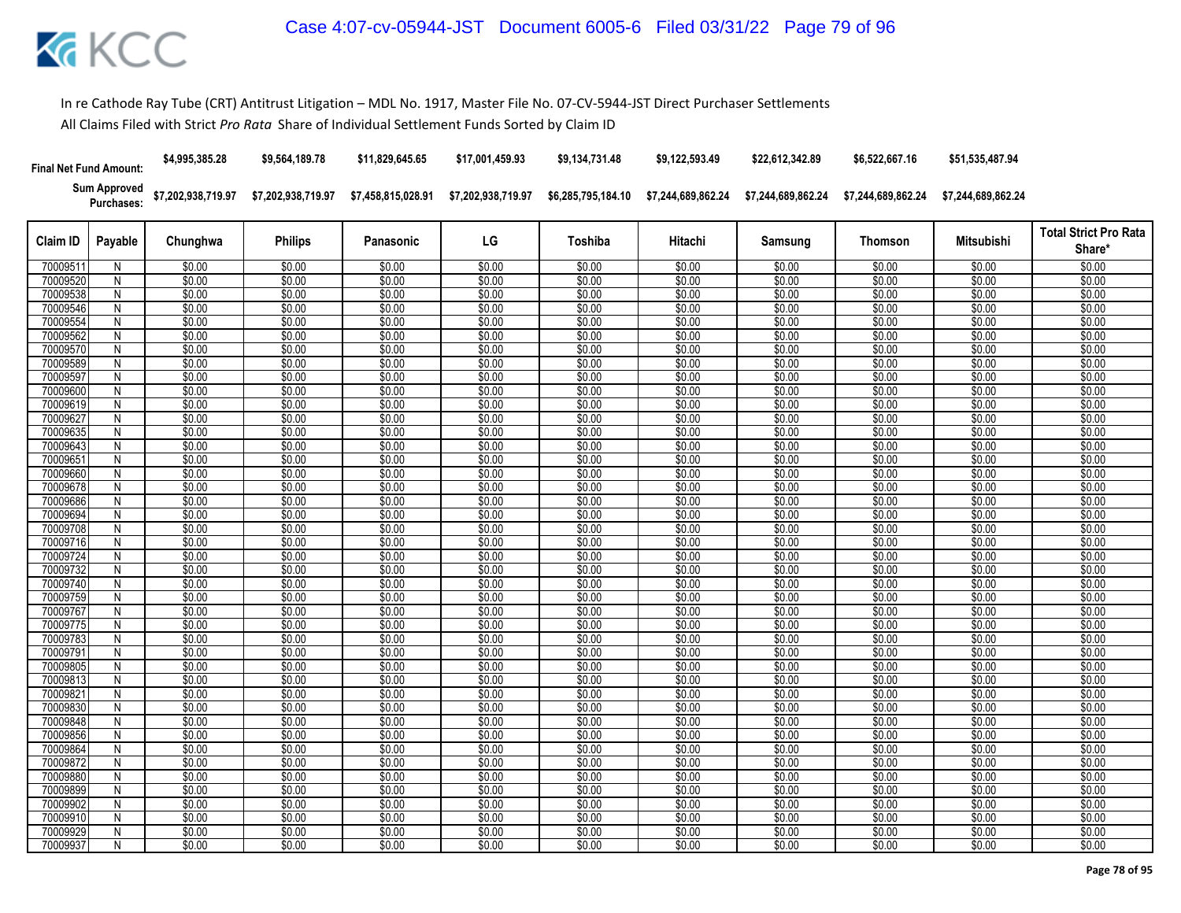In re Cathode Ray Tube (CRT) Antitrust Litigation – MDL No. 1917, Master File No. 07-CV-5944-JST Direct Purchaser Settlements

All Claims Filed with Strict *Pro Rata* Share of Individual Settlement Funds Sorted by Claim ID

| | | Chunghwa | Philips | Panasonic | LG | Toshiba | Hitachi | Samsung | Thomson | Mitsubishi | |
|---|---|---|---|---|---|---|---|---|---|---|---|
| **Final Net Fund Amount:** | | $4,995,385.28 | $9,564,189.78 | $11,829,645.65 | $17,001,459.93 | $9,134,731.48 | $9,122,593.49 | $22,612,342.89 | $6,522,667.16 | $51,535,487.94 | |
| **Sum Approved Purchases:** | | $7,202,938,719.97 | $7,202,938,719.97 | $7,458,815,028.91 | $7,202,938,719.97 | $6,285,795,184.10 | $7,244,689,862.24 | $7,244,689,862.24 | $7,244,689,862.24 | $7,244,689,862.24 | |

| Claim ID | Payable | Chunghwa | Philips | Panasonic | LG | Toshiba | Hitachi | Samsung | Thomson | Mitsubishi | Total Strict Pro Rata Share* |
|---|---|---|---|---|---|---|---|---|---|---|---|
| 70009511 | N | $0.00 | $0.00 | $0.00 | $0.00 | $0.00 | $0.00 | $0.00 | $0.00 | $0.00 | $0.00 |
| 70009520 | N | $0.00 | $0.00 | $0.00 | $0.00 | $0.00 | $0.00 | $0.00 | $0.00 | $0.00 | $0.00 |
| 70009538 | N | $0.00 | $0.00 | $0.00 | $0.00 | $0.00 | $0.00 | $0.00 | $0.00 | $0.00 | $0.00 |
| 70009546 | N | $0.00 | $0.00 | $0.00 | $0.00 | $0.00 | $0.00 | $0.00 | $0.00 | $0.00 | $0.00 |
| 70009554 | N | $0.00 | $0.00 | $0.00 | $0.00 | $0.00 | $0.00 | $0.00 | $0.00 | $0.00 | $0.00 |
| 70009562 | N | $0.00 | $0.00 | $0.00 | $0.00 | $0.00 | $0.00 | $0.00 | $0.00 | $0.00 | $0.00 |
| 70009570 | N | $0.00 | $0.00 | $0.00 | $0.00 | $0.00 | $0.00 | $0.00 | $0.00 | $0.00 | $0.00 |
| 70009589 | N | $0.00 | $0.00 | $0.00 | $0.00 | $0.00 | $0.00 | $0.00 | $0.00 | $0.00 | $0.00 |
| 70009597 | N | $0.00 | $0.00 | $0.00 | $0.00 | $0.00 | $0.00 | $0.00 | $0.00 | $0.00 | $0.00 |
| 70009600 | N | $0.00 | $0.00 | $0.00 | $0.00 | $0.00 | $0.00 | $0.00 | $0.00 | $0.00 | $0.00 |
| 70009619 | N | $0.00 | $0.00 | $0.00 | $0.00 | $0.00 | $0.00 | $0.00 | $0.00 | $0.00 | $0.00 |
| 70009627 | N | $0.00 | $0.00 | $0.00 | $0.00 | $0.00 | $0.00 | $0.00 | $0.00 | $0.00 | $0.00 |
| 70009635 | N | $0.00 | $0.00 | $0.00 | $0.00 | $0.00 | $0.00 | $0.00 | $0.00 | $0.00 | $0.00 |
| 70009643 | N | $0.00 | $0.00 | $0.00 | $0.00 | $0.00 | $0.00 | $0.00 | $0.00 | $0.00 | $0.00 |
| 70009651 | N | $0.00 | $0.00 | $0.00 | $0.00 | $0.00 | $0.00 | $0.00 | $0.00 | $0.00 | $0.00 |
| 70009660 | N | $0.00 | $0.00 | $0.00 | $0.00 | $0.00 | $0.00 | $0.00 | $0.00 | $0.00 | $0.00 |
| 70009678 | N | $0.00 | $0.00 | $0.00 | $0.00 | $0.00 | $0.00 | $0.00 | $0.00 | $0.00 | $0.00 |
| 70009686 | N | $0.00 | $0.00 | $0.00 | $0.00 | $0.00 | $0.00 | $0.00 | $0.00 | $0.00 | $0.00 |
| 70009694 | N | $0.00 | $0.00 | $0.00 | $0.00 | $0.00 | $0.00 | $0.00 | $0.00 | $0.00 | $0.00 |
| 70009708 | N | $0.00 | $0.00 | $0.00 | $0.00 | $0.00 | $0.00 | $0.00 | $0.00 | $0.00 | $0.00 |
| 70009716 | N | $0.00 | $0.00 | $0.00 | $0.00 | $0.00 | $0.00 | $0.00 | $0.00 | $0.00 | $0.00 |
| 70009724 | N | $0.00 | $0.00 | $0.00 | $0.00 | $0.00 | $0.00 | $0.00 | $0.00 | $0.00 | $0.00 |
| 70009732 | N | $0.00 | $0.00 | $0.00 | $0.00 | $0.00 | $0.00 | $0.00 | $0.00 | $0.00 | $0.00 |
| 70009740 | N | $0.00 | $0.00 | $0.00 | $0.00 | $0.00 | $0.00 | $0.00 | $0.00 | $0.00 | $0.00 |
| 70009759 | N | $0.00 | $0.00 | $0.00 | $0.00 | $0.00 | $0.00 | $0.00 | $0.00 | $0.00 | $0.00 |
| 70009767 | N | $0.00 | $0.00 | $0.00 | $0.00 | $0.00 | $0.00 | $0.00 | $0.00 | $0.00 | $0.00 |
| 70009775 | N | $0.00 | $0.00 | $0.00 | $0.00 | $0.00 | $0.00 | $0.00 | $0.00 | $0.00 | $0.00 |
| 70009783 | N | $0.00 | $0.00 | $0.00 | $0.00 | $0.00 | $0.00 | $0.00 | $0.00 | $0.00 | $0.00 |
| 70009791 | N | $0.00 | $0.00 | $0.00 | $0.00 | $0.00 | $0.00 | $0.00 | $0.00 | $0.00 | $0.00 |
| 70009805 | N | $0.00 | $0.00 | $0.00 | $0.00 | $0.00 | $0.00 | $0.00 | $0.00 | $0.00 | $0.00 |
| 70009813 | N | $0.00 | $0.00 | $0.00 | $0.00 | $0.00 | $0.00 | $0.00 | $0.00 | $0.00 | $0.00 |
| 70009821 | N | $0.00 | $0.00 | $0.00 | $0.00 | $0.00 | $0.00 | $0.00 | $0.00 | $0.00 | $0.00 |
| 70009830 | N | $0.00 | $0.00 | $0.00 | $0.00 | $0.00 | $0.00 | $0.00 | $0.00 | $0.00 | $0.00 |
| 70009848 | N | $0.00 | $0.00 | $0.00 | $0.00 | $0.00 | $0.00 | $0.00 | $0.00 | $0.00 | $0.00 |
| 70009856 | N | $0.00 | $0.00 | $0.00 | $0.00 | $0.00 | $0.00 | $0.00 | $0.00 | $0.00 | $0.00 |
| 70009864 | N | $0.00 | $0.00 | $0.00 | $0.00 | $0.00 | $0.00 | $0.00 | $0.00 | $0.00 | $0.00 |
| 70009872 | N | $0.00 | $0.00 | $0.00 | $0.00 | $0.00 | $0.00 | $0.00 | $0.00 | $0.00 | $0.00 |
| 70009880 | N | $0.00 | $0.00 | $0.00 | $0.00 | $0.00 | $0.00 | $0.00 | $0.00 | $0.00 | $0.00 |
| 70009899 | N | $0.00 | $0.00 | $0.00 | $0.00 | $0.00 | $0.00 | $0.00 | $0.00 | $0.00 | $0.00 |
| 70009902 | N | $0.00 | $0.00 | $0.00 | $0.00 | $0.00 | $0.00 | $0.00 | $0.00 | $0.00 | $0.00 |
| 70009910 | N | $0.00 | $0.00 | $0.00 | $0.00 | $0.00 | $0.00 | $0.00 | $0.00 | $0.00 | $0.00 |
| 70009929 | N | $0.00 | $0.00 | $0.00 | $0.00 | $0.00 | $0.00 | $0.00 | $0.00 | $0.00 | $0.00 |
| 70009937 | N | $0.00 | $0.00 | $0.00 | $0.00 | $0.00 | $0.00 | $0.00 | $0.00 | $0.00 | $0.00 |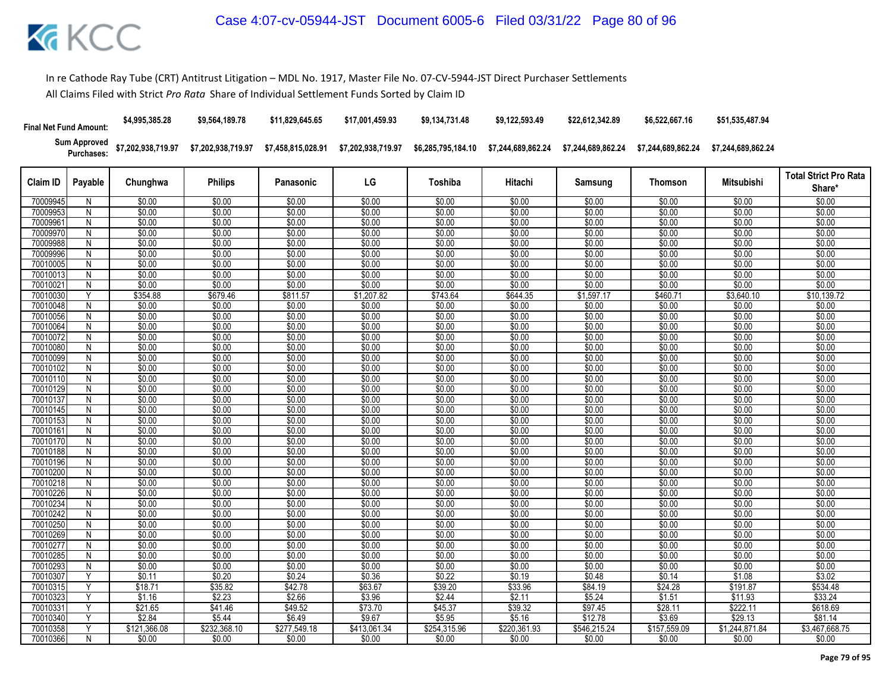In re Cathode Ray Tube (CRT) Antitrust Litigation – MDL No. 1917, Master File No. 07-CV-5944-JST Direct Purchaser Settlements

All Claims Filed with Strict *Pro Rata* Share of Individual Settlement Funds Sorted by Claim ID

| | | Chunghwa | Philips | Panasonic | LG | Toshiba | Hitachi | Samsung | Thomson | Mitsubishi | |
|---|---|---|---|---|---|---|---|---|---|---|---|
| **Final Net Fund Amount:** | | $4,995,385.28 | $9,564,189.78 | $11,829,645.65 | $17,001,459.93 | $9,134,731.48 | $9,122,593.49 | $22,612,342.89 | $6,522,667.16 | $51,535,487.94 | |
| **Sum Approved Purchases:** | | $7,202,938,719.97 | $7,202,938,719.97 | $7,458,815,028.91 | $7,202,938,719.97 | $6,285,795,184.10 | $7,244,689,862.24 | $7,244,689,862.24 | $7,244,689,862.24 | $7,244,689,862.24 | |

| Claim ID | Payable | Chunghwa | Philips | Panasonic | LG | Toshiba | Hitachi | Samsung | Thomson | Mitsubishi | Total Strict Pro Rata Share* |
|---|---|---|---|---|---|---|---|---|---|---|---|
| 70009945 | N | $0.00 | $0.00 | $0.00 | $0.00 | $0.00 | $0.00 | $0.00 | $0.00 | $0.00 | $0.00 |
| 70009953 | N | $0.00 | $0.00 | $0.00 | $0.00 | $0.00 | $0.00 | $0.00 | $0.00 | $0.00 | $0.00 |
| 70009961 | N | $0.00 | $0.00 | $0.00 | $0.00 | $0.00 | $0.00 | $0.00 | $0.00 | $0.00 | $0.00 |
| 70009970 | N | $0.00 | $0.00 | $0.00 | $0.00 | $0.00 | $0.00 | $0.00 | $0.00 | $0.00 | $0.00 |
| 70009988 | N | $0.00 | $0.00 | $0.00 | $0.00 | $0.00 | $0.00 | $0.00 | $0.00 | $0.00 | $0.00 |
| 70009996 | N | $0.00 | $0.00 | $0.00 | $0.00 | $0.00 | $0.00 | $0.00 | $0.00 | $0.00 | $0.00 |
| 70010005 | N | $0.00 | $0.00 | $0.00 | $0.00 | $0.00 | $0.00 | $0.00 | $0.00 | $0.00 | $0.00 |
| 70010013 | N | $0.00 | $0.00 | $0.00 | $0.00 | $0.00 | $0.00 | $0.00 | $0.00 | $0.00 | $0.00 |
| 70010021 | N | $0.00 | $0.00 | $0.00 | $0.00 | $0.00 | $0.00 | $0.00 | $0.00 | $0.00 | $0.00 |
| 70010030 | Y | $354.88 | $679.46 | $811.57 | $1,207.82 | $743.64 | $644.35 | $1,597.17 | $460.71 | $3,640.10 | $10,139.72 |
| 70010048 | N | $0.00 | $0.00 | $0.00 | $0.00 | $0.00 | $0.00 | $0.00 | $0.00 | $0.00 | $0.00 |
| 70010056 | N | $0.00 | $0.00 | $0.00 | $0.00 | $0.00 | $0.00 | $0.00 | $0.00 | $0.00 | $0.00 |
| 70010064 | N | $0.00 | $0.00 | $0.00 | $0.00 | $0.00 | $0.00 | $0.00 | $0.00 | $0.00 | $0.00 |
| 70010072 | N | $0.00 | $0.00 | $0.00 | $0.00 | $0.00 | $0.00 | $0.00 | $0.00 | $0.00 | $0.00 |
| 70010080 | N | $0.00 | $0.00 | $0.00 | $0.00 | $0.00 | $0.00 | $0.00 | $0.00 | $0.00 | $0.00 |
| 70010099 | N | $0.00 | $0.00 | $0.00 | $0.00 | $0.00 | $0.00 | $0.00 | $0.00 | $0.00 | $0.00 |
| 70010102 | N | $0.00 | $0.00 | $0.00 | $0.00 | $0.00 | $0.00 | $0.00 | $0.00 | $0.00 | $0.00 |
| 70010110 | N | $0.00 | $0.00 | $0.00 | $0.00 | $0.00 | $0.00 | $0.00 | $0.00 | $0.00 | $0.00 |
| 70010129 | N | $0.00 | $0.00 | $0.00 | $0.00 | $0.00 | $0.00 | $0.00 | $0.00 | $0.00 | $0.00 |
| 70010137 | N | $0.00 | $0.00 | $0.00 | $0.00 | $0.00 | $0.00 | $0.00 | $0.00 | $0.00 | $0.00 |
| 70010145 | N | $0.00 | $0.00 | $0.00 | $0.00 | $0.00 | $0.00 | $0.00 | $0.00 | $0.00 | $0.00 |
| 70010153 | N | $0.00 | $0.00 | $0.00 | $0.00 | $0.00 | $0.00 | $0.00 | $0.00 | $0.00 | $0.00 |
| 70010161 | N | $0.00 | $0.00 | $0.00 | $0.00 | $0.00 | $0.00 | $0.00 | $0.00 | $0.00 | $0.00 |
| 70010170 | N | $0.00 | $0.00 | $0.00 | $0.00 | $0.00 | $0.00 | $0.00 | $0.00 | $0.00 | $0.00 |
| 70010188 | N | $0.00 | $0.00 | $0.00 | $0.00 | $0.00 | $0.00 | $0.00 | $0.00 | $0.00 | $0.00 |
| 70010196 | N | $0.00 | $0.00 | $0.00 | $0.00 | $0.00 | $0.00 | $0.00 | $0.00 | $0.00 | $0.00 |
| 70010200 | N | $0.00 | $0.00 | $0.00 | $0.00 | $0.00 | $0.00 | $0.00 | $0.00 | $0.00 | $0.00 |
| 70010218 | N | $0.00 | $0.00 | $0.00 | $0.00 | $0.00 | $0.00 | $0.00 | $0.00 | $0.00 | $0.00 |
| 70010226 | N | $0.00 | $0.00 | $0.00 | $0.00 | $0.00 | $0.00 | $0.00 | $0.00 | $0.00 | $0.00 |
| 70010234 | N | $0.00 | $0.00 | $0.00 | $0.00 | $0.00 | $0.00 | $0.00 | $0.00 | $0.00 | $0.00 |
| 70010242 | N | $0.00 | $0.00 | $0.00 | $0.00 | $0.00 | $0.00 | $0.00 | $0.00 | $0.00 | $0.00 |
| 70010250 | N | $0.00 | $0.00 | $0.00 | $0.00 | $0.00 | $0.00 | $0.00 | $0.00 | $0.00 | $0.00 |
| 70010269 | N | $0.00 | $0.00 | $0.00 | $0.00 | $0.00 | $0.00 | $0.00 | $0.00 | $0.00 | $0.00 |
| 70010277 | N | $0.00 | $0.00 | $0.00 | $0.00 | $0.00 | $0.00 | $0.00 | $0.00 | $0.00 | $0.00 |
| 70010285 | N | $0.00 | $0.00 | $0.00 | $0.00 | $0.00 | $0.00 | $0.00 | $0.00 | $0.00 | $0.00 |
| 70010293 | N | $0.00 | $0.00 | $0.00 | $0.00 | $0.00 | $0.00 | $0.00 | $0.00 | $0.00 | $0.00 |
| 70010307 | Y | $0.11 | $0.20 | $0.24 | $0.36 | $0.22 | $0.19 | $0.48 | $0.14 | $1.08 | $3.02 |
| 70010315 | Y | $18.71 | $35.82 | $42.78 | $63.67 | $39.20 | $33.96 | $84.19 | $24.28 | $191.87 | $534.48 |
| 70010323 | Y | $1.16 | $2.23 | $2.66 | $3.96 | $2.44 | $2.11 | $5.24 | $1.51 | $11.93 | $33.24 |
| 70010331 | Y | $21.65 | $41.46 | $49.52 | $73.70 | $45.37 | $39.32 | $97.45 | $28.11 | $222.11 | $618.69 |
| 70010340 | Y | $2.84 | $5.44 | $6.49 | $9.67 | $5.95 | $5.16 | $12.78 | $3.69 | $29.13 | $81.14 |
| 70010358 | Y | $121,366.08 | $232,368.10 | $277,549.18 | $413,061.34 | $254,315.96 | $220,361.93 | $546,215.24 | $157,559.09 | $1,244,871.84 | $3,467,668.75 |
| 70010366 | N | $0.00 | $0.00 | $0.00 | $0.00 | $0.00 | $0.00 | $0.00 | $0.00 | $0.00 | $0.00 |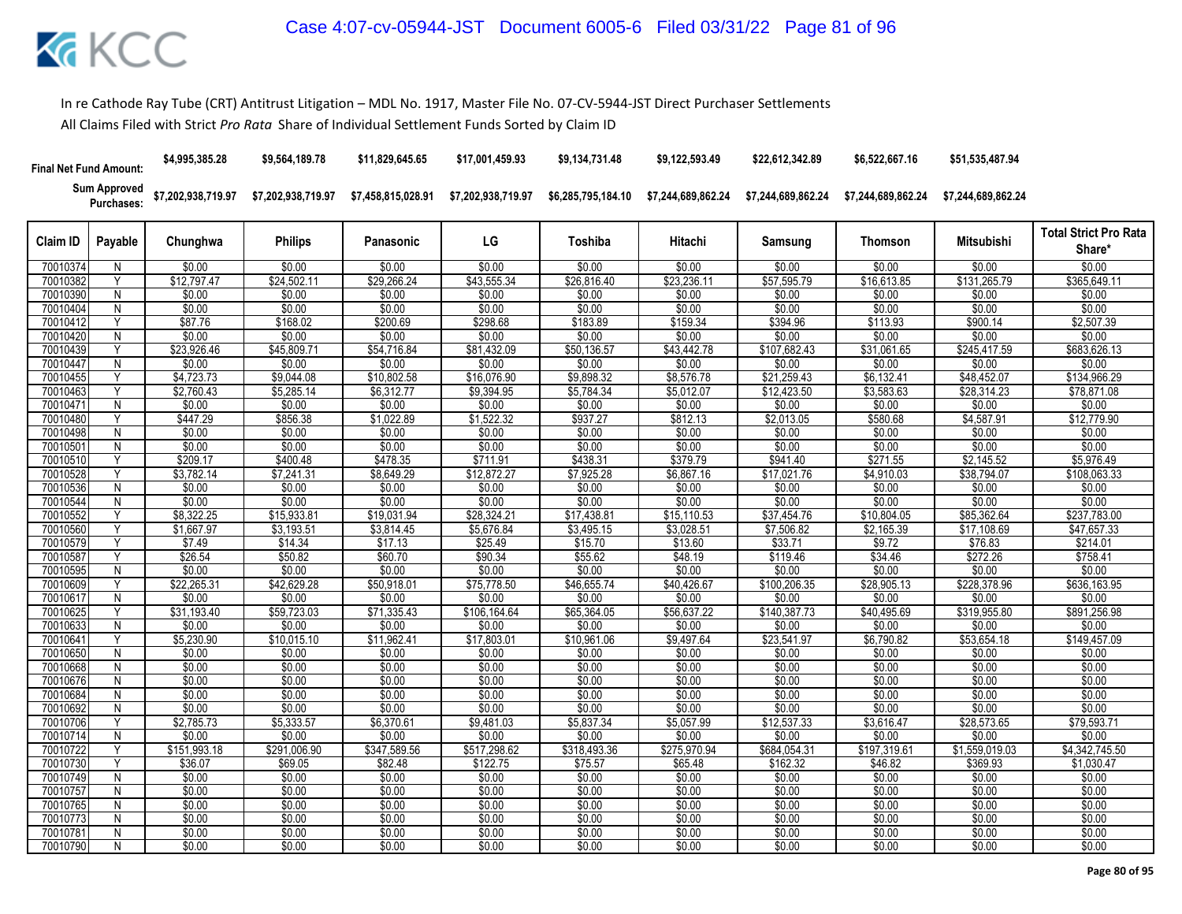In re Cathode Ray Tube (CRT) Antitrust Litigation – MDL No. 1917, Master File No. 07-CV-5944-JST Direct Purchaser Settlements

All Claims Filed with Strict *Pro Rata* Share of Individual Settlement Funds Sorted by Claim ID

| Final Net Fund Amount: | | $4,995,385.28 | $9,564,189.78 | $11,829,645.65 | $17,001,459.93 | $9,134,731.48 | $9,122,593.49 | $22,612,342.89 | $6,522,667.16 | $51,535,487.94 | |
|---|---|---|---|---|---|---|---|---|---|---|---|
| Sum Approved Purchases: | | $7,202,938,719.97 | $7,202,938,719.97 | $7,458,815,028.91 | $7,202,938,719.97 | $6,285,795,184.10 | $7,244,689,862.24 | $7,244,689,862.24 | $7,244,689,862.24 | $7,244,689,862.24 | |
| Claim ID | Payable | Chunghwa | Philips | Panasonic | LG | Toshiba | Hitachi | Samsung | Thomson | Mitsubishi | Total Strict Pro Rata Share* |
| 70010374 | N | $0.00 | $0.00 | $0.00 | $0.00 | $0.00 | $0.00 | $0.00 | $0.00 | $0.00 | $0.00 |
| 70010382 | Y | $12,797.47 | $24,502.11 | $29,266.24 | $43,555.34 | $26,816.40 | $23,236.11 | $57,595.79 | $16,613.85 | $131,265.79 | $365,649.11 |
| 70010390 | N | $0.00 | $0.00 | $0.00 | $0.00 | $0.00 | $0.00 | $0.00 | $0.00 | $0.00 | $0.00 |
| 70010404 | N | $0.00 | $0.00 | $0.00 | $0.00 | $0.00 | $0.00 | $0.00 | $0.00 | $0.00 | $0.00 |
| 70010412 | Y | $87.76 | $168.02 | $200.69 | $298.68 | $183.89 | $159.34 | $394.96 | $113.93 | $900.14 | $2,507.39 |
| 70010420 | N | $0.00 | $0.00 | $0.00 | $0.00 | $0.00 | $0.00 | $0.00 | $0.00 | $0.00 | $0.00 |
| 70010439 | Y | $23,926.46 | $45,809.71 | $54,716.84 | $81,432.09 | $50,136.57 | $43,442.78 | $107,682.43 | $31,061.65 | $245,417.59 | $683,626.13 |
| 70010447 | N | $0.00 | $0.00 | $0.00 | $0.00 | $0.00 | $0.00 | $0.00 | $0.00 | $0.00 | $0.00 |
| 70010455 | Y | $4,723.73 | $9,044.08 | $10,802.58 | $16,076.90 | $9,898.32 | $8,576.78 | $21,259.43 | $6,132.41 | $48,452.07 | $134,966.29 |
| 70010463 | Y | $2,760.43 | $5,285.14 | $6,312.77 | $9,394.95 | $5,784.34 | $5,012.07 | $12,423.50 | $3,583.63 | $28,314.23 | $78,871.08 |
| 70010471 | N | $0.00 | $0.00 | $0.00 | $0.00 | $0.00 | $0.00 | $0.00 | $0.00 | $0.00 | $0.00 |
| 70010480 | Y | $447.29 | $856.38 | $1,022.89 | $1,522.32 | $937.27 | $812.13 | $2,013.05 | $580.68 | $4,587.91 | $12,779.90 |
| 70010498 | N | $0.00 | $0.00 | $0.00 | $0.00 | $0.00 | $0.00 | $0.00 | $0.00 | $0.00 | $0.00 |
| 70010501 | N | $0.00 | $0.00 | $0.00 | $0.00 | $0.00 | $0.00 | $0.00 | $0.00 | $0.00 | $0.00 |
| 70010510 | Y | $209.17 | $400.48 | $478.35 | $711.91 | $438.31 | $379.79 | $941.40 | $271.55 | $2,145.52 | $5,976.49 |
| 70010528 | Y | $3,782.14 | $7,241.31 | $8,649.29 | $12,872.27 | $7,925.28 | $6,867.16 | $17,021.76 | $4,910.03 | $38,794.07 | $108,063.33 |
| 70010536 | N | $0.00 | $0.00 | $0.00 | $0.00 | $0.00 | $0.00 | $0.00 | $0.00 | $0.00 | $0.00 |
| 70010544 | N | $0.00 | $0.00 | $0.00 | $0.00 | $0.00 | $0.00 | $0.00 | $0.00 | $0.00 | $0.00 |
| 70010552 | Y | $8,322.25 | $15,933.81 | $19,031.94 | $28,324.21 | $17,438.81 | $15,110.53 | $37,454.76 | $10,804.05 | $85,362.64 | $237,783.00 |
| 70010560 | Y | $1,667.97 | $3,193.51 | $3,814.45 | $5,676.84 | $3,495.15 | $3,028.51 | $7,506.82 | $2,165.39 | $17,108.69 | $47,657.33 |
| 70010579 | Y | $7.49 | $14.34 | $17.13 | $25.49 | $15.70 | $13.60 | $33.71 | $9.72 | $76.83 | $214.01 |
| 70010587 | Y | $26.54 | $50.82 | $60.70 | $90.34 | $55.62 | $48.19 | $119.46 | $34.46 | $272.26 | $758.41 |
| 70010595 | N | $0.00 | $0.00 | $0.00 | $0.00 | $0.00 | $0.00 | $0.00 | $0.00 | $0.00 | $0.00 |
| 70010609 | Y | $22,265.31 | $42,629.28 | $50,918.01 | $75,778.50 | $46,655.74 | $40,426.67 | $100,206.35 | $28,905.13 | $228,378.96 | $636,163.95 |
| 70010617 | N | $0.00 | $0.00 | $0.00 | $0.00 | $0.00 | $0.00 | $0.00 | $0.00 | $0.00 | $0.00 |
| 70010625 | Y | $31,193.40 | $59,723.03 | $71,335.43 | $106,164.64 | $65,364.05 | $56,637.22 | $140,387.73 | $40,495.69 | $319,955.80 | $891,256.98 |
| 70010633 | N | $0.00 | $0.00 | $0.00 | $0.00 | $0.00 | $0.00 | $0.00 | $0.00 | $0.00 | $0.00 |
| 70010641 | Y | $5,230.90 | $10,015.10 | $11,962.41 | $17,803.01 | $10,961.06 | $9,497.64 | $23,541.97 | $6,790.82 | $53,654.18 | $149,457.09 |
| 70010650 | N | $0.00 | $0.00 | $0.00 | $0.00 | $0.00 | $0.00 | $0.00 | $0.00 | $0.00 | $0.00 |
| 70010668 | N | $0.00 | $0.00 | $0.00 | $0.00 | $0.00 | $0.00 | $0.00 | $0.00 | $0.00 | $0.00 |
| 70010676 | N | $0.00 | $0.00 | $0.00 | $0.00 | $0.00 | $0.00 | $0.00 | $0.00 | $0.00 | $0.00 |
| 70010684 | N | $0.00 | $0.00 | $0.00 | $0.00 | $0.00 | $0.00 | $0.00 | $0.00 | $0.00 | $0.00 |
| 70010692 | N | $0.00 | $0.00 | $0.00 | $0.00 | $0.00 | $0.00 | $0.00 | $0.00 | $0.00 | $0.00 |
| 70010706 | Y | $2,785.73 | $5,333.57 | $6,370.61 | $9,481.03 | $5,837.34 | $5,057.99 | $12,537.33 | $3,616.47 | $28,573.65 | $79,593.71 |
| 70010714 | N | $0.00 | $0.00 | $0.00 | $0.00 | $0.00 | $0.00 | $0.00 | $0.00 | $0.00 | $0.00 |
| 70010722 | Y | $151,993.18 | $291,006.90 | $347,589.56 | $517,298.62 | $318,493.36 | $275,970.94 | $684,054.31 | $197,319.61 | $1,559,019.03 | $4,342,745.50 |
| 70010730 | Y | $36.07 | $69.05 | $82.48 | $122.75 | $75.57 | $65.48 | $162.32 | $46.82 | $369.93 | $1,030.47 |
| 70010749 | N | $0.00 | $0.00 | $0.00 | $0.00 | $0.00 | $0.00 | $0.00 | $0.00 | $0.00 | $0.00 |
| 70010757 | N | $0.00 | $0.00 | $0.00 | $0.00 | $0.00 | $0.00 | $0.00 | $0.00 | $0.00 | $0.00 |
| 70010765 | N | $0.00 | $0.00 | $0.00 | $0.00 | $0.00 | $0.00 | $0.00 | $0.00 | $0.00 | $0.00 |
| 70010773 | N | $0.00 | $0.00 | $0.00 | $0.00 | $0.00 | $0.00 | $0.00 | $0.00 | $0.00 | $0.00 |
| 70010781 | N | $0.00 | $0.00 | $0.00 | $0.00 | $0.00 | $0.00 | $0.00 | $0.00 | $0.00 | $0.00 |
| 70010790 | N | $0.00 | $0.00 | $0.00 | $0.00 | $0.00 | $0.00 | $0.00 | $0.00 | $0.00 | $0.00 |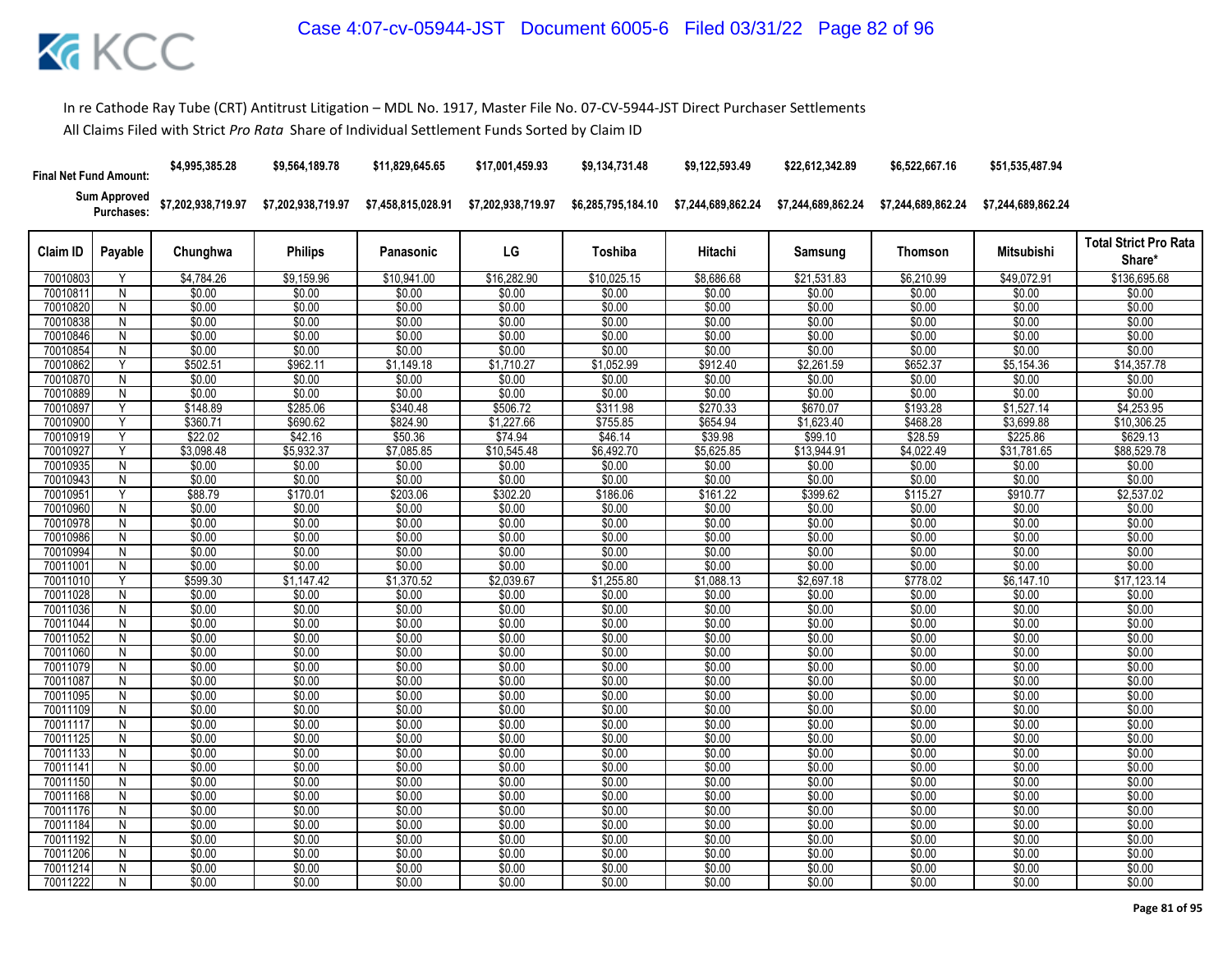In re Cathode Ray Tube (CRT) Antitrust Litigation – MDL No. 1917, Master File No. 07-CV-5944-JST Direct Purchaser Settlements

All Claims Filed with Strict *Pro Rata* Share of Individual Settlement Funds Sorted by Claim ID

| Final Net Fund Amount: | | $4,995,385.28 | $9,564,189.78 | $11,829,645.65 | $17,001,459.93 | $9,134,731.48 | $9,122,593.49 | $22,612,342.89 | $6,522,667.16 | $51,535,487.94 | |
|---|---|---|---|---|---|---|---|---|---|---|---|
| Sum Approved Purchases: | | $7,202,938,719.97 | $7,202,938,719.97 | $7,458,815,028.91 | $7,202,938,719.97 | $6,285,795,184.10 | $7,244,689,862.24 | $7,244,689,862.24 | $7,244,689,862.24 | $7,244,689,862.24 | |
| **Claim ID** | **Payable** | **Chunghwa** | **Philips** | **Panasonic** | **LG** | **Toshiba** | **Hitachi** | **Samsung** | **Thomson** | **Mitsubishi** | **Total Strict Pro Rata Share*** |
| 70010803 | Y | $4,784.26 | $9,159.96 | $10,941.00 | $16,282.90 | $10,025.15 | $8,686.68 | $21,531.83 | $6,210.99 | $49,072.91 | $136,695.68 |
| 70010811 | N | $0.00 | $0.00 | $0.00 | $0.00 | $0.00 | $0.00 | $0.00 | $0.00 | $0.00 | $0.00 |
| 70010820 | N | $0.00 | $0.00 | $0.00 | $0.00 | $0.00 | $0.00 | $0.00 | $0.00 | $0.00 | $0.00 |
| 70010838 | N | $0.00 | $0.00 | $0.00 | $0.00 | $0.00 | $0.00 | $0.00 | $0.00 | $0.00 | $0.00 |
| 70010846 | N | $0.00 | $0.00 | $0.00 | $0.00 | $0.00 | $0.00 | $0.00 | $0.00 | $0.00 | $0.00 |
| 70010854 | N | $0.00 | $0.00 | $0.00 | $0.00 | $0.00 | $0.00 | $0.00 | $0.00 | $0.00 | $0.00 |
| 70010862 | Y | $502.51 | $962.11 | $1,149.18 | $1,710.27 | $1,052.99 | $912.40 | $2,261.59 | $652.37 | $5,154.36 | $14,357.78 |
| 70010870 | N | $0.00 | $0.00 | $0.00 | $0.00 | $0.00 | $0.00 | $0.00 | $0.00 | $0.00 | $0.00 |
| 70010889 | N | $0.00 | $0.00 | $0.00 | $0.00 | $0.00 | $0.00 | $0.00 | $0.00 | $0.00 | $0.00 |
| 70010897 | Y | $148.89 | $285.06 | $340.48 | $506.72 | $311.98 | $270.33 | $670.07 | $193.28 | $1,527.14 | $4,253.95 |
| 70010900 | Y | $360.71 | $690.62 | $824.90 | $1,227.66 | $755.85 | $654.94 | $1,623.40 | $468.28 | $3,699.88 | $10,306.25 |
| 70010919 | Y | $22.02 | $42.16 | $50.36 | $74.94 | $46.14 | $39.98 | $99.10 | $28.59 | $225.86 | $629.13 |
| 70010927 | Y | $3,098.48 | $5,932.37 | $7,085.85 | $10,545.48 | $6,492.70 | $5,625.85 | $13,944.91 | $4,022.49 | $31,781.65 | $88,529.78 |
| 70010935 | N | $0.00 | $0.00 | $0.00 | $0.00 | $0.00 | $0.00 | $0.00 | $0.00 | $0.00 | $0.00 |
| 70010943 | N | $0.00 | $0.00 | $0.00 | $0.00 | $0.00 | $0.00 | $0.00 | $0.00 | $0.00 | $0.00 |
| 70010951 | Y | $88.79 | $170.01 | $203.06 | $302.20 | $186.06 | $161.22 | $399.62 | $115.27 | $910.77 | $2,537.02 |
| 70010960 | N | $0.00 | $0.00 | $0.00 | $0.00 | $0.00 | $0.00 | $0.00 | $0.00 | $0.00 | $0.00 |
| 70010978 | N | $0.00 | $0.00 | $0.00 | $0.00 | $0.00 | $0.00 | $0.00 | $0.00 | $0.00 | $0.00 |
| 70010986 | N | $0.00 | $0.00 | $0.00 | $0.00 | $0.00 | $0.00 | $0.00 | $0.00 | $0.00 | $0.00 |
| 70010994 | N | $0.00 | $0.00 | $0.00 | $0.00 | $0.00 | $0.00 | $0.00 | $0.00 | $0.00 | $0.00 |
| 70011001 | N | $0.00 | $0.00 | $0.00 | $0.00 | $0.00 | $0.00 | $0.00 | $0.00 | $0.00 | $0.00 |
| 70011010 | Y | $599.30 | $1,147.42 | $1,370.52 | $2,039.67 | $1,255.80 | $1,088.13 | $2,697.18 | $778.02 | $6,147.10 | $17,123.14 |
| 70011028 | N | $0.00 | $0.00 | $0.00 | $0.00 | $0.00 | $0.00 | $0.00 | $0.00 | $0.00 | $0.00 |
| 70011036 | N | $0.00 | $0.00 | $0.00 | $0.00 | $0.00 | $0.00 | $0.00 | $0.00 | $0.00 | $0.00 |
| 70011044 | N | $0.00 | $0.00 | $0.00 | $0.00 | $0.00 | $0.00 | $0.00 | $0.00 | $0.00 | $0.00 |
| 70011052 | N | $0.00 | $0.00 | $0.00 | $0.00 | $0.00 | $0.00 | $0.00 | $0.00 | $0.00 | $0.00 |
| 70011060 | N | $0.00 | $0.00 | $0.00 | $0.00 | $0.00 | $0.00 | $0.00 | $0.00 | $0.00 | $0.00 |
| 70011079 | N | $0.00 | $0.00 | $0.00 | $0.00 | $0.00 | $0.00 | $0.00 | $0.00 | $0.00 | $0.00 |
| 70011087 | N | $0.00 | $0.00 | $0.00 | $0.00 | $0.00 | $0.00 | $0.00 | $0.00 | $0.00 | $0.00 |
| 70011095 | N | $0.00 | $0.00 | $0.00 | $0.00 | $0.00 | $0.00 | $0.00 | $0.00 | $0.00 | $0.00 |
| 70011109 | N | $0.00 | $0.00 | $0.00 | $0.00 | $0.00 | $0.00 | $0.00 | $0.00 | $0.00 | $0.00 |
| 70011117 | N | $0.00 | $0.00 | $0.00 | $0.00 | $0.00 | $0.00 | $0.00 | $0.00 | $0.00 | $0.00 |
| 70011125 | N | $0.00 | $0.00 | $0.00 | $0.00 | $0.00 | $0.00 | $0.00 | $0.00 | $0.00 | $0.00 |
| 70011133 | N | $0.00 | $0.00 | $0.00 | $0.00 | $0.00 | $0.00 | $0.00 | $0.00 | $0.00 | $0.00 |
| 70011141 | N | $0.00 | $0.00 | $0.00 | $0.00 | $0.00 | $0.00 | $0.00 | $0.00 | $0.00 | $0.00 |
| 70011150 | N | $0.00 | $0.00 | $0.00 | $0.00 | $0.00 | $0.00 | $0.00 | $0.00 | $0.00 | $0.00 |
| 70011168 | N | $0.00 | $0.00 | $0.00 | $0.00 | $0.00 | $0.00 | $0.00 | $0.00 | $0.00 | $0.00 |
| 70011176 | N | $0.00 | $0.00 | $0.00 | $0.00 | $0.00 | $0.00 | $0.00 | $0.00 | $0.00 | $0.00 |
| 70011184 | N | $0.00 | $0.00 | $0.00 | $0.00 | $0.00 | $0.00 | $0.00 | $0.00 | $0.00 | $0.00 |
| 70011192 | N | $0.00 | $0.00 | $0.00 | $0.00 | $0.00 | $0.00 | $0.00 | $0.00 | $0.00 | $0.00 |
| 70011206 | N | $0.00 | $0.00 | $0.00 | $0.00 | $0.00 | $0.00 | $0.00 | $0.00 | $0.00 | $0.00 |
| 70011214 | N | $0.00 | $0.00 | $0.00 | $0.00 | $0.00 | $0.00 | $0.00 | $0.00 | $0.00 | $0.00 |
| 70011222 | N | $0.00 | $0.00 | $0.00 | $0.00 | $0.00 | $0.00 | $0.00 | $0.00 | $0.00 | $0.00 |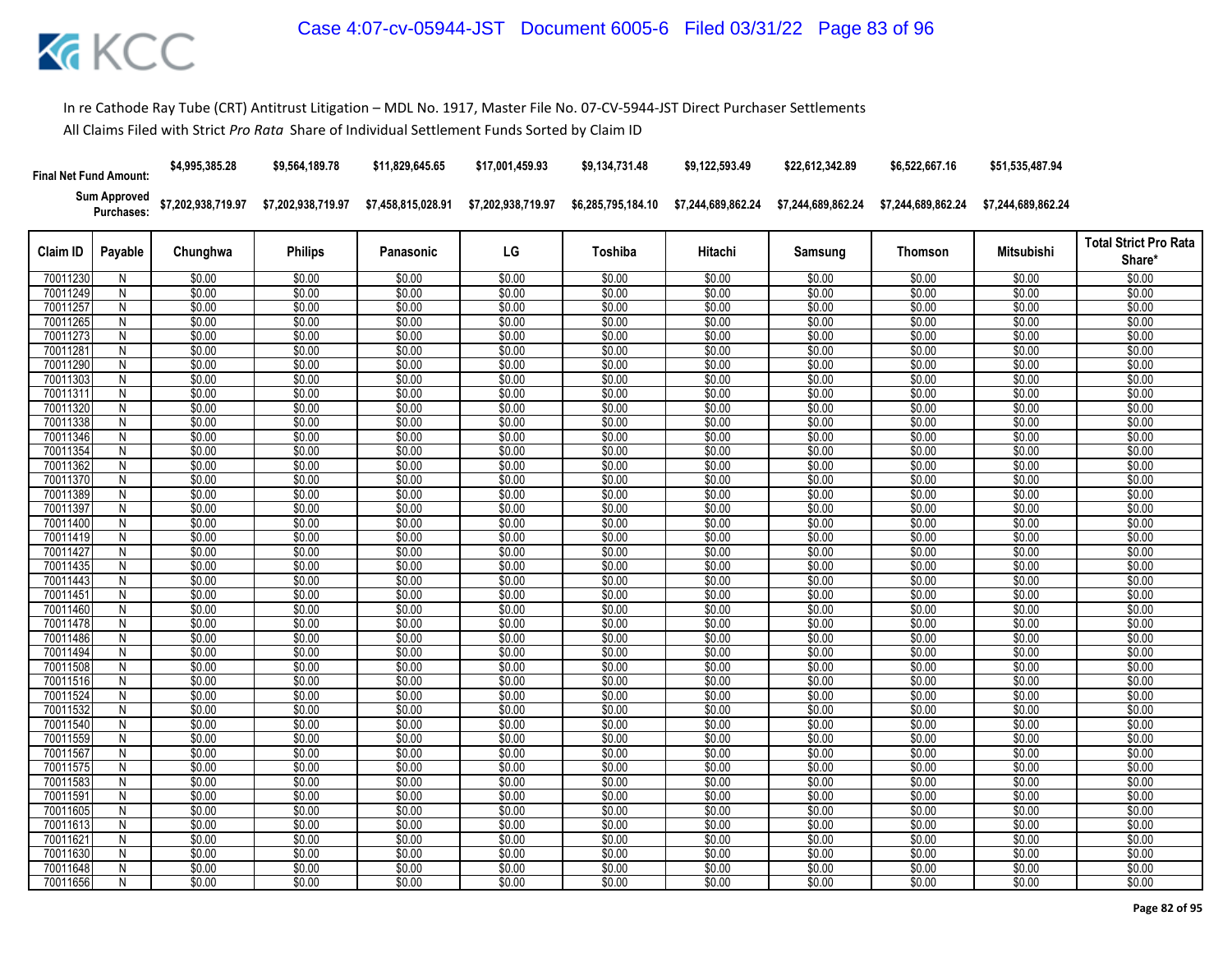In re Cathode Ray Tube (CRT) Antitrust Litigation – MDL No. 1917, Master File No. 07-CV-5944-JST Direct Purchaser Settlements

All Claims Filed with Strict *Pro Rata* Share of Individual Settlement Funds Sorted by Claim ID

| Final Net Fund Amount: | | $4,995,385.28 | $9,564,189.78 | $11,829,645.65 | $17,001,459.93 | $9,134,731.48 | $9,122,593.49 | $22,612,342.89 | $6,522,667.16 | $51,535,487.94 | |
|---|---|---|---|---|---|---|---|---|---|---|---|
| Sum Approved Purchases: | | $7,202,938,719.97 | $7,202,938,719.97 | $7,458,815,028.91 | $7,202,938,719.97 | $6,285,795,184.10 | $7,244,689,862.24 | $7,244,689,862.24 | $7,244,689,862.24 | $7,244,689,862.24 | |
| Claim ID | Payable | Chunghwa | Philips | Panasonic | LG | Toshiba | Hitachi | Samsung | Thomson | Mitsubishi | Total Strict Pro Rata Share* |
| 70011230 | N | $0.00 | $0.00 | $0.00 | $0.00 | $0.00 | $0.00 | $0.00 | $0.00 | $0.00 | $0.00 |
| 70011249 | N | $0.00 | $0.00 | $0.00 | $0.00 | $0.00 | $0.00 | $0.00 | $0.00 | $0.00 | $0.00 |
| 70011257 | N | $0.00 | $0.00 | $0.00 | $0.00 | $0.00 | $0.00 | $0.00 | $0.00 | $0.00 | $0.00 |
| 70011265 | N | $0.00 | $0.00 | $0.00 | $0.00 | $0.00 | $0.00 | $0.00 | $0.00 | $0.00 | $0.00 |
| 70011273 | N | $0.00 | $0.00 | $0.00 | $0.00 | $0.00 | $0.00 | $0.00 | $0.00 | $0.00 | $0.00 |
| 70011281 | N | $0.00 | $0.00 | $0.00 | $0.00 | $0.00 | $0.00 | $0.00 | $0.00 | $0.00 | $0.00 |
| 70011290 | N | $0.00 | $0.00 | $0.00 | $0.00 | $0.00 | $0.00 | $0.00 | $0.00 | $0.00 | $0.00 |
| 70011303 | N | $0.00 | $0.00 | $0.00 | $0.00 | $0.00 | $0.00 | $0.00 | $0.00 | $0.00 | $0.00 |
| 70011311 | N | $0.00 | $0.00 | $0.00 | $0.00 | $0.00 | $0.00 | $0.00 | $0.00 | $0.00 | $0.00 |
| 70011320 | N | $0.00 | $0.00 | $0.00 | $0.00 | $0.00 | $0.00 | $0.00 | $0.00 | $0.00 | $0.00 |
| 70011338 | N | $0.00 | $0.00 | $0.00 | $0.00 | $0.00 | $0.00 | $0.00 | $0.00 | $0.00 | $0.00 |
| 70011346 | N | $0.00 | $0.00 | $0.00 | $0.00 | $0.00 | $0.00 | $0.00 | $0.00 | $0.00 | $0.00 |
| 70011354 | N | $0.00 | $0.00 | $0.00 | $0.00 | $0.00 | $0.00 | $0.00 | $0.00 | $0.00 | $0.00 |
| 70011362 | N | $0.00 | $0.00 | $0.00 | $0.00 | $0.00 | $0.00 | $0.00 | $0.00 | $0.00 | $0.00 |
| 70011370 | N | $0.00 | $0.00 | $0.00 | $0.00 | $0.00 | $0.00 | $0.00 | $0.00 | $0.00 | $0.00 |
| 70011389 | N | $0.00 | $0.00 | $0.00 | $0.00 | $0.00 | $0.00 | $0.00 | $0.00 | $0.00 | $0.00 |
| 70011397 | N | $0.00 | $0.00 | $0.00 | $0.00 | $0.00 | $0.00 | $0.00 | $0.00 | $0.00 | $0.00 |
| 70011400 | N | $0.00 | $0.00 | $0.00 | $0.00 | $0.00 | $0.00 | $0.00 | $0.00 | $0.00 | $0.00 |
| 70011419 | N | $0.00 | $0.00 | $0.00 | $0.00 | $0.00 | $0.00 | $0.00 | $0.00 | $0.00 | $0.00 |
| 70011427 | N | $0.00 | $0.00 | $0.00 | $0.00 | $0.00 | $0.00 | $0.00 | $0.00 | $0.00 | $0.00 |
| 70011435 | N | $0.00 | $0.00 | $0.00 | $0.00 | $0.00 | $0.00 | $0.00 | $0.00 | $0.00 | $0.00 |
| 70011443 | N | $0.00 | $0.00 | $0.00 | $0.00 | $0.00 | $0.00 | $0.00 | $0.00 | $0.00 | $0.00 |
| 70011451 | N | $0.00 | $0.00 | $0.00 | $0.00 | $0.00 | $0.00 | $0.00 | $0.00 | $0.00 | $0.00 |
| 70011460 | N | $0.00 | $0.00 | $0.00 | $0.00 | $0.00 | $0.00 | $0.00 | $0.00 | $0.00 | $0.00 |
| 70011478 | N | $0.00 | $0.00 | $0.00 | $0.00 | $0.00 | $0.00 | $0.00 | $0.00 | $0.00 | $0.00 |
| 70011486 | N | $0.00 | $0.00 | $0.00 | $0.00 | $0.00 | $0.00 | $0.00 | $0.00 | $0.00 | $0.00 |
| 70011494 | N | $0.00 | $0.00 | $0.00 | $0.00 | $0.00 | $0.00 | $0.00 | $0.00 | $0.00 | $0.00 |
| 70011508 | N | $0.00 | $0.00 | $0.00 | $0.00 | $0.00 | $0.00 | $0.00 | $0.00 | $0.00 | $0.00 |
| 70011516 | N | $0.00 | $0.00 | $0.00 | $0.00 | $0.00 | $0.00 | $0.00 | $0.00 | $0.00 | $0.00 |
| 70011524 | N | $0.00 | $0.00 | $0.00 | $0.00 | $0.00 | $0.00 | $0.00 | $0.00 | $0.00 | $0.00 |
| 70011532 | N | $0.00 | $0.00 | $0.00 | $0.00 | $0.00 | $0.00 | $0.00 | $0.00 | $0.00 | $0.00 |
| 70011540 | N | $0.00 | $0.00 | $0.00 | $0.00 | $0.00 | $0.00 | $0.00 | $0.00 | $0.00 | $0.00 |
| 70011559 | N | $0.00 | $0.00 | $0.00 | $0.00 | $0.00 | $0.00 | $0.00 | $0.00 | $0.00 | $0.00 |
| 70011567 | N | $0.00 | $0.00 | $0.00 | $0.00 | $0.00 | $0.00 | $0.00 | $0.00 | $0.00 | $0.00 |
| 70011575 | N | $0.00 | $0.00 | $0.00 | $0.00 | $0.00 | $0.00 | $0.00 | $0.00 | $0.00 | $0.00 |
| 70011583 | N | $0.00 | $0.00 | $0.00 | $0.00 | $0.00 | $0.00 | $0.00 | $0.00 | $0.00 | $0.00 |
| 70011591 | N | $0.00 | $0.00 | $0.00 | $0.00 | $0.00 | $0.00 | $0.00 | $0.00 | $0.00 | $0.00 |
| 70011605 | N | $0.00 | $0.00 | $0.00 | $0.00 | $0.00 | $0.00 | $0.00 | $0.00 | $0.00 | $0.00 |
| 70011613 | N | $0.00 | $0.00 | $0.00 | $0.00 | $0.00 | $0.00 | $0.00 | $0.00 | $0.00 | $0.00 |
| 70011621 | N | $0.00 | $0.00 | $0.00 | $0.00 | $0.00 | $0.00 | $0.00 | $0.00 | $0.00 | $0.00 |
| 70011630 | N | $0.00 | $0.00 | $0.00 | $0.00 | $0.00 | $0.00 | $0.00 | $0.00 | $0.00 | $0.00 |
| 70011648 | N | $0.00 | $0.00 | $0.00 | $0.00 | $0.00 | $0.00 | $0.00 | $0.00 | $0.00 | $0.00 |
| 70011656 | N | $0.00 | $0.00 | $0.00 | $0.00 | $0.00 | $0.00 | $0.00 | $0.00 | $0.00 | $0.00 |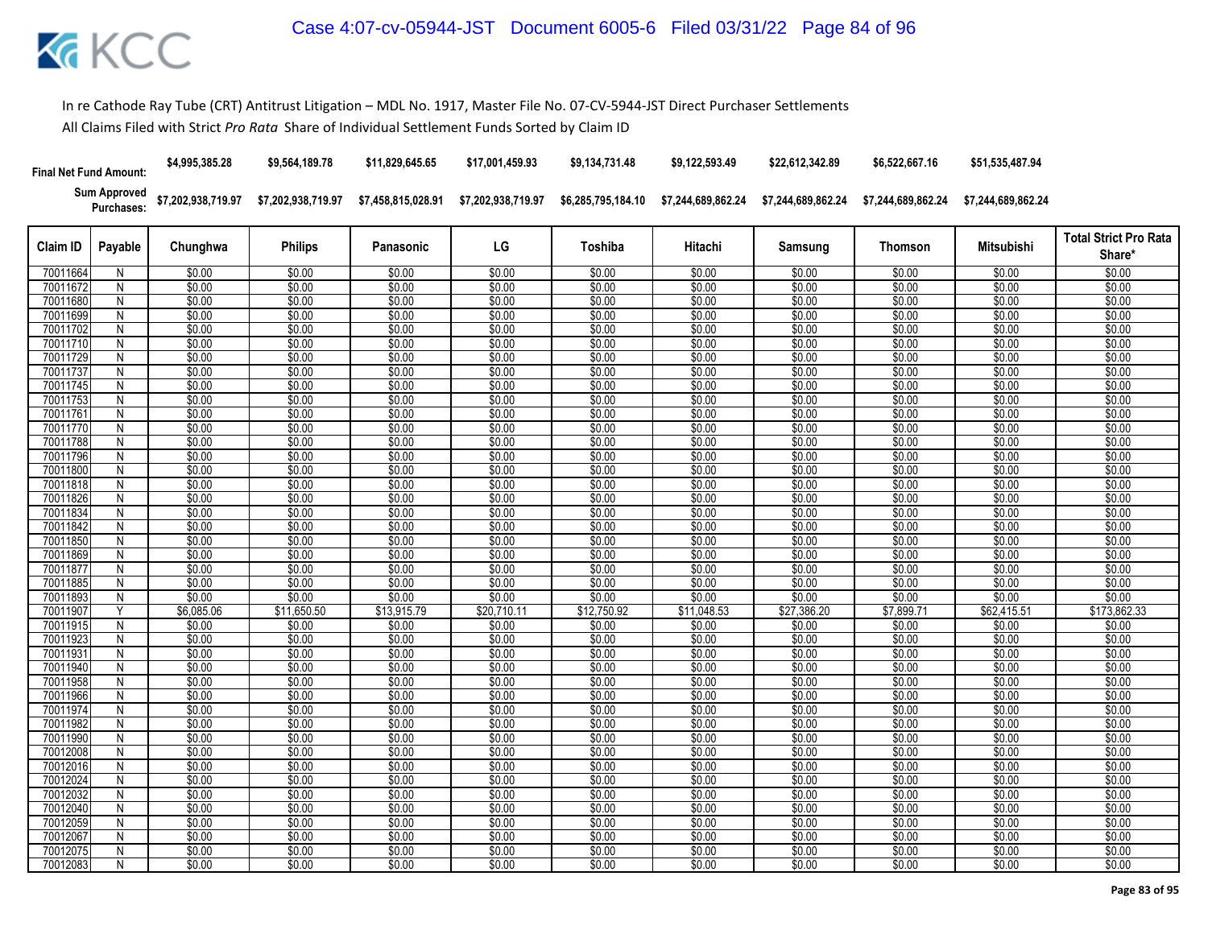In re Cathode Ray Tube (CRT) Antitrust Litigation – MDL No. 1917, Master File No. 07-CV-5944-JST Direct Purchaser Settlements

All Claims Filed with Strict *Pro Rata* Share of Individual Settlement Funds Sorted by Claim ID

| | | Chunghwa | Philips | Panasonic | LG | Toshiba | Hitachi | Samsung | Thomson | Mitsubishi | |
|---|---|---|---|---|---|---|---|---|---|---|---|
| **Final Net Fund Amount:** | | $4,995,385.28 | $9,564,189.78 | $11,829,645.65 | $17,001,459.93 | $9,134,731.48 | $9,122,593.49 | $22,612,342.89 | $6,522,667.16 | $51,535,487.94 | |
| **Sum Approved Purchases:** | | $7,202,938,719.97 | $7,202,938,719.97 | $7,458,815,028.91 | $7,202,938,719.97 | $6,285,795,184.10 | $7,244,689,862.24 | $7,244,689,862.24 | $7,244,689,862.24 | $7,244,689,862.24 | |
| **Claim ID** | **Payable** | **Chunghwa** | **Philips** | **Panasonic** | **LG** | **Toshiba** | **Hitachi** | **Samsung** | **Thomson** | **Mitsubishi** | **Total Strict Pro Rata Share*** |
| 70011664 | N | $0.00 | $0.00 | $0.00 | $0.00 | $0.00 | $0.00 | $0.00 | $0.00 | $0.00 | $0.00 |
| 70011672 | N | $0.00 | $0.00 | $0.00 | $0.00 | $0.00 | $0.00 | $0.00 | $0.00 | $0.00 | $0.00 |
| 70011680 | N | $0.00 | $0.00 | $0.00 | $0.00 | $0.00 | $0.00 | $0.00 | $0.00 | $0.00 | $0.00 |
| 70011699 | N | $0.00 | $0.00 | $0.00 | $0.00 | $0.00 | $0.00 | $0.00 | $0.00 | $0.00 | $0.00 |
| 70011702 | N | $0.00 | $0.00 | $0.00 | $0.00 | $0.00 | $0.00 | $0.00 | $0.00 | $0.00 | $0.00 |
| 70011710 | N | $0.00 | $0.00 | $0.00 | $0.00 | $0.00 | $0.00 | $0.00 | $0.00 | $0.00 | $0.00 |
| 70011729 | N | $0.00 | $0.00 | $0.00 | $0.00 | $0.00 | $0.00 | $0.00 | $0.00 | $0.00 | $0.00 |
| 70011737 | N | $0.00 | $0.00 | $0.00 | $0.00 | $0.00 | $0.00 | $0.00 | $0.00 | $0.00 | $0.00 |
| 70011745 | N | $0.00 | $0.00 | $0.00 | $0.00 | $0.00 | $0.00 | $0.00 | $0.00 | $0.00 | $0.00 |
| 70011753 | N | $0.00 | $0.00 | $0.00 | $0.00 | $0.00 | $0.00 | $0.00 | $0.00 | $0.00 | $0.00 |
| 70011761 | N | $0.00 | $0.00 | $0.00 | $0.00 | $0.00 | $0.00 | $0.00 | $0.00 | $0.00 | $0.00 |
| 70011770 | N | $0.00 | $0.00 | $0.00 | $0.00 | $0.00 | $0.00 | $0.00 | $0.00 | $0.00 | $0.00 |
| 70011788 | N | $0.00 | $0.00 | $0.00 | $0.00 | $0.00 | $0.00 | $0.00 | $0.00 | $0.00 | $0.00 |
| 70011796 | N | $0.00 | $0.00 | $0.00 | $0.00 | $0.00 | $0.00 | $0.00 | $0.00 | $0.00 | $0.00 |
| 70011800 | N | $0.00 | $0.00 | $0.00 | $0.00 | $0.00 | $0.00 | $0.00 | $0.00 | $0.00 | $0.00 |
| 70011818 | N | $0.00 | $0.00 | $0.00 | $0.00 | $0.00 | $0.00 | $0.00 | $0.00 | $0.00 | $0.00 |
| 70011826 | N | $0.00 | $0.00 | $0.00 | $0.00 | $0.00 | $0.00 | $0.00 | $0.00 | $0.00 | $0.00 |
| 70011834 | N | $0.00 | $0.00 | $0.00 | $0.00 | $0.00 | $0.00 | $0.00 | $0.00 | $0.00 | $0.00 |
| 70011842 | N | $0.00 | $0.00 | $0.00 | $0.00 | $0.00 | $0.00 | $0.00 | $0.00 | $0.00 | $0.00 |
| 70011850 | N | $0.00 | $0.00 | $0.00 | $0.00 | $0.00 | $0.00 | $0.00 | $0.00 | $0.00 | $0.00 |
| 70011869 | N | $0.00 | $0.00 | $0.00 | $0.00 | $0.00 | $0.00 | $0.00 | $0.00 | $0.00 | $0.00 |
| 70011877 | N | $0.00 | $0.00 | $0.00 | $0.00 | $0.00 | $0.00 | $0.00 | $0.00 | $0.00 | $0.00 |
| 70011885 | N | $0.00 | $0.00 | $0.00 | $0.00 | $0.00 | $0.00 | $0.00 | $0.00 | $0.00 | $0.00 |
| 70011893 | N | $0.00 | $0.00 | $0.00 | $0.00 | $0.00 | $0.00 | $0.00 | $0.00 | $0.00 | $0.00 |
| 70011907 | Y | $6,085.06 | $11,650.50 | $13,915.79 | $20,710.11 | $12,750.92 | $11,048.53 | $27,386.20 | $7,899.71 | $62,415.51 | $173,862.33 |
| 70011915 | N | $0.00 | $0.00 | $0.00 | $0.00 | $0.00 | $0.00 | $0.00 | $0.00 | $0.00 | $0.00 |
| 70011923 | N | $0.00 | $0.00 | $0.00 | $0.00 | $0.00 | $0.00 | $0.00 | $0.00 | $0.00 | $0.00 |
| 70011931 | N | $0.00 | $0.00 | $0.00 | $0.00 | $0.00 | $0.00 | $0.00 | $0.00 | $0.00 | $0.00 |
| 70011940 | N | $0.00 | $0.00 | $0.00 | $0.00 | $0.00 | $0.00 | $0.00 | $0.00 | $0.00 | $0.00 |
| 70011958 | N | $0.00 | $0.00 | $0.00 | $0.00 | $0.00 | $0.00 | $0.00 | $0.00 | $0.00 | $0.00 |
| 70011966 | N | $0.00 | $0.00 | $0.00 | $0.00 | $0.00 | $0.00 | $0.00 | $0.00 | $0.00 | $0.00 |
| 70011974 | N | $0.00 | $0.00 | $0.00 | $0.00 | $0.00 | $0.00 | $0.00 | $0.00 | $0.00 | $0.00 |
| 70011982 | N | $0.00 | $0.00 | $0.00 | $0.00 | $0.00 | $0.00 | $0.00 | $0.00 | $0.00 | $0.00 |
| 70011990 | N | $0.00 | $0.00 | $0.00 | $0.00 | $0.00 | $0.00 | $0.00 | $0.00 | $0.00 | $0.00 |
| 70012008 | N | $0.00 | $0.00 | $0.00 | $0.00 | $0.00 | $0.00 | $0.00 | $0.00 | $0.00 | $0.00 |
| 70012016 | N | $0.00 | $0.00 | $0.00 | $0.00 | $0.00 | $0.00 | $0.00 | $0.00 | $0.00 | $0.00 |
| 70012024 | N | $0.00 | $0.00 | $0.00 | $0.00 | $0.00 | $0.00 | $0.00 | $0.00 | $0.00 | $0.00 |
| 70012032 | N | $0.00 | $0.00 | $0.00 | $0.00 | $0.00 | $0.00 | $0.00 | $0.00 | $0.00 | $0.00 |
| 70012040 | N | $0.00 | $0.00 | $0.00 | $0.00 | $0.00 | $0.00 | $0.00 | $0.00 | $0.00 | $0.00 |
| 70012059 | N | $0.00 | $0.00 | $0.00 | $0.00 | $0.00 | $0.00 | $0.00 | $0.00 | $0.00 | $0.00 |
| 70012067 | N | $0.00 | $0.00 | $0.00 | $0.00 | $0.00 | $0.00 | $0.00 | $0.00 | $0.00 | $0.00 |
| 70012075 | N | $0.00 | $0.00 | $0.00 | $0.00 | $0.00 | $0.00 | $0.00 | $0.00 | $0.00 | $0.00 |
| 70012083 | N | $0.00 | $0.00 | $0.00 | $0.00 | $0.00 | $0.00 | $0.00 | $0.00 | $0.00 | $0.00 |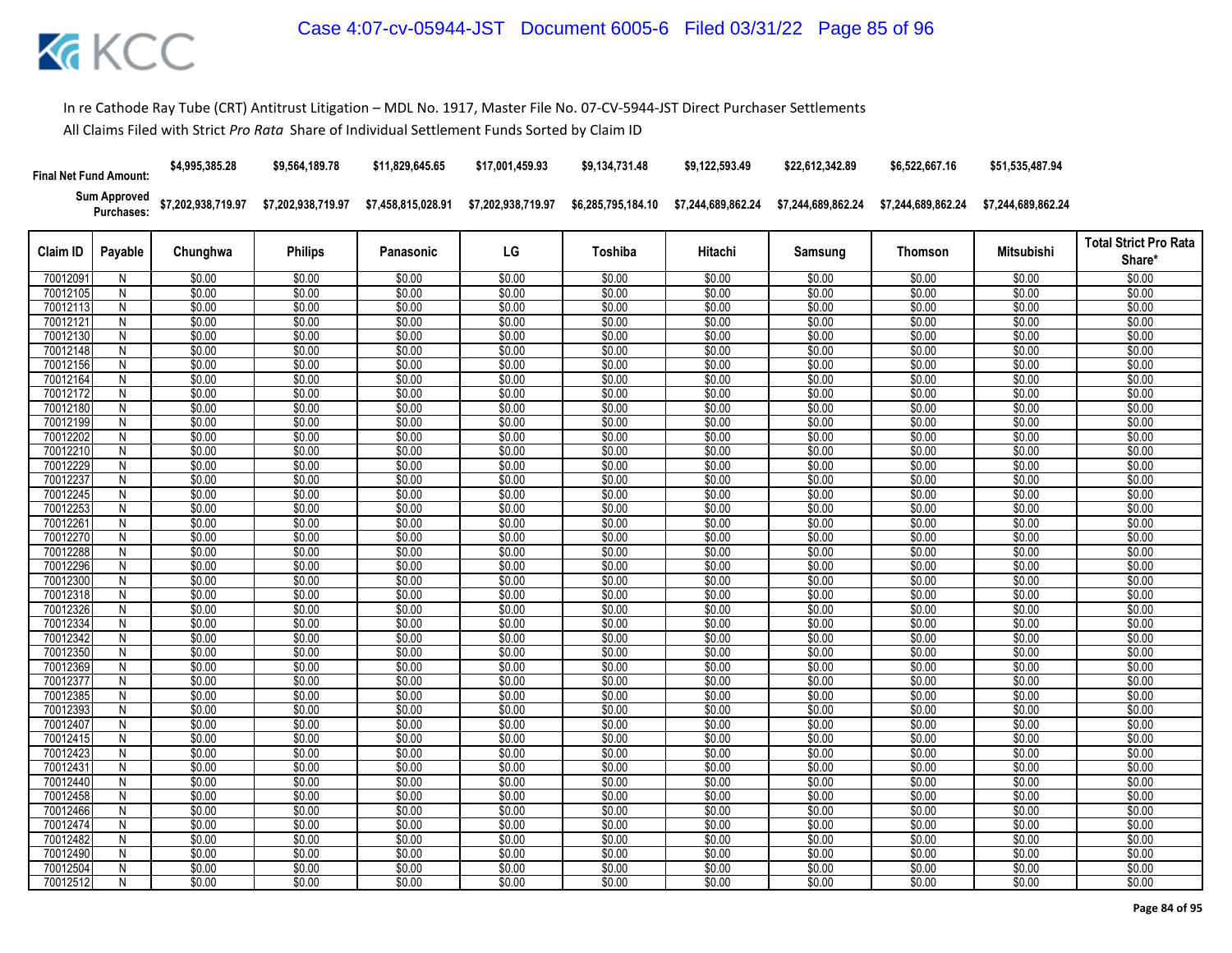In re Cathode Ray Tube (CRT) Antitrust Litigation – MDL No. 1917, Master File No. 07-CV-5944-JST Direct Purchaser Settlements

All Claims Filed with Strict *Pro Rata* Share of Individual Settlement Funds Sorted by Claim ID

| | | Chunghwa | Philips | Panasonic | LG | Toshiba | Hitachi | Samsung | Thomson | Mitsubishi | |
|---|---|---|---|---|---|---|---|---|---|---|---|
| Final Net Fund Amount: | | $4,995,385.28 | $9,564,189.78 | $11,829,645.65 | $17,001,459.93 | $9,134,731.48 | $9,122,593.49 | $22,612,342.89 | $6,522,667.16 | $51,535,487.94 | |
| Sum Approved Purchases: | | $7,202,938,719.97 | $7,202,938,719.97 | $7,458,815,028.91 | $7,202,938,719.97 | $6,285,795,184.10 | $7,244,689,862.24 | $7,244,689,862.24 | $7,244,689,862.24 | $7,244,689,862.24 | |

| Claim ID | Payable | Chunghwa | Philips | Panasonic | LG | Toshiba | Hitachi | Samsung | Thomson | Mitsubishi | Total Strict Pro Rata Share* |
|---|---|---|---|---|---|---|---|---|---|---|---|
| 70012091 | N | $0.00 | $0.00 | $0.00 | $0.00 | $0.00 | $0.00 | $0.00 | $0.00 | $0.00 | $0.00 |
| 70012105 | N | $0.00 | $0.00 | $0.00 | $0.00 | $0.00 | $0.00 | $0.00 | $0.00 | $0.00 | $0.00 |
| 70012113 | N | $0.00 | $0.00 | $0.00 | $0.00 | $0.00 | $0.00 | $0.00 | $0.00 | $0.00 | $0.00 |
| 70012121 | N | $0.00 | $0.00 | $0.00 | $0.00 | $0.00 | $0.00 | $0.00 | $0.00 | $0.00 | $0.00 |
| 70012130 | N | $0.00 | $0.00 | $0.00 | $0.00 | $0.00 | $0.00 | $0.00 | $0.00 | $0.00 | $0.00 |
| 70012148 | N | $0.00 | $0.00 | $0.00 | $0.00 | $0.00 | $0.00 | $0.00 | $0.00 | $0.00 | $0.00 |
| 70012156 | N | $0.00 | $0.00 | $0.00 | $0.00 | $0.00 | $0.00 | $0.00 | $0.00 | $0.00 | $0.00 |
| 70012164 | N | $0.00 | $0.00 | $0.00 | $0.00 | $0.00 | $0.00 | $0.00 | $0.00 | $0.00 | $0.00 |
| 70012172 | N | $0.00 | $0.00 | $0.00 | $0.00 | $0.00 | $0.00 | $0.00 | $0.00 | $0.00 | $0.00 |
| 70012180 | N | $0.00 | $0.00 | $0.00 | $0.00 | $0.00 | $0.00 | $0.00 | $0.00 | $0.00 | $0.00 |
| 70012199 | N | $0.00 | $0.00 | $0.00 | $0.00 | $0.00 | $0.00 | $0.00 | $0.00 | $0.00 | $0.00 |
| 70012202 | N | $0.00 | $0.00 | $0.00 | $0.00 | $0.00 | $0.00 | $0.00 | $0.00 | $0.00 | $0.00 |
| 70012210 | N | $0.00 | $0.00 | $0.00 | $0.00 | $0.00 | $0.00 | $0.00 | $0.00 | $0.00 | $0.00 |
| 70012229 | N | $0.00 | $0.00 | $0.00 | $0.00 | $0.00 | $0.00 | $0.00 | $0.00 | $0.00 | $0.00 |
| 70012237 | N | $0.00 | $0.00 | $0.00 | $0.00 | $0.00 | $0.00 | $0.00 | $0.00 | $0.00 | $0.00 |
| 70012245 | N | $0.00 | $0.00 | $0.00 | $0.00 | $0.00 | $0.00 | $0.00 | $0.00 | $0.00 | $0.00 |
| 70012253 | N | $0.00 | $0.00 | $0.00 | $0.00 | $0.00 | $0.00 | $0.00 | $0.00 | $0.00 | $0.00 |
| 70012261 | N | $0.00 | $0.00 | $0.00 | $0.00 | $0.00 | $0.00 | $0.00 | $0.00 | $0.00 | $0.00 |
| 70012270 | N | $0.00 | $0.00 | $0.00 | $0.00 | $0.00 | $0.00 | $0.00 | $0.00 | $0.00 | $0.00 |
| 70012288 | N | $0.00 | $0.00 | $0.00 | $0.00 | $0.00 | $0.00 | $0.00 | $0.00 | $0.00 | $0.00 |
| 70012296 | N | $0.00 | $0.00 | $0.00 | $0.00 | $0.00 | $0.00 | $0.00 | $0.00 | $0.00 | $0.00 |
| 70012300 | N | $0.00 | $0.00 | $0.00 | $0.00 | $0.00 | $0.00 | $0.00 | $0.00 | $0.00 | $0.00 |
| 70012318 | N | $0.00 | $0.00 | $0.00 | $0.00 | $0.00 | $0.00 | $0.00 | $0.00 | $0.00 | $0.00 |
| 70012326 | N | $0.00 | $0.00 | $0.00 | $0.00 | $0.00 | $0.00 | $0.00 | $0.00 | $0.00 | $0.00 |
| 70012334 | N | $0.00 | $0.00 | $0.00 | $0.00 | $0.00 | $0.00 | $0.00 | $0.00 | $0.00 | $0.00 |
| 70012342 | N | $0.00 | $0.00 | $0.00 | $0.00 | $0.00 | $0.00 | $0.00 | $0.00 | $0.00 | $0.00 |
| 70012350 | N | $0.00 | $0.00 | $0.00 | $0.00 | $0.00 | $0.00 | $0.00 | $0.00 | $0.00 | $0.00 |
| 70012369 | N | $0.00 | $0.00 | $0.00 | $0.00 | $0.00 | $0.00 | $0.00 | $0.00 | $0.00 | $0.00 |
| 70012377 | N | $0.00 | $0.00 | $0.00 | $0.00 | $0.00 | $0.00 | $0.00 | $0.00 | $0.00 | $0.00 |
| 70012385 | N | $0.00 | $0.00 | $0.00 | $0.00 | $0.00 | $0.00 | $0.00 | $0.00 | $0.00 | $0.00 |
| 70012393 | N | $0.00 | $0.00 | $0.00 | $0.00 | $0.00 | $0.00 | $0.00 | $0.00 | $0.00 | $0.00 |
| 70012407 | N | $0.00 | $0.00 | $0.00 | $0.00 | $0.00 | $0.00 | $0.00 | $0.00 | $0.00 | $0.00 |
| 70012415 | N | $0.00 | $0.00 | $0.00 | $0.00 | $0.00 | $0.00 | $0.00 | $0.00 | $0.00 | $0.00 |
| 70012423 | N | $0.00 | $0.00 | $0.00 | $0.00 | $0.00 | $0.00 | $0.00 | $0.00 | $0.00 | $0.00 |
| 70012431 | N | $0.00 | $0.00 | $0.00 | $0.00 | $0.00 | $0.00 | $0.00 | $0.00 | $0.00 | $0.00 |
| 70012440 | N | $0.00 | $0.00 | $0.00 | $0.00 | $0.00 | $0.00 | $0.00 | $0.00 | $0.00 | $0.00 |
| 70012458 | N | $0.00 | $0.00 | $0.00 | $0.00 | $0.00 | $0.00 | $0.00 | $0.00 | $0.00 | $0.00 |
| 70012466 | N | $0.00 | $0.00 | $0.00 | $0.00 | $0.00 | $0.00 | $0.00 | $0.00 | $0.00 | $0.00 |
| 70012474 | N | $0.00 | $0.00 | $0.00 | $0.00 | $0.00 | $0.00 | $0.00 | $0.00 | $0.00 | $0.00 |
| 70012482 | N | $0.00 | $0.00 | $0.00 | $0.00 | $0.00 | $0.00 | $0.00 | $0.00 | $0.00 | $0.00 |
| 70012490 | N | $0.00 | $0.00 | $0.00 | $0.00 | $0.00 | $0.00 | $0.00 | $0.00 | $0.00 | $0.00 |
| 70012504 | N | $0.00 | $0.00 | $0.00 | $0.00 | $0.00 | $0.00 | $0.00 | $0.00 | $0.00 | $0.00 |
| 70012512 | N | $0.00 | $0.00 | $0.00 | $0.00 | $0.00 | $0.00 | $0.00 | $0.00 | $0.00 | $0.00 |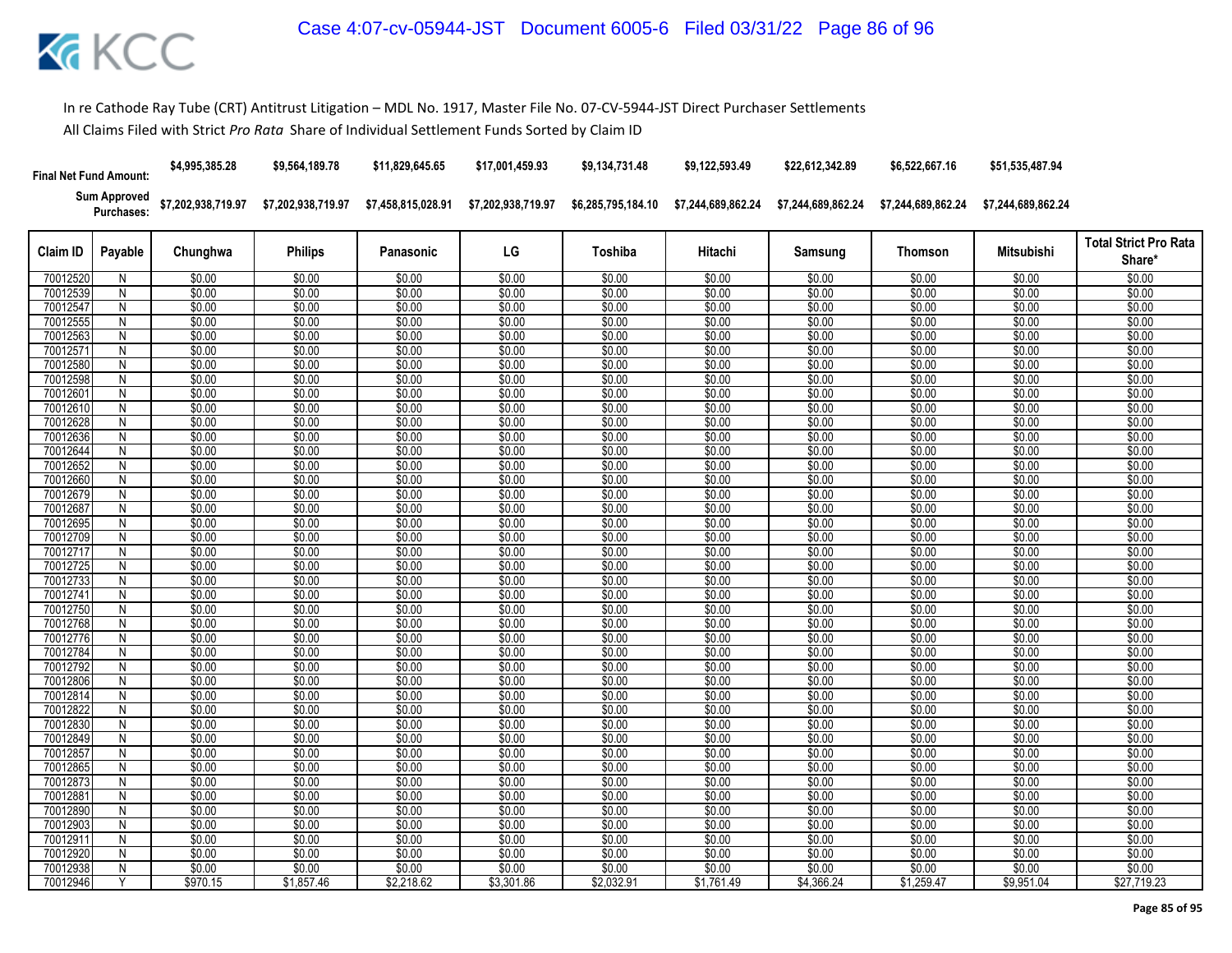In re Cathode Ray Tube (CRT) Antitrust Litigation – MDL No. 1917, Master File No. 07-CV-5944-JST Direct Purchaser Settlements

All Claims Filed with Strict *Pro Rata* Share of Individual Settlement Funds Sorted by Claim ID

| Final Net Fund Amount: | | $4,995,385.28 | $9,564,189.78 | $11,829,645.65 | $17,001,459.93 | $9,134,731.48 | $9,122,593.49 | $22,612,342.89 | $6,522,667.16 | $51,535,487.94 | |
|---|---|---|---|---|---|---|---|---|---|---|---|
| Sum Approved Purchases: | | $7,202,938,719.97 | $7,202,938,719.97 | $7,458,815,028.91 | $7,202,938,719.97 | $6,285,795,184.10 | $7,244,689,862.24 | $7,244,689,862.24 | $7,244,689,862.24 | $7,244,689,862.24 | |
| Claim ID | Payable | Chunghwa | Philips | Panasonic | LG | Toshiba | Hitachi | Samsung | Thomson | Mitsubishi | Total Strict Pro Rata Share* |
| 70012520 | N | $0.00 | $0.00 | $0.00 | $0.00 | $0.00 | $0.00 | $0.00 | $0.00 | $0.00 | $0.00 |
| 70012539 | N | $0.00 | $0.00 | $0.00 | $0.00 | $0.00 | $0.00 | $0.00 | $0.00 | $0.00 | $0.00 |
| 70012547 | N | $0.00 | $0.00 | $0.00 | $0.00 | $0.00 | $0.00 | $0.00 | $0.00 | $0.00 | $0.00 |
| 70012555 | N | $0.00 | $0.00 | $0.00 | $0.00 | $0.00 | $0.00 | $0.00 | $0.00 | $0.00 | $0.00 |
| 70012563 | N | $0.00 | $0.00 | $0.00 | $0.00 | $0.00 | $0.00 | $0.00 | $0.00 | $0.00 | $0.00 |
| 70012571 | N | $0.00 | $0.00 | $0.00 | $0.00 | $0.00 | $0.00 | $0.00 | $0.00 | $0.00 | $0.00 |
| 70012580 | N | $0.00 | $0.00 | $0.00 | $0.00 | $0.00 | $0.00 | $0.00 | $0.00 | $0.00 | $0.00 |
| 70012598 | N | $0.00 | $0.00 | $0.00 | $0.00 | $0.00 | $0.00 | $0.00 | $0.00 | $0.00 | $0.00 |
| 70012601 | N | $0.00 | $0.00 | $0.00 | $0.00 | $0.00 | $0.00 | $0.00 | $0.00 | $0.00 | $0.00 |
| 70012610 | N | $0.00 | $0.00 | $0.00 | $0.00 | $0.00 | $0.00 | $0.00 | $0.00 | $0.00 | $0.00 |
| 70012628 | N | $0.00 | $0.00 | $0.00 | $0.00 | $0.00 | $0.00 | $0.00 | $0.00 | $0.00 | $0.00 |
| 70012636 | N | $0.00 | $0.00 | $0.00 | $0.00 | $0.00 | $0.00 | $0.00 | $0.00 | $0.00 | $0.00 |
| 70012644 | N | $0.00 | $0.00 | $0.00 | $0.00 | $0.00 | $0.00 | $0.00 | $0.00 | $0.00 | $0.00 |
| 70012652 | N | $0.00 | $0.00 | $0.00 | $0.00 | $0.00 | $0.00 | $0.00 | $0.00 | $0.00 | $0.00 |
| 70012660 | N | $0.00 | $0.00 | $0.00 | $0.00 | $0.00 | $0.00 | $0.00 | $0.00 | $0.00 | $0.00 |
| 70012679 | N | $0.00 | $0.00 | $0.00 | $0.00 | $0.00 | $0.00 | $0.00 | $0.00 | $0.00 | $0.00 |
| 70012687 | N | $0.00 | $0.00 | $0.00 | $0.00 | $0.00 | $0.00 | $0.00 | $0.00 | $0.00 | $0.00 |
| 70012695 | N | $0.00 | $0.00 | $0.00 | $0.00 | $0.00 | $0.00 | $0.00 | $0.00 | $0.00 | $0.00 |
| 70012709 | N | $0.00 | $0.00 | $0.00 | $0.00 | $0.00 | $0.00 | $0.00 | $0.00 | $0.00 | $0.00 |
| 70012717 | N | $0.00 | $0.00 | $0.00 | $0.00 | $0.00 | $0.00 | $0.00 | $0.00 | $0.00 | $0.00 |
| 70012725 | N | $0.00 | $0.00 | $0.00 | $0.00 | $0.00 | $0.00 | $0.00 | $0.00 | $0.00 | $0.00 |
| 70012733 | N | $0.00 | $0.00 | $0.00 | $0.00 | $0.00 | $0.00 | $0.00 | $0.00 | $0.00 | $0.00 |
| 70012741 | N | $0.00 | $0.00 | $0.00 | $0.00 | $0.00 | $0.00 | $0.00 | $0.00 | $0.00 | $0.00 |
| 70012750 | N | $0.00 | $0.00 | $0.00 | $0.00 | $0.00 | $0.00 | $0.00 | $0.00 | $0.00 | $0.00 |
| 70012768 | N | $0.00 | $0.00 | $0.00 | $0.00 | $0.00 | $0.00 | $0.00 | $0.00 | $0.00 | $0.00 |
| 70012776 | N | $0.00 | $0.00 | $0.00 | $0.00 | $0.00 | $0.00 | $0.00 | $0.00 | $0.00 | $0.00 |
| 70012784 | N | $0.00 | $0.00 | $0.00 | $0.00 | $0.00 | $0.00 | $0.00 | $0.00 | $0.00 | $0.00 |
| 70012792 | N | $0.00 | $0.00 | $0.00 | $0.00 | $0.00 | $0.00 | $0.00 | $0.00 | $0.00 | $0.00 |
| 70012806 | N | $0.00 | $0.00 | $0.00 | $0.00 | $0.00 | $0.00 | $0.00 | $0.00 | $0.00 | $0.00 |
| 70012814 | N | $0.00 | $0.00 | $0.00 | $0.00 | $0.00 | $0.00 | $0.00 | $0.00 | $0.00 | $0.00 |
| 70012822 | N | $0.00 | $0.00 | $0.00 | $0.00 | $0.00 | $0.00 | $0.00 | $0.00 | $0.00 | $0.00 |
| 70012830 | N | $0.00 | $0.00 | $0.00 | $0.00 | $0.00 | $0.00 | $0.00 | $0.00 | $0.00 | $0.00 |
| 70012849 | N | $0.00 | $0.00 | $0.00 | $0.00 | $0.00 | $0.00 | $0.00 | $0.00 | $0.00 | $0.00 |
| 70012857 | N | $0.00 | $0.00 | $0.00 | $0.00 | $0.00 | $0.00 | $0.00 | $0.00 | $0.00 | $0.00 |
| 70012865 | N | $0.00 | $0.00 | $0.00 | $0.00 | $0.00 | $0.00 | $0.00 | $0.00 | $0.00 | $0.00 |
| 70012873 | N | $0.00 | $0.00 | $0.00 | $0.00 | $0.00 | $0.00 | $0.00 | $0.00 | $0.00 | $0.00 |
| 70012881 | N | $0.00 | $0.00 | $0.00 | $0.00 | $0.00 | $0.00 | $0.00 | $0.00 | $0.00 | $0.00 |
| 70012890 | N | $0.00 | $0.00 | $0.00 | $0.00 | $0.00 | $0.00 | $0.00 | $0.00 | $0.00 | $0.00 |
| 70012903 | N | $0.00 | $0.00 | $0.00 | $0.00 | $0.00 | $0.00 | $0.00 | $0.00 | $0.00 | $0.00 |
| 70012911 | N | $0.00 | $0.00 | $0.00 | $0.00 | $0.00 | $0.00 | $0.00 | $0.00 | $0.00 | $0.00 |
| 70012920 | N | $0.00 | $0.00 | $0.00 | $0.00 | $0.00 | $0.00 | $0.00 | $0.00 | $0.00 | $0.00 |
| 70012938 | N | $0.00 | $0.00 | $0.00 | $0.00 | $0.00 | $0.00 | $0.00 | $0.00 | $0.00 | $0.00 |
| 70012946 | Y | $970.15 | $1,857.46 | $2,218.62 | $3,301.86 | $2,032.91 | $1,761.49 | $4,366.24 | $1,259.47 | $9,951.04 | $27,719.23 |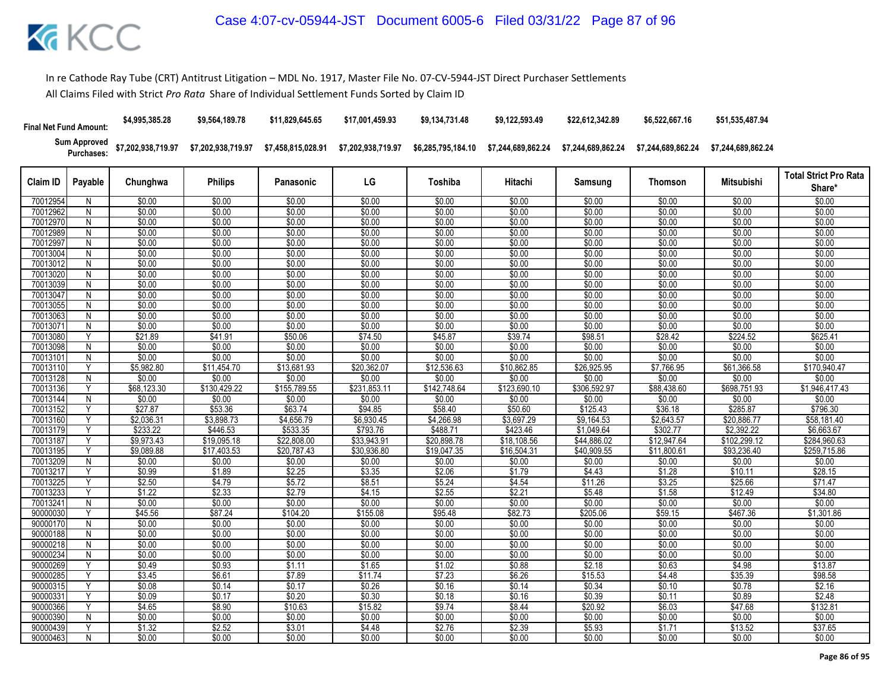In re Cathode Ray Tube (CRT) Antitrust Litigation – MDL No. 1917, Master File No. 07-CV-5944-JST Direct Purchaser Settlements

All Claims Filed with Strict *Pro Rata* Share of Individual Settlement Funds Sorted by Claim ID

| Final Net Fund Amount: | | $4,995,385.28 | $9,564,189.78 | $11,829,645.65 | $17,001,459.93 | $9,134,731.48 | $9,122,593.49 | $22,612,342.89 | $6,522,667.16 | $51,535,487.94 | |
|---|---|---|---|---|---|---|---|---|---|---|---|
| Sum Approved Purchases: | | $7,202,938,719.97 | $7,202,938,719.97 | $7,458,815,028.91 | $7,202,938,719.97 | $6,285,795,184.10 | $7,244,689,862.24 | $7,244,689,862.24 | $7,244,689,862.24 | $7,244,689,862.24 | |
| Claim ID | Payable | Chunghwa | Philips | Panasonic | LG | Toshiba | Hitachi | Samsung | Thomson | Mitsubishi | Total Strict Pro Rata Share* |
| 70012954 | N | $0.00 | $0.00 | $0.00 | $0.00 | $0.00 | $0.00 | $0.00 | $0.00 | $0.00 | $0.00 |
| 70012962 | N | $0.00 | $0.00 | $0.00 | $0.00 | $0.00 | $0.00 | $0.00 | $0.00 | $0.00 | $0.00 |
| 70012970 | N | $0.00 | $0.00 | $0.00 | $0.00 | $0.00 | $0.00 | $0.00 | $0.00 | $0.00 | $0.00 |
| 70012989 | N | $0.00 | $0.00 | $0.00 | $0.00 | $0.00 | $0.00 | $0.00 | $0.00 | $0.00 | $0.00 |
| 70012997 | N | $0.00 | $0.00 | $0.00 | $0.00 | $0.00 | $0.00 | $0.00 | $0.00 | $0.00 | $0.00 |
| 70013004 | N | $0.00 | $0.00 | $0.00 | $0.00 | $0.00 | $0.00 | $0.00 | $0.00 | $0.00 | $0.00 |
| 70013012 | N | $0.00 | $0.00 | $0.00 | $0.00 | $0.00 | $0.00 | $0.00 | $0.00 | $0.00 | $0.00 |
| 70013020 | N | $0.00 | $0.00 | $0.00 | $0.00 | $0.00 | $0.00 | $0.00 | $0.00 | $0.00 | $0.00 |
| 70013039 | N | $0.00 | $0.00 | $0.00 | $0.00 | $0.00 | $0.00 | $0.00 | $0.00 | $0.00 | $0.00 |
| 70013047 | N | $0.00 | $0.00 | $0.00 | $0.00 | $0.00 | $0.00 | $0.00 | $0.00 | $0.00 | $0.00 |
| 70013055 | N | $0.00 | $0.00 | $0.00 | $0.00 | $0.00 | $0.00 | $0.00 | $0.00 | $0.00 | $0.00 |
| 70013063 | N | $0.00 | $0.00 | $0.00 | $0.00 | $0.00 | $0.00 | $0.00 | $0.00 | $0.00 | $0.00 |
| 70013071 | N | $0.00 | $0.00 | $0.00 | $0.00 | $0.00 | $0.00 | $0.00 | $0.00 | $0.00 | $0.00 |
| 70013080 | Y | $21.89 | $41.91 | $50.06 | $74.50 | $45.87 | $39.74 | $98.51 | $28.42 | $224.52 | $625.41 |
| 70013098 | N | $0.00 | $0.00 | $0.00 | $0.00 | $0.00 | $0.00 | $0.00 | $0.00 | $0.00 | $0.00 |
| 70013101 | N | $0.00 | $0.00 | $0.00 | $0.00 | $0.00 | $0.00 | $0.00 | $0.00 | $0.00 | $0.00 |
| 70013110 | Y | $5,982.80 | $11,454.70 | $13,681.93 | $20,362.07 | $12,536.63 | $10,862.85 | $26,925.95 | $7,766.95 | $61,366.58 | $170,940.47 |
| 70013128 | N | $0.00 | $0.00 | $0.00 | $0.00 | $0.00 | $0.00 | $0.00 | $0.00 | $0.00 | $0.00 |
| 70013136 | Y | $68,123.30 | $130,429.22 | $155,789.55 | $231,853.11 | $142,748.64 | $123,690.10 | $306,592.97 | $88,438.60 | $698,751.93 | $1,946,417.43 |
| 70013144 | N | $0.00 | $0.00 | $0.00 | $0.00 | $0.00 | $0.00 | $0.00 | $0.00 | $0.00 | $0.00 |
| 70013152 | Y | $27.87 | $53.36 | $63.74 | $94.85 | $58.40 | $50.60 | $125.43 | $36.18 | $285.87 | $796.30 |
| 70013160 | Y | $2,036.31 | $3,898.73 | $4,656.79 | $6,930.45 | $4,266.98 | $3,697.29 | $9,164.53 | $2,643.57 | $20,886.77 | $58,181.40 |
| 70013179 | Y | $233.22 | $446.53 | $533.35 | $793.76 | $488.71 | $423.46 | $1,049.64 | $302.77 | $2,392.22 | $6,663.67 |
| 70013187 | Y | $9,973.43 | $19,095.18 | $22,808.00 | $33,943.91 | $20,898.78 | $18,108.56 | $44,886.02 | $12,947.64 | $102,299.12 | $284,960.63 |
| 70013195 | Y | $9,089.88 | $17,403.53 | $20,787.43 | $30,936.80 | $19,047.35 | $16,504.31 | $40,909.55 | $11,800.61 | $93,236.40 | $259,715.86 |
| 70013209 | N | $0.00 | $0.00 | $0.00 | $0.00 | $0.00 | $0.00 | $0.00 | $0.00 | $0.00 | $0.00 |
| 70013217 | Y | $0.99 | $1.89 | $2.25 | $3.35 | $2.06 | $1.79 | $4.43 | $1.28 | $10.11 | $28.15 |
| 70013225 | Y | $2.50 | $4.79 | $5.72 | $8.51 | $5.24 | $4.54 | $11.26 | $3.25 | $25.66 | $71.47 |
| 70013233 | Y | $1.22 | $2.33 | $2.79 | $4.15 | $2.55 | $2.21 | $5.48 | $1.58 | $12.49 | $34.80 |
| 70013241 | N | $0.00 | $0.00 | $0.00 | $0.00 | $0.00 | $0.00 | $0.00 | $0.00 | $0.00 | $0.00 |
| 90000030 | Y | $45.56 | $87.24 | $104.20 | $155.08 | $95.48 | $82.73 | $205.06 | $59.15 | $467.36 | $1,301.86 |
| 90000170 | N | $0.00 | $0.00 | $0.00 | $0.00 | $0.00 | $0.00 | $0.00 | $0.00 | $0.00 | $0.00 |
| 90000188 | N | $0.00 | $0.00 | $0.00 | $0.00 | $0.00 | $0.00 | $0.00 | $0.00 | $0.00 | $0.00 |
| 90000218 | N | $0.00 | $0.00 | $0.00 | $0.00 | $0.00 | $0.00 | $0.00 | $0.00 | $0.00 | $0.00 |
| 90000234 | N | $0.00 | $0.00 | $0.00 | $0.00 | $0.00 | $0.00 | $0.00 | $0.00 | $0.00 | $0.00 |
| 90000269 | Y | $0.49 | $0.93 | $1.11 | $1.65 | $1.02 | $0.88 | $2.18 | $0.63 | $4.98 | $13.87 |
| 90000285 | Y | $3.45 | $6.61 | $7.89 | $11.74 | $7.23 | $6.26 | $15.53 | $4.48 | $35.39 | $98.58 |
| 90000315 | Y | $0.08 | $0.14 | $0.17 | $0.26 | $0.16 | $0.14 | $0.34 | $0.10 | $0.78 | $2.16 |
| 90000331 | Y | $0.09 | $0.17 | $0.20 | $0.30 | $0.18 | $0.16 | $0.39 | $0.11 | $0.89 | $2.48 |
| 90000366 | Y | $4.65 | $8.90 | $10.63 | $15.82 | $9.74 | $8.44 | $20.92 | $6.03 | $47.68 | $132.81 |
| 90000390 | N | $0.00 | $0.00 | $0.00 | $0.00 | $0.00 | $0.00 | $0.00 | $0.00 | $0.00 | $0.00 |
| 90000439 | Y | $1.32 | $2.52 | $3.01 | $4.48 | $2.76 | $2.39 | $5.93 | $1.71 | $13.52 | $37.65 |
| 90000463 | N | $0.00 | $0.00 | $0.00 | $0.00 | $0.00 | $0.00 | $0.00 | $0.00 | $0.00 | $0.00 |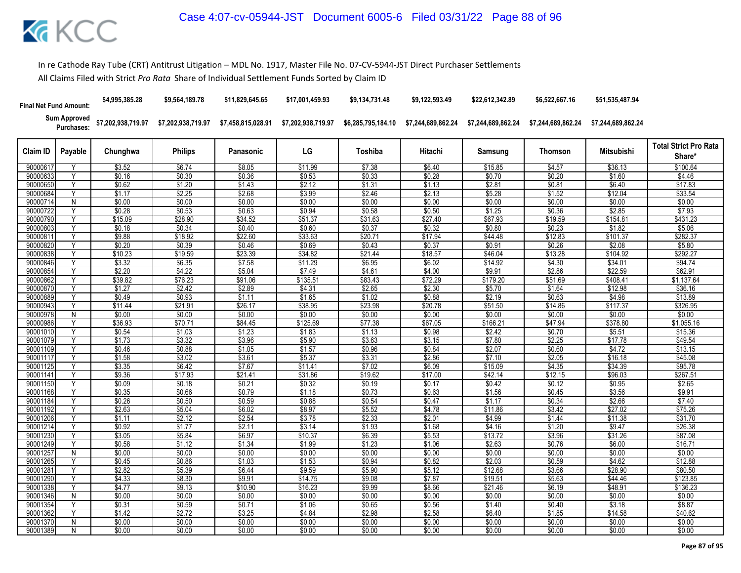In re Cathode Ray Tube (CRT) Antitrust Litigation – MDL No. 1917, Master File No. 07-CV-5944-JST Direct Purchaser Settlements
All Claims Filed with Strict *Pro Rata* Share of Individual Settlement Funds Sorted by Claim ID

| | | Chunghwa | Philips | Panasonic | LG | Toshiba | Hitachi | Samsung | Thomson | Mitsubishi | |
|---|---|---|---|---|---|---|---|---|---|---|---|
| **Final Net Fund Amount:** | | $4,995,385.28 | $9,564,189.78 | $11,829,645.65 | $17,001,459.93 | $9,134,731.48 | $9,122,593.49 | $22,612,342.89 | $6,522,667.16 | $51,535,487.94 | |
| **Sum Approved Purchases:** | | $7,202,938,719.97 | $7,202,938,719.97 | $7,458,815,028.91 | $7,202,938,719.97 | $6,285,795,184.10 | $7,244,689,862.24 | $7,244,689,862.24 | $7,244,689,862.24 | $7,244,689,862.24 | |

| Claim ID | Payable | Chunghwa | Philips | Panasonic | LG | Toshiba | Hitachi | Samsung | Thomson | Mitsubishi | Total Strict Pro Rata Share* |
|---|---|---|---|---|---|---|---|---|---|---|---|
| 90000617 | Y | $3.52 | $6.74 | $8.05 | $11.99 | $7.38 | $6.40 | $15.85 | $4.57 | $36.13 | $100.64 |
| 90000633 | Y | $0.16 | $0.30 | $0.36 | $0.53 | $0.33 | $0.28 | $0.70 | $0.20 | $1.60 | $4.46 |
| 90000650 | Y | $0.62 | $1.20 | $1.43 | $2.12 | $1.31 | $1.13 | $2.81 | $0.81 | $6.40 | $17.83 |
| 90000684 | Y | $1.17 | $2.25 | $2.68 | $3.99 | $2.46 | $2.13 | $5.28 | $1.52 | $12.04 | $33.54 |
| 90000714 | N | $0.00 | $0.00 | $0.00 | $0.00 | $0.00 | $0.00 | $0.00 | $0.00 | $0.00 | $0.00 |
| 90000722 | Y | $0.28 | $0.53 | $0.63 | $0.94 | $0.58 | $0.50 | $1.25 | $0.36 | $2.85 | $7.93 |
| 90000790 | Y | $15.09 | $28.90 | $34.52 | $51.37 | $31.63 | $27.40 | $67.93 | $19.59 | $154.81 | $431.23 |
| 90000803 | Y | $0.18 | $0.34 | $0.40 | $0.60 | $0.37 | $0.32 | $0.80 | $0.23 | $1.82 | $5.06 |
| 90000811 | Y | $9.88 | $18.92 | $22.60 | $33.63 | $20.71 | $17.94 | $44.48 | $12.83 | $101.37 | $282.37 |
| 90000820 | Y | $0.20 | $0.39 | $0.46 | $0.69 | $0.43 | $0.37 | $0.91 | $0.26 | $2.08 | $5.80 |
| 90000838 | Y | $10.23 | $19.59 | $23.39 | $34.82 | $21.44 | $18.57 | $46.04 | $13.28 | $104.92 | $292.27 |
| 90000846 | Y | $3.32 | $6.35 | $7.58 | $11.29 | $6.95 | $6.02 | $14.92 | $4.30 | $34.01 | $94.74 |
| 90000854 | Y | $2.20 | $4.22 | $5.04 | $7.49 | $4.61 | $4.00 | $9.91 | $2.86 | $22.59 | $62.91 |
| 90000862 | Y | $39.82 | $76.23 | $91.06 | $135.51 | $83.43 | $72.29 | $179.20 | $51.69 | $408.41 | $1,137.64 |
| 90000870 | Y | $1.27 | $2.42 | $2.89 | $4.31 | $2.65 | $2.30 | $5.70 | $1.64 | $12.98 | $36.16 |
| 90000889 | Y | $0.49 | $0.93 | $1.11 | $1.65 | $1.02 | $0.88 | $2.19 | $0.63 | $4.98 | $13.89 |
| 90000943 | Y | $11.44 | $21.91 | $26.17 | $38.95 | $23.98 | $20.78 | $51.50 | $14.86 | $117.37 | $326.95 |
| 90000978 | N | $0.00 | $0.00 | $0.00 | $0.00 | $0.00 | $0.00 | $0.00 | $0.00 | $0.00 | $0.00 |
| 90000986 | Y | $36.93 | $70.71 | $84.45 | $125.69 | $77.38 | $67.05 | $166.21 | $47.94 | $378.80 | $1,055.16 |
| 90001010 | Y | $0.54 | $1.03 | $1.23 | $1.83 | $1.13 | $0.98 | $2.42 | $0.70 | $5.51 | $15.36 |
| 90001079 | Y | $1.73 | $3.32 | $3.96 | $5.90 | $3.63 | $3.15 | $7.80 | $2.25 | $17.78 | $49.54 |
| 90001109 | Y | $0.46 | $0.88 | $1.05 | $1.57 | $0.96 | $0.84 | $2.07 | $0.60 | $4.72 | $13.15 |
| 90001117 | Y | $1.58 | $3.02 | $3.61 | $5.37 | $3.31 | $2.86 | $7.10 | $2.05 | $16.18 | $45.08 |
| 90001125 | Y | $3.35 | $6.42 | $7.67 | $11.41 | $7.02 | $6.09 | $15.09 | $4.35 | $34.39 | $95.78 |
| 90001141 | Y | $9.36 | $17.93 | $21.41 | $31.86 | $19.62 | $17.00 | $42.14 | $12.15 | $96.03 | $267.51 |
| 90001150 | Y | $0.09 | $0.18 | $0.21 | $0.32 | $0.19 | $0.17 | $0.42 | $0.12 | $0.95 | $2.65 |
| 90001168 | Y | $0.35 | $0.66 | $0.79 | $1.18 | $0.73 | $0.63 | $1.56 | $0.45 | $3.56 | $9.91 |
| 90001184 | Y | $0.26 | $0.50 | $0.59 | $0.88 | $0.54 | $0.47 | $1.17 | $0.34 | $2.66 | $7.40 |
| 90001192 | Y | $2.63 | $5.04 | $6.02 | $8.97 | $5.52 | $4.78 | $11.86 | $3.42 | $27.02 | $75.26 |
| 90001206 | Y | $1.11 | $2.12 | $2.54 | $3.78 | $2.33 | $2.01 | $4.99 | $1.44 | $11.38 | $31.70 |
| 90001214 | Y | $0.92 | $1.77 | $2.11 | $3.14 | $1.93 | $1.68 | $4.16 | $1.20 | $9.47 | $26.38 |
| 90001230 | Y | $3.05 | $5.84 | $6.97 | $10.37 | $6.39 | $5.53 | $13.72 | $3.96 | $31.26 | $87.08 |
| 90001249 | Y | $0.58 | $1.12 | $1.34 | $1.99 | $1.23 | $1.06 | $2.63 | $0.76 | $6.00 | $16.71 |
| 90001257 | N | $0.00 | $0.00 | $0.00 | $0.00 | $0.00 | $0.00 | $0.00 | $0.00 | $0.00 | $0.00 |
| 90001265 | Y | $0.45 | $0.86 | $1.03 | $1.53 | $0.94 | $0.82 | $2.03 | $0.59 | $4.62 | $12.88 |
| 90001281 | Y | $2.82 | $5.39 | $6.44 | $9.59 | $5.90 | $5.12 | $12.68 | $3.66 | $28.90 | $80.50 |
| 90001290 | Y | $4.33 | $8.30 | $9.91 | $14.75 | $9.08 | $7.87 | $19.51 | $5.63 | $44.46 | $123.85 |
| 90001338 | Y | $4.77 | $9.13 | $10.90 | $16.23 | $9.99 | $8.66 | $21.46 | $6.19 | $48.91 | $136.23 |
| 90001346 | N | $0.00 | $0.00 | $0.00 | $0.00 | $0.00 | $0.00 | $0.00 | $0.00 | $0.00 | $0.00 |
| 90001354 | Y | $0.31 | $0.59 | $0.71 | $1.06 | $0.65 | $0.56 | $1.40 | $0.40 | $3.18 | $8.87 |
| 90001362 | Y | $1.42 | $2.72 | $3.25 | $4.84 | $2.98 | $2.58 | $6.40 | $1.85 | $14.58 | $40.62 |
| 90001370 | N | $0.00 | $0.00 | $0.00 | $0.00 | $0.00 | $0.00 | $0.00 | $0.00 | $0.00 | $0.00 |
| 90001389 | N | $0.00 | $0.00 | $0.00 | $0.00 | $0.00 | $0.00 | $0.00 | $0.00 | $0.00 | $0.00 |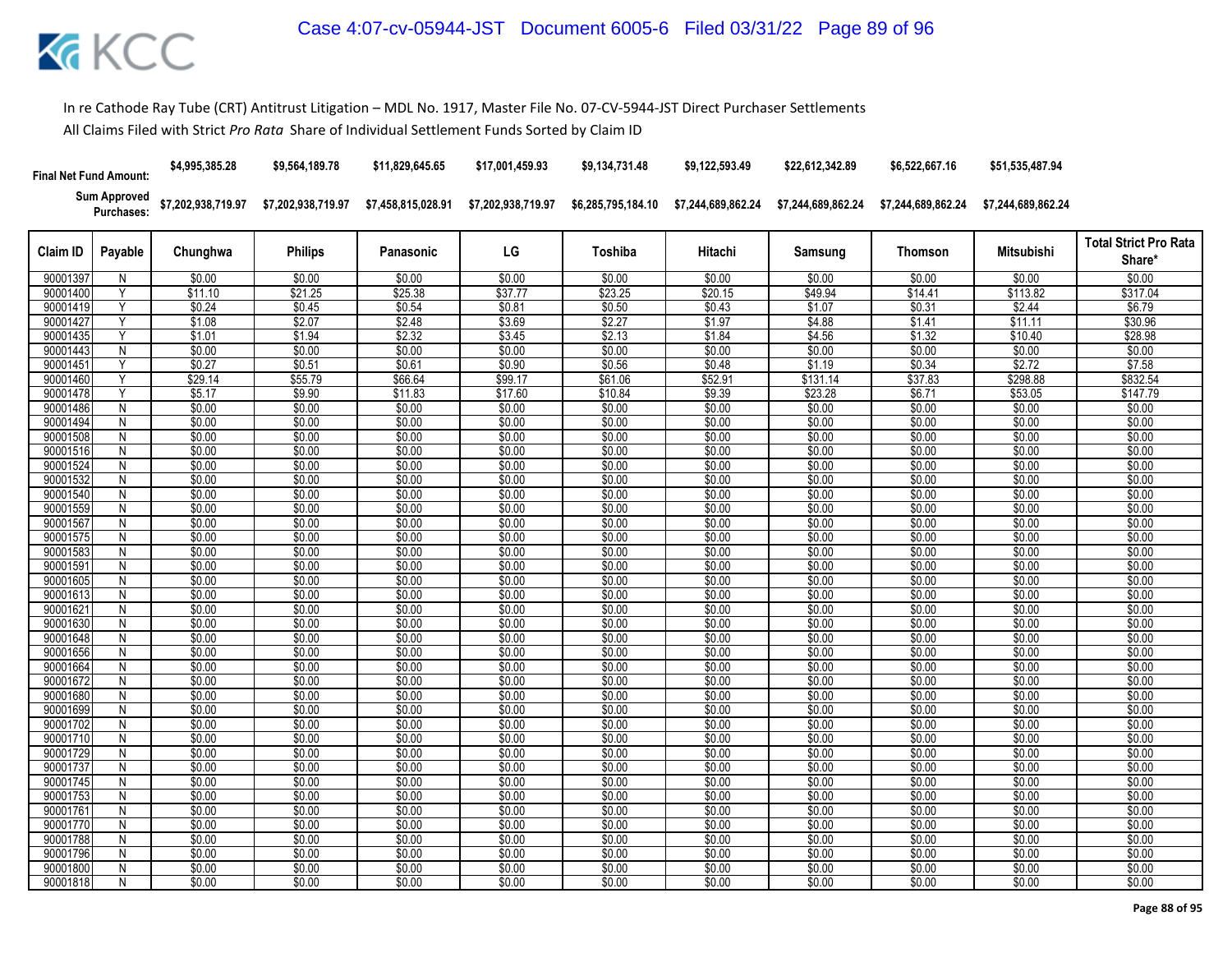In re Cathode Ray Tube (CRT) Antitrust Litigation – MDL No. 1917, Master File No. 07-CV-5944-JST Direct Purchaser Settlements

All Claims Filed with Strict *Pro Rata* Share of Individual Settlement Funds Sorted by Claim ID

| Final Net Fund Amount: | | $4,995,385.28 | $9,564,189.78 | $11,829,645.65 | $17,001,459.93 | $9,134,731.48 | $9,122,593.49 | $22,612,342.89 | $6,522,667.16 | $51,535,487.94 | |
|---|---|---|---|---|---|---|---|---|---|---|---|
| Sum Approved Purchases: | | $7,202,938,719.97 | $7,202,938,719.97 | $7,458,815,028.91 | $7,202,938,719.97 | $6,285,795,184.10 | $7,244,689,862.24 | $7,244,689,862.24 | $7,244,689,862.24 | $7,244,689,862.24 | |
| Claim ID | Payable | Chunghwa | Philips | Panasonic | LG | Toshiba | Hitachi | Samsung | Thomson | Mitsubishi | Total Strict Pro Rata Share* |
| 90001397 | N | $0.00 | $0.00 | $0.00 | $0.00 | $0.00 | $0.00 | $0.00 | $0.00 | $0.00 | $0.00 |
| 90001400 | Y | $11.10 | $21.25 | $25.38 | $37.77 | $23.25 | $20.15 | $49.94 | $14.41 | $113.82 | $317.04 |
| 90001419 | Y | $0.24 | $0.45 | $0.54 | $0.81 | $0.50 | $0.43 | $1.07 | $0.31 | $2.44 | $6.79 |
| 90001427 | Y | $1.08 | $2.07 | $2.48 | $3.69 | $2.27 | $1.97 | $4.88 | $1.41 | $11.11 | $30.96 |
| 90001435 | Y | $1.01 | $1.94 | $2.32 | $3.45 | $2.13 | $1.84 | $4.56 | $1.32 | $10.40 | $28.98 |
| 90001443 | N | $0.00 | $0.00 | $0.00 | $0.00 | $0.00 | $0.00 | $0.00 | $0.00 | $0.00 | $0.00 |
| 90001451 | Y | $0.27 | $0.51 | $0.61 | $0.90 | $0.56 | $0.48 | $1.19 | $0.34 | $2.72 | $7.58 |
| 90001460 | Y | $29.14 | $55.79 | $66.64 | $99.17 | $61.06 | $52.91 | $131.14 | $37.83 | $298.88 | $832.54 |
| 90001478 | Y | $5.17 | $9.90 | $11.83 | $17.60 | $10.84 | $9.39 | $23.28 | $6.71 | $53.05 | $147.79 |
| 90001486 | N | $0.00 | $0.00 | $0.00 | $0.00 | $0.00 | $0.00 | $0.00 | $0.00 | $0.00 | $0.00 |
| 90001494 | N | $0.00 | $0.00 | $0.00 | $0.00 | $0.00 | $0.00 | $0.00 | $0.00 | $0.00 | $0.00 |
| 90001508 | N | $0.00 | $0.00 | $0.00 | $0.00 | $0.00 | $0.00 | $0.00 | $0.00 | $0.00 | $0.00 |
| 90001516 | N | $0.00 | $0.00 | $0.00 | $0.00 | $0.00 | $0.00 | $0.00 | $0.00 | $0.00 | $0.00 |
| 90001524 | N | $0.00 | $0.00 | $0.00 | $0.00 | $0.00 | $0.00 | $0.00 | $0.00 | $0.00 | $0.00 |
| 90001532 | N | $0.00 | $0.00 | $0.00 | $0.00 | $0.00 | $0.00 | $0.00 | $0.00 | $0.00 | $0.00 |
| 90001540 | N | $0.00 | $0.00 | $0.00 | $0.00 | $0.00 | $0.00 | $0.00 | $0.00 | $0.00 | $0.00 |
| 90001559 | N | $0.00 | $0.00 | $0.00 | $0.00 | $0.00 | $0.00 | $0.00 | $0.00 | $0.00 | $0.00 |
| 90001567 | N | $0.00 | $0.00 | $0.00 | $0.00 | $0.00 | $0.00 | $0.00 | $0.00 | $0.00 | $0.00 |
| 90001575 | N | $0.00 | $0.00 | $0.00 | $0.00 | $0.00 | $0.00 | $0.00 | $0.00 | $0.00 | $0.00 |
| 90001583 | N | $0.00 | $0.00 | $0.00 | $0.00 | $0.00 | $0.00 | $0.00 | $0.00 | $0.00 | $0.00 |
| 90001591 | N | $0.00 | $0.00 | $0.00 | $0.00 | $0.00 | $0.00 | $0.00 | $0.00 | $0.00 | $0.00 |
| 90001605 | N | $0.00 | $0.00 | $0.00 | $0.00 | $0.00 | $0.00 | $0.00 | $0.00 | $0.00 | $0.00 |
| 90001613 | N | $0.00 | $0.00 | $0.00 | $0.00 | $0.00 | $0.00 | $0.00 | $0.00 | $0.00 | $0.00 |
| 90001621 | N | $0.00 | $0.00 | $0.00 | $0.00 | $0.00 | $0.00 | $0.00 | $0.00 | $0.00 | $0.00 |
| 90001630 | N | $0.00 | $0.00 | $0.00 | $0.00 | $0.00 | $0.00 | $0.00 | $0.00 | $0.00 | $0.00 |
| 90001648 | N | $0.00 | $0.00 | $0.00 | $0.00 | $0.00 | $0.00 | $0.00 | $0.00 | $0.00 | $0.00 |
| 90001656 | N | $0.00 | $0.00 | $0.00 | $0.00 | $0.00 | $0.00 | $0.00 | $0.00 | $0.00 | $0.00 |
| 90001664 | N | $0.00 | $0.00 | $0.00 | $0.00 | $0.00 | $0.00 | $0.00 | $0.00 | $0.00 | $0.00 |
| 90001672 | N | $0.00 | $0.00 | $0.00 | $0.00 | $0.00 | $0.00 | $0.00 | $0.00 | $0.00 | $0.00 |
| 90001680 | N | $0.00 | $0.00 | $0.00 | $0.00 | $0.00 | $0.00 | $0.00 | $0.00 | $0.00 | $0.00 |
| 90001699 | N | $0.00 | $0.00 | $0.00 | $0.00 | $0.00 | $0.00 | $0.00 | $0.00 | $0.00 | $0.00 |
| 90001702 | N | $0.00 | $0.00 | $0.00 | $0.00 | $0.00 | $0.00 | $0.00 | $0.00 | $0.00 | $0.00 |
| 90001710 | N | $0.00 | $0.00 | $0.00 | $0.00 | $0.00 | $0.00 | $0.00 | $0.00 | $0.00 | $0.00 |
| 90001729 | N | $0.00 | $0.00 | $0.00 | $0.00 | $0.00 | $0.00 | $0.00 | $0.00 | $0.00 | $0.00 |
| 90001737 | N | $0.00 | $0.00 | $0.00 | $0.00 | $0.00 | $0.00 | $0.00 | $0.00 | $0.00 | $0.00 |
| 90001745 | N | $0.00 | $0.00 | $0.00 | $0.00 | $0.00 | $0.00 | $0.00 | $0.00 | $0.00 | $0.00 |
| 90001753 | N | $0.00 | $0.00 | $0.00 | $0.00 | $0.00 | $0.00 | $0.00 | $0.00 | $0.00 | $0.00 |
| 90001761 | N | $0.00 | $0.00 | $0.00 | $0.00 | $0.00 | $0.00 | $0.00 | $0.00 | $0.00 | $0.00 |
| 90001770 | N | $0.00 | $0.00 | $0.00 | $0.00 | $0.00 | $0.00 | $0.00 | $0.00 | $0.00 | $0.00 |
| 90001788 | N | $0.00 | $0.00 | $0.00 | $0.00 | $0.00 | $0.00 | $0.00 | $0.00 | $0.00 | $0.00 |
| 90001796 | N | $0.00 | $0.00 | $0.00 | $0.00 | $0.00 | $0.00 | $0.00 | $0.00 | $0.00 | $0.00 |
| 90001800 | N | $0.00 | $0.00 | $0.00 | $0.00 | $0.00 | $0.00 | $0.00 | $0.00 | $0.00 | $0.00 |
| 90001818 | N | $0.00 | $0.00 | $0.00 | $0.00 | $0.00 | $0.00 | $0.00 | $0.00 | $0.00 | $0.00 |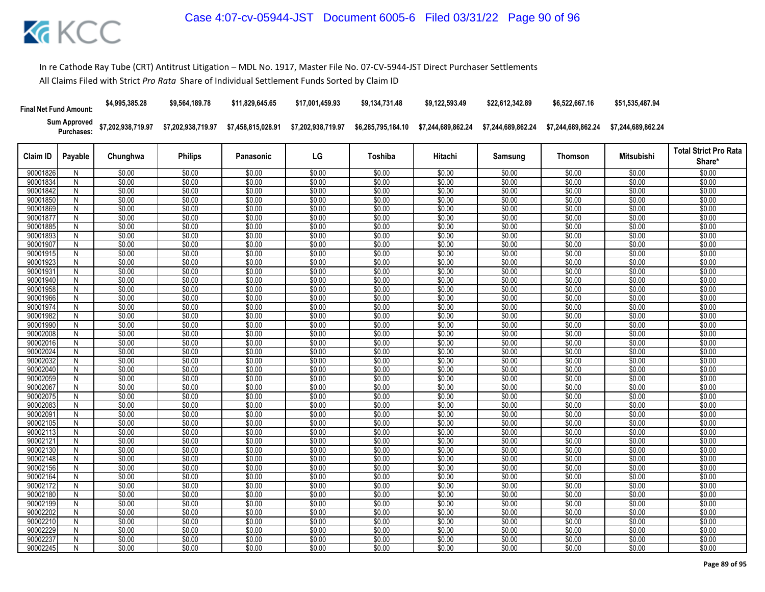In re Cathode Ray Tube (CRT) Antitrust Litigation – MDL No. 1917, Master File No. 07-CV-5944-JST Direct Purchaser Settlements

All Claims Filed with Strict *Pro Rata* Share of Individual Settlement Funds Sorted by Claim ID

| Final Net Fund Amount: | $4,995,385.28 | $9,564,189.78 | $11,829,645.65 | $17,001,459.93 | $9,134,731.48 | $9,122,593.49 | $22,612,342.89 | $6,522,667.16 | $51,535,487.94 |
|---|---|---|---|---|---|---|---|---|---|
| Sum Approved Purchases: | $7,202,938,719.97 | $7,202,938,719.97 | $7,458,815,028.91 | $7,202,938,719.97 | $6,285,795,184.10 | $7,244,689,862.24 | $7,244,689,862.24 | $7,244,689,862.24 | $7,244,689,862.24 |

| Claim ID | Payable | Chunghwa | Philips | Panasonic | LG | Toshiba | Hitachi | Samsung | Thomson | Mitsubishi | Total Strict Pro Rata Share* |
|---|---|---|---|---|---|---|---|---|---|---|---|
| 90001826 | N | $0.00 | $0.00 | $0.00 | $0.00 | $0.00 | $0.00 | $0.00 | $0.00 | $0.00 | $0.00 |
| 90001834 | N | $0.00 | $0.00 | $0.00 | $0.00 | $0.00 | $0.00 | $0.00 | $0.00 | $0.00 | $0.00 |
| 90001842 | N | $0.00 | $0.00 | $0.00 | $0.00 | $0.00 | $0.00 | $0.00 | $0.00 | $0.00 | $0.00 |
| 90001850 | N | $0.00 | $0.00 | $0.00 | $0.00 | $0.00 | $0.00 | $0.00 | $0.00 | $0.00 | $0.00 |
| 90001869 | N | $0.00 | $0.00 | $0.00 | $0.00 | $0.00 | $0.00 | $0.00 | $0.00 | $0.00 | $0.00 |
| 90001877 | N | $0.00 | $0.00 | $0.00 | $0.00 | $0.00 | $0.00 | $0.00 | $0.00 | $0.00 | $0.00 |
| 90001885 | N | $0.00 | $0.00 | $0.00 | $0.00 | $0.00 | $0.00 | $0.00 | $0.00 | $0.00 | $0.00 |
| 90001893 | N | $0.00 | $0.00 | $0.00 | $0.00 | $0.00 | $0.00 | $0.00 | $0.00 | $0.00 | $0.00 |
| 90001907 | N | $0.00 | $0.00 | $0.00 | $0.00 | $0.00 | $0.00 | $0.00 | $0.00 | $0.00 | $0.00 |
| 90001915 | N | $0.00 | $0.00 | $0.00 | $0.00 | $0.00 | $0.00 | $0.00 | $0.00 | $0.00 | $0.00 |
| 90001923 | N | $0.00 | $0.00 | $0.00 | $0.00 | $0.00 | $0.00 | $0.00 | $0.00 | $0.00 | $0.00 |
| 90001931 | N | $0.00 | $0.00 | $0.00 | $0.00 | $0.00 | $0.00 | $0.00 | $0.00 | $0.00 | $0.00 |
| 90001940 | N | $0.00 | $0.00 | $0.00 | $0.00 | $0.00 | $0.00 | $0.00 | $0.00 | $0.00 | $0.00 |
| 90001958 | N | $0.00 | $0.00 | $0.00 | $0.00 | $0.00 | $0.00 | $0.00 | $0.00 | $0.00 | $0.00 |
| 90001966 | N | $0.00 | $0.00 | $0.00 | $0.00 | $0.00 | $0.00 | $0.00 | $0.00 | $0.00 | $0.00 |
| 90001974 | N | $0.00 | $0.00 | $0.00 | $0.00 | $0.00 | $0.00 | $0.00 | $0.00 | $0.00 | $0.00 |
| 90001982 | N | $0.00 | $0.00 | $0.00 | $0.00 | $0.00 | $0.00 | $0.00 | $0.00 | $0.00 | $0.00 |
| 90001990 | N | $0.00 | $0.00 | $0.00 | $0.00 | $0.00 | $0.00 | $0.00 | $0.00 | $0.00 | $0.00 |
| 90002008 | N | $0.00 | $0.00 | $0.00 | $0.00 | $0.00 | $0.00 | $0.00 | $0.00 | $0.00 | $0.00 |
| 90002016 | N | $0.00 | $0.00 | $0.00 | $0.00 | $0.00 | $0.00 | $0.00 | $0.00 | $0.00 | $0.00 |
| 90002024 | N | $0.00 | $0.00 | $0.00 | $0.00 | $0.00 | $0.00 | $0.00 | $0.00 | $0.00 | $0.00 |
| 90002032 | N | $0.00 | $0.00 | $0.00 | $0.00 | $0.00 | $0.00 | $0.00 | $0.00 | $0.00 | $0.00 |
| 90002040 | N | $0.00 | $0.00 | $0.00 | $0.00 | $0.00 | $0.00 | $0.00 | $0.00 | $0.00 | $0.00 |
| 90002059 | N | $0.00 | $0.00 | $0.00 | $0.00 | $0.00 | $0.00 | $0.00 | $0.00 | $0.00 | $0.00 |
| 90002067 | N | $0.00 | $0.00 | $0.00 | $0.00 | $0.00 | $0.00 | $0.00 | $0.00 | $0.00 | $0.00 |
| 90002075 | N | $0.00 | $0.00 | $0.00 | $0.00 | $0.00 | $0.00 | $0.00 | $0.00 | $0.00 | $0.00 |
| 90002083 | N | $0.00 | $0.00 | $0.00 | $0.00 | $0.00 | $0.00 | $0.00 | $0.00 | $0.00 | $0.00 |
| 90002091 | N | $0.00 | $0.00 | $0.00 | $0.00 | $0.00 | $0.00 | $0.00 | $0.00 | $0.00 | $0.00 |
| 90002105 | N | $0.00 | $0.00 | $0.00 | $0.00 | $0.00 | $0.00 | $0.00 | $0.00 | $0.00 | $0.00 |
| 90002113 | N | $0.00 | $0.00 | $0.00 | $0.00 | $0.00 | $0.00 | $0.00 | $0.00 | $0.00 | $0.00 |
| 90002121 | N | $0.00 | $0.00 | $0.00 | $0.00 | $0.00 | $0.00 | $0.00 | $0.00 | $0.00 | $0.00 |
| 90002130 | N | $0.00 | $0.00 | $0.00 | $0.00 | $0.00 | $0.00 | $0.00 | $0.00 | $0.00 | $0.00 |
| 90002148 | N | $0.00 | $0.00 | $0.00 | $0.00 | $0.00 | $0.00 | $0.00 | $0.00 | $0.00 | $0.00 |
| 90002156 | N | $0.00 | $0.00 | $0.00 | $0.00 | $0.00 | $0.00 | $0.00 | $0.00 | $0.00 | $0.00 |
| 90002164 | N | $0.00 | $0.00 | $0.00 | $0.00 | $0.00 | $0.00 | $0.00 | $0.00 | $0.00 | $0.00 |
| 90002172 | N | $0.00 | $0.00 | $0.00 | $0.00 | $0.00 | $0.00 | $0.00 | $0.00 | $0.00 | $0.00 |
| 90002180 | N | $0.00 | $0.00 | $0.00 | $0.00 | $0.00 | $0.00 | $0.00 | $0.00 | $0.00 | $0.00 |
| 90002199 | N | $0.00 | $0.00 | $0.00 | $0.00 | $0.00 | $0.00 | $0.00 | $0.00 | $0.00 | $0.00 |
| 90002202 | N | $0.00 | $0.00 | $0.00 | $0.00 | $0.00 | $0.00 | $0.00 | $0.00 | $0.00 | $0.00 |
| 90002210 | N | $0.00 | $0.00 | $0.00 | $0.00 | $0.00 | $0.00 | $0.00 | $0.00 | $0.00 | $0.00 |
| 90002229 | N | $0.00 | $0.00 | $0.00 | $0.00 | $0.00 | $0.00 | $0.00 | $0.00 | $0.00 | $0.00 |
| 90002237 | N | $0.00 | $0.00 | $0.00 | $0.00 | $0.00 | $0.00 | $0.00 | $0.00 | $0.00 | $0.00 |
| 90002245 | N | $0.00 | $0.00 | $0.00 | $0.00 | $0.00 | $0.00 | $0.00 | $0.00 | $0.00 | $0.00 |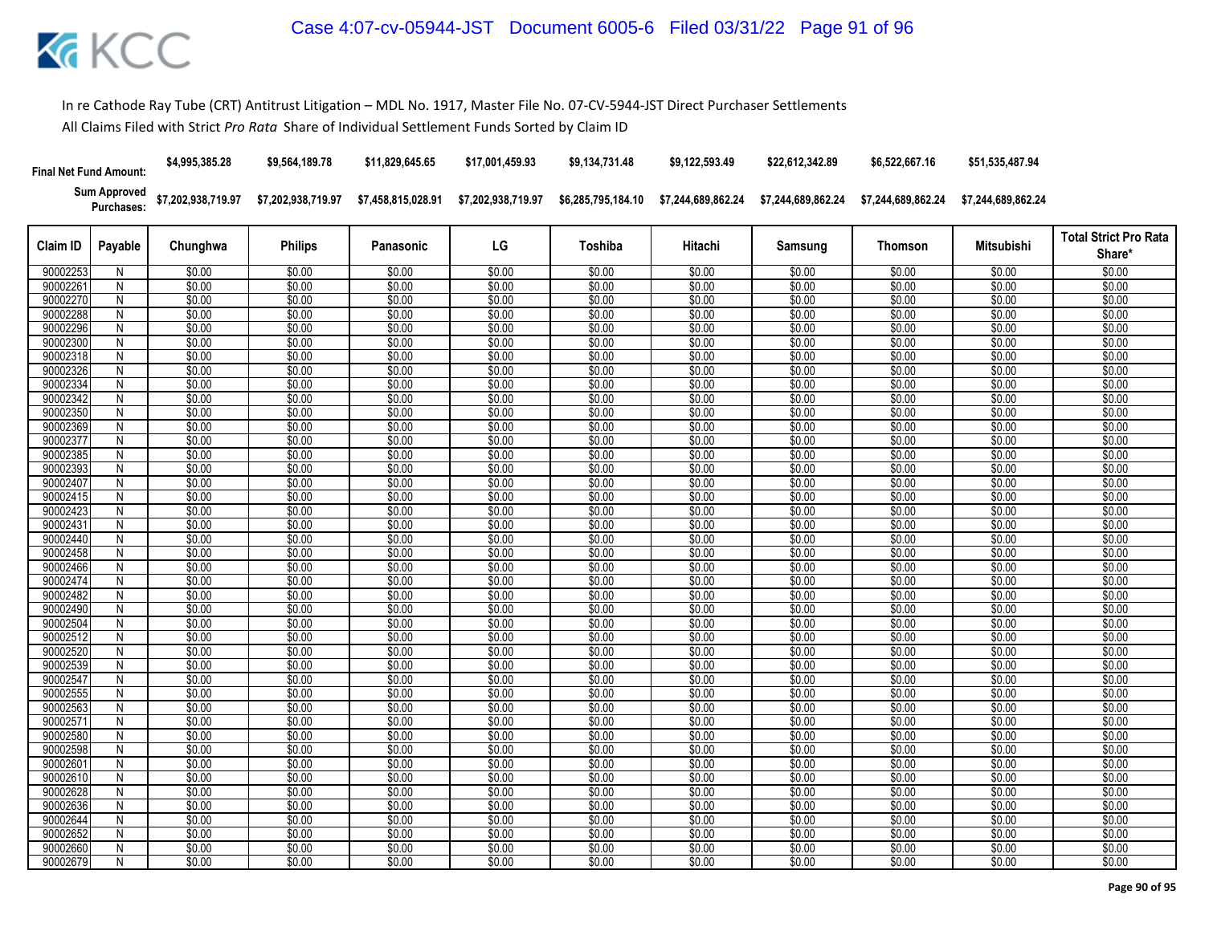In re Cathode Ray Tube (CRT) Antitrust Litigation – MDL No. 1917, Master File No. 07-CV-5944-JST Direct Purchaser Settlements

All Claims Filed with Strict *Pro Rata* Share of Individual Settlement Funds Sorted by Claim ID

| Final Net Fund Amount: | | $4,995,385.28 | $9,564,189.78 | $11,829,645.65 | $17,001,459.93 | $9,134,731.48 | $9,122,593.49 | $22,612,342.89 | $6,522,667.16 | $51,535,487.94 | |
|---|---|---|---|---|---|---|---|---|---|---|---|
| Sum Approved Purchases: | | $7,202,938,719.97 | $7,202,938,719.97 | $7,458,815,028.91 | $7,202,938,719.97 | $6,285,795,184.10 | $7,244,689,862.24 | $7,244,689,862.24 | $7,244,689,862.24 | $7,244,689,862.24 | |
| Claim ID | Payable | Chunghwa | Philips | Panasonic | LG | Toshiba | Hitachi | Samsung | Thomson | Mitsubishi | Total Strict Pro Rata Share* |
| 90002253 | N | $0.00 | $0.00 | $0.00 | $0.00 | $0.00 | $0.00 | $0.00 | $0.00 | $0.00 | $0.00 |
| 90002261 | N | $0.00 | $0.00 | $0.00 | $0.00 | $0.00 | $0.00 | $0.00 | $0.00 | $0.00 | $0.00 |
| 90002270 | N | $0.00 | $0.00 | $0.00 | $0.00 | $0.00 | $0.00 | $0.00 | $0.00 | $0.00 | $0.00 |
| 90002288 | N | $0.00 | $0.00 | $0.00 | $0.00 | $0.00 | $0.00 | $0.00 | $0.00 | $0.00 | $0.00 |
| 90002296 | N | $0.00 | $0.00 | $0.00 | $0.00 | $0.00 | $0.00 | $0.00 | $0.00 | $0.00 | $0.00 |
| 90002300 | N | $0.00 | $0.00 | $0.00 | $0.00 | $0.00 | $0.00 | $0.00 | $0.00 | $0.00 | $0.00 |
| 90002318 | N | $0.00 | $0.00 | $0.00 | $0.00 | $0.00 | $0.00 | $0.00 | $0.00 | $0.00 | $0.00 |
| 90002326 | N | $0.00 | $0.00 | $0.00 | $0.00 | $0.00 | $0.00 | $0.00 | $0.00 | $0.00 | $0.00 |
| 90002334 | N | $0.00 | $0.00 | $0.00 | $0.00 | $0.00 | $0.00 | $0.00 | $0.00 | $0.00 | $0.00 |
| 90002342 | N | $0.00 | $0.00 | $0.00 | $0.00 | $0.00 | $0.00 | $0.00 | $0.00 | $0.00 | $0.00 |
| 90002350 | N | $0.00 | $0.00 | $0.00 | $0.00 | $0.00 | $0.00 | $0.00 | $0.00 | $0.00 | $0.00 |
| 90002369 | N | $0.00 | $0.00 | $0.00 | $0.00 | $0.00 | $0.00 | $0.00 | $0.00 | $0.00 | $0.00 |
| 90002377 | N | $0.00 | $0.00 | $0.00 | $0.00 | $0.00 | $0.00 | $0.00 | $0.00 | $0.00 | $0.00 |
| 90002385 | N | $0.00 | $0.00 | $0.00 | $0.00 | $0.00 | $0.00 | $0.00 | $0.00 | $0.00 | $0.00 |
| 90002393 | N | $0.00 | $0.00 | $0.00 | $0.00 | $0.00 | $0.00 | $0.00 | $0.00 | $0.00 | $0.00 |
| 90002407 | N | $0.00 | $0.00 | $0.00 | $0.00 | $0.00 | $0.00 | $0.00 | $0.00 | $0.00 | $0.00 |
| 90002415 | N | $0.00 | $0.00 | $0.00 | $0.00 | $0.00 | $0.00 | $0.00 | $0.00 | $0.00 | $0.00 |
| 90002423 | N | $0.00 | $0.00 | $0.00 | $0.00 | $0.00 | $0.00 | $0.00 | $0.00 | $0.00 | $0.00 |
| 90002431 | N | $0.00 | $0.00 | $0.00 | $0.00 | $0.00 | $0.00 | $0.00 | $0.00 | $0.00 | $0.00 |
| 90002440 | N | $0.00 | $0.00 | $0.00 | $0.00 | $0.00 | $0.00 | $0.00 | $0.00 | $0.00 | $0.00 |
| 90002458 | N | $0.00 | $0.00 | $0.00 | $0.00 | $0.00 | $0.00 | $0.00 | $0.00 | $0.00 | $0.00 |
| 90002466 | N | $0.00 | $0.00 | $0.00 | $0.00 | $0.00 | $0.00 | $0.00 | $0.00 | $0.00 | $0.00 |
| 90002474 | N | $0.00 | $0.00 | $0.00 | $0.00 | $0.00 | $0.00 | $0.00 | $0.00 | $0.00 | $0.00 |
| 90002482 | N | $0.00 | $0.00 | $0.00 | $0.00 | $0.00 | $0.00 | $0.00 | $0.00 | $0.00 | $0.00 |
| 90002490 | N | $0.00 | $0.00 | $0.00 | $0.00 | $0.00 | $0.00 | $0.00 | $0.00 | $0.00 | $0.00 |
| 90002504 | N | $0.00 | $0.00 | $0.00 | $0.00 | $0.00 | $0.00 | $0.00 | $0.00 | $0.00 | $0.00 |
| 90002512 | N | $0.00 | $0.00 | $0.00 | $0.00 | $0.00 | $0.00 | $0.00 | $0.00 | $0.00 | $0.00 |
| 90002520 | N | $0.00 | $0.00 | $0.00 | $0.00 | $0.00 | $0.00 | $0.00 | $0.00 | $0.00 | $0.00 |
| 90002539 | N | $0.00 | $0.00 | $0.00 | $0.00 | $0.00 | $0.00 | $0.00 | $0.00 | $0.00 | $0.00 |
| 90002547 | N | $0.00 | $0.00 | $0.00 | $0.00 | $0.00 | $0.00 | $0.00 | $0.00 | $0.00 | $0.00 |
| 90002555 | N | $0.00 | $0.00 | $0.00 | $0.00 | $0.00 | $0.00 | $0.00 | $0.00 | $0.00 | $0.00 |
| 90002563 | N | $0.00 | $0.00 | $0.00 | $0.00 | $0.00 | $0.00 | $0.00 | $0.00 | $0.00 | $0.00 |
| 90002571 | N | $0.00 | $0.00 | $0.00 | $0.00 | $0.00 | $0.00 | $0.00 | $0.00 | $0.00 | $0.00 |
| 90002580 | N | $0.00 | $0.00 | $0.00 | $0.00 | $0.00 | $0.00 | $0.00 | $0.00 | $0.00 | $0.00 |
| 90002598 | N | $0.00 | $0.00 | $0.00 | $0.00 | $0.00 | $0.00 | $0.00 | $0.00 | $0.00 | $0.00 |
| 90002601 | N | $0.00 | $0.00 | $0.00 | $0.00 | $0.00 | $0.00 | $0.00 | $0.00 | $0.00 | $0.00 |
| 90002610 | N | $0.00 | $0.00 | $0.00 | $0.00 | $0.00 | $0.00 | $0.00 | $0.00 | $0.00 | $0.00 |
| 90002628 | N | $0.00 | $0.00 | $0.00 | $0.00 | $0.00 | $0.00 | $0.00 | $0.00 | $0.00 | $0.00 |
| 90002636 | N | $0.00 | $0.00 | $0.00 | $0.00 | $0.00 | $0.00 | $0.00 | $0.00 | $0.00 | $0.00 |
| 90002644 | N | $0.00 | $0.00 | $0.00 | $0.00 | $0.00 | $0.00 | $0.00 | $0.00 | $0.00 | $0.00 |
| 90002652 | N | $0.00 | $0.00 | $0.00 | $0.00 | $0.00 | $0.00 | $0.00 | $0.00 | $0.00 | $0.00 |
| 90002660 | N | $0.00 | $0.00 | $0.00 | $0.00 | $0.00 | $0.00 | $0.00 | $0.00 | $0.00 | $0.00 |
| 90002679 | N | $0.00 | $0.00 | $0.00 | $0.00 | $0.00 | $0.00 | $0.00 | $0.00 | $0.00 | $0.00 |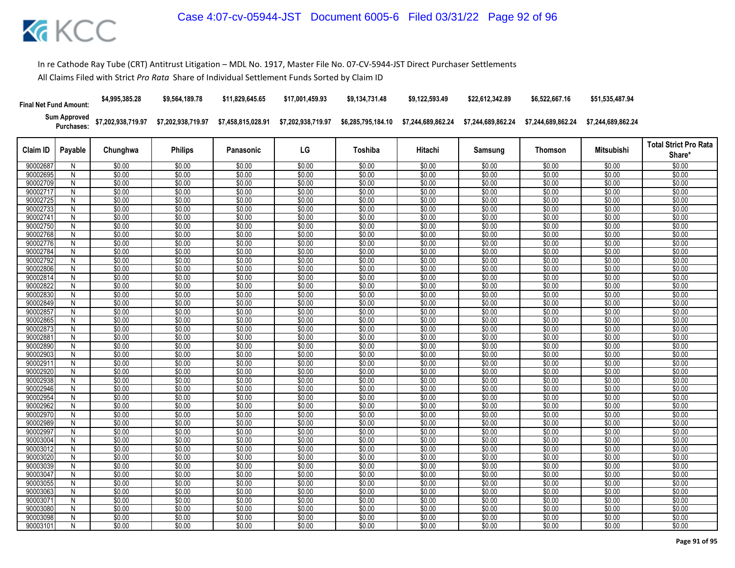In re Cathode Ray Tube (CRT) Antitrust Litigation – MDL No. 1917, Master File No. 07-CV-5944-JST Direct Purchaser Settlements

All Claims Filed with Strict *Pro Rata* Share of Individual Settlement Funds Sorted by Claim ID

| | | Chunghwa | Philips | Panasonic | LG | Toshiba | Hitachi | Samsung | Thomson | Mitsubishi | |
|---|---|---|---|---|---|---|---|---|---|---|---|
| **Final Net Fund Amount:** | | $4,995,385.28 | $9,564,189.78 | $11,829,645.65 | $17,001,459.93 | $9,134,731.48 | $9,122,593.49 | $22,612,342.89 | $6,522,667.16 | $51,535,487.94 | |
| **Sum Approved Purchases:** | | $7,202,938,719.97 | $7,202,938,719.97 | $7,458,815,028.91 | $7,202,938,719.97 | $6,285,795,184.10 | $7,244,689,862.24 | $7,244,689,862.24 | $7,244,689,862.24 | $7,244,689,862.24 | |
| **Claim ID** | **Payable** | **Chunghwa** | **Philips** | **Panasonic** | **LG** | **Toshiba** | **Hitachi** | **Samsung** | **Thomson** | **Mitsubishi** | **Total Strict Pro Rata Share*** |
| 90002687 | N | $0.00 | $0.00 | $0.00 | $0.00 | $0.00 | $0.00 | $0.00 | $0.00 | $0.00 | $0.00 |
| 90002695 | N | $0.00 | $0.00 | $0.00 | $0.00 | $0.00 | $0.00 | $0.00 | $0.00 | $0.00 | $0.00 |
| 90002709 | N | $0.00 | $0.00 | $0.00 | $0.00 | $0.00 | $0.00 | $0.00 | $0.00 | $0.00 | $0.00 |
| 90002717 | N | $0.00 | $0.00 | $0.00 | $0.00 | $0.00 | $0.00 | $0.00 | $0.00 | $0.00 | $0.00 |
| 90002725 | N | $0.00 | $0.00 | $0.00 | $0.00 | $0.00 | $0.00 | $0.00 | $0.00 | $0.00 | $0.00 |
| 90002733 | N | $0.00 | $0.00 | $0.00 | $0.00 | $0.00 | $0.00 | $0.00 | $0.00 | $0.00 | $0.00 |
| 90002741 | N | $0.00 | $0.00 | $0.00 | $0.00 | $0.00 | $0.00 | $0.00 | $0.00 | $0.00 | $0.00 |
| 90002750 | N | $0.00 | $0.00 | $0.00 | $0.00 | $0.00 | $0.00 | $0.00 | $0.00 | $0.00 | $0.00 |
| 90002768 | N | $0.00 | $0.00 | $0.00 | $0.00 | $0.00 | $0.00 | $0.00 | $0.00 | $0.00 | $0.00 |
| 90002776 | N | $0.00 | $0.00 | $0.00 | $0.00 | $0.00 | $0.00 | $0.00 | $0.00 | $0.00 | $0.00 |
| 90002784 | N | $0.00 | $0.00 | $0.00 | $0.00 | $0.00 | $0.00 | $0.00 | $0.00 | $0.00 | $0.00 |
| 90002792 | N | $0.00 | $0.00 | $0.00 | $0.00 | $0.00 | $0.00 | $0.00 | $0.00 | $0.00 | $0.00 |
| 90002806 | N | $0.00 | $0.00 | $0.00 | $0.00 | $0.00 | $0.00 | $0.00 | $0.00 | $0.00 | $0.00 |
| 90002814 | N | $0.00 | $0.00 | $0.00 | $0.00 | $0.00 | $0.00 | $0.00 | $0.00 | $0.00 | $0.00 |
| 90002822 | N | $0.00 | $0.00 | $0.00 | $0.00 | $0.00 | $0.00 | $0.00 | $0.00 | $0.00 | $0.00 |
| 90002830 | N | $0.00 | $0.00 | $0.00 | $0.00 | $0.00 | $0.00 | $0.00 | $0.00 | $0.00 | $0.00 |
| 90002849 | N | $0.00 | $0.00 | $0.00 | $0.00 | $0.00 | $0.00 | $0.00 | $0.00 | $0.00 | $0.00 |
| 90002857 | N | $0.00 | $0.00 | $0.00 | $0.00 | $0.00 | $0.00 | $0.00 | $0.00 | $0.00 | $0.00 |
| 90002865 | N | $0.00 | $0.00 | $0.00 | $0.00 | $0.00 | $0.00 | $0.00 | $0.00 | $0.00 | $0.00 |
| 90002873 | N | $0.00 | $0.00 | $0.00 | $0.00 | $0.00 | $0.00 | $0.00 | $0.00 | $0.00 | $0.00 |
| 90002881 | N | $0.00 | $0.00 | $0.00 | $0.00 | $0.00 | $0.00 | $0.00 | $0.00 | $0.00 | $0.00 |
| 90002890 | N | $0.00 | $0.00 | $0.00 | $0.00 | $0.00 | $0.00 | $0.00 | $0.00 | $0.00 | $0.00 |
| 90002903 | N | $0.00 | $0.00 | $0.00 | $0.00 | $0.00 | $0.00 | $0.00 | $0.00 | $0.00 | $0.00 |
| 90002911 | N | $0.00 | $0.00 | $0.00 | $0.00 | $0.00 | $0.00 | $0.00 | $0.00 | $0.00 | $0.00 |
| 90002920 | N | $0.00 | $0.00 | $0.00 | $0.00 | $0.00 | $0.00 | $0.00 | $0.00 | $0.00 | $0.00 |
| 90002938 | N | $0.00 | $0.00 | $0.00 | $0.00 | $0.00 | $0.00 | $0.00 | $0.00 | $0.00 | $0.00 |
| 90002946 | N | $0.00 | $0.00 | $0.00 | $0.00 | $0.00 | $0.00 | $0.00 | $0.00 | $0.00 | $0.00 |
| 90002954 | N | $0.00 | $0.00 | $0.00 | $0.00 | $0.00 | $0.00 | $0.00 | $0.00 | $0.00 | $0.00 |
| 90002962 | N | $0.00 | $0.00 | $0.00 | $0.00 | $0.00 | $0.00 | $0.00 | $0.00 | $0.00 | $0.00 |
| 90002970 | N | $0.00 | $0.00 | $0.00 | $0.00 | $0.00 | $0.00 | $0.00 | $0.00 | $0.00 | $0.00 |
| 90002989 | N | $0.00 | $0.00 | $0.00 | $0.00 | $0.00 | $0.00 | $0.00 | $0.00 | $0.00 | $0.00 |
| 90002997 | N | $0.00 | $0.00 | $0.00 | $0.00 | $0.00 | $0.00 | $0.00 | $0.00 | $0.00 | $0.00 |
| 90003004 | N | $0.00 | $0.00 | $0.00 | $0.00 | $0.00 | $0.00 | $0.00 | $0.00 | $0.00 | $0.00 |
| 90003012 | N | $0.00 | $0.00 | $0.00 | $0.00 | $0.00 | $0.00 | $0.00 | $0.00 | $0.00 | $0.00 |
| 90003020 | N | $0.00 | $0.00 | $0.00 | $0.00 | $0.00 | $0.00 | $0.00 | $0.00 | $0.00 | $0.00 |
| 90003039 | N | $0.00 | $0.00 | $0.00 | $0.00 | $0.00 | $0.00 | $0.00 | $0.00 | $0.00 | $0.00 |
| 90003047 | N | $0.00 | $0.00 | $0.00 | $0.00 | $0.00 | $0.00 | $0.00 | $0.00 | $0.00 | $0.00 |
| 90003055 | N | $0.00 | $0.00 | $0.00 | $0.00 | $0.00 | $0.00 | $0.00 | $0.00 | $0.00 | $0.00 |
| 90003063 | N | $0.00 | $0.00 | $0.00 | $0.00 | $0.00 | $0.00 | $0.00 | $0.00 | $0.00 | $0.00 |
| 90003071 | N | $0.00 | $0.00 | $0.00 | $0.00 | $0.00 | $0.00 | $0.00 | $0.00 | $0.00 | $0.00 |
| 90003080 | N | $0.00 | $0.00 | $0.00 | $0.00 | $0.00 | $0.00 | $0.00 | $0.00 | $0.00 | $0.00 |
| 90003098 | N | $0.00 | $0.00 | $0.00 | $0.00 | $0.00 | $0.00 | $0.00 | $0.00 | $0.00 | $0.00 |
| 90003101 | N | $0.00 | $0.00 | $0.00 | $0.00 | $0.00 | $0.00 | $0.00 | $0.00 | $0.00 | $0.00 |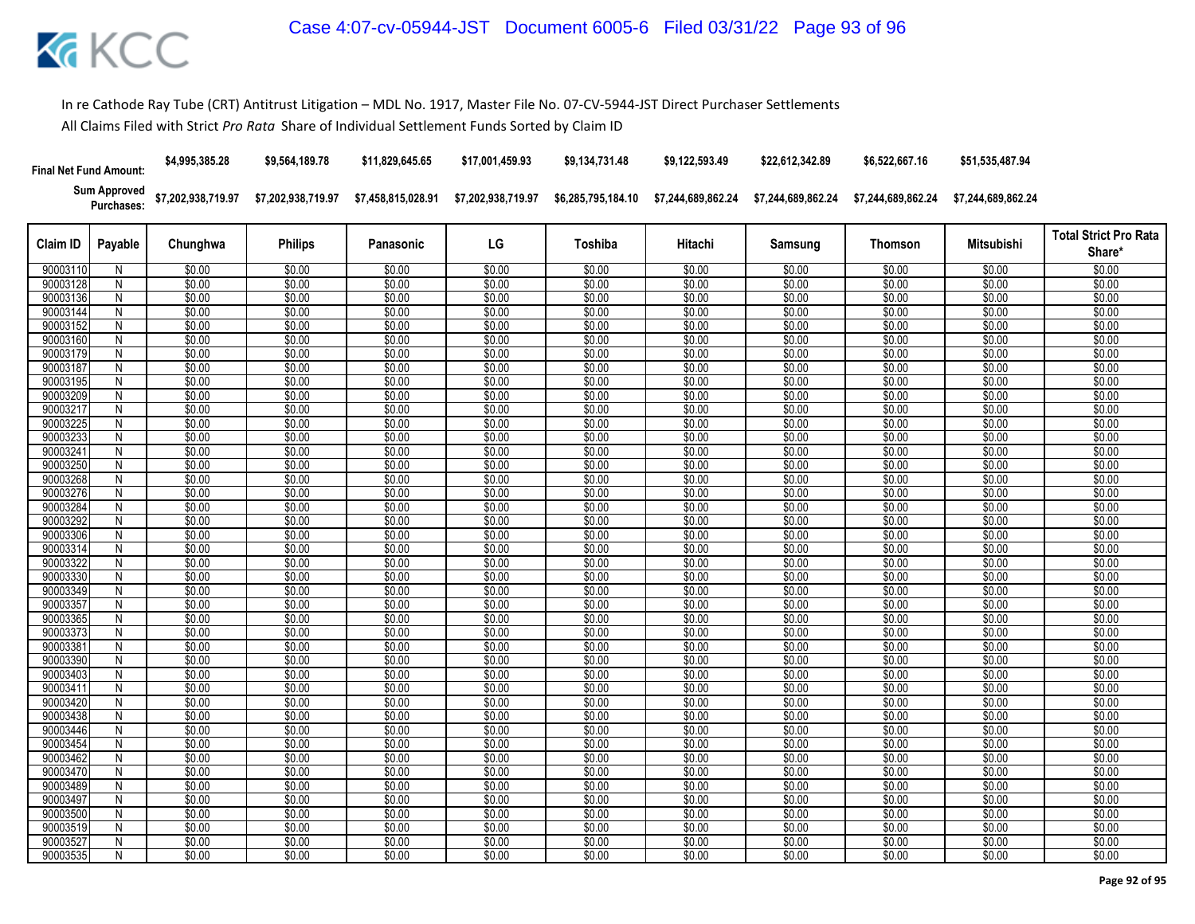In re Cathode Ray Tube (CRT) Antitrust Litigation – MDL No. 1917, Master File No. 07-CV-5944-JST Direct Purchaser Settlements

All Claims Filed with Strict *Pro Rata* Share of Individual Settlement Funds Sorted by Claim ID

| Final Net Fund Amount: | | $4,995,385.28 | $9,564,189.78 | $11,829,645.65 | $17,001,459.93 | $9,134,731.48 | $9,122,593.49 | $22,612,342.89 | $6,522,667.16 | $51,535,487.94 | |
|---|---|---|---|---|---|---|---|---|---|---|---|
| Sum Approved Purchases: | | $7,202,938,719.97 | $7,202,938,719.97 | $7,458,815,028.91 | $7,202,938,719.97 | $6,285,795,184.10 | $7,244,689,862.24 | $7,244,689,862.24 | $7,244,689,862.24 | $7,244,689,862.24 | |
| Claim ID | Payable | Chunghwa | Philips | Panasonic | LG | Toshiba | Hitachi | Samsung | Thomson | Mitsubishi | Total Strict Pro Rata Share* |
| 90003110 | N | $0.00 | $0.00 | $0.00 | $0.00 | $0.00 | $0.00 | $0.00 | $0.00 | $0.00 | $0.00 |
| 90003128 | N | $0.00 | $0.00 | $0.00 | $0.00 | $0.00 | $0.00 | $0.00 | $0.00 | $0.00 | $0.00 |
| 90003136 | N | $0.00 | $0.00 | $0.00 | $0.00 | $0.00 | $0.00 | $0.00 | $0.00 | $0.00 | $0.00 |
| 90003144 | N | $0.00 | $0.00 | $0.00 | $0.00 | $0.00 | $0.00 | $0.00 | $0.00 | $0.00 | $0.00 |
| 90003152 | N | $0.00 | $0.00 | $0.00 | $0.00 | $0.00 | $0.00 | $0.00 | $0.00 | $0.00 | $0.00 |
| 90003160 | N | $0.00 | $0.00 | $0.00 | $0.00 | $0.00 | $0.00 | $0.00 | $0.00 | $0.00 | $0.00 |
| 90003179 | N | $0.00 | $0.00 | $0.00 | $0.00 | $0.00 | $0.00 | $0.00 | $0.00 | $0.00 | $0.00 |
| 90003187 | N | $0.00 | $0.00 | $0.00 | $0.00 | $0.00 | $0.00 | $0.00 | $0.00 | $0.00 | $0.00 |
| 90003195 | N | $0.00 | $0.00 | $0.00 | $0.00 | $0.00 | $0.00 | $0.00 | $0.00 | $0.00 | $0.00 |
| 90003209 | N | $0.00 | $0.00 | $0.00 | $0.00 | $0.00 | $0.00 | $0.00 | $0.00 | $0.00 | $0.00 |
| 90003217 | N | $0.00 | $0.00 | $0.00 | $0.00 | $0.00 | $0.00 | $0.00 | $0.00 | $0.00 | $0.00 |
| 90003225 | N | $0.00 | $0.00 | $0.00 | $0.00 | $0.00 | $0.00 | $0.00 | $0.00 | $0.00 | $0.00 |
| 90003233 | N | $0.00 | $0.00 | $0.00 | $0.00 | $0.00 | $0.00 | $0.00 | $0.00 | $0.00 | $0.00 |
| 90003241 | N | $0.00 | $0.00 | $0.00 | $0.00 | $0.00 | $0.00 | $0.00 | $0.00 | $0.00 | $0.00 |
| 90003250 | N | $0.00 | $0.00 | $0.00 | $0.00 | $0.00 | $0.00 | $0.00 | $0.00 | $0.00 | $0.00 |
| 90003268 | N | $0.00 | $0.00 | $0.00 | $0.00 | $0.00 | $0.00 | $0.00 | $0.00 | $0.00 | $0.00 |
| 90003276 | N | $0.00 | $0.00 | $0.00 | $0.00 | $0.00 | $0.00 | $0.00 | $0.00 | $0.00 | $0.00 |
| 90003284 | N | $0.00 | $0.00 | $0.00 | $0.00 | $0.00 | $0.00 | $0.00 | $0.00 | $0.00 | $0.00 |
| 90003292 | N | $0.00 | $0.00 | $0.00 | $0.00 | $0.00 | $0.00 | $0.00 | $0.00 | $0.00 | $0.00 |
| 90003306 | N | $0.00 | $0.00 | $0.00 | $0.00 | $0.00 | $0.00 | $0.00 | $0.00 | $0.00 | $0.00 |
| 90003314 | N | $0.00 | $0.00 | $0.00 | $0.00 | $0.00 | $0.00 | $0.00 | $0.00 | $0.00 | $0.00 |
| 90003322 | N | $0.00 | $0.00 | $0.00 | $0.00 | $0.00 | $0.00 | $0.00 | $0.00 | $0.00 | $0.00 |
| 90003330 | N | $0.00 | $0.00 | $0.00 | $0.00 | $0.00 | $0.00 | $0.00 | $0.00 | $0.00 | $0.00 |
| 90003349 | N | $0.00 | $0.00 | $0.00 | $0.00 | $0.00 | $0.00 | $0.00 | $0.00 | $0.00 | $0.00 |
| 90003357 | N | $0.00 | $0.00 | $0.00 | $0.00 | $0.00 | $0.00 | $0.00 | $0.00 | $0.00 | $0.00 |
| 90003365 | N | $0.00 | $0.00 | $0.00 | $0.00 | $0.00 | $0.00 | $0.00 | $0.00 | $0.00 | $0.00 |
| 90003373 | N | $0.00 | $0.00 | $0.00 | $0.00 | $0.00 | $0.00 | $0.00 | $0.00 | $0.00 | $0.00 |
| 90003381 | N | $0.00 | $0.00 | $0.00 | $0.00 | $0.00 | $0.00 | $0.00 | $0.00 | $0.00 | $0.00 |
| 90003390 | N | $0.00 | $0.00 | $0.00 | $0.00 | $0.00 | $0.00 | $0.00 | $0.00 | $0.00 | $0.00 |
| 90003403 | N | $0.00 | $0.00 | $0.00 | $0.00 | $0.00 | $0.00 | $0.00 | $0.00 | $0.00 | $0.00 |
| 90003411 | N | $0.00 | $0.00 | $0.00 | $0.00 | $0.00 | $0.00 | $0.00 | $0.00 | $0.00 | $0.00 |
| 90003420 | N | $0.00 | $0.00 | $0.00 | $0.00 | $0.00 | $0.00 | $0.00 | $0.00 | $0.00 | $0.00 |
| 90003438 | N | $0.00 | $0.00 | $0.00 | $0.00 | $0.00 | $0.00 | $0.00 | $0.00 | $0.00 | $0.00 |
| 90003446 | N | $0.00 | $0.00 | $0.00 | $0.00 | $0.00 | $0.00 | $0.00 | $0.00 | $0.00 | $0.00 |
| 90003454 | N | $0.00 | $0.00 | $0.00 | $0.00 | $0.00 | $0.00 | $0.00 | $0.00 | $0.00 | $0.00 |
| 90003462 | N | $0.00 | $0.00 | $0.00 | $0.00 | $0.00 | $0.00 | $0.00 | $0.00 | $0.00 | $0.00 |
| 90003470 | N | $0.00 | $0.00 | $0.00 | $0.00 | $0.00 | $0.00 | $0.00 | $0.00 | $0.00 | $0.00 |
| 90003489 | N | $0.00 | $0.00 | $0.00 | $0.00 | $0.00 | $0.00 | $0.00 | $0.00 | $0.00 | $0.00 |
| 90003497 | N | $0.00 | $0.00 | $0.00 | $0.00 | $0.00 | $0.00 | $0.00 | $0.00 | $0.00 | $0.00 |
| 90003500 | N | $0.00 | $0.00 | $0.00 | $0.00 | $0.00 | $0.00 | $0.00 | $0.00 | $0.00 | $0.00 |
| 90003519 | N | $0.00 | $0.00 | $0.00 | $0.00 | $0.00 | $0.00 | $0.00 | $0.00 | $0.00 | $0.00 |
| 90003527 | N | $0.00 | $0.00 | $0.00 | $0.00 | $0.00 | $0.00 | $0.00 | $0.00 | $0.00 | $0.00 |
| 90003535 | N | $0.00 | $0.00 | $0.00 | $0.00 | $0.00 | $0.00 | $0.00 | $0.00 | $0.00 | $0.00 |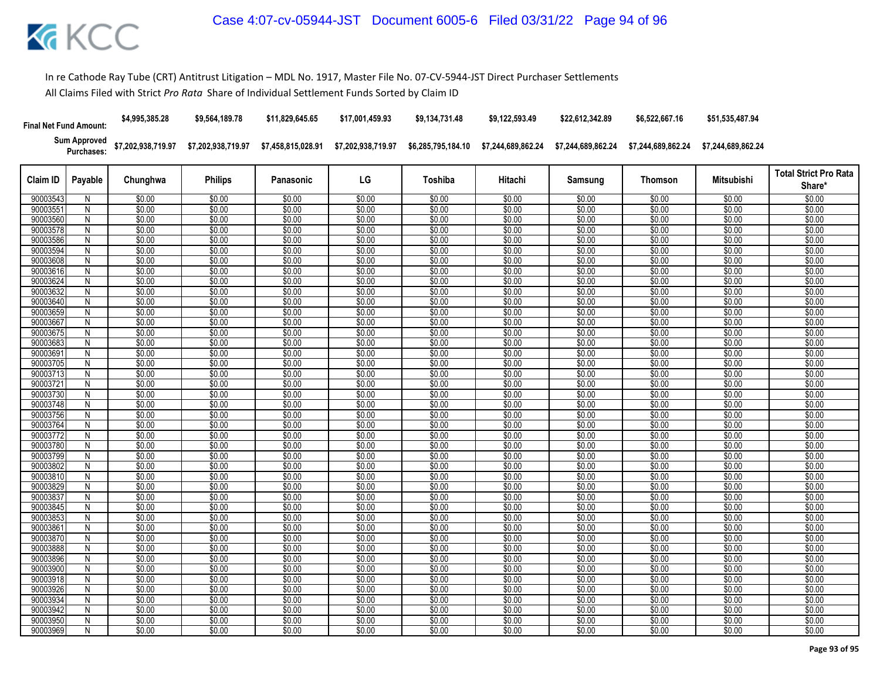In re Cathode Ray Tube (CRT) Antitrust Litigation – MDL No. 1917, Master File No. 07-CV-5944-JST Direct Purchaser Settlements

All Claims Filed with Strict *Pro Rata* Share of Individual Settlement Funds Sorted by Claim ID

| Final Net Fund Amount: | | $4,995,385.28 | $9,564,189.78 | $11,829,645.65 | $17,001,459.93 | $9,134,731.48 | $9,122,593.49 | $22,612,342.89 | $6,522,667.16 | $51,535,487.94 | |
|---|---|---|---|---|---|---|---|---|---|---|---|
| Sum Approved Purchases: | | $7,202,938,719.97 | $7,202,938,719.97 | $7,458,815,028.91 | $7,202,938,719.97 | $6,285,795,184.10 | $7,244,689,862.24 | $7,244,689,862.24 | $7,244,689,862.24 | $7,244,689,862.24 | |
| Claim ID | Payable | Chunghwa | Philips | Panasonic | LG | Toshiba | Hitachi | Samsung | Thomson | Mitsubishi | Total Strict Pro Rata Share* |
| 90003543 | N | $0.00 | $0.00 | $0.00 | $0.00 | $0.00 | $0.00 | $0.00 | $0.00 | $0.00 | $0.00 |
| 90003551 | N | $0.00 | $0.00 | $0.00 | $0.00 | $0.00 | $0.00 | $0.00 | $0.00 | $0.00 | $0.00 |
| 90003560 | N | $0.00 | $0.00 | $0.00 | $0.00 | $0.00 | $0.00 | $0.00 | $0.00 | $0.00 | $0.00 |
| 90003578 | N | $0.00 | $0.00 | $0.00 | $0.00 | $0.00 | $0.00 | $0.00 | $0.00 | $0.00 | $0.00 |
| 90003586 | N | $0.00 | $0.00 | $0.00 | $0.00 | $0.00 | $0.00 | $0.00 | $0.00 | $0.00 | $0.00 |
| 90003594 | N | $0.00 | $0.00 | $0.00 | $0.00 | $0.00 | $0.00 | $0.00 | $0.00 | $0.00 | $0.00 |
| 90003608 | N | $0.00 | $0.00 | $0.00 | $0.00 | $0.00 | $0.00 | $0.00 | $0.00 | $0.00 | $0.00 |
| 90003616 | N | $0.00 | $0.00 | $0.00 | $0.00 | $0.00 | $0.00 | $0.00 | $0.00 | $0.00 | $0.00 |
| 90003624 | N | $0.00 | $0.00 | $0.00 | $0.00 | $0.00 | $0.00 | $0.00 | $0.00 | $0.00 | $0.00 |
| 90003632 | N | $0.00 | $0.00 | $0.00 | $0.00 | $0.00 | $0.00 | $0.00 | $0.00 | $0.00 | $0.00 |
| 90003640 | N | $0.00 | $0.00 | $0.00 | $0.00 | $0.00 | $0.00 | $0.00 | $0.00 | $0.00 | $0.00 |
| 90003659 | N | $0.00 | $0.00 | $0.00 | $0.00 | $0.00 | $0.00 | $0.00 | $0.00 | $0.00 | $0.00 |
| 90003667 | N | $0.00 | $0.00 | $0.00 | $0.00 | $0.00 | $0.00 | $0.00 | $0.00 | $0.00 | $0.00 |
| 90003675 | N | $0.00 | $0.00 | $0.00 | $0.00 | $0.00 | $0.00 | $0.00 | $0.00 | $0.00 | $0.00 |
| 90003683 | N | $0.00 | $0.00 | $0.00 | $0.00 | $0.00 | $0.00 | $0.00 | $0.00 | $0.00 | $0.00 |
| 90003691 | N | $0.00 | $0.00 | $0.00 | $0.00 | $0.00 | $0.00 | $0.00 | $0.00 | $0.00 | $0.00 |
| 90003705 | N | $0.00 | $0.00 | $0.00 | $0.00 | $0.00 | $0.00 | $0.00 | $0.00 | $0.00 | $0.00 |
| 90003713 | N | $0.00 | $0.00 | $0.00 | $0.00 | $0.00 | $0.00 | $0.00 | $0.00 | $0.00 | $0.00 |
| 90003721 | N | $0.00 | $0.00 | $0.00 | $0.00 | $0.00 | $0.00 | $0.00 | $0.00 | $0.00 | $0.00 |
| 90003730 | N | $0.00 | $0.00 | $0.00 | $0.00 | $0.00 | $0.00 | $0.00 | $0.00 | $0.00 | $0.00 |
| 90003748 | N | $0.00 | $0.00 | $0.00 | $0.00 | $0.00 | $0.00 | $0.00 | $0.00 | $0.00 | $0.00 |
| 90003756 | N | $0.00 | $0.00 | $0.00 | $0.00 | $0.00 | $0.00 | $0.00 | $0.00 | $0.00 | $0.00 |
| 90003764 | N | $0.00 | $0.00 | $0.00 | $0.00 | $0.00 | $0.00 | $0.00 | $0.00 | $0.00 | $0.00 |
| 90003772 | N | $0.00 | $0.00 | $0.00 | $0.00 | $0.00 | $0.00 | $0.00 | $0.00 | $0.00 | $0.00 |
| 90003780 | N | $0.00 | $0.00 | $0.00 | $0.00 | $0.00 | $0.00 | $0.00 | $0.00 | $0.00 | $0.00 |
| 90003799 | N | $0.00 | $0.00 | $0.00 | $0.00 | $0.00 | $0.00 | $0.00 | $0.00 | $0.00 | $0.00 |
| 90003802 | N | $0.00 | $0.00 | $0.00 | $0.00 | $0.00 | $0.00 | $0.00 | $0.00 | $0.00 | $0.00 |
| 90003810 | N | $0.00 | $0.00 | $0.00 | $0.00 | $0.00 | $0.00 | $0.00 | $0.00 | $0.00 | $0.00 |
| 90003829 | N | $0.00 | $0.00 | $0.00 | $0.00 | $0.00 | $0.00 | $0.00 | $0.00 | $0.00 | $0.00 |
| 90003837 | N | $0.00 | $0.00 | $0.00 | $0.00 | $0.00 | $0.00 | $0.00 | $0.00 | $0.00 | $0.00 |
| 90003845 | N | $0.00 | $0.00 | $0.00 | $0.00 | $0.00 | $0.00 | $0.00 | $0.00 | $0.00 | $0.00 |
| 90003853 | N | $0.00 | $0.00 | $0.00 | $0.00 | $0.00 | $0.00 | $0.00 | $0.00 | $0.00 | $0.00 |
| 90003861 | N | $0.00 | $0.00 | $0.00 | $0.00 | $0.00 | $0.00 | $0.00 | $0.00 | $0.00 | $0.00 |
| 90003870 | N | $0.00 | $0.00 | $0.00 | $0.00 | $0.00 | $0.00 | $0.00 | $0.00 | $0.00 | $0.00 |
| 90003888 | N | $0.00 | $0.00 | $0.00 | $0.00 | $0.00 | $0.00 | $0.00 | $0.00 | $0.00 | $0.00 |
| 90003896 | N | $0.00 | $0.00 | $0.00 | $0.00 | $0.00 | $0.00 | $0.00 | $0.00 | $0.00 | $0.00 |
| 90003900 | N | $0.00 | $0.00 | $0.00 | $0.00 | $0.00 | $0.00 | $0.00 | $0.00 | $0.00 | $0.00 |
| 90003918 | N | $0.00 | $0.00 | $0.00 | $0.00 | $0.00 | $0.00 | $0.00 | $0.00 | $0.00 | $0.00 |
| 90003926 | N | $0.00 | $0.00 | $0.00 | $0.00 | $0.00 | $0.00 | $0.00 | $0.00 | $0.00 | $0.00 |
| 90003934 | N | $0.00 | $0.00 | $0.00 | $0.00 | $0.00 | $0.00 | $0.00 | $0.00 | $0.00 | $0.00 |
| 90003942 | N | $0.00 | $0.00 | $0.00 | $0.00 | $0.00 | $0.00 | $0.00 | $0.00 | $0.00 | $0.00 |
| 90003950 | N | $0.00 | $0.00 | $0.00 | $0.00 | $0.00 | $0.00 | $0.00 | $0.00 | $0.00 | $0.00 |
| 90003969 | N | $0.00 | $0.00 | $0.00 | $0.00 | $0.00 | $0.00 | $0.00 | $0.00 | $0.00 | $0.00 |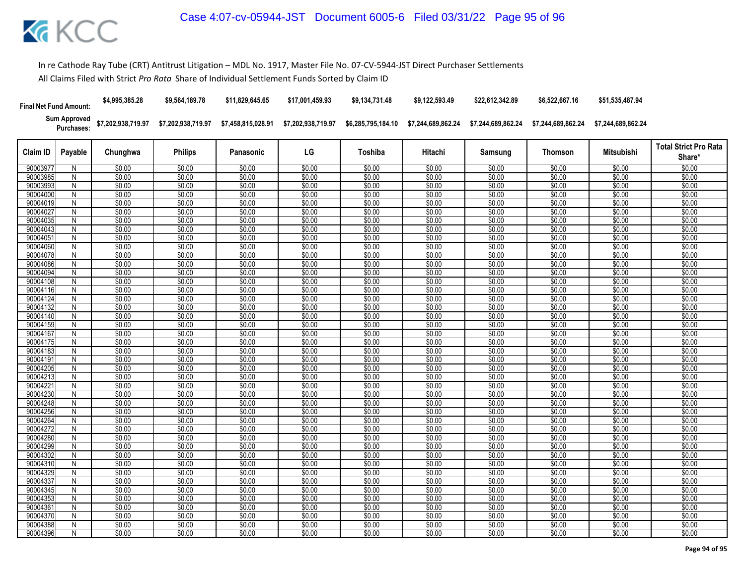In re Cathode Ray Tube (CRT) Antitrust Litigation – MDL No. 1917, Master File No. 07-CV-5944-JST Direct Purchaser Settlements

All Claims Filed with Strict *Pro Rata* Share of Individual Settlement Funds Sorted by Claim ID

| Final Net Fund Amount: | | $4,995,385.28 | $9,564,189.78 | $11,829,645.65 | $17,001,459.93 | $9,134,731.48 | $9,122,593.49 | $22,612,342.89 | $6,522,667.16 | $51,535,487.94 | |
|---|---|---|---|---|---|---|---|---|---|---|---|
| Sum Approved Purchases: | | $7,202,938,719.97 | $7,202,938,719.97 | $7,458,815,028.91 | $7,202,938,719.97 | $6,285,795,184.10 | $7,244,689,862.24 | $7,244,689,862.24 | $7,244,689,862.24 | $7,244,689,862.24 | |
| Claim ID | Payable | Chunghwa | Philips | Panasonic | LG | Toshiba | Hitachi | Samsung | Thomson | Mitsubishi | Total Strict Pro Rata Share* |
| 90003977 | N | $0.00 | $0.00 | $0.00 | $0.00 | $0.00 | $0.00 | $0.00 | $0.00 | $0.00 | $0.00 |
| 90003985 | N | $0.00 | $0.00 | $0.00 | $0.00 | $0.00 | $0.00 | $0.00 | $0.00 | $0.00 | $0.00 |
| 90003993 | N | $0.00 | $0.00 | $0.00 | $0.00 | $0.00 | $0.00 | $0.00 | $0.00 | $0.00 | $0.00 |
| 90004000 | N | $0.00 | $0.00 | $0.00 | $0.00 | $0.00 | $0.00 | $0.00 | $0.00 | $0.00 | $0.00 |
| 90004019 | N | $0.00 | $0.00 | $0.00 | $0.00 | $0.00 | $0.00 | $0.00 | $0.00 | $0.00 | $0.00 |
| 90004027 | N | $0.00 | $0.00 | $0.00 | $0.00 | $0.00 | $0.00 | $0.00 | $0.00 | $0.00 | $0.00 |
| 90004035 | N | $0.00 | $0.00 | $0.00 | $0.00 | $0.00 | $0.00 | $0.00 | $0.00 | $0.00 | $0.00 |
| 90004043 | N | $0.00 | $0.00 | $0.00 | $0.00 | $0.00 | $0.00 | $0.00 | $0.00 | $0.00 | $0.00 |
| 90004051 | N | $0.00 | $0.00 | $0.00 | $0.00 | $0.00 | $0.00 | $0.00 | $0.00 | $0.00 | $0.00 |
| 90004060 | N | $0.00 | $0.00 | $0.00 | $0.00 | $0.00 | $0.00 | $0.00 | $0.00 | $0.00 | $0.00 |
| 90004078 | N | $0.00 | $0.00 | $0.00 | $0.00 | $0.00 | $0.00 | $0.00 | $0.00 | $0.00 | $0.00 |
| 90004086 | N | $0.00 | $0.00 | $0.00 | $0.00 | $0.00 | $0.00 | $0.00 | $0.00 | $0.00 | $0.00 |
| 90004094 | N | $0.00 | $0.00 | $0.00 | $0.00 | $0.00 | $0.00 | $0.00 | $0.00 | $0.00 | $0.00 |
| 90004108 | N | $0.00 | $0.00 | $0.00 | $0.00 | $0.00 | $0.00 | $0.00 | $0.00 | $0.00 | $0.00 |
| 90004116 | N | $0.00 | $0.00 | $0.00 | $0.00 | $0.00 | $0.00 | $0.00 | $0.00 | $0.00 | $0.00 |
| 90004124 | N | $0.00 | $0.00 | $0.00 | $0.00 | $0.00 | $0.00 | $0.00 | $0.00 | $0.00 | $0.00 |
| 90004132 | N | $0.00 | $0.00 | $0.00 | $0.00 | $0.00 | $0.00 | $0.00 | $0.00 | $0.00 | $0.00 |
| 90004140 | N | $0.00 | $0.00 | $0.00 | $0.00 | $0.00 | $0.00 | $0.00 | $0.00 | $0.00 | $0.00 |
| 90004159 | N | $0.00 | $0.00 | $0.00 | $0.00 | $0.00 | $0.00 | $0.00 | $0.00 | $0.00 | $0.00 |
| 90004167 | N | $0.00 | $0.00 | $0.00 | $0.00 | $0.00 | $0.00 | $0.00 | $0.00 | $0.00 | $0.00 |
| 90004175 | N | $0.00 | $0.00 | $0.00 | $0.00 | $0.00 | $0.00 | $0.00 | $0.00 | $0.00 | $0.00 |
| 90004183 | N | $0.00 | $0.00 | $0.00 | $0.00 | $0.00 | $0.00 | $0.00 | $0.00 | $0.00 | $0.00 |
| 90004191 | N | $0.00 | $0.00 | $0.00 | $0.00 | $0.00 | $0.00 | $0.00 | $0.00 | $0.00 | $0.00 |
| 90004205 | N | $0.00 | $0.00 | $0.00 | $0.00 | $0.00 | $0.00 | $0.00 | $0.00 | $0.00 | $0.00 |
| 90004213 | N | $0.00 | $0.00 | $0.00 | $0.00 | $0.00 | $0.00 | $0.00 | $0.00 | $0.00 | $0.00 |
| 90004221 | N | $0.00 | $0.00 | $0.00 | $0.00 | $0.00 | $0.00 | $0.00 | $0.00 | $0.00 | $0.00 |
| 90004230 | N | $0.00 | $0.00 | $0.00 | $0.00 | $0.00 | $0.00 | $0.00 | $0.00 | $0.00 | $0.00 |
| 90004248 | N | $0.00 | $0.00 | $0.00 | $0.00 | $0.00 | $0.00 | $0.00 | $0.00 | $0.00 | $0.00 |
| 90004256 | N | $0.00 | $0.00 | $0.00 | $0.00 | $0.00 | $0.00 | $0.00 | $0.00 | $0.00 | $0.00 |
| 90004264 | N | $0.00 | $0.00 | $0.00 | $0.00 | $0.00 | $0.00 | $0.00 | $0.00 | $0.00 | $0.00 |
| 90004272 | N | $0.00 | $0.00 | $0.00 | $0.00 | $0.00 | $0.00 | $0.00 | $0.00 | $0.00 | $0.00 |
| 90004280 | N | $0.00 | $0.00 | $0.00 | $0.00 | $0.00 | $0.00 | $0.00 | $0.00 | $0.00 | $0.00 |
| 90004299 | N | $0.00 | $0.00 | $0.00 | $0.00 | $0.00 | $0.00 | $0.00 | $0.00 | $0.00 | $0.00 |
| 90004302 | N | $0.00 | $0.00 | $0.00 | $0.00 | $0.00 | $0.00 | $0.00 | $0.00 | $0.00 | $0.00 |
| 90004310 | N | $0.00 | $0.00 | $0.00 | $0.00 | $0.00 | $0.00 | $0.00 | $0.00 | $0.00 | $0.00 |
| 90004329 | N | $0.00 | $0.00 | $0.00 | $0.00 | $0.00 | $0.00 | $0.00 | $0.00 | $0.00 | $0.00 |
| 90004337 | N | $0.00 | $0.00 | $0.00 | $0.00 | $0.00 | $0.00 | $0.00 | $0.00 | $0.00 | $0.00 |
| 90004345 | N | $0.00 | $0.00 | $0.00 | $0.00 | $0.00 | $0.00 | $0.00 | $0.00 | $0.00 | $0.00 |
| 90004353 | N | $0.00 | $0.00 | $0.00 | $0.00 | $0.00 | $0.00 | $0.00 | $0.00 | $0.00 | $0.00 |
| 90004361 | N | $0.00 | $0.00 | $0.00 | $0.00 | $0.00 | $0.00 | $0.00 | $0.00 | $0.00 | $0.00 |
| 90004370 | N | $0.00 | $0.00 | $0.00 | $0.00 | $0.00 | $0.00 | $0.00 | $0.00 | $0.00 | $0.00 |
| 90004388 | N | $0.00 | $0.00 | $0.00 | $0.00 | $0.00 | $0.00 | $0.00 | $0.00 | $0.00 | $0.00 |
| 90004396 | N | $0.00 | $0.00 | $0.00 | $0.00 | $0.00 | $0.00 | $0.00 | $0.00 | $0.00 | $0.00 |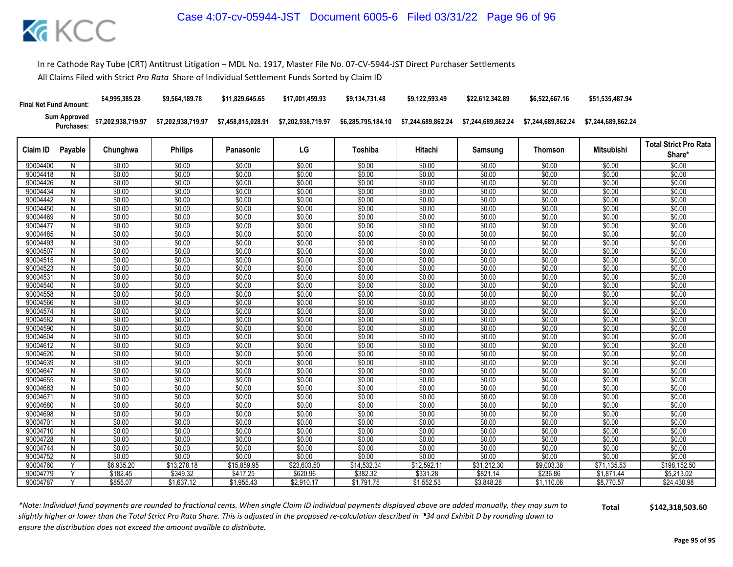In re Cathode Ray Tube (CRT) Antitrust Litigation – MDL No. 1917, Master File No. 07-CV-5944-JST Direct Purchaser Settlements

All Claims Filed with Strict *Pro Rata* Share of Individual Settlement Funds Sorted by Claim ID

| | | Chunghwa | Philips | Panasonic | LG | Toshiba | Hitachi | Samsung | Thomson | Mitsubishi | |
|---|---|---|---|---|---|---|---|---|---|---|---|
| **Final Net Fund Amount:** | | $4,995,385.28 | $9,564,189.78 | $11,829,645.65 | $17,001,459.93 | $9,134,731.48 | $9,122,593.49 | $22,612,342.89 | $6,522,667.16 | $51,535,487.94 | |
| **Sum Approved Purchases:** | | $7,202,938,719.97 | $7,202,938,719.97 | $7,458,815,028.91 | $7,202,938,719.97 | $6,285,795,184.10 | $7,244,689,862.24 | $7,244,689,862.24 | $7,244,689,862.24 | $7,244,689,862.24 | |
| **Claim ID** | **Payable** | **Chunghwa** | **Philips** | **Panasonic** | **LG** | **Toshiba** | **Hitachi** | **Samsung** | **Thomson** | **Mitsubishi** | **Total Strict Pro Rata Share*** |
| 90004400 | N | $0.00 | $0.00 | $0.00 | $0.00 | $0.00 | $0.00 | $0.00 | $0.00 | $0.00 | $0.00 |
| 90004418 | N | $0.00 | $0.00 | $0.00 | $0.00 | $0.00 | $0.00 | $0.00 | $0.00 | $0.00 | $0.00 |
| 90004426 | N | $0.00 | $0.00 | $0.00 | $0.00 | $0.00 | $0.00 | $0.00 | $0.00 | $0.00 | $0.00 |
| 90004434 | N | $0.00 | $0.00 | $0.00 | $0.00 | $0.00 | $0.00 | $0.00 | $0.00 | $0.00 | $0.00 |
| 90004442 | N | $0.00 | $0.00 | $0.00 | $0.00 | $0.00 | $0.00 | $0.00 | $0.00 | $0.00 | $0.00 |
| 90004450 | N | $0.00 | $0.00 | $0.00 | $0.00 | $0.00 | $0.00 | $0.00 | $0.00 | $0.00 | $0.00 |
| 90004469 | N | $0.00 | $0.00 | $0.00 | $0.00 | $0.00 | $0.00 | $0.00 | $0.00 | $0.00 | $0.00 |
| 90004477 | N | $0.00 | $0.00 | $0.00 | $0.00 | $0.00 | $0.00 | $0.00 | $0.00 | $0.00 | $0.00 |
| 90004485 | N | $0.00 | $0.00 | $0.00 | $0.00 | $0.00 | $0.00 | $0.00 | $0.00 | $0.00 | $0.00 |
| 90004493 | N | $0.00 | $0.00 | $0.00 | $0.00 | $0.00 | $0.00 | $0.00 | $0.00 | $0.00 | $0.00 |
| 90004507 | N | $0.00 | $0.00 | $0.00 | $0.00 | $0.00 | $0.00 | $0.00 | $0.00 | $0.00 | $0.00 |
| 90004515 | N | $0.00 | $0.00 | $0.00 | $0.00 | $0.00 | $0.00 | $0.00 | $0.00 | $0.00 | $0.00 |
| 90004523 | N | $0.00 | $0.00 | $0.00 | $0.00 | $0.00 | $0.00 | $0.00 | $0.00 | $0.00 | $0.00 |
| 90004531 | N | $0.00 | $0.00 | $0.00 | $0.00 | $0.00 | $0.00 | $0.00 | $0.00 | $0.00 | $0.00 |
| 90004540 | N | $0.00 | $0.00 | $0.00 | $0.00 | $0.00 | $0.00 | $0.00 | $0.00 | $0.00 | $0.00 |
| 90004558 | N | $0.00 | $0.00 | $0.00 | $0.00 | $0.00 | $0.00 | $0.00 | $0.00 | $0.00 | $0.00 |
| 90004566 | N | $0.00 | $0.00 | $0.00 | $0.00 | $0.00 | $0.00 | $0.00 | $0.00 | $0.00 | $0.00 |
| 90004574 | N | $0.00 | $0.00 | $0.00 | $0.00 | $0.00 | $0.00 | $0.00 | $0.00 | $0.00 | $0.00 |
| 90004582 | N | $0.00 | $0.00 | $0.00 | $0.00 | $0.00 | $0.00 | $0.00 | $0.00 | $0.00 | $0.00 |
| 90004590 | N | $0.00 | $0.00 | $0.00 | $0.00 | $0.00 | $0.00 | $0.00 | $0.00 | $0.00 | $0.00 |
| 90004604 | N | $0.00 | $0.00 | $0.00 | $0.00 | $0.00 | $0.00 | $0.00 | $0.00 | $0.00 | $0.00 |
| 90004612 | N | $0.00 | $0.00 | $0.00 | $0.00 | $0.00 | $0.00 | $0.00 | $0.00 | $0.00 | $0.00 |
| 90004620 | N | $0.00 | $0.00 | $0.00 | $0.00 | $0.00 | $0.00 | $0.00 | $0.00 | $0.00 | $0.00 |
| 90004639 | N | $0.00 | $0.00 | $0.00 | $0.00 | $0.00 | $0.00 | $0.00 | $0.00 | $0.00 | $0.00 |
| 90004647 | N | $0.00 | $0.00 | $0.00 | $0.00 | $0.00 | $0.00 | $0.00 | $0.00 | $0.00 | $0.00 |
| 90004655 | N | $0.00 | $0.00 | $0.00 | $0.00 | $0.00 | $0.00 | $0.00 | $0.00 | $0.00 | $0.00 |
| 90004663 | N | $0.00 | $0.00 | $0.00 | $0.00 | $0.00 | $0.00 | $0.00 | $0.00 | $0.00 | $0.00 |
| 90004671 | N | $0.00 | $0.00 | $0.00 | $0.00 | $0.00 | $0.00 | $0.00 | $0.00 | $0.00 | $0.00 |
| 90004680 | N | $0.00 | $0.00 | $0.00 | $0.00 | $0.00 | $0.00 | $0.00 | $0.00 | $0.00 | $0.00 |
| 90004698 | N | $0.00 | $0.00 | $0.00 | $0.00 | $0.00 | $0.00 | $0.00 | $0.00 | $0.00 | $0.00 |
| 90004701 | N | $0.00 | $0.00 | $0.00 | $0.00 | $0.00 | $0.00 | $0.00 | $0.00 | $0.00 | $0.00 |
| 90004710 | N | $0.00 | $0.00 | $0.00 | $0.00 | $0.00 | $0.00 | $0.00 | $0.00 | $0.00 | $0.00 |
| 90004728 | N | $0.00 | $0.00 | $0.00 | $0.00 | $0.00 | $0.00 | $0.00 | $0.00 | $0.00 | $0.00 |
| 90004744 | N | $0.00 | $0.00 | $0.00 | $0.00 | $0.00 | $0.00 | $0.00 | $0.00 | $0.00 | $0.00 |
| 90004752 | N | $0.00 | $0.00 | $0.00 | $0.00 | $0.00 | $0.00 | $0.00 | $0.00 | $0.00 | $0.00 |
| 90004760 | Y | $6,935.20 | $13,278.18 | $15,859.95 | $23,603.50 | $14,532.34 | $12,592.11 | $31,212.30 | $9,003.38 | $71,135.53 | $198,152.50 |
| 90004779 | Y | $182.45 | $349.32 | $417.25 | $620.96 | $382.32 | $331.28 | $821.14 | $236.86 | $1,871.44 | $5,213.02 |
| 90004787 | Y | $855.07 | $1,637.12 | $1,955.43 | $2,910.17 | $1,791.75 | $1,552.53 | $3,848.28 | $1,110.06 | $8,770.57 | $24,430.98 |

*\*Note: Individual fund payments are rounded to fractional cents. When single Claim ID individual payments displayed above are added manually, they may sum to slightly higher or lower than the Total Strict Pro Rata Share. This is adjusted in the proposed re-calculation described in ⁋34 and Exhibit D by rounding down to ensure the distribution does not exceed the amount availble to distribute.*

**Total** **$142,318,503.60**